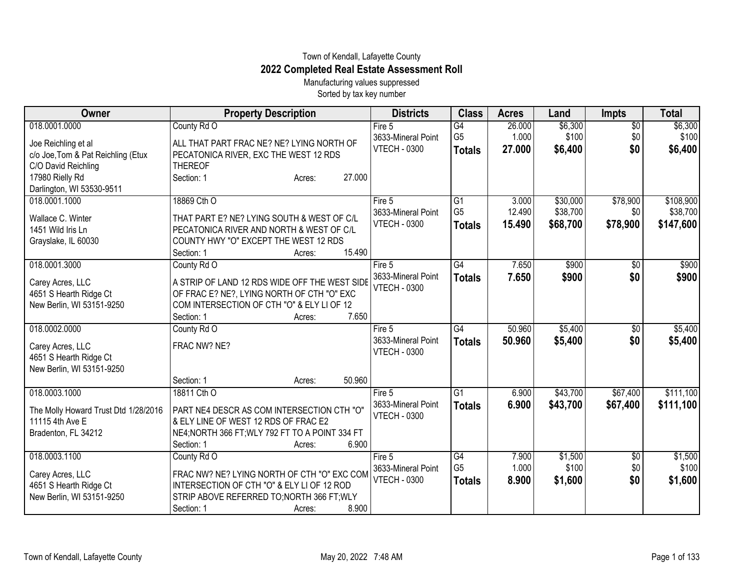Town of Kendall, Lafayette County

# 2022 Completed Real Estate Assessment Roll

Manufacturing values suppressed

Sorted by tax key number

| Owner | Property Description | Districts | Class | Acres | Land | Impts | Total |
|---|---|---|---|---|---|---|---|
| 018.0001.0000<br>Joe Reichling et al<br>c/o Joe,Tom & Pat Reichling (Etux<br>C/O David Reichling<br>17980 Rielly Rd<br>Darlington, WI 53530-9511 | County Rd O<br>ALL THAT PART FRAC NE? NE? LYING NORTH OF PECATONICA RIVER, EXC THE WEST 12 RDS THEREOF<br>Section: 1 Acres: 27.000 | Fire 5<br>3633-Mineral Point<br>VTECH - 0300 | G4<br>G5<br>**Totals** | 26.000<br>1.000<br>**27.000** | $6,300<br>$100<br>**$6,400** | $0<br>$0<br>**$0** | $6,300<br>$100<br>**$6,400** |
| 018.0001.1000<br>Wallace C. Winter<br>1451 Wild Iris Ln<br>Grayslake, IL 60030 | 18869 Cth O<br>THAT PART E? NE? LYING SOUTH & WEST OF C/L PECATONICA RIVER AND NORTH & WEST OF C/L COUNTY HWY "O" EXCEPT THE WEST 12 RDS<br>Section: 1 Acres: 15.490 | Fire 5<br>3633-Mineral Point<br>VTECH - 0300 | G1<br>G5<br>**Totals** | 3.000<br>12.490<br>**15.490** | $30,000<br>$38,700<br>**$68,700** | $78,900<br>$0<br>**$78,900** | $108,900<br>$38,700<br>**$147,600** |
| 018.0001.3000<br>Carey Acres, LLC<br>4651 S Hearth Ridge Ct<br>New Berlin, WI 53151-9250 | County Rd O<br>A STRIP OF LAND 12 RDS WIDE OFF THE WEST SIDE OF FRAC E? NE?, LYING NORTH OF CTH "O" EXC COM INTERSECTION OF CTH "O" & ELY LI OF 12<br>Section: 1 Acres: 7.650 | Fire 5<br>3633-Mineral Point<br>VTECH - 0300 | G4<br>**Totals** | 7.650<br>**7.650** | $900<br>**$900** | $0<br>**$0** | $900<br>**$900** |
| 018.0002.0000<br>Carey Acres, LLC<br>4651 S Hearth Ridge Ct<br>New Berlin, WI 53151-9250 | County Rd O<br>FRAC NW? NE?<br>Section: 1 Acres: 50.960 | Fire 5<br>3633-Mineral Point<br>VTECH - 0300 | G4<br>**Totals** | 50.960<br>**50.960** | $5,400<br>**$5,400** | $0<br>**$0** | $5,400<br>**$5,400** |
| 018.0003.1000<br>The Molly Howard Trust Dtd 1/28/2016<br>11115 4th Ave E<br>Bradenton, FL 34212 | 18811 Cth O<br>PART NE4 DESCR AS COM INTERSECTION CTH "O" & ELY LINE OF WEST 12 RDS OF FRAC E2 NE4;NORTH 366 FT;WLY 792 FT TO A POINT 334 FT<br>Section: 1 Acres: 6.900 | Fire 5<br>3633-Mineral Point<br>VTECH - 0300 | G1<br>**Totals** | 6.900<br>**6.900** | $43,700<br>**$43,700** | $67,400<br>**$67,400** | $111,100<br>**$111,100** |
| 018.0003.1100<br>Carey Acres, LLC<br>4651 S Hearth Ridge Ct<br>New Berlin, WI 53151-9250 | County Rd O<br>FRAC NW? NE? LYING NORTH OF CTH "O" EXC COM INTERSECTION OF CTH "O" & ELY LI OF 12 ROD STRIP ABOVE REFERRED TO;NORTH 366 FT;WLY<br>Section: 1 Acres: 8.900 | Fire 5<br>3633-Mineral Point<br>VTECH - 0300 | G4<br>G5<br>**Totals** | 7.900<br>1.000<br>**8.900** | $1,500<br>$100<br>**$1,600** | $0<br>$0<br>**$0** | $1,500<br>$100<br>**$1,600** |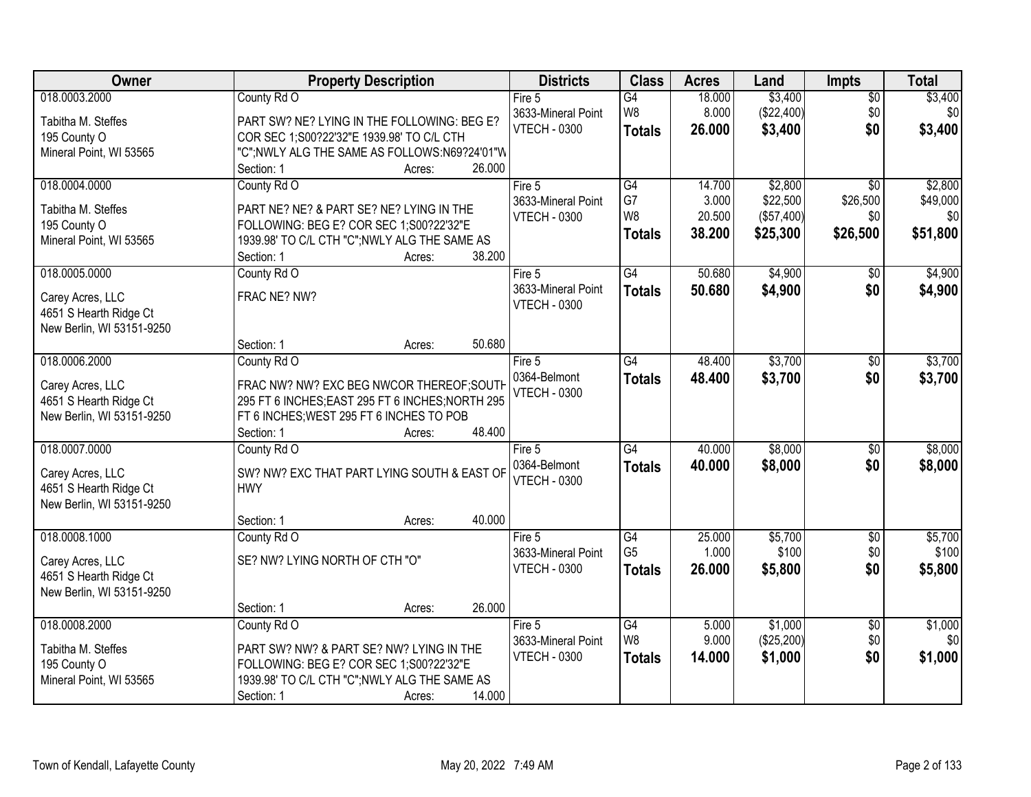| Owner | Property Description | Districts | Class | Acres | Land | Impts | Total |
|---|---|---|---|---|---|---|---|
| 018.0003.2000<br>Tabitha M. Steffes<br>195 County O<br>Mineral Point, WI 53565 | County Rd O<br>PART SW? NE? LYING IN THE FOLLOWING: BEG E? COR SEC 1;S00?22'32"E 1939.98' TO C/L CTH "C";NWLY ALG THE SAME AS FOLLOWS:N69?24'01"W<br>Section: 1 Acres: 26.000 | Fire 5<br>3633-Mineral Point<br>VTECH - 0300 | G4<br>W8<br>**Totals** | 18.000<br>8.000<br>**26.000** | $3,400<br>($22,400)<br>**$3,400** | $0<br>$0<br>**$0** | $3,400<br>$0<br>**$3,400** |
| 018.0004.0000<br>Tabitha M. Steffes<br>195 County O<br>Mineral Point, WI 53565 | County Rd O<br>PART NE? NE? & PART SE? NE? LYING IN THE FOLLOWING: BEG E? COR SEC 1;S00?22'32"E 1939.98' TO C/L CTH "C";NWLY ALG THE SAME AS<br>Section: 1 Acres: 38.200 | Fire 5<br>3633-Mineral Point<br>VTECH - 0300 | G4<br>G7<br>W8<br>**Totals** | 14.700<br>3.000<br>20.500<br>**38.200** | $2,800<br>$22,500<br>($57,400)<br>**$25,300** | $0<br>$26,500<br>$0<br>**$26,500** | $2,800<br>$49,000<br>$0<br>**$51,800** |
| 018.0005.0000<br>Carey Acres, LLC<br>4651 S Hearth Ridge Ct<br>New Berlin, WI 53151-9250 | County Rd O<br>FRAC NE? NW?<br>Section: 1 Acres: 50.680 | Fire 5<br>3633-Mineral Point<br>VTECH - 0300 | G4<br>**Totals** | 50.680<br>**50.680** | $4,900<br>**$4,900** | $0<br>**$0** | $4,900<br>**$4,900** |
| 018.0006.2000<br>Carey Acres, LLC<br>4651 S Hearth Ridge Ct<br>New Berlin, WI 53151-9250 | County Rd O<br>FRAC NW? NW? EXC BEG NWCOR THEREOF;SOUTH 295 FT 6 INCHES;EAST 295 FT 6 INCHES;NORTH 295 FT 6 INCHES;WEST 295 FT 6 INCHES TO POB<br>Section: 1 Acres: 48.400 | Fire 5<br>0364-Belmont<br>VTECH - 0300 | G4<br>**Totals** | 48.400<br>**48.400** | $3,700<br>**$3,700** | $0<br>**$0** | $3,700<br>**$3,700** |
| 018.0007.0000<br>Carey Acres, LLC<br>4651 S Hearth Ridge Ct<br>New Berlin, WI 53151-9250 | County Rd O<br>SW? NW? EXC THAT PART LYING SOUTH & EAST OF HWY<br>Section: 1 Acres: 40.000 | Fire 5<br>0364-Belmont<br>VTECH - 0300 | G4<br>**Totals** | 40.000<br>**40.000** | $8,000<br>**$8,000** | $0<br>**$0** | $8,000<br>**$8,000** |
| 018.0008.1000<br>Carey Acres, LLC<br>4651 S Hearth Ridge Ct<br>New Berlin, WI 53151-9250 | County Rd O<br>SE? NW? LYING NORTH OF CTH "O"<br>Section: 1 Acres: 26.000 | Fire 5<br>3633-Mineral Point<br>VTECH - 0300 | G4<br>G5<br>**Totals** | 25.000<br>1.000<br>**26.000** | $5,700<br>$100<br>**$5,800** | $0<br>$0<br>**$0** | $5,700<br>$100<br>**$5,800** |
| 018.0008.2000<br>Tabitha M. Steffes<br>195 County O<br>Mineral Point, WI 53565 | County Rd O<br>PART SW? NW? & PART SE? NW? LYING IN THE FOLLOWING: BEG E? COR SEC 1;S00?22'32"E 1939.98' TO C/L CTH "C";NWLY ALG THE SAME AS<br>Section: 1 Acres: 14.000 | Fire 5<br>3633-Mineral Point<br>VTECH - 0300 | G4<br>W8<br>**Totals** | 5.000<br>9.000<br>**14.000** | $1,000<br>($25,200)<br>**$1,000** | $0<br>$0<br>**$0** | $1,000<br>$0<br>**$1,000** |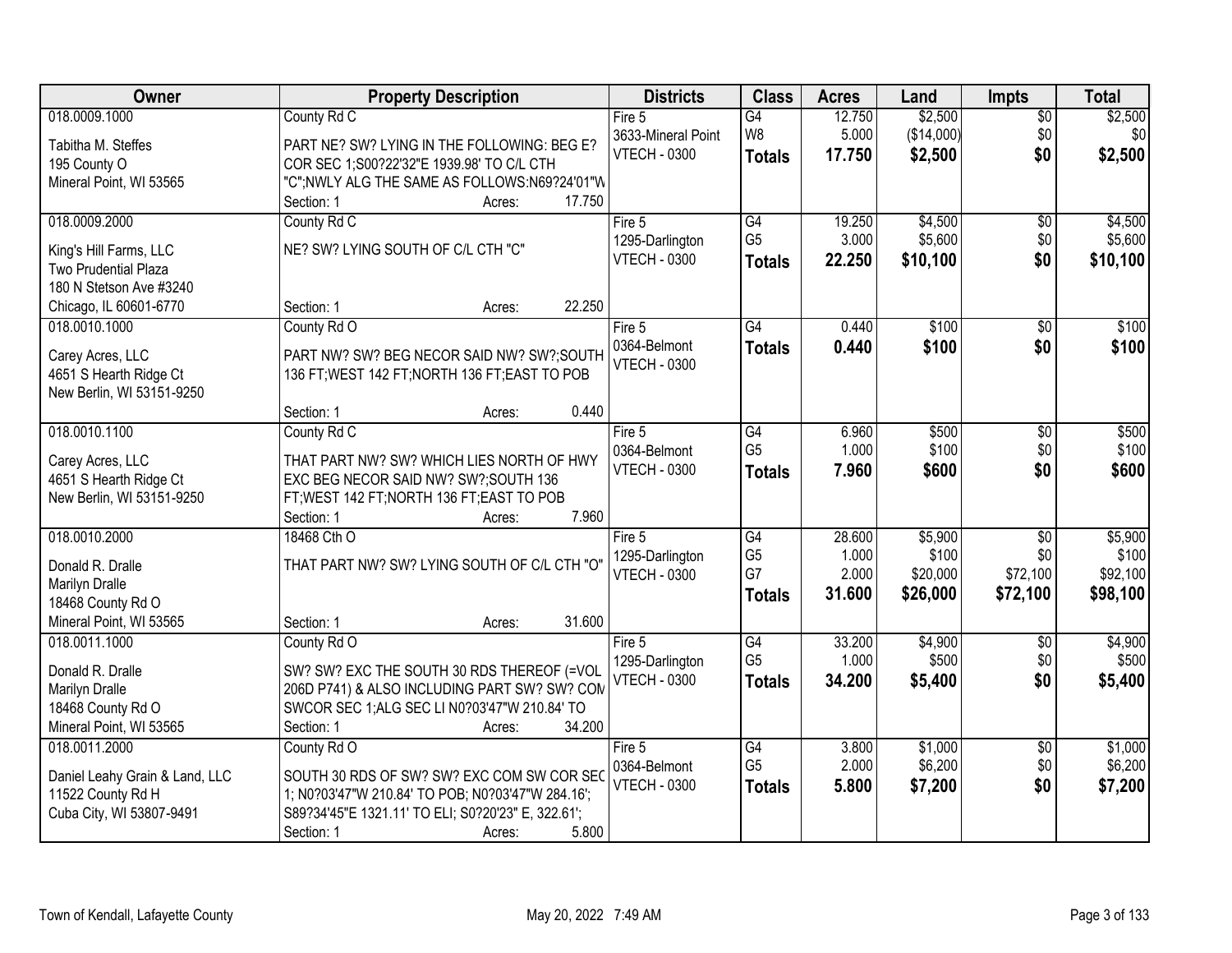| Owner | Property Description | Districts | Class | Acres | Land | Impts | Total |
|---|---|---|---|---|---|---|---|
| 018.0009.1000<br>Tabitha M. Steffes<br>195 County O<br>Mineral Point, WI 53565 | County Rd C<br>PART NE? SW? LYING IN THE FOLLOWING: BEG E? COR SEC 1;S00?22'32"E 1939.98' TO C/L CTH "C";NWLY ALG THE SAME AS FOLLOWS:N69?24'01"W<br>Section: 1 Acres: 17.750 | Fire 5<br>3633-Mineral Point<br>VTECH - 0300 | G4<br>W8<br>**Totals** | 12.750<br>5.000<br>**17.750** | $2,500<br>($14,000)<br>**$2,500** | $0<br>$0<br>**$0** | $2,500<br>$0<br>**$2,500** |
| 018.0009.2000<br>King's Hill Farms, LLC<br>Two Prudential Plaza<br>180 N Stetson Ave #3240<br>Chicago, IL 60601-6770 | County Rd C<br>NE? SW? LYING SOUTH OF C/L CTH "C"<br>Section: 1 Acres: 22.250 | Fire 5<br>1295-Darlington<br>VTECH - 0300 | G4<br>G5<br>**Totals** | 19.250<br>3.000<br>**22.250** | $4,500<br>$5,600<br>**$10,100** | $0<br>$0<br>**$0** | $4,500<br>$5,600<br>**$10,100** |
| 018.0010.1000<br>Carey Acres, LLC<br>4651 S Hearth Ridge Ct<br>New Berlin, WI 53151-9250 | County Rd O<br>PART NW? SW? BEG NECOR SAID NW? SW?;SOUTH 136 FT;WEST 142 FT;NORTH 136 FT;EAST TO POB<br>Section: 1 Acres: 0.440 | Fire 5<br>0364-Belmont<br>VTECH - 0300 | G4<br>**Totals** | 0.440<br>**0.440** | $100<br>**$100** | $0<br>**$0** | $100<br>**$100** |
| 018.0010.1100<br>Carey Acres, LLC<br>4651 S Hearth Ridge Ct<br>New Berlin, WI 53151-9250 | County Rd C<br>THAT PART NW? SW? WHICH LIES NORTH OF HWY EXC BEG NECOR SAID NW? SW?;SOUTH 136 FT;WEST 142 FT;NORTH 136 FT;EAST TO POB<br>Section: 1 Acres: 7.960 | Fire 5<br>0364-Belmont<br>VTECH - 0300 | G4<br>G5<br>**Totals** | 6.960<br>1.000<br>**7.960** | $500<br>$100<br>**$600** | $0<br>$0<br>**$0** | $500<br>$100<br>**$600** |
| 018.0010.2000<br>Donald R. Dralle<br>Marilyn Dralle<br>18468 County Rd O<br>Mineral Point, WI 53565 | 18468 Cth O<br>THAT PART NW? SW? LYING SOUTH OF C/L CTH "O"<br>Section: 1 Acres: 31.600 | Fire 5<br>1295-Darlington<br>VTECH - 0300 | G4<br>G5<br>G7<br>**Totals** | 28.600<br>1.000<br>2.000<br>**31.600** | $5,900<br>$100<br>$20,000<br>**$26,000** | $0<br>$0<br>$72,100<br>**$72,100** | $5,900<br>$100<br>$92,100<br>**$98,100** |
| 018.0011.1000<br>Donald R. Dralle<br>Marilyn Dralle<br>18468 County Rd O<br>Mineral Point, WI 53565 | County Rd O<br>SW? SW? EXC THE SOUTH 30 RDS THEREOF (=VOL 206D P741) & ALSO INCLUDING PART SW? SW? COM SWCOR SEC 1;ALG SEC LI N0?03'47"W 210.84' TO<br>Section: 1 Acres: 34.200 | Fire 5<br>1295-Darlington<br>VTECH - 0300 | G4<br>G5<br>**Totals** | 33.200<br>1.000<br>**34.200** | $4,900<br>$500<br>**$5,400** | $0<br>$0<br>**$0** | $4,900<br>$500<br>**$5,400** |
| 018.0011.2000<br>Daniel Leahy Grain & Land, LLC<br>11522 County Rd H<br>Cuba City, WI 53807-9491 | County Rd O<br>SOUTH 30 RDS OF SW? SW? EXC COM SW COR SEC 1; N0?03'47"W 210.84' TO POB; N0?03'47"W 284.16'; S89?34'45"E 1321.11' TO ELI; S0?20'23" E, 322.61';<br>Section: 1 Acres: 5.800 | Fire 5<br>0364-Belmont<br>VTECH - 0300 | G4<br>G5<br>**Totals** | 3.800<br>2.000<br>**5.800** | $1,000<br>$6,200<br>**$7,200** | $0<br>$0<br>**$0** | $1,000<br>$6,200<br>**$7,200** |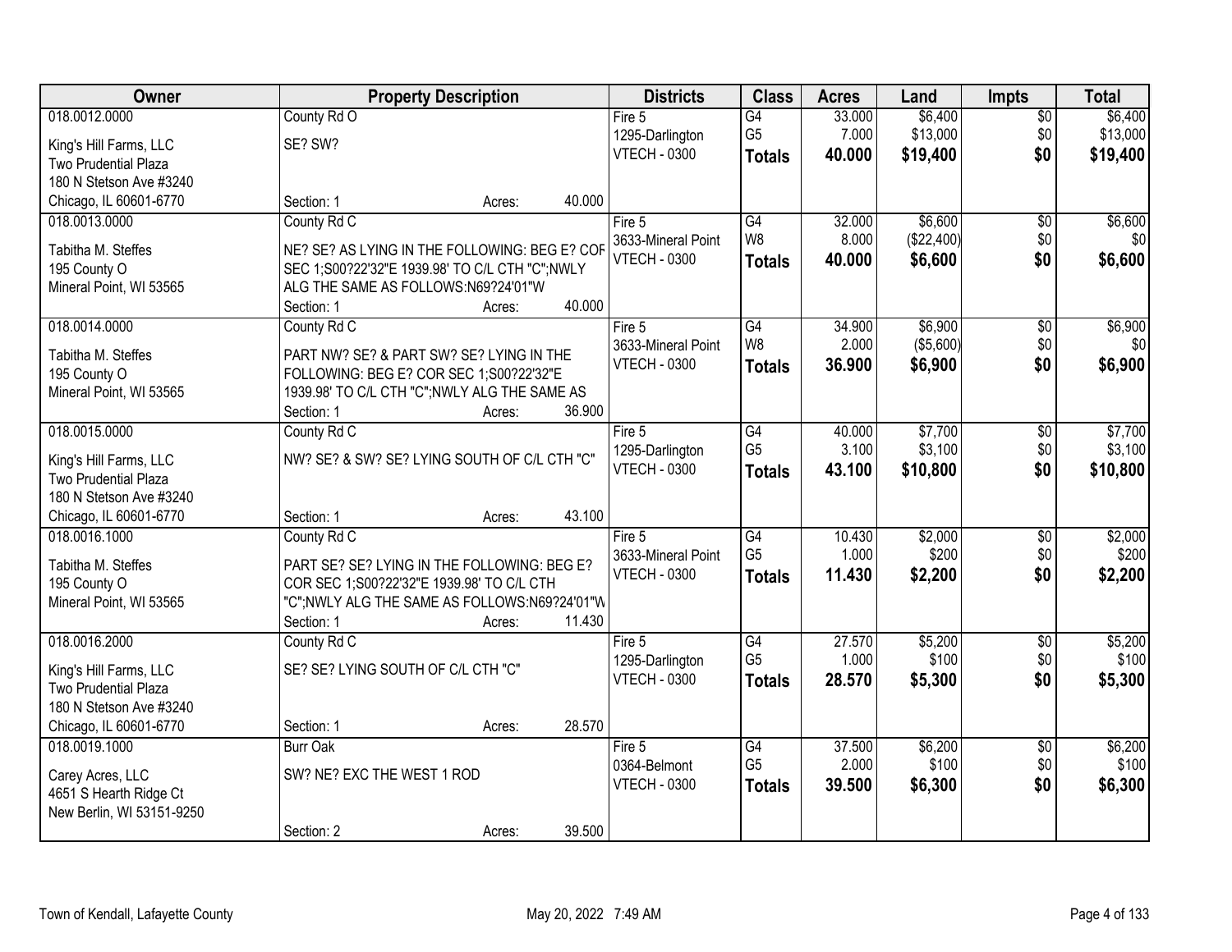| Owner | Property Description | Districts | Class | Acres | Land | Impts | Total |
|---|---|---|---|---|---|---|---|
| 018.0012.0000<br>King's Hill Farms, LLC<br>Two Prudential Plaza<br>180 N Stetson Ave #3240<br>Chicago, IL 60601-6770 | County Rd O<br>SE? SW?<br>Section: 1 Acres: 40.000 | Fire 5<br>1295-Darlington<br>VTECH - 0300 | G4<br>G5<br>**Totals** | 33.000<br>7.000<br>**40.000** | $6,400<br>$13,000<br>**$19,400** | $0<br>$0<br>**$0** | $6,400<br>$13,000<br>**$19,400** |
| 018.0013.0000<br>Tabitha M. Steffes<br>195 County O<br>Mineral Point, WI 53565 | County Rd C<br>NE? SE? AS LYING IN THE FOLLOWING: BEG E? COR SEC 1;S00?22'32"E 1939.98' TO C/L CTH "C";NWLY ALG THE SAME AS FOLLOWS:N69?24'01"W<br>Section: 1 Acres: 40.000 | Fire 5<br>3633-Mineral Point<br>VTECH - 0300 | G4<br>W8<br>**Totals** | 32.000<br>8.000<br>**40.000** | $6,600<br>($22,400)<br>**$6,600** | $0<br>$0<br>**$0** | $6,600<br>$0<br>**$6,600** |
| 018.0014.0000<br>Tabitha M. Steffes<br>195 County O<br>Mineral Point, WI 53565 | County Rd C<br>PART NW? SE? & PART SW? SE? LYING IN THE FOLLOWING: BEG E? COR SEC 1;S00?22'32"E 1939.98' TO C/L CTH "C";NWLY ALG THE SAME AS<br>Section: 1 Acres: 36.900 | Fire 5<br>3633-Mineral Point<br>VTECH - 0300 | G4<br>W8<br>**Totals** | 34.900<br>2.000<br>**36.900** | $6,900<br>($5,600)<br>**$6,900** | $0<br>$0<br>**$0** | $6,900<br>$0<br>**$6,900** |
| 018.0015.0000<br>King's Hill Farms, LLC<br>Two Prudential Plaza<br>180 N Stetson Ave #3240<br>Chicago, IL 60601-6770 | County Rd C<br>NW? SE? & SW? SE? LYING SOUTH OF C/L CTH "C"<br>Section: 1 Acres: 43.100 | Fire 5<br>1295-Darlington<br>VTECH - 0300 | G4<br>G5<br>**Totals** | 40.000<br>3.100<br>**43.100** | $7,700<br>$3,100<br>**$10,800** | $0<br>$0<br>**$0** | $7,700<br>$3,100<br>**$10,800** |
| 018.0016.1000<br>Tabitha M. Steffes<br>195 County O<br>Mineral Point, WI 53565 | County Rd C<br>PART SE? SE? LYING IN THE FOLLOWING: BEG E? COR SEC 1;S00?22'32"E 1939.98' TO C/L CTH "C";NWLY ALG THE SAME AS FOLLOWS:N69?24'01"W<br>Section: 1 Acres: 11.430 | Fire 5<br>3633-Mineral Point<br>VTECH - 0300 | G4<br>G5<br>**Totals** | 10.430<br>1.000<br>**11.430** | $2,000<br>$200<br>**$2,200** | $0<br>$0<br>**$0** | $2,000<br>$200<br>**$2,200** |
| 018.0016.2000<br>King's Hill Farms, LLC<br>Two Prudential Plaza<br>180 N Stetson Ave #3240<br>Chicago, IL 60601-6770 | County Rd C<br>SE? SE? LYING SOUTH OF C/L CTH "C"<br>Section: 1 Acres: 28.570 | Fire 5<br>1295-Darlington<br>VTECH - 0300 | G4<br>G5<br>**Totals** | 27.570<br>1.000<br>**28.570** | $5,200<br>$100<br>**$5,300** | $0<br>$0<br>**$0** | $5,200<br>$100<br>**$5,300** |
| 018.0019.1000<br>Carey Acres, LLC<br>4651 S Hearth Ridge Ct<br>New Berlin, WI 53151-9250 | Burr Oak<br>SW? NE? EXC THE WEST 1 ROD<br>Section: 2 Acres: 39.500 | Fire 5<br>0364-Belmont<br>VTECH - 0300 | G4<br>G5<br>**Totals** | 37.500<br>2.000<br>**39.500** | $6,200<br>$100<br>**$6,300** | $0<br>$0<br>**$0** | $6,200<br>$100<br>**$6,300** |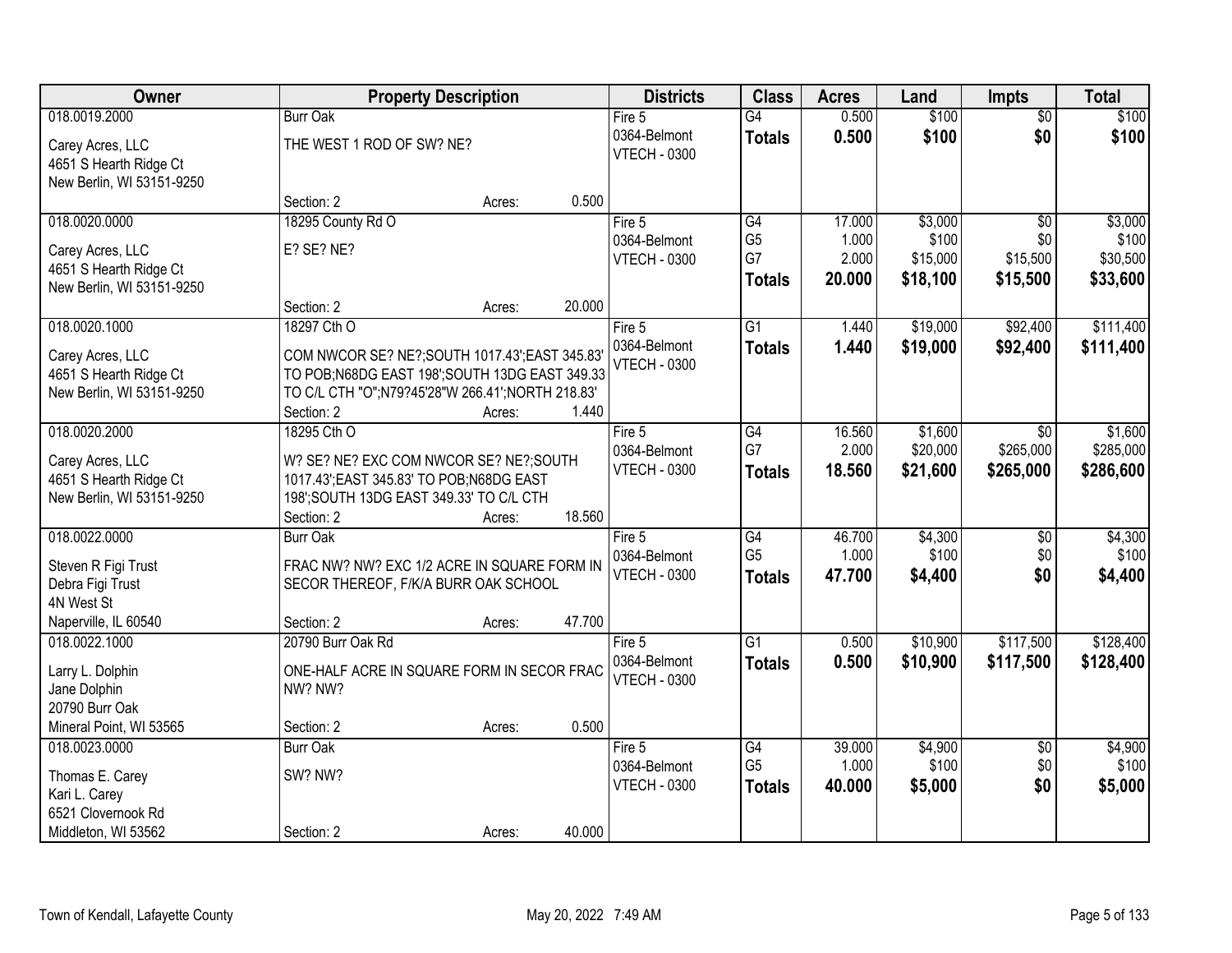| Owner | Property Description | Districts | Class | Acres | Land | Impts | Total |
|---|---|---|---|---|---|---|---|
| 018.0019.2000<br>Carey Acres, LLC<br>4651 S Hearth Ridge Ct<br>New Berlin, WI 53151-9250 | Burr Oak<br>THE WEST 1 ROD OF SW? NE?<br>Section: 2 Acres: 0.500 | Fire 5<br>0364-Belmont<br>VTECH - 0300 | G4<br>**Totals** | 0.500<br>**0.500** | $100<br>**$100** | $0<br>**$0** | $100<br>**$100** |
| 018.0020.0000<br>Carey Acres, LLC<br>4651 S Hearth Ridge Ct<br>New Berlin, WI 53151-9250 | 18295 County Rd O<br>E? SE? NE?<br>Section: 2 Acres: 20.000 | Fire 5<br>0364-Belmont<br>VTECH - 0300 | G4<br>G5<br>G7<br>**Totals** | 17.000<br>1.000<br>2.000<br>**20.000** | $3,000<br>$100<br>$15,000<br>**$18,100** | $0<br>$0<br>$15,500<br>**$15,500** | $3,000<br>$100<br>$30,500<br>**$33,600** |
| 018.0020.1000<br>Carey Acres, LLC<br>4651 S Hearth Ridge Ct<br>New Berlin, WI 53151-9250 | 18297 Cth O<br>COM NWCOR SE? NE?;SOUTH 1017.43';EAST 345.83' TO POB;N68DG EAST 198';SOUTH 13DG EAST 349.33 TO C/L CTH "O";N79?45'28"W 266.41';NORTH 218.83'<br>Section: 2 Acres: 1.440 | Fire 5<br>0364-Belmont<br>VTECH - 0300 | G1<br>**Totals** | 1.440<br>**1.440** | $19,000<br>**$19,000** | $92,400<br>**$92,400** | $111,400<br>**$111,400** |
| 018.0020.2000<br>Carey Acres, LLC<br>4651 S Hearth Ridge Ct<br>New Berlin, WI 53151-9250 | 18295 Cth O<br>W? SE? NE? EXC COM NWCOR SE? NE?;SOUTH 1017.43';EAST 345.83' TO POB;N68DG EAST 198';SOUTH 13DG EAST 349.33' TO C/L CTH<br>Section: 2 Acres: 18.560 | Fire 5<br>0364-Belmont<br>VTECH - 0300 | G4<br>G7<br>**Totals** | 16.560<br>2.000<br>**18.560** | $1,600<br>$20,000<br>**$21,600** | $0<br>$265,000<br>**$265,000** | $1,600<br>$285,000<br>**$286,600** |
| 018.0022.0000<br>Steven R Figi Trust<br>Debra Figi Trust<br>4N West St<br>Naperville, IL 60540 | Burr Oak<br>FRAC NW? NW? EXC 1/2 ACRE IN SQUARE FORM IN SECOR THEREOF, F/K/A BURR OAK SCHOOL<br>Section: 2 Acres: 47.700 | Fire 5<br>0364-Belmont<br>VTECH - 0300 | G4<br>G5<br>**Totals** | 46.700<br>1.000<br>**47.700** | $4,300<br>$100<br>**$4,400** | $0<br>$0<br>**$0** | $4,300<br>$100<br>**$4,400** |
| 018.0022.1000<br>Larry L. Dolphin<br>Jane Dolphin<br>20790 Burr Oak<br>Mineral Point, WI 53565 | 20790 Burr Oak Rd<br>ONE-HALF ACRE IN SQUARE FORM IN SECOR FRAC NW? NW?<br>Section: 2 Acres: 0.500 | Fire 5<br>0364-Belmont<br>VTECH - 0300 | G1<br>**Totals** | 0.500<br>**0.500** | $10,900<br>**$10,900** | $117,500<br>**$117,500** | $128,400<br>**$128,400** |
| 018.0023.0000<br>Thomas E. Carey<br>Kari L. Carey<br>6521 Clovernook Rd<br>Middleton, WI 53562 | Burr Oak<br>SW? NW?<br>Section: 2 Acres: 40.000 | Fire 5<br>0364-Belmont<br>VTECH - 0300 | G4<br>G5<br>**Totals** | 39.000<br>1.000<br>**40.000** | $4,900<br>$100<br>**$5,000** | $0<br>$0<br>**$0** | $4,900<br>$100<br>**$5,000** |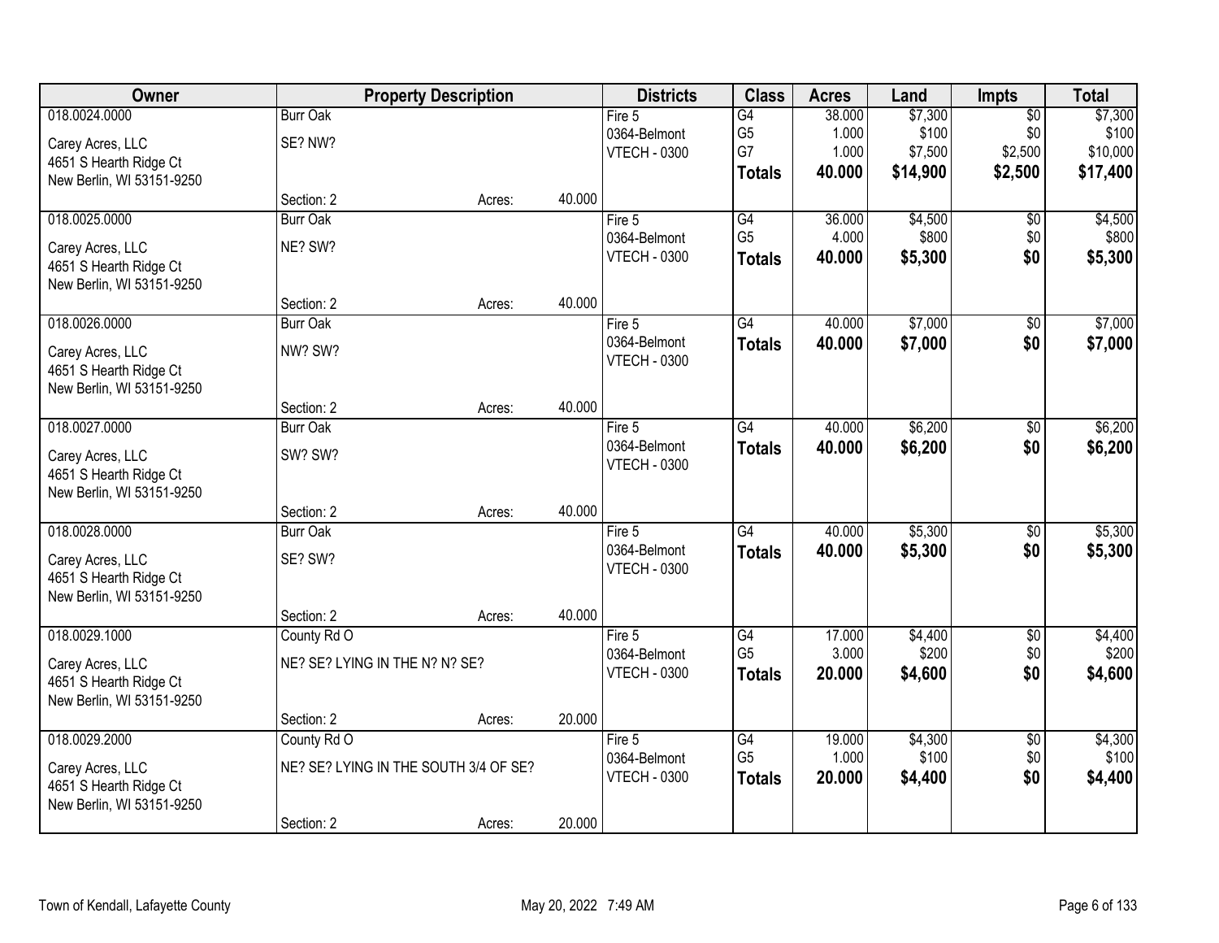| Owner | Property Description | | | Districts | Class | Acres | Land | Impts | Total |
|---|---|---|---|---|---|---|---|---|---|
| 018.0024.0000<br><br>Carey Acres, LLC<br>4651 S Hearth Ridge Ct<br>New Berlin, WI 53151-9250 | Burr Oak<br><br>SE? NW?<br><br>Section: 2 | Acres: | 40.000 | Fire 5<br>0364-Belmont<br>VTECH - 0300 | G4<br>G5<br>G7<br>**Totals** | 38.000<br>1.000<br>1.000<br>**40.000** | $7,300<br>$100<br>$7,500<br>**$14,900** | $0<br>$0<br>$2,500<br>**$2,500** | $7,300<br>$100<br>$10,000<br>**$17,400** |
| 018.0025.0000<br><br>Carey Acres, LLC<br>4651 S Hearth Ridge Ct<br>New Berlin, WI 53151-9250 | Burr Oak<br><br>NE? SW?<br><br>Section: 2 | Acres: | 40.000 | Fire 5<br>0364-Belmont<br>VTECH - 0300 | G4<br>G5<br>**Totals** | 36.000<br>4.000<br>**40.000** | $4,500<br>$800<br>**$5,300** | $0<br>$0<br>**$0** | $4,500<br>$800<br>**$5,300** |
| 018.0026.0000<br><br>Carey Acres, LLC<br>4651 S Hearth Ridge Ct<br>New Berlin, WI 53151-9250 | Burr Oak<br><br>NW? SW?<br><br>Section: 2 | Acres: | 40.000 | Fire 5<br>0364-Belmont<br>VTECH - 0300 | G4<br>**Totals** | 40.000<br>**40.000** | $7,000<br>**$7,000** | $0<br>**$0** | $7,000<br>**$7,000** |
| 018.0027.0000<br><br>Carey Acres, LLC<br>4651 S Hearth Ridge Ct<br>New Berlin, WI 53151-9250 | Burr Oak<br><br>SW? SW?<br><br>Section: 2 | Acres: | 40.000 | Fire 5<br>0364-Belmont<br>VTECH - 0300 | G4<br>**Totals** | 40.000<br>**40.000** | $6,200<br>**$6,200** | $0<br>**$0** | $6,200<br>**$6,200** |
| 018.0028.0000<br><br>Carey Acres, LLC<br>4651 S Hearth Ridge Ct<br>New Berlin, WI 53151-9250 | Burr Oak<br><br>SE? SW?<br><br>Section: 2 | Acres: | 40.000 | Fire 5<br>0364-Belmont<br>VTECH - 0300 | G4<br>**Totals** | 40.000<br>**40.000** | $5,300<br>**$5,300** | $0<br>**$0** | $5,300<br>**$5,300** |
| 018.0029.1000<br><br>Carey Acres, LLC<br>4651 S Hearth Ridge Ct<br>New Berlin, WI 53151-9250 | County Rd O<br><br>NE? SE? LYING IN THE N? N? SE?<br><br>Section: 2 | Acres: | 20.000 | Fire 5<br>0364-Belmont<br>VTECH - 0300 | G4<br>G5<br>**Totals** | 17.000<br>3.000<br>**20.000** | $4,400<br>$200<br>**$4,600** | $0<br>$0<br>**$0** | $4,400<br>$200<br>**$4,600** |
| 018.0029.2000<br><br>Carey Acres, LLC<br>4651 S Hearth Ridge Ct<br>New Berlin, WI 53151-9250 | County Rd O<br><br>NE? SE? LYING IN THE SOUTH 3/4 OF SE?<br><br>Section: 2 | Acres: | 20.000 | Fire 5<br>0364-Belmont<br>VTECH - 0300 | G4<br>G5<br>**Totals** | 19.000<br>1.000<br>**20.000** | $4,300<br>$100<br>**$4,400** | $0<br>$0<br>**$0** | $4,300<br>$100<br>**$4,400** |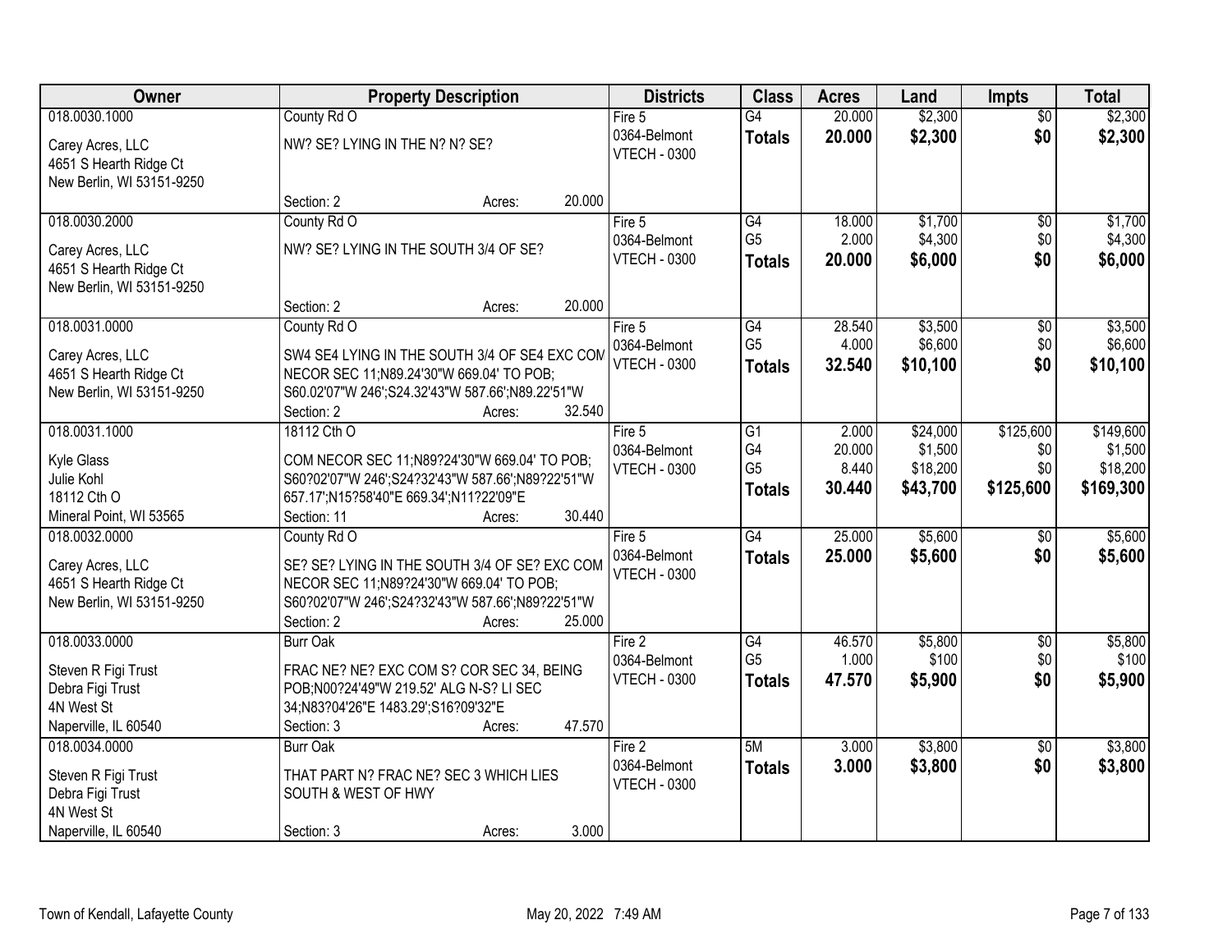| Owner | Property Description | Districts | Class | Acres | Land | Impts | Total |
|---|---|---|---|---|---|---|---|
| 018.0030.1000<br>Carey Acres, LLC<br>4651 S Hearth Ridge Ct<br>New Berlin, WI 53151-9250 | County Rd O<br>NW? SE? LYING IN THE N? N? SE?<br>Section: 2 Acres: 20.000 | Fire 5<br>0364-Belmont<br>VTECH - 0300 | G4<br>**Totals** | 20.000<br>**20.000** | $2,300<br>**$2,300** | $0<br>**$0** | $2,300<br>**$2,300** |
| 018.0030.2000<br>Carey Acres, LLC<br>4651 S Hearth Ridge Ct<br>New Berlin, WI 53151-9250 | County Rd O<br>NW? SE? LYING IN THE SOUTH 3/4 OF SE?<br>Section: 2 Acres: 20.000 | Fire 5<br>0364-Belmont<br>VTECH - 0300 | G4<br>G5<br>**Totals** | 18.000<br>2.000<br>**20.000** | $1,700<br>$4,300<br>**$6,000** | $0<br>$0<br>**$0** | $1,700<br>$4,300<br>**$6,000** |
| 018.0031.0000<br>Carey Acres, LLC<br>4651 S Hearth Ridge Ct<br>New Berlin, WI 53151-9250 | County Rd O<br>SW4 SE4 LYING IN THE SOUTH 3/4 OF SE4 EXC COM NECOR SEC 11;N89.24'30"W 669.04' TO POB; S60.02'07"W 246';S24.32'43"W 587.66';N89.22'51"W<br>Section: 2 Acres: 32.540 | Fire 5<br>0364-Belmont<br>VTECH - 0300 | G4<br>G5<br>**Totals** | 28.540<br>4.000<br>**32.540** | $3,500<br>$6,600<br>**$10,100** | $0<br>$0<br>**$0** | $3,500<br>$6,600<br>**$10,100** |
| 018.0031.1000<br>Kyle Glass<br>Julie Kohl<br>18112 Cth O<br>Mineral Point, WI 53565 | 18112 Cth O<br>COM NECOR SEC 11;N89?24'30"W 669.04' TO POB; S60?02'07"W 246';S24?32'43"W 587.66';N89?22'51"W 657.17';N15?58'40"E 669.34';N11?22'09"E<br>Section: 11 Acres: 30.440 | Fire 5<br>0364-Belmont<br>VTECH - 0300 | G1<br>G4<br>G5<br>**Totals** | 2.000<br>20.000<br>8.440<br>**30.440** | $24,000<br>$1,500<br>$18,200<br>**$43,700** | $125,600<br>$0<br>$0<br>**$125,600** | $149,600<br>$1,500<br>$18,200<br>**$169,300** |
| 018.0032.0000<br>Carey Acres, LLC<br>4651 S Hearth Ridge Ct<br>New Berlin, WI 53151-9250 | County Rd O<br>SE? SE? LYING IN THE SOUTH 3/4 OF SE? EXC COM NECOR SEC 11;N89?24'30"W 669.04' TO POB; S60?02'07"W 246';S24?32'43"W 587.66';N89?22'51"W<br>Section: 2 Acres: 25.000 | Fire 5<br>0364-Belmont<br>VTECH - 0300 | G4<br>**Totals** | 25.000<br>**25.000** | $5,600<br>**$5,600** | $0<br>**$0** | $5,600<br>**$5,600** |
| 018.0033.0000<br>Steven R Figi Trust<br>Debra Figi Trust<br>4N West St<br>Naperville, IL 60540 | Burr Oak<br>FRAC NE? NE? EXC COM S? COR SEC 34, BEING POB;N00?24'49"W 219.52' ALG N-S? LI SEC 34;N83?04'26"E 1483.29';S16?09'32"E<br>Section: 3 Acres: 47.570 | Fire 2<br>0364-Belmont<br>VTECH - 0300 | G4<br>G5<br>**Totals** | 46.570<br>1.000<br>**47.570** | $5,800<br>$100<br>**$5,900** | $0<br>$0<br>**$0** | $5,800<br>$100<br>**$5,900** |
| 018.0034.0000<br>Steven R Figi Trust<br>Debra Figi Trust<br>4N West St<br>Naperville, IL 60540 | Burr Oak<br>THAT PART N? FRAC NE? SEC 3 WHICH LIES SOUTH & WEST OF HWY<br>Section: 3 Acres: 3.000 | Fire 2<br>0364-Belmont<br>VTECH - 0300 | 5M<br>**Totals** | 3.000<br>**3.000** | $3,800<br>**$3,800** | $0<br>**$0** | $3,800<br>**$3,800** |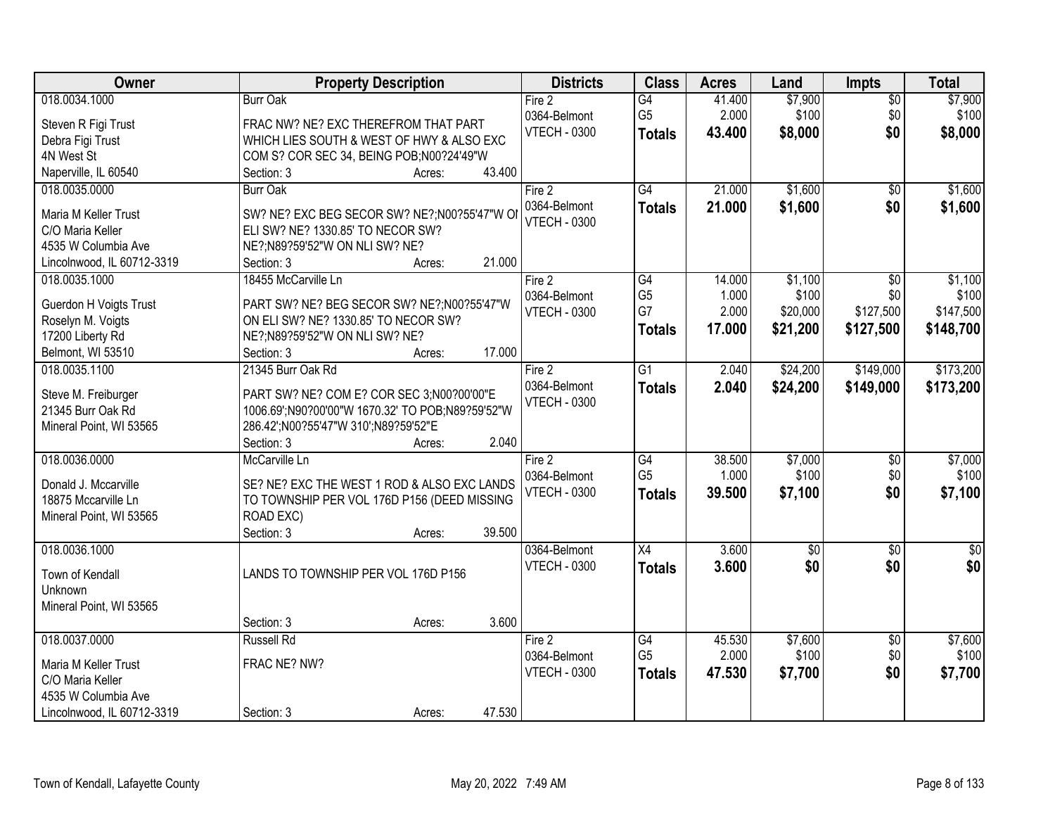| Owner | Property Description | Districts | Class | Acres | Land | Impts | Total |
|---|---|---|---|---|---|---|---|
| 018.0034.1000<br>Steven R Figi Trust<br>Debra Figi Trust<br>4N West St<br>Naperville, IL 60540 | Burr Oak<br>FRAC NW? NE? EXC THEREFROM THAT PART WHICH LIES SOUTH & WEST OF HWY & ALSO EXC COM S? COR SEC 34, BEING POB;N00?24'49"W<br>Section: 3 Acres: 43.400 | Fire 2<br>0364-Belmont<br>VTECH - 0300 | G4<br>G5<br>**Totals** | 41.400<br>2.000<br>**43.400** | $7,900<br>$100<br>**$8,000** | $0<br>$0<br>**$0** | $7,900<br>$100<br>**$8,000** |
| 018.0035.0000<br>Maria M Keller Trust<br>C/O Maria Keller<br>4535 W Columbia Ave<br>Lincolnwood, IL 60712-3319 | Burr Oak<br>SW? NE? EXC BEG SECOR SW? NE?;N00?55'47"W OI ELI SW? NE? 1330.85' TO NECOR SW? NE?;N89?59'52"W ON NLI SW? NE?<br>Section: 3 Acres: 21.000 | Fire 2<br>0364-Belmont<br>VTECH - 0300 | G4<br>**Totals** | 21.000<br>**21.000** | $1,600<br>**$1,600** | $0<br>**$0** | $1,600<br>**$1,600** |
| 018.0035.1000<br>Guerdon H Voigts Trust<br>Roselyn M. Voigts<br>17200 Liberty Rd<br>Belmont, WI 53510 | 18455 McCarville Ln<br>PART SW? NE? BEG SECOR SW? NE?;N00?55'47"W ON ELI SW? NE? 1330.85' TO NECOR SW? NE?;N89?59'52"W ON NLI SW? NE?<br>Section: 3 Acres: 17.000 | Fire 2<br>0364-Belmont<br>VTECH - 0300 | G4<br>G5<br>G7<br>**Totals** | 14.000<br>1.000<br>2.000<br>**17.000** | $1,100<br>$100<br>$20,000<br>**$21,200** | $0<br>$0<br>$127,500<br>**$127,500** | $1,100<br>$100<br>$147,500<br>**$148,700** |
| 018.0035.1100<br>Steve M. Freiburger<br>21345 Burr Oak Rd<br>Mineral Point, WI 53565 | 21345 Burr Oak Rd<br>PART SW? NE? COM E? COR SEC 3;N00?00'00"E 1006.69';N90?00'00"W 1670.32' TO POB;N89?59'52"W 286.42';N00?55'47"W 310';N89?59'52"E<br>Section: 3 Acres: 2.040 | Fire 2<br>0364-Belmont<br>VTECH - 0300 | G1<br>**Totals** | 2.040<br>**2.040** | $24,200<br>**$24,200** | $149,000<br>**$149,000** | $173,200<br>**$173,200** |
| 018.0036.0000<br>Donald J. Mccarville<br>18875 Mccarville Ln<br>Mineral Point, WI 53565 | McCarville Ln<br>SE? NE? EXC THE WEST 1 ROD & ALSO EXC LANDS TO TOWNSHIP PER VOL 176D P156 (DEED MISSING ROAD EXC)<br>Section: 3 Acres: 39.500 | Fire 2<br>0364-Belmont<br>VTECH - 0300 | G4<br>G5<br>**Totals** | 38.500<br>1.000<br>**39.500** | $7,000<br>$100<br>**$7,100** | $0<br>$0<br>**$0** | $7,000<br>$100<br>**$7,100** |
| 018.0036.1000<br>Town of Kendall<br>Unknown<br>Mineral Point, WI 53565 | LANDS TO TOWNSHIP PER VOL 176D P156<br>Section: 3 Acres: 3.600 | 0364-Belmont<br>VTECH - 0300 | X4<br>**Totals** | 3.600<br>**3.600** | $0<br>**$0** | $0<br>**$0** | $0<br>**$0** |
| 018.0037.0000<br>Maria M Keller Trust<br>C/O Maria Keller<br>4535 W Columbia Ave<br>Lincolnwood, IL 60712-3319 | Russell Rd<br>FRAC NE? NW?<br>Section: 3 Acres: 47.530 | Fire 2<br>0364-Belmont<br>VTECH - 0300 | G4<br>G5<br>**Totals** | 45.530<br>2.000<br>**47.530** | $7,600<br>$100<br>**$7,700** | $0<br>$0<br>**$0** | $7,600<br>$100<br>**$7,700** |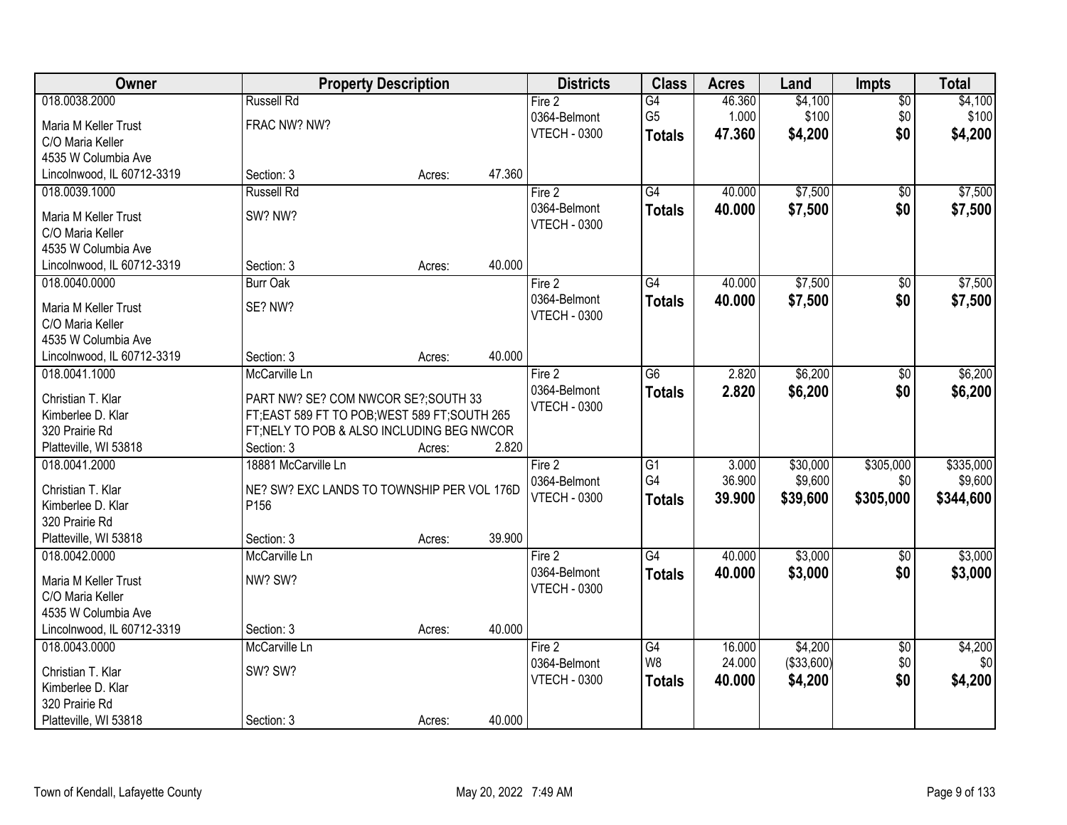| Owner | Property Description | | | Districts | Class | Acres | Land | Impts | Total |
|---|---|---|---|---|---|---|---|---|---|
| 018.0038.2000 | Russell Rd | | | Fire 2 | G4 | 46.360 | $4,100 | $0 | $4,100 |
| Maria M Keller Trust | FRAC NW? NW? | | | 0364-Belmont | G5 | 1.000 | $100 | $0 | $100 |
| C/O Maria Keller | | | | VTECH - 0300 | **Totals** | **47.360** | **$4,200** | **$0** | **$4,200** |
| 4535 W Columbia Ave | | | | | | | | | |
| Lincolnwood, IL 60712-3319 | Section: 3 | Acres: | 47.360 | | | | | | |
| 018.0039.1000 | Russell Rd | | | Fire 2 | G4 | 40.000 | $7,500 | $0 | $7,500 |
| Maria M Keller Trust | SW? NW? | | | 0364-Belmont | **Totals** | **40.000** | **$7,500** | **$0** | **$7,500** |
| C/O Maria Keller | | | | VTECH - 0300 | | | | | |
| 4535 W Columbia Ave | | | | | | | | | |
| Lincolnwood, IL 60712-3319 | Section: 3 | Acres: | 40.000 | | | | | | |
| 018.0040.0000 | Burr Oak | | | Fire 2 | G4 | 40.000 | $7,500 | $0 | $7,500 |
| Maria M Keller Trust | SE? NW? | | | 0364-Belmont | **Totals** | **40.000** | **$7,500** | **$0** | **$7,500** |
| C/O Maria Keller | | | | VTECH - 0300 | | | | | |
| 4535 W Columbia Ave | | | | | | | | | |
| Lincolnwood, IL 60712-3319 | Section: 3 | Acres: | 40.000 | | | | | | |
| 018.0041.1000 | McCarville Ln | | | Fire 2 | G6 | 2.820 | $6,200 | $0 | $6,200 |
| Christian T. Klar | PART NW? SE? COM NWCOR SE?;SOUTH 33 | | | 0364-Belmont | **Totals** | **2.820** | **$6,200** | **$0** | **$6,200** |
| Kimberlee D. Klar | FT;EAST 589 FT TO POB;WEST 589 FT;SOUTH 265 | | | VTECH - 0300 | | | | | |
| 320 Prairie Rd | FT;NELY TO POB & ALSO INCLUDING BEG NWCOR | | | | | | | | |
| Platteville, WI 53818 | Section: 3 | Acres: | 2.820 | | | | | | |
| 018.0041.2000 | 18881 McCarville Ln | | | Fire 2 | G1 | 3.000 | $30,000 | $305,000 | $335,000 |
| Christian T. Klar | NE? SW? EXC LANDS TO TOWNSHIP PER VOL 176D | | | 0364-Belmont | G4 | 36.900 | $9,600 | $0 | $9,600 |
| Kimberlee D. Klar | P156 | | | VTECH - 0300 | **Totals** | **39.900** | **$39,600** | **$305,000** | **$344,600** |
| 320 Prairie Rd | | | | | | | | | |
| Platteville, WI 53818 | Section: 3 | Acres: | 39.900 | | | | | | |
| 018.0042.0000 | McCarville Ln | | | Fire 2 | G4 | 40.000 | $3,000 | $0 | $3,000 |
| Maria M Keller Trust | NW? SW? | | | 0364-Belmont | **Totals** | **40.000** | **$3,000** | **$0** | **$3,000** |
| C/O Maria Keller | | | | VTECH - 0300 | | | | | |
| 4535 W Columbia Ave | | | | | | | | | |
| Lincolnwood, IL 60712-3319 | Section: 3 | Acres: | 40.000 | | | | | | |
| 018.0043.0000 | McCarville Ln | | | Fire 2 | G4 | 16.000 | $4,200 | $0 | $4,200 |
| Christian T. Klar | SW? SW? | | | 0364-Belmont | W8 | 24.000 | ($33,600) | $0 | $0 |
| Kimberlee D. Klar | | | | VTECH - 0300 | **Totals** | **40.000** | **$4,200** | **$0** | **$4,200** |
| 320 Prairie Rd | | | | | | | | | |
| Platteville, WI 53818 | Section: 3 | Acres: | 40.000 | | | | | | |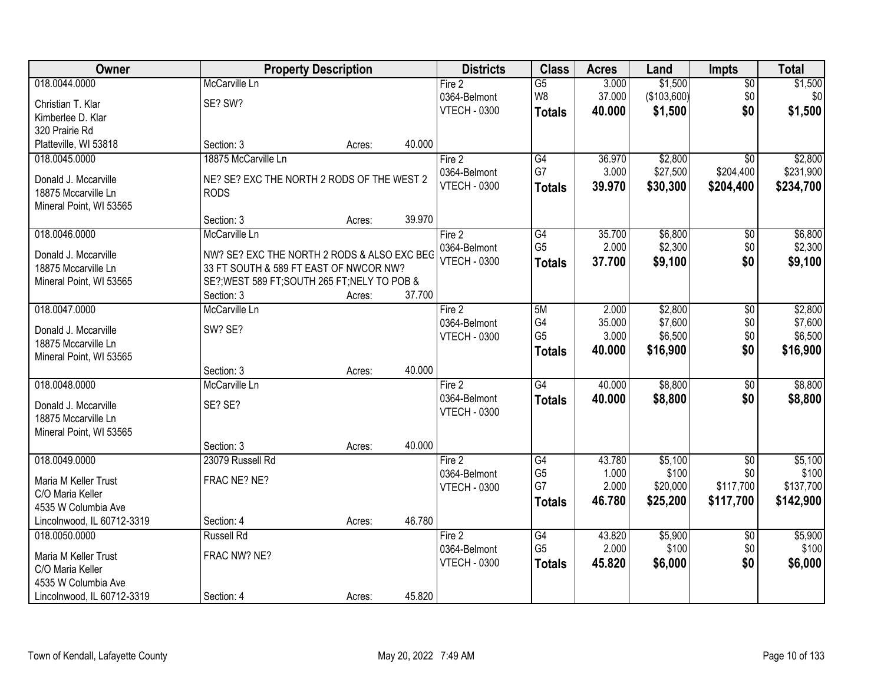| Owner | Property Description | | Districts | Class | Acres | Land | Impts | Total |
|---|---|---|---|---|---|---|---|---|
| 018.0044.0000<br>Christian T. Klar<br>Kimberlee D. Klar<br>320 Prairie Rd<br>Platteville, WI 53818 | McCarville Ln<br>SE? SW?<br>Section: 3 | Acres: 40.000 | Fire 2<br>0364-Belmont<br>VTECH - 0300 | G5<br>W8<br>**Totals** | 3.000<br>37.000<br>**40.000** | $1,500<br>($103,600)<br>**$1,500** | $0<br>$0<br>**$0** | $1,500<br>$0<br>**$1,500** |
| 018.0045.0000<br>Donald J. Mccarville<br>18875 Mccarville Ln<br>Mineral Point, WI 53565 | 18875 McCarville Ln<br>NE? SE? EXC THE NORTH 2 RODS OF THE WEST 2 RODS<br>Section: 3 | Acres: 39.970 | Fire 2<br>0364-Belmont<br>VTECH - 0300 | G4<br>G7<br>**Totals** | 36.970<br>3.000<br>**39.970** | $2,800<br>$27,500<br>**$30,300** | $0<br>$204,400<br>**$204,400** | $2,800<br>$231,900<br>**$234,700** |
| 018.0046.0000<br>Donald J. Mccarville<br>18875 Mccarville Ln<br>Mineral Point, WI 53565 | McCarville Ln<br>NW? SE? EXC THE NORTH 2 RODS & ALSO EXC BEG 33 FT SOUTH & 589 FT EAST OF NWCOR NW? SE?;WEST 589 FT;SOUTH 265 FT;NELY TO POB &<br>Section: 3 | Acres: 37.700 | Fire 2<br>0364-Belmont<br>VTECH - 0300 | G4<br>G5<br>**Totals** | 35.700<br>2.000<br>**37.700** | $6,800<br>$2,300<br>**$9,100** | $0<br>$0<br>**$0** | $6,800<br>$2,300<br>**$9,100** |
| 018.0047.0000<br>Donald J. Mccarville<br>18875 Mccarville Ln<br>Mineral Point, WI 53565 | McCarville Ln<br>SW? SE?<br>Section: 3 | Acres: 40.000 | Fire 2<br>0364-Belmont<br>VTECH - 0300 | 5M<br>G4<br>G5<br>**Totals** | 2.000<br>35.000<br>3.000<br>**40.000** | $2,800<br>$7,600<br>$6,500<br>**$16,900** | $0<br>$0<br>$0<br>**$0** | $2,800<br>$7,600<br>$6,500<br>**$16,900** |
| 018.0048.0000<br>Donald J. Mccarville<br>18875 Mccarville Ln<br>Mineral Point, WI 53565 | McCarville Ln<br>SE? SE?<br>Section: 3 | Acres: 40.000 | Fire 2<br>0364-Belmont<br>VTECH - 0300 | G4<br>**Totals** | 40.000<br>**40.000** | $8,800<br>**$8,800** | $0<br>**$0** | $8,800<br>**$8,800** |
| 018.0049.0000<br>Maria M Keller Trust<br>C/O Maria Keller<br>4535 W Columbia Ave<br>Lincolnwood, IL 60712-3319 | 23079 Russell Rd<br>FRAC NE? NE?<br>Section: 4 | Acres: 46.780 | Fire 2<br>0364-Belmont<br>VTECH - 0300 | G4<br>G5<br>G7<br>**Totals** | 43.780<br>1.000<br>2.000<br>**46.780** | $5,100<br>$100<br>$20,000<br>**$25,200** | $0<br>$0<br>$117,700<br>**$117,700** | $5,100<br>$100<br>$137,700<br>**$142,900** |
| 018.0050.0000<br>Maria M Keller Trust<br>C/O Maria Keller<br>4535 W Columbia Ave<br>Lincolnwood, IL 60712-3319 | Russell Rd<br>FRAC NW? NE?<br>Section: 4 | Acres: 45.820 | Fire 2<br>0364-Belmont<br>VTECH - 0300 | G4<br>G5<br>**Totals** | 43.820<br>2.000<br>**45.820** | $5,900<br>$100<br>**$6,000** | $0<br>$0<br>**$0** | $5,900<br>$100<br>**$6,000** |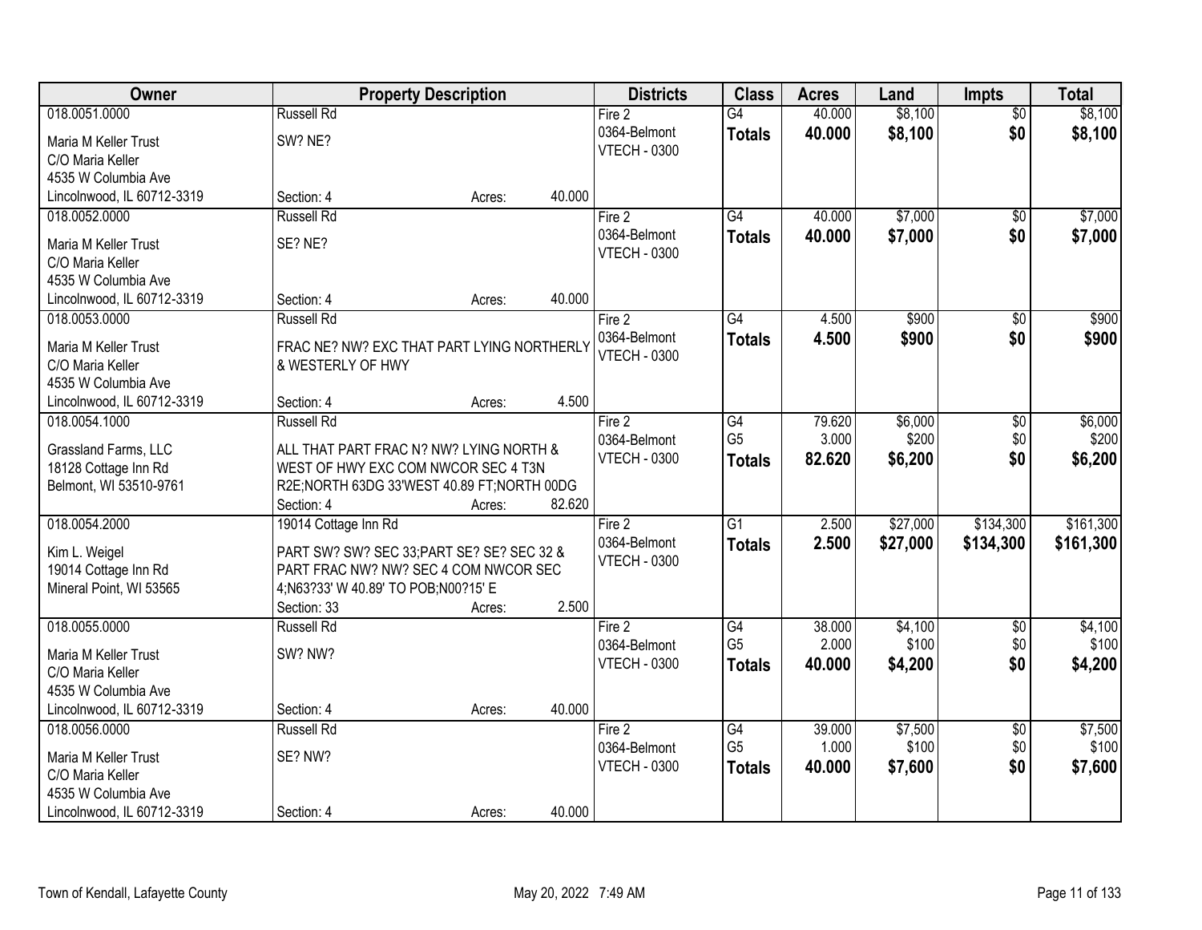| Owner | Property Description | | | Districts | Class | Acres | Land | Impts | Total |
|---|---|---|---|---|---|---|---|---|---|
| 018.0051.0000 | Russell Rd | | | Fire 2 | G4 | 40.000 | $8,100 | $0 | $8,100 |
| Maria M Keller Trust | SW? NE? | | | 0364-Belmont | Totals | 40.000 | $8,100 | $0 | $8,100 |
| C/O Maria Keller | | | | VTECH - 0300 | | | | | |
| 4535 W Columbia Ave | | | | | | | | | |
| Lincolnwood, IL 60712-3319 | Section: 4 | Acres: | 40.000 | | | | | | |
| 018.0052.0000 | Russell Rd | | | Fire 2 | G4 | 40.000 | $7,000 | $0 | $7,000 |
| Maria M Keller Trust | SE? NE? | | | 0364-Belmont | Totals | 40.000 | $7,000 | $0 | $7,000 |
| C/O Maria Keller | | | | VTECH - 0300 | | | | | |
| 4535 W Columbia Ave | | | | | | | | | |
| Lincolnwood, IL 60712-3319 | Section: 4 | Acres: | 40.000 | | | | | | |
| 018.0053.0000 | Russell Rd | | | Fire 2 | G4 | 4.500 | $900 | $0 | $900 |
| Maria M Keller Trust | FRAC NE? NW? EXC THAT PART LYING NORTHERLY & WESTERLY OF HWY | | | 0364-Belmont | Totals | 4.500 | $900 | $0 | $900 |
| C/O Maria Keller | | | | VTECH - 0300 | | | | | |
| 4535 W Columbia Ave | | | | | | | | | |
| Lincolnwood, IL 60712-3319 | Section: 4 | Acres: | 4.500 | | | | | | |
| 018.0054.1000 | Russell Rd | | | Fire 2 | G4 | 79.620 | $6,000 | $0 | $6,000 |
| Grassland Farms, LLC | ALL THAT PART FRAC N? NW? LYING NORTH & WEST OF HWY EXC COM NWCOR SEC 4 T3N R2E;NORTH 63DG 33'WEST 40.89 FT;NORTH 00DG | | | 0364-Belmont | G5 | 3.000 | $200 | $0 | $200 |
| 18128 Cottage Inn Rd | | | | VTECH - 0300 | Totals | 82.620 | $6,200 | $0 | $6,200 |
| Belmont, WI 53510-9761 | | | | | | | | | |
| | Section: 4 | Acres: | 82.620 | | | | | | |
| 018.0054.2000 | 19014 Cottage Inn Rd | | | Fire 2 | G1 | 2.500 | $27,000 | $134,300 | $161,300 |
| Kim L. Weigel | PART SW? SW? SEC 33;PART SE? SE? SEC 32 & PART FRAC NW? NW? SEC 4 COM NWCOR SEC 4;N63?33' W 40.89' TO POB;N00?15' E | | | 0364-Belmont | Totals | 2.500 | $27,000 | $134,300 | $161,300 |
| 19014 Cottage Inn Rd | | | | VTECH - 0300 | | | | | |
| Mineral Point, WI 53565 | | | | | | | | | |
| | Section: 33 | Acres: | 2.500 | | | | | | |
| 018.0055.0000 | Russell Rd | | | Fire 2 | G4 | 38.000 | $4,100 | $0 | $4,100 |
| Maria M Keller Trust | SW? NW? | | | 0364-Belmont | G5 | 2.000 | $100 | $0 | $100 |
| C/O Maria Keller | | | | VTECH - 0300 | Totals | 40.000 | $4,200 | $0 | $4,200 |
| 4535 W Columbia Ave | | | | | | | | | |
| Lincolnwood, IL 60712-3319 | Section: 4 | Acres: | 40.000 | | | | | | |
| 018.0056.0000 | Russell Rd | | | Fire 2 | G4 | 39.000 | $7,500 | $0 | $7,500 |
| Maria M Keller Trust | SE? NW? | | | 0364-Belmont | G5 | 1.000 | $100 | $0 | $100 |
| C/O Maria Keller | | | | VTECH - 0300 | Totals | 40.000 | $7,600 | $0 | $7,600 |
| 4535 W Columbia Ave | | | | | | | | | |
| Lincolnwood, IL 60712-3319 | Section: 4 | Acres: | 40.000 | | | | | | |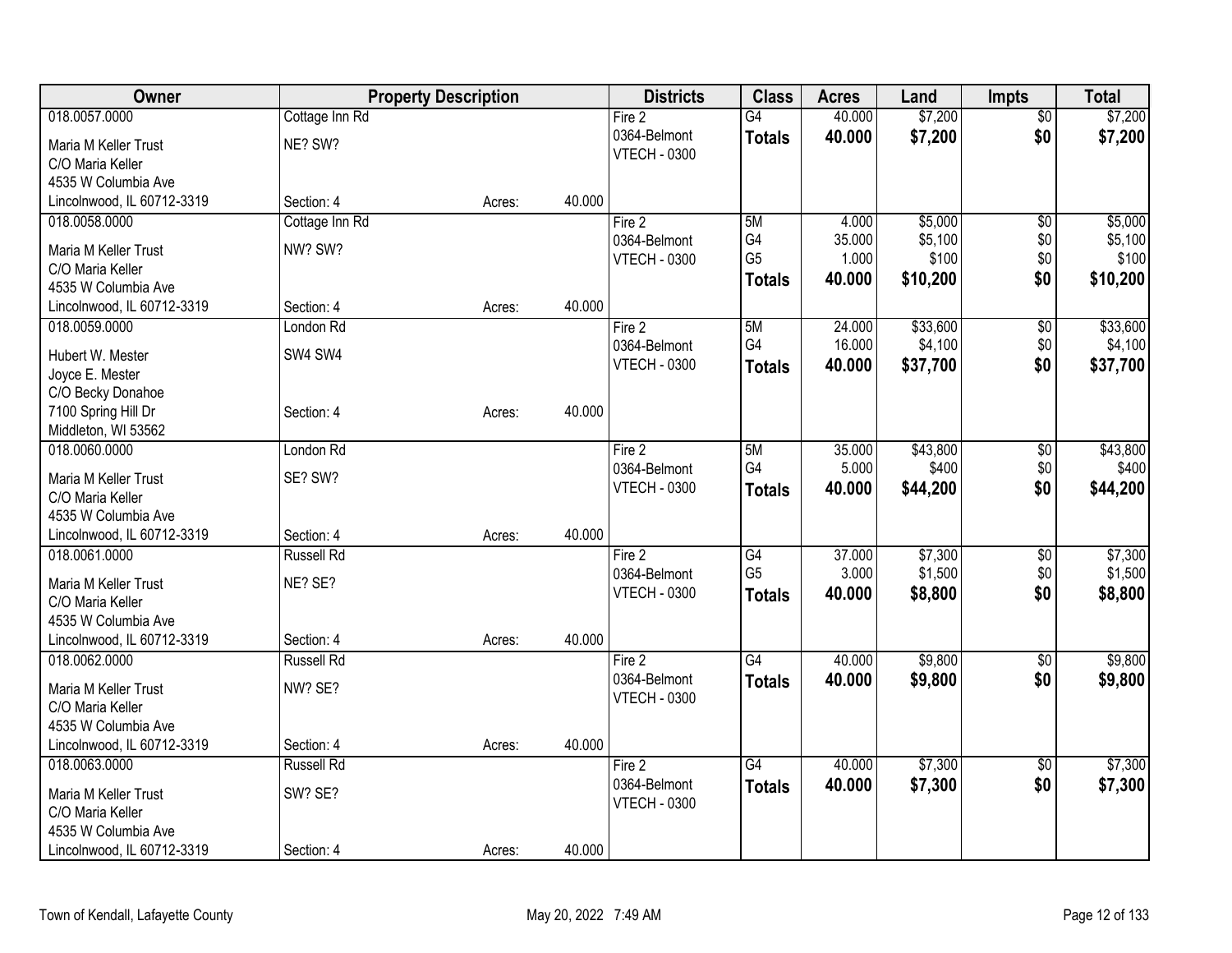| Owner | Property Description | | | Districts | Class | Acres | Land | Impts | Total |
|---|---|---|---|---|---|---|---|---|---|
| 018.0057.0000 | Cottage Inn Rd | | | Fire 2 | G4 | 40.000 | $7,200 | $0 | $7,200 |
| Maria M Keller Trust | NE? SW? | | | 0364-Belmont | **Totals** | **40.000** | **$7,200** | **$0** | **$7,200** |
| C/O Maria Keller | | | | VTECH - 0300 | | | | | |
| 4535 W Columbia Ave | | | | | | | | | |
| Lincolnwood, IL 60712-3319 | Section: 4 | Acres: | 40.000 | | | | | | |
| 018.0058.0000 | Cottage Inn Rd | | | Fire 2 | 5M | 4.000 | $5,000 | $0 | $5,000 |
| Maria M Keller Trust | NW? SW? | | | 0364-Belmont | G4 | 35.000 | $5,100 | $0 | $5,100 |
| C/O Maria Keller | | | | VTECH - 0300 | G5 | 1.000 | $100 | $0 | $100 |
| 4535 W Columbia Ave | | | | | **Totals** | **40.000** | **$10,200** | **$0** | **$10,200** |
| Lincolnwood, IL 60712-3319 | Section: 4 | Acres: | 40.000 | | | | | | |
| 018.0059.0000 | London Rd | | | Fire 2 | 5M | 24.000 | $33,600 | $0 | $33,600 |
| Hubert W. Mester | SW4 SW4 | | | 0364-Belmont | G4 | 16.000 | $4,100 | $0 | $4,100 |
| Joyce E. Mester | | | | VTECH - 0300 | **Totals** | **40.000** | **$37,700** | **$0** | **$37,700** |
| C/O Becky Donahoe | | | | | | | | | |
| 7100 Spring Hill Dr | Section: 4 | Acres: | 40.000 | | | | | | |
| Middleton, WI 53562 | | | | | | | | | |
| 018.0060.0000 | London Rd | | | Fire 2 | 5M | 35.000 | $43,800 | $0 | $43,800 |
| Maria M Keller Trust | SE? SW? | | | 0364-Belmont | G4 | 5.000 | $400 | $0 | $400 |
| C/O Maria Keller | | | | VTECH - 0300 | **Totals** | **40.000** | **$44,200** | **$0** | **$44,200** |
| 4535 W Columbia Ave | | | | | | | | | |
| Lincolnwood, IL 60712-3319 | Section: 4 | Acres: | 40.000 | | | | | | |
| 018.0061.0000 | Russell Rd | | | Fire 2 | G4 | 37.000 | $7,300 | $0 | $7,300 |
| Maria M Keller Trust | NE? SE? | | | 0364-Belmont | G5 | 3.000 | $1,500 | $0 | $1,500 |
| C/O Maria Keller | | | | VTECH - 0300 | **Totals** | **40.000** | **$8,800** | **$0** | **$8,800** |
| 4535 W Columbia Ave | | | | | | | | | |
| Lincolnwood, IL 60712-3319 | Section: 4 | Acres: | 40.000 | | | | | | |
| 018.0062.0000 | Russell Rd | | | Fire 2 | G4 | 40.000 | $9,800 | $0 | $9,800 |
| Maria M Keller Trust | NW? SE? | | | 0364-Belmont | **Totals** | **40.000** | **$9,800** | **$0** | **$9,800** |
| C/O Maria Keller | | | | VTECH - 0300 | | | | | |
| 4535 W Columbia Ave | | | | | | | | | |
| Lincolnwood, IL 60712-3319 | Section: 4 | Acres: | 40.000 | | | | | | |
| 018.0063.0000 | Russell Rd | | | Fire 2 | G4 | 40.000 | $7,300 | $0 | $7,300 |
| Maria M Keller Trust | SW? SE? | | | 0364-Belmont | **Totals** | **40.000** | **$7,300** | **$0** | **$7,300** |
| C/O Maria Keller | | | | VTECH - 0300 | | | | | |
| 4535 W Columbia Ave | | | | | | | | | |
| Lincolnwood, IL 60712-3319 | Section: 4 | Acres: | 40.000 | | | | | | |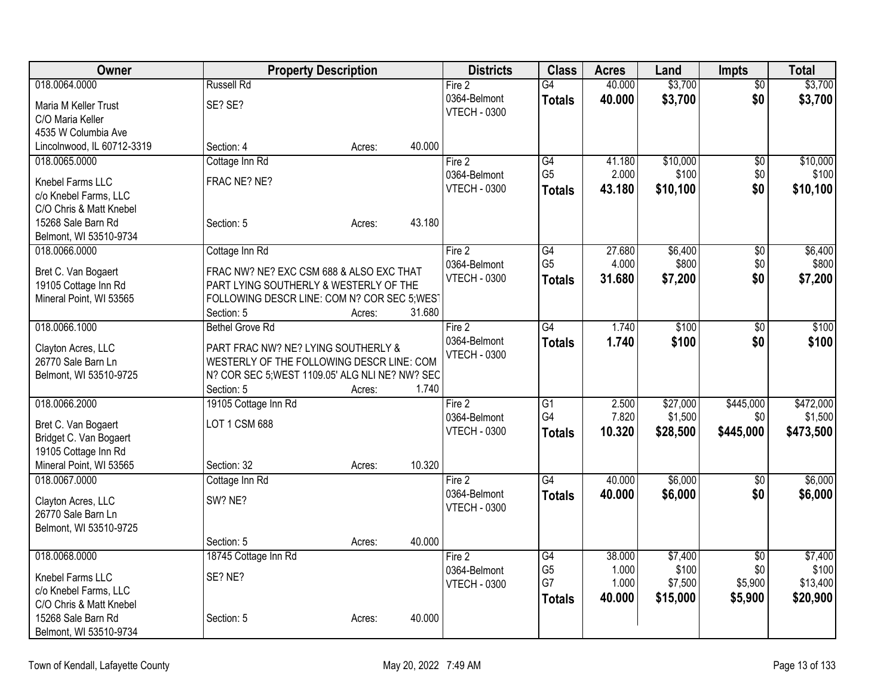| Owner | Property Description | | Districts | Class | Acres | Land | Impts | Total |
|---|---|---|---|---|---|---|---|---|
| 018.0064.0000 | Russell Rd | | Fire 2 | G4 | 40.000 | $3,700 | $0 | $3,700 |
| Maria M Keller Trust<br>C/O Maria Keller<br>4535 W Columbia Ave<br>Lincolnwood, IL 60712-3319 | SE? SE?<br>Section: 4 | Acres: 40.000 | 0364-Belmont<br>VTECH - 0300 | **Totals** | **40.000** | **$3,700** | **$0** | **$3,700** |
| 018.0065.0000 | Cottage Inn Rd | | Fire 2 | G4 | 41.180 | $10,000 | $0 | $10,000 |
| Knebel Farms LLC<br>c/o Knebel Farms, LLC<br>C/O Chris & Matt Knebel<br>15268 Sale Barn Rd<br>Belmont, WI 53510-9734 | FRAC NE? NE?<br>Section: 5 | Acres: 43.180 | 0364-Belmont<br>VTECH - 0300 | G5 | 2.000 | $100 | $0 | $100 |
| | | | | **Totals** | **43.180** | **$10,100** | **$0** | **$10,100** |
| 018.0066.0000 | Cottage Inn Rd | | Fire 2 | G4 | 27.680 | $6,400 | $0 | $6,400 |
| Bret C. Van Bogaert<br>19105 Cottage Inn Rd<br>Mineral Point, WI 53565 | FRAC NW? NE? EXC CSM 688 & ALSO EXC THAT PART LYING SOUTHERLY & WESTERLY OF THE FOLLOWING DESCR LINE: COM N? COR SEC 5;WEST<br>Section: 5 | Acres: 31.680 | 0364-Belmont<br>VTECH - 0300 | G5 | 4.000 | $800 | $0 | $800 |
| | | | | **Totals** | **31.680** | **$7,200** | **$0** | **$7,200** |
| 018.0066.1000 | Bethel Grove Rd | | Fire 2 | G4 | 1.740 | $100 | $0 | $100 |
| Clayton Acres, LLC<br>26770 Sale Barn Ln<br>Belmont, WI 53510-9725 | PART FRAC NW? NE? LYING SOUTHERLY & WESTERLY OF THE FOLLOWING DESCR LINE: COM N? COR SEC 5;WEST 1109.05' ALG NLI NE? NW? SEC<br>Section: 5 | Acres: 1.740 | 0364-Belmont<br>VTECH - 0300 | **Totals** | **1.740** | **$100** | **$0** | **$100** |
| 018.0066.2000 | 19105 Cottage Inn Rd | | Fire 2 | G1 | 2.500 | $27,000 | $445,000 | $472,000 |
| Bret C. Van Bogaert<br>Bridget C. Van Bogaert<br>19105 Cottage Inn Rd<br>Mineral Point, WI 53565 | LOT 1 CSM 688<br>Section: 32 | Acres: 10.320 | 0364-Belmont<br>VTECH - 0300 | G4 | 7.820 | $1,500 | $0 | $1,500 |
| | | | | **Totals** | **10.320** | **$28,500** | **$445,000** | **$473,500** |
| 018.0067.0000 | Cottage Inn Rd | | Fire 2 | G4 | 40.000 | $6,000 | $0 | $6,000 |
| Clayton Acres, LLC<br>26770 Sale Barn Ln<br>Belmont, WI 53510-9725 | SW? NE?<br>Section: 5 | Acres: 40.000 | 0364-Belmont<br>VTECH - 0300 | **Totals** | **40.000** | **$6,000** | **$0** | **$6,000** |
| 018.0068.0000 | 18745 Cottage Inn Rd | | Fire 2 | G4 | 38.000 | $7,400 | $0 | $7,400 |
| Knebel Farms LLC<br>c/o Knebel Farms, LLC<br>C/O Chris & Matt Knebel<br>15268 Sale Barn Rd<br>Belmont, WI 53510-9734 | SE? NE?<br>Section: 5 | Acres: 40.000 | 0364-Belmont<br>VTECH - 0300 | G5 | 1.000 | $100 | $0 | $100 |
| | | | | G7 | 1.000 | $7,500 | $5,900 | $13,400 |
| | | | | **Totals** | **40.000** | **$15,000** | **$5,900** | **$20,900** |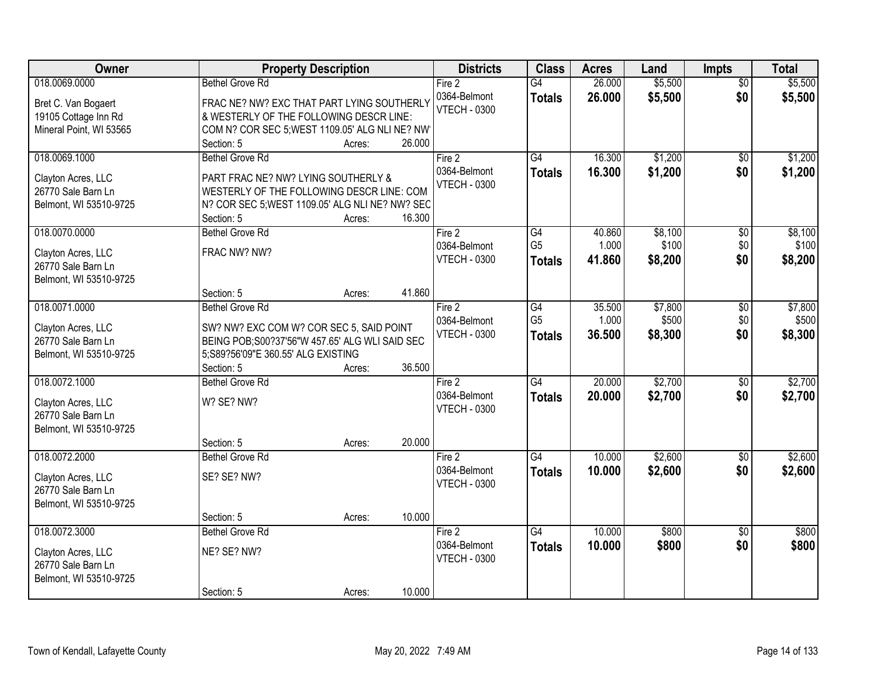| Owner | Property Description | Districts | Class | Acres | Land | Impts | Total |
|---|---|---|---|---|---|---|---|
| 018.0069.0000<br>Bret C. Van Bogaert<br>19105 Cottage Inn Rd<br>Mineral Point, WI 53565 | Bethel Grove Rd<br>FRAC NE? NW? EXC THAT PART LYING SOUTHERLY & WESTERLY OF THE FOLLOWING DESCR LINE: COM N? COR SEC 5;WEST 1109.05' ALG NLI NE? NW'<br>Section: 5 Acres: 26.000 | Fire 2<br>0364-Belmont<br>VTECH - 0300 | G4<br>**Totals** | 26.000<br>**26.000** | $5,500<br>**$5,500** | $0<br>**$0** | $5,500<br>**$5,500** |
| 018.0069.1000<br>Clayton Acres, LLC<br>26770 Sale Barn Ln<br>Belmont, WI 53510-9725 | Bethel Grove Rd<br>PART FRAC NE? NW? LYING SOUTHERLY & WESTERLY OF THE FOLLOWING DESCR LINE: COM N? COR SEC 5;WEST 1109.05' ALG NLI NE? NW? SEC<br>Section: 5 Acres: 16.300 | Fire 2<br>0364-Belmont<br>VTECH - 0300 | G4<br>**Totals** | 16.300<br>**16.300** | $1,200<br>**$1,200** | $0<br>**$0** | $1,200<br>**$1,200** |
| 018.0070.0000<br>Clayton Acres, LLC<br>26770 Sale Barn Ln<br>Belmont, WI 53510-9725 | Bethel Grove Rd<br>FRAC NW? NW?<br>Section: 5 Acres: 41.860 | Fire 2<br>0364-Belmont<br>VTECH - 0300 | G4<br>G5<br>**Totals** | 40.860<br>1.000<br>**41.860** | $8,100<br>$100<br>**$8,200** | $0<br>$0<br>**$0** | $8,100<br>$100<br>**$8,200** |
| 018.0071.0000<br>Clayton Acres, LLC<br>26770 Sale Barn Ln<br>Belmont, WI 53510-9725 | Bethel Grove Rd<br>SW? NW? EXC COM W? COR SEC 5, SAID POINT BEING POB;S00?37'56"W 457.65' ALG WLI SAID SEC 5;S89?56'09"E 360.55' ALG EXISTING<br>Section: 5 Acres: 36.500 | Fire 2<br>0364-Belmont<br>VTECH - 0300 | G4<br>G5<br>**Totals** | 35.500<br>1.000<br>**36.500** | $7,800<br>$500<br>**$8,300** | $0<br>$0<br>**$0** | $7,800<br>$500<br>**$8,300** |
| 018.0072.1000<br>Clayton Acres, LLC<br>26770 Sale Barn Ln<br>Belmont, WI 53510-9725 | Bethel Grove Rd<br>W? SE? NW?<br>Section: 5 Acres: 20.000 | Fire 2<br>0364-Belmont<br>VTECH - 0300 | G4<br>**Totals** | 20.000<br>**20.000** | $2,700<br>**$2,700** | $0<br>**$0** | $2,700<br>**$2,700** |
| 018.0072.2000<br>Clayton Acres, LLC<br>26770 Sale Barn Ln<br>Belmont, WI 53510-9725 | Bethel Grove Rd<br>SE? SE? NW?<br>Section: 5 Acres: 10.000 | Fire 2<br>0364-Belmont<br>VTECH - 0300 | G4<br>**Totals** | 10.000<br>**10.000** | $2,600<br>**$2,600** | $0<br>**$0** | $2,600<br>**$2,600** |
| 018.0072.3000<br>Clayton Acres, LLC<br>26770 Sale Barn Ln<br>Belmont, WI 53510-9725 | Bethel Grove Rd<br>NE? SE? NW?<br>Section: 5 Acres: 10.000 | Fire 2<br>0364-Belmont<br>VTECH - 0300 | G4<br>**Totals** | 10.000<br>**10.000** | $800<br>**$800** | $0<br>**$0** | $800<br>**$800** |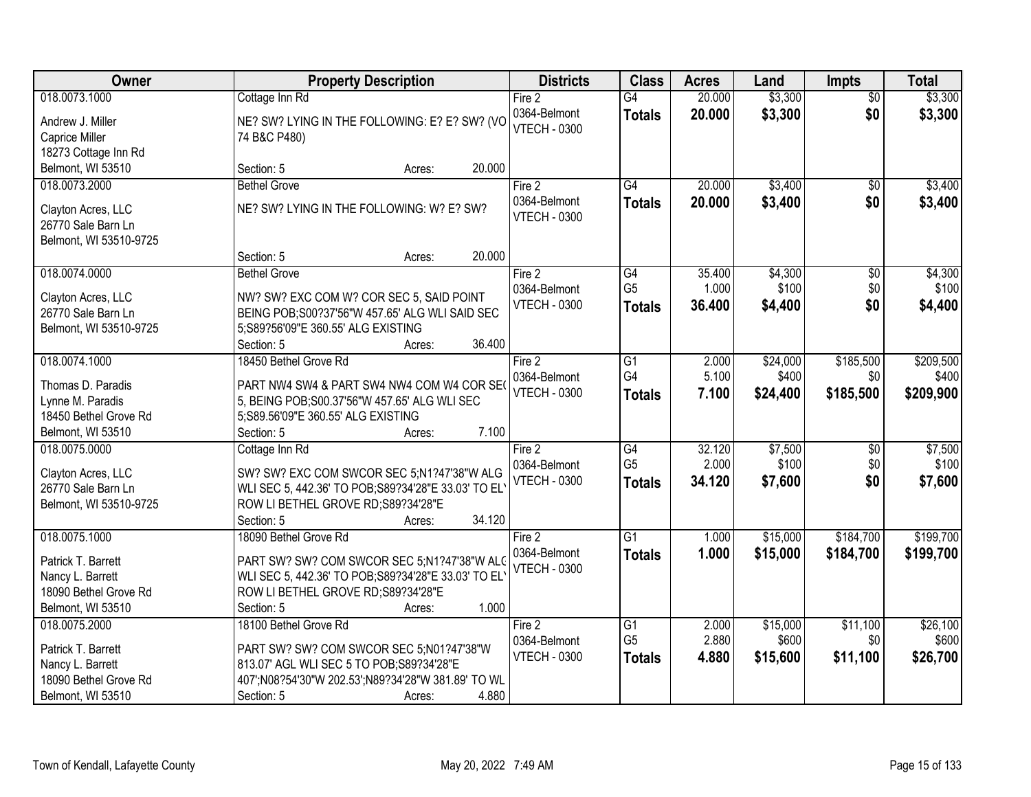| Owner | Property Description | Districts | Class | Acres | Land | Impts | Total |
|---|---|---|---|---|---|---|---|
| 018.0073.1000<br>Andrew J. Miller<br>Caprice Miller<br>18273 Cottage Inn Rd<br>Belmont, WI 53510 | Cottage Inn Rd<br>NE? SW? LYING IN THE FOLLOWING: E? E? SW? (VO 74 B&C P480)<br>Section: 5 Acres: 20.000 | Fire 2<br>0364-Belmont<br>VTECH - 0300 | G4<br>**Totals** | 20.000<br>**20.000** | $3,300<br>**$3,300** | $0<br>**$0** | $3,300<br>**$3,300** |
| 018.0073.2000<br>Clayton Acres, LLC<br>26770 Sale Barn Ln<br>Belmont, WI 53510-9725 | Bethel Grove<br>NE? SW? LYING IN THE FOLLOWING: W? E? SW?<br>Section: 5 Acres: 20.000 | Fire 2<br>0364-Belmont<br>VTECH - 0300 | G4<br>**Totals** | 20.000<br>**20.000** | $3,400<br>**$3,400** | $0<br>**$0** | $3,400<br>**$3,400** |
| 018.0074.0000<br>Clayton Acres, LLC<br>26770 Sale Barn Ln<br>Belmont, WI 53510-9725 | Bethel Grove<br>NW? SW? EXC COM W? COR SEC 5, SAID POINT BEING POB;S00?37'56"W 457.65' ALG WLI SAID SEC 5;S89?56'09"E 360.55' ALG EXISTING<br>Section: 5 Acres: 36.400 | Fire 2<br>0364-Belmont<br>VTECH - 0300 | G4<br>G5<br>**Totals** | 35.400<br>1.000<br>**36.400** | $4,300<br>$100<br>**$4,400** | $0<br>$0<br>**$0** | $4,300<br>$100<br>**$4,400** |
| 018.0074.1000<br>Thomas D. Paradis<br>Lynne M. Paradis<br>18450 Bethel Grove Rd<br>Belmont, WI 53510 | 18450 Bethel Grove Rd<br>PART NW4 SW4 & PART SW4 NW4 COM W4 COR SEC 5, BEING POB;S00.37'56"W 457.65' ALG WLI SEC 5;S89.56'09"E 360.55' ALG EXISTING<br>Section: 5 Acres: 7.100 | Fire 2<br>0364-Belmont<br>VTECH - 0300 | G1<br>G4<br>**Totals** | 2.000<br>5.100<br>**7.100** | $24,000<br>$400<br>**$24,400** | $185,500<br>$0<br>**$185,500** | $209,500<br>$400<br>**$209,900** |
| 018.0075.0000<br>Clayton Acres, LLC<br>26770 Sale Barn Ln<br>Belmont, WI 53510-9725 | Cottage Inn Rd<br>SW? SW? EXC COM SWCOR SEC 5;N1?47'38"W ALG WLI SEC 5, 442.36' TO POB;S89?34'28"E 33.03' TO EL ROW LI BETHEL GROVE RD;S89?34'28"E<br>Section: 5 Acres: 34.120 | Fire 2<br>0364-Belmont<br>VTECH - 0300 | G4<br>G5<br>**Totals** | 32.120<br>2.000<br>**34.120** | $7,500<br>$100<br>**$7,600** | $0<br>$0<br>**$0** | $7,500<br>$100<br>**$7,600** |
| 018.0075.1000<br>Patrick T. Barrett<br>Nancy L. Barrett<br>18090 Bethel Grove Rd<br>Belmont, WI 53510 | 18090 Bethel Grove Rd<br>PART SW? SW? COM SWCOR SEC 5;N1?47'38"W ALG WLI SEC 5, 442.36' TO POB;S89?34'28"E 33.03' TO EL ROW LI BETHEL GROVE RD;S89?34'28"E<br>Section: 5 Acres: 1.000 | Fire 2<br>0364-Belmont<br>VTECH - 0300 | G1<br>**Totals** | 1.000<br>**1.000** | $15,000<br>**$15,000** | $184,700<br>**$184,700** | $199,700<br>**$199,700** |
| 018.0075.2000<br>Patrick T. Barrett<br>Nancy L. Barrett<br>18090 Bethel Grove Rd<br>Belmont, WI 53510 | 18100 Bethel Grove Rd<br>PART SW? SW? COM SWCOR SEC 5;N01?47'38"W 813.07' AGL WLI SEC 5 TO POB;S89?34'28"E 407';N08?54'30"W 202.53';N89?34'28"W 381.89' TO WL<br>Section: 5 Acres: 4.880 | Fire 2<br>0364-Belmont<br>VTECH - 0300 | G1<br>G5<br>**Totals** | 2.000<br>2.880<br>**4.880** | $15,000<br>$600<br>**$15,600** | $11,100<br>$0<br>**$11,100** | $26,100<br>$600<br>**$26,700** |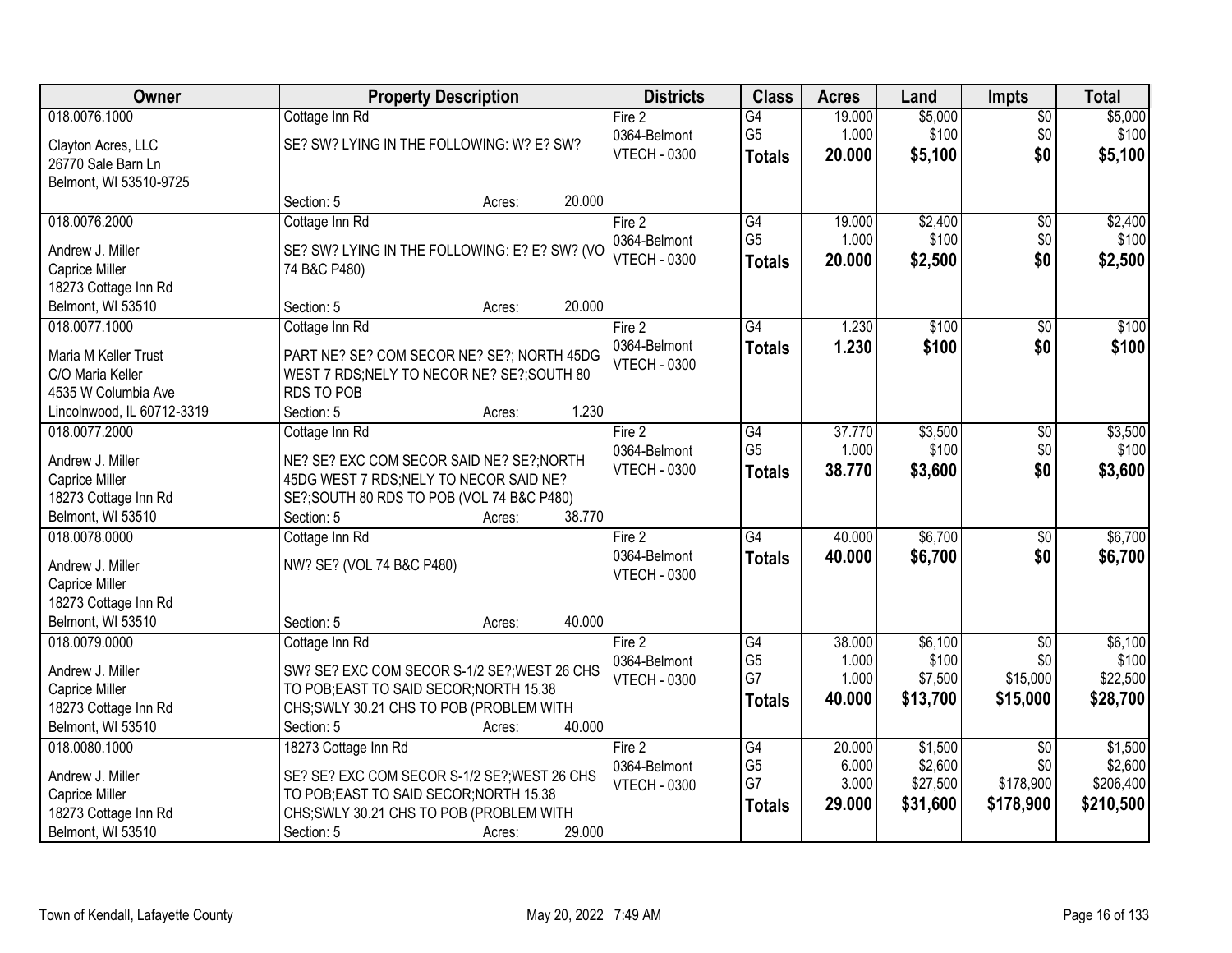| Owner | Property Description | Districts | Class | Acres | Land | Impts | Total |
|---|---|---|---|---|---|---|---|
| 018.0076.1000<br>Clayton Acres, LLC<br>26770 Sale Barn Ln<br>Belmont, WI 53510-9725 | Cottage Inn Rd<br>SE? SW? LYING IN THE FOLLOWING: W? E? SW?<br>Section: 5 Acres: 20.000 | Fire 2<br>0364-Belmont<br>VTECH - 0300 | G4<br>G5<br>**Totals** | 19.000<br>1.000<br>**20.000** | $5,000<br>$100<br>**$5,100** | $0<br>$0<br>**$0** | $5,000<br>$100<br>**$5,100** |
| 018.0076.2000<br>Andrew J. Miller<br>Caprice Miller<br>18273 Cottage Inn Rd<br>Belmont, WI 53510 | Cottage Inn Rd<br>SE? SW? LYING IN THE FOLLOWING: E? E? SW? (VO 74 B&C P480)<br>Section: 5 Acres: 20.000 | Fire 2<br>0364-Belmont<br>VTECH - 0300 | G4<br>G5<br>**Totals** | 19.000<br>1.000<br>**20.000** | $2,400<br>$100<br>**$2,500** | $0<br>$0<br>**$0** | $2,400<br>$100<br>**$2,500** |
| 018.0077.1000<br>Maria M Keller Trust<br>C/O Maria Keller<br>4535 W Columbia Ave<br>Lincolnwood, IL 60712-3319 | Cottage Inn Rd<br>PART NE? SE? COM SECOR NE? SE?; NORTH 45DG WEST 7 RDS;NELY TO NECOR NE? SE?;SOUTH 80 RDS TO POB<br>Section: 5 Acres: 1.230 | Fire 2<br>0364-Belmont<br>VTECH - 0300 | G4<br>**Totals** | 1.230<br>**1.230** | $100<br>**$100** | $0<br>**$0** | $100<br>**$100** |
| 018.0077.2000<br>Andrew J. Miller<br>Caprice Miller<br>18273 Cottage Inn Rd<br>Belmont, WI 53510 | Cottage Inn Rd<br>NE? SE? EXC COM SECOR SAID NE? SE?;NORTH 45DG WEST 7 RDS;NELY TO NECOR SAID NE? SE?;SOUTH 80 RDS TO POB (VOL 74 B&C P480)<br>Section: 5 Acres: 38.770 | Fire 2<br>0364-Belmont<br>VTECH - 0300 | G4<br>G5<br>**Totals** | 37.770<br>1.000<br>**38.770** | $3,500<br>$100<br>**$3,600** | $0<br>$0<br>**$0** | $3,500<br>$100<br>**$3,600** |
| 018.0078.0000<br>Andrew J. Miller<br>Caprice Miller<br>18273 Cottage Inn Rd<br>Belmont, WI 53510 | Cottage Inn Rd<br>NW? SE? (VOL 74 B&C P480)<br>Section: 5 Acres: 40.000 | Fire 2<br>0364-Belmont<br>VTECH - 0300 | G4<br>**Totals** | 40.000<br>**40.000** | $6,700<br>**$6,700** | $0<br>**$0** | $6,700<br>**$6,700** |
| 018.0079.0000<br>Andrew J. Miller<br>Caprice Miller<br>18273 Cottage Inn Rd<br>Belmont, WI 53510 | Cottage Inn Rd<br>SW? SE? EXC COM SECOR S-1/2 SE?;WEST 26 CHS TO POB;EAST TO SAID SECOR;NORTH 15.38 CHS;SWLY 30.21 CHS TO POB (PROBLEM WITH<br>Section: 5 Acres: 40.000 | Fire 2<br>0364-Belmont<br>VTECH - 0300 | G4<br>G5<br>G7<br>**Totals** | 38.000<br>1.000<br>1.000<br>**40.000** | $6,100<br>$100<br>$7,500<br>**$13,700** | $0<br>$0<br>$15,000<br>**$15,000** | $6,100<br>$100<br>$22,500<br>**$28,700** |
| 018.0080.1000<br>Andrew J. Miller<br>Caprice Miller<br>18273 Cottage Inn Rd<br>Belmont, WI 53510 | 18273 Cottage Inn Rd<br>SE? SE? EXC COM SECOR S-1/2 SE?;WEST 26 CHS TO POB;EAST TO SAID SECOR;NORTH 15.38 CHS;SWLY 30.21 CHS TO POB (PROBLEM WITH<br>Section: 5 Acres: 29.000 | Fire 2<br>0364-Belmont<br>VTECH - 0300 | G4<br>G5<br>G7<br>**Totals** | 20.000<br>6.000<br>3.000<br>**29.000** | $1,500<br>$2,600<br>$27,500<br>**$31,600** | $0<br>$0<br>$178,900<br>**$178,900** | $1,500<br>$2,600<br>$206,400<br>**$210,500** |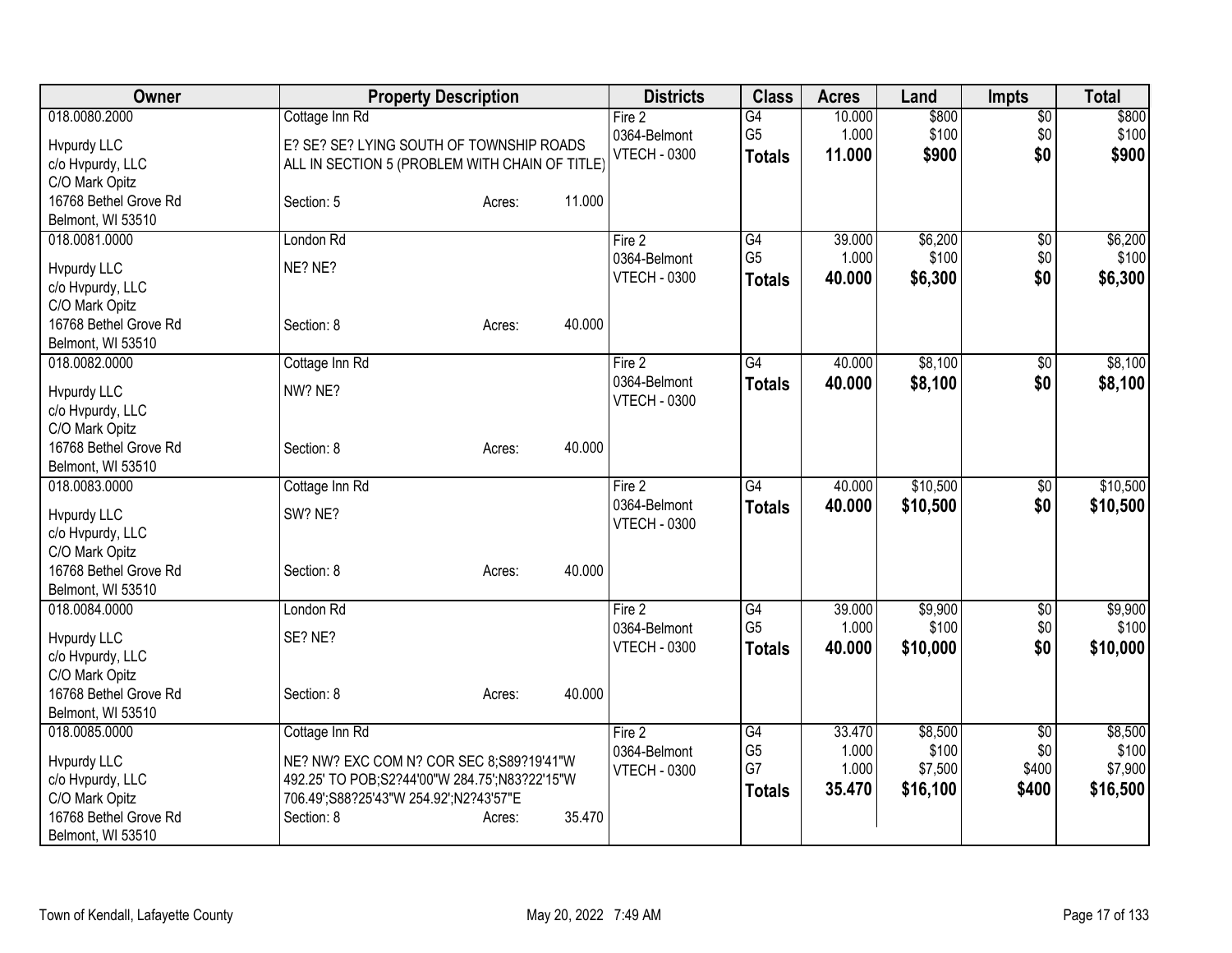| Owner | Property Description | Districts | Class | Acres | Land | Impts | Total |
|---|---|---|---|---|---|---|---|
| 018.0080.2000<br>Hvpurdy LLC<br>c/o Hvpurdy, LLC<br>C/O Mark Opitz<br>16768 Bethel Grove Rd<br>Belmont, WI 53510 | Cottage Inn Rd<br>E? SE? SE? LYING SOUTH OF TOWNSHIP ROADS ALL IN SECTION 5 (PROBLEM WITH CHAIN OF TITLE)<br>Section: 5 Acres: 11.000 | Fire 2<br>0364-Belmont<br>VTECH - 0300 | G4<br>G5<br>**Totals** | 10.000<br>1.000<br>**11.000** | \$800<br>\$100<br>**\$900** | \$0<br>\$0<br>**\$0** | \$800<br>\$100<br>**\$900** |
| 018.0081.0000<br>Hvpurdy LLC<br>c/o Hvpurdy, LLC<br>C/O Mark Opitz<br>16768 Bethel Grove Rd<br>Belmont, WI 53510 | London Rd<br>NE? NE?<br>Section: 8 Acres: 40.000 | Fire 2<br>0364-Belmont<br>VTECH - 0300 | G4<br>G5<br>**Totals** | 39.000<br>1.000<br>**40.000** | \$6,200<br>\$100<br>**\$6,300** | \$0<br>\$0<br>**\$0** | \$6,200<br>\$100<br>**\$6,300** |
| 018.0082.0000<br>Hvpurdy LLC<br>c/o Hvpurdy, LLC<br>C/O Mark Opitz<br>16768 Bethel Grove Rd<br>Belmont, WI 53510 | Cottage Inn Rd<br>NW? NE?<br>Section: 8 Acres: 40.000 | Fire 2<br>0364-Belmont<br>VTECH - 0300 | G4<br>**Totals** | 40.000<br>**40.000** | \$8,100<br>**\$8,100** | \$0<br>**\$0** | \$8,100<br>**\$8,100** |
| 018.0083.0000<br>Hvpurdy LLC<br>c/o Hvpurdy, LLC<br>C/O Mark Opitz<br>16768 Bethel Grove Rd<br>Belmont, WI 53510 | Cottage Inn Rd<br>SW? NE?<br>Section: 8 Acres: 40.000 | Fire 2<br>0364-Belmont<br>VTECH - 0300 | G4<br>**Totals** | 40.000<br>**40.000** | \$10,500<br>**\$10,500** | \$0<br>**\$0** | \$10,500<br>**\$10,500** |
| 018.0084.0000<br>Hvpurdy LLC<br>c/o Hvpurdy, LLC<br>C/O Mark Opitz<br>16768 Bethel Grove Rd<br>Belmont, WI 53510 | London Rd<br>SE? NE?<br>Section: 8 Acres: 40.000 | Fire 2<br>0364-Belmont<br>VTECH - 0300 | G4<br>G5<br>**Totals** | 39.000<br>1.000<br>**40.000** | \$9,900<br>\$100<br>**\$10,000** | \$0<br>\$0<br>**\$0** | \$9,900<br>\$100<br>**\$10,000** |
| 018.0085.0000<br>Hvpurdy LLC<br>c/o Hvpurdy, LLC<br>C/O Mark Opitz<br>16768 Bethel Grove Rd<br>Belmont, WI 53510 | Cottage Inn Rd<br>NE? NW? EXC COM N? COR SEC 8;S89?19'41"W 492.25' TO POB;S2?44'00"W 284.75';N83?22'15"W 706.49';S88?25'43"W 254.92';N2?43'57"E<br>Section: 8 Acres: 35.470 | Fire 2<br>0364-Belmont<br>VTECH - 0300 | G4<br>G5<br>G7<br>**Totals** | 33.470<br>1.000<br>1.000<br>**35.470** | \$8,500<br>\$100<br>\$7,500<br>**\$16,100** | \$0<br>\$0<br>\$400<br>**\$400** | \$8,500<br>\$100<br>\$7,900<br>**\$16,500** |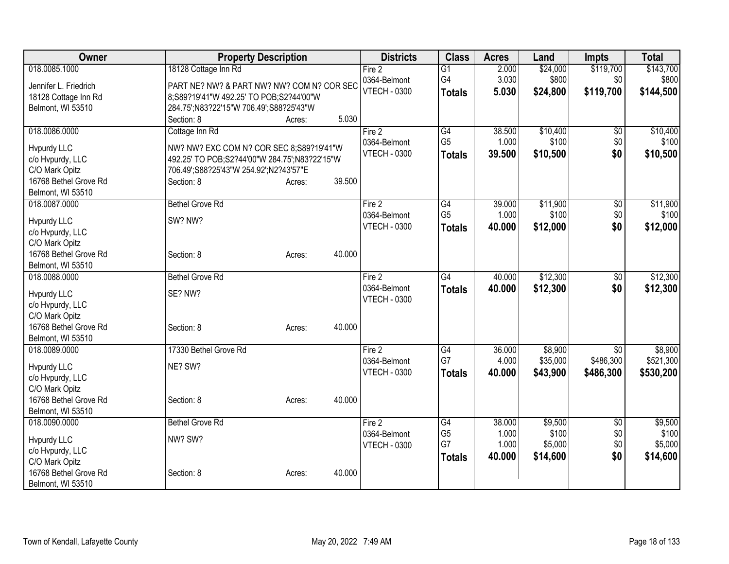| Owner | Property Description | Districts | Class | Acres | Land | Impts | Total |
|---|---|---|---|---|---|---|---|
| 018.0085.1000<br>Jennifer L. Friedrich<br>18128 Cottage Inn Rd<br>Belmont, WI 53510 | 18128 Cottage Inn Rd<br>PART NE? NW? & PART NW? NW? COM N? COR SEC 8;S89?19'41"W 492.25' TO POB;S2?44'00"W 284.75';N83?22'15"W 706.49';S88?25'43"W<br>Section: 8 Acres: 5.030 | Fire 2<br>0364-Belmont<br>VTECH - 0300 | G1<br>G4<br>**Totals** | 2.000<br>3.030<br>**5.030** | $24,000<br>$800<br>**$24,800** | $119,700<br>$0<br>**$119,700** | $143,700<br>$800<br>**$144,500** |
| 018.0086.0000<br>Hvpurdy LLC<br>c/o Hvpurdy, LLC<br>C/O Mark Opitz<br>16768 Bethel Grove Rd<br>Belmont, WI 53510 | Cottage Inn Rd<br>NW? NW? EXC COM N? COR SEC 8;S89?19'41"W 492.25' TO POB;S2?44'00"W 284.75';N83?22'15"W 706.49';S88?25'43"W 254.92';N2?43'57"E<br>Section: 8 Acres: 39.500 | Fire 2<br>0364-Belmont<br>VTECH - 0300 | G4<br>G5<br>**Totals** | 38.500<br>1.000<br>**39.500** | $10,400<br>$100<br>**$10,500** | $0<br>$0<br>**$0** | $10,400<br>$100<br>**$10,500** |
| 018.0087.0000<br>Hvpurdy LLC<br>c/o Hvpurdy, LLC<br>C/O Mark Opitz<br>16768 Bethel Grove Rd<br>Belmont, WI 53510 | Bethel Grove Rd<br>SW? NW?<br>Section: 8 Acres: 40.000 | Fire 2<br>0364-Belmont<br>VTECH - 0300 | G4<br>G5<br>**Totals** | 39.000<br>1.000<br>**40.000** | $11,900<br>$100<br>**$12,000** | $0<br>$0<br>**$0** | $11,900<br>$100<br>**$12,000** |
| 018.0088.0000<br>Hvpurdy LLC<br>c/o Hvpurdy, LLC<br>C/O Mark Opitz<br>16768 Bethel Grove Rd<br>Belmont, WI 53510 | Bethel Grove Rd<br>SE? NW?<br>Section: 8 Acres: 40.000 | Fire 2<br>0364-Belmont<br>VTECH - 0300 | G4<br>**Totals** | 40.000<br>**40.000** | $12,300<br>**$12,300** | $0<br>**$0** | $12,300<br>**$12,300** |
| 018.0089.0000<br>Hvpurdy LLC<br>c/o Hvpurdy, LLC<br>C/O Mark Opitz<br>16768 Bethel Grove Rd<br>Belmont, WI 53510 | 17330 Bethel Grove Rd<br>NE? SW?<br>Section: 8 Acres: 40.000 | Fire 2<br>0364-Belmont<br>VTECH - 0300 | G4<br>G7<br>**Totals** | 36.000<br>4.000<br>**40.000** | $8,900<br>$35,000<br>**$43,900** | $0<br>$486,300<br>**$486,300** | $8,900<br>$521,300<br>**$530,200** |
| 018.0090.0000<br>Hvpurdy LLC<br>c/o Hvpurdy, LLC<br>C/O Mark Opitz<br>16768 Bethel Grove Rd<br>Belmont, WI 53510 | Bethel Grove Rd<br>NW? SW?<br>Section: 8 Acres: 40.000 | Fire 2<br>0364-Belmont<br>VTECH - 0300 | G4<br>G5<br>G7<br>**Totals** | 38.000<br>1.000<br>1.000<br>**40.000** | $9,500<br>$100<br>$5,000<br>**$14,600** | $0<br>$0<br>$0<br>**$0** | $9,500<br>$100<br>$5,000<br>**$14,600** |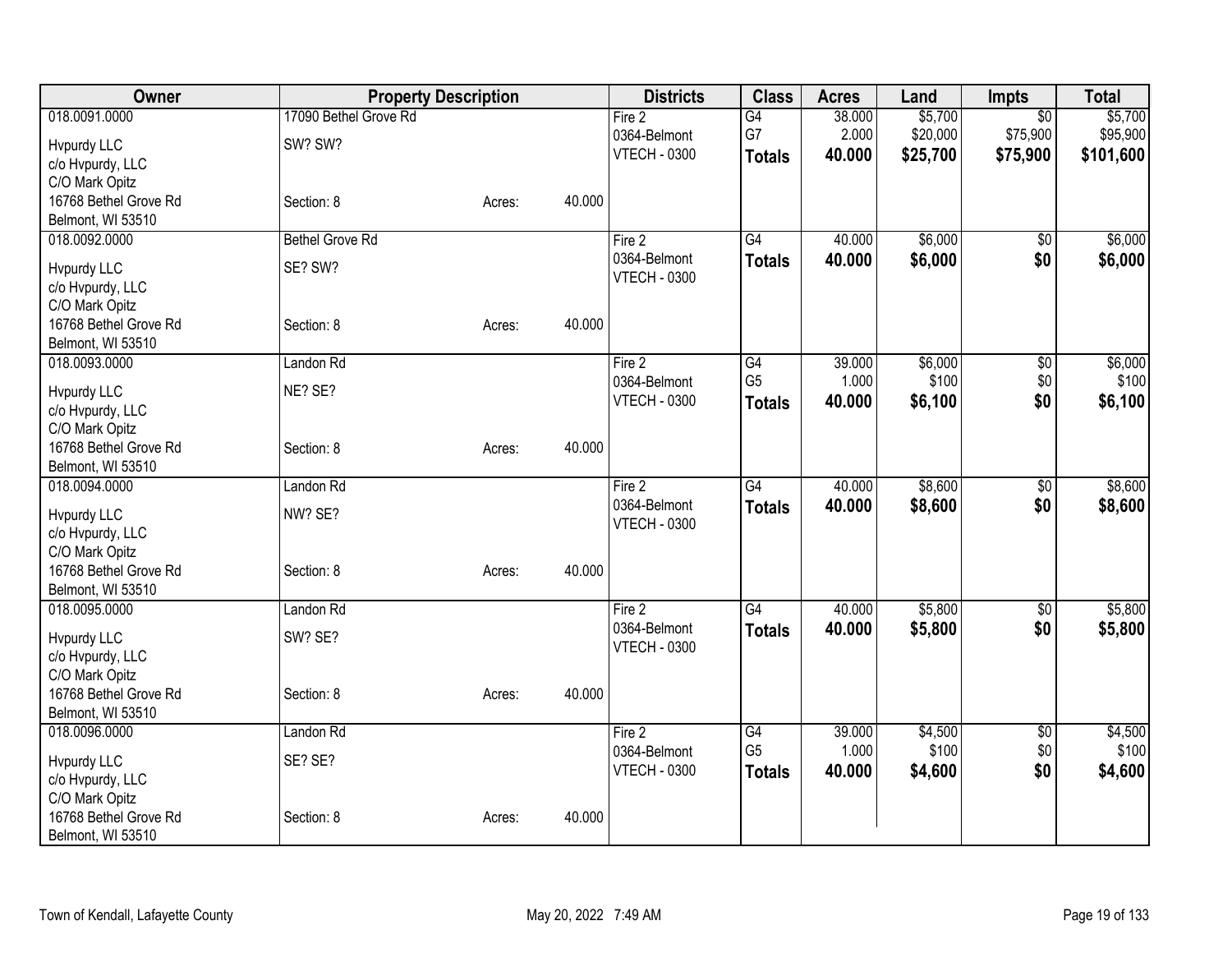| Owner | Property Description | | | Districts | Class | Acres | Land | Impts | Total |
|---|---|---|---|---|---|---|---|---|---|
| 018.0091.0000 | 17090 Bethel Grove Rd | | | Fire 2 | G4 | 38.000 | $5,700 | $0 | $5,700 |
| Hvpurdy LLC | SW? SW? | | | 0364-Belmont | G7 | 2.000 | $20,000 | $75,900 | $95,900 |
| c/o Hvpurdy, LLC | | | | VTECH - 0300 | **Totals** | **40.000** | **$25,700** | **$75,900** | **$101,600** |
| C/O Mark Opitz | | | | | | | | | |
| 16768 Bethel Grove Rd | Section: 8 | Acres: | 40.000 | | | | | | |
| Belmont, WI 53510 | | | | | | | | | |
| 018.0092.0000 | Bethel Grove Rd | | | Fire 2 | G4 | 40.000 | $6,000 | $0 | $6,000 |
| Hvpurdy LLC | SE? SW? | | | 0364-Belmont | **Totals** | **40.000** | **$6,000** | **$0** | **$6,000** |
| c/o Hvpurdy, LLC | | | | VTECH - 0300 | | | | | |
| C/O Mark Opitz | | | | | | | | | |
| 16768 Bethel Grove Rd | Section: 8 | Acres: | 40.000 | | | | | | |
| Belmont, WI 53510 | | | | | | | | | |
| 018.0093.0000 | Landon Rd | | | Fire 2 | G4 | 39.000 | $6,000 | $0 | $6,000 |
| Hvpurdy LLC | NE? SE? | | | 0364-Belmont | G5 | 1.000 | $100 | $0 | $100 |
| c/o Hvpurdy, LLC | | | | VTECH - 0300 | **Totals** | **40.000** | **$6,100** | **$0** | **$6,100** |
| C/O Mark Opitz | | | | | | | | | |
| 16768 Bethel Grove Rd | Section: 8 | Acres: | 40.000 | | | | | | |
| Belmont, WI 53510 | | | | | | | | | |
| 018.0094.0000 | Landon Rd | | | Fire 2 | G4 | 40.000 | $8,600 | $0 | $8,600 |
| Hvpurdy LLC | NW? SE? | | | 0364-Belmont | **Totals** | **40.000** | **$8,600** | **$0** | **$8,600** |
| c/o Hvpurdy, LLC | | | | VTECH - 0300 | | | | | |
| C/O Mark Opitz | | | | | | | | | |
| 16768 Bethel Grove Rd | Section: 8 | Acres: | 40.000 | | | | | | |
| Belmont, WI 53510 | | | | | | | | | |
| 018.0095.0000 | Landon Rd | | | Fire 2 | G4 | 40.000 | $5,800 | $0 | $5,800 |
| Hvpurdy LLC | SW? SE? | | | 0364-Belmont | **Totals** | **40.000** | **$5,800** | **$0** | **$5,800** |
| c/o Hvpurdy, LLC | | | | VTECH - 0300 | | | | | |
| C/O Mark Opitz | | | | | | | | | |
| 16768 Bethel Grove Rd | Section: 8 | Acres: | 40.000 | | | | | | |
| Belmont, WI 53510 | | | | | | | | | |
| 018.0096.0000 | Landon Rd | | | Fire 2 | G4 | 39.000 | $4,500 | $0 | $4,500 |
| Hvpurdy LLC | SE? SE? | | | 0364-Belmont | G5 | 1.000 | $100 | $0 | $100 |
| c/o Hvpurdy, LLC | | | | VTECH - 0300 | **Totals** | **40.000** | **$4,600** | **$0** | **$4,600** |
| C/O Mark Opitz | | | | | | | | | |
| 16768 Bethel Grove Rd | Section: 8 | Acres: | 40.000 | | | | | | |
| Belmont, WI 53510 | | | | | | | | | |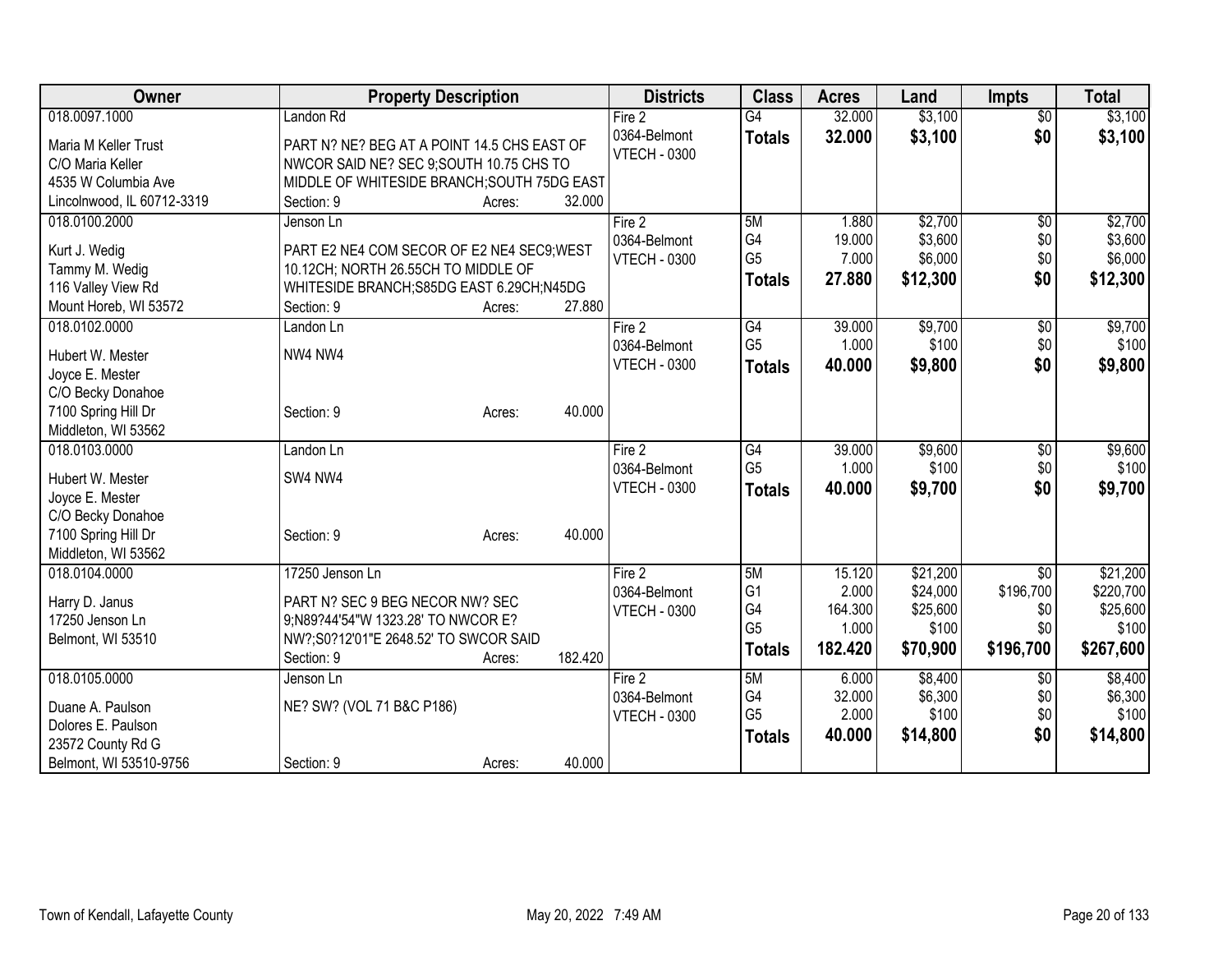| Owner | Property Description | Districts | Class | Acres | Land | Impts | Total |
|---|---|---|---|---|---|---|---|
| 018.0097.1000<br>Maria M Keller Trust<br>C/O Maria Keller<br>4535 W Columbia Ave<br>Lincolnwood, IL 60712-3319 | Landon Rd<br>PART N? NE? BEG AT A POINT 14.5 CHS EAST OF NWCOR SAID NE? SEC 9;SOUTH 10.75 CHS TO MIDDLE OF WHITESIDE BRANCH;SOUTH 75DG EAST<br>Section: 9 Acres: 32.000 | Fire 2<br>0364-Belmont<br>VTECH - 0300 | G4<br>**Totals** | 32.000<br>**32.000** | $3,100<br>**$3,100** | $0<br>**$0** | $3,100<br>**$3,100** |
| 018.0100.2000<br>Kurt J. Wedig<br>Tammy M. Wedig<br>116 Valley View Rd<br>Mount Horeb, WI 53572 | Jenson Ln<br>PART E2 NE4 COM SECOR OF E2 NE4 SEC9;WEST 10.12CH; NORTH 26.55CH TO MIDDLE OF WHITESIDE BRANCH;S85DG EAST 6.29CH;N45DG<br>Section: 9 Acres: 27.880 | Fire 2<br>0364-Belmont<br>VTECH - 0300 | 5M<br>G4<br>G5<br>**Totals** | 1.880<br>19.000<br>7.000<br>**27.880** | $2,700<br>$3,600<br>$6,000<br>**$12,300** | $0<br>$0<br>$0<br>**$0** | $2,700<br>$3,600<br>$6,000<br>**$12,300** |
| 018.0102.0000<br>Hubert W. Mester<br>Joyce E. Mester<br>C/O Becky Donahoe<br>7100 Spring Hill Dr<br>Middleton, WI 53562 | Landon Ln<br>NW4 NW4<br>Section: 9 Acres: 40.000 | Fire 2<br>0364-Belmont<br>VTECH - 0300 | G4<br>G5<br>**Totals** | 39.000<br>1.000<br>**40.000** | $9,700<br>$100<br>**$9,800** | $0<br>$0<br>**$0** | $9,700<br>$100<br>**$9,800** |
| 018.0103.0000<br>Hubert W. Mester<br>Joyce E. Mester<br>C/O Becky Donahoe<br>7100 Spring Hill Dr<br>Middleton, WI 53562 | Landon Ln<br>SW4 NW4<br>Section: 9 Acres: 40.000 | Fire 2<br>0364-Belmont<br>VTECH - 0300 | G4<br>G5<br>**Totals** | 39.000<br>1.000<br>**40.000** | $9,600<br>$100<br>**$9,700** | $0<br>$0<br>**$0** | $9,600<br>$100<br>**$9,700** |
| 018.0104.0000<br>Harry D. Janus<br>17250 Jenson Ln<br>Belmont, WI 53510 | 17250 Jenson Ln<br>PART N? SEC 9 BEG NECOR NW? SEC 9;N89?44'54"W 1323.28' TO NWCOR E? NW?;S0?12'01"E 2648.52' TO SWCOR SAID<br>Section: 9 Acres: 182.420 | Fire 2<br>0364-Belmont<br>VTECH - 0300 | 5M<br>G1<br>G4<br>G5<br>**Totals** | 15.120<br>2.000<br>164.300<br>1.000<br>**182.420** | $21,200<br>$24,000<br>$25,600<br>$100<br>**$70,900** | $0<br>$196,700<br>$0<br>$0<br>**$196,700** | $21,200<br>$220,700<br>$25,600<br>$100<br>**$267,600** |
| 018.0105.0000<br>Duane A. Paulson<br>Dolores E. Paulson<br>23572 County Rd G<br>Belmont, WI 53510-9756 | Jenson Ln<br>NE? SW? (VOL 71 B&C P186)<br>Section: 9 Acres: 40.000 | Fire 2<br>0364-Belmont<br>VTECH - 0300 | 5M<br>G4<br>G5<br>**Totals** | 6.000<br>32.000<br>2.000<br>**40.000** | $8,400<br>$6,300<br>$100<br>**$14,800** | $0<br>$0<br>$0<br>**$0** | $8,400<br>$6,300<br>$100<br>**$14,800** |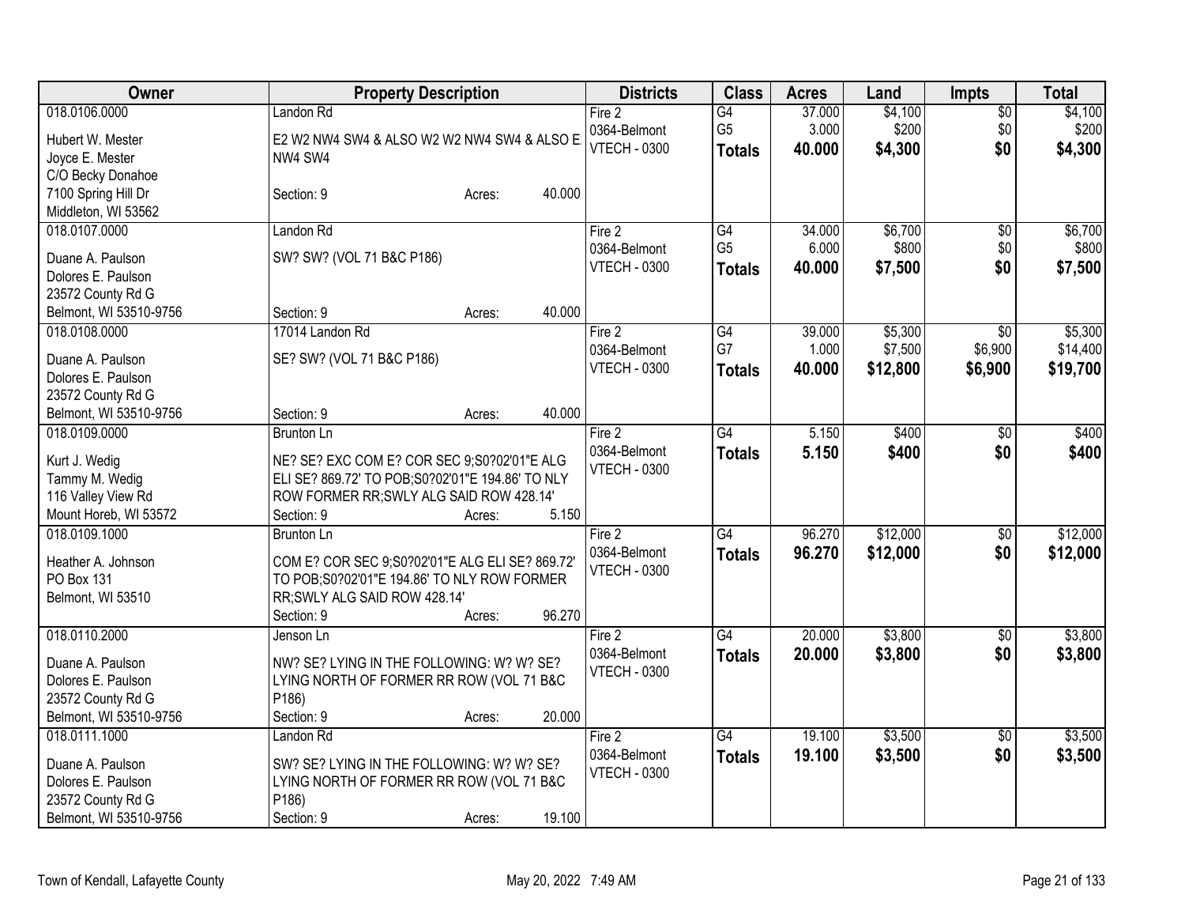| Owner | Property Description | Districts | Class | Acres | Land | Impts | Total |
|---|---|---|---|---|---|---|---|
| 018.0106.0000<br>Hubert W. Mester<br>Joyce E. Mester<br>C/O Becky Donahoe<br>7100 Spring Hill Dr<br>Middleton, WI 53562 | Landon Rd<br>E2 W2 NW4 SW4 & ALSO W2 W2 NW4 SW4 & ALSO E NW4 SW4<br>Section: 9 Acres: 40.000 | Fire 2<br>0364-Belmont<br>VTECH - 0300 | G4<br>G5<br>**Totals** | 37.000<br>3.000<br>**40.000** | $4,100<br>$200<br>**$4,300** | $0<br>$0<br>**$0** | $4,100<br>$200<br>**$4,300** |
| 018.0107.0000<br>Duane A. Paulson<br>Dolores E. Paulson<br>23572 County Rd G<br>Belmont, WI 53510-9756 | Landon Rd<br>SW? SW? (VOL 71 B&C P186)<br>Section: 9 Acres: 40.000 | Fire 2<br>0364-Belmont<br>VTECH - 0300 | G4<br>G5<br>**Totals** | 34.000<br>6.000<br>**40.000** | $6,700<br>$800<br>**$7,500** | $0<br>$0<br>**$0** | $6,700<br>$800<br>**$7,500** |
| 018.0108.0000<br>Duane A. Paulson<br>Dolores E. Paulson<br>23572 County Rd G<br>Belmont, WI 53510-9756 | 17014 Landon Rd<br>SE? SW? (VOL 71 B&C P186)<br>Section: 9 Acres: 40.000 | Fire 2<br>0364-Belmont<br>VTECH - 0300 | G4<br>G7<br>**Totals** | 39.000<br>1.000<br>**40.000** | $5,300<br>$7,500<br>**$12,800** | $0<br>$6,900<br>**$6,900** | $5,300<br>$14,400<br>**$19,700** |
| 018.0109.0000<br>Kurt J. Wedig<br>Tammy M. Wedig<br>116 Valley View Rd<br>Mount Horeb, WI 53572 | Brunton Ln<br>NE? SE? EXC COM E? COR SEC 9;S0?02'01"E ALG ELI SE? 869.72' TO POB;S0?02'01"E 194.86' TO NLY ROW FORMER RR;SWLY ALG SAID ROW 428.14'<br>Section: 9 Acres: 5.150 | Fire 2<br>0364-Belmont<br>VTECH - 0300 | G4<br>**Totals** | 5.150<br>**5.150** | $400<br>**$400** | $0<br>**$0** | $400<br>**$400** |
| 018.0109.1000<br>Heather A. Johnson<br>PO Box 131<br>Belmont, WI 53510 | Brunton Ln<br>COM E? COR SEC 9;S0?02'01"E ALG ELI SE? 869.72' TO POB;S0?02'01"E 194.86' TO NLY ROW FORMER RR;SWLY ALG SAID ROW 428.14'<br>Section: 9 Acres: 96.270 | Fire 2<br>0364-Belmont<br>VTECH - 0300 | G4<br>**Totals** | 96.270<br>**96.270** | $12,000<br>**$12,000** | $0<br>**$0** | $12,000<br>**$12,000** |
| 018.0110.2000<br>Duane A. Paulson<br>Dolores E. Paulson<br>23572 County Rd G<br>Belmont, WI 53510-9756 | Jenson Ln<br>NW? SE? LYING IN THE FOLLOWING: W? W? SE? LYING NORTH OF FORMER RR ROW (VOL 71 B&C P186)<br>Section: 9 Acres: 20.000 | Fire 2<br>0364-Belmont<br>VTECH - 0300 | G4<br>**Totals** | 20.000<br>**20.000** | $3,800<br>**$3,800** | $0<br>**$0** | $3,800<br>**$3,800** |
| 018.0111.1000<br>Duane A. Paulson<br>Dolores E. Paulson<br>23572 County Rd G<br>Belmont, WI 53510-9756 | Landon Rd<br>SW? SE? LYING IN THE FOLLOWING: W? W? SE? LYING NORTH OF FORMER RR ROW (VOL 71 B&C P186)<br>Section: 9 Acres: 19.100 | Fire 2<br>0364-Belmont<br>VTECH - 0300 | G4<br>**Totals** | 19.100<br>**19.100** | $3,500<br>**$3,500** | $0<br>**$0** | $3,500<br>**$3,500** |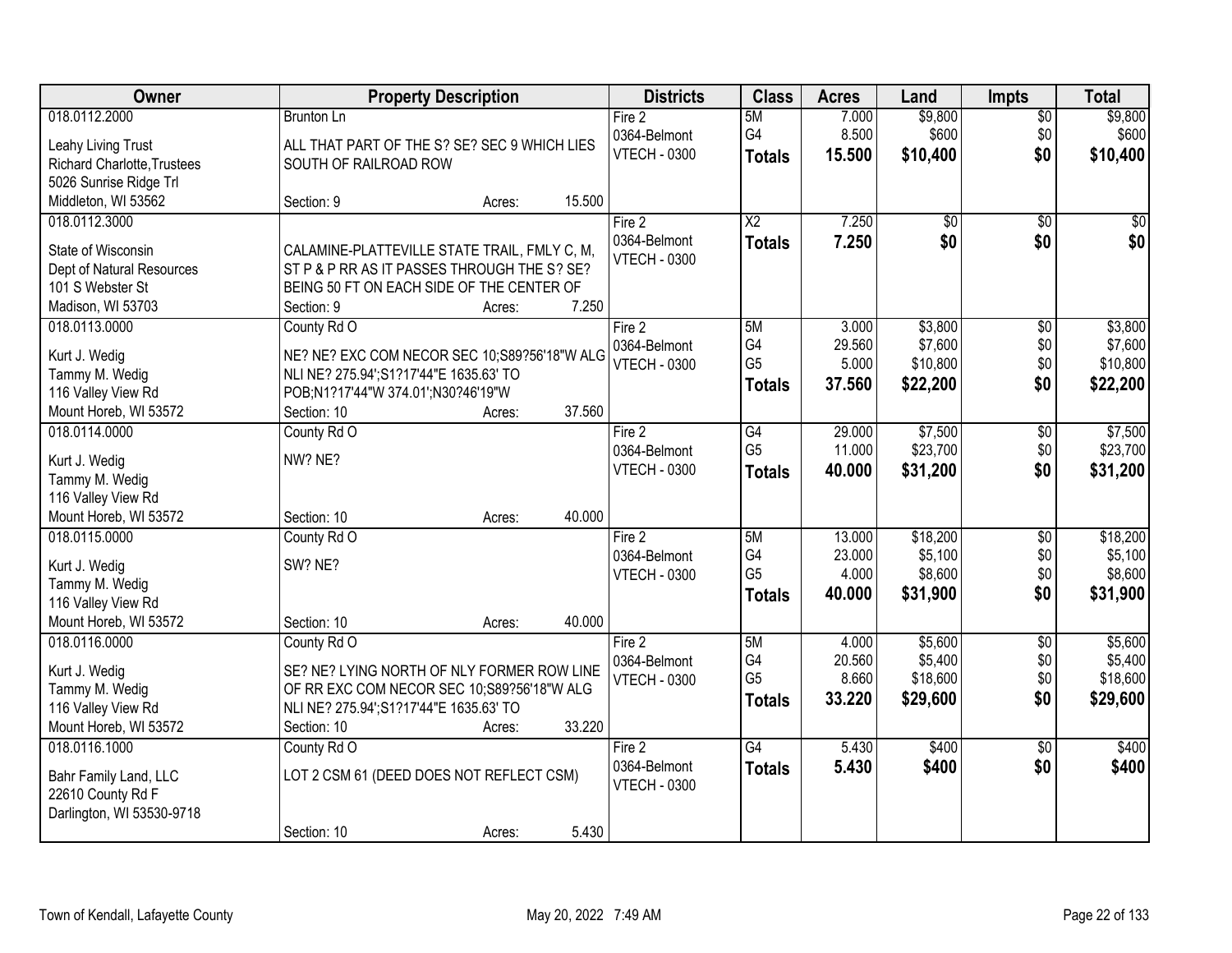| Owner | Property Description | Districts | Class | Acres | Land | Impts | Total |
|---|---|---|---|---|---|---|---|
| 018.0112.2000<br>Leahy Living Trust<br>Richard Charlotte,Trustees<br>5026 Sunrise Ridge Trl<br>Middleton, WI 53562 | Brunton Ln<br>ALL THAT PART OF THE S? SE? SEC 9 WHICH LIES SOUTH OF RAILROAD ROW<br>Section: 9 Acres: 15.500 | Fire 2<br>0364-Belmont<br>VTECH - 0300 | 5M<br>G4<br>**Totals** | 7.000<br>8.500<br>**15.500** | $9,800<br>$600<br>**$10,400** | $0<br>$0<br>**$0** | $9,800<br>$600<br>**$10,400** |
| 018.0112.3000<br>State of Wisconsin<br>Dept of Natural Resources<br>101 S Webster St<br>Madison, WI 53703 | CALAMINE-PLATTEVILLE STATE TRAIL, FMLY C, M, ST P & P RR AS IT PASSES THROUGH THE S? SE? BEING 50 FT ON EACH SIDE OF THE CENTER OF<br>Section: 9 Acres: 7.250 | Fire 2<br>0364-Belmont<br>VTECH - 0300 | X2<br>**Totals** | 7.250<br>**7.250** | $0<br>**$0** | $0<br>**$0** | $0<br>**$0** |
| 018.0113.0000<br>Kurt J. Wedig<br>Tammy M. Wedig<br>116 Valley View Rd<br>Mount Horeb, WI 53572 | County Rd O<br>NE? NE? EXC COM NECOR SEC 10;S89?56'18"W ALG NLI NE? 275.94';S1?17'44"E 1635.63' TO POB;N1?17'44"W 374.01';N30?46'19"W<br>Section: 10 Acres: 37.560 | Fire 2<br>0364-Belmont<br>VTECH - 0300 | 5M<br>G4<br>G5<br>**Totals** | 3.000<br>29.560<br>5.000<br>**37.560** | $3,800<br>$7,600<br>$10,800<br>**$22,200** | $0<br>$0<br>$0<br>**$0** | $3,800<br>$7,600<br>$10,800<br>**$22,200** |
| 018.0114.0000<br>Kurt J. Wedig<br>Tammy M. Wedig<br>116 Valley View Rd<br>Mount Horeb, WI 53572 | County Rd O<br>NW? NE?<br>Section: 10 Acres: 40.000 | Fire 2<br>0364-Belmont<br>VTECH - 0300 | G4<br>G5<br>**Totals** | 29.000<br>11.000<br>**40.000** | $7,500<br>$23,700<br>**$31,200** | $0<br>$0<br>**$0** | $7,500<br>$23,700<br>**$31,200** |
| 018.0115.0000<br>Kurt J. Wedig<br>Tammy M. Wedig<br>116 Valley View Rd<br>Mount Horeb, WI 53572 | County Rd O<br>SW? NE?<br>Section: 10 Acres: 40.000 | Fire 2<br>0364-Belmont<br>VTECH - 0300 | 5M<br>G4<br>G5<br>**Totals** | 13.000<br>23.000<br>4.000<br>**40.000** | $18,200<br>$5,100<br>$8,600<br>**$31,900** | $0<br>$0<br>$0<br>**$0** | $18,200<br>$5,100<br>$8,600<br>**$31,900** |
| 018.0116.0000<br>Kurt J. Wedig<br>Tammy M. Wedig<br>116 Valley View Rd<br>Mount Horeb, WI 53572 | County Rd O<br>SE? NE? LYING NORTH OF NLY FORMER ROW LINE OF RR EXC COM NECOR SEC 10;S89?56'18"W ALG NLI NE? 275.94';S1?17'44"E 1635.63' TO<br>Section: 10 Acres: 33.220 | Fire 2<br>0364-Belmont<br>VTECH - 0300 | 5M<br>G4<br>G5<br>**Totals** | 4.000<br>20.560<br>8.660<br>**33.220** | $5,600<br>$5,400<br>$18,600<br>**$29,600** | $0<br>$0<br>$0<br>**$0** | $5,600<br>$5,400<br>$18,600<br>**$29,600** |
| 018.0116.1000<br>Bahr Family Land, LLC<br>22610 County Rd F<br>Darlington, WI 53530-9718 | County Rd O<br>LOT 2 CSM 61 (DEED DOES NOT REFLECT CSM)<br>Section: 10 Acres: 5.430 | Fire 2<br>0364-Belmont<br>VTECH - 0300 | G4<br>**Totals** | 5.430<br>**5.430** | $400<br>**$400** | $0<br>**$0** | $400<br>**$400** |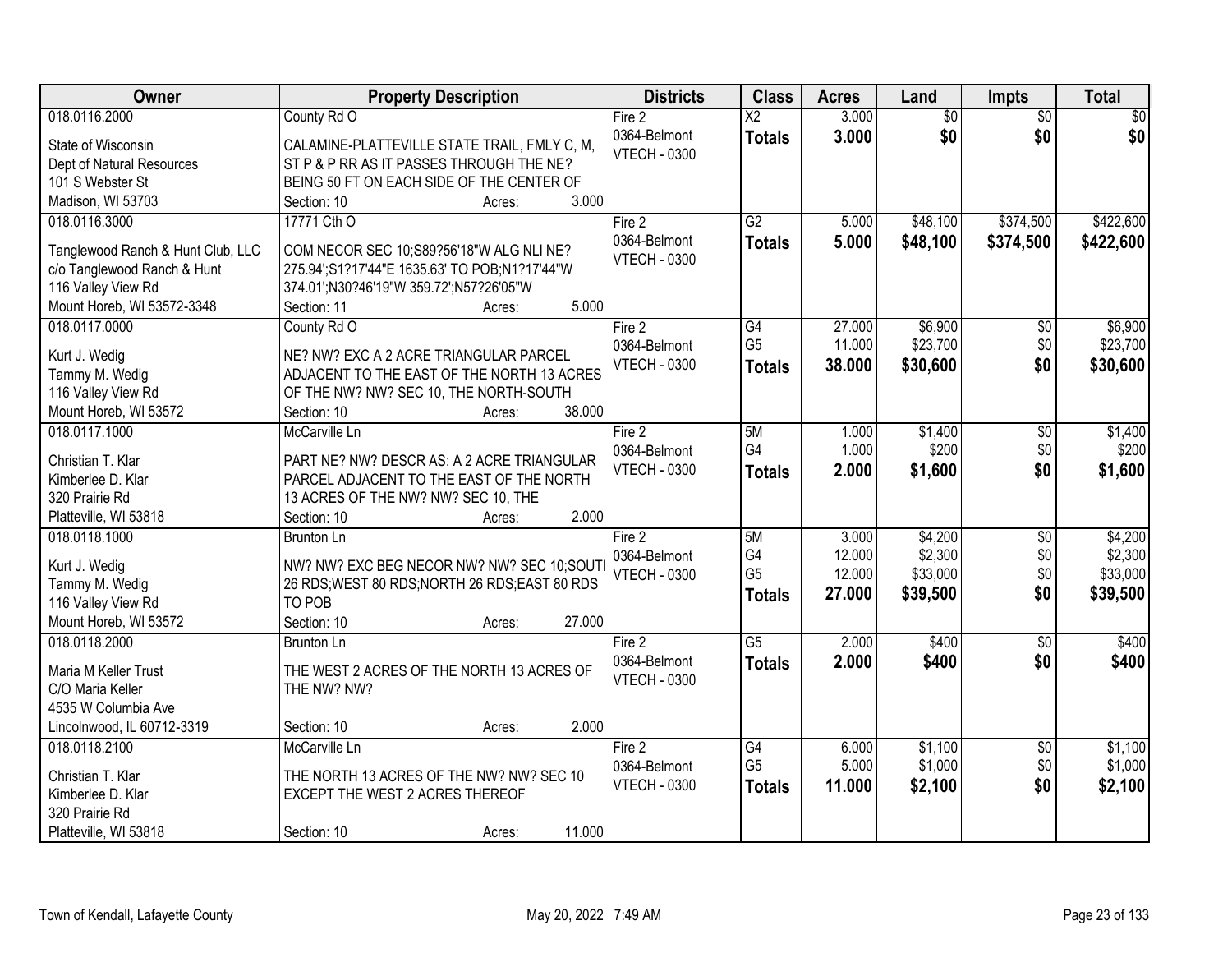| Owner | Property Description | Districts | Class | Acres | Land | Impts | Total |
|---|---|---|---|---|---|---|---|
| 018.0116.2000<br><br>State of Wisconsin<br>Dept of Natural Resources<br>101 S Webster St<br>Madison, WI 53703 | County Rd O<br><br>CALAMINE-PLATTEVILLE STATE TRAIL, FMLY C, M, ST P & P RR AS IT PASSES THROUGH THE NE? BEING 50 FT ON EACH SIDE OF THE CENTER OF<br>Section: 10 Acres: 3.000 | Fire 2<br>0364-Belmont<br>VTECH - 0300 | X2<br>**Totals** | 3.000<br>**3.000** | $0<br>**$0** | $0<br>**$0** | $0<br>**$0** |
| 018.0116.3000<br><br>Tanglewood Ranch & Hunt Club, LLC<br>c/o Tanglewood Ranch & Hunt<br>116 Valley View Rd<br>Mount Horeb, WI 53572-3348 | 17771 Cth O<br><br>COM NECOR SEC 10;S89?56'18"W ALG NLI NE? 275.94';S1?17'44"E 1635.63' TO POB;N1?17'44"W 374.01';N30?46'19"W 359.72';N57?26'05"W<br>Section: 11 Acres: 5.000 | Fire 2<br>0364-Belmont<br>VTECH - 0300 | G2<br>**Totals** | 5.000<br>**5.000** | $48,100<br>**$48,100** | $374,500<br>**$374,500** | $422,600<br>**$422,600** |
| 018.0117.0000<br><br>Kurt J. Wedig<br>Tammy M. Wedig<br>116 Valley View Rd<br>Mount Horeb, WI 53572 | County Rd O<br><br>NE? NW? EXC A 2 ACRE TRIANGULAR PARCEL ADJACENT TO THE EAST OF THE NORTH 13 ACRES OF THE NW? NW? SEC 10, THE NORTH-SOUTH<br>Section: 10 Acres: 38.000 | Fire 2<br>0364-Belmont<br>VTECH - 0300 | G4<br>G5<br>**Totals** | 27.000<br>11.000<br>**38.000** | $6,900<br>$23,700<br>**$30,600** | $0<br>$0<br>**$0** | $6,900<br>$23,700<br>**$30,600** |
| 018.0117.1000<br><br>Christian T. Klar<br>Kimberlee D. Klar<br>320 Prairie Rd<br>Platteville, WI 53818 | McCarville Ln<br><br>PART NE? NW? DESCR AS: A 2 ACRE TRIANGULAR PARCEL ADJACENT TO THE EAST OF THE NORTH 13 ACRES OF THE NW? NW? SEC 10, THE<br>Section: 10 Acres: 2.000 | Fire 2<br>0364-Belmont<br>VTECH - 0300 | 5M<br>G4<br>**Totals** | 1.000<br>1.000<br>**2.000** | $1,400<br>$200<br>**$1,600** | $0<br>$0<br>**$0** | $1,400<br>$200<br>**$1,600** |
| 018.0118.1000<br><br>Kurt J. Wedig<br>Tammy M. Wedig<br>116 Valley View Rd<br>Mount Horeb, WI 53572 | Brunton Ln<br><br>NW? NW? EXC BEG NECOR NW? NW? SEC 10;SOUTH 26 RDS;WEST 80 RDS;NORTH 26 RDS;EAST 80 RDS TO POB<br>Section: 10 Acres: 27.000 | Fire 2<br>0364-Belmont<br>VTECH - 0300 | 5M<br>G4<br>G5<br>**Totals** | 3.000<br>12.000<br>12.000<br>**27.000** | $4,200<br>$2,300<br>$33,000<br>**$39,500** | $0<br>$0<br>$0<br>**$0** | $4,200<br>$2,300<br>$33,000<br>**$39,500** |
| 018.0118.2000<br><br>Maria M Keller Trust<br>C/O Maria Keller<br>4535 W Columbia Ave<br>Lincolnwood, IL 60712-3319 | Brunton Ln<br><br>THE WEST 2 ACRES OF THE NORTH 13 ACRES OF THE NW? NW?<br><br>Section: 10 Acres: 2.000 | Fire 2<br>0364-Belmont<br>VTECH - 0300 | G5<br>**Totals** | 2.000<br>**2.000** | $400<br>**$400** | $0<br>**$0** | $400<br>**$400** |
| 018.0118.2100<br><br>Christian T. Klar<br>Kimberlee D. Klar<br>320 Prairie Rd<br>Platteville, WI 53818 | McCarville Ln<br><br>THE NORTH 13 ACRES OF THE NW? NW? SEC 10 EXCEPT THE WEST 2 ACRES THEREOF<br><br>Section: 10 Acres: 11.000 | Fire 2<br>0364-Belmont<br>VTECH - 0300 | G4<br>G5<br>**Totals** | 6.000<br>5.000<br>**11.000** | $1,100<br>$1,000<br>**$2,100** | $0<br>$0<br>**$0** | $1,100<br>$1,000<br>**$2,100** |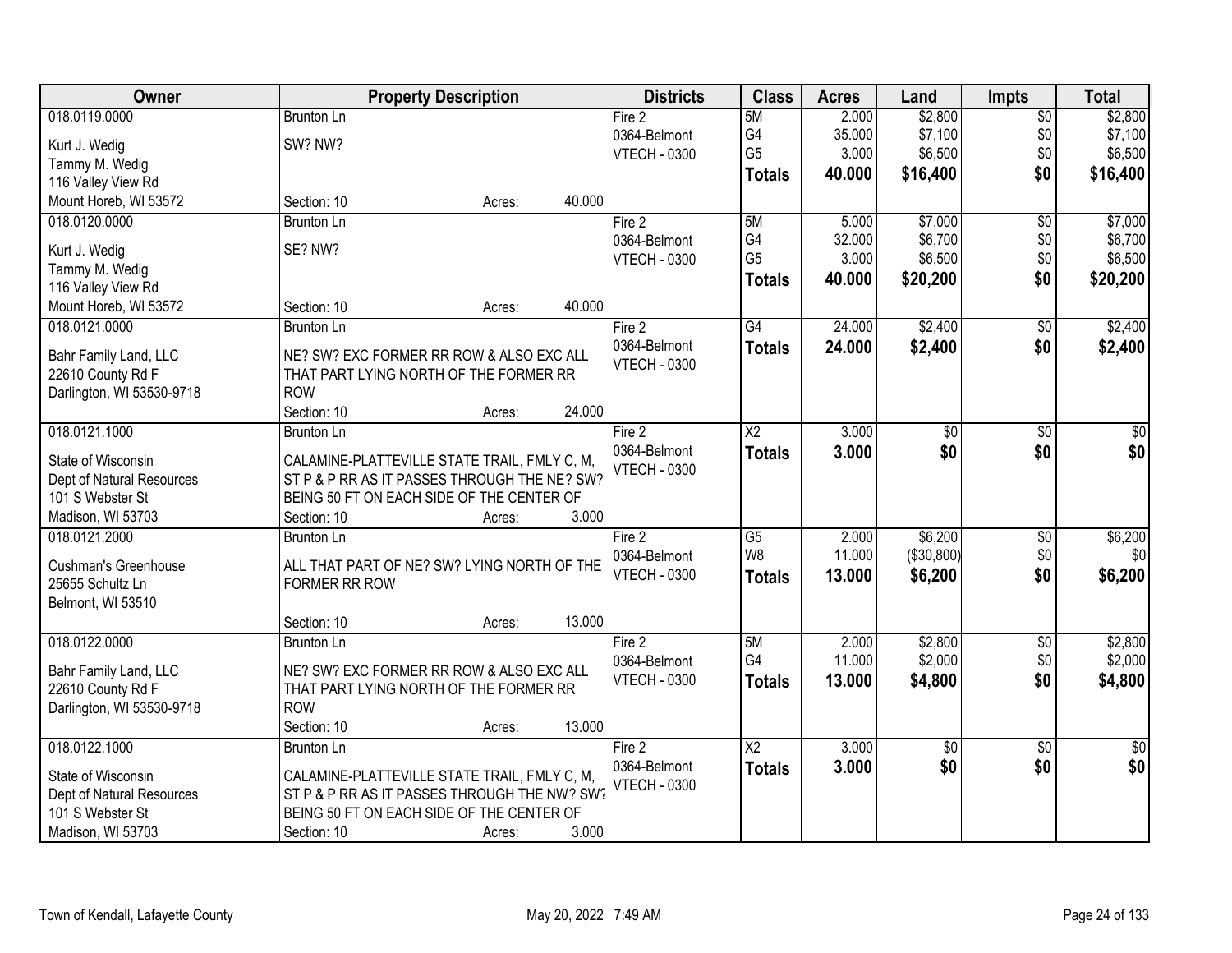| Owner | Property Description | Districts | Class | Acres | Land | Impts | Total |
|---|---|---|---|---|---|---|---|
| 018.0119.0000<br>Kurt J. Wedig<br>Tammy M. Wedig<br>116 Valley View Rd<br>Mount Horeb, WI 53572 | Brunton Ln<br>SW? NW?<br>Section: 10 Acres: 40.000 | Fire 2<br>0364-Belmont<br>VTECH - 0300 | 5M<br>G4<br>G5<br>**Totals** | 2.000<br>35.000<br>3.000<br>**40.000** | $2,800<br>$7,100<br>$6,500<br>**$16,400** | $0<br>$0<br>$0<br>**$0** | $2,800<br>$7,100<br>$6,500<br>**$16,400** |
| 018.0120.0000<br>Kurt J. Wedig<br>Tammy M. Wedig<br>116 Valley View Rd<br>Mount Horeb, WI 53572 | Brunton Ln<br>SE? NW?<br>Section: 10 Acres: 40.000 | Fire 2<br>0364-Belmont<br>VTECH - 0300 | 5M<br>G4<br>G5<br>**Totals** | 5.000<br>32.000<br>3.000<br>**40.000** | $7,000<br>$6,700<br>$6,500<br>**$20,200** | $0<br>$0<br>$0<br>**$0** | $7,000<br>$6,700<br>$6,500<br>**$20,200** |
| 018.0121.0000<br>Bahr Family Land, LLC<br>22610 County Rd F<br>Darlington, WI 53530-9718 | Brunton Ln<br>NE? SW? EXC FORMER RR ROW & ALSO EXC ALL THAT PART LYING NORTH OF THE FORMER RR ROW<br>Section: 10 Acres: 24.000 | Fire 2<br>0364-Belmont<br>VTECH - 0300 | G4<br>**Totals** | 24.000<br>**24.000** | $2,400<br>**$2,400** | $0<br>**$0** | $2,400<br>**$2,400** |
| 018.0121.1000<br>State of Wisconsin<br>Dept of Natural Resources<br>101 S Webster St<br>Madison, WI 53703 | Brunton Ln<br>CALAMINE-PLATTEVILLE STATE TRAIL, FMLY C, M, ST P & P RR AS IT PASSES THROUGH THE NE? SW? BEING 50 FT ON EACH SIDE OF THE CENTER OF<br>Section: 10 Acres: 3.000 | Fire 2<br>0364-Belmont<br>VTECH - 0300 | X2<br>**Totals** | 3.000<br>**3.000** | $0<br>**$0** | $0<br>**$0** | $0<br>**$0** |
| 018.0121.2000<br>Cushman's Greenhouse<br>25655 Schultz Ln<br>Belmont, WI 53510 | Brunton Ln<br>ALL THAT PART OF NE? SW? LYING NORTH OF THE FORMER RR ROW<br>Section: 10 Acres: 13.000 | Fire 2<br>0364-Belmont<br>VTECH - 0300 | G5<br>W8<br>**Totals** | 2.000<br>11.000<br>**13.000** | $6,200<br>($30,800)<br>**$6,200** | $0<br>$0<br>**$0** | $6,200<br>$0<br>**$6,200** |
| 018.0122.0000<br>Bahr Family Land, LLC<br>22610 County Rd F<br>Darlington, WI 53530-9718 | Brunton Ln<br>NE? SW? EXC FORMER RR ROW & ALSO EXC ALL THAT PART LYING NORTH OF THE FORMER RR ROW<br>Section: 10 Acres: 13.000 | Fire 2<br>0364-Belmont<br>VTECH - 0300 | 5M<br>G4<br>**Totals** | 2.000<br>11.000<br>**13.000** | $2,800<br>$2,000<br>**$4,800** | $0<br>$0<br>**$0** | $2,800<br>$2,000<br>**$4,800** |
| 018.0122.1000<br>State of Wisconsin<br>Dept of Natural Resources<br>101 S Webster St<br>Madison, WI 53703 | Brunton Ln<br>CALAMINE-PLATTEVILLE STATE TRAIL, FMLY C, M, ST P & P RR AS IT PASSES THROUGH THE NW? SW? BEING 50 FT ON EACH SIDE OF THE CENTER OF<br>Section: 10 Acres: 3.000 | Fire 2<br>0364-Belmont<br>VTECH - 0300 | X2<br>**Totals** | 3.000<br>**3.000** | $0<br>**$0** | $0<br>**$0** | $0<br>**$0** |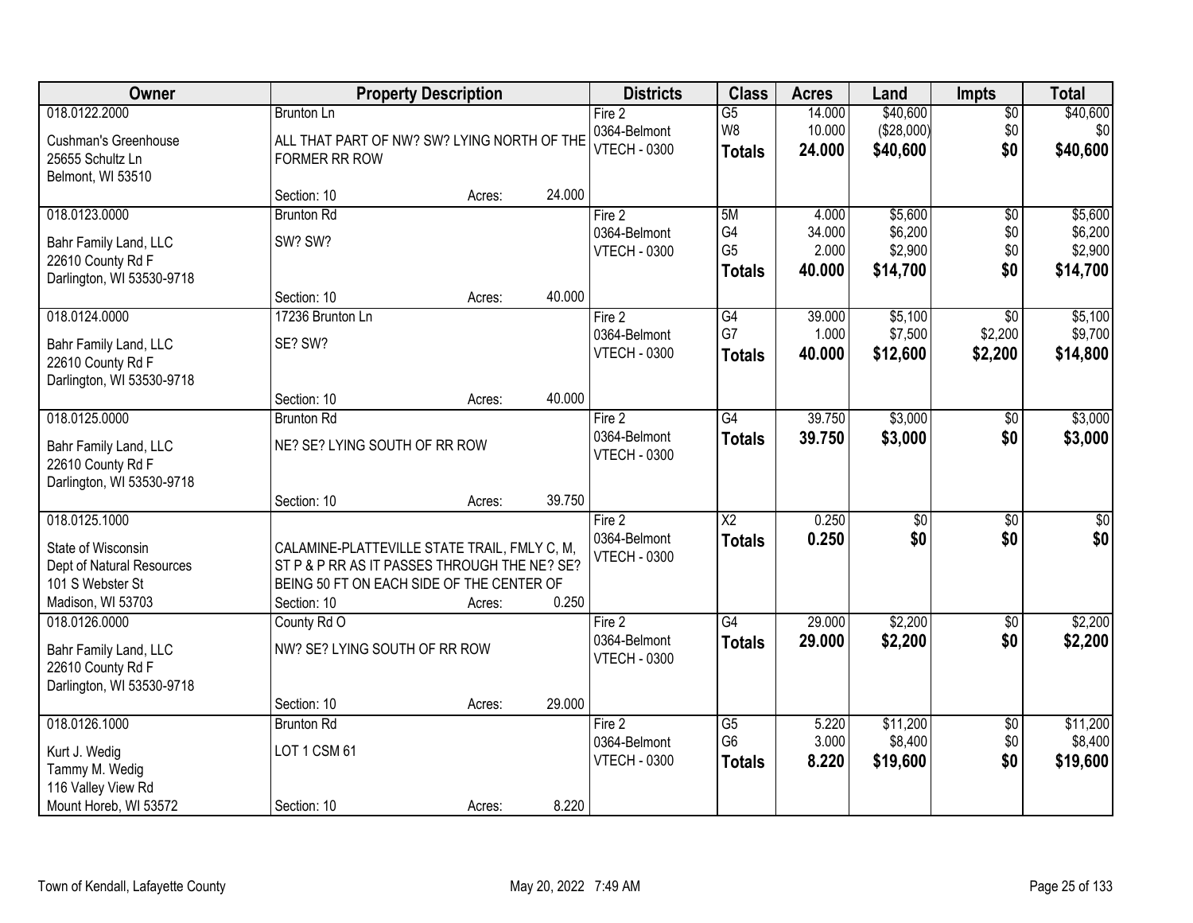| Owner | Property Description | | | Districts | Class | Acres | Land | Impts | Total |
|---|---|---|---|---|---|---|---|---|---|
| 018.0122.2000 | Brunton Ln | | | Fire 2 | G5 | 14.000 | $40,600 | $0 | $40,600 |
| Cushman's Greenhouse | ALL THAT PART OF NW? SW? LYING NORTH OF THE | | | 0364-Belmont | W8 | 10.000 | ($28,000) | $0 | $0 |
| 25655 Schultz Ln | FORMER RR ROW | | | VTECH - 0300 | **Totals** | **24.000** | **$40,600** | **$0** | **$40,600** |
| Belmont, WI 53510 | | | | | | | | | |
| | Section: 10 | Acres: | 24.000 | | | | | | |
| 018.0123.0000 | Brunton Rd | | | Fire 2 | 5M | 4.000 | $5,600 | $0 | $5,600 |
| Bahr Family Land, LLC | SW? SW? | | | 0364-Belmont | G4 | 34.000 | $6,200 | $0 | $6,200 |
| 22610 County Rd F | | | | VTECH - 0300 | G5 | 2.000 | $2,900 | $0 | $2,900 |
| Darlington, WI 53530-9718 | | | | | **Totals** | **40.000** | **$14,700** | **$0** | **$14,700** |
| | Section: 10 | Acres: | 40.000 | | | | | | |
| 018.0124.0000 | 17236 Brunton Ln | | | Fire 2 | G4 | 39.000 | $5,100 | $0 | $5,100 |
| Bahr Family Land, LLC | SE? SW? | | | 0364-Belmont | G7 | 1.000 | $7,500 | $2,200 | $9,700 |
| 22610 County Rd F | | | | VTECH - 0300 | **Totals** | **40.000** | **$12,600** | **$2,200** | **$14,800** |
| Darlington, WI 53530-9718 | | | | | | | | | |
| | Section: 10 | Acres: | 40.000 | | | | | | |
| 018.0125.0000 | Brunton Rd | | | Fire 2 | G4 | 39.750 | $3,000 | $0 | $3,000 |
| Bahr Family Land, LLC | NE? SE? LYING SOUTH OF RR ROW | | | 0364-Belmont | **Totals** | **39.750** | **$3,000** | **$0** | **$3,000** |
| 22610 County Rd F | | | | VTECH - 0300 | | | | | |
| Darlington, WI 53530-9718 | | | | | | | | | |
| | Section: 10 | Acres: | 39.750 | | | | | | |
| 018.0125.1000 | | | | Fire 2 | X2 | 0.250 | $0 | $0 | $0 |
| State of Wisconsin | CALAMINE-PLATTEVILLE STATE TRAIL, FMLY C, M, | | | 0364-Belmont | **Totals** | **0.250** | **$0** | **$0** | **$0** |
| Dept of Natural Resources | ST P & P RR AS IT PASSES THROUGH THE NE? SE? | | | VTECH - 0300 | | | | | |
| 101 S Webster St | BEING 50 FT ON EACH SIDE OF THE CENTER OF | | | | | | | | |
| Madison, WI 53703 | Section: 10 | Acres: | 0.250 | | | | | | |
| 018.0126.0000 | County Rd O | | | Fire 2 | G4 | 29.000 | $2,200 | $0 | $2,200 |
| Bahr Family Land, LLC | NW? SE? LYING SOUTH OF RR ROW | | | 0364-Belmont | **Totals** | **29.000** | **$2,200** | **$0** | **$2,200** |
| 22610 County Rd F | | | | VTECH - 0300 | | | | | |
| Darlington, WI 53530-9718 | | | | | | | | | |
| | Section: 10 | Acres: | 29.000 | | | | | | |
| 018.0126.1000 | Brunton Rd | | | Fire 2 | G5 | 5.220 | $11,200 | $0 | $11,200 |
| Kurt J. Wedig | LOT 1 CSM 61 | | | 0364-Belmont | G6 | 3.000 | $8,400 | $0 | $8,400 |
| Tammy M. Wedig | | | | VTECH - 0300 | **Totals** | **8.220** | **$19,600** | **$0** | **$19,600** |
| 116 Valley View Rd | | | | | | | | | |
| Mount Horeb, WI 53572 | Section: 10 | Acres: | 8.220 | | | | | | |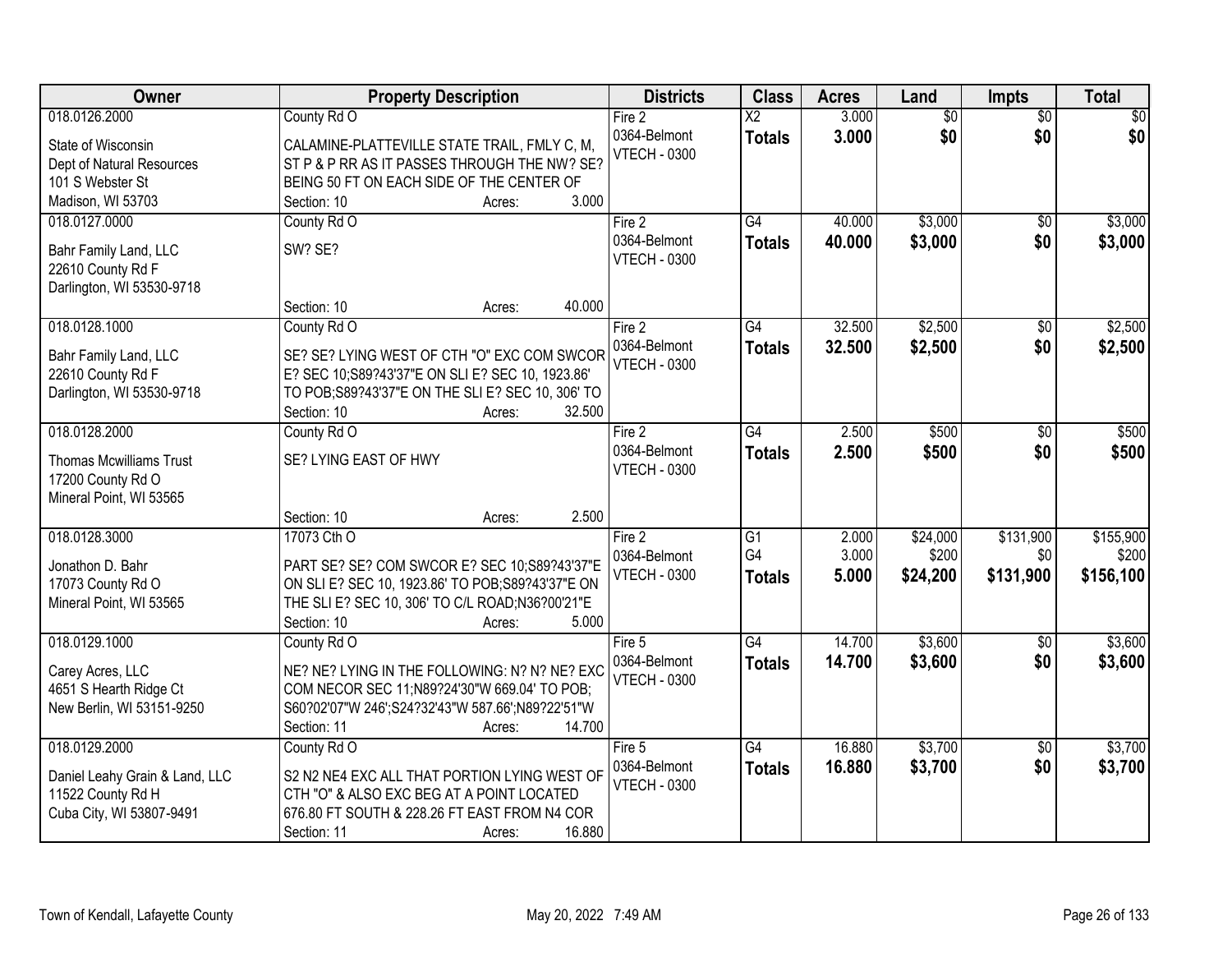| Owner | Property Description | Districts | Class | Acres | Land | Impts | Total |
|---|---|---|---|---|---|---|---|
| 018.0126.2000<br>State of Wisconsin<br>Dept of Natural Resources<br>101 S Webster St<br>Madison, WI 53703 | County Rd O<br>CALAMINE-PLATTEVILLE STATE TRAIL, FMLY C, M, ST P & P RR AS IT PASSES THROUGH THE NW? SE? BEING 50 FT ON EACH SIDE OF THE CENTER OF<br>Section: 10 Acres: 3.000 | Fire 2<br>0364-Belmont<br>VTECH - 0300 | X2<br>**Totals** | 3.000<br>**3.000** | $0<br>**$0** | $0<br>**$0** | $0<br>**$0** |
| 018.0127.0000<br>Bahr Family Land, LLC<br>22610 County Rd F<br>Darlington, WI 53530-9718 | County Rd O<br>SW? SE?<br>Section: 10 Acres: 40.000 | Fire 2<br>0364-Belmont<br>VTECH - 0300 | G4<br>**Totals** | 40.000<br>**40.000** | $3,000<br>**$3,000** | $0<br>**$0** | $3,000<br>**$3,000** |
| 018.0128.1000<br>Bahr Family Land, LLC<br>22610 County Rd F<br>Darlington, WI 53530-9718 | County Rd O<br>SE? SE? LYING WEST OF CTH "O" EXC COM SWCOR E? SEC 10;S89?43'37"E ON SLI E? SEC 10, 1923.86' TO POB;S89?43'37"E ON THE SLI E? SEC 10, 306' TO<br>Section: 10 Acres: 32.500 | Fire 2<br>0364-Belmont<br>VTECH - 0300 | G4<br>**Totals** | 32.500<br>**32.500** | $2,500<br>**$2,500** | $0<br>**$0** | $2,500<br>**$2,500** |
| 018.0128.2000<br>Thomas Mcwilliams Trust<br>17200 County Rd O<br>Mineral Point, WI 53565 | County Rd O<br>SE? LYING EAST OF HWY<br>Section: 10 Acres: 2.500 | Fire 2<br>0364-Belmont<br>VTECH - 0300 | G4<br>**Totals** | 2.500<br>**2.500** | $500<br>**$500** | $0<br>**$0** | $500<br>**$500** |
| 018.0128.3000<br>Jonathon D. Bahr<br>17073 County Rd O<br>Mineral Point, WI 53565 | 17073 Cth O<br>PART SE? SE? COM SWCOR E? SEC 10;S89?43'37"E ON SLI E? SEC 10, 1923.86' TO POB;S89?43'37"E ON THE SLI E? SEC 10, 306' TO C/L ROAD;N36?00'21"E<br>Section: 10 Acres: 5.000 | Fire 2<br>0364-Belmont<br>VTECH - 0300 | G1<br>G4<br>**Totals** | 2.000<br>3.000<br>**5.000** | $24,000<br>$200<br>**$24,200** | $131,900<br>$0<br>**$131,900** | $155,900<br>$200<br>**$156,100** |
| 018.0129.1000<br>Carey Acres, LLC<br>4651 S Hearth Ridge Ct<br>New Berlin, WI 53151-9250 | County Rd O<br>NE? NE? LYING IN THE FOLLOWING: N? N? NE? EXC COM NECOR SEC 11;N89?24'30"W 669.04' TO POB; S60?02'07"W 246';S24?32'43"W 587.66';N89?22'51"W<br>Section: 11 Acres: 14.700 | Fire 5<br>0364-Belmont<br>VTECH - 0300 | G4<br>**Totals** | 14.700<br>**14.700** | $3,600<br>**$3,600** | $0<br>**$0** | $3,600<br>**$3,600** |
| 018.0129.2000<br>Daniel Leahy Grain & Land, LLC<br>11522 County Rd H<br>Cuba City, WI 53807-9491 | County Rd O<br>S2 N2 NE4 EXC ALL THAT PORTION LYING WEST OF CTH "O" & ALSO EXC BEG AT A POINT LOCATED 676.80 FT SOUTH & 228.26 FT EAST FROM N4 COR<br>Section: 11 Acres: 16.880 | Fire 5<br>0364-Belmont<br>VTECH - 0300 | G4<br>**Totals** | 16.880<br>**16.880** | $3,700<br>**$3,700** | $0<br>**$0** | $3,700<br>**$3,700** |

Town of Kendall, Lafayette County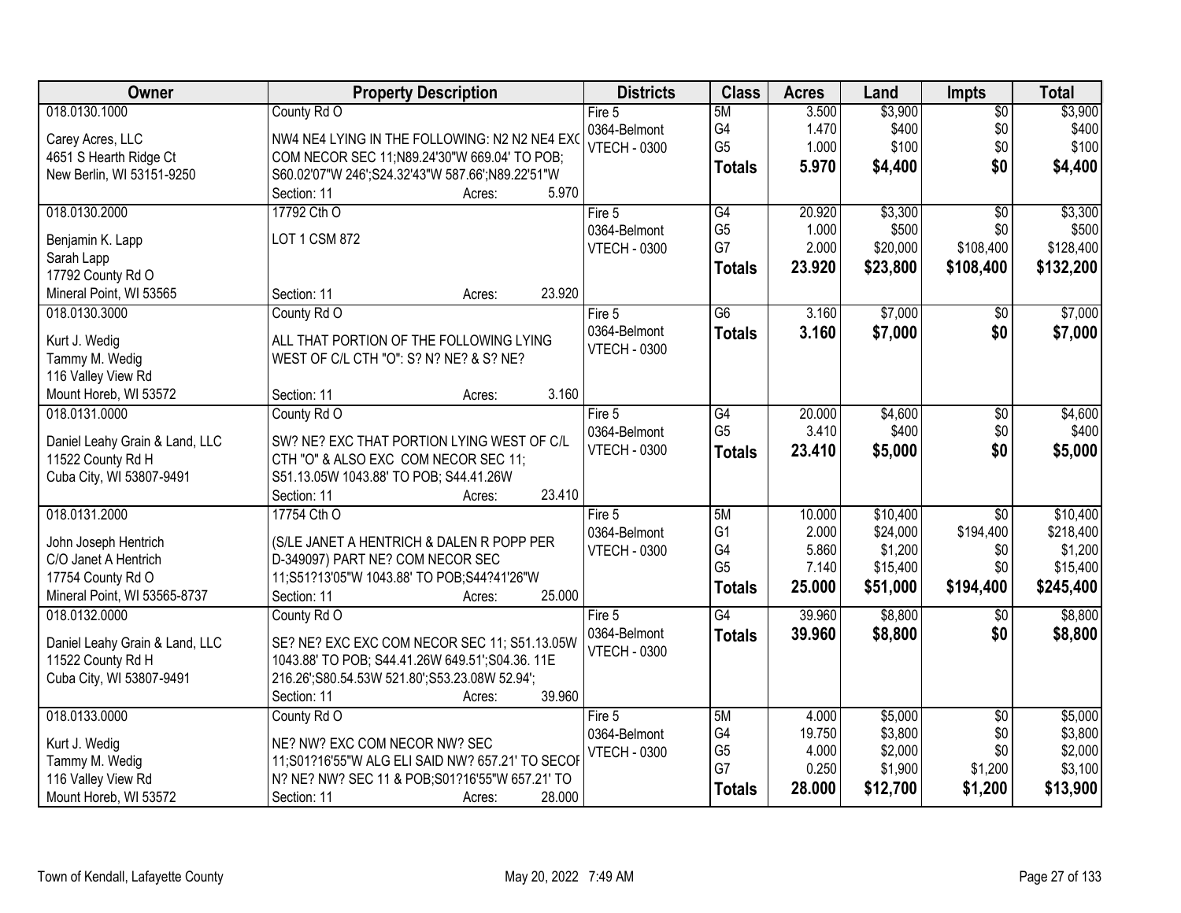| Owner | Property Description | Districts | Class | Acres | Land | Impts | Total |
|---|---|---|---|---|---|---|---|
| 018.0130.1000<br><br>Carey Acres, LLC<br>4651 S Hearth Ridge Ct<br>New Berlin, WI 53151-9250 | County Rd O<br><br>NW4 NE4 LYING IN THE FOLLOWING: N2 N2 NE4 EXC COM NECOR SEC 11;N89.24'30"W 669.04' TO POB; S60.02'07"W 246';S24.32'43"W 587.66';N89.22'51"W<br>Section: 11 Acres: 5.970 | Fire 5<br>0364-Belmont<br>VTECH - 0300 | 5M<br>G4<br>G5<br>**Totals** | 3.500<br>1.470<br>1.000<br>**5.970** | $3,900<br>$400<br>$100<br>**$4,400** | $0<br>$0<br>$0<br>**$0** | $3,900<br>$400<br>$100<br>**$4,400** |
| 018.0130.2000<br><br>Benjamin K. Lapp<br>Sarah Lapp<br>17792 County Rd O<br>Mineral Point, WI 53565 | 17792 Cth O<br><br>LOT 1 CSM 872<br><br>Section: 11 Acres: 23.920 | Fire 5<br>0364-Belmont<br>VTECH - 0300 | G4<br>G5<br>G7<br>**Totals** | 20.920<br>1.000<br>2.000<br>**23.920** | $3,300<br>$500<br>$20,000<br>**$23,800** | $0<br>$0<br>$108,400<br>**$108,400** | $3,300<br>$500<br>$128,400<br>**$132,200** |
| 018.0130.3000<br><br>Kurt J. Wedig<br>Tammy M. Wedig<br>116 Valley View Rd<br>Mount Horeb, WI 53572 | County Rd O<br><br>ALL THAT PORTION OF THE FOLLOWING LYING WEST OF C/L CTH "O": S? N? NE? & S? NE?<br><br>Section: 11 Acres: 3.160 | Fire 5<br>0364-Belmont<br>VTECH - 0300 | G6<br>**Totals** | 3.160<br>**3.160** | $7,000<br>**$7,000** | $0<br>**$0** | $7,000<br>**$7,000** |
| 018.0131.0000<br><br>Daniel Leahy Grain & Land, LLC<br>11522 County Rd H<br>Cuba City, WI 53807-9491 | County Rd O<br><br>SW? NE? EXC THAT PORTION LYING WEST OF C/L CTH "O" & ALSO EXC COM NECOR SEC 11; S51.13.05W 1043.88' TO POB; S44.41.26W<br>Section: 11 Acres: 23.410 | Fire 5<br>0364-Belmont<br>VTECH - 0300 | G4<br>G5<br>**Totals** | 20.000<br>3.410<br>**23.410** | $4,600<br>$400<br>**$5,000** | $0<br>$0<br>**$0** | $4,600<br>$400<br>**$5,000** |
| 018.0131.2000<br><br>John Joseph Hentrich<br>C/O Janet A Hentrich<br>17754 County Rd O<br>Mineral Point, WI 53565-8737 | 17754 Cth O<br><br>(S/LE JANET A HENTRICH & DALEN R POPP PER D-349097) PART NE? COM NECOR SEC 11;S51?13'05"W 1043.88' TO POB;S44?41'26"W<br>Section: 11 Acres: 25.000 | Fire 5<br>0364-Belmont<br>VTECH - 0300 | 5M<br>G1<br>G4<br>G5<br>**Totals** | 10.000<br>2.000<br>5.860<br>7.140<br>**25.000** | $10,400<br>$24,000<br>$1,200<br>$15,400<br>**$51,000** | $0<br>$194,400<br>$0<br>$0<br>**$194,400** | $10,400<br>$218,400<br>$1,200<br>$15,400<br>**$245,400** |
| 018.0132.0000<br><br>Daniel Leahy Grain & Land, LLC<br>11522 County Rd H<br>Cuba City, WI 53807-9491 | County Rd O<br><br>SE? NE? EXC EXC COM NECOR SEC 11; S51.13.05W 1043.88' TO POB; S44.41.26W 649.51';S04.36. 11E 216.26';S80.54.53W 521.80';S53.23.08W 52.94';<br>Section: 11 Acres: 39.960 | Fire 5<br>0364-Belmont<br>VTECH - 0300 | G4<br>**Totals** | 39.960<br>**39.960** | $8,800<br>**$8,800** | $0<br>**$0** | $8,800<br>**$8,800** |
| 018.0133.0000<br><br>Kurt J. Wedig<br>Tammy M. Wedig<br>116 Valley View Rd<br>Mount Horeb, WI 53572 | County Rd O<br><br>NE? NW? EXC COM NECOR NW? SEC 11;S01?16'55"W ALG ELI SAID NW? 657.21' TO SECOR N? NE? NW? SEC 11 & POB;S01?16'55"W 657.21' TO<br>Section: 11 Acres: 28.000 | Fire 5<br>0364-Belmont<br>VTECH - 0300 | 5M<br>G4<br>G5<br>G7<br>**Totals** | 4.000<br>19.750<br>4.000<br>0.250<br>**28.000** | $5,000<br>$3,800<br>$2,000<br>$1,900<br>**$12,700** | $0<br>$0<br>$0<br>$1,200<br>**$1,200** | $5,000<br>$3,800<br>$2,000<br>$3,100<br>**$13,900** |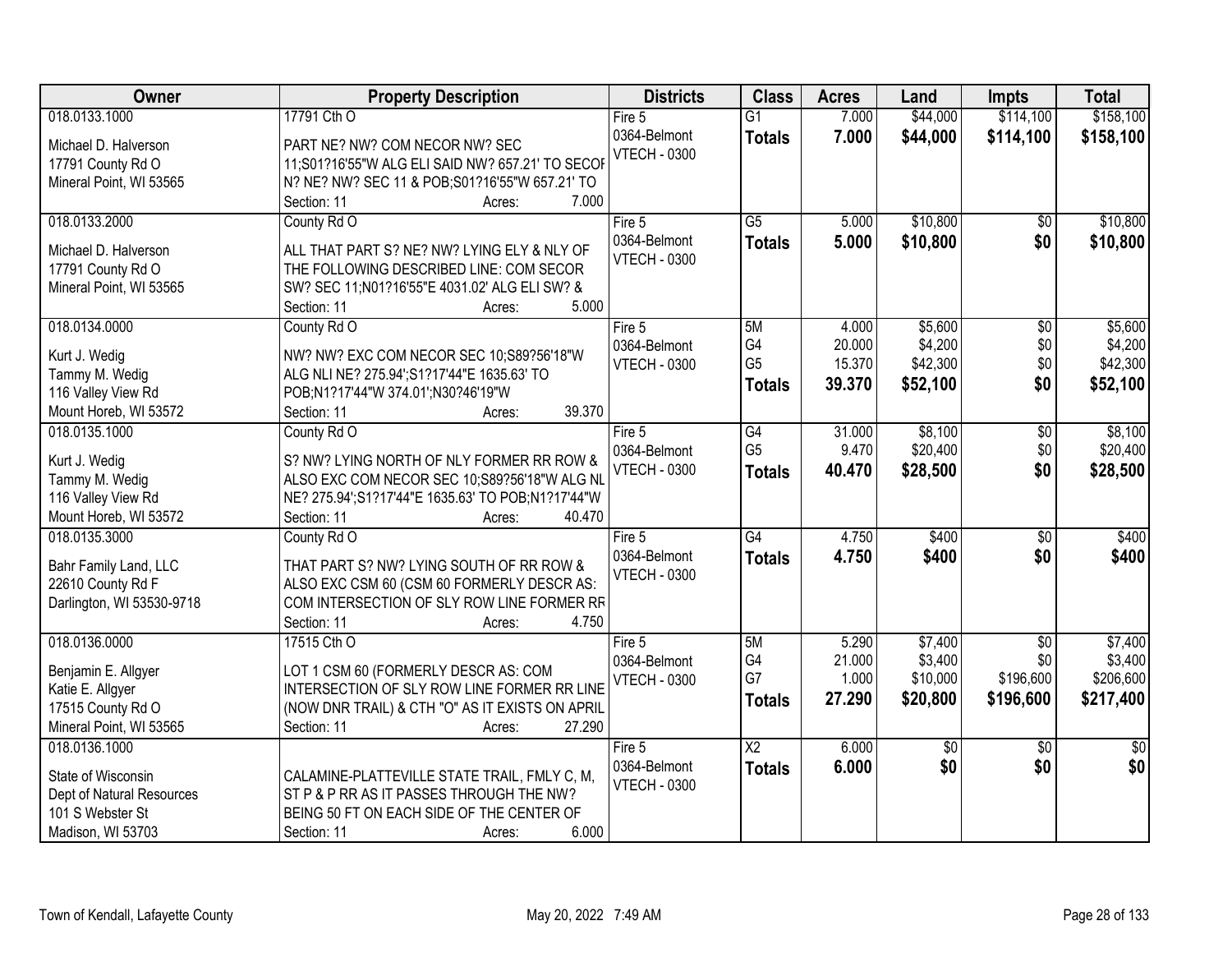| Owner | Property Description | Districts | Class | Acres | Land | Impts | Total |
|---|---|---|---|---|---|---|---|
| 018.0133.1000<br><br>Michael D. Halverson<br>17791 County Rd O<br>Mineral Point, WI 53565 | 17791 Cth O<br><br>PART NE? NW? COM NECOR NW? SEC 11;S01?16'55"W ALG ELI SAID NW? 657.21' TO SECOF N? NE? NW? SEC 11 & POB;S01?16'55"W 657.21' TO<br>Section: 11 Acres: 7.000 | Fire 5<br>0364-Belmont<br>VTECH - 0300 | G1<br>**Totals** | 7.000<br>**7.000** | $44,000<br>**$44,000** | $114,100<br>**$114,100** | $158,100<br>**$158,100** |
| 018.0133.2000<br><br>Michael D. Halverson<br>17791 County Rd O<br>Mineral Point, WI 53565 | County Rd O<br><br>ALL THAT PART S? NE? NW? LYING ELY & NLY OF THE FOLLOWING DESCRIBED LINE: COM SECOR SW? SEC 11;N01?16'55"E 4031.02' ALG ELI SW? &<br>Section: 11 Acres: 5.000 | Fire 5<br>0364-Belmont<br>VTECH - 0300 | G5<br>**Totals** | 5.000<br>**5.000** | $10,800<br>**$10,800** | $0<br>**$0** | $10,800<br>**$10,800** |
| 018.0134.0000<br><br>Kurt J. Wedig<br>Tammy M. Wedig<br>116 Valley View Rd<br>Mount Horeb, WI 53572 | County Rd O<br><br>NW? NW? EXC COM NECOR SEC 10;S89?56'18"W ALG NLI NE? 275.94';S1?17'44"E 1635.63' TO POB;N1?17'44"W 374.01';N30?46'19"W<br>Section: 11 Acres: 39.370 | Fire 5<br>0364-Belmont<br>VTECH - 0300 | 5M<br>G4<br>G5<br>**Totals** | 4.000<br>20.000<br>15.370<br>**39.370** | $5,600<br>$4,200<br>$42,300<br>**$52,100** | $0<br>$0<br>$0<br>**$0** | $5,600<br>$4,200<br>$42,300<br>**$52,100** |
| 018.0135.1000<br><br>Kurt J. Wedig<br>Tammy M. Wedig<br>116 Valley View Rd<br>Mount Horeb, WI 53572 | County Rd O<br><br>S? NW? LYING NORTH OF NLY FORMER RR ROW & ALSO EXC COM NECOR SEC 10;S89?56'18"W ALG NL NE? 275.94';S1?17'44"E 1635.63' TO POB;N1?17'44"W<br>Section: 11 Acres: 40.470 | Fire 5<br>0364-Belmont<br>VTECH - 0300 | G4<br>G5<br>**Totals** | 31.000<br>9.470<br>**40.470** | $8,100<br>$20,400<br>**$28,500** | $0<br>$0<br>**$0** | $8,100<br>$20,400<br>**$28,500** |
| 018.0135.3000<br><br>Bahr Family Land, LLC<br>22610 County Rd F<br>Darlington, WI 53530-9718 | County Rd O<br><br>THAT PART S? NW? LYING SOUTH OF RR ROW & ALSO EXC CSM 60 (CSM 60 FORMERLY DESCR AS: COM INTERSECTION OF SLY ROW LINE FORMER RF<br>Section: 11 Acres: 4.750 | Fire 5<br>0364-Belmont<br>VTECH - 0300 | G4<br>**Totals** | 4.750<br>**4.750** | $400<br>**$400** | $0<br>**$0** | $400<br>**$400** |
| 018.0136.0000<br><br>Benjamin E. Allgyer<br>Katie E. Allgyer<br>17515 County Rd O<br>Mineral Point, WI 53565 | 17515 Cth O<br><br>LOT 1 CSM 60 (FORMERLY DESCR AS: COM INTERSECTION OF SLY ROW LINE FORMER RR LINE (NOW DNR TRAIL) & CTH "O" AS IT EXISTS ON APRIL<br>Section: 11 Acres: 27.290 | Fire 5<br>0364-Belmont<br>VTECH - 0300 | 5M<br>G4<br>G7<br>**Totals** | 5.290<br>21.000<br>1.000<br>**27.290** | $7,400<br>$3,400<br>$10,000<br>**$20,800** | $0<br>$0<br>$196,600<br>**$196,600** | $7,400<br>$3,400<br>$206,600<br>**$217,400** |
| 018.0136.1000<br><br>State of Wisconsin<br>Dept of Natural Resources<br>101 S Webster St<br>Madison, WI 53703 | <br><br>CALAMINE-PLATTEVILLE STATE TRAIL, FMLY C, M, ST P & P RR AS IT PASSES THROUGH THE NW? BEING 50 FT ON EACH SIDE OF THE CENTER OF<br>Section: 11 Acres: 6.000 | Fire 5<br>0364-Belmont<br>VTECH - 0300 | X2<br>**Totals** | 6.000<br>**6.000** | $0<br>**$0** | $0<br>**$0** | $0<br>**$0** |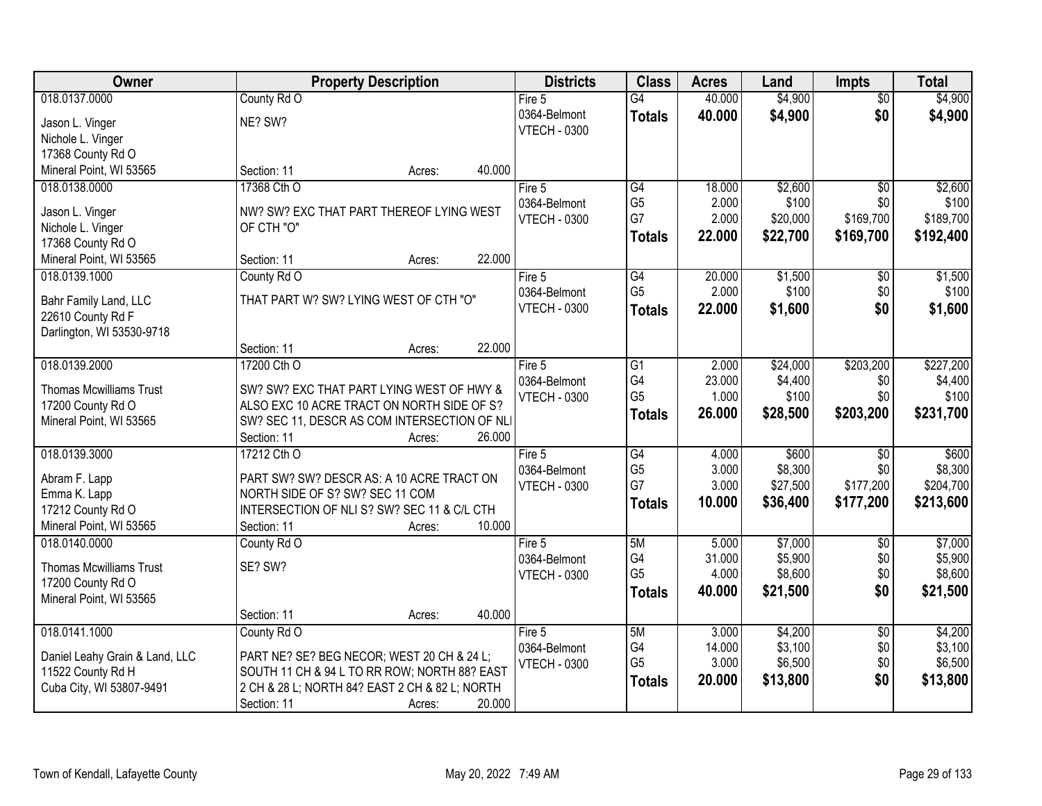| Owner | Property Description | Districts | Class | Acres | Land | Impts | Total |
|---|---|---|---|---|---|---|---|
| 018.0137.0000<br>Jason L. Vinger<br>Nichole L. Vinger<br>17368 County Rd O<br>Mineral Point, WI 53565 | County Rd O<br>NE? SW?<br>Section: 11 Acres: 40.000 | Fire 5<br>0364-Belmont<br>VTECH - 0300 | G4<br>**Totals** | 40.000<br>**40.000** | $4,900<br>**$4,900** | $0<br>**$0** | $4,900<br>**$4,900** |
| 018.0138.0000<br>Jason L. Vinger<br>Nichole L. Vinger<br>17368 County Rd O<br>Mineral Point, WI 53565 | 17368 Cth O<br>NW? SW? EXC THAT PART THEREOF LYING WEST OF CTH "O"<br>Section: 11 Acres: 22.000 | Fire 5<br>0364-Belmont<br>VTECH - 0300 | G4<br>G5<br>G7<br>**Totals** | 18.000<br>2.000<br>2.000<br>**22.000** | $2,600<br>$100<br>$20,000<br>**$22,700** | $0<br>$0<br>$169,700<br>**$169,700** | $2,600<br>$100<br>$189,700<br>**$192,400** |
| 018.0139.1000<br>Bahr Family Land, LLC<br>22610 County Rd F<br>Darlington, WI 53530-9718 | County Rd O<br>THAT PART W? SW? LYING WEST OF CTH "O"<br>Section: 11 Acres: 22.000 | Fire 5<br>0364-Belmont<br>VTECH - 0300 | G4<br>G5<br>**Totals** | 20.000<br>2.000<br>**22.000** | $1,500<br>$100<br>**$1,600** | $0<br>$0<br>**$0** | $1,500<br>$100<br>**$1,600** |
| 018.0139.2000<br>Thomas Mcwilliams Trust<br>17200 County Rd O<br>Mineral Point, WI 53565 | 17200 Cth O<br>SW? SW? EXC THAT PART LYING WEST OF HWY & ALSO EXC 10 ACRE TRACT ON NORTH SIDE OF S? SW? SEC 11, DESCR AS COM INTERSECTION OF NLI<br>Section: 11 Acres: 26.000 | Fire 5<br>0364-Belmont<br>VTECH - 0300 | G1<br>G4<br>G5<br>**Totals** | 2.000<br>23.000<br>1.000<br>**26.000** | $24,000<br>$4,400<br>$100<br>**$28,500** | $203,200<br>$0<br>$0<br>**$203,200** | $227,200<br>$4,400<br>$100<br>**$231,700** |
| 018.0139.3000<br>Abram F. Lapp<br>Emma K. Lapp<br>17212 County Rd O<br>Mineral Point, WI 53565 | 17212 Cth O<br>PART SW? SW? DESCR AS: A 10 ACRE TRACT ON NORTH SIDE OF S? SW? SEC 11 COM INTERSECTION OF NLI S? SW? SEC 11 & C/L CTH<br>Section: 11 Acres: 10.000 | Fire 5<br>0364-Belmont<br>VTECH - 0300 | G4<br>G5<br>G7<br>**Totals** | 4.000<br>3.000<br>3.000<br>**10.000** | $600<br>$8,300<br>$27,500<br>**$36,400** | $0<br>$0<br>$177,200<br>**$177,200** | $600<br>$8,300<br>$204,700<br>**$213,600** |
| 018.0140.0000<br>Thomas Mcwilliams Trust<br>17200 County Rd O<br>Mineral Point, WI 53565 | County Rd O<br>SE? SW?<br>Section: 11 Acres: 40.000 | Fire 5<br>0364-Belmont<br>VTECH - 0300 | 5M<br>G4<br>G5<br>**Totals** | 5.000<br>31.000<br>4.000<br>**40.000** | $7,000<br>$5,900<br>$8,600<br>**$21,500** | $0<br>$0<br>$0<br>**$0** | $7,000<br>$5,900<br>$8,600<br>**$21,500** |
| 018.0141.1000<br>Daniel Leahy Grain & Land, LLC<br>11522 County Rd H<br>Cuba City, WI 53807-9491 | County Rd O<br>PART NE? SE? BEG NECOR; WEST 20 CH & 24 L; SOUTH 11 CH & 94 L TO RR ROW; NORTH 88? EAST 2 CH & 28 L; NORTH 84? EAST 2 CH & 82 L; NORTH<br>Section: 11 Acres: 20.000 | Fire 5<br>0364-Belmont<br>VTECH - 0300 | 5M<br>G4<br>G5<br>**Totals** | 3.000<br>14.000<br>3.000<br>**20.000** | $4,200<br>$3,100<br>$6,500<br>**$13,800** | $0<br>$0<br>$0<br>**$0** | $4,200<br>$3,100<br>$6,500<br>**$13,800** |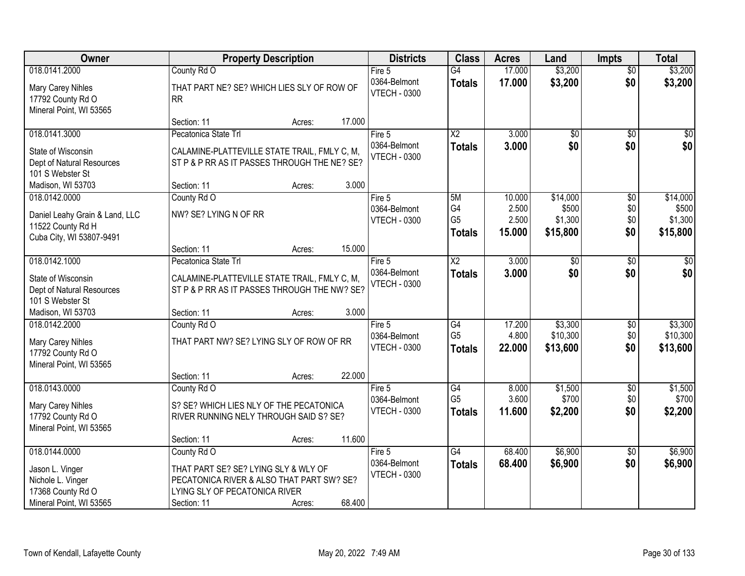| Owner | Property Description | Districts | Class | Acres | Land | Impts | Total |
|---|---|---|---|---|---|---|---|
| 018.0141.2000<br>Mary Carey Nihles<br>17792 County Rd O<br>Mineral Point, WI 53565 | County Rd O<br>THAT PART NE? SE? WHICH LIES SLY OF ROW OF RR<br>Section: 11 Acres: 17.000 | Fire 5<br>0364-Belmont<br>VTECH - 0300 | G4<br>**Totals** | 17.000<br>**17.000** | $3,200<br>**$3,200** | $0<br>**$0** | $3,200<br>**$3,200** |
| 018.0141.3000<br>State of Wisconsin<br>Dept of Natural Resources<br>101 S Webster St<br>Madison, WI 53703 | Pecatonica State Trl<br>CALAMINE-PLATTEVILLE STATE TRAIL, FMLY C, M, ST P & P RR AS IT PASSES THROUGH THE NE? SE?<br>Section: 11 Acres: 3.000 | Fire 5<br>0364-Belmont<br>VTECH - 0300 | X2<br>**Totals** | 3.000<br>**3.000** | $0<br>**$0** | $0<br>**$0** | $0<br>**$0** |
| 018.0142.0000<br>Daniel Leahy Grain & Land, LLC<br>11522 County Rd H<br>Cuba City, WI 53807-9491 | County Rd O<br>NW? SE? LYING N OF RR<br>Section: 11 Acres: 15.000 | Fire 5<br>0364-Belmont<br>VTECH - 0300 | 5M<br>G4<br>G5<br>**Totals** | 10.000<br>2.500<br>2.500<br>**15.000** | $14,000<br>$500<br>$1,300<br>**$15,800** | $0<br>$0<br>$0<br>**$0** | $14,000<br>$500<br>$1,300<br>**$15,800** |
| 018.0142.1000<br>State of Wisconsin<br>Dept of Natural Resources<br>101 S Webster St<br>Madison, WI 53703 | Pecatonica State Trl<br>CALAMINE-PLATTEVILLE STATE TRAIL, FMLY C, M, ST P & P RR AS IT PASSES THROUGH THE NW? SE?<br>Section: 11 Acres: 3.000 | Fire 5<br>0364-Belmont<br>VTECH - 0300 | X2<br>**Totals** | 3.000<br>**3.000** | $0<br>**$0** | $0<br>**$0** | $0<br>**$0** |
| 018.0142.2000<br>Mary Carey Nihles<br>17792 County Rd O<br>Mineral Point, WI 53565 | County Rd O<br>THAT PART NW? SE? LYING SLY OF ROW OF RR<br>Section: 11 Acres: 22.000 | Fire 5<br>0364-Belmont<br>VTECH - 0300 | G4<br>G5<br>**Totals** | 17.200<br>4.800<br>**22.000** | $3,300<br>$10,300<br>**$13,600** | $0<br>$0<br>**$0** | $3,300<br>$10,300<br>**$13,600** |
| 018.0143.0000<br>Mary Carey Nihles<br>17792 County Rd O<br>Mineral Point, WI 53565 | County Rd O<br>S? SE? WHICH LIES NLY OF THE PECATONICA RIVER RUNNING NELY THROUGH SAID S? SE?<br>Section: 11 Acres: 11.600 | Fire 5<br>0364-Belmont<br>VTECH - 0300 | G4<br>G5<br>**Totals** | 8.000<br>3.600<br>**11.600** | $1,500<br>$700<br>**$2,200** | $0<br>$0<br>**$0** | $1,500<br>$700<br>**$2,200** |
| 018.0144.0000<br>Jason L. Vinger<br>Nichole L. Vinger<br>17368 County Rd O<br>Mineral Point, WI 53565 | County Rd O<br>THAT PART SE? SE? LYING SLY & WLY OF PECATONICA RIVER & ALSO THAT PART SW? SE? LYING SLY OF PECATONICA RIVER<br>Section: 11 Acres: 68.400 | Fire 5<br>0364-Belmont<br>VTECH - 0300 | G4<br>**Totals** | 68.400<br>**68.400** | $6,900<br>**$6,900** | $0<br>**$0** | $6,900<br>**$6,900** |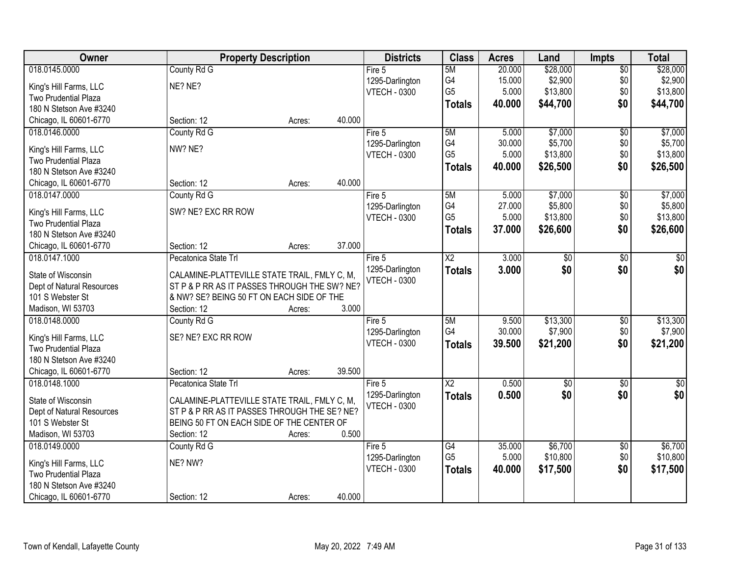| Owner | Property Description | Districts | Class | Acres | Land | Impts | Total |
|---|---|---|---|---|---|---|---|
| 018.0145.0000<br>King's Hill Farms, LLC<br>Two Prudential Plaza<br>180 N Stetson Ave #3240<br>Chicago, IL 60601-6770 | County Rd G<br>NE? NE?<br>Section: 12 Acres: 40.000 | Fire 5<br>1295-Darlington<br>VTECH - 0300 | 5M<br>G4<br>G5<br>**Totals** | 20.000<br>15.000<br>5.000<br>**40.000** | $28,000<br>$2,900<br>$13,800<br>**$44,700** | $0<br>$0<br>$0<br>**$0** | $28,000<br>$2,900<br>$13,800<br>**$44,700** |
| 018.0146.0000<br>King's Hill Farms, LLC<br>Two Prudential Plaza<br>180 N Stetson Ave #3240<br>Chicago, IL 60601-6770 | County Rd G<br>NW? NE?<br>Section: 12 Acres: 40.000 | Fire 5<br>1295-Darlington<br>VTECH - 0300 | 5M<br>G4<br>G5<br>**Totals** | 5.000<br>30.000<br>5.000<br>**40.000** | $7,000<br>$5,700<br>$13,800<br>**$26,500** | $0<br>$0<br>$0<br>**$0** | $7,000<br>$5,700<br>$13,800<br>**$26,500** |
| 018.0147.0000<br>King's Hill Farms, LLC<br>Two Prudential Plaza<br>180 N Stetson Ave #3240<br>Chicago, IL 60601-6770 | County Rd G<br>SW? NE? EXC RR ROW<br>Section: 12 Acres: 37.000 | Fire 5<br>1295-Darlington<br>VTECH - 0300 | 5M<br>G4<br>G5<br>**Totals** | 5.000<br>27.000<br>5.000<br>**37.000** | $7,000<br>$5,800<br>$13,800<br>**$26,600** | $0<br>$0<br>$0<br>**$0** | $7,000<br>$5,800<br>$13,800<br>**$26,600** |
| 018.0147.1000<br>State of Wisconsin<br>Dept of Natural Resources<br>101 S Webster St<br>Madison, WI 53703 | Pecatonica State Trl<br>CALAMINE-PLATTEVILLE STATE TRAIL, FMLY C, M, ST P & P RR AS IT PASSES THROUGH THE SW? NE? & NW? SE? BEING 50 FT ON EACH SIDE OF THE<br>Section: 12 Acres: 3.000 | Fire 5<br>1295-Darlington<br>VTECH - 0300 | X2<br>**Totals** | 3.000<br>**3.000** | $0<br>**$0** | $0<br>**$0** | $0<br>**$0** |
| 018.0148.0000<br>King's Hill Farms, LLC<br>Two Prudential Plaza<br>180 N Stetson Ave #3240<br>Chicago, IL 60601-6770 | County Rd G<br>SE? NE? EXC RR ROW<br>Section: 12 Acres: 39.500 | Fire 5<br>1295-Darlington<br>VTECH - 0300 | 5M<br>G4<br>**Totals** | 9.500<br>30.000<br>**39.500** | $13,300<br>$7,900<br>**$21,200** | $0<br>$0<br>**$0** | $13,300<br>$7,900<br>**$21,200** |
| 018.0148.1000<br>State of Wisconsin<br>Dept of Natural Resources<br>101 S Webster St<br>Madison, WI 53703 | Pecatonica State Trl<br>CALAMINE-PLATTEVILLE STATE TRAIL, FMLY C, M, ST P & P RR AS IT PASSES THROUGH THE SE? NE? BEING 50 FT ON EACH SIDE OF THE CENTER OF<br>Section: 12 Acres: 0.500 | Fire 5<br>1295-Darlington<br>VTECH - 0300 | X2<br>**Totals** | 0.500<br>**0.500** | $0<br>**$0** | $0<br>**$0** | $0<br>**$0** |
| 018.0149.0000<br>King's Hill Farms, LLC<br>Two Prudential Plaza<br>180 N Stetson Ave #3240<br>Chicago, IL 60601-6770 | County Rd G<br>NE? NW?<br>Section: 12 Acres: 40.000 | Fire 5<br>1295-Darlington<br>VTECH - 0300 | G4<br>G5<br>**Totals** | 35.000<br>5.000<br>**40.000** | $6,700<br>$10,800<br>**$17,500** | $0<br>$0<br>**$0** | $6,700<br>$10,800<br>**$17,500** |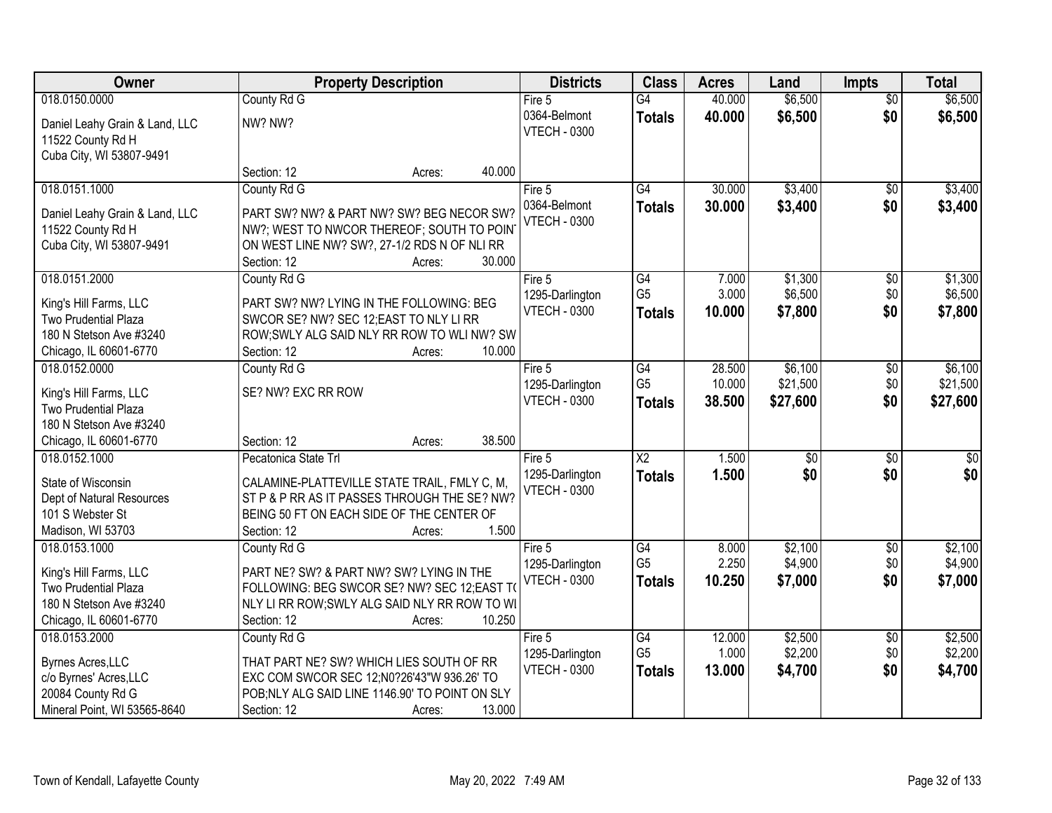| Owner | Property Description | Districts | Class | Acres | Land | Impts | Total |
|---|---|---|---|---|---|---|---|
| 018.0150.0000<br><br>Daniel Leahy Grain & Land, LLC<br>11522 County Rd H<br>Cuba City, WI 53807-9491 | County Rd G<br><br>NW? NW?<br><br>Section: 12 Acres: 40.000 | Fire 5<br>0364-Belmont<br>VTECH - 0300 | G4<br>**Totals** | 40.000<br>**40.000** | $6,500<br>**$6,500** | $0<br>**$0** | $6,500<br>**$6,500** |
| 018.0151.1000<br><br>Daniel Leahy Grain & Land, LLC<br>11522 County Rd H<br>Cuba City, WI 53807-9491 | County Rd G<br><br>PART SW? NW? & PART NW? SW? BEG NECOR SW? NW?; WEST TO NWCOR THEREOF; SOUTH TO POINT ON WEST LINE NW? SW?, 27-1/2 RDS N OF NLI RR<br>Section: 12 Acres: 30.000 | Fire 5<br>0364-Belmont<br>VTECH - 0300 | G4<br>**Totals** | 30.000<br>**30.000** | $3,400<br>**$3,400** | $0<br>**$0** | $3,400<br>**$3,400** |
| 018.0151.2000<br><br>King's Hill Farms, LLC<br>Two Prudential Plaza<br>180 N Stetson Ave #3240<br>Chicago, IL 60601-6770 | County Rd G<br><br>PART SW? NW? LYING IN THE FOLLOWING: BEG SWCOR SE? NW? SEC 12;EAST TO NLY LI RR ROW;SWLY ALG SAID NLY RR ROW TO WLI NW? SW<br>Section: 12 Acres: 10.000 | Fire 5<br>1295-Darlington<br>VTECH - 0300 | G4<br>G5<br>**Totals** | 7.000<br>3.000<br>**10.000** | $1,300<br>$6,500<br>**$7,800** | $0<br>$0<br>**$0** | $1,300<br>$6,500<br>**$7,800** |
| 018.0152.0000<br><br>King's Hill Farms, LLC<br>Two Prudential Plaza<br>180 N Stetson Ave #3240<br>Chicago, IL 60601-6770 | County Rd G<br><br>SE? NW? EXC RR ROW<br><br>Section: 12 Acres: 38.500 | Fire 5<br>1295-Darlington<br>VTECH - 0300 | G4<br>G5<br>**Totals** | 28.500<br>10.000<br>**38.500** | $6,100<br>$21,500<br>**$27,600** | $0<br>$0<br>**$0** | $6,100<br>$21,500<br>**$27,600** |
| 018.0152.1000<br><br>State of Wisconsin<br>Dept of Natural Resources<br>101 S Webster St<br>Madison, WI 53703 | Pecatonica State Trl<br><br>CALAMINE-PLATTEVILLE STATE TRAIL, FMLY C, M, ST P & P RR AS IT PASSES THROUGH THE SE? NW? BEING 50 FT ON EACH SIDE OF THE CENTER OF<br>Section: 12 Acres: 1.500 | Fire 5<br>1295-Darlington<br>VTECH - 0300 | X2<br>**Totals** | 1.500<br>**1.500** | $0<br>**$0** | $0<br>**$0** | $0<br>**$0** |
| 018.0153.1000<br><br>King's Hill Farms, LLC<br>Two Prudential Plaza<br>180 N Stetson Ave #3240<br>Chicago, IL 60601-6770 | County Rd G<br><br>PART NE? SW? & PART NW? SW? LYING IN THE FOLLOWING: BEG SWCOR SE? NW? SEC 12;EAST TO NLY LI RR ROW;SWLY ALG SAID NLY RR ROW TO WI<br>Section: 12 Acres: 10.250 | Fire 5<br>1295-Darlington<br>VTECH - 0300 | G4<br>G5<br>**Totals** | 8.000<br>2.250<br>**10.250** | $2,100<br>$4,900<br>**$7,000** | $0<br>$0<br>**$0** | $2,100<br>$4,900<br>**$7,000** |
| 018.0153.2000<br><br>Byrnes Acres,LLC<br>c/o Byrnes' Acres,LLC<br>20084 County Rd G<br>Mineral Point, WI 53565-8640 | County Rd G<br><br>THAT PART NE? SW? WHICH LIES SOUTH OF RR EXC COM SWCOR SEC 12;N0?26'43"W 936.26' TO POB;NLY ALG SAID LINE 1146.90' TO POINT ON SLY<br>Section: 12 Acres: 13.000 | Fire 5<br>1295-Darlington<br>VTECH - 0300 | G4<br>G5<br>**Totals** | 12.000<br>1.000<br>**13.000** | $2,500<br>$2,200<br>**$4,700** | $0<br>$0<br>**$0** | $2,500<br>$2,200<br>**$4,700** |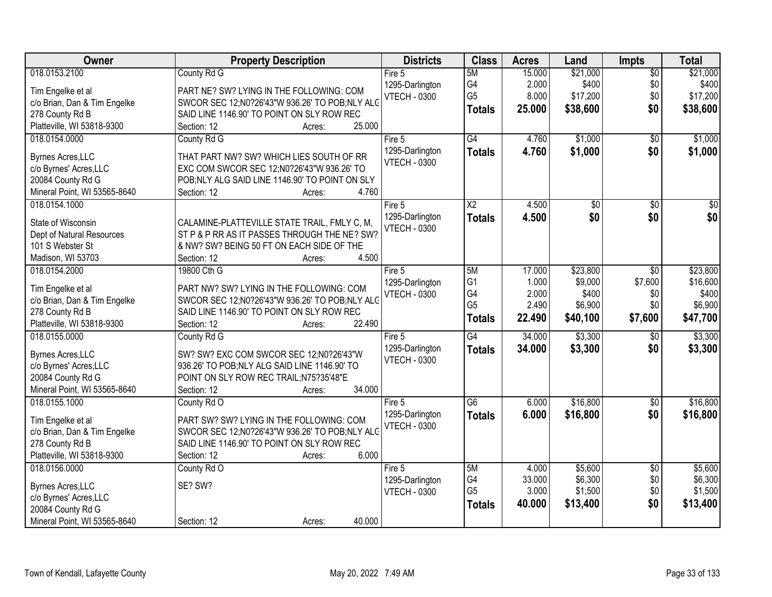| Owner | Property Description | Districts | Class | Acres | Land | Impts | Total |
|---|---|---|---|---|---|---|---|
| 018.0153.2100<br>Tim Engelke et al<br>c/o Brian, Dan & Tim Engelke<br>278 County Rd B<br>Platteville, WI 53818-9300 | County Rd G<br>PART NE? SW? LYING IN THE FOLLOWING: COM SWCOR SEC 12;N0?26'43"W 936.26' TO POB;NLY ALG SAID LINE 1146.90' TO POINT ON SLY ROW REC<br>Section: 12 Acres: 25.000 | Fire 5<br>1295-Darlington<br>VTECH - 0300 | 5M<br>G4<br>G5<br>**Totals** | 15.000<br>2.000<br>8.000<br>**25.000** | $21,000<br>$400<br>$17,200<br>**$38,600** | $0<br>$0<br>$0<br>**$0** | $21,000<br>$400<br>$17,200<br>**$38,600** |
| 018.0154.0000<br>Byrnes Acres,LLC<br>c/o Byrnes' Acres,LLC<br>20084 County Rd G<br>Mineral Point, WI 53565-8640 | County Rd G<br>THAT PART NW? SW? WHICH LIES SOUTH OF RR EXC COM SWCOR SEC 12;N0?26'43"W 936.26' TO POB;NLY ALG SAID LINE 1146.90' TO POINT ON SLY<br>Section: 12 Acres: 4.760 | Fire 5<br>1295-Darlington<br>VTECH - 0300 | G4<br>**Totals** | 4.760<br>**4.760** | $1,000<br>**$1,000** | $0<br>**$0** | $1,000<br>**$1,000** |
| 018.0154.1000<br>State of Wisconsin<br>Dept of Natural Resources<br>101 S Webster St<br>Madison, WI 53703 | CALAMINE-PLATTEVILLE STATE TRAIL, FMLY C, M, ST P & P RR AS IT PASSES THROUGH THE NE? SW? & NW? SW? BEING 50 FT ON EACH SIDE OF THE<br>Section: 12 Acres: 4.500 | Fire 5<br>1295-Darlington<br>VTECH - 0300 | X2<br>**Totals** | 4.500<br>**4.500** | $0<br>**$0** | $0<br>**$0** | $0<br>**$0** |
| 018.0154.2000<br>Tim Engelke et al<br>c/o Brian, Dan & Tim Engelke<br>278 County Rd B<br>Platteville, WI 53818-9300 | 19800 Cth G<br>PART NW? SW? LYING IN THE FOLLOWING: COM SWCOR SEC 12;N0?26'43"W 936.26' TO POB;NLY ALG SAID LINE 1146.90' TO POINT ON SLY ROW REC<br>Section: 12 Acres: 22.490 | Fire 5<br>1295-Darlington<br>VTECH - 0300 | 5M<br>G1<br>G4<br>G5<br>**Totals** | 17.000<br>1.000<br>2.000<br>2.490<br>**22.490** | $23,800<br>$9,000<br>$400<br>$6,900<br>**$40,100** | $0<br>$7,600<br>$0<br>$0<br>**$7,600** | $23,800<br>$16,600<br>$400<br>$6,900<br>**$47,700** |
| 018.0155.0000<br>Byrnes Acres,LLC<br>c/o Byrnes' Acres,LLC<br>20084 County Rd G<br>Mineral Point, WI 53565-8640 | County Rd G<br>SW? SW? EXC COM SWCOR SEC 12;N0?26'43"W 936.26' TO POB;NLY ALG SAID LINE 1146.90' TO POINT ON SLY ROW REC TRAIL;N75?35'48"E<br>Section: 12 Acres: 34.000 | Fire 5<br>1295-Darlington<br>VTECH - 0300 | G4<br>**Totals** | 34.000<br>**34.000** | $3,300<br>**$3,300** | $0<br>**$0** | $3,300<br>**$3,300** |
| 018.0155.1000<br>Tim Engelke et al<br>c/o Brian, Dan & Tim Engelke<br>278 County Rd B<br>Platteville, WI 53818-9300 | County Rd O<br>PART SW? SW? LYING IN THE FOLLOWING: COM SWCOR SEC 12;N0?26'43"W 936.26' TO POB;NLY ALG SAID LINE 1146.90' TO POINT ON SLY ROW REC<br>Section: 12 Acres: 6.000 | Fire 5<br>1295-Darlington<br>VTECH - 0300 | G6<br>**Totals** | 6.000<br>**6.000** | $16,800<br>**$16,800** | $0<br>**$0** | $16,800<br>**$16,800** |
| 018.0156.0000<br>Byrnes Acres,LLC<br>c/o Byrnes' Acres,LLC<br>20084 County Rd G<br>Mineral Point, WI 53565-8640 | County Rd O<br>SE? SW?<br>Section: 12 Acres: 40.000 | Fire 5<br>1295-Darlington<br>VTECH - 0300 | 5M<br>G4<br>G5<br>**Totals** | 4.000<br>33.000<br>3.000<br>**40.000** | $5,600<br>$6,300<br>$1,500<br>**$13,400** | $0<br>$0<br>$0<br>**$0** | $5,600<br>$6,300<br>$1,500<br>**$13,400** |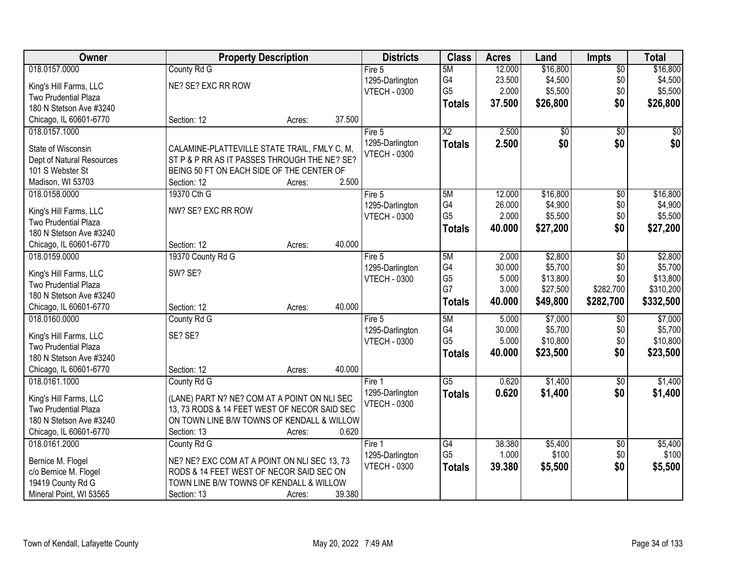| Owner | Property Description | | | Districts | Class | Acres | Land | Impts | Total |
|---|---|---|---|---|---|---|---|---|---|
| 018.0157.0000 | County Rd G | | | Fire 5 | 5M | 12.000 | $16,800 | $0 | $16,800 |
| King's Hill Farms, LLC | NE? SE? EXC RR ROW | | | 1295-Darlington | G4 | 23.500 | $4,500 | $0 | $4,500 |
| Two Prudential Plaza | | | | VTECH - 0300 | G5 | 2.000 | $5,500 | $0 | $5,500 |
| 180 N Stetson Ave #3240 | | | | | **Totals** | **37.500** | **$26,800** | **$0** | **$26,800** |
| Chicago, IL 60601-6770 | Section: 12 | Acres: | 37.500 | | | | | | |
| 018.0157.1000 | | | | Fire 5 | X2 | 2.500 | $0 | $0 | $0 |
| State of Wisconsin | CALAMINE-PLATTEVILLE STATE TRAIL, FMLY C, M, | | | 1295-Darlington | **Totals** | **2.500** | **$0** | **$0** | **$0** |
| Dept of Natural Resources | ST P & P RR AS IT PASSES THROUGH THE NE? SE? | | | VTECH - 0300 | | | | | |
| 101 S Webster St | BEING 50 FT ON EACH SIDE OF THE CENTER OF | | | | | | | | |
| Madison, WI 53703 | Section: 12 | Acres: | 2.500 | | | | | | |
| 018.0158.0000 | 19370 Cth G | | | Fire 5 | 5M | 12.000 | $16,800 | $0 | $16,800 |
| King's Hill Farms, LLC | NW? SE? EXC RR ROW | | | 1295-Darlington | G4 | 26.000 | $4,900 | $0 | $4,900 |
| Two Prudential Plaza | | | | VTECH - 0300 | G5 | 2.000 | $5,500 | $0 | $5,500 |
| 180 N Stetson Ave #3240 | | | | | **Totals** | **40.000** | **$27,200** | **$0** | **$27,200** |
| Chicago, IL 60601-6770 | Section: 12 | Acres: | 40.000 | | | | | | |
| 018.0159.0000 | 19370 County Rd G | | | Fire 5 | 5M | 2.000 | $2,800 | $0 | $2,800 |
| King's Hill Farms, LLC | SW? SE? | | | 1295-Darlington | G4 | 30.000 | $5,700 | $0 | $5,700 |
| Two Prudential Plaza | | | | VTECH - 0300 | G5 | 5.000 | $13,800 | $0 | $13,800 |
| 180 N Stetson Ave #3240 | | | | | G7 | 3.000 | $27,500 | $282,700 | $310,200 |
| Chicago, IL 60601-6770 | Section: 12 | Acres: | 40.000 | | **Totals** | **40.000** | **$49,800** | **$282,700** | **$332,500** |
| 018.0160.0000 | County Rd G | | | Fire 5 | 5M | 5.000 | $7,000 | $0 | $7,000 |
| King's Hill Farms, LLC | SE? SE? | | | 1295-Darlington | G4 | 30.000 | $5,700 | $0 | $5,700 |
| Two Prudential Plaza | | | | VTECH - 0300 | G5 | 5.000 | $10,800 | $0 | $10,800 |
| 180 N Stetson Ave #3240 | | | | | **Totals** | **40.000** | **$23,500** | **$0** | **$23,500** |
| Chicago, IL 60601-6770 | Section: 12 | Acres: | 40.000 | | | | | | |
| 018.0161.1000 | County Rd G | | | Fire 1 | G5 | 0.620 | $1,400 | $0 | $1,400 |
| King's Hill Farms, LLC | (LANE) PART N? NE? COM AT A POINT ON NLI SEC | | | 1295-Darlington | **Totals** | **0.620** | **$1,400** | **$0** | **$1,400** |
| Two Prudential Plaza | 13, 73 RODS & 14 FEET WEST OF NECOR SAID SEC | | | VTECH - 0300 | | | | | |
| 180 N Stetson Ave #3240 | ON TOWN LINE B/W TOWNS OF KENDALL & WILLOW | | | | | | | | |
| Chicago, IL 60601-6770 | Section: 13 | Acres: | 0.620 | | | | | | |
| 018.0161.2000 | County Rd G | | | Fire 1 | G4 | 38.380 | $5,400 | $0 | $5,400 |
| Bernice M. Flogel | NE? NE? EXC COM AT A POINT ON NLI SEC 13, 73 | | | 1295-Darlington | G5 | 1.000 | $100 | $0 | $100 |
| c/o Bernice M. Flogel | RODS & 14 FEET WEST OF NECOR SAID SEC ON | | | VTECH - 0300 | **Totals** | **39.380** | **$5,500** | **$0** | **$5,500** |
| 19419 County Rd G | TOWN LINE B/W TOWNS OF KENDALL & WILLOW | | | | | | | | |
| Mineral Point, WI 53565 | Section: 13 | Acres: | 39.380 | | | | | | |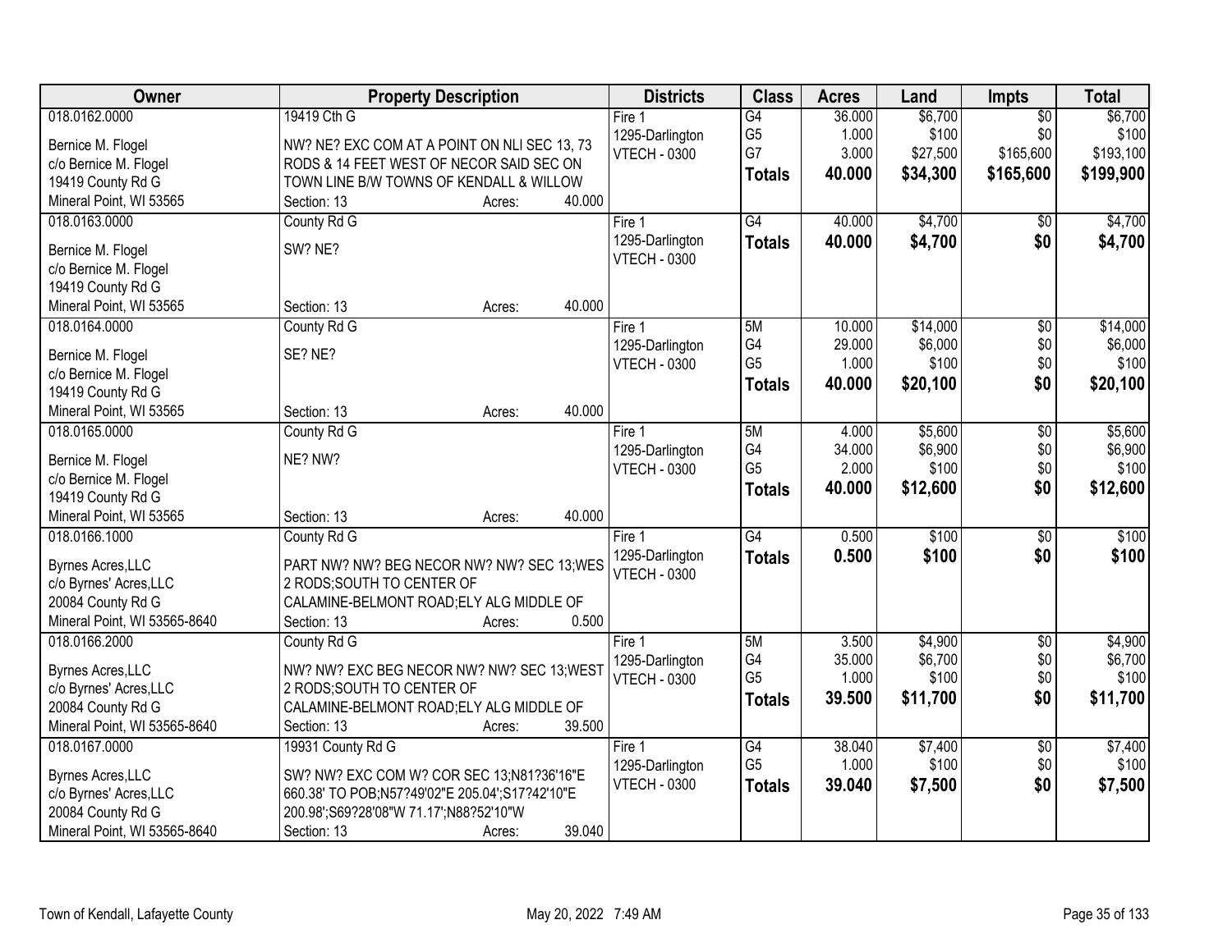| Owner | Property Description | Districts | Class | Acres | Land | Impts | Total |
|---|---|---|---|---|---|---|---|
| 018.0162.0000<br>Bernice M. Flogel<br>c/o Bernice M. Flogel<br>19419 County Rd G<br>Mineral Point, WI 53565 | 19419 Cth G<br>NW? NE? EXC COM AT A POINT ON NLI SEC 13, 73 RODS & 14 FEET WEST OF NECOR SAID SEC ON TOWN LINE B/W TOWNS OF KENDALL & WILLOW<br>Section: 13 Acres: 40.000 | Fire 1<br>1295-Darlington<br>VTECH - 0300 | G4<br>G5<br>G7<br>**Totals** | 36.000<br>1.000<br>3.000<br>**40.000** | $6,700<br>$100<br>$27,500<br>**$34,300** | $0<br>$0<br>$165,600<br>**$165,600** | $6,700<br>$100<br>$193,100<br>**$199,900** |
| 018.0163.0000<br>Bernice M. Flogel<br>c/o Bernice M. Flogel<br>19419 County Rd G<br>Mineral Point, WI 53565 | County Rd G<br>SW? NE?<br>Section: 13 Acres: 40.000 | Fire 1<br>1295-Darlington<br>VTECH - 0300 | G4<br>**Totals** | 40.000<br>**40.000** | $4,700<br>**$4,700** | $0<br>**$0** | $4,700<br>**$4,700** |
| 018.0164.0000<br>Bernice M. Flogel<br>c/o Bernice M. Flogel<br>19419 County Rd G<br>Mineral Point, WI 53565 | County Rd G<br>SE? NE?<br>Section: 13 Acres: 40.000 | Fire 1<br>1295-Darlington<br>VTECH - 0300 | 5M<br>G4<br>G5<br>**Totals** | 10.000<br>29.000<br>1.000<br>**40.000** | $14,000<br>$6,000<br>$100<br>**$20,100** | $0<br>$0<br>$0<br>**$0** | $14,000<br>$6,000<br>$100<br>**$20,100** |
| 018.0165.0000<br>Bernice M. Flogel<br>c/o Bernice M. Flogel<br>19419 County Rd G<br>Mineral Point, WI 53565 | County Rd G<br>NE? NW?<br>Section: 13 Acres: 40.000 | Fire 1<br>1295-Darlington<br>VTECH - 0300 | 5M<br>G4<br>G5<br>**Totals** | 4.000<br>34.000<br>2.000<br>**40.000** | $5,600<br>$6,900<br>$100<br>**$12,600** | $0<br>$0<br>$0<br>**$0** | $5,600<br>$6,900<br>$100<br>**$12,600** |
| 018.0166.1000<br>Byrnes Acres,LLC<br>c/o Byrnes' Acres,LLC<br>20084 County Rd G<br>Mineral Point, WI 53565-8640 | County Rd G<br>PART NW? NW? BEG NECOR NW? NW? SEC 13;WES 2 RODS;SOUTH TO CENTER OF CALAMINE-BELMONT ROAD;ELY ALG MIDDLE OF<br>Section: 13 Acres: 0.500 | Fire 1<br>1295-Darlington<br>VTECH - 0300 | G4<br>**Totals** | 0.500<br>**0.500** | $100<br>**$100** | $0<br>**$0** | $100<br>**$100** |
| 018.0166.2000<br>Byrnes Acres,LLC<br>c/o Byrnes' Acres,LLC<br>20084 County Rd G<br>Mineral Point, WI 53565-8640 | County Rd G<br>NW? NW? EXC BEG NECOR NW? NW? SEC 13;WEST 2 RODS;SOUTH TO CENTER OF CALAMINE-BELMONT ROAD;ELY ALG MIDDLE OF<br>Section: 13 Acres: 39.500 | Fire 1<br>1295-Darlington<br>VTECH - 0300 | 5M<br>G4<br>G5<br>**Totals** | 3.500<br>35.000<br>1.000<br>**39.500** | $4,900<br>$6,700<br>$100<br>**$11,700** | $0<br>$0<br>$0<br>**$0** | $4,900<br>$6,700<br>$100<br>**$11,700** |
| 018.0167.0000<br>Byrnes Acres,LLC<br>c/o Byrnes' Acres,LLC<br>20084 County Rd G<br>Mineral Point, WI 53565-8640 | 19931 County Rd G<br>SW? NW? EXC COM W? COR SEC 13;N81?36'16"E 660.38' TO POB;N57?49'02"E 205.04';S17?42'10"E 200.98';S69?28'08"W 71.17';N88?52'10"W<br>Section: 13 Acres: 39.040 | Fire 1<br>1295-Darlington<br>VTECH - 0300 | G4<br>G5<br>**Totals** | 38.040<br>1.000<br>**39.040** | $7,400<br>$100<br>**$7,500** | $0<br>$0<br>**$0** | $7,400<br>$100<br>**$7,500** |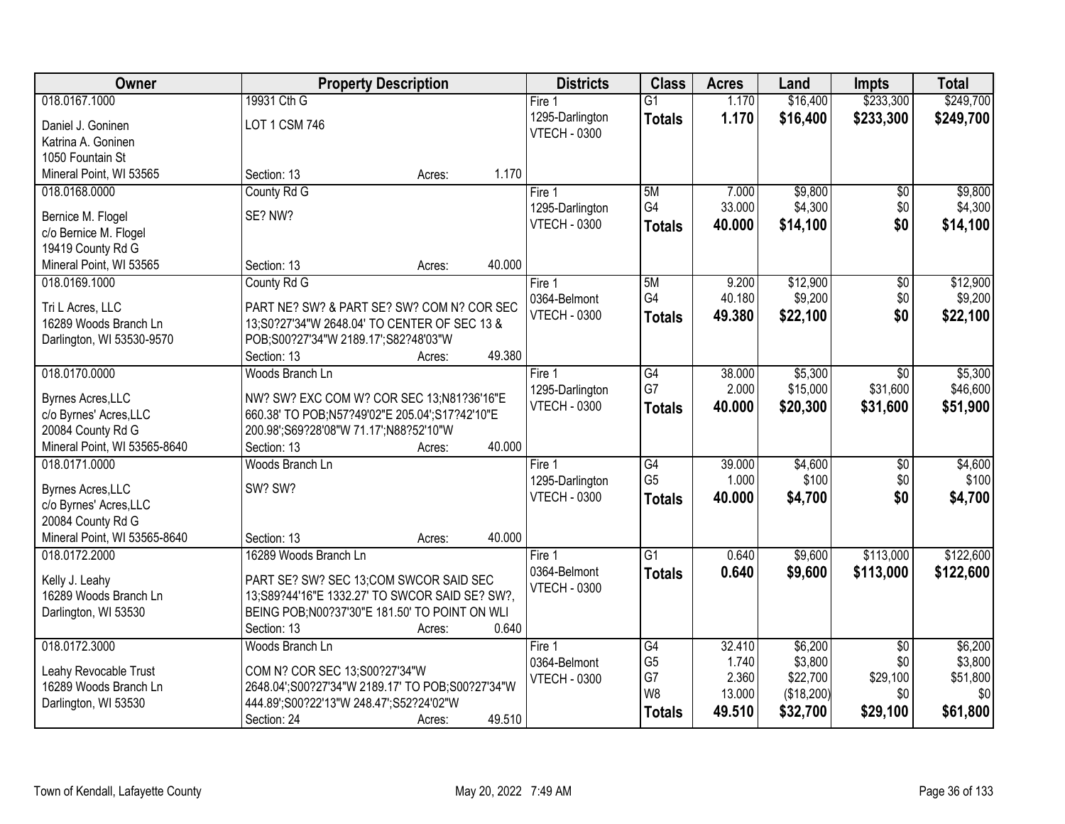| Owner | Property Description | Districts | Class | Acres | Land | Impts | Total |
|---|---|---|---|---|---|---|---|
| 018.0167.1000<br>Daniel J. Goninen<br>Katrina A. Goninen<br>1050 Fountain St<br>Mineral Point, WI 53565 | 19931 Cth G<br>LOT 1 CSM 746<br>Section: 13 Acres: 1.170 | Fire 1<br>1295-Darlington<br>VTECH - 0300 | G1<br>**Totals** | 1.170<br>**1.170** | $16,400<br>**$16,400** | $233,300<br>**$233,300** | $249,700<br>**$249,700** |
| 018.0168.0000<br>Bernice M. Flogel<br>c/o Bernice M. Flogel<br>19419 County Rd G<br>Mineral Point, WI 53565 | County Rd G<br>SE? NW?<br>Section: 13 Acres: 40.000 | Fire 1<br>1295-Darlington<br>VTECH - 0300 | 5M<br>G4<br>**Totals** | 7.000<br>33.000<br>**40.000** | $9,800<br>$4,300<br>**$14,100** | $0<br>$0<br>**$0** | $9,800<br>$4,300<br>**$14,100** |
| 018.0169.1000<br>Tri L Acres, LLC<br>16289 Woods Branch Ln<br>Darlington, WI 53530-9570 | County Rd G<br>PART NE? SW? & PART SE? SW? COM N? COR SEC 13;S0?27'34"W 2648.04' TO CENTER OF SEC 13 & POB;S00?27'34"W 2189.17';S82?48'03"W<br>Section: 13 Acres: 49.380 | Fire 1<br>0364-Belmont<br>VTECH - 0300 | 5M<br>G4<br>**Totals** | 9.200<br>40.180<br>**49.380** | $12,900<br>$9,200<br>**$22,100** | $0<br>$0<br>**$0** | $12,900<br>$9,200<br>**$22,100** |
| 018.0170.0000<br>Byrnes Acres,LLC<br>c/o Byrnes' Acres,LLC<br>20084 County Rd G<br>Mineral Point, WI 53565-8640 | Woods Branch Ln<br>NW? SW? EXC COM W? COR SEC 13;N81?36'16"E 660.38' TO POB;N57?49'02"E 205.04';S17?42'10"E 200.98';S69?28'08"W 71.17';N88?52'10"W<br>Section: 13 Acres: 40.000 | Fire 1<br>1295-Darlington<br>VTECH - 0300 | G4<br>G7<br>**Totals** | 38.000<br>2.000<br>**40.000** | $5,300<br>$15,000<br>**$20,300** | $0<br>$31,600<br>**$31,600** | $5,300<br>$46,600<br>**$51,900** |
| 018.0171.0000<br>Byrnes Acres,LLC<br>c/o Byrnes' Acres,LLC<br>20084 County Rd G<br>Mineral Point, WI 53565-8640 | Woods Branch Ln<br>SW? SW?<br>Section: 13 Acres: 40.000 | Fire 1<br>1295-Darlington<br>VTECH - 0300 | G4<br>G5<br>**Totals** | 39.000<br>1.000<br>**40.000** | $4,600<br>$100<br>**$4,700** | $0<br>$0<br>**$0** | $4,600<br>$100<br>**$4,700** |
| 018.0172.2000<br>Kelly J. Leahy<br>16289 Woods Branch Ln<br>Darlington, WI 53530 | 16289 Woods Branch Ln<br>PART SE? SW? SEC 13;COM SWCOR SAID SEC 13;S89?44'16"E 1332.27' TO SWCOR SAID SE? SW?, BEING POB;N00?37'30"E 181.50' TO POINT ON WLI<br>Section: 13 Acres: 0.640 | Fire 1<br>0364-Belmont<br>VTECH - 0300 | G1<br>**Totals** | 0.640<br>**0.640** | $9,600<br>**$9,600** | $113,000<br>**$113,000** | $122,600<br>**$122,600** |
| 018.0172.3000<br>Leahy Revocable Trust<br>16289 Woods Branch Ln<br>Darlington, WI 53530 | Woods Branch Ln<br>COM N? COR SEC 13;S00?27'34"W 2648.04';S00?27'34"W 2189.17' TO POB;S00?27'34"W 444.89';S00?22'13"W 248.47';S52?24'02"W<br>Section: 24 Acres: 49.510 | Fire 1<br>0364-Belmont<br>VTECH - 0300 | G4<br>G5<br>G7<br>W8<br>**Totals** | 32.410<br>1.740<br>2.360<br>13.000<br>**49.510** | $6,200<br>$3,800<br>$22,700<br>($18,200)<br>**$32,700** | $0<br>$0<br>$29,100<br>$0<br>**$29,100** | $6,200<br>$3,800<br>$51,800<br>$0<br>**$61,800** |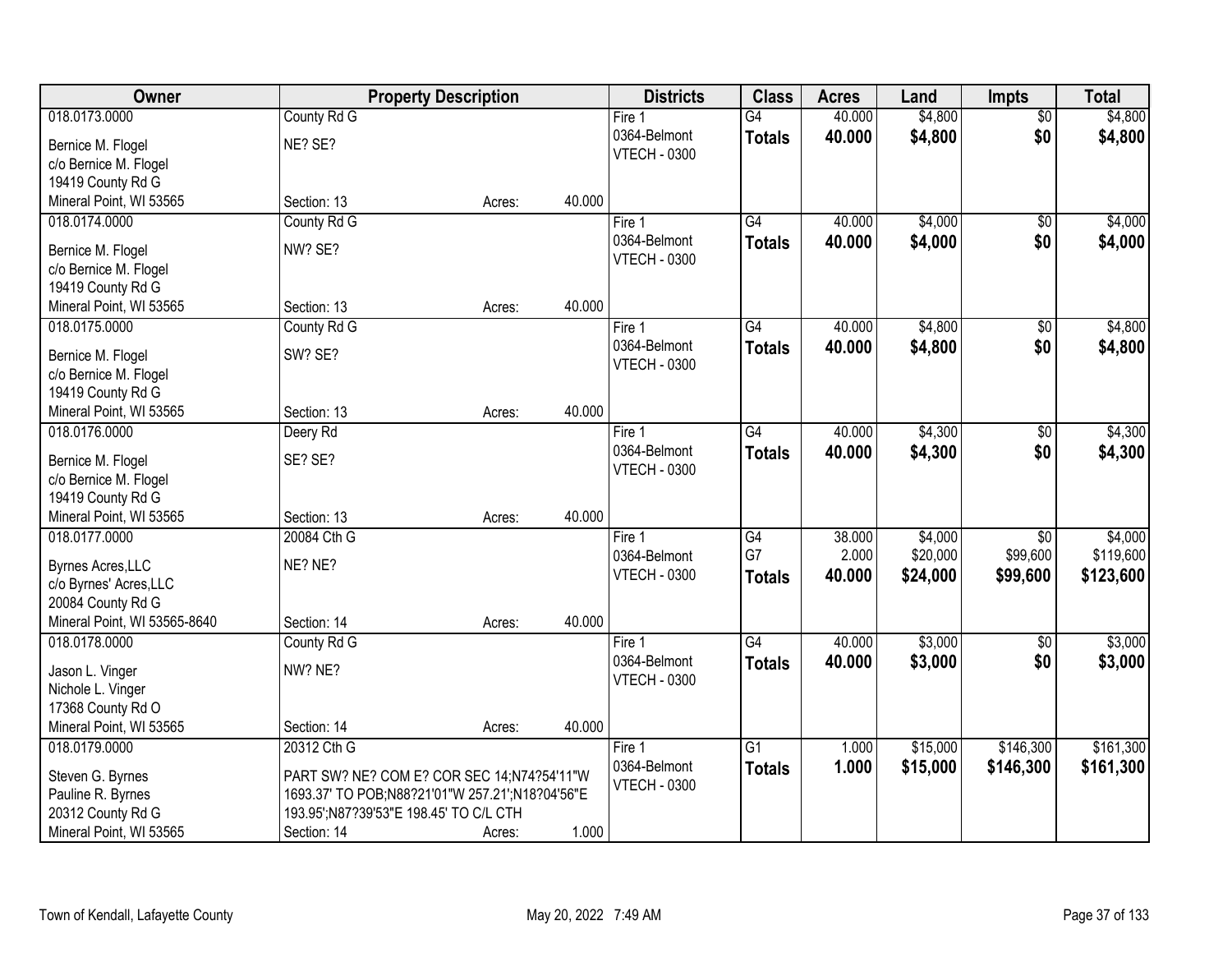| Owner | Property Description | | | Districts | Class | Acres | Land | Impts | Total |
|---|---|---|---|---|---|---|---|---|---|
| 018.0173.0000<br>Bernice M. Flogel<br>c/o Bernice M. Flogel<br>19419 County Rd G<br>Mineral Point, WI 53565 | County Rd G<br>NE? SE?<br>Section: 13 | Acres: | 40.000 | Fire 1<br>0364-Belmont<br>VTECH - 0300 | G4<br>**Totals** | 40.000<br>**40.000** | $4,800<br>**$4,800** | $0<br>**$0** | $4,800<br>**$4,800** |
| 018.0174.0000<br>Bernice M. Flogel<br>c/o Bernice M. Flogel<br>19419 County Rd G<br>Mineral Point, WI 53565 | County Rd G<br>NW? SE?<br>Section: 13 | Acres: | 40.000 | Fire 1<br>0364-Belmont<br>VTECH - 0300 | G4<br>**Totals** | 40.000<br>**40.000** | $4,000<br>**$4,000** | $0<br>**$0** | $4,000<br>**$4,000** |
| 018.0175.0000<br>Bernice M. Flogel<br>c/o Bernice M. Flogel<br>19419 County Rd G<br>Mineral Point, WI 53565 | County Rd G<br>SW? SE?<br>Section: 13 | Acres: | 40.000 | Fire 1<br>0364-Belmont<br>VTECH - 0300 | G4<br>**Totals** | 40.000<br>**40.000** | $4,800<br>**$4,800** | $0<br>**$0** | $4,800<br>**$4,800** |
| 018.0176.0000<br>Bernice M. Flogel<br>c/o Bernice M. Flogel<br>19419 County Rd G<br>Mineral Point, WI 53565 | Deery Rd<br>SE? SE?<br>Section: 13 | Acres: | 40.000 | Fire 1<br>0364-Belmont<br>VTECH - 0300 | G4<br>**Totals** | 40.000<br>**40.000** | $4,300<br>**$4,300** | $0<br>**$0** | $4,300<br>**$4,300** |
| 018.0177.0000<br>Byrnes Acres,LLC<br>c/o Byrnes' Acres,LLC<br>20084 County Rd G<br>Mineral Point, WI 53565-8640 | 20084 Cth G<br>NE? NE?<br>Section: 14 | Acres: | 40.000 | Fire 1<br>0364-Belmont<br>VTECH - 0300 | G4<br>G7<br>**Totals** | 38.000<br>2.000<br>**40.000** | $4,000<br>$20,000<br>**$24,000** | $0<br>$99,600<br>**$99,600** | $4,000<br>$119,600<br>**$123,600** |
| 018.0178.0000<br>Jason L. Vinger<br>Nichole L. Vinger<br>17368 County Rd O<br>Mineral Point, WI 53565 | County Rd G<br>NW? NE?<br>Section: 14 | Acres: | 40.000 | Fire 1<br>0364-Belmont<br>VTECH - 0300 | G4<br>**Totals** | 40.000<br>**40.000** | $3,000<br>**$3,000** | $0<br>**$0** | $3,000<br>**$3,000** |
| 018.0179.0000<br>Steven G. Byrnes<br>Pauline R. Byrnes<br>20312 County Rd G<br>Mineral Point, WI 53565 | 20312 Cth G<br>PART SW? NE? COM E? COR SEC 14;N74?54'11"W 1693.37' TO POB;N88?21'01"W 257.21';N18?04'56"E 193.95';N87?39'53"E 198.45' TO C/L CTH<br>Section: 14 | Acres: | 1.000 | Fire 1<br>0364-Belmont<br>VTECH - 0300 | G1<br>**Totals** | 1.000<br>**1.000** | $15,000<br>**$15,000** | $146,300<br>**$146,300** | $161,300<br>**$161,300** |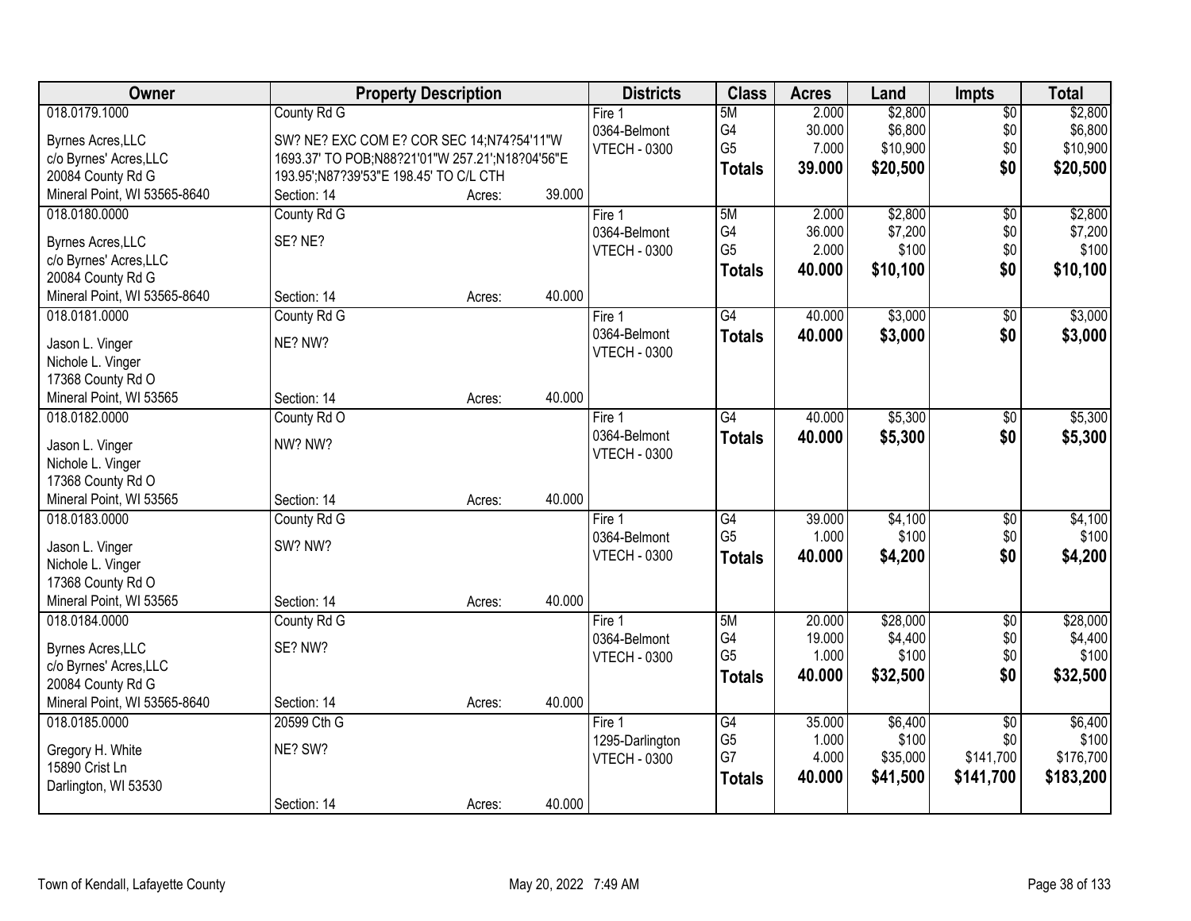| Owner | Property Description | Districts | Class | Acres | Land | Impts | Total |
|---|---|---|---|---|---|---|---|
| 018.0179.1000 | County Rd G | Fire 1 | 5M | 2.000 | $2,800 | $0 | $2,800 |
| Byrnes Acres,LLC | SW? NE? EXC COM E? COR SEC 14;N74?54'11"W | 0364-Belmont | G4 | 30.000 | $6,800 | $0 | $6,800 |
| c/o Byrnes' Acres,LLC | 1693.37' TO POB;N88?21'01"W 257.21';N18?04'56"E | VTECH - 0300 | G5 | 7.000 | $10,900 | $0 | $10,900 |
| 20084 County Rd G | 193.95';N87?39'53"E 198.45' TO C/L CTH | | **Totals** | **39.000** | **$20,500** | **$0** | **$20,500** |
| Mineral Point, WI 53565-8640 | Section: 14 Acres: 39.000 | | | | | | |
| 018.0180.0000 | County Rd G | Fire 1 | 5M | 2.000 | $2,800 | $0 | $2,800 |
| Byrnes Acres,LLC | SE? NE? | 0364-Belmont | G4 | 36.000 | $7,200 | $0 | $7,200 |
| c/o Byrnes' Acres,LLC | | VTECH - 0300 | G5 | 2.000 | $100 | $0 | $100 |
| 20084 County Rd G | | | **Totals** | **40.000** | **$10,100** | **$0** | **$10,100** |
| Mineral Point, WI 53565-8640 | Section: 14 Acres: 40.000 | | | | | | |
| 018.0181.0000 | County Rd G | Fire 1 | G4 | 40.000 | $3,000 | $0 | $3,000 |
| Jason L. Vinger | NE? NW? | 0364-Belmont | **Totals** | **40.000** | **$3,000** | **$0** | **$3,000** |
| Nichole L. Vinger | | VTECH - 0300 | | | | | |
| 17368 County Rd O | | | | | | | |
| Mineral Point, WI 53565 | Section: 14 Acres: 40.000 | | | | | | |
| 018.0182.0000 | County Rd O | Fire 1 | G4 | 40.000 | $5,300 | $0 | $5,300 |
| Jason L. Vinger | NW? NW? | 0364-Belmont | **Totals** | **40.000** | **$5,300** | **$0** | **$5,300** |
| Nichole L. Vinger | | VTECH - 0300 | | | | | |
| 17368 County Rd O | | | | | | | |
| Mineral Point, WI 53565 | Section: 14 Acres: 40.000 | | | | | | |
| 018.0183.0000 | County Rd G | Fire 1 | G4 | 39.000 | $4,100 | $0 | $4,100 |
| Jason L. Vinger | SW? NW? | 0364-Belmont | G5 | 1.000 | $100 | $0 | $100 |
| Nichole L. Vinger | | VTECH - 0300 | **Totals** | **40.000** | **$4,200** | **$0** | **$4,200** |
| 17368 County Rd O | | | | | | | |
| Mineral Point, WI 53565 | Section: 14 Acres: 40.000 | | | | | | |
| 018.0184.0000 | County Rd G | Fire 1 | 5M | 20.000 | $28,000 | $0 | $28,000 |
| Byrnes Acres,LLC | SE? NW? | 0364-Belmont | G4 | 19.000 | $4,400 | $0 | $4,400 |
| c/o Byrnes' Acres,LLC | | VTECH - 0300 | G5 | 1.000 | $100 | $0 | $100 |
| 20084 County Rd G | | | **Totals** | **40.000** | **$32,500** | **$0** | **$32,500** |
| Mineral Point, WI 53565-8640 | Section: 14 Acres: 40.000 | | | | | | |
| 018.0185.0000 | 20599 Cth G | Fire 1 | G4 | 35.000 | $6,400 | $0 | $6,400 |
| Gregory H. White | NE? SW? | 1295-Darlington | G5 | 1.000 | $100 | $0 | $100 |
| 15890 Crist Ln | | VTECH - 0300 | G7 | 4.000 | $35,000 | $141,700 | $176,700 |
| Darlington, WI 53530 | | | **Totals** | **40.000** | **$41,500** | **$141,700** | **$183,200** |
| | Section: 14 Acres: 40.000 | | | | | | |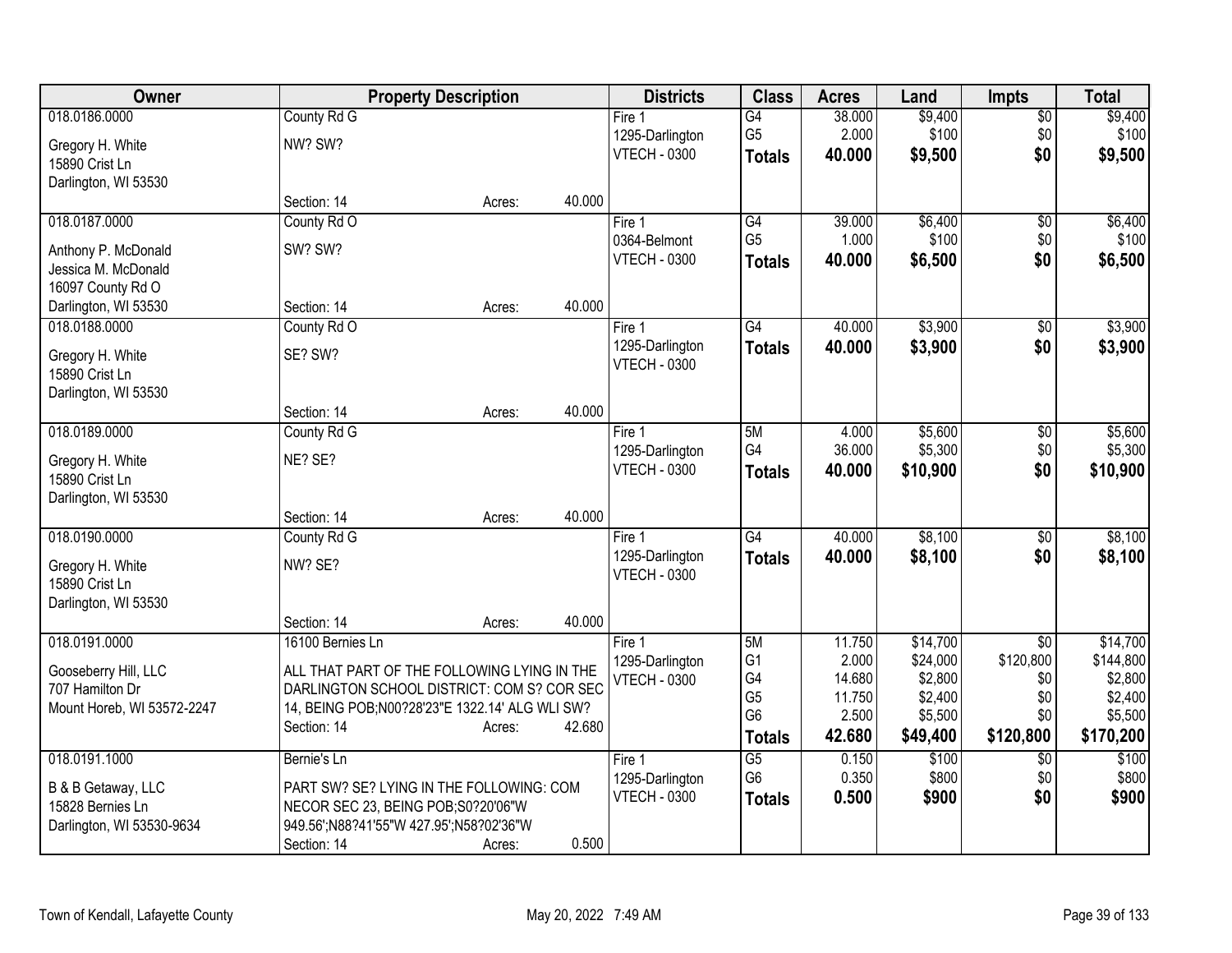| Owner | Property Description | | | Districts | Class | Acres | Land | Impts | Total |
|---|---|---|---|---|---|---|---|---|---|
| 018.0186.0000 | County Rd G | | | Fire 1 | G4 | 38.000 | $9,400 | $0 | $9,400 |
| Gregory H. White | NW? SW? | | | 1295-Darlington | G5 | 2.000 | $100 | $0 | $100 |
| 15890 Crist Ln | | | | VTECH - 0300 | **Totals** | **40.000** | **$9,500** | **$0** | **$9,500** |
| Darlington, WI 53530 | | | | | | | | | |
| | Section: 14 | Acres: | 40.000 | | | | | | |
| 018.0187.0000 | County Rd O | | | Fire 1 | G4 | 39.000 | $6,400 | $0 | $6,400 |
| Anthony P. McDonald | SW? SW? | | | 0364-Belmont | G5 | 1.000 | $100 | $0 | $100 |
| Jessica M. McDonald | | | | VTECH - 0300 | **Totals** | **40.000** | **$6,500** | **$0** | **$6,500** |
| 16097 County Rd O | | | | | | | | | |
| Darlington, WI 53530 | Section: 14 | Acres: | 40.000 | | | | | | |
| 018.0188.0000 | County Rd O | | | Fire 1 | G4 | 40.000 | $3,900 | $0 | $3,900 |
| Gregory H. White | SE? SW? | | | 1295-Darlington | **Totals** | **40.000** | **$3,900** | **$0** | **$3,900** |
| 15890 Crist Ln | | | | VTECH - 0300 | | | | | |
| Darlington, WI 53530 | | | | | | | | | |
| | Section: 14 | Acres: | 40.000 | | | | | | |
| 018.0189.0000 | County Rd G | | | Fire 1 | 5M | 4.000 | $5,600 | $0 | $5,600 |
| Gregory H. White | NE? SE? | | | 1295-Darlington | G4 | 36.000 | $5,300 | $0 | $5,300 |
| 15890 Crist Ln | | | | VTECH - 0300 | **Totals** | **40.000** | **$10,900** | **$0** | **$10,900** |
| Darlington, WI 53530 | | | | | | | | | |
| | Section: 14 | Acres: | 40.000 | | | | | | |
| 018.0190.0000 | County Rd G | | | Fire 1 | G4 | 40.000 | $8,100 | $0 | $8,100 |
| Gregory H. White | NW? SE? | | | 1295-Darlington | **Totals** | **40.000** | **$8,100** | **$0** | **$8,100** |
| 15890 Crist Ln | | | | VTECH - 0300 | | | | | |
| Darlington, WI 53530 | | | | | | | | | |
| | Section: 14 | Acres: | 40.000 | | | | | | |
| 018.0191.0000 | 16100 Bernies Ln | | | Fire 1 | 5M | 11.750 | $14,700 | $0 | $14,700 |
| Gooseberry Hill, LLC | ALL THAT PART OF THE FOLLOWING LYING IN THE | | | 1295-Darlington | G1 | 2.000 | $24,000 | $120,800 | $144,800 |
| 707 Hamilton Dr | DARLINGTON SCHOOL DISTRICT: COM S? COR SEC | | | VTECH - 0300 | G4 | 14.680 | $2,800 | $0 | $2,800 |
| Mount Horeb, WI 53572-2247 | 14, BEING POB;N00?28'23"E 1322.14' ALG WLI SW? | | | | G5 | 11.750 | $2,400 | $0 | $2,400 |
| | Section: 14 | Acres: | 42.680 | | G6 | 2.500 | $5,500 | $0 | $5,500 |
| | | | | | **Totals** | **42.680** | **$49,400** | **$120,800** | **$170,200** |
| 018.0191.1000 | Bernie's Ln | | | Fire 1 | G5 | 0.150 | $100 | $0 | $100 |
| B & B Getaway, LLC | PART SW? SE? LYING IN THE FOLLOWING: COM | | | 1295-Darlington | G6 | 0.350 | $800 | $0 | $800 |
| 15828 Bernies Ln | NECOR SEC 23, BEING POB;S0?20'06"W | | | VTECH - 0300 | **Totals** | **0.500** | **$900** | **$0** | **$900** |
| Darlington, WI 53530-9634 | 949.56';N88?41'55"W 427.95';N58?02'36"W | | | | | | | | |
| | Section: 14 | Acres: | 0.500 | | | | | | |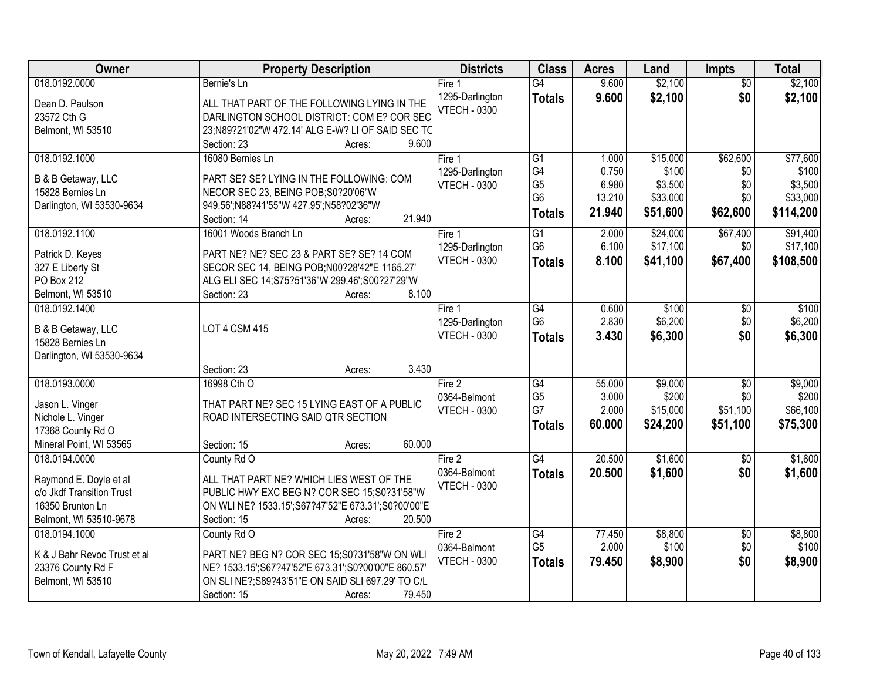| Owner | Property Description | Districts | Class | Acres | Land | Impts | Total |
|---|---|---|---|---|---|---|---|
| 018.0192.0000<br><br>Dean D. Paulson<br>23572 Cth G<br>Belmont, WI 53510 | Bernie's Ln<br><br>ALL THAT PART OF THE FOLLOWING LYING IN THE DARLINGTON SCHOOL DISTRICT: COM E? COR SEC 23;N89?21'02"W 472.14' ALG E-W? LI OF SAID SEC TC<br>Section: 23 Acres: 9.600 | Fire 1<br>1295-Darlington<br>VTECH - 0300 | G4<br>**Totals** | 9.600<br>**9.600** | $2,100<br>**$2,100** | $0<br>**$0** | $2,100<br>**$2,100** |
| 018.0192.1000<br><br>B & B Getaway, LLC<br>15828 Bernies Ln<br>Darlington, WI 53530-9634 | 16080 Bernies Ln<br><br>PART SE? SE? LYING IN THE FOLLOWING: COM NECOR SEC 23, BEING POB;S0?20'06"W 949.56';N88?41'55"W 427.95';N58?02'36"W<br>Section: 14 Acres: 21.940 | Fire 1<br>1295-Darlington<br>VTECH - 0300 | G1<br>G4<br>G5<br>G6<br>**Totals** | 1.000<br>0.750<br>6.980<br>13.210<br>**21.940** | $15,000<br>$100<br>$3,500<br>$33,000<br>**$51,600** | $62,600<br>$0<br>$0<br>$0<br>**$62,600** | $77,600<br>$100<br>$3,500<br>$33,000<br>**$114,200** |
| 018.0192.1100<br><br>Patrick D. Keyes<br>327 E Liberty St<br>PO Box 212<br>Belmont, WI 53510 | 16001 Woods Branch Ln<br><br>PART NE? NE? SEC 23 & PART SE? SE? 14 COM SECOR SEC 14, BEING POB;N00?28'42"E 1165.27' ALG ELI SEC 14;S75?51'36"W 299.46';S00?27'29"W<br>Section: 23 Acres: 8.100 | Fire 1<br>1295-Darlington<br>VTECH - 0300 | G1<br>G6<br>**Totals** | 2.000<br>6.100<br>**8.100** | $24,000<br>$17,100<br>**$41,100** | $67,400<br>$0<br>**$67,400** | $91,400<br>$17,100<br>**$108,500** |
| 018.0192.1400<br><br>B & B Getaway, LLC<br>15828 Bernies Ln<br>Darlington, WI 53530-9634 | LOT 4 CSM 415<br><br>Section: 23 Acres: 3.430 | Fire 1<br>1295-Darlington<br>VTECH - 0300 | G4<br>G6<br>**Totals** | 0.600<br>2.830<br>**3.430** | $100<br>$6,200<br>**$6,300** | $0<br>$0<br>**$0** | $100<br>$6,200<br>**$6,300** |
| 018.0193.0000<br><br>Jason L. Vinger<br>Nichole L. Vinger<br>17368 County Rd O<br>Mineral Point, WI 53565 | 16998 Cth O<br><br>THAT PART NE? SEC 15 LYING EAST OF A PUBLIC ROAD INTERSECTING SAID QTR SECTION<br><br>Section: 15 Acres: 60.000 | Fire 2<br>0364-Belmont<br>VTECH - 0300 | G4<br>G5<br>G7<br>**Totals** | 55.000<br>3.000<br>2.000<br>**60.000** | $9,000<br>$200<br>$15,000<br>**$24,200** | $0<br>$0<br>$51,100<br>**$51,100** | $9,000<br>$200<br>$66,100<br>**$75,300** |
| 018.0194.0000<br><br>Raymond E. Doyle et al<br>c/o Jkdf Transition Trust<br>16350 Brunton Ln<br>Belmont, WI 53510-9678 | County Rd O<br><br>ALL THAT PART NE? WHICH LIES WEST OF THE PUBLIC HWY EXC BEG N? COR SEC 15;S0?31'58"W ON WLI NE? 1533.15';S67?47'52"E 673.31';S0?00'00"E<br>Section: 15 Acres: 20.500 | Fire 2<br>0364-Belmont<br>VTECH - 0300 | G4<br>**Totals** | 20.500<br>**20.500** | $1,600<br>**$1,600** | $0<br>**$0** | $1,600<br>**$1,600** |
| 018.0194.1000<br><br>K & J Bahr Revoc Trust et al<br>23376 County Rd F<br>Belmont, WI 53510 | County Rd O<br><br>PART NE? BEG N? COR SEC 15;S0?31'58"W ON WLI NE? 1533.15';S67?47'52"E 673.31';S0?00'00"E 860.57' ON SLI NE?;S89?43'51"E ON SAID SLI 697.29' TO C/L<br>Section: 15 Acres: 79.450 | Fire 2<br>0364-Belmont<br>VTECH - 0300 | G4<br>G5<br>**Totals** | 77.450<br>2.000<br>**79.450** | $8,800<br>$100<br>**$8,900** | $0<br>$0<br>**$0** | $8,800<br>$100<br>**$8,900** |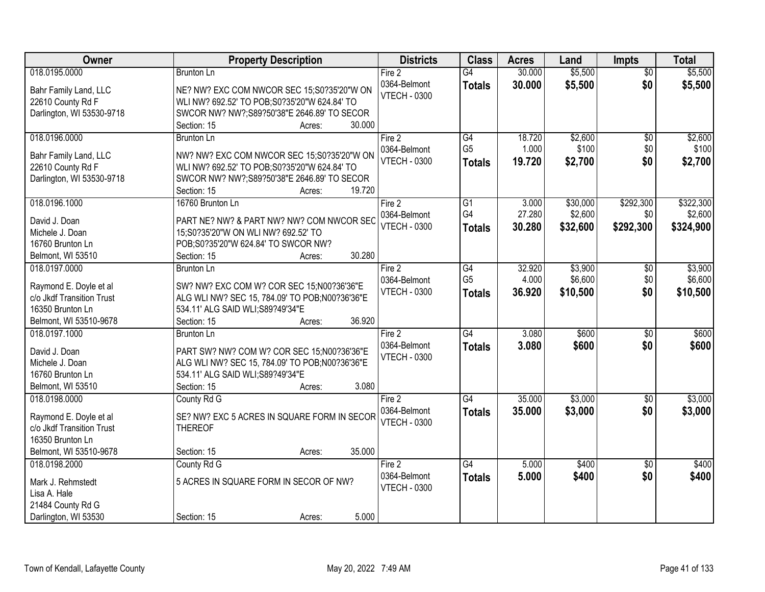| Owner | Property Description | Districts | Class | Acres | Land | Impts | Total |
|---|---|---|---|---|---|---|---|
| 018.0195.0000<br><br>Bahr Family Land, LLC<br>22610 County Rd F<br>Darlington, WI 53530-9718 | Brunton Ln<br><br>NE? NW? EXC COM NWCOR SEC 15;S0?35'20"W ON WLI NW? 692.52' TO POB;S0?35'20"W 624.84' TO SWCOR NW? NW?;S89?50'38"E 2646.89' TO SECOR<br>Section: 15 Acres: 30.000 | Fire 2<br>0364-Belmont<br>VTECH - 0300 | G4<br>**Totals** | 30.000<br>**30.000** | $5,500<br>**$5,500** | $0<br>**$0** | $5,500<br>**$5,500** |
| 018.0196.0000<br><br>Bahr Family Land, LLC<br>22610 County Rd F<br>Darlington, WI 53530-9718 | Brunton Ln<br><br>NW? NW? EXC COM NWCOR SEC 15;S0?35'20"W ON WLI NW? 692.52' TO POB;S0?35'20"W 624.84' TO SWCOR NW? NW?;S89?50'38"E 2646.89' TO SECOR<br>Section: 15 Acres: 19.720 | Fire 2<br>0364-Belmont<br>VTECH - 0300 | G4<br>G5<br>**Totals** | 18.720<br>1.000<br>**19.720** | $2,600<br>$100<br>**$2,700** | $0<br>$0<br>**$0** | $2,600<br>$100<br>**$2,700** |
| 018.0196.1000<br><br>David J. Doan<br>Michele J. Doan<br>16760 Brunton Ln<br>Belmont, WI 53510 | 16760 Brunton Ln<br><br>PART NE? NW? & PART NW? NW? COM NWCOR SEC 15;S0?35'20"W ON WLI NW? 692.52' TO POB;S0?35'20"W 624.84' TO SWCOR NW?<br>Section: 15 Acres: 30.280 | Fire 2<br>0364-Belmont<br>VTECH - 0300 | G1<br>G4<br>**Totals** | 3.000<br>27.280<br>**30.280** | $30,000<br>$2,600<br>**$32,600** | $292,300<br>$0<br>**$292,300** | $322,300<br>$2,600<br>**$324,900** |
| 018.0197.0000<br><br>Raymond E. Doyle et al<br>c/o Jkdf Transition Trust<br>16350 Brunton Ln<br>Belmont, WI 53510-9678 | Brunton Ln<br><br>SW? NW? EXC COM W? COR SEC 15;N00?36'36"E ALG WLI NW? SEC 15, 784.09' TO POB;N00?36'36"E 534.11' ALG SAID WLI;S89?49'34"E<br>Section: 15 Acres: 36.920 | Fire 2<br>0364-Belmont<br>VTECH - 0300 | G4<br>G5<br>**Totals** | 32.920<br>4.000<br>**36.920** | $3,900<br>$6,600<br>**$10,500** | $0<br>$0<br>**$0** | $3,900<br>$6,600<br>**$10,500** |
| 018.0197.1000<br><br>David J. Doan<br>Michele J. Doan<br>16760 Brunton Ln<br>Belmont, WI 53510 | Brunton Ln<br><br>PART SW? NW? COM W? COR SEC 15;N00?36'36"E ALG WLI NW? SEC 15, 784.09' TO POB;N00?36'36"E 534.11' ALG SAID WLI;S89?49'34"E<br>Section: 15 Acres: 3.080 | Fire 2<br>0364-Belmont<br>VTECH - 0300 | G4<br>**Totals** | 3.080<br>**3.080** | $600<br>**$600** | $0<br>**$0** | $600<br>**$600** |
| 018.0198.0000<br><br>Raymond E. Doyle et al<br>c/o Jkdf Transition Trust<br>16350 Brunton Ln<br>Belmont, WI 53510-9678 | County Rd G<br><br>SE? NW? EXC 5 ACRES IN SQUARE FORM IN SECOR THEREOF<br><br>Section: 15 Acres: 35.000 | Fire 2<br>0364-Belmont<br>VTECH - 0300 | G4<br>**Totals** | 35.000<br>**35.000** | $3,000<br>**$3,000** | $0<br>**$0** | $3,000<br>**$3,000** |
| 018.0198.2000<br><br>Mark J. Rehmstedt<br>Lisa A. Hale<br>21484 County Rd G<br>Darlington, WI 53530 | County Rd G<br><br>5 ACRES IN SQUARE FORM IN SECOR OF NW?<br><br>Section: 15 Acres: 5.000 | Fire 2<br>0364-Belmont<br>VTECH - 0300 | G4<br>**Totals** | 5.000<br>**5.000** | $400<br>**$400** | $0<br>**$0** | $400<br>**$400** |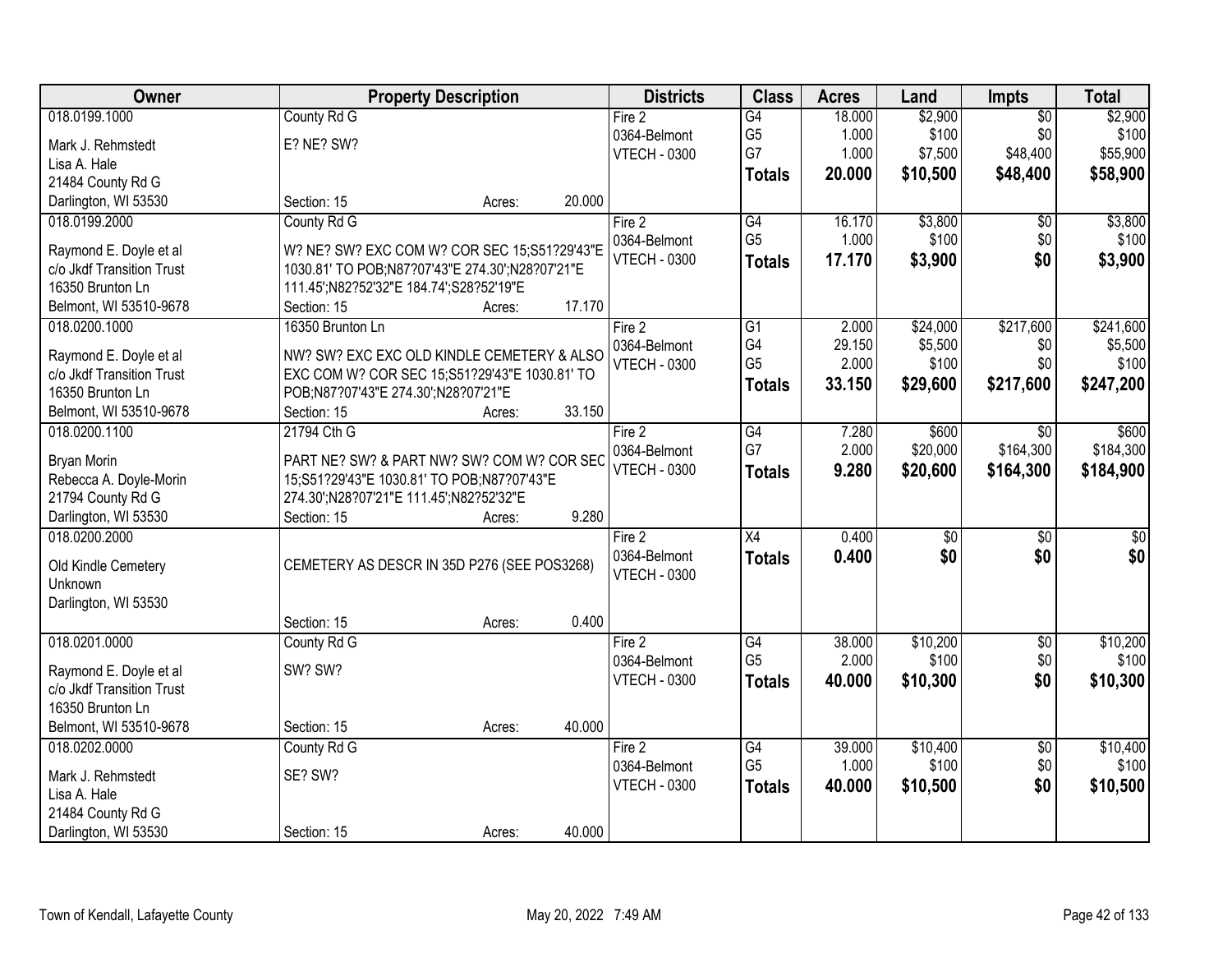| Owner | Property Description | | Districts | Class | Acres | Land | Impts | Total |
|---|---|---|---|---|---|---|---|---|
| 018.0199.1000 | County Rd G | | Fire 2 | G4 | 18.000 | $2,900 | $0 | $2,900 |
| Mark J. Rehmstedt | E? NE? SW? | | 0364-Belmont | G5 | 1.000 | $100 | $0 | $100 |
| Lisa A. Hale | | | VTECH - 0300 | G7 | 1.000 | $7,500 | $48,400 | $55,900 |
| 21484 County Rd G | | | | **Totals** | **20.000** | **$10,500** | **$48,400** | **$58,900** |
| Darlington, WI 53530 | Section: 15 | Acres: 20.000 | | | | | | |
| 018.0199.2000 | County Rd G | | Fire 2 | G4 | 16.170 | $3,800 | $0 | $3,800 |
| Raymond E. Doyle et al | W? NE? SW? EXC COM W? COR SEC 15;S51?29'43"E | | 0364-Belmont | G5 | 1.000 | $100 | $0 | $100 |
| c/o Jkdf Transition Trust | 1030.81' TO POB;N87?07'43"E 274.30';N28?07'21"E | | VTECH - 0300 | **Totals** | **17.170** | **$3,900** | **$0** | **$3,900** |
| 16350 Brunton Ln | 111.45';N82?52'32"E 184.74';S28?52'19"E | | | | | | | |
| Belmont, WI 53510-9678 | Section: 15 | Acres: 17.170 | | | | | | |
| 018.0200.1000 | 16350 Brunton Ln | | Fire 2 | G1 | 2.000 | $24,000 | $217,600 | $241,600 |
| Raymond E. Doyle et al | NW? SW? EXC EXC OLD KINDLE CEMETERY & ALSO | | 0364-Belmont | G4 | 29.150 | $5,500 | $0 | $5,500 |
| c/o Jkdf Transition Trust | EXC COM W? COR SEC 15;S51?29'43"E 1030.81' TO | | VTECH - 0300 | G5 | 2.000 | $100 | $0 | $100 |
| 16350 Brunton Ln | POB;N87?07'43"E 274.30';N28?07'21"E | | | **Totals** | **33.150** | **$29,600** | **$217,600** | **$247,200** |
| Belmont, WI 53510-9678 | Section: 15 | Acres: 33.150 | | | | | | |
| 018.0200.1100 | 21794 Cth G | | Fire 2 | G4 | 7.280 | $600 | $0 | $600 |
| Bryan Morin | PART NE? SW? & PART NW? SW? COM W? COR SEC | | 0364-Belmont | G7 | 2.000 | $20,000 | $164,300 | $184,300 |
| Rebecca A. Doyle-Morin | 15;S51?29'43"E 1030.81' TO POB;N87?07'43"E | | VTECH - 0300 | **Totals** | **9.280** | **$20,600** | **$164,300** | **$184,900** |
| 21794 County Rd G | 274.30';N28?07'21"E 111.45';N82?52'32"E | | | | | | | |
| Darlington, WI 53530 | Section: 15 | Acres: 9.280 | | | | | | |
| 018.0200.2000 | | | Fire 2 | X4 | 0.400 | $0 | $0 | $0 |
| Old Kindle Cemetery | CEMETERY AS DESCR IN 35D P276 (SEE POS3268) | | 0364-Belmont | **Totals** | **0.400** | **$0** | **$0** | **$0** |
| Unknown | | | VTECH - 0300 | | | | | |
| Darlington, WI 53530 | | | | | | | | |
| | Section: 15 | Acres: 0.400 | | | | | | |
| 018.0201.0000 | County Rd G | | Fire 2 | G4 | 38.000 | $10,200 | $0 | $10,200 |
| Raymond E. Doyle et al | SW? SW? | | 0364-Belmont | G5 | 2.000 | $100 | $0 | $100 |
| c/o Jkdf Transition Trust | | | VTECH - 0300 | **Totals** | **40.000** | **$10,300** | **$0** | **$10,300** |
| 16350 Brunton Ln | | | | | | | | |
| Belmont, WI 53510-9678 | Section: 15 | Acres: 40.000 | | | | | | |
| 018.0202.0000 | County Rd G | | Fire 2 | G4 | 39.000 | $10,400 | $0 | $10,400 |
| Mark J. Rehmstedt | SE? SW? | | 0364-Belmont | G5 | 1.000 | $100 | $0 | $100 |
| Lisa A. Hale | | | VTECH - 0300 | **Totals** | **40.000** | **$10,500** | **$0** | **$10,500** |
| 21484 County Rd G | | | | | | | | |
| Darlington, WI 53530 | Section: 15 | Acres: 40.000 | | | | | | |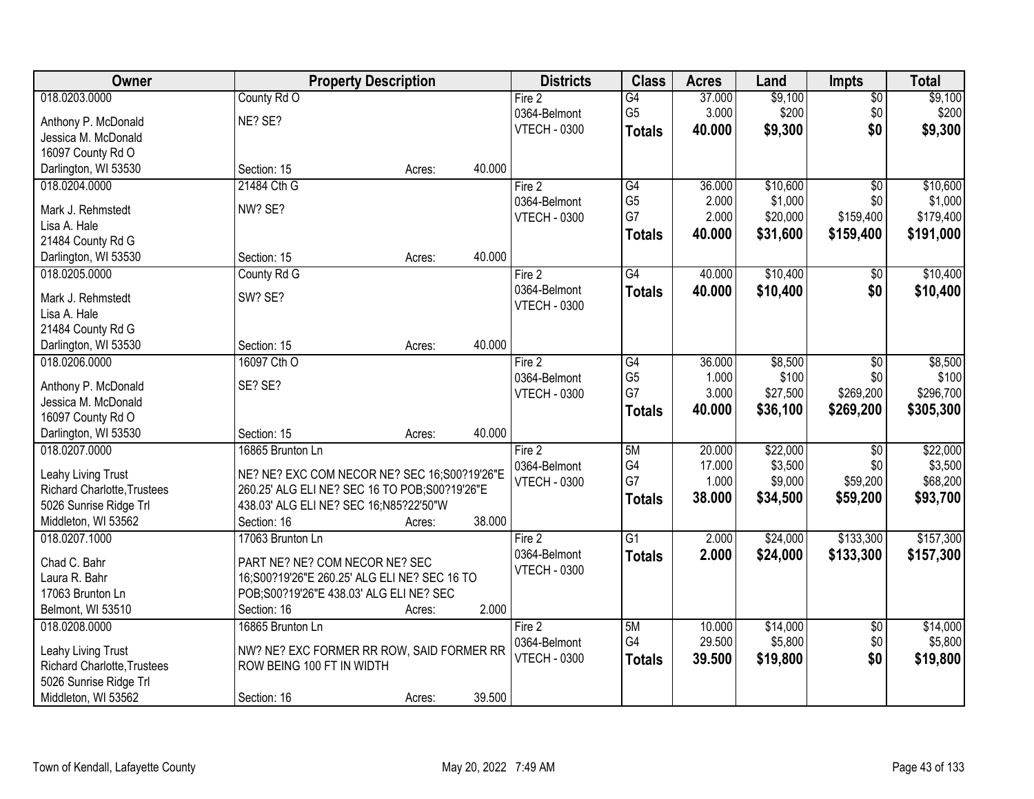| Owner | Property Description | Districts | Class | Acres | Land | Impts | Total |
|---|---|---|---|---|---|---|---|
| 018.0203.0000<br>Anthony P. McDonald<br>Jessica M. McDonald<br>16097 County Rd O<br>Darlington, WI 53530 | County Rd O<br>NE? SE?<br>Section: 15 Acres: 40.000 | Fire 2<br>0364-Belmont<br>VTECH - 0300 | G4<br>G5<br>**Totals** | 37.000<br>3.000<br>**40.000** | $9,100<br>$200<br>**$9,300** | $0<br>$0<br>**$0** | $9,100<br>$200<br>**$9,300** |
| 018.0204.0000<br>Mark J. Rehmstedt<br>Lisa A. Hale<br>21484 County Rd G<br>Darlington, WI 53530 | 21484 Cth G<br>NW? SE?<br>Section: 15 Acres: 40.000 | Fire 2<br>0364-Belmont<br>VTECH - 0300 | G4<br>G5<br>G7<br>**Totals** | 36.000<br>2.000<br>2.000<br>**40.000** | $10,600<br>$1,000<br>$20,000<br>**$31,600** | $0<br>$0<br>$159,400<br>**$159,400** | $10,600<br>$1,000<br>$179,400<br>**$191,000** |
| 018.0205.0000<br>Mark J. Rehmstedt<br>Lisa A. Hale<br>21484 County Rd G<br>Darlington, WI 53530 | County Rd G<br>SW? SE?<br>Section: 15 Acres: 40.000 | Fire 2<br>0364-Belmont<br>VTECH - 0300 | G4<br>**Totals** | 40.000<br>**40.000** | $10,400<br>**$10,400** | $0<br>**$0** | $10,400<br>**$10,400** |
| 018.0206.0000<br>Anthony P. McDonald<br>Jessica M. McDonald<br>16097 County Rd O<br>Darlington, WI 53530 | 16097 Cth O<br>SE? SE?<br>Section: 15 Acres: 40.000 | Fire 2<br>0364-Belmont<br>VTECH - 0300 | G4<br>G5<br>G7<br>**Totals** | 36.000<br>1.000<br>3.000<br>**40.000** | $8,500<br>$100<br>$27,500<br>**$36,100** | $0<br>$0<br>$269,200<br>**$269,200** | $8,500<br>$100<br>$296,700<br>**$305,300** |
| 018.0207.0000<br>Leahy Living Trust<br>Richard Charlotte,Trustees<br>5026 Sunrise Ridge Trl<br>Middleton, WI 53562 | 16865 Brunton Ln<br>NE? NE? EXC COM NECOR NE? SEC 16;S00?19'26"E 260.25' ALG ELI NE? SEC 16 TO POB;S00?19'26"E 438.03' ALG ELI NE? SEC 16;N85?22'50"W<br>Section: 16 Acres: 38.000 | Fire 2<br>0364-Belmont<br>VTECH - 0300 | 5M<br>G4<br>G7<br>**Totals** | 20.000<br>17.000<br>1.000<br>**38.000** | $22,000<br>$3,500<br>$9,000<br>**$34,500** | $0<br>$0<br>$59,200<br>**$59,200** | $22,000<br>$3,500<br>$68,200<br>**$93,700** |
| 018.0207.1000<br>Chad C. Bahr<br>Laura R. Bahr<br>17063 Brunton Ln<br>Belmont, WI 53510 | 17063 Brunton Ln<br>PART NE? NE? COM NECOR NE? SEC 16;S00?19'26"E 260.25' ALG ELI NE? SEC 16 TO POB;S00?19'26"E 438.03' ALG ELI NE? SEC<br>Section: 16 Acres: 2.000 | Fire 2<br>0364-Belmont<br>VTECH - 0300 | G1<br>**Totals** | 2.000<br>**2.000** | $24,000<br>**$24,000** | $133,300<br>**$133,300** | $157,300<br>**$157,300** |
| 018.0208.0000<br>Leahy Living Trust<br>Richard Charlotte,Trustees<br>5026 Sunrise Ridge Trl<br>Middleton, WI 53562 | 16865 Brunton Ln<br>NW? NE? EXC FORMER RR ROW, SAID FORMER RR ROW BEING 100 FT IN WIDTH<br>Section: 16 Acres: 39.500 | Fire 2<br>0364-Belmont<br>VTECH - 0300 | 5M<br>G4<br>**Totals** | 10.000<br>29.500<br>**39.500** | $14,000<br>$5,800<br>**$19,800** | $0<br>$0<br>**$0** | $14,000<br>$5,800<br>**$19,800** |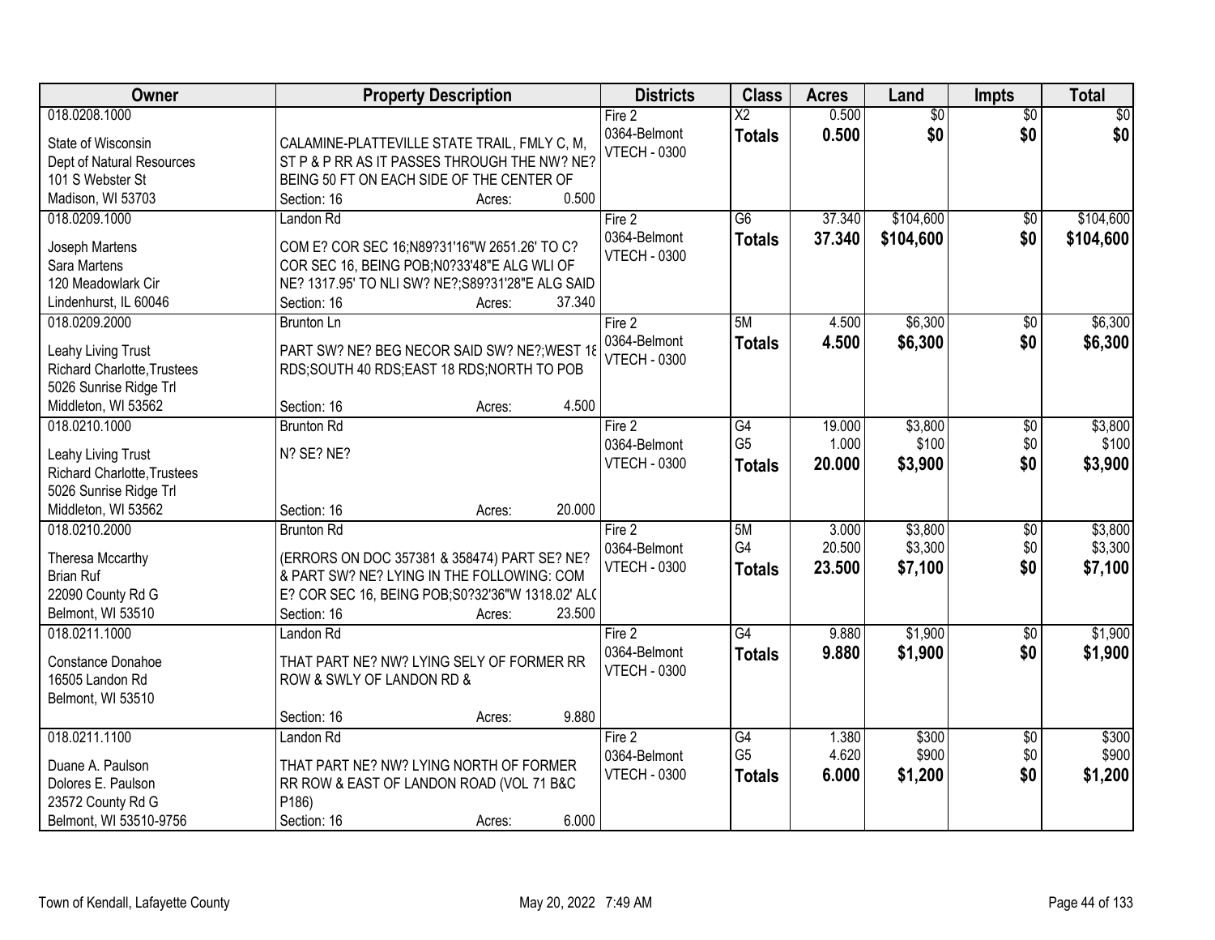| Owner | Property Description | Districts | Class | Acres | Land | Impts | Total |
|---|---|---|---|---|---|---|---|
| 018.0208.1000<br>State of Wisconsin<br>Dept of Natural Resources<br>101 S Webster St<br>Madison, WI 53703 | CALAMINE-PLATTEVILLE STATE TRAIL, FMLY C, M, ST P & P RR AS IT PASSES THROUGH THE NW? NE? BEING 50 FT ON EACH SIDE OF THE CENTER OF<br>Section: 16 Acres: 0.500 | Fire 2<br>0364-Belmont<br>VTECH - 0300 | X2<br>**Totals** | 0.500<br>**0.500** | $0<br>**$0** | $0<br>**$0** | $0<br>**$0** |
| 018.0209.1000<br>Joseph Martens<br>Sara Martens<br>120 Meadowlark Cir<br>Lindenhurst, IL 60046 | Landon Rd<br>COM E? COR SEC 16;N89?31'16"W 2651.26' TO C? COR SEC 16, BEING POB;N0?33'48"E ALG WLI OF NE? 1317.95' TO NLI SW? NE?;S89?31'28"E ALG SAID<br>Section: 16 Acres: 37.340 | Fire 2<br>0364-Belmont<br>VTECH - 0300 | G6<br>**Totals** | 37.340<br>**37.340** | $104,600<br>**$104,600** | $0<br>**$0** | $104,600<br>**$104,600** |
| 018.0209.2000<br>Leahy Living Trust<br>Richard Charlotte,Trustees<br>5026 Sunrise Ridge Trl<br>Middleton, WI 53562 | Brunton Ln<br>PART SW? NE? BEG NECOR SAID SW? NE?;WEST 18 RDS;SOUTH 40 RDS;EAST 18 RDS;NORTH TO POB<br>Section: 16 Acres: 4.500 | Fire 2<br>0364-Belmont<br>VTECH - 0300 | 5M<br>**Totals** | 4.500<br>**4.500** | $6,300<br>**$6,300** | $0<br>**$0** | $6,300<br>**$6,300** |
| 018.0210.1000<br>Leahy Living Trust<br>Richard Charlotte,Trustees<br>5026 Sunrise Ridge Trl<br>Middleton, WI 53562 | Brunton Rd<br>N? SE? NE?<br>Section: 16 Acres: 20.000 | Fire 2<br>0364-Belmont<br>VTECH - 0300 | G4<br>G5<br>**Totals** | 19.000<br>1.000<br>**20.000** | $3,800<br>$100<br>**$3,900** | $0<br>$0<br>**$0** | $3,800<br>$100<br>**$3,900** |
| 018.0210.2000<br>Theresa Mccarthy<br>Brian Ruf<br>22090 County Rd G<br>Belmont, WI 53510 | Brunton Rd<br>(ERRORS ON DOC 357381 & 358474) PART SE? NE? & PART SW? NE? LYING IN THE FOLLOWING: COM E? COR SEC 16, BEING POB;S0?32'36"W 1318.02' ALG<br>Section: 16 Acres: 23.500 | Fire 2<br>0364-Belmont<br>VTECH - 0300 | 5M<br>G4<br>**Totals** | 3.000<br>20.500<br>**23.500** | $3,800<br>$3,300<br>**$7,100** | $0<br>$0<br>**$0** | $3,800<br>$3,300<br>**$7,100** |
| 018.0211.1000<br>Constance Donahoe<br>16505 Landon Rd<br>Belmont, WI 53510 | Landon Rd<br>THAT PART NE? NW? LYING SELY OF FORMER RR ROW & SWLY OF LANDON RD &<br>Section: 16 Acres: 9.880 | Fire 2<br>0364-Belmont<br>VTECH - 0300 | G4<br>**Totals** | 9.880<br>**9.880** | $1,900<br>**$1,900** | $0<br>**$0** | $1,900<br>**$1,900** |
| 018.0211.1100<br>Duane A. Paulson<br>Dolores E. Paulson<br>23572 County Rd G<br>Belmont, WI 53510-9756 | Landon Rd<br>THAT PART NE? NW? LYING NORTH OF FORMER RR ROW & EAST OF LANDON ROAD (VOL 71 B&C P186)<br>Section: 16 Acres: 6.000 | Fire 2<br>0364-Belmont<br>VTECH - 0300 | G4<br>G5<br>**Totals** | 1.380<br>4.620<br>**6.000** | $300<br>$900<br>**$1,200** | $0<br>$0<br>**$0** | $300<br>$900<br>**$1,200** |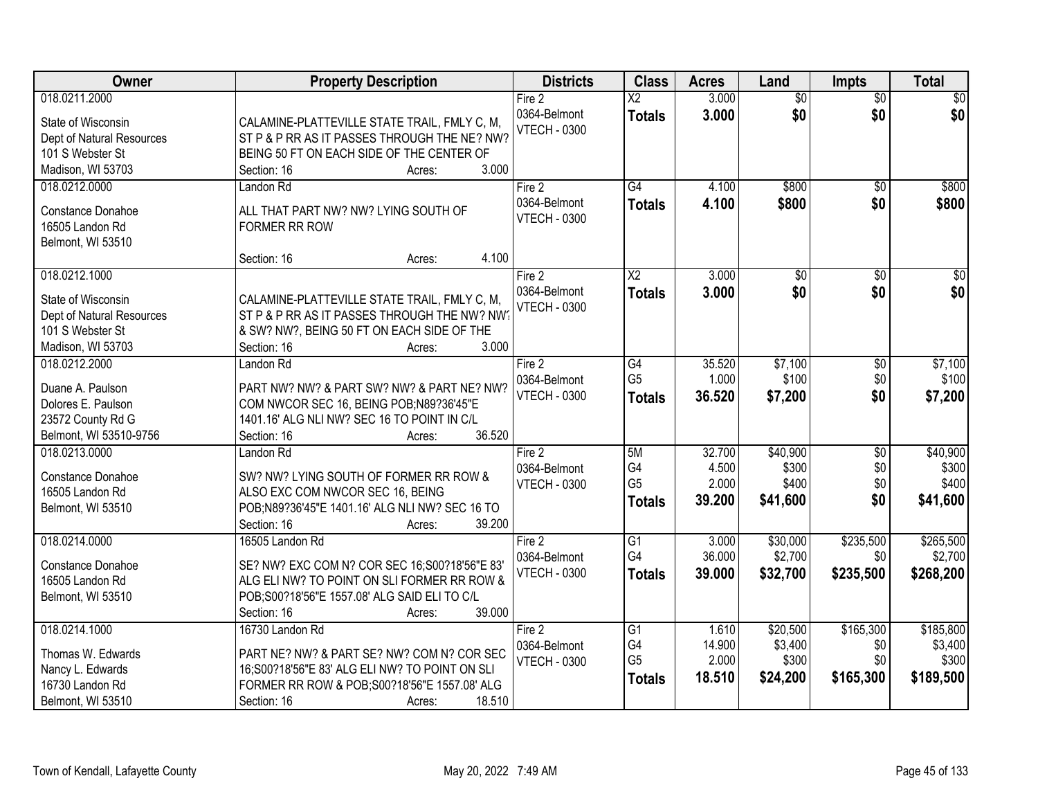| Owner | Property Description | Districts | Class | Acres | Land | Impts | Total |
|---|---|---|---|---|---|---|---|
| 018.0211.2000<br><br>State of Wisconsin<br>Dept of Natural Resources<br>101 S Webster St<br>Madison, WI 53703 | <br><br>CALAMINE-PLATTEVILLE STATE TRAIL, FMLY C, M, ST P & P RR AS IT PASSES THROUGH THE NE? NW? BEING 50 FT ON EACH SIDE OF THE CENTER OF<br>Section: 16 Acres: 3.000 | Fire 2<br>0364-Belmont<br>VTECH - 0300 | X2<br>**Totals** | 3.000<br>**3.000** | $0<br>**$0** | $0<br>**$0** | $0<br>**$0** |
| 018.0212.0000<br><br>Constance Donahoe<br>16505 Landon Rd<br>Belmont, WI 53510 | Landon Rd<br><br>ALL THAT PART NW? NW? LYING SOUTH OF FORMER RR ROW<br><br>Section: 16 Acres: 4.100 | Fire 2<br>0364-Belmont<br>VTECH - 0300 | G4<br>**Totals** | 4.100<br>**4.100** | $800<br>**$800** | $0<br>**$0** | $800<br>**$800** |
| 018.0212.1000<br><br>State of Wisconsin<br>Dept of Natural Resources<br>101 S Webster St<br>Madison, WI 53703 | <br><br>CALAMINE-PLATTEVILLE STATE TRAIL, FMLY C, M, ST P & P RR AS IT PASSES THROUGH THE NW? NW? & SW? NW?, BEING 50 FT ON EACH SIDE OF THE<br>Section: 16 Acres: 3.000 | Fire 2<br>0364-Belmont<br>VTECH - 0300 | X2<br>**Totals** | 3.000<br>**3.000** | $0<br>**$0** | $0<br>**$0** | $0<br>**$0** |
| 018.0212.2000<br><br>Duane A. Paulson<br>Dolores E. Paulson<br>23572 County Rd G<br>Belmont, WI 53510-9756 | Landon Rd<br><br>PART NW? NW? & PART SW? NW? & PART NE? NW? COM NWCOR SEC 16, BEING POB;N89?36'45"E 1401.16' ALG NLI NW? SEC 16 TO POINT IN C/L<br>Section: 16 Acres: 36.520 | Fire 2<br>0364-Belmont<br>VTECH - 0300 | G4<br>G5<br>**Totals** | 35.520<br>1.000<br>**36.520** | $7,100<br>$100<br>**$7,200** | $0<br>$0<br>**$0** | $7,100<br>$100<br>**$7,200** |
| 018.0213.0000<br><br>Constance Donahoe<br>16505 Landon Rd<br>Belmont, WI 53510 | Landon Rd<br><br>SW? NW? LYING SOUTH OF FORMER RR ROW & ALSO EXC COM NWCOR SEC 16, BEING POB;N89?36'45"E 1401.16' ALG NLI NW? SEC 16 TO<br>Section: 16 Acres: 39.200 | Fire 2<br>0364-Belmont<br>VTECH - 0300 | 5M<br>G4<br>G5<br>**Totals** | 32.700<br>4.500<br>2.000<br>**39.200** | $40,900<br>$300<br>$400<br>**$41,600** | $0<br>$0<br>$0<br>**$0** | $40,900<br>$300<br>$400<br>**$41,600** |
| 018.0214.0000<br><br>Constance Donahoe<br>16505 Landon Rd<br>Belmont, WI 53510 | 16505 Landon Rd<br><br>SE? NW? EXC COM N? COR SEC 16;S00?18'56"E 83' ALG ELI NW? TO POINT ON SLI FORMER RR ROW & POB;S00?18'56"E 1557.08' ALG SAID ELI TO C/L<br>Section: 16 Acres: 39.000 | Fire 2<br>0364-Belmont<br>VTECH - 0300 | G1<br>G4<br>**Totals** | 3.000<br>36.000<br>**39.000** | $30,000<br>$2,700<br>**$32,700** | $235,500<br>$0<br>**$235,500** | $265,500<br>$2,700<br>**$268,200** |
| 018.0214.1000<br><br>Thomas W. Edwards<br>Nancy L. Edwards<br>16730 Landon Rd<br>Belmont, WI 53510 | 16730 Landon Rd<br><br>PART NE? NW? & PART SE? NW? COM N? COR SEC 16;S00?18'56"E 83' ALG ELI NW? TO POINT ON SLI FORMER RR ROW & POB;S00?18'56"E 1557.08' ALG<br>Section: 16 Acres: 18.510 | Fire 2<br>0364-Belmont<br>VTECH - 0300 | G1<br>G4<br>G5<br>**Totals** | 1.610<br>14.900<br>2.000<br>**18.510** | $20,500<br>$3,400<br>$300<br>**$24,200** | $165,300<br>$0<br>$0<br>**$165,300** | $185,800<br>$3,400<br>$300<br>**$189,500** |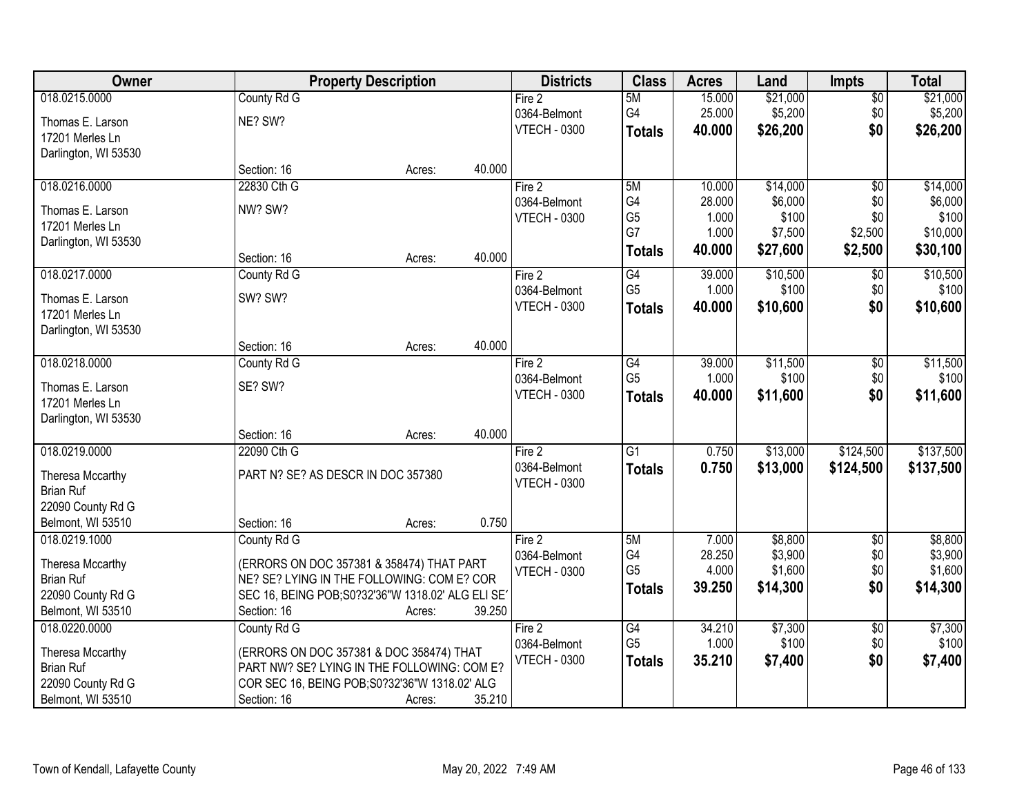| Owner | Property Description | | | Districts | Class | Acres | Land | Impts | Total |
|---|---|---|---|---|---|---|---|---|---|
| 018.0215.0000<br>Thomas E. Larson<br>17201 Merles Ln<br>Darlington, WI 53530 | County Rd G<br>NE? SW?<br>Section: 16 | Acres: | 40.000 | Fire 2<br>0364-Belmont<br>VTECH - 0300 | 5M<br>G4<br>**Totals** | 15.000<br>25.000<br>**40.000** | $21,000<br>$5,200<br>**$26,200** | $0<br>$0<br>**$0** | $21,000<br>$5,200<br>**$26,200** |
| 018.0216.0000<br>Thomas E. Larson<br>17201 Merles Ln<br>Darlington, WI 53530 | 22830 Cth G<br>NW? SW?<br>Section: 16 | Acres: | 40.000 | Fire 2<br>0364-Belmont<br>VTECH - 0300 | 5M<br>G4<br>G5<br>G7<br>**Totals** | 10.000<br>28.000<br>1.000<br>1.000<br>**40.000** | $14,000<br>$6,000<br>$100<br>$7,500<br>**$27,600** | $0<br>$0<br>$0<br>$2,500<br>**$2,500** | $14,000<br>$6,000<br>$100<br>$10,000<br>**$30,100** |
| 018.0217.0000<br>Thomas E. Larson<br>17201 Merles Ln<br>Darlington, WI 53530 | County Rd G<br>SW? SW?<br>Section: 16 | Acres: | 40.000 | Fire 2<br>0364-Belmont<br>VTECH - 0300 | G4<br>G5<br>**Totals** | 39.000<br>1.000<br>**40.000** | $10,500<br>$100<br>**$10,600** | $0<br>$0<br>**$0** | $10,500<br>$100<br>**$10,600** |
| 018.0218.0000<br>Thomas E. Larson<br>17201 Merles Ln<br>Darlington, WI 53530 | County Rd G<br>SE? SW?<br>Section: 16 | Acres: | 40.000 | Fire 2<br>0364-Belmont<br>VTECH - 0300 | G4<br>G5<br>**Totals** | 39.000<br>1.000<br>**40.000** | $11,500<br>$100<br>**$11,600** | $0<br>$0<br>**$0** | $11,500<br>$100<br>**$11,600** |
| 018.0219.0000<br>Theresa Mccarthy<br>Brian Ruf<br>22090 County Rd G<br>Belmont, WI 53510 | 22090 Cth G<br>PART N? SE? AS DESCR IN DOC 357380<br>Section: 16 | Acres: | 0.750 | Fire 2<br>0364-Belmont<br>VTECH - 0300 | G1<br>**Totals** | 0.750<br>**0.750** | $13,000<br>**$13,000** | $124,500<br>**$124,500** | $137,500<br>**$137,500** |
| 018.0219.1000<br>Theresa Mccarthy<br>Brian Ruf<br>22090 County Rd G<br>Belmont, WI 53510 | County Rd G<br>(ERRORS ON DOC 357381 & 358474) THAT PART NE? SE? LYING IN THE FOLLOWING: COM E? COR SEC 16, BEING POB;S0?32'36"W 1318.02' ALG ELI SE'<br>Section: 16 | Acres: | 39.250 | Fire 2<br>0364-Belmont<br>VTECH - 0300 | 5M<br>G4<br>G5<br>**Totals** | 7.000<br>28.250<br>4.000<br>**39.250** | $8,800<br>$3,900<br>$1,600<br>**$14,300** | $0<br>$0<br>$0<br>**$0** | $8,800<br>$3,900<br>$1,600<br>**$14,300** |
| 018.0220.0000<br>Theresa Mccarthy<br>Brian Ruf<br>22090 County Rd G<br>Belmont, WI 53510 | County Rd G<br>(ERRORS ON DOC 357381 & DOC 358474) THAT PART NW? SE? LYING IN THE FOLLOWING: COM E? COR SEC 16, BEING POB;S0?32'36"W 1318.02' ALG<br>Section: 16 | Acres: | 35.210 | Fire 2<br>0364-Belmont<br>VTECH - 0300 | G4<br>G5<br>**Totals** | 34.210<br>1.000<br>**35.210** | $7,300<br>$100<br>**$7,400** | $0<br>$0<br>**$0** | $7,300<br>$100<br>**$7,400** |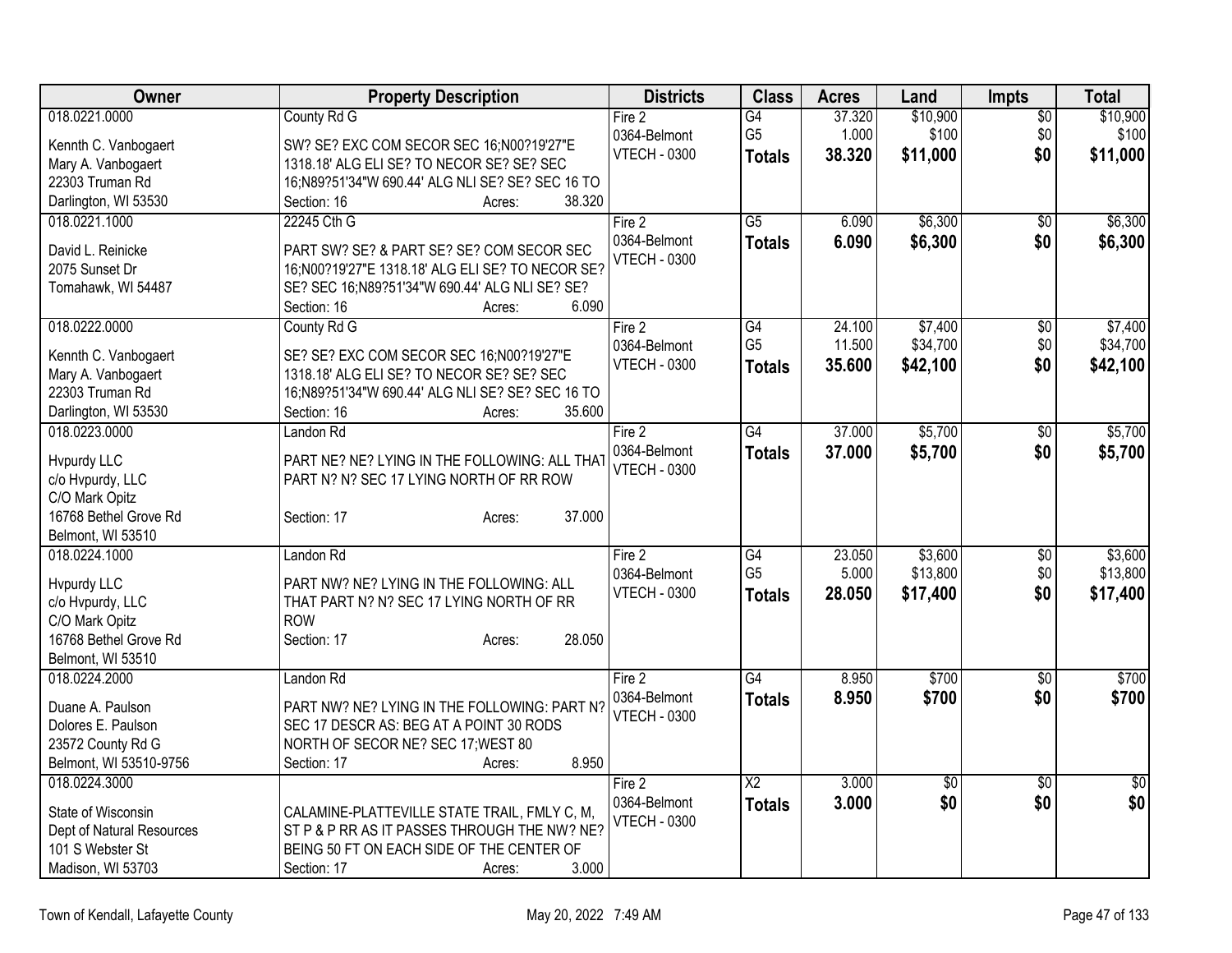| Owner | Property Description | Districts | Class | Acres | Land | Impts | Total |
|---|---|---|---|---|---|---|---|
| 018.0221.0000<br>Kennth C. Vanbogaert<br>Mary A. Vanbogaert<br>22303 Truman Rd<br>Darlington, WI 53530 | County Rd G<br>SW? SE? EXC COM SECOR SEC 16;N00?19'27"E 1318.18' ALG ELI SE? TO NECOR SE? SE? SEC 16;N89?51'34"W 690.44' ALG NLI SE? SE? SEC 16 TO<br>Section: 16 Acres: 38.320 | Fire 2<br>0364-Belmont<br>VTECH - 0300 | G4<br>G5<br>**Totals** | 37.320<br>1.000<br>**38.320** | $10,900<br>$100<br>**$11,000** | $0<br>$0<br>**$0** | $10,900<br>$100<br>**$11,000** |
| 018.0221.1000<br>David L. Reinicke<br>2075 Sunset Dr<br>Tomahawk, WI 54487 | 22245 Cth G<br>PART SW? SE? & PART SE? SE? COM SECOR SEC 16;N00?19'27"E 1318.18' ALG ELI SE? TO NECOR SE? SE? SEC 16;N89?51'34"W 690.44' ALG NLI SE? SE?<br>Section: 16 Acres: 6.090 | Fire 2<br>0364-Belmont<br>VTECH - 0300 | G5<br>**Totals** | 6.090<br>**6.090** | $6,300<br>**$6,300** | $0<br>**$0** | $6,300<br>**$6,300** |
| 018.0222.0000<br>Kennth C. Vanbogaert<br>Mary A. Vanbogaert<br>22303 Truman Rd<br>Darlington, WI 53530 | County Rd G<br>SE? SE? EXC COM SECOR SEC 16;N00?19'27"E 1318.18' ALG ELI SE? TO NECOR SE? SE? SEC 16;N89?51'34"W 690.44' ALG NLI SE? SE? SEC 16 TO<br>Section: 16 Acres: 35.600 | Fire 2<br>0364-Belmont<br>VTECH - 0300 | G4<br>G5<br>**Totals** | 24.100<br>11.500<br>**35.600** | $7,400<br>$34,700<br>**$42,100** | $0<br>$0<br>**$0** | $7,400<br>$34,700<br>**$42,100** |
| 018.0223.0000<br>Hvpurdy LLC<br>c/o Hvpurdy, LLC<br>C/O Mark Opitz<br>16768 Bethel Grove Rd<br>Belmont, WI 53510 | Landon Rd<br>PART NE? NE? LYING IN THE FOLLOWING: ALL THAT PART N? N? SEC 17 LYING NORTH OF RR ROW<br>Section: 17 Acres: 37.000 | Fire 2<br>0364-Belmont<br>VTECH - 0300 | G4<br>**Totals** | 37.000<br>**37.000** | $5,700<br>**$5,700** | $0<br>**$0** | $5,700<br>**$5,700** |
| 018.0224.1000<br>Hvpurdy LLC<br>c/o Hvpurdy, LLC<br>C/O Mark Opitz<br>16768 Bethel Grove Rd<br>Belmont, WI 53510 | Landon Rd<br>PART NW? NE? LYING IN THE FOLLOWING: ALL THAT PART N? N? SEC 17 LYING NORTH OF RR ROW<br>Section: 17 Acres: 28.050 | Fire 2<br>0364-Belmont<br>VTECH - 0300 | G4<br>G5<br>**Totals** | 23.050<br>5.000<br>**28.050** | $3,600<br>$13,800<br>**$17,400** | $0<br>$0<br>**$0** | $3,600<br>$13,800<br>**$17,400** |
| 018.0224.2000<br>Duane A. Paulson<br>Dolores E. Paulson<br>23572 County Rd G<br>Belmont, WI 53510-9756 | Landon Rd<br>PART NW? NE? LYING IN THE FOLLOWING: PART N? SEC 17 DESCR AS: BEG AT A POINT 30 RODS NORTH OF SECOR NE? SEC 17;WEST 80<br>Section: 17 Acres: 8.950 | Fire 2<br>0364-Belmont<br>VTECH - 0300 | G4<br>**Totals** | 8.950<br>**8.950** | $700<br>**$700** | $0<br>**$0** | $700<br>**$700** |
| 018.0224.3000<br>State of Wisconsin<br>Dept of Natural Resources<br>101 S Webster St<br>Madison, WI 53703 | CALAMINE-PLATTEVILLE STATE TRAIL, FMLY C, M, ST P & P RR AS IT PASSES THROUGH THE NW? NE? BEING 50 FT ON EACH SIDE OF THE CENTER OF<br>Section: 17 Acres: 3.000 | Fire 2<br>0364-Belmont<br>VTECH - 0300 | X2<br>**Totals** | 3.000<br>**3.000** | $0<br>**$0** | $0<br>**$0** | $0<br>**$0** |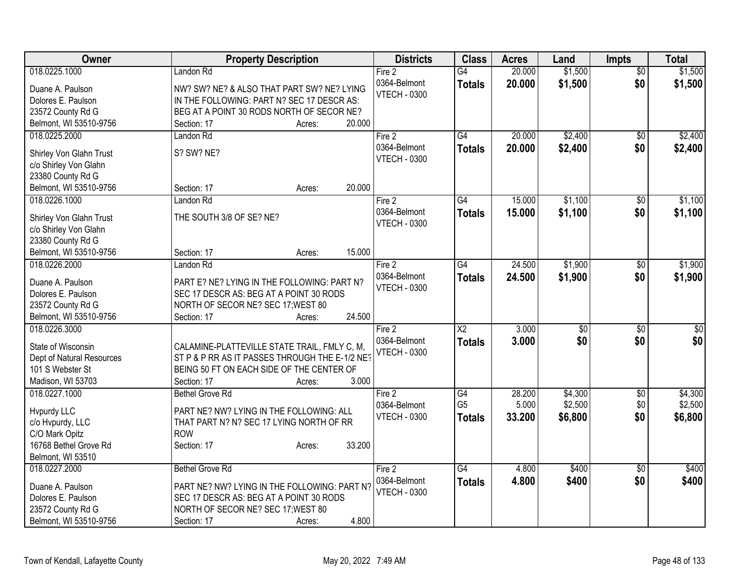| Owner | Property Description | Districts | Class | Acres | Land | Impts | Total |
|---|---|---|---|---|---|---|---|
| 018.0225.1000<br>Duane A. Paulson<br>Dolores E. Paulson<br>23572 County Rd G<br>Belmont, WI 53510-9756 | Landon Rd<br>NW? SW? NE? & ALSO THAT PART SW? NE? LYING IN THE FOLLOWING: PART N? SEC 17 DESCR AS: BEG AT A POINT 30 RODS NORTH OF SECOR NE?<br>Section: 17 Acres: 20.000 | Fire 2<br>0364-Belmont<br>VTECH - 0300 | G4<br>**Totals** | 20.000<br>**20.000** | $1,500<br>**$1,500** | $0<br>**$0** | $1,500<br>**$1,500** |
| 018.0225.2000<br>Shirley Von Glahn Trust<br>c/o Shirley Von Glahn<br>23380 County Rd G<br>Belmont, WI 53510-9756 | Landon Rd<br>S? SW? NE?<br>Section: 17 Acres: 20.000 | Fire 2<br>0364-Belmont<br>VTECH - 0300 | G4<br>**Totals** | 20.000<br>**20.000** | $2,400<br>**$2,400** | $0<br>**$0** | $2,400<br>**$2,400** |
| 018.0226.1000<br>Shirley Von Glahn Trust<br>c/o Shirley Von Glahn<br>23380 County Rd G<br>Belmont, WI 53510-9756 | Landon Rd<br>THE SOUTH 3/8 OF SE? NE?<br>Section: 17 Acres: 15.000 | Fire 2<br>0364-Belmont<br>VTECH - 0300 | G4<br>**Totals** | 15.000<br>**15.000** | $1,100<br>**$1,100** | $0<br>**$0** | $1,100<br>**$1,100** |
| 018.0226.2000<br>Duane A. Paulson<br>Dolores E. Paulson<br>23572 County Rd G<br>Belmont, WI 53510-9756 | Landon Rd<br>PART E? NE? LYING IN THE FOLLOWING: PART N? SEC 17 DESCR AS: BEG AT A POINT 30 RODS NORTH OF SECOR NE? SEC 17;WEST 80<br>Section: 17 Acres: 24.500 | Fire 2<br>0364-Belmont<br>VTECH - 0300 | G4<br>**Totals** | 24.500<br>**24.500** | $1,900<br>**$1,900** | $0<br>**$0** | $1,900<br>**$1,900** |
| 018.0226.3000<br>State of Wisconsin<br>Dept of Natural Resources<br>101 S Webster St<br>Madison, WI 53703 | CALAMINE-PLATTEVILLE STATE TRAIL, FMLY C, M, ST P & P RR AS IT PASSES THROUGH THE E-1/2 NE? BEING 50 FT ON EACH SIDE OF THE CENTER OF<br>Section: 17 Acres: 3.000 | Fire 2<br>0364-Belmont<br>VTECH - 0300 | X2<br>**Totals** | 3.000<br>**3.000** | $0<br>**$0** | $0<br>**$0** | $0<br>**$0** |
| 018.0227.1000<br>Hvpurdy LLC<br>c/o Hvpurdy, LLC<br>C/O Mark Opitz<br>16768 Bethel Grove Rd<br>Belmont, WI 53510 | Bethel Grove Rd<br>PART NE? NW? LYING IN THE FOLLOWING: ALL THAT PART N? N? SEC 17 LYING NORTH OF RR ROW<br>Section: 17 Acres: 33.200 | Fire 2<br>0364-Belmont<br>VTECH - 0300 | G4<br>G5<br>**Totals** | 28.200<br>5.000<br>**33.200** | $4,300<br>$2,500<br>**$6,800** | $0<br>$0<br>**$0** | $4,300<br>$2,500<br>**$6,800** |
| 018.0227.2000<br>Duane A. Paulson<br>Dolores E. Paulson<br>23572 County Rd G<br>Belmont, WI 53510-9756 | Bethel Grove Rd<br>PART NE? NW? LYING IN THE FOLLOWING: PART N? SEC 17 DESCR AS: BEG AT A POINT 30 RODS NORTH OF SECOR NE? SEC 17;WEST 80<br>Section: 17 Acres: 4.800 | Fire 2<br>0364-Belmont<br>VTECH - 0300 | G4<br>**Totals** | 4.800<br>**4.800** | $400<br>**$400** | $0<br>**$0** | $400<br>**$400** |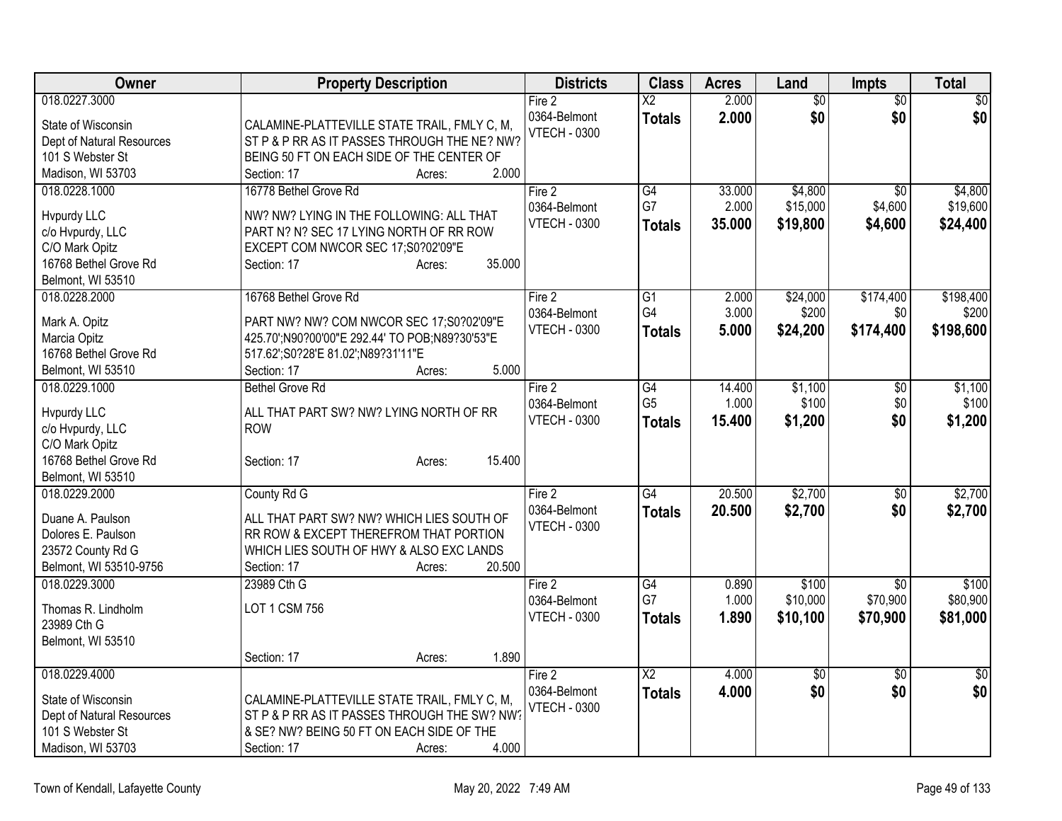| Owner | Property Description | Districts | Class | Acres | Land | Impts | Total |
|---|---|---|---|---|---|---|---|
| 018.0227.3000<br><br>State of Wisconsin<br>Dept of Natural Resources<br>101 S Webster St<br>Madison, WI 53703 | CALAMINE-PLATTEVILLE STATE TRAIL, FMLY C, M, ST P & P RR AS IT PASSES THROUGH THE NE? NW? BEING 50 FT ON EACH SIDE OF THE CENTER OF<br>Section: 17 Acres: 2.000 | Fire 2<br>0364-Belmont<br>VTECH - 0300 | X2<br>**Totals** | 2.000<br>**2.000** | $0<br>**$0** | $0<br>**$0** | $0<br>**$0** |
| 018.0228.1000<br><br>Hvpurdy LLC<br>c/o Hvpurdy, LLC<br>C/O Mark Opitz<br>16768 Bethel Grove Rd<br>Belmont, WI 53510 | 16778 Bethel Grove Rd<br>NW? NW? LYING IN THE FOLLOWING: ALL THAT PART N? N? SEC 17 LYING NORTH OF RR ROW EXCEPT COM NWCOR SEC 17;S0?02'09"E<br>Section: 17 Acres: 35.000 | Fire 2<br>0364-Belmont<br>VTECH - 0300 | G4<br>G7<br>**Totals** | 33.000<br>2.000<br>**35.000** | $4,800<br>$15,000<br>**$19,800** | $0<br>$4,600<br>**$4,600** | $4,800<br>$19,600<br>**$24,400** |
| 018.0228.2000<br><br>Mark A. Opitz<br>Marcia Opitz<br>16768 Bethel Grove Rd<br>Belmont, WI 53510 | 16768 Bethel Grove Rd<br>PART NW? NW? COM NWCOR SEC 17;S0?02'09"E 425.70';N90?00'00"E 292.44' TO POB;N89?30'53"E 517.62';S0?28'E 81.02';N89?31'11"E<br>Section: 17 Acres: 5.000 | Fire 2<br>0364-Belmont<br>VTECH - 0300 | G1<br>G4<br>**Totals** | 2.000<br>3.000<br>**5.000** | $24,000<br>$200<br>**$24,200** | $174,400<br>$0<br>**$174,400** | $198,400<br>$200<br>**$198,600** |
| 018.0229.1000<br><br>Hvpurdy LLC<br>c/o Hvpurdy, LLC<br>C/O Mark Opitz<br>16768 Bethel Grove Rd<br>Belmont, WI 53510 | Bethel Grove Rd<br>ALL THAT PART SW? NW? LYING NORTH OF RR ROW<br>Section: 17 Acres: 15.400 | Fire 2<br>0364-Belmont<br>VTECH - 0300 | G4<br>G5<br>**Totals** | 14.400<br>1.000<br>**15.400** | $1,100<br>$100<br>**$1,200** | $0<br>$0<br>**$0** | $1,100<br>$100<br>**$1,200** |
| 018.0229.2000<br><br>Duane A. Paulson<br>Dolores E. Paulson<br>23572 County Rd G<br>Belmont, WI 53510-9756 | County Rd G<br>ALL THAT PART SW? NW? WHICH LIES SOUTH OF RR ROW & EXCEPT THEREFROM THAT PORTION WHICH LIES SOUTH OF HWY & ALSO EXC LANDS<br>Section: 17 Acres: 20.500 | Fire 2<br>0364-Belmont<br>VTECH - 0300 | G4<br>**Totals** | 20.500<br>**20.500** | $2,700<br>**$2,700** | $0<br>**$0** | $2,700<br>**$2,700** |
| 018.0229.3000<br><br>Thomas R. Lindholm<br>23989 Cth G<br>Belmont, WI 53510 | 23989 Cth G<br>LOT 1 CSM 756<br>Section: 17 Acres: 1.890 | Fire 2<br>0364-Belmont<br>VTECH - 0300 | G4<br>G7<br>**Totals** | 0.890<br>1.000<br>**1.890** | $100<br>$10,000<br>**$10,100** | $0<br>$70,900<br>**$70,900** | $100<br>$80,900<br>**$81,000** |
| 018.0229.4000<br><br>State of Wisconsin<br>Dept of Natural Resources<br>101 S Webster St<br>Madison, WI 53703 | CALAMINE-PLATTEVILLE STATE TRAIL, FMLY C, M, ST P & P RR AS IT PASSES THROUGH THE SW? NW? & SE? NW? BEING 50 FT ON EACH SIDE OF THE<br>Section: 17 Acres: 4.000 | Fire 2<br>0364-Belmont<br>VTECH - 0300 | X2<br>**Totals** | 4.000<br>**4.000** | $0<br>**$0** | $0<br>**$0** | $0<br>**$0** |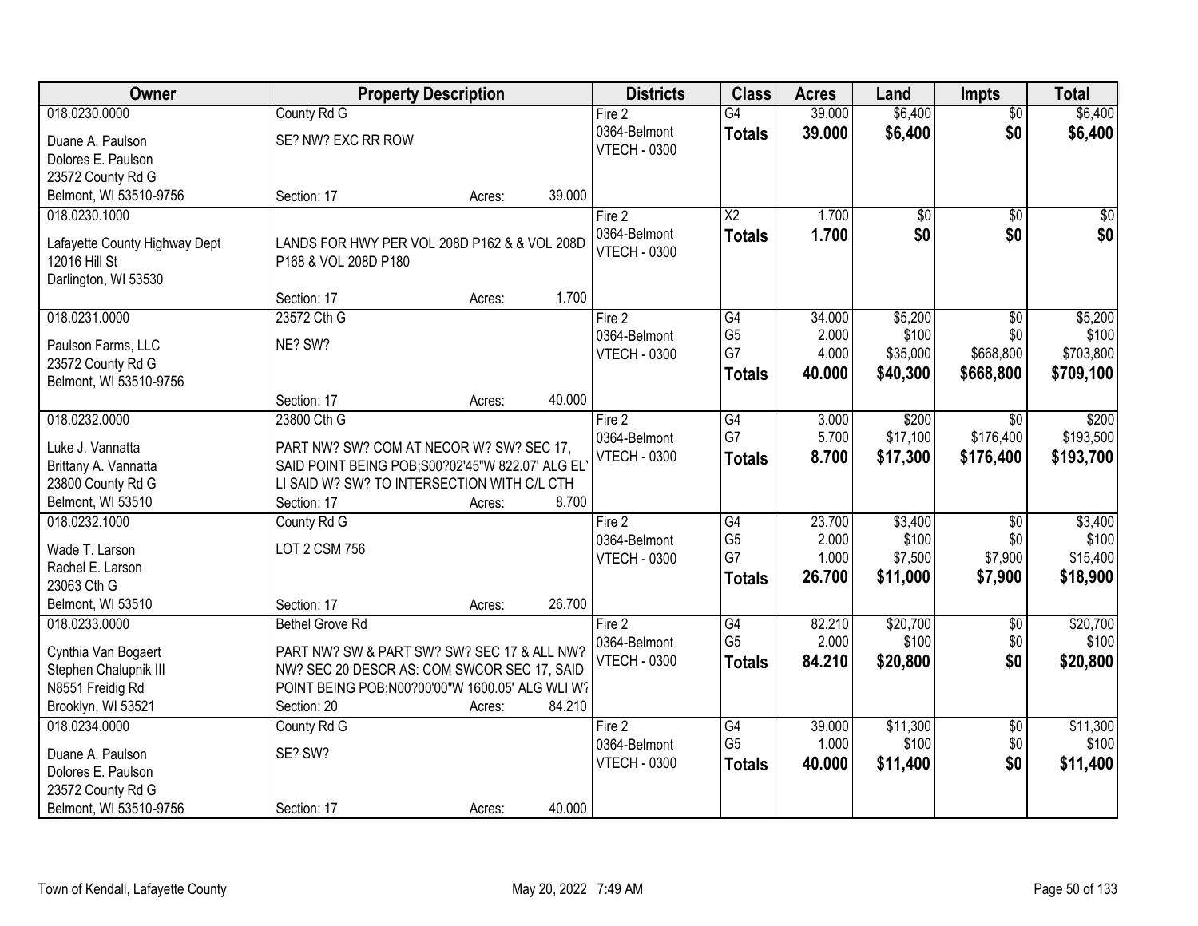| Owner | Property Description | Districts | Class | Acres | Land | Impts | Total |
|---|---|---|---|---|---|---|---|
| 018.0230.0000<br>Duane A. Paulson<br>Dolores E. Paulson<br>23572 County Rd G<br>Belmont, WI 53510-9756 | County Rd G<br>SE? NW? EXC RR ROW<br>Section: 17 Acres: 39.000 | Fire 2<br>0364-Belmont<br>VTECH - 0300 | G4<br>**Totals** | 39.000<br>**39.000** | $6,400<br>**$6,400** | $0<br>**$0** | $6,400<br>**$6,400** |
| 018.0230.1000<br>Lafayette County Highway Dept<br>12016 Hill St<br>Darlington, WI 53530 | LANDS FOR HWY PER VOL 208D P162 & & VOL 208D P168 & VOL 208D P180<br>Section: 17 Acres: 1.700 | Fire 2<br>0364-Belmont<br>VTECH - 0300 | X2<br>**Totals** | 1.700<br>**1.700** | $0<br>**$0** | $0<br>**$0** | $0<br>**$0** |
| 018.0231.0000<br>Paulson Farms, LLC<br>23572 County Rd G<br>Belmont, WI 53510-9756 | 23572 Cth G<br>NE? SW?<br>Section: 17 Acres: 40.000 | Fire 2<br>0364-Belmont<br>VTECH - 0300 | G4<br>G5<br>G7<br>**Totals** | 34.000<br>2.000<br>4.000<br>**40.000** | $5,200<br>$100<br>$35,000<br>**$40,300** | $0<br>$0<br>$668,800<br>**$668,800** | $5,200<br>$100<br>$703,800<br>**$709,100** |
| 018.0232.0000<br>Luke J. Vannatta<br>Brittany A. Vannatta<br>23800 County Rd G<br>Belmont, WI 53510 | 23800 Cth G<br>PART NW? SW? COM AT NECOR W? SW? SEC 17, SAID POINT BEING POB;S00?02'45"W 822.07' ALG EL' LI SAID W? SW? TO INTERSECTION WITH C/L CTH<br>Section: 17 Acres: 8.700 | Fire 2<br>0364-Belmont<br>VTECH - 0300 | G4<br>G7<br>**Totals** | 3.000<br>5.700<br>**8.700** | $200<br>$17,100<br>**$17,300** | $0<br>$176,400<br>**$176,400** | $200<br>$193,500<br>**$193,700** |
| 018.0232.1000<br>Wade T. Larson<br>Rachel E. Larson<br>23063 Cth G<br>Belmont, WI 53510 | County Rd G<br>LOT 2 CSM 756<br>Section: 17 Acres: 26.700 | Fire 2<br>0364-Belmont<br>VTECH - 0300 | G4<br>G5<br>G7<br>**Totals** | 23.700<br>2.000<br>1.000<br>**26.700** | $3,400<br>$100<br>$7,500<br>**$11,000** | $0<br>$0<br>$7,900<br>**$7,900** | $3,400<br>$100<br>$15,400<br>**$18,900** |
| 018.0233.0000<br>Cynthia Van Bogaert<br>Stephen Chalupnik III<br>N8551 Freidig Rd<br>Brooklyn, WI 53521 | Bethel Grove Rd<br>PART NW? SW & PART SW? SW? SEC 17 & ALL NW? NW? SEC 20 DESCR AS: COM SWCOR SEC 17, SAID POINT BEING POB;N00?00'00"W 1600.05' ALG WLI W?<br>Section: 20 Acres: 84.210 | Fire 2<br>0364-Belmont<br>VTECH - 0300 | G4<br>G5<br>**Totals** | 82.210<br>2.000<br>**84.210** | $20,700<br>$100<br>**$20,800** | $0<br>$0<br>**$0** | $20,700<br>$100<br>**$20,800** |
| 018.0234.0000<br>Duane A. Paulson<br>Dolores E. Paulson<br>23572 County Rd G<br>Belmont, WI 53510-9756 | County Rd G<br>SE? SW?<br>Section: 17 Acres: 40.000 | Fire 2<br>0364-Belmont<br>VTECH - 0300 | G4<br>G5<br>**Totals** | 39.000<br>1.000<br>**40.000** | $11,300<br>$100<br>**$11,400** | $0<br>$0<br>**$0** | $11,300<br>$100<br>**$11,400** |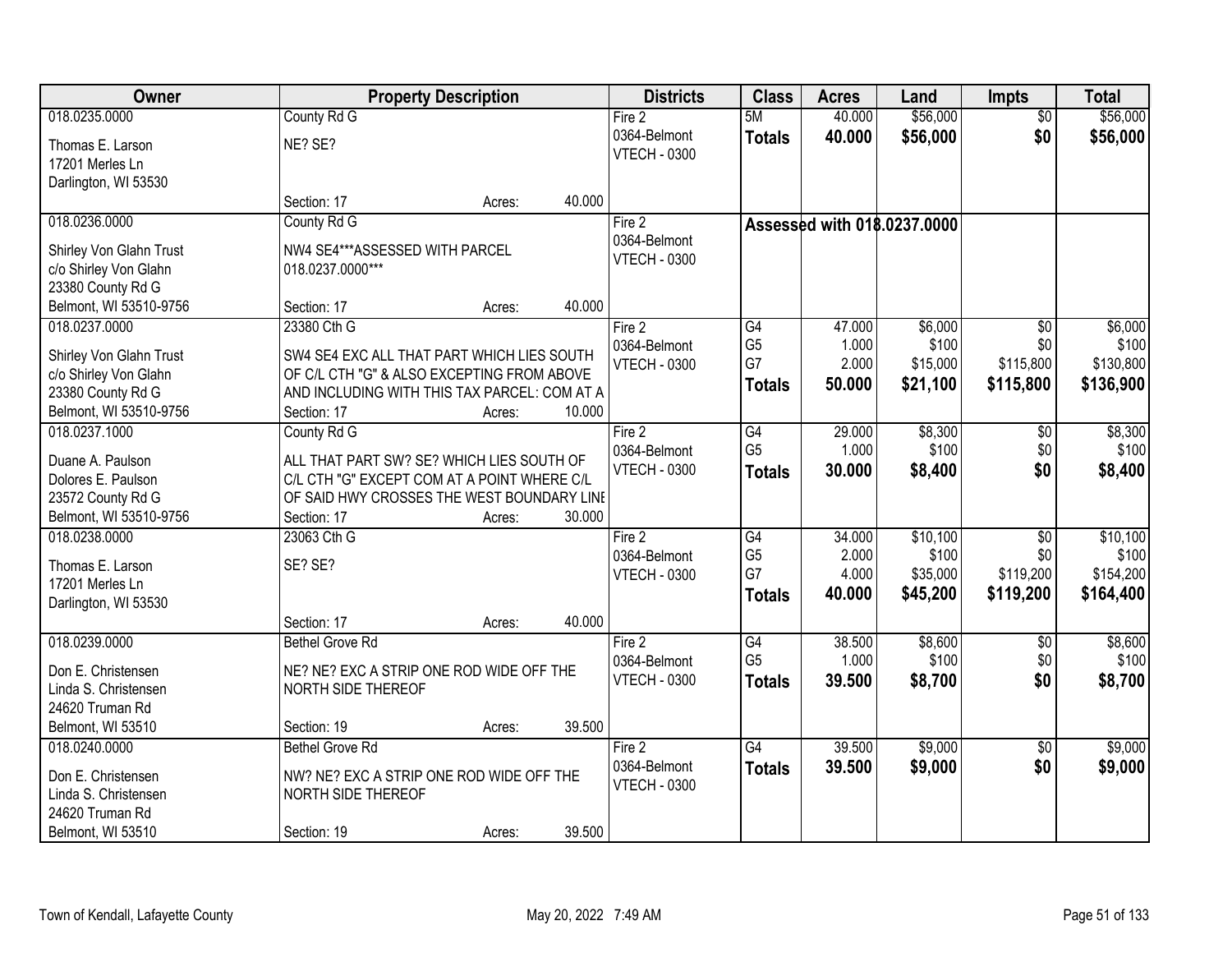| Owner | Property Description | Districts | Class | Acres | Land | Impts | Total |
|---|---|---|---|---|---|---|---|
| 018.0235.0000<br>Thomas E. Larson<br>17201 Merles Ln<br>Darlington, WI 53530 | County Rd G<br>NE? SE?<br>Section: 17 Acres: 40.000 | Fire 2<br>0364-Belmont<br>VTECH - 0300 | 5M<br>**Totals** | 40.000<br>**40.000** | $56,000<br>**$56,000** | $0<br>**$0** | $56,000<br>**$56,000** |
| 018.0236.0000<br>Shirley Von Glahn Trust<br>c/o Shirley Von Glahn<br>23380 County Rd G<br>Belmont, WI 53510-9756 | County Rd G<br>NW4 SE4***ASSESSED WITH PARCEL 018.0237.0000***<br>Section: 17 Acres: 40.000 | Fire 2<br>0364-Belmont<br>VTECH - 0300 | **Assessed with 018.0237.0000** | | | | |
| 018.0237.0000<br>Shirley Von Glahn Trust<br>c/o Shirley Von Glahn<br>23380 County Rd G<br>Belmont, WI 53510-9756 | 23380 Cth G<br>SW4 SE4 EXC ALL THAT PART WHICH LIES SOUTH OF C/L CTH "G" & ALSO EXCEPTING FROM ABOVE AND INCLUDING WITH THIS TAX PARCEL: COM AT A<br>Section: 17 Acres: 10.000 | Fire 2<br>0364-Belmont<br>VTECH - 0300 | G4<br>G5<br>G7<br>**Totals** | 47.000<br>1.000<br>2.000<br>**50.000** | $6,000<br>$100<br>$15,000<br>**$21,100** | $0<br>$0<br>$115,800<br>**$115,800** | $6,000<br>$100<br>$130,800<br>**$136,900** |
| 018.0237.1000<br>Duane A. Paulson<br>Dolores E. Paulson<br>23572 County Rd G<br>Belmont, WI 53510-9756 | County Rd G<br>ALL THAT PART SW? SE? WHICH LIES SOUTH OF C/L CTH "G" EXCEPT COM AT A POINT WHERE C/L OF SAID HWY CROSSES THE WEST BOUNDARY LINE<br>Section: 17 Acres: 30.000 | Fire 2<br>0364-Belmont<br>VTECH - 0300 | G4<br>G5<br>**Totals** | 29.000<br>1.000<br>**30.000** | $8,300<br>$100<br>**$8,400** | $0<br>$0<br>**$0** | $8,300<br>$100<br>**$8,400** |
| 018.0238.0000<br>Thomas E. Larson<br>17201 Merles Ln<br>Darlington, WI 53530 | 23063 Cth G<br>SE? SE?<br>Section: 17 Acres: 40.000 | Fire 2<br>0364-Belmont<br>VTECH - 0300 | G4<br>G5<br>G7<br>**Totals** | 34.000<br>2.000<br>4.000<br>**40.000** | $10,100<br>$100<br>$35,000<br>**$45,200** | $0<br>$0<br>$119,200<br>**$119,200** | $10,100<br>$100<br>$154,200<br>**$164,400** |
| 018.0239.0000<br>Don E. Christensen<br>Linda S. Christensen<br>24620 Truman Rd<br>Belmont, WI 53510 | Bethel Grove Rd<br>NE? NE? EXC A STRIP ONE ROD WIDE OFF THE NORTH SIDE THEREOF<br>Section: 19 Acres: 39.500 | Fire 2<br>0364-Belmont<br>VTECH - 0300 | G4<br>G5<br>**Totals** | 38.500<br>1.000<br>**39.500** | $8,600<br>$100<br>**$8,700** | $0<br>$0<br>**$0** | $8,600<br>$100<br>**$8,700** |
| 018.0240.0000<br>Don E. Christensen<br>Linda S. Christensen<br>24620 Truman Rd<br>Belmont, WI 53510 | Bethel Grove Rd<br>NW? NE? EXC A STRIP ONE ROD WIDE OFF THE NORTH SIDE THEREOF<br>Section: 19 Acres: 39.500 | Fire 2<br>0364-Belmont<br>VTECH - 0300 | G4<br>**Totals** | 39.500<br>**39.500** | $9,000<br>**$9,000** | $0<br>**$0** | $9,000<br>**$9,000** |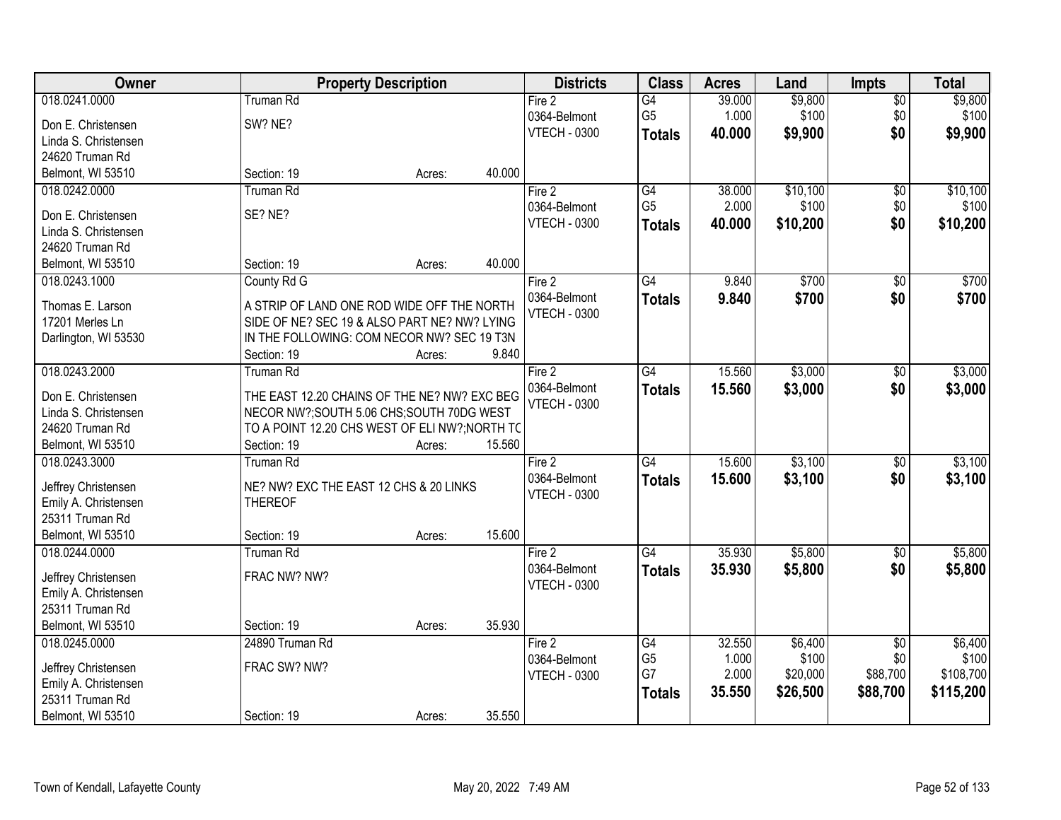| Owner | Property Description | | | Districts | Class | Acres | Land | Impts | Total |
|---|---|---|---|---|---|---|---|---|---|
| 018.0241.0000 | Truman Rd | | | Fire 2 | G4 | 39.000 | $9,800 | $0 | $9,800 |
| Don E. Christensen | SW? NE? | | | 0364-Belmont | G5 | 1.000 | $100 | $0 | $100 |
| Linda S. Christensen | | | | VTECH - 0300 | **Totals** | **40.000** | **$9,900** | **$0** | **$9,900** |
| 24620 Truman Rd | | | | | | | | | |
| Belmont, WI 53510 | Section: 19 | Acres: | 40.000 | | | | | | |
| 018.0242.0000 | Truman Rd | | | Fire 2 | G4 | 38.000 | $10,100 | $0 | $10,100 |
| Don E. Christensen | SE? NE? | | | 0364-Belmont | G5 | 2.000 | $100 | $0 | $100 |
| Linda S. Christensen | | | | VTECH - 0300 | **Totals** | **40.000** | **$10,200** | **$0** | **$10,200** |
| 24620 Truman Rd | | | | | | | | | |
| Belmont, WI 53510 | Section: 19 | Acres: | 40.000 | | | | | | |
| 018.0243.1000 | County Rd G | | | Fire 2 | G4 | 9.840 | $700 | $0 | $700 |
| Thomas E. Larson | A STRIP OF LAND ONE ROD WIDE OFF THE NORTH | | | 0364-Belmont | **Totals** | **9.840** | **$700** | **$0** | **$700** |
| 17201 Merles Ln | SIDE OF NE? SEC 19 & ALSO PART NE? NW? LYING | | | VTECH - 0300 | | | | | |
| Darlington, WI 53530 | IN THE FOLLOWING: COM NECOR NW? SEC 19 T3N | | | | | | | | |
| | Section: 19 | Acres: | 9.840 | | | | | | |
| 018.0243.2000 | Truman Rd | | | Fire 2 | G4 | 15.560 | $3,000 | $0 | $3,000 |
| Don E. Christensen | THE EAST 12.20 CHAINS OF THE NE? NW? EXC BEG | | | 0364-Belmont | **Totals** | **15.560** | **$3,000** | **$0** | **$3,000** |
| Linda S. Christensen | NECOR NW?;SOUTH 5.06 CHS;SOUTH 70DG WEST | | | VTECH - 0300 | | | | | |
| 24620 Truman Rd | TO A POINT 12.20 CHS WEST OF ELI NW?;NORTH TC | | | | | | | | |
| Belmont, WI 53510 | Section: 19 | Acres: | 15.560 | | | | | | |
| 018.0243.3000 | Truman Rd | | | Fire 2 | G4 | 15.600 | $3,100 | $0 | $3,100 |
| Jeffrey Christensen | NE? NW? EXC THE EAST 12 CHS & 20 LINKS | | | 0364-Belmont | **Totals** | **15.600** | **$3,100** | **$0** | **$3,100** |
| Emily A. Christensen | THEREOF | | | VTECH - 0300 | | | | | |
| 25311 Truman Rd | | | | | | | | | |
| Belmont, WI 53510 | Section: 19 | Acres: | 15.600 | | | | | | |
| 018.0244.0000 | Truman Rd | | | Fire 2 | G4 | 35.930 | $5,800 | $0 | $5,800 |
| Jeffrey Christensen | FRAC NW? NW? | | | 0364-Belmont | **Totals** | **35.930** | **$5,800** | **$0** | **$5,800** |
| Emily A. Christensen | | | | VTECH - 0300 | | | | | |
| 25311 Truman Rd | | | | | | | | | |
| Belmont, WI 53510 | Section: 19 | Acres: | 35.930 | | | | | | |
| 018.0245.0000 | 24890 Truman Rd | | | Fire 2 | G4 | 32.550 | $6,400 | $0 | $6,400 |
| Jeffrey Christensen | FRAC SW? NW? | | | 0364-Belmont | G5 | 1.000 | $100 | $0 | $100 |
| Emily A. Christensen | | | | VTECH - 0300 | G7 | 2.000 | $20,000 | $88,700 | $108,700 |
| 25311 Truman Rd | | | | | **Totals** | **35.550** | **$26,500** | **$88,700** | **$115,200** |
| Belmont, WI 53510 | Section: 19 | Acres: | 35.550 | | | | | | |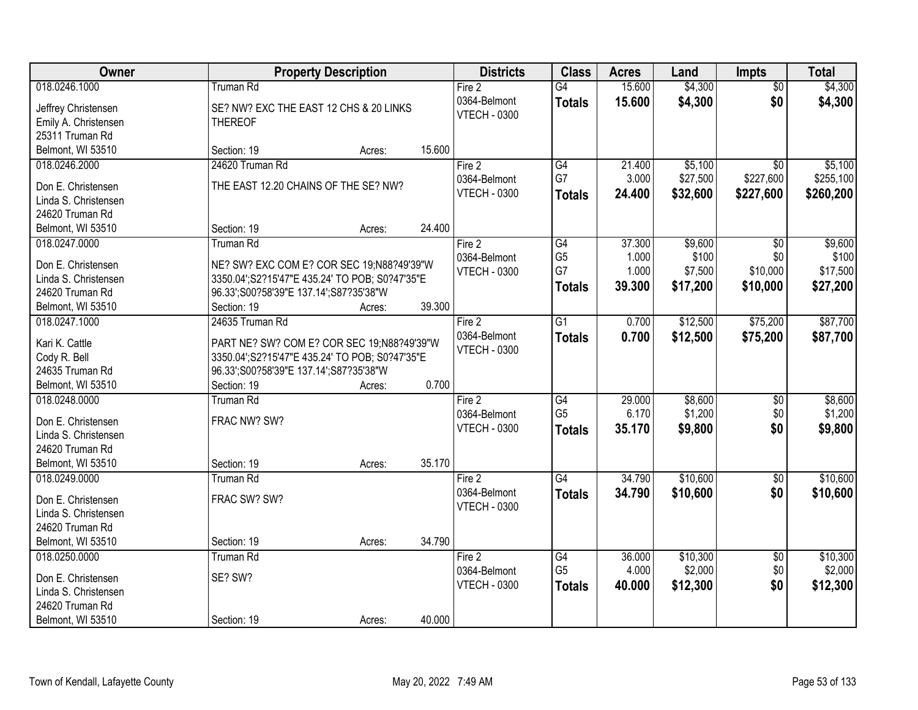| Owner | Property Description | Districts | Class | Acres | Land | Impts | Total |
|---|---|---|---|---|---|---|---|
| 018.0246.1000<br>Jeffrey Christensen<br>Emily A. Christensen<br>25311 Truman Rd<br>Belmont, WI 53510 | Truman Rd<br>SE? NW? EXC THE EAST 12 CHS & 20 LINKS THEREOF<br>Section: 19 Acres: 15.600 | Fire 2<br>0364-Belmont<br>VTECH - 0300 | G4<br>**Totals** | 15.600<br>**15.600** | $4,300<br>**$4,300** | $0<br>**$0** | $4,300<br>**$4,300** |
| 018.0246.2000<br>Don E. Christensen<br>Linda S. Christensen<br>24620 Truman Rd<br>Belmont, WI 53510 | 24620 Truman Rd<br>THE EAST 12.20 CHAINS OF THE SE? NW?<br>Section: 19 Acres: 24.400 | Fire 2<br>0364-Belmont<br>VTECH - 0300 | G4<br>G7<br>**Totals** | 21.400<br>3.000<br>**24.400** | $5,100<br>$27,500<br>**$32,600** | $0<br>$227,600<br>**$227,600** | $5,100<br>$255,100<br>**$260,200** |
| 018.0247.0000<br>Don E. Christensen<br>Linda S. Christensen<br>24620 Truman Rd<br>Belmont, WI 53510 | Truman Rd<br>NE? SW? EXC COM E? COR SEC 19;N88?49'39"W 3350.04';S2?15'47"E 435.24' TO POB; S0?47'35"E 96.33';S00?58'39"E 137.14';S87?35'38"W<br>Section: 19 Acres: 39.300 | Fire 2<br>0364-Belmont<br>VTECH - 0300 | G4<br>G5<br>G7<br>**Totals** | 37.300<br>1.000<br>1.000<br>**39.300** | $9,600<br>$100<br>$7,500<br>**$17,200** | $0<br>$0<br>$10,000<br>**$10,000** | $9,600<br>$100<br>$17,500<br>**$27,200** |
| 018.0247.1000<br>Kari K. Cattle<br>Cody R. Bell<br>24635 Truman Rd<br>Belmont, WI 53510 | 24635 Truman Rd<br>PART NE? SW? COM E? COR SEC 19;N88?49'39"W 3350.04';S2?15'47"E 435.24' TO POB; S0?47'35"E 96.33';S00?58'39"E 137.14';S87?35'38"W<br>Section: 19 Acres: 0.700 | Fire 2<br>0364-Belmont<br>VTECH - 0300 | G1<br>**Totals** | 0.700<br>**0.700** | $12,500<br>**$12,500** | $75,200<br>**$75,200** | $87,700<br>**$87,700** |
| 018.0248.0000<br>Don E. Christensen<br>Linda S. Christensen<br>24620 Truman Rd<br>Belmont, WI 53510 | Truman Rd<br>FRAC NW? SW?<br>Section: 19 Acres: 35.170 | Fire 2<br>0364-Belmont<br>VTECH - 0300 | G4<br>G5<br>**Totals** | 29.000<br>6.170<br>**35.170** | $8,600<br>$1,200<br>**$9,800** | $0<br>$0<br>**$0** | $8,600<br>$1,200<br>**$9,800** |
| 018.0249.0000<br>Don E. Christensen<br>Linda S. Christensen<br>24620 Truman Rd<br>Belmont, WI 53510 | Truman Rd<br>FRAC SW? SW?<br>Section: 19 Acres: 34.790 | Fire 2<br>0364-Belmont<br>VTECH - 0300 | G4<br>**Totals** | 34.790<br>**34.790** | $10,600<br>**$10,600** | $0<br>**$0** | $10,600<br>**$10,600** |
| 018.0250.0000<br>Don E. Christensen<br>Linda S. Christensen<br>24620 Truman Rd<br>Belmont, WI 53510 | Truman Rd<br>SE? SW?<br>Section: 19 Acres: 40.000 | Fire 2<br>0364-Belmont<br>VTECH - 0300 | G4<br>G5<br>**Totals** | 36.000<br>4.000<br>**40.000** | $10,300<br>$2,000<br>**$12,300** | $0<br>$0<br>**$0** | $10,300<br>$2,000<br>**$12,300** |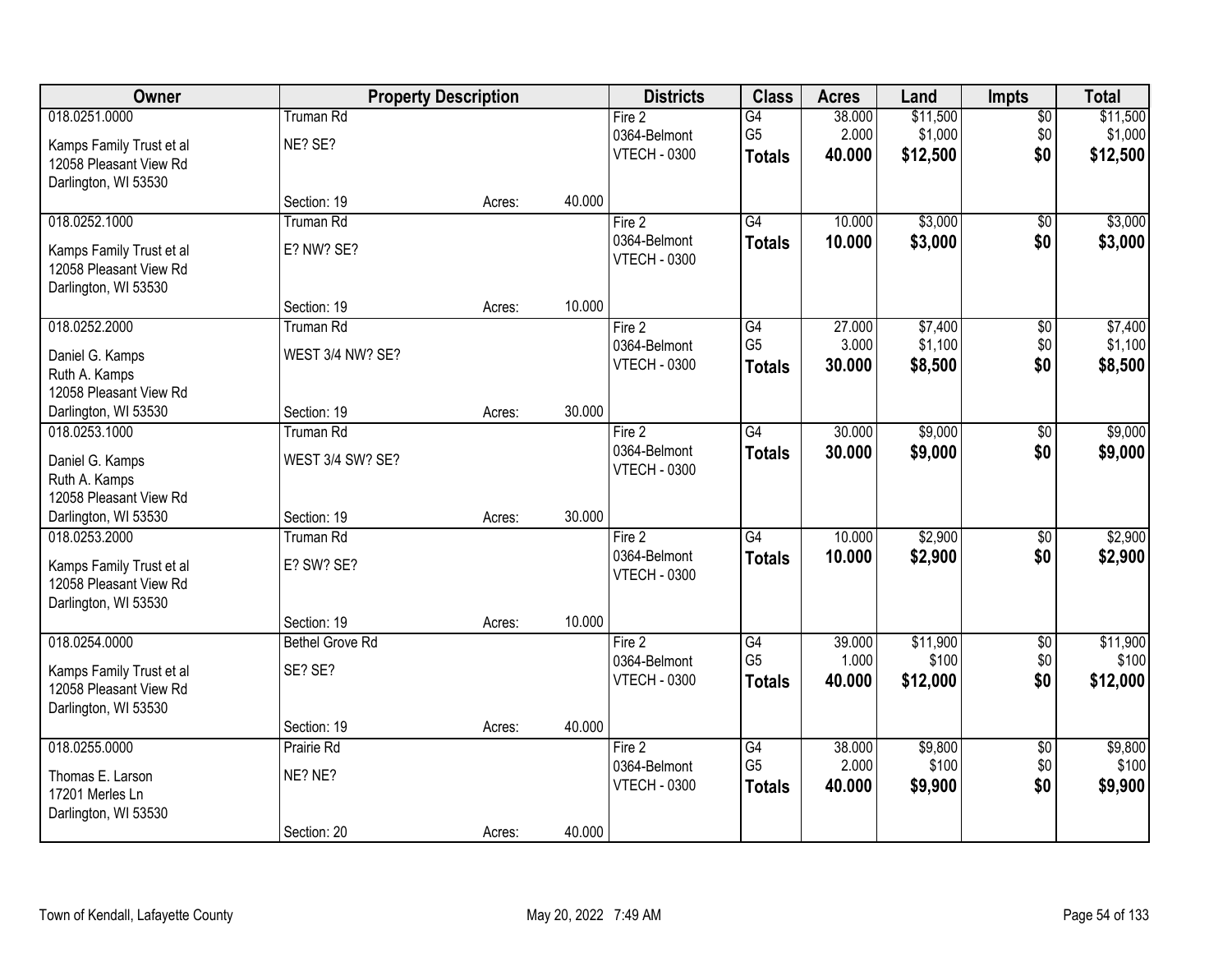| Owner | Property Description | | | Districts | Class | Acres | Land | Impts | Total |
|---|---|---|---|---|---|---|---|---|---|
| 018.0251.0000 | Truman Rd | | | Fire 2 | G4 | 38.000 | $11,500 | $0 | $11,500 |
| Kamps Family Trust et al | NE? SE? | | | 0364-Belmont | G5 | 2.000 | $1,000 | $0 | $1,000 |
| 12058 Pleasant View Rd | | | | VTECH - 0300 | **Totals** | **40.000** | **$12,500** | **$0** | **$12,500** |
| Darlington, WI 53530 | | | | | | | | | |
| | Section: 19 | Acres: | 40.000 | | | | | | |
| 018.0252.1000 | Truman Rd | | | Fire 2 | G4 | 10.000 | $3,000 | $0 | $3,000 |
| Kamps Family Trust et al | E? NW? SE? | | | 0364-Belmont | **Totals** | **10.000** | **$3,000** | **$0** | **$3,000** |
| 12058 Pleasant View Rd | | | | VTECH - 0300 | | | | | |
| Darlington, WI 53530 | | | | | | | | | |
| | Section: 19 | Acres: | 10.000 | | | | | | |
| 018.0252.2000 | Truman Rd | | | Fire 2 | G4 | 27.000 | $7,400 | $0 | $7,400 |
| Daniel G. Kamps | WEST 3/4 NW? SE? | | | 0364-Belmont | G5 | 3.000 | $1,100 | $0 | $1,100 |
| Ruth A. Kamps | | | | VTECH - 0300 | **Totals** | **30.000** | **$8,500** | **$0** | **$8,500** |
| 12058 Pleasant View Rd | | | | | | | | | |
| Darlington, WI 53530 | Section: 19 | Acres: | 30.000 | | | | | | |
| 018.0253.1000 | Truman Rd | | | Fire 2 | G4 | 30.000 | $9,000 | $0 | $9,000 |
| Daniel G. Kamps | WEST 3/4 SW? SE? | | | 0364-Belmont | **Totals** | **30.000** | **$9,000** | **$0** | **$9,000** |
| Ruth A. Kamps | | | | VTECH - 0300 | | | | | |
| 12058 Pleasant View Rd | | | | | | | | | |
| Darlington, WI 53530 | Section: 19 | Acres: | 30.000 | | | | | | |
| 018.0253.2000 | Truman Rd | | | Fire 2 | G4 | 10.000 | $2,900 | $0 | $2,900 |
| Kamps Family Trust et al | E? SW? SE? | | | 0364-Belmont | **Totals** | **10.000** | **$2,900** | **$0** | **$2,900** |
| 12058 Pleasant View Rd | | | | VTECH - 0300 | | | | | |
| Darlington, WI 53530 | | | | | | | | | |
| | Section: 19 | Acres: | 10.000 | | | | | | |
| 018.0254.0000 | Bethel Grove Rd | | | Fire 2 | G4 | 39.000 | $11,900 | $0 | $11,900 |
| Kamps Family Trust et al | SE? SE? | | | 0364-Belmont | G5 | 1.000 | $100 | $0 | $100 |
| 12058 Pleasant View Rd | | | | VTECH - 0300 | **Totals** | **40.000** | **$12,000** | **$0** | **$12,000** |
| Darlington, WI 53530 | | | | | | | | | |
| | Section: 19 | Acres: | 40.000 | | | | | | |
| 018.0255.0000 | Prairie Rd | | | Fire 2 | G4 | 38.000 | $9,800 | $0 | $9,800 |
| Thomas E. Larson | NE? NE? | | | 0364-Belmont | G5 | 2.000 | $100 | $0 | $100 |
| 17201 Merles Ln | | | | VTECH - 0300 | **Totals** | **40.000** | **$9,900** | **$0** | **$9,900** |
| Darlington, WI 53530 | | | | | | | | | |
| | Section: 20 | Acres: | 40.000 | | | | | | |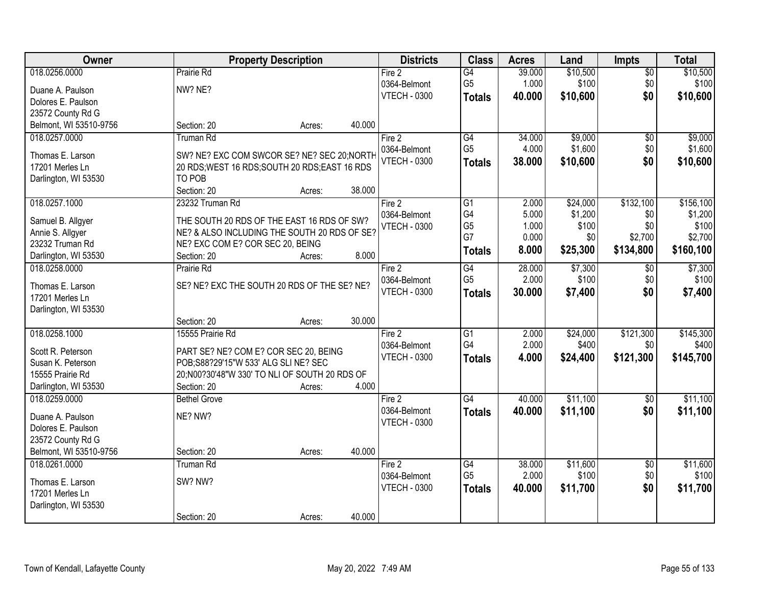| Owner | Property Description | Districts | Class | Acres | Land | Impts | Total |
|---|---|---|---|---|---|---|---|
| 018.0256.0000<br><br>Duane A. Paulson<br>Dolores E. Paulson<br>23572 County Rd G<br>Belmont, WI 53510-9756 | Prairie Rd<br><br>NW? NE?<br><br>Section: 20 Acres: 40.000 | Fire 2<br>0364-Belmont<br>VTECH - 0300 | G4<br>G5<br>**Totals** | 39.000<br>1.000<br>**40.000** | $10,500<br>$100<br>**$10,600** | $0<br>$0<br>**$0** | $10,500<br>$100<br>**$10,600** |
| 018.0257.0000<br><br>Thomas E. Larson<br>17201 Merles Ln<br>Darlington, WI 53530 | Truman Rd<br><br>SW? NE? EXC COM SWCOR SE? NE? SEC 20;NORTH 20 RDS;WEST 16 RDS;SOUTH 20 RDS;EAST 16 RDS TO POB<br>Section: 20 Acres: 38.000 | Fire 2<br>0364-Belmont<br>VTECH - 0300 | G4<br>G5<br>**Totals** | 34.000<br>4.000<br>**38.000** | $9,000<br>$1,600<br>**$10,600** | $0<br>$0<br>**$0** | $9,000<br>$1,600<br>**$10,600** |
| 018.0257.1000<br><br>Samuel B. Allgyer<br>Annie S. Allgyer<br>23232 Truman Rd<br>Darlington, WI 53530 | 23232 Truman Rd<br><br>THE SOUTH 20 RDS OF THE EAST 16 RDS OF SW? NE? & ALSO INCLUDING THE SOUTH 20 RDS OF SE? NE? EXC COM E? COR SEC 20, BEING<br>Section: 20 Acres: 8.000 | Fire 2<br>0364-Belmont<br>VTECH - 0300 | G1<br>G4<br>G5<br>G7<br>**Totals** | 2.000<br>5.000<br>1.000<br>0.000<br>**8.000** | $24,000<br>$1,200<br>$100<br>$0<br>**$25,300** | $132,100<br>$0<br>$0<br>$2,700<br>**$134,800** | $156,100<br>$1,200<br>$100<br>$2,700<br>**$160,100** |
| 018.0258.0000<br><br>Thomas E. Larson<br>17201 Merles Ln<br>Darlington, WI 53530 | Prairie Rd<br><br>SE? NE? EXC THE SOUTH 20 RDS OF THE SE? NE?<br><br>Section: 20 Acres: 30.000 | Fire 2<br>0364-Belmont<br>VTECH - 0300 | G4<br>G5<br>**Totals** | 28.000<br>2.000<br>**30.000** | $7,300<br>$100<br>**$7,400** | $0<br>$0<br>**$0** | $7,300<br>$100<br>**$7,400** |
| 018.0258.1000<br><br>Scott R. Peterson<br>Susan K. Peterson<br>15555 Prairie Rd<br>Darlington, WI 53530 | 15555 Prairie Rd<br><br>PART SE? NE? COM E? COR SEC 20, BEING POB;S88?29'15"W 533' ALG SLI NE? SEC 20;N00?30'48"W 330' TO NLI OF SOUTH 20 RDS OF<br>Section: 20 Acres: 4.000 | Fire 2<br>0364-Belmont<br>VTECH - 0300 | G1<br>G4<br>**Totals** | 2.000<br>2.000<br>**4.000** | $24,000<br>$400<br>**$24,400** | $121,300<br>$0<br>**$121,300** | $145,300<br>$400<br>**$145,700** |
| 018.0259.0000<br><br>Duane A. Paulson<br>Dolores E. Paulson<br>23572 County Rd G<br>Belmont, WI 53510-9756 | Bethel Grove<br><br>NE? NW?<br><br>Section: 20 Acres: 40.000 | Fire 2<br>0364-Belmont<br>VTECH - 0300 | G4<br>**Totals** | 40.000<br>**40.000** | $11,100<br>**$11,100** | $0<br>**$0** | $11,100<br>**$11,100** |
| 018.0261.0000<br><br>Thomas E. Larson<br>17201 Merles Ln<br>Darlington, WI 53530 | Truman Rd<br><br>SW? NW?<br><br>Section: 20 Acres: 40.000 | Fire 2<br>0364-Belmont<br>VTECH - 0300 | G4<br>G5<br>**Totals** | 38.000<br>2.000<br>**40.000** | $11,600<br>$100<br>**$11,700** | $0<br>$0<br>**$0** | $11,600<br>$100<br>**$11,700** |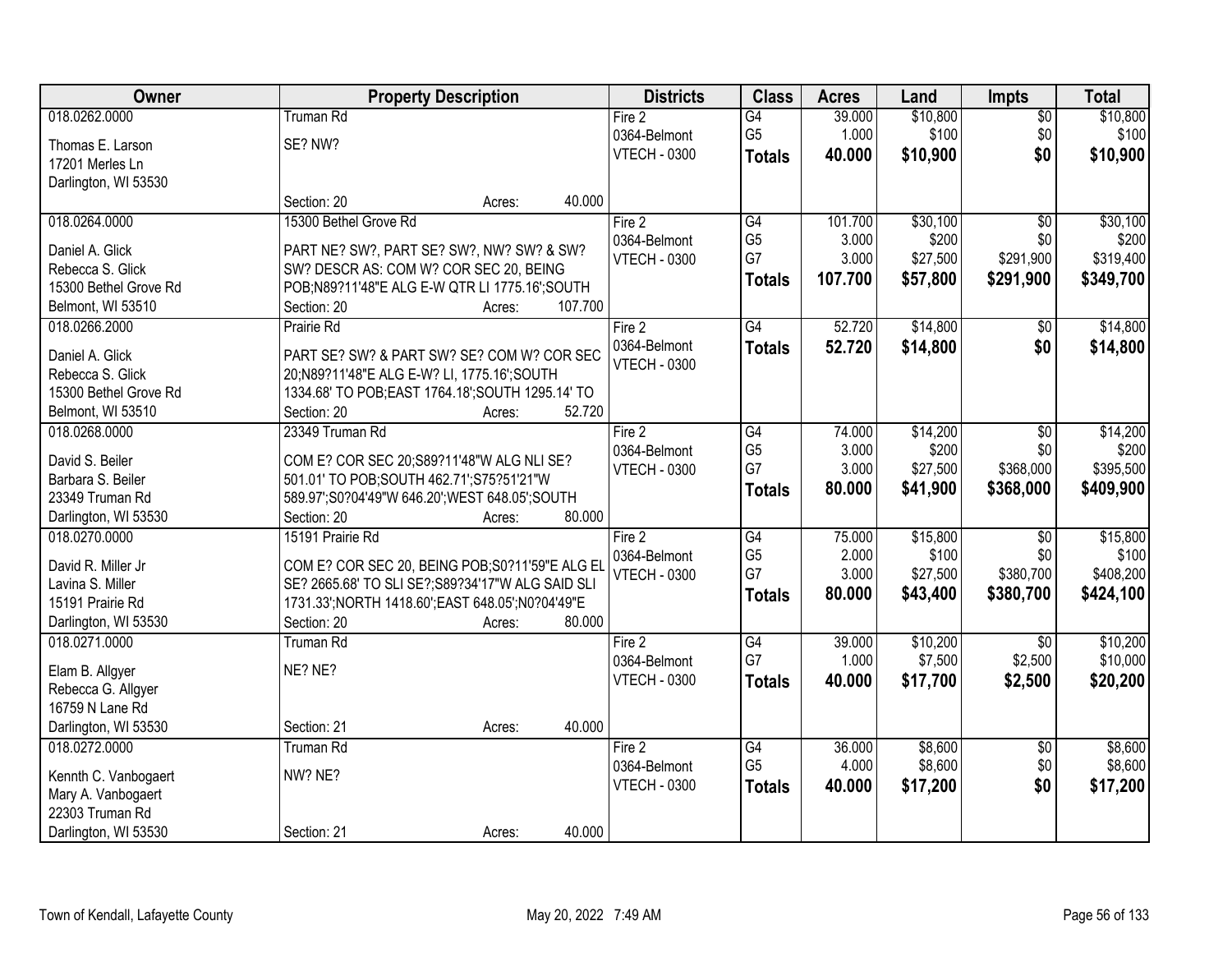| Owner | Property Description | Districts | Class | Acres | Land | Impts | Total |
|---|---|---|---|---|---|---|---|
| 018.0262.0000<br><br>Thomas E. Larson<br>17201 Merles Ln<br>Darlington, WI 53530 | Truman Rd<br><br>SE? NW?<br><br>Section: 20 Acres: 40.000 | Fire 2<br>0364-Belmont<br>VTECH - 0300 | G4<br>G5<br>**Totals** | 39.000<br>1.000<br>**40.000** | $10,800<br>$100<br>**$10,900** | $0<br>$0<br>**$0** | $10,800<br>$100<br>**$10,900** |
| 018.0264.0000<br><br>Daniel A. Glick<br>Rebecca S. Glick<br>15300 Bethel Grove Rd<br>Belmont, WI 53510 | 15300 Bethel Grove Rd<br><br>PART NE? SW?, PART SE? SW?, NW? SW? & SW? SW? DESCR AS: COM W? COR SEC 20, BEING POB;N89?11'48"E ALG E-W QTR LI 1775.16';SOUTH<br>Section: 20 Acres: 107.700 | Fire 2<br>0364-Belmont<br>VTECH - 0300 | G4<br>G5<br>G7<br>**Totals** | 101.700<br>3.000<br>3.000<br>**107.700** | $30,100<br>$200<br>$27,500<br>**$57,800** | $0<br>$0<br>$291,900<br>**$291,900** | $30,100<br>$200<br>$319,400<br>**$349,700** |
| 018.0266.2000<br><br>Daniel A. Glick<br>Rebecca S. Glick<br>15300 Bethel Grove Rd<br>Belmont, WI 53510 | Prairie Rd<br><br>PART SE? SW? & PART SW? SE? COM W? COR SEC 20;N89?11'48"E ALG E-W? LI, 1775.16';SOUTH 1334.68' TO POB;EAST 1764.18';SOUTH 1295.14' TO<br>Section: 20 Acres: 52.720 | Fire 2<br>0364-Belmont<br>VTECH - 0300 | G4<br>**Totals** | 52.720<br>**52.720** | $14,800<br>**$14,800** | $0<br>**$0** | $14,800<br>**$14,800** |
| 018.0268.0000<br><br>David S. Beiler<br>Barbara S. Beiler<br>23349 Truman Rd<br>Darlington, WI 53530 | 23349 Truman Rd<br><br>COM E? COR SEC 20;S89?11'48"W ALG NLI SE? 501.01' TO POB;SOUTH 462.71';S75?51'21"W 589.97';S0?04'49"W 646.20';WEST 648.05';SOUTH<br>Section: 20 Acres: 80.000 | Fire 2<br>0364-Belmont<br>VTECH - 0300 | G4<br>G5<br>G7<br>**Totals** | 74.000<br>3.000<br>3.000<br>**80.000** | $14,200<br>$200<br>$27,500<br>**$41,900** | $0<br>$0<br>$368,000<br>**$368,000** | $14,200<br>$200<br>$395,500<br>**$409,900** |
| 018.0270.0000<br><br>David R. Miller Jr<br>Lavina S. Miller<br>15191 Prairie Rd<br>Darlington, WI 53530 | 15191 Prairie Rd<br><br>COM E? COR SEC 20, BEING POB;S0?11'59"E ALG EL SE? 2665.68' TO SLI SE?;S89?34'17"W ALG SAID SLI 1731.33';NORTH 1418.60';EAST 648.05';N0?04'49"E<br>Section: 20 Acres: 80.000 | Fire 2<br>0364-Belmont<br>VTECH - 0300 | G4<br>G5<br>G7<br>**Totals** | 75.000<br>2.000<br>3.000<br>**80.000** | $15,800<br>$100<br>$27,500<br>**$43,400** | $0<br>$0<br>$380,700<br>**$380,700** | $15,800<br>$100<br>$408,200<br>**$424,100** |
| 018.0271.0000<br><br>Elam B. Allgyer<br>Rebecca G. Allgyer<br>16759 N Lane Rd<br>Darlington, WI 53530 | Truman Rd<br><br>NE? NE?<br><br>Section: 21 Acres: 40.000 | Fire 2<br>0364-Belmont<br>VTECH - 0300 | G4<br>G7<br>**Totals** | 39.000<br>1.000<br>**40.000** | $10,200<br>$7,500<br>**$17,700** | $0<br>$2,500<br>**$2,500** | $10,200<br>$10,000<br>**$20,200** |
| 018.0272.0000<br><br>Kennth C. Vanbogaert<br>Mary A. Vanbogaert<br>22303 Truman Rd<br>Darlington, WI 53530 | Truman Rd<br><br>NW? NE?<br><br>Section: 21 Acres: 40.000 | Fire 2<br>0364-Belmont<br>VTECH - 0300 | G4<br>G5<br>**Totals** | 36.000<br>4.000<br>**40.000** | $8,600<br>$8,600<br>**$17,200** | $0<br>$0<br>**$0** | $8,600<br>$8,600<br>**$17,200** |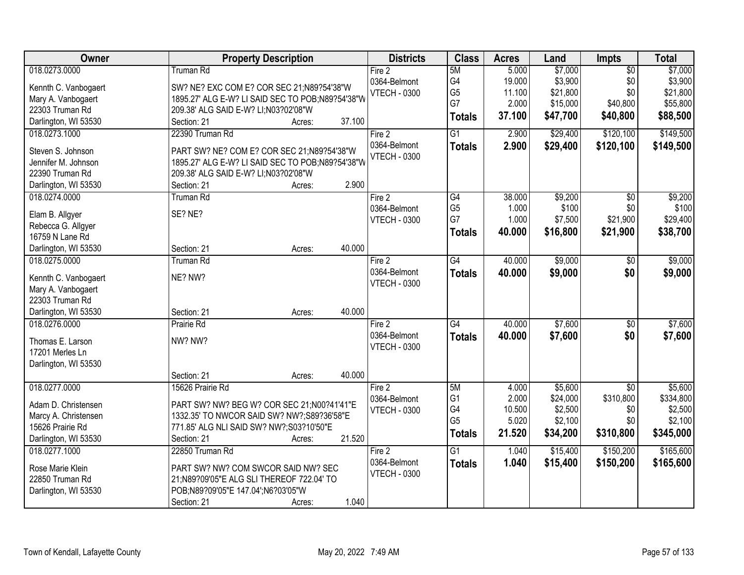| Owner | Property Description | Districts | Class | Acres | Land | Impts | Total |
|---|---|---|---|---|---|---|---|
| 018.0273.0000<br><br>Kennth C. Vanbogaert<br>Mary A. Vanbogaert<br>22303 Truman Rd<br>Darlington, WI 53530 | Truman Rd<br><br>SW? NE? EXC COM E? COR SEC 21;N89?54'38"W 1895.27' ALG E-W? LI SAID SEC TO POB;N89?54'38"W 209.38' ALG SAID E-W? LI;N03?02'08"W<br>Section: 21 Acres: 37.100 | Fire 2<br>0364-Belmont<br>VTECH - 0300 | 5M<br>G4<br>G5<br>G7<br>**Totals** | 5.000<br>19.000<br>11.100<br>2.000<br>**37.100** | $7,000<br>$3,900<br>$21,800<br>$15,000<br>**$47,700** | $0<br>$0<br>$0<br>$40,800<br>**$40,800** | $7,000<br>$3,900<br>$21,800<br>$55,800<br>**$88,500** |
| 018.0273.1000<br><br>Steven S. Johnson<br>Jennifer M. Johnson<br>22390 Truman Rd<br>Darlington, WI 53530 | 22390 Truman Rd<br><br>PART SW? NE? COM E? COR SEC 21;N89?54'38"W 1895.27' ALG E-W? LI SAID SEC TO POB;N89?54'38"W 209.38' ALG SAID E-W? LI;N03?02'08"W<br>Section: 21 Acres: 2.900 | Fire 2<br>0364-Belmont<br>VTECH - 0300 | G1<br>**Totals** | 2.900<br>**2.900** | $29,400<br>**$29,400** | $120,100<br>**$120,100** | $149,500<br>**$149,500** |
| 018.0274.0000<br><br>Elam B. Allgyer<br>Rebecca G. Allgyer<br>16759 N Lane Rd<br>Darlington, WI 53530 | Truman Rd<br><br>SE? NE?<br><br>Section: 21 Acres: 40.000 | Fire 2<br>0364-Belmont<br>VTECH - 0300 | G4<br>G5<br>G7<br>**Totals** | 38.000<br>1.000<br>1.000<br>**40.000** | $9,200<br>$100<br>$7,500<br>**$16,800** | $0<br>$0<br>$21,900<br>**$21,900** | $9,200<br>$100<br>$29,400<br>**$38,700** |
| 018.0275.0000<br><br>Kennth C. Vanbogaert<br>Mary A. Vanbogaert<br>22303 Truman Rd<br>Darlington, WI 53530 | Truman Rd<br><br>NE? NW?<br><br>Section: 21 Acres: 40.000 | Fire 2<br>0364-Belmont<br>VTECH - 0300 | G4<br>**Totals** | 40.000<br>**40.000** | $9,000<br>**$9,000** | $0<br>**$0** | $9,000<br>**$9,000** |
| 018.0276.0000<br><br>Thomas E. Larson<br>17201 Merles Ln<br>Darlington, WI 53530 | Prairie Rd<br><br>NW? NW?<br><br>Section: 21 Acres: 40.000 | Fire 2<br>0364-Belmont<br>VTECH - 0300 | G4<br>**Totals** | 40.000<br>**40.000** | $7,600<br>**$7,600** | $0<br>**$0** | $7,600<br>**$7,600** |
| 018.0277.0000<br><br>Adam D. Christensen<br>Marcy A. Christensen<br>15626 Prairie Rd<br>Darlington, WI 53530 | 15626 Prairie Rd<br><br>PART SW? NW? BEG W? COR SEC 21;N00?41'41"E 1332.35' TO NWCOR SAID SW? NW?;S89?36'58"E 771.85' ALG NLI SAID SW? NW?;S03?10'50"E<br>Section: 21 Acres: 21.520 | Fire 2<br>0364-Belmont<br>VTECH - 0300 | 5M<br>G1<br>G4<br>G5<br>**Totals** | 4.000<br>2.000<br>10.500<br>5.020<br>**21.520** | $5,600<br>$24,000<br>$2,500<br>$2,100<br>**$34,200** | $0<br>$310,800<br>$0<br>$0<br>**$310,800** | $5,600<br>$334,800<br>$2,500<br>$2,100<br>**$345,000** |
| 018.0277.1000<br><br>Rose Marie Klein<br>22850 Truman Rd<br>Darlington, WI 53530 | 22850 Truman Rd<br><br>PART SW? NW? COM SWCOR SAID NW? SEC 21;N89?09'05"E ALG SLI THEREOF 722.04' TO POB;N89?09'05"E 147.04';N6?03'05"W<br>Section: 21 Acres: 1.040 | Fire 2<br>0364-Belmont<br>VTECH - 0300 | G1<br>**Totals** | 1.040<br>**1.040** | $15,400<br>**$15,400** | $150,200<br>**$150,200** | $165,600<br>**$165,600** |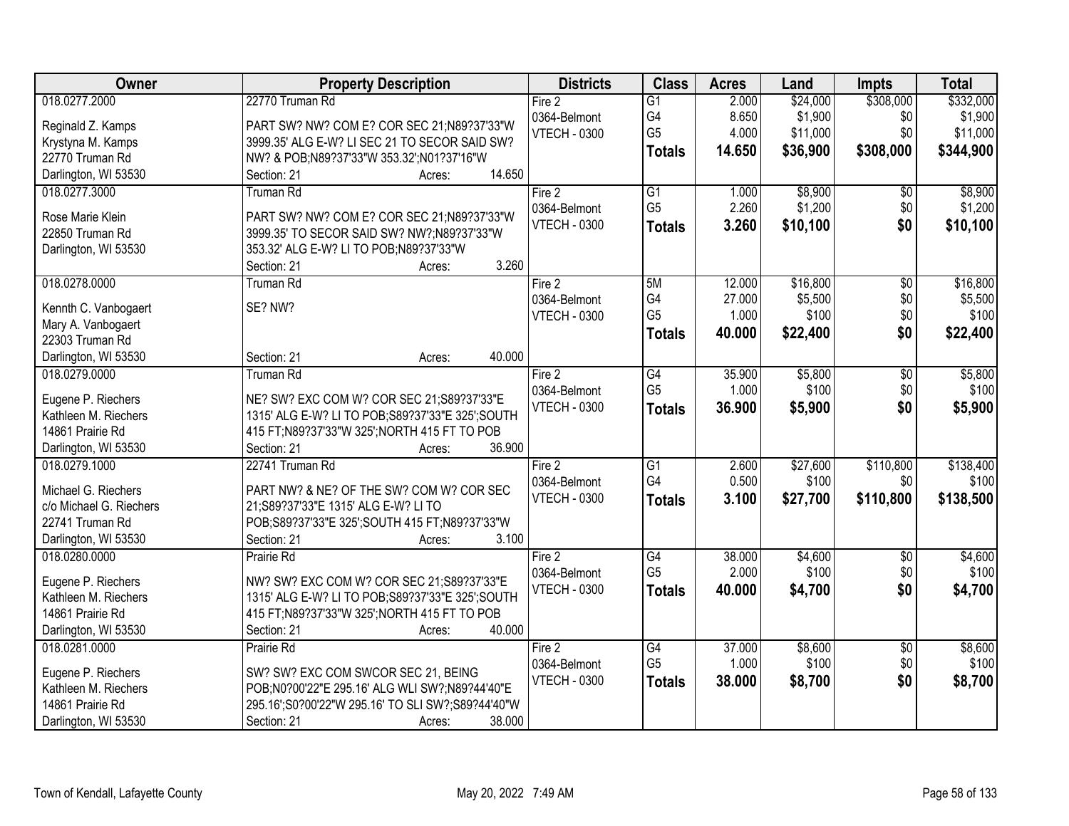| Owner | Property Description | Districts | Class | Acres | Land | Impts | Total |
|---|---|---|---|---|---|---|---|
| 018.0277.2000<br><br>Reginald Z. Kamps<br>Krystyna M. Kamps<br>22770 Truman Rd<br>Darlington, WI 53530 | 22770 Truman Rd<br><br>PART SW? NW? COM E? COR SEC 21;N89?37'33"W 3999.35' ALG E-W? LI SEC 21 TO SECOR SAID SW? NW? & POB;N89?37'33"W 353.32';N01?37'16"W<br>Section: 21 Acres: 14.650 | Fire 2<br>0364-Belmont<br>VTECH - 0300 | G1<br>G4<br>G5<br>**Totals** | 2.000<br>8.650<br>4.000<br>**14.650** | $24,000<br>$1,900<br>$11,000<br>**$36,900** | $308,000<br>$0<br>$0<br>**$308,000** | $332,000<br>$1,900<br>$11,000<br>**$344,900** |
| 018.0277.3000<br><br>Rose Marie Klein<br>22850 Truman Rd<br>Darlington, WI 53530 | Truman Rd<br><br>PART SW? NW? COM E? COR SEC 21;N89?37'33"W 3999.35' TO SECOR SAID SW? NW?;N89?37'33"W 353.32' ALG E-W? LI TO POB;N89?37'33"W<br>Section: 21 Acres: 3.260 | Fire 2<br>0364-Belmont<br>VTECH - 0300 | G1<br>G5<br>**Totals** | 1.000<br>2.260<br>**3.260** | $8,900<br>$1,200<br>**$10,100** | $0<br>$0<br>**$0** | $8,900<br>$1,200<br>**$10,100** |
| 018.0278.0000<br><br>Kennth C. Vanbogaert<br>Mary A. Vanbogaert<br>22303 Truman Rd<br>Darlington, WI 53530 | Truman Rd<br><br>SE? NW?<br><br>Section: 21 Acres: 40.000 | Fire 2<br>0364-Belmont<br>VTECH - 0300 | 5M<br>G4<br>G5<br>**Totals** | 12.000<br>27.000<br>1.000<br>**40.000** | $16,800<br>$5,500<br>$100<br>**$22,400** | $0<br>$0<br>$0<br>**$0** | $16,800<br>$5,500<br>$100<br>**$22,400** |
| 018.0279.0000<br><br>Eugene P. Riechers<br>Kathleen M. Riechers<br>14861 Prairie Rd<br>Darlington, WI 53530 | Truman Rd<br><br>NE? SW? EXC COM W? COR SEC 21;S89?37'33"E 1315' ALG E-W? LI TO POB;S89?37'33"E 325';SOUTH 415 FT;N89?37'33"W 325';NORTH 415 FT TO POB<br>Section: 21 Acres: 36.900 | Fire 2<br>0364-Belmont<br>VTECH - 0300 | G4<br>G5<br>**Totals** | 35.900<br>1.000<br>**36.900** | $5,800<br>$100<br>**$5,900** | $0<br>$0<br>**$0** | $5,800<br>$100<br>**$5,900** |
| 018.0279.1000<br><br>Michael G. Riechers<br>c/o Michael G. Riechers<br>22741 Truman Rd<br>Darlington, WI 53530 | 22741 Truman Rd<br><br>PART NW? & NE? OF THE SW? COM W? COR SEC 21;S89?37'33"E 1315' ALG E-W? LI TO POB;S89?37'33"E 325';SOUTH 415 FT;N89?37'33"W<br>Section: 21 Acres: 3.100 | Fire 2<br>0364-Belmont<br>VTECH - 0300 | G1<br>G4<br>**Totals** | 2.600<br>0.500<br>**3.100** | $27,600<br>$100<br>**$27,700** | $110,800<br>$0<br>**$110,800** | $138,400<br>$100<br>**$138,500** |
| 018.0280.0000<br><br>Eugene P. Riechers<br>Kathleen M. Riechers<br>14861 Prairie Rd<br>Darlington, WI 53530 | Prairie Rd<br><br>NW? SW? EXC COM W? COR SEC 21;S89?37'33"E 1315' ALG E-W? LI TO POB;S89?37'33"E 325';SOUTH 415 FT;N89?37'33"W 325';NORTH 415 FT TO POB<br>Section: 21 Acres: 40.000 | Fire 2<br>0364-Belmont<br>VTECH - 0300 | G4<br>G5<br>**Totals** | 38.000<br>2.000<br>**40.000** | $4,600<br>$100<br>**$4,700** | $0<br>$0<br>**$0** | $4,600<br>$100<br>**$4,700** |
| 018.0281.0000<br><br>Eugene P. Riechers<br>Kathleen M. Riechers<br>14861 Prairie Rd<br>Darlington, WI 53530 | Prairie Rd<br><br>SW? SW? EXC COM SWCOR SEC 21, BEING POB;N0?00'22"E 295.16' ALG WLI SW?;N89?44'40"E 295.16';S0?00'22"W 295.16' TO SLI SW?;S89?44'40"W<br>Section: 21 Acres: 38.000 | Fire 2<br>0364-Belmont<br>VTECH - 0300 | G4<br>G5<br>**Totals** | 37.000<br>1.000<br>**38.000** | $8,600<br>$100<br>**$8,700** | $0<br>$0<br>**$0** | $8,600<br>$100<br>**$8,700** |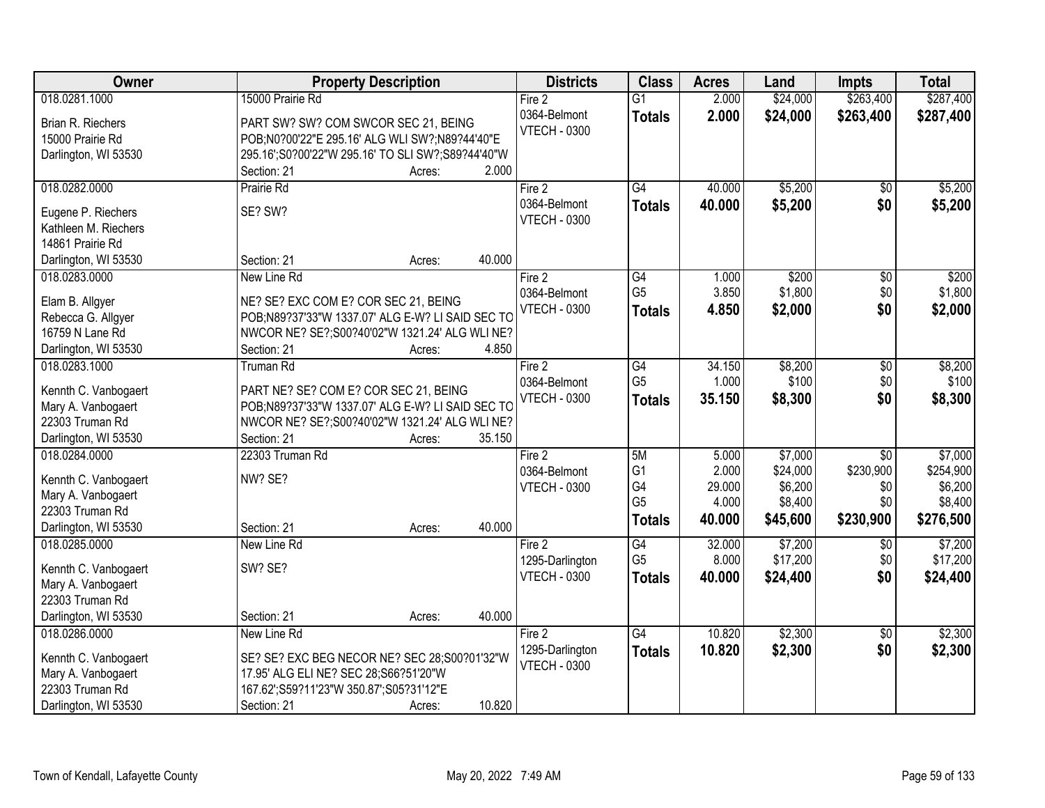| Owner | Property Description | Districts | Class | Acres | Land | Impts | Total |
|---|---|---|---|---|---|---|---|
| 018.0281.1000<br><br>Brian R. Riechers<br>15000 Prairie Rd<br>Darlington, WI 53530 | 15000 Prairie Rd<br><br>PART SW? SW? COM SWCOR SEC 21, BEING POB;N0?00'22"E 295.16' ALG WLI SW?;N89?44'40"E 295.16';S0?00'22"W 295.16' TO SLI SW?;S89?44'40"W<br>Section: 21 Acres: 2.000 | Fire 2<br>0364-Belmont<br>VTECH - 0300 | G1<br>**Totals** | 2.000<br>**2.000** | $24,000<br>**$24,000** | $263,400<br>**$263,400** | $287,400<br>**$287,400** |
| 018.0282.0000<br><br>Eugene P. Riechers<br>Kathleen M. Riechers<br>14861 Prairie Rd<br>Darlington, WI 53530 | Prairie Rd<br><br>SE? SW?<br><br>Section: 21 Acres: 40.000 | Fire 2<br>0364-Belmont<br>VTECH - 0300 | G4<br>**Totals** | 40.000<br>**40.000** | $5,200<br>**$5,200** | $0<br>**$0** | $5,200<br>**$5,200** |
| 018.0283.0000<br><br>Elam B. Allgyer<br>Rebecca G. Allgyer<br>16759 N Lane Rd<br>Darlington, WI 53530 | New Line Rd<br><br>NE? SE? EXC COM E? COR SEC 21, BEING POB;N89?37'33"W 1337.07' ALG E-W? LI SAID SEC TO NWCOR NE? SE?;S00?40'02"W 1321.24' ALG WLI NE?<br>Section: 21 Acres: 4.850 | Fire 2<br>0364-Belmont<br>VTECH - 0300 | G4<br>G5<br>**Totals** | 1.000<br>3.850<br>**4.850** | $200<br>$1,800<br>**$2,000** | $0<br>$0<br>**$0** | $200<br>$1,800<br>**$2,000** |
| 018.0283.1000<br><br>Kennth C. Vanbogaert<br>Mary A. Vanbogaert<br>22303 Truman Rd<br>Darlington, WI 53530 | Truman Rd<br><br>PART NE? SE? COM E? COR SEC 21, BEING POB;N89?37'33"W 1337.07' ALG E-W? LI SAID SEC TO NWCOR NE? SE?;S00?40'02"W 1321.24' ALG WLI NE?<br>Section: 21 Acres: 35.150 | Fire 2<br>0364-Belmont<br>VTECH - 0300 | G4<br>G5<br>**Totals** | 34.150<br>1.000<br>**35.150** | $8,200<br>$100<br>**$8,300** | $0<br>$0<br>**$0** | $8,200<br>$100<br>**$8,300** |
| 018.0284.0000<br><br>Kennth C. Vanbogaert<br>Mary A. Vanbogaert<br>22303 Truman Rd<br>Darlington, WI 53530 | 22303 Truman Rd<br><br>NW? SE?<br><br>Section: 21 Acres: 40.000 | Fire 2<br>0364-Belmont<br>VTECH - 0300 | 5M<br>G1<br>G4<br>G5<br>**Totals** | 5.000<br>2.000<br>29.000<br>4.000<br>**40.000** | $7,000<br>$24,000<br>$6,200<br>$8,400<br>**$45,600** | $0<br>$230,900<br>$0<br>$0<br>**$230,900** | $7,000<br>$254,900<br>$6,200<br>$8,400<br>**$276,500** |
| 018.0285.0000<br><br>Kennth C. Vanbogaert<br>Mary A. Vanbogaert<br>22303 Truman Rd<br>Darlington, WI 53530 | New Line Rd<br><br>SW? SE?<br><br>Section: 21 Acres: 40.000 | Fire 2<br>1295-Darlington<br>VTECH - 0300 | G4<br>G5<br>**Totals** | 32.000<br>8.000<br>**40.000** | $7,200<br>$17,200<br>**$24,400** | $0<br>$0<br>**$0** | $7,200<br>$17,200<br>**$24,400** |
| 018.0286.0000<br><br>Kennth C. Vanbogaert<br>Mary A. Vanbogaert<br>22303 Truman Rd<br>Darlington, WI 53530 | New Line Rd<br><br>SE? SE? EXC BEG NECOR NE? SEC 28;S00?01'32"W 17.95' ALG ELI NE? SEC 28;S66?51'20"W 167.62';S59?11'23"W 350.87';S05?31'12"E<br>Section: 21 Acres: 10.820 | Fire 2<br>1295-Darlington<br>VTECH - 0300 | G4<br>**Totals** | 10.820<br>**10.820** | $2,300<br>**$2,300** | $0<br>**$0** | $2,300<br>**$2,300** |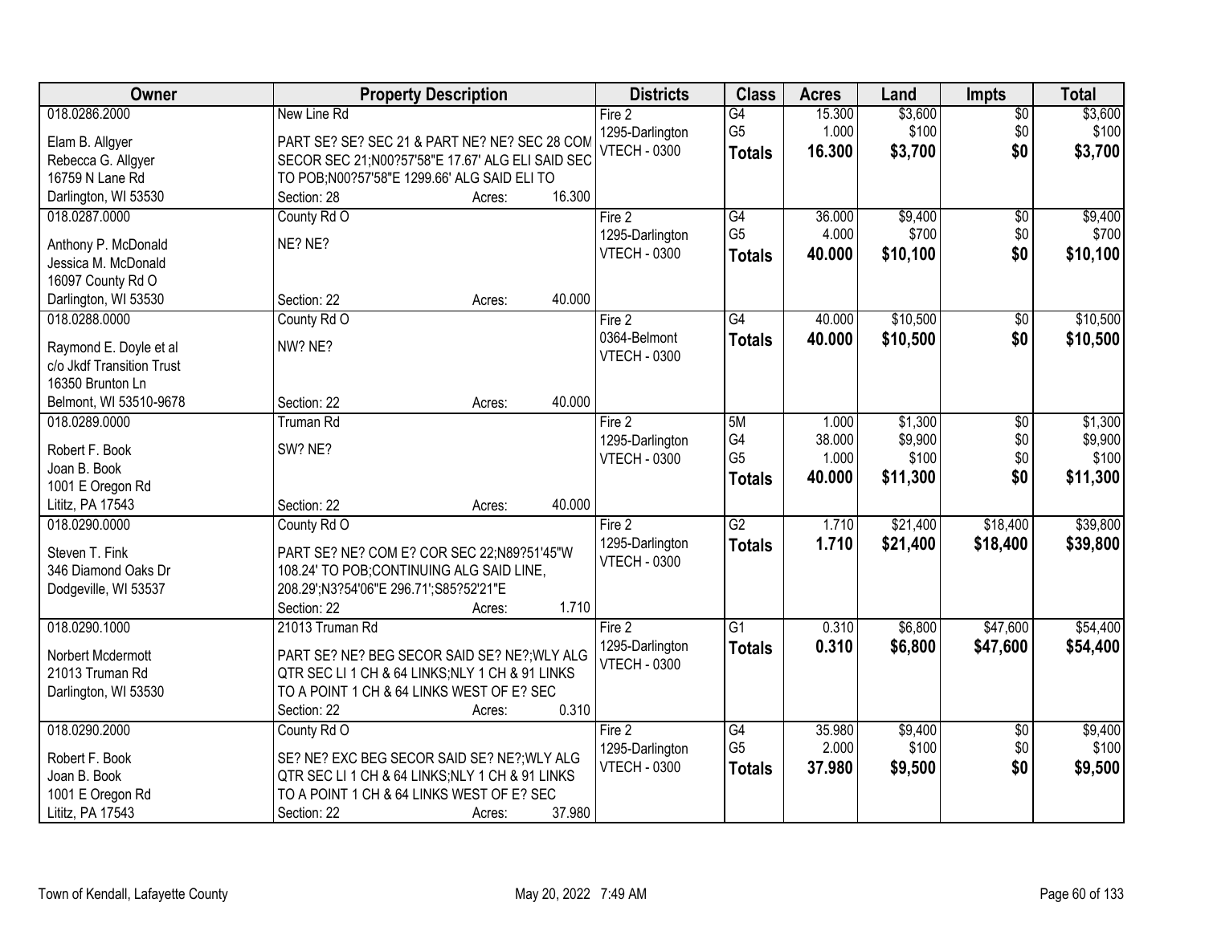| Owner | Property Description | Districts | Class | Acres | Land | Impts | Total |
|---|---|---|---|---|---|---|---|
| 018.0286.2000<br>Elam B. Allgyer<br>Rebecca G. Allgyer<br>16759 N Lane Rd<br>Darlington, WI 53530 | New Line Rd<br>PART SE? SE? SEC 21 & PART NE? NE? SEC 28 COM SECOR SEC 21;N00?57'58"E 17.67' ALG ELI SAID SEC TO POB;N00?57'58"E 1299.66' ALG SAID ELI TO<br>Section: 28 Acres: 16.300 | Fire 2<br>1295-Darlington<br>VTECH - 0300 | G4<br>G5<br>**Totals** | 15.300<br>1.000<br>**16.300** | $3,600<br>$100<br>**$3,700** | $0<br>$0<br>**$0** | $3,600<br>$100<br>**$3,700** |
| 018.0287.0000<br>Anthony P. McDonald<br>Jessica M. McDonald<br>16097 County Rd O<br>Darlington, WI 53530 | County Rd O<br>NE? NE?<br>Section: 22 Acres: 40.000 | Fire 2<br>1295-Darlington<br>VTECH - 0300 | G4<br>G5<br>**Totals** | 36.000<br>4.000<br>**40.000** | $9,400<br>$700<br>**$10,100** | $0<br>$0<br>**$0** | $9,400<br>$700<br>**$10,100** |
| 018.0288.0000<br>Raymond E. Doyle et al<br>c/o Jkdf Transition Trust<br>16350 Brunton Ln<br>Belmont, WI 53510-9678 | County Rd O<br>NW? NE?<br>Section: 22 Acres: 40.000 | Fire 2<br>0364-Belmont<br>VTECH - 0300 | G4<br>**Totals** | 40.000<br>**40.000** | $10,500<br>**$10,500** | $0<br>**$0** | $10,500<br>**$10,500** |
| 018.0289.0000<br>Robert F. Book<br>Joan B. Book<br>1001 E Oregon Rd<br>Lititz, PA 17543 | Truman Rd<br>SW? NE?<br>Section: 22 Acres: 40.000 | Fire 2<br>1295-Darlington<br>VTECH - 0300 | 5M<br>G4<br>G5<br>**Totals** | 1.000<br>38.000<br>1.000<br>**40.000** | $1,300<br>$9,900<br>$100<br>**$11,300** | $0<br>$0<br>$0<br>**$0** | $1,300<br>$9,900<br>$100<br>**$11,300** |
| 018.0290.0000<br>Steven T. Fink<br>346 Diamond Oaks Dr<br>Dodgeville, WI 53537 | County Rd O<br>PART SE? NE? COM E? COR SEC 22;N89?51'45"W 108.24' TO POB;CONTINUING ALG SAID LINE, 208.29';N3?54'06"E 296.71';S85?52'21"E<br>Section: 22 Acres: 1.710 | Fire 2<br>1295-Darlington<br>VTECH - 0300 | G2<br>**Totals** | 1.710<br>**1.710** | $21,400<br>**$21,400** | $18,400<br>**$18,400** | $39,800<br>**$39,800** |
| 018.0290.1000<br>Norbert Mcdermott<br>21013 Truman Rd<br>Darlington, WI 53530 | 21013 Truman Rd<br>PART SE? NE? BEG SECOR SAID SE? NE?;WLY ALG QTR SEC LI 1 CH & 64 LINKS;NLY 1 CH & 91 LINKS TO A POINT 1 CH & 64 LINKS WEST OF E? SEC<br>Section: 22 Acres: 0.310 | Fire 2<br>1295-Darlington<br>VTECH - 0300 | G1<br>**Totals** | 0.310<br>**0.310** | $6,800<br>**$6,800** | $47,600<br>**$47,600** | $54,400<br>**$54,400** |
| 018.0290.2000<br>Robert F. Book<br>Joan B. Book<br>1001 E Oregon Rd<br>Lititz, PA 17543 | County Rd O<br>SE? NE? EXC BEG SECOR SAID SE? NE?;WLY ALG QTR SEC LI 1 CH & 64 LINKS;NLY 1 CH & 91 LINKS TO A POINT 1 CH & 64 LINKS WEST OF E? SEC<br>Section: 22 Acres: 37.980 | Fire 2<br>1295-Darlington<br>VTECH - 0300 | G4<br>G5<br>**Totals** | 35.980<br>2.000<br>**37.980** | $9,400<br>$100<br>**$9,500** | $0<br>$0<br>**$0** | $9,400<br>$100<br>**$9,500** |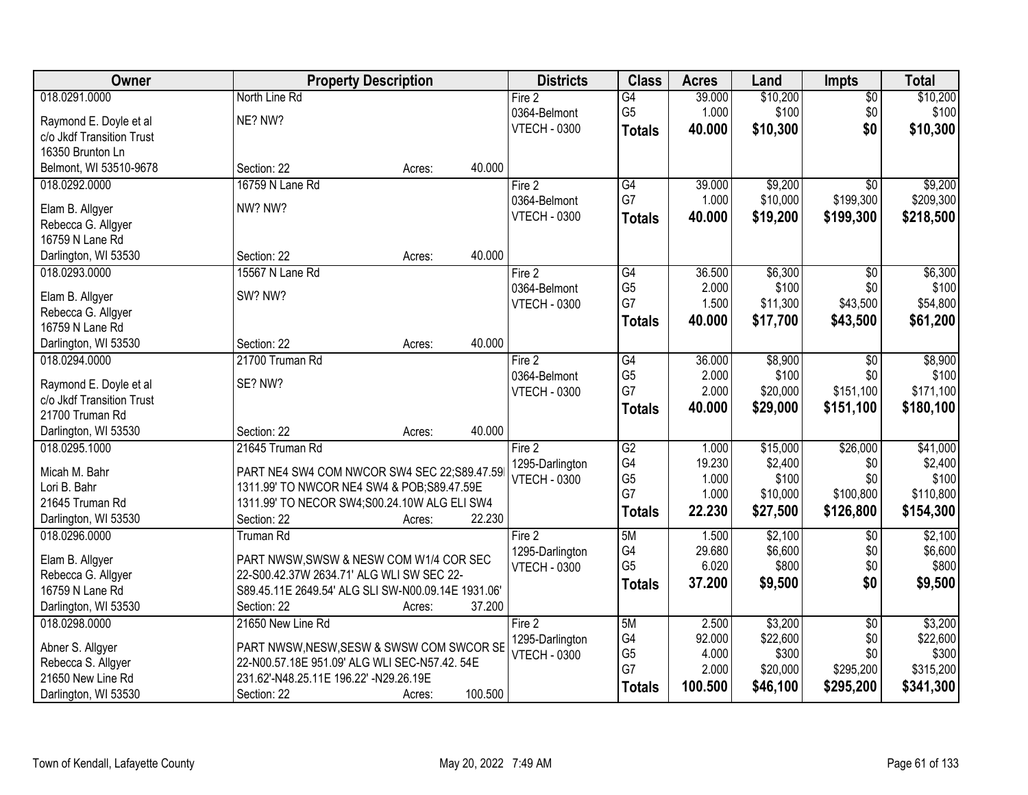| Owner | Property Description | | Districts | Class | Acres | Land | Impts | Total |
|---|---|---|---|---|---|---|---|---|
| 018.0291.0000 | North Line Rd | | Fire 2 | G4 | 39.000 | $10,200 | $0 | $10,200 |
| Raymond E. Doyle et al | NE? NW? | | 0364-Belmont | G5 | 1.000 | $100 | $0 | $100 |
| c/o Jkdf Transition Trust | | | VTECH - 0300 | **Totals** | **40.000** | **$10,300** | **$0** | **$10,300** |
| 16350 Brunton Ln | | | | | | | | |
| Belmont, WI 53510-9678 | Section: 22 | Acres: 40.000 | | | | | | |
| 018.0292.0000 | 16759 N Lane Rd | | Fire 2 | G4 | 39.000 | $9,200 | $0 | $9,200 |
| Elam B. Allgyer | NW? NW? | | 0364-Belmont | G7 | 1.000 | $10,000 | $199,300 | $209,300 |
| Rebecca G. Allgyer | | | VTECH - 0300 | **Totals** | **40.000** | **$19,200** | **$199,300** | **$218,500** |
| 16759 N Lane Rd | | | | | | | | |
| Darlington, WI 53530 | Section: 22 | Acres: 40.000 | | | | | | |
| 018.0293.0000 | 15567 N Lane Rd | | Fire 2 | G4 | 36.500 | $6,300 | $0 | $6,300 |
| Elam B. Allgyer | SW? NW? | | 0364-Belmont | G5 | 2.000 | $100 | $0 | $100 |
| Rebecca G. Allgyer | | | VTECH - 0300 | G7 | 1.500 | $11,300 | $43,500 | $54,800 |
| 16759 N Lane Rd | | | | **Totals** | **40.000** | **$17,700** | **$43,500** | **$61,200** |
| Darlington, WI 53530 | Section: 22 | Acres: 40.000 | | | | | | |
| 018.0294.0000 | 21700 Truman Rd | | Fire 2 | G4 | 36.000 | $8,900 | $0 | $8,900 |
| Raymond E. Doyle et al | SE? NW? | | 0364-Belmont | G5 | 2.000 | $100 | $0 | $100 |
| c/o Jkdf Transition Trust | | | VTECH - 0300 | G7 | 2.000 | $20,000 | $151,100 | $171,100 |
| 21700 Truman Rd | | | | **Totals** | **40.000** | **$29,000** | **$151,100** | **$180,100** |
| Darlington, WI 53530 | Section: 22 | Acres: 40.000 | | | | | | |
| 018.0295.1000 | 21645 Truman Rd | | Fire 2 | G2 | 1.000 | $15,000 | $26,000 | $41,000 |
| Micah M. Bahr | PART NE4 SW4 COM NWCOR SW4 SEC 22;S89.47.59I | | 1295-Darlington | G4 | 19.230 | $2,400 | $0 | $2,400 |
| Lori B. Bahr | 1311.99' TO NWCOR NE4 SW4 & POB;S89.47.59E | | VTECH - 0300 | G5 | 1.000 | $100 | $0 | $100 |
| 21645 Truman Rd | 1311.99' TO NECOR SW4;S00.24.10W ALG ELI SW4 | | | G7 | 1.000 | $10,000 | $100,800 | $110,800 |
| Darlington, WI 53530 | Section: 22 | Acres: 22.230 | | **Totals** | **22.230** | **$27,500** | **$126,800** | **$154,300** |
| 018.0296.0000 | Truman Rd | | Fire 2 | 5M | 1.500 | $2,100 | $0 | $2,100 |
| Elam B. Allgyer | PART NWSW,SWSW & NESW COM W1/4 COR SEC | | 1295-Darlington | G4 | 29.680 | $6,600 | $0 | $6,600 |
| Rebecca G. Allgyer | 22-S00.42.37W 2634.71' ALG WLI SW SEC 22- | | VTECH - 0300 | G5 | 6.020 | $800 | $0 | $800 |
| 16759 N Lane Rd | S89.45.11E 2649.54' ALG SLI SW-N00.09.14E 1931.06' | | | **Totals** | **37.200** | **$9,500** | **$0** | **$9,500** |
| Darlington, WI 53530 | Section: 22 | Acres: 37.200 | | | | | | |
| 018.0298.0000 | 21650 New Line Rd | | Fire 2 | 5M | 2.500 | $3,200 | $0 | $3,200 |
| Abner S. Allgyer | PART NWSW,NESW,SESW & SWSW COM SWCOR SE | | 1295-Darlington | G4 | 92.000 | $22,600 | $0 | $22,600 |
| Rebecca S. Allgyer | 22-N00.57.18E 951.09' ALG WLI SEC-N57.42. 54E | | VTECH - 0300 | G5 | 4.000 | $300 | $0 | $300 |
| 21650 New Line Rd | 231.62'-N48.25.11E 196.22' -N29.26.19E | | | G7 | 2.000 | $20,000 | $295,200 | $315,200 |
| Darlington, WI 53530 | Section: 22 | Acres: 100.500 | | **Totals** | **100.500** | **$46,100** | **$295,200** | **$341,300** |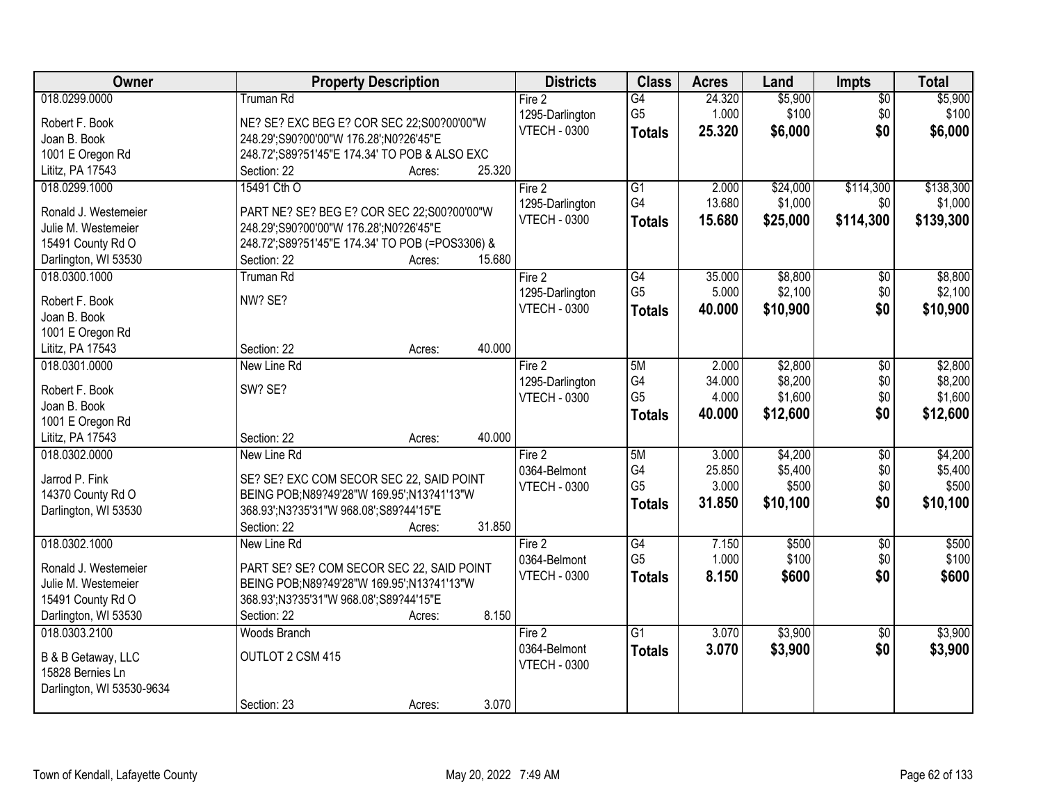| Owner | Property Description | Districts | Class | Acres | Land | Impts | Total |
|---|---|---|---|---|---|---|---|
| 018.0299.0000<br>Robert F. Book<br>Joan B. Book<br>1001 E Oregon Rd<br>Lititz, PA 17543 | Truman Rd<br>NE? SE? EXC BEG E? COR SEC 22;S00?00'00"W 248.29';S90?00'00"W 176.28';N0?26'45"E 248.72';S89?51'45"E 174.34' TO POB & ALSO EXC<br>Section: 22 Acres: 25.320 | Fire 2<br>1295-Darlington<br>VTECH - 0300 | G4<br>G5<br>**Totals** | 24.320<br>1.000<br>**25.320** | $5,900<br>$100<br>**$6,000** | $0<br>$0<br>**$0** | $5,900<br>$100<br>**$6,000** |
| 018.0299.1000<br>Ronald J. Westemeier<br>Julie M. Westemeier<br>15491 County Rd O<br>Darlington, WI 53530 | 15491 Cth O<br>PART NE? SE? BEG E? COR SEC 22;S00?00'00"W 248.29';S90?00'00"W 176.28';N0?26'45"E 248.72';S89?51'45"E 174.34' TO POB (=POS3306) &<br>Section: 22 Acres: 15.680 | Fire 2<br>1295-Darlington<br>VTECH - 0300 | G1<br>G4<br>**Totals** | 2.000<br>13.680<br>**15.680** | $24,000<br>$1,000<br>**$25,000** | $114,300<br>$0<br>**$114,300** | $138,300<br>$1,000<br>**$139,300** |
| 018.0300.1000<br>Robert F. Book<br>Joan B. Book<br>1001 E Oregon Rd<br>Lititz, PA 17543 | Truman Rd<br>NW? SE?<br>Section: 22 Acres: 40.000 | Fire 2<br>1295-Darlington<br>VTECH - 0300 | G4<br>G5<br>**Totals** | 35.000<br>5.000<br>**40.000** | $8,800<br>$2,100<br>**$10,900** | $0<br>$0<br>**$0** | $8,800<br>$2,100<br>**$10,900** |
| 018.0301.0000<br>Robert F. Book<br>Joan B. Book<br>1001 E Oregon Rd<br>Lititz, PA 17543 | New Line Rd<br>SW? SE?<br>Section: 22 Acres: 40.000 | Fire 2<br>1295-Darlington<br>VTECH - 0300 | 5M<br>G4<br>G5<br>**Totals** | 2.000<br>34.000<br>4.000<br>**40.000** | $2,800<br>$8,200<br>$1,600<br>**$12,600** | $0<br>$0<br>$0<br>**$0** | $2,800<br>$8,200<br>$1,600<br>**$12,600** |
| 018.0302.0000<br>Jarrod P. Fink<br>14370 County Rd O<br>Darlington, WI 53530 | New Line Rd<br>SE? SE? EXC COM SECOR SEC 22, SAID POINT BEING POB;N89?49'28"W 169.95';N13?41'13"W 368.93';N3?35'31"W 968.08';S89?44'15"E<br>Section: 22 Acres: 31.850 | Fire 2<br>0364-Belmont<br>VTECH - 0300 | 5M<br>G4<br>G5<br>**Totals** | 3.000<br>25.850<br>3.000<br>**31.850** | $4,200<br>$5,400<br>$500<br>**$10,100** | $0<br>$0<br>$0<br>**$0** | $4,200<br>$5,400<br>$500<br>**$10,100** |
| 018.0302.1000<br>Ronald J. Westemeier<br>Julie M. Westemeier<br>15491 County Rd O<br>Darlington, WI 53530 | New Line Rd<br>PART SE? SE? COM SECOR SEC 22, SAID POINT BEING POB;N89?49'28"W 169.95';N13?41'13"W 368.93';N3?35'31"W 968.08';S89?44'15"E<br>Section: 22 Acres: 8.150 | Fire 2<br>0364-Belmont<br>VTECH - 0300 | G4<br>G5<br>**Totals** | 7.150<br>1.000<br>**8.150** | $500<br>$100<br>**$600** | $0<br>$0<br>**$0** | $500<br>$100<br>**$600** |
| 018.0303.2100<br>B & B Getaway, LLC<br>15828 Bernies Ln<br>Darlington, WI 53530-9634 | Woods Branch<br>OUTLOT 2 CSM 415<br>Section: 23 Acres: 3.070 | Fire 2<br>0364-Belmont<br>VTECH - 0300 | G1<br>**Totals** | 3.070<br>**3.070** | $3,900<br>**$3,900** | $0<br>**$0** | $3,900<br>**$3,900** |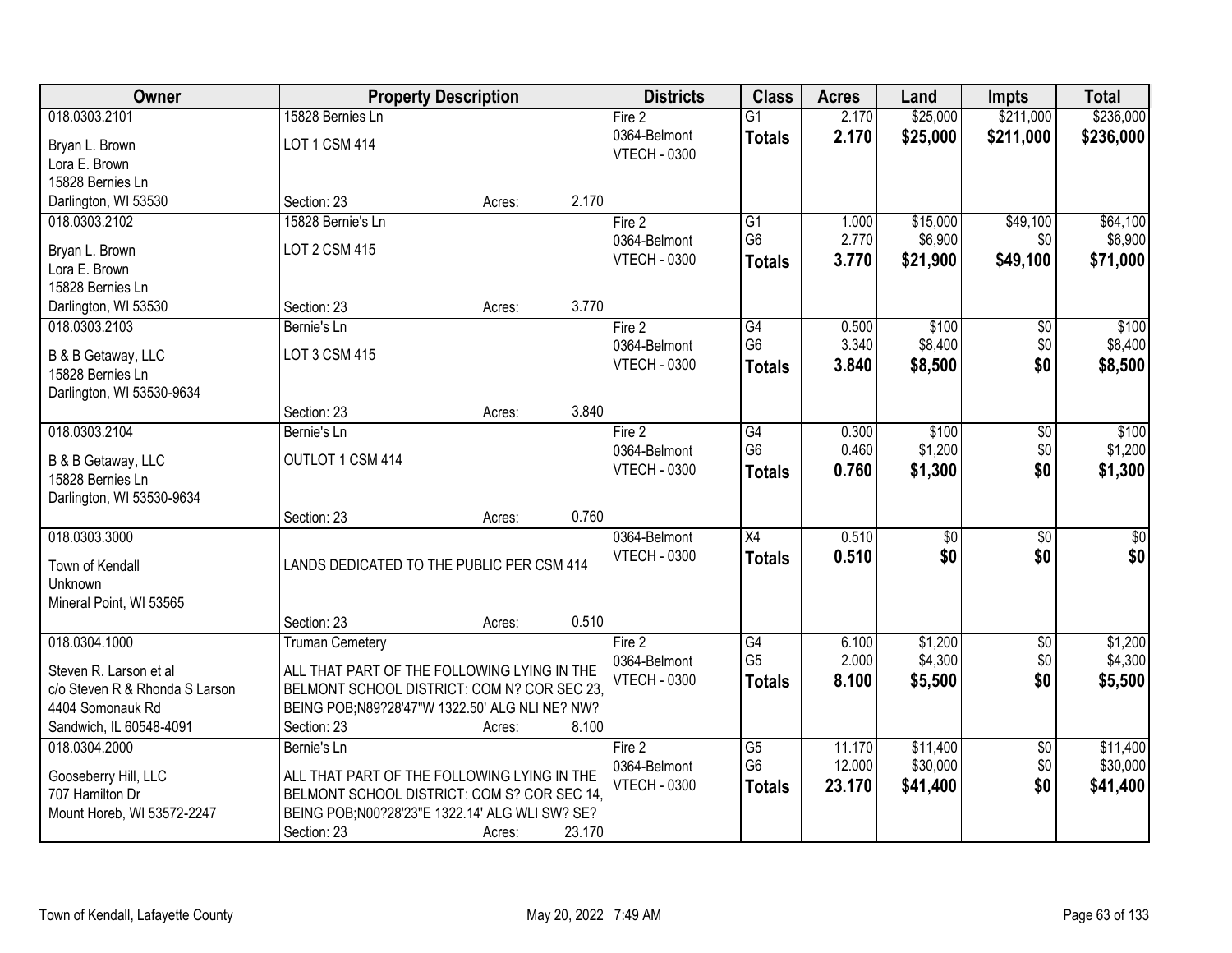| Owner | Property Description | | | Districts | Class | Acres | Land | Impts | Total |
|---|---|---|---|---|---|---|---|---|---|
| 018.0303.2101 | 15828 Bernies Ln | | | Fire 2 | G1 | 2.170 | $25,000 | $211,000 | $236,000 |
| Bryan L. Brown | LOT 1 CSM 414 | | | 0364-Belmont | **Totals** | **2.170** | **$25,000** | **$211,000** | **$236,000** |
| Lora E. Brown | | | | VTECH - 0300 | | | | | |
| 15828 Bernies Ln | | | | | | | | | |
| Darlington, WI 53530 | Section: 23 | Acres: | 2.170 | | | | | | |
| 018.0303.2102 | 15828 Bernie's Ln | | | Fire 2 | G1 | 1.000 | $15,000 | $49,100 | $64,100 |
| Bryan L. Brown | LOT 2 CSM 415 | | | 0364-Belmont | G6 | 2.770 | $6,900 | $0 | $6,900 |
| Lora E. Brown | | | | VTECH - 0300 | **Totals** | **3.770** | **$21,900** | **$49,100** | **$71,000** |
| 15828 Bernies Ln | | | | | | | | | |
| Darlington, WI 53530 | Section: 23 | Acres: | 3.770 | | | | | | |
| 018.0303.2103 | Bernie's Ln | | | Fire 2 | G4 | 0.500 | $100 | $0 | $100 |
| B & B Getaway, LLC | LOT 3 CSM 415 | | | 0364-Belmont | G6 | 3.340 | $8,400 | $0 | $8,400 |
| 15828 Bernies Ln | | | | VTECH - 0300 | **Totals** | **3.840** | **$8,500** | **$0** | **$8,500** |
| Darlington, WI 53530-9634 | | | | | | | | | |
| | Section: 23 | Acres: | 3.840 | | | | | | |
| 018.0303.2104 | Bernie's Ln | | | Fire 2 | G4 | 0.300 | $100 | $0 | $100 |
| B & B Getaway, LLC | OUTLOT 1 CSM 414 | | | 0364-Belmont | G6 | 0.460 | $1,200 | $0 | $1,200 |
| 15828 Bernies Ln | | | | VTECH - 0300 | **Totals** | **0.760** | **$1,300** | **$0** | **$1,300** |
| Darlington, WI 53530-9634 | | | | | | | | | |
| | Section: 23 | Acres: | 0.760 | | | | | | |
| 018.0303.3000 | | | | 0364-Belmont | X4 | 0.510 | $0 | $0 | $0 |
| Town of Kendall | LANDS DEDICATED TO THE PUBLIC PER CSM 414 | | | VTECH - 0300 | **Totals** | **0.510** | **$0** | **$0** | **$0** |
| Unknown | | | | | | | | | |
| Mineral Point, WI 53565 | | | | | | | | | |
| | Section: 23 | Acres: | 0.510 | | | | | | |
| 018.0304.1000 | Truman Cemetery | | | Fire 2 | G4 | 6.100 | $1,200 | $0 | $1,200 |
| Steven R. Larson et al | ALL THAT PART OF THE FOLLOWING LYING IN THE | | | 0364-Belmont | G5 | 2.000 | $4,300 | $0 | $4,300 |
| c/o Steven R & Rhonda S Larson | BELMONT SCHOOL DISTRICT: COM N? COR SEC 23, | | | VTECH - 0300 | **Totals** | **8.100** | **$5,500** | **$0** | **$5,500** |
| 4404 Somonauk Rd | BEING POB;N89?28'47"W 1322.50' ALG NLI NE? NW? | | | | | | | | |
| Sandwich, IL 60548-4091 | Section: 23 | Acres: | 8.100 | | | | | | |
| 018.0304.2000 | Bernie's Ln | | | Fire 2 | G5 | 11.170 | $11,400 | $0 | $11,400 |
| Gooseberry Hill, LLC | ALL THAT PART OF THE FOLLOWING LYING IN THE | | | 0364-Belmont | G6 | 12.000 | $30,000 | $0 | $30,000 |
| 707 Hamilton Dr | BELMONT SCHOOL DISTRICT: COM S? COR SEC 14, | | | VTECH - 0300 | **Totals** | **23.170** | **$41,400** | **$0** | **$41,400** |
| Mount Horeb, WI 53572-2247 | BEING POB;N00?28'23"E 1322.14' ALG WLI SW? SE? | | | | | | | | |
| | Section: 23 | Acres: | 23.170 | | | | | | |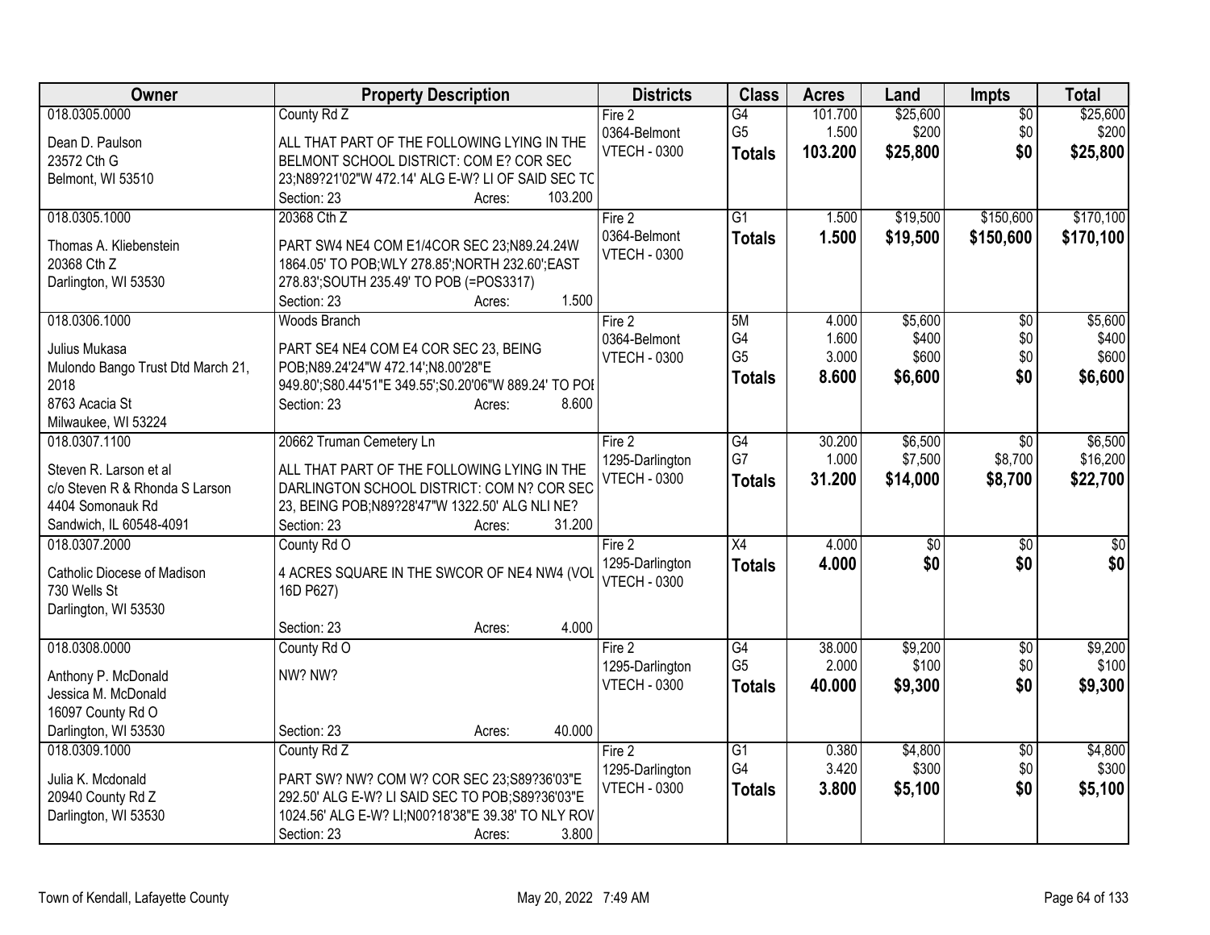| Owner | Property Description | Districts | Class | Acres | Land | Impts | Total |
|---|---|---|---|---|---|---|---|
| 018.0305.0000<br><br>Dean D. Paulson<br>23572 Cth G<br>Belmont, WI 53510 | County Rd Z<br><br>ALL THAT PART OF THE FOLLOWING LYING IN THE BELMONT SCHOOL DISTRICT: COM E? COR SEC 23;N89?21'02"W 472.14' ALG E-W? LI OF SAID SEC TC<br>Section: 23 Acres: 103.200 | Fire 2<br>0364-Belmont<br>VTECH - 0300 | G4<br>G5<br>**Totals** | 101.700<br>1.500<br>**103.200** | $25,600<br>$200<br>**$25,800** | $0<br>$0<br>**$0** | $25,600<br>$200<br>**$25,800** |
| 018.0305.1000<br><br>Thomas A. Kliebenstein<br>20368 Cth Z<br>Darlington, WI 53530 | 20368 Cth Z<br><br>PART SW4 NE4 COM E1/4COR SEC 23;N89.24.24W 1864.05' TO POB;WLY 278.85';NORTH 232.60';EAST 278.83';SOUTH 235.49' TO POB (=POS3317)<br>Section: 23 Acres: 1.500 | Fire 2<br>0364-Belmont<br>VTECH - 0300 | G1<br>**Totals** | 1.500<br>**1.500** | $19,500<br>**$19,500** | $150,600<br>**$150,600** | $170,100<br>**$170,100** |
| 018.0306.1000<br><br>Julius Mukasa<br>Mulondo Bango Trust Dtd March 21, 2018<br>8763 Acacia St<br>Milwaukee, WI 53224 | Woods Branch<br><br>PART SE4 NE4 COM E4 COR SEC 23, BEING POB;N89.24'24"W 472.14';N8.00'28"E 949.80';S80.44'51"E 349.55';S0.20'06"W 889.24' TO POI<br>Section: 23 Acres: 8.600 | Fire 2<br>0364-Belmont<br>VTECH - 0300 | 5M<br>G4<br>G5<br>**Totals** | 4.000<br>1.600<br>3.000<br>**8.600** | $5,600<br>$400<br>$600<br>**$6,600** | $0<br>$0<br>$0<br>**$0** | $5,600<br>$400<br>$600<br>**$6,600** |
| 018.0307.1100<br><br>Steven R. Larson et al<br>c/o Steven R & Rhonda S Larson<br>4404 Somonauk Rd<br>Sandwich, IL 60548-4091 | 20662 Truman Cemetery Ln<br><br>ALL THAT PART OF THE FOLLOWING LYING IN THE DARLINGTON SCHOOL DISTRICT: COM N? COR SEC 23, BEING POB;N89?28'47"W 1322.50' ALG NLI NE?<br>Section: 23 Acres: 31.200 | Fire 2<br>1295-Darlington<br>VTECH - 0300 | G4<br>G7<br>**Totals** | 30.200<br>1.000<br>**31.200** | $6,500<br>$7,500<br>**$14,000** | $0<br>$8,700<br>**$8,700** | $6,500<br>$16,200<br>**$22,700** |
| 018.0307.2000<br><br>Catholic Diocese of Madison<br>730 Wells St<br>Darlington, WI 53530 | County Rd O<br><br>4 ACRES SQUARE IN THE SWCOR OF NE4 NW4 (VOL 16D P627)<br><br>Section: 23 Acres: 4.000 | Fire 2<br>1295-Darlington<br>VTECH - 0300 | X4<br>**Totals** | 4.000<br>**4.000** | $0<br>**$0** | $0<br>**$0** | $0<br>**$0** |
| 018.0308.0000<br><br>Anthony P. McDonald<br>Jessica M. McDonald<br>16097 County Rd O<br>Darlington, WI 53530 | County Rd O<br><br>NW? NW?<br><br>Section: 23 Acres: 40.000 | Fire 2<br>1295-Darlington<br>VTECH - 0300 | G4<br>G5<br>**Totals** | 38.000<br>2.000<br>**40.000** | $9,200<br>$100<br>**$9,300** | $0<br>$0<br>**$0** | $9,200<br>$100<br>**$9,300** |
| 018.0309.1000<br><br>Julia K. Mcdonald<br>20940 County Rd Z<br>Darlington, WI 53530 | County Rd Z<br><br>PART SW? NW? COM W? COR SEC 23;S89?36'03"E 292.50' ALG E-W? LI SAID SEC TO POB;S89?36'03"E 1024.56' ALG E-W? LI;N00?18'38"E 39.38' TO NLY ROV<br>Section: 23 Acres: 3.800 | Fire 2<br>1295-Darlington<br>VTECH - 0300 | G1<br>G4<br>**Totals** | 0.380<br>3.420<br>**3.800** | $4,800<br>$300<br>**$5,100** | $0<br>$0<br>**$0** | $4,800<br>$300<br>**$5,100** |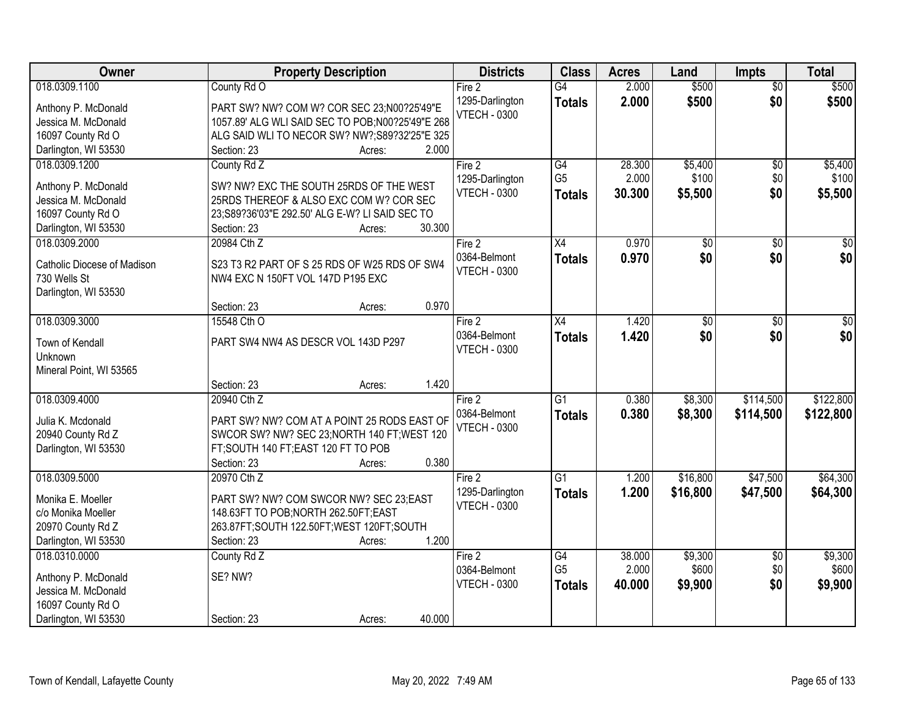| Owner | Property Description | Districts | Class | Acres | Land | Impts | Total |
|---|---|---|---|---|---|---|---|
| 018.0309.1100<br>Anthony P. McDonald<br>Jessica M. McDonald<br>16097 County Rd O<br>Darlington, WI 53530 | County Rd O<br>PART SW? NW? COM W? COR SEC 23;N00?25'49"E 1057.89' ALG WLI SAID SEC TO POB;N00?25'49"E 268 ALG SAID WLI TO NECOR SW? NW?;S89?32'25"E 325<br>Section: 23 Acres: 2.000 | Fire 2<br>1295-Darlington<br>VTECH - 0300 | G4<br>**Totals** | 2.000<br>**2.000** | $500<br>**$500** | $0<br>**$0** | $500<br>**$500** |
| 018.0309.1200<br>Anthony P. McDonald<br>Jessica M. McDonald<br>16097 County Rd O<br>Darlington, WI 53530 | County Rd Z<br>SW? NW? EXC THE SOUTH 25RDS OF THE WEST 25RDS THEREOF & ALSO EXC COM W? COR SEC 23;S89?36'03"E 292.50' ALG E-W? LI SAID SEC TO<br>Section: 23 Acres: 30.300 | Fire 2<br>1295-Darlington<br>VTECH - 0300 | G4<br>G5<br>**Totals** | 28.300<br>2.000<br>**30.300** | $5,400<br>$100<br>**$5,500** | $0<br>$0<br>**$0** | $5,400<br>$100<br>**$5,500** |
| 018.0309.2000<br>Catholic Diocese of Madison<br>730 Wells St<br>Darlington, WI 53530 | 20984 Cth Z<br>S23 T3 R2 PART OF S 25 RDS OF W25 RDS OF SW4 NW4 EXC N 150FT VOL 147D P195 EXC<br>Section: 23 Acres: 0.970 | Fire 2<br>0364-Belmont<br>VTECH - 0300 | X4<br>**Totals** | 0.970<br>**0.970** | $0<br>**$0** | $0<br>**$0** | $0<br>**$0** |
| 018.0309.3000<br>Town of Kendall<br>Unknown<br>Mineral Point, WI 53565 | 15548 Cth O<br>PART SW4 NW4 AS DESCR VOL 143D P297<br>Section: 23 Acres: 1.420 | Fire 2<br>0364-Belmont<br>VTECH - 0300 | X4<br>**Totals** | 1.420<br>**1.420** | $0<br>**$0** | $0<br>**$0** | $0<br>**$0** |
| 018.0309.4000<br>Julia K. Mcdonald<br>20940 County Rd Z<br>Darlington, WI 53530 | 20940 Cth Z<br>PART SW? NW? COM AT A POINT 25 RODS EAST OF SWCOR SW? NW? SEC 23;NORTH 140 FT;WEST 120 FT;SOUTH 140 FT;EAST 120 FT TO POB<br>Section: 23 Acres: 0.380 | Fire 2<br>0364-Belmont<br>VTECH - 0300 | G1<br>**Totals** | 0.380<br>**0.380** | $8,300<br>**$8,300** | $114,500<br>**$114,500** | $122,800<br>**$122,800** |
| 018.0309.5000<br>Monika E. Moeller<br>c/o Monika Moeller<br>20970 County Rd Z<br>Darlington, WI 53530 | 20970 Cth Z<br>PART SW? NW? COM SWCOR NW? SEC 23;EAST 148.63FT TO POB;NORTH 262.50FT;EAST 263.87FT;SOUTH 122.50FT;WEST 120FT;SOUTH<br>Section: 23 Acres: 1.200 | Fire 2<br>1295-Darlington<br>VTECH - 0300 | G1<br>**Totals** | 1.200<br>**1.200** | $16,800<br>**$16,800** | $47,500<br>**$47,500** | $64,300<br>**$64,300** |
| 018.0310.0000<br>Anthony P. McDonald<br>Jessica M. McDonald<br>16097 County Rd O<br>Darlington, WI 53530 | County Rd Z<br>SE? NW?<br>Section: 23 Acres: 40.000 | Fire 2<br>0364-Belmont<br>VTECH - 0300 | G4<br>G5<br>**Totals** | 38.000<br>2.000<br>**40.000** | $9,300<br>$600<br>**$9,900** | $0<br>$0<br>**$0** | $9,300<br>$600<br>**$9,900** |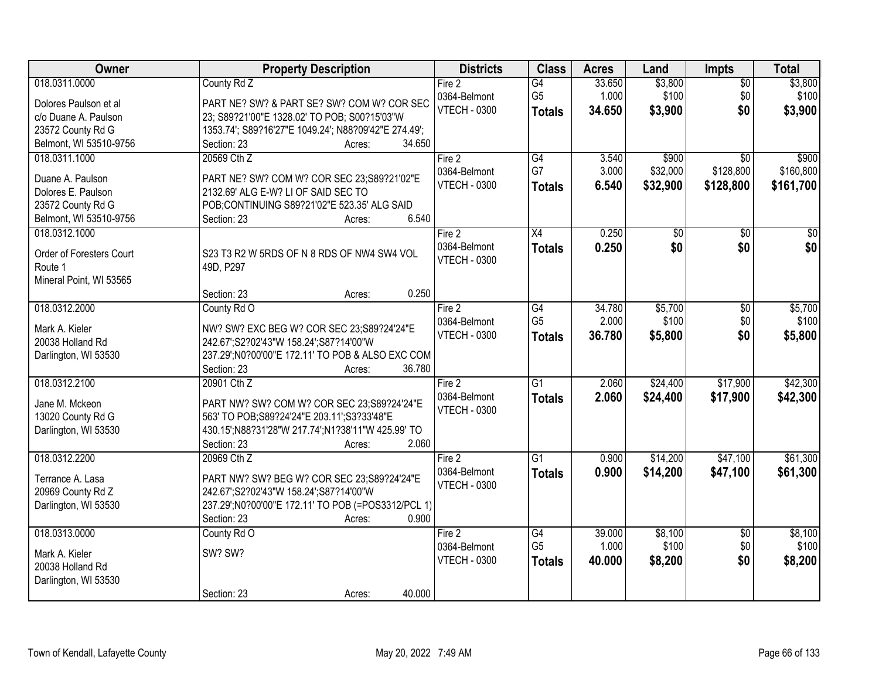| Owner | Property Description | Districts | Class | Acres | Land | Impts | Total |
|---|---|---|---|---|---|---|---|
| 018.0311.0000<br>Dolores Paulson et al<br>c/o Duane A. Paulson<br>23572 County Rd G<br>Belmont, WI 53510-9756 | County Rd Z<br>PART NE? SW? & PART SE? SW? COM W? COR SEC 23; S89?21'00"E 1328.02' TO POB; S00?15'03"W 1353.74'; S89?16'27"E 1049.24'; N88?09'42"E 274.49';<br>Section: 23 Acres: 34.650 | Fire 2<br>0364-Belmont<br>VTECH - 0300 | G4<br>G5<br>**Totals** | 33.650<br>1.000<br>**34.650** | $3,800<br>$100<br>**$3,900** | $0<br>$0<br>**$0** | $3,800<br>$100<br>**$3,900** |
| 018.0311.1000<br>Duane A. Paulson<br>Dolores E. Paulson<br>23572 County Rd G<br>Belmont, WI 53510-9756 | 20569 Cth Z<br>PART NE? SW? COM W? COR SEC 23;S89?21'02"E 2132.69' ALG E-W? LI OF SAID SEC TO POB;CONTINUING S89?21'02"E 523.35' ALG SAID<br>Section: 23 Acres: 6.540 | Fire 2<br>0364-Belmont<br>VTECH - 0300 | G4<br>G7<br>**Totals** | 3.540<br>3.000<br>**6.540** | $900<br>$32,000<br>**$32,900** | $0<br>$128,800<br>**$128,800** | $900<br>$160,800<br>**$161,700** |
| 018.0312.1000<br>Order of Foresters Court<br>Route 1<br>Mineral Point, WI 53565 | S23 T3 R2 W 5RDS OF N 8 RDS OF NW4 SW4 VOL 49D, P297<br>Section: 23 Acres: 0.250 | Fire 2<br>0364-Belmont<br>VTECH - 0300 | X4<br>**Totals** | 0.250<br>**0.250** | $0<br>**$0** | $0<br>**$0** | $0<br>**$0** |
| 018.0312.2000<br>Mark A. Kieler<br>20038 Holland Rd<br>Darlington, WI 53530 | County Rd O<br>NW? SW? EXC BEG W? COR SEC 23;S89?24'24"E 242.67';S2?02'43"W 158.24';S87?14'00"W 237.29';N0?00'00"E 172.11' TO POB & ALSO EXC COM<br>Section: 23 Acres: 36.780 | Fire 2<br>0364-Belmont<br>VTECH - 0300 | G4<br>G5<br>**Totals** | 34.780<br>2.000<br>**36.780** | $5,700<br>$100<br>**$5,800** | $0<br>$0<br>**$0** | $5,700<br>$100<br>**$5,800** |
| 018.0312.2100<br>Jane M. Mckeon<br>13020 County Rd G<br>Darlington, WI 53530 | 20901 Cth Z<br>PART NW? SW? COM W? COR SEC 23;S89?24'24"E 563' TO POB;S89?24'24"E 203.11';S3?33'48"E 430.15';N88?31'28"W 217.74';N1?38'11"W 425.99' TO<br>Section: 23 Acres: 2.060 | Fire 2<br>0364-Belmont<br>VTECH - 0300 | G1<br>**Totals** | 2.060<br>**2.060** | $24,400<br>**$24,400** | $17,900<br>**$17,900** | $42,300<br>**$42,300** |
| 018.0312.2200<br>Terrance A. Lasa<br>20969 County Rd Z<br>Darlington, WI 53530 | 20969 Cth Z<br>PART NW? SW? BEG W? COR SEC 23;S89?24'24"E 242.67';S2?02'43"W 158.24';S87?14'00"W 237.29';N0?00'00"E 172.11' TO POB (=POS3312/PCL 1)<br>Section: 23 Acres: 0.900 | Fire 2<br>0364-Belmont<br>VTECH - 0300 | G1<br>**Totals** | 0.900<br>**0.900** | $14,200<br>**$14,200** | $47,100<br>**$47,100** | $61,300<br>**$61,300** |
| 018.0313.0000<br>Mark A. Kieler<br>20038 Holland Rd<br>Darlington, WI 53530 | County Rd O<br>SW? SW?<br>Section: 23 Acres: 40.000 | Fire 2<br>0364-Belmont<br>VTECH - 0300 | G4<br>G5<br>**Totals** | 39.000<br>1.000<br>**40.000** | $8,100<br>$100<br>**$8,200** | $0<br>$0<br>**$0** | $8,100<br>$100<br>**$8,200** |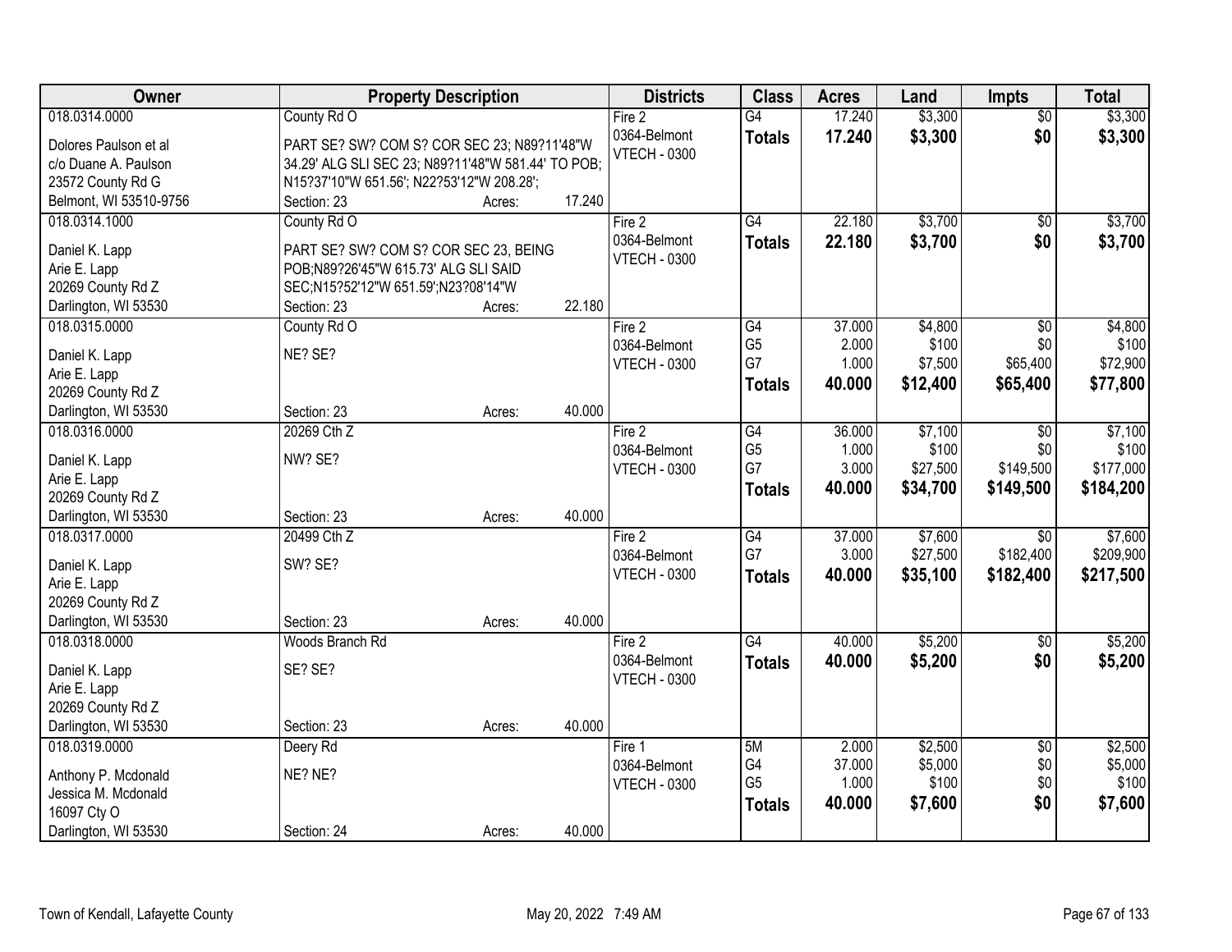| Owner | Property Description | | | Districts | Class | Acres | Land | Impts | Total |
|---|---|---|---|---|---|---|---|---|---|
| 018.0314.0000 | County Rd O | | | Fire 2 | G4 | 17.240 | $3,300 | $0 | $3,300 |
| Dolores Paulson et al | PART SE? SW? COM S? COR SEC 23; N89?11'48"W | | | 0364-Belmont | **Totals** | **17.240** | **$3,300** | **$0** | **$3,300** |
| c/o Duane A. Paulson | 34.29' ALG SLI SEC 23; N89?11'48"W 581.44' TO POB; | | | VTECH - 0300 | | | | | |
| 23572 County Rd G | N15?37'10"W 651.56'; N22?53'12"W 208.28'; | | | | | | | | |
| Belmont, WI 53510-9756 | Section: 23 | Acres: | 17.240 | | | | | | |
| 018.0314.1000 | County Rd O | | | Fire 2 | G4 | 22.180 | $3,700 | $0 | $3,700 |
| Daniel K. Lapp | PART SE? SW? COM S? COR SEC 23, BEING | | | 0364-Belmont | **Totals** | **22.180** | **$3,700** | **$0** | **$3,700** |
| Arie E. Lapp | POB;N89?26'45"W 615.73' ALG SLI SAID | | | VTECH - 0300 | | | | | |
| 20269 County Rd Z | SEC;N15?52'12"W 651.59';N23?08'14"W | | | | | | | | |
| Darlington, WI 53530 | Section: 23 | Acres: | 22.180 | | | | | | |
| 018.0315.0000 | County Rd O | | | Fire 2 | G4 | 37.000 | $4,800 | $0 | $4,800 |
| Daniel K. Lapp | NE? SE? | | | 0364-Belmont | G5 | 2.000 | $100 | $0 | $100 |
| Arie E. Lapp | | | | VTECH - 0300 | G7 | 1.000 | $7,500 | $65,400 | $72,900 |
| 20269 County Rd Z | | | | | **Totals** | **40.000** | **$12,400** | **$65,400** | **$77,800** |
| Darlington, WI 53530 | Section: 23 | Acres: | 40.000 | | | | | | |
| 018.0316.0000 | 20269 Cth Z | | | Fire 2 | G4 | 36.000 | $7,100 | $0 | $7,100 |
| Daniel K. Lapp | NW? SE? | | | 0364-Belmont | G5 | 1.000 | $100 | $0 | $100 |
| Arie E. Lapp | | | | VTECH - 0300 | G7 | 3.000 | $27,500 | $149,500 | $177,000 |
| 20269 County Rd Z | | | | | **Totals** | **40.000** | **$34,700** | **$149,500** | **$184,200** |
| Darlington, WI 53530 | Section: 23 | Acres: | 40.000 | | | | | | |
| 018.0317.0000 | 20499 Cth Z | | | Fire 2 | G4 | 37.000 | $7,600 | $0 | $7,600 |
| Daniel K. Lapp | SW? SE? | | | 0364-Belmont | G7 | 3.000 | $27,500 | $182,400 | $209,900 |
| Arie E. Lapp | | | | VTECH - 0300 | **Totals** | **40.000** | **$35,100** | **$182,400** | **$217,500** |
| 20269 County Rd Z | | | | | | | | | |
| Darlington, WI 53530 | Section: 23 | Acres: | 40.000 | | | | | | |
| 018.0318.0000 | Woods Branch Rd | | | Fire 2 | G4 | 40.000 | $5,200 | $0 | $5,200 |
| Daniel K. Lapp | SE? SE? | | | 0364-Belmont | **Totals** | **40.000** | **$5,200** | **$0** | **$5,200** |
| Arie E. Lapp | | | | VTECH - 0300 | | | | | |
| 20269 County Rd Z | | | | | | | | | |
| Darlington, WI 53530 | Section: 23 | Acres: | 40.000 | | | | | | |
| 018.0319.0000 | Deery Rd | | | Fire 1 | 5M | 2.000 | $2,500 | $0 | $2,500 |
| Anthony P. Mcdonald | NE? NE? | | | 0364-Belmont | G4 | 37.000 | $5,000 | $0 | $5,000 |
| Jessica M. Mcdonald | | | | VTECH - 0300 | G5 | 1.000 | $100 | $0 | $100 |
| 16097 Cty O | | | | | **Totals** | **40.000** | **$7,600** | **$0** | **$7,600** |
| Darlington, WI 53530 | Section: 24 | Acres: | 40.000 | | | | | | |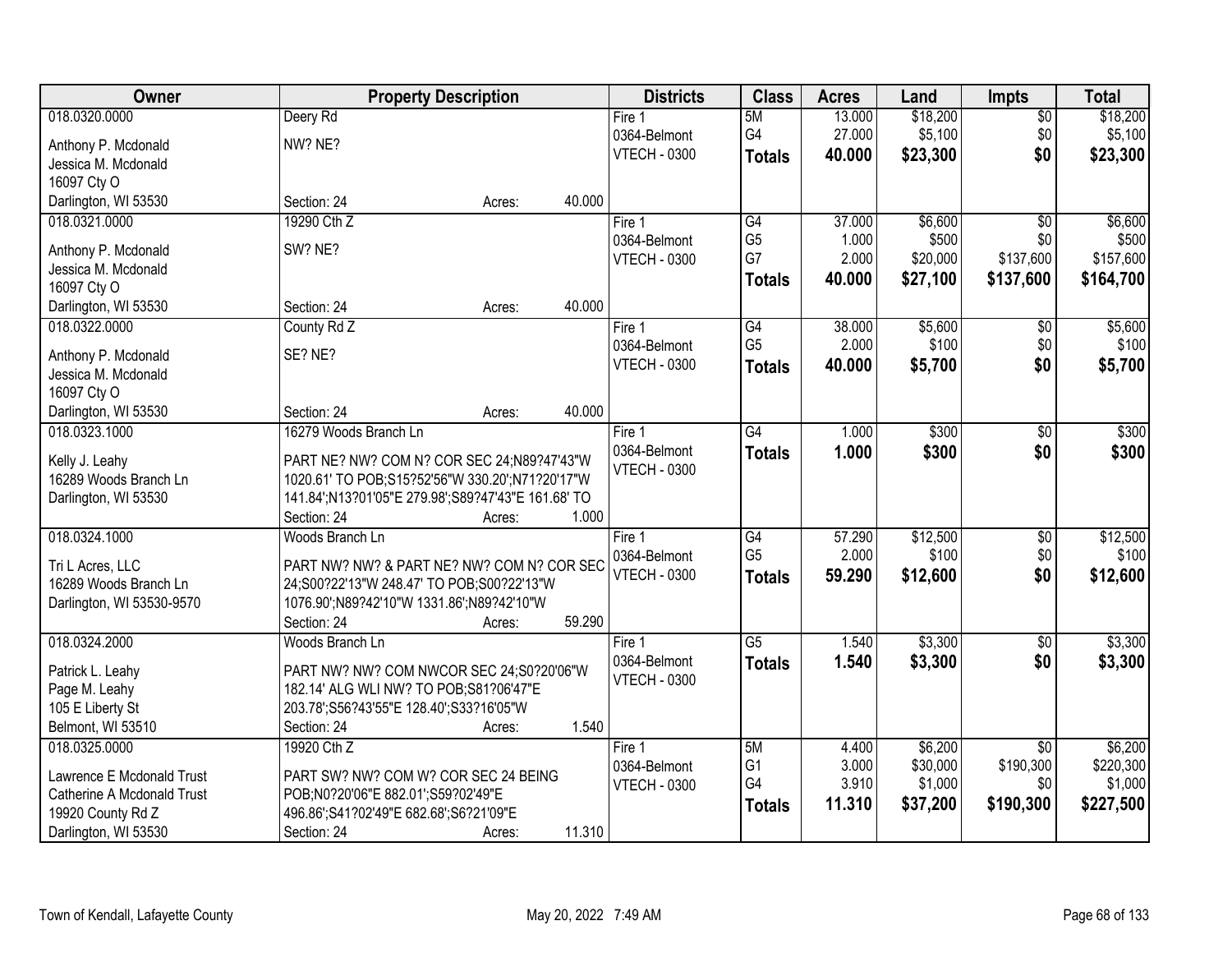| Owner | Property Description | Districts | Class | Acres | Land | Impts | Total |
|---|---|---|---|---|---|---|---|
| 018.0320.0000<br>Anthony P. Mcdonald<br>Jessica M. Mcdonald<br>16097 Cty O<br>Darlington, WI 53530 | Deery Rd<br>NW? NE?<br>Section: 24 Acres: 40.000 | Fire 1<br>0364-Belmont<br>VTECH - 0300 | 5M<br>G4<br>**Totals** | 13.000<br>27.000<br>**40.000** | $18,200<br>$5,100<br>**$23,300** | $0<br>$0<br>**$0** | $18,200<br>$5,100<br>**$23,300** |
| 018.0321.0000<br>Anthony P. Mcdonald<br>Jessica M. Mcdonald<br>16097 Cty O<br>Darlington, WI 53530 | 19290 Cth Z<br>SW? NE?<br>Section: 24 Acres: 40.000 | Fire 1<br>0364-Belmont<br>VTECH - 0300 | G4<br>G5<br>G7<br>**Totals** | 37.000<br>1.000<br>2.000<br>**40.000** | $6,600<br>$500<br>$20,000<br>**$27,100** | $0<br>$0<br>$137,600<br>**$137,600** | $6,600<br>$500<br>$157,600<br>**$164,700** |
| 018.0322.0000<br>Anthony P. Mcdonald<br>Jessica M. Mcdonald<br>16097 Cty O<br>Darlington, WI 53530 | County Rd Z<br>SE? NE?<br>Section: 24 Acres: 40.000 | Fire 1<br>0364-Belmont<br>VTECH - 0300 | G4<br>G5<br>**Totals** | 38.000<br>2.000<br>**40.000** | $5,600<br>$100<br>**$5,700** | $0<br>$0<br>**$0** | $5,600<br>$100<br>**$5,700** |
| 018.0323.1000<br>Kelly J. Leahy<br>16289 Woods Branch Ln<br>Darlington, WI 53530 | 16279 Woods Branch Ln<br>PART NE? NW? COM N? COR SEC 24;N89?47'43"W 1020.61' TO POB;S15?52'56"W 330.20';N71?20'17"W 141.84';N13?01'05"E 279.98';S89?47'43"E 161.68' TO<br>Section: 24 Acres: 1.000 | Fire 1<br>0364-Belmont<br>VTECH - 0300 | G4<br>**Totals** | 1.000<br>**1.000** | $300<br>**$300** | $0<br>**$0** | $300<br>**$300** |
| 018.0324.1000<br>Tri L Acres, LLC<br>16289 Woods Branch Ln<br>Darlington, WI 53530-9570 | Woods Branch Ln<br>PART NW? NW? & PART NE? NW? COM N? COR SEC 24;S00?22'13"W 248.47' TO POB;S00?22'13"W 1076.90';N89?42'10"W 1331.86';N89?42'10"W<br>Section: 24 Acres: 59.290 | Fire 1<br>0364-Belmont<br>VTECH - 0300 | G4<br>G5<br>**Totals** | 57.290<br>2.000<br>**59.290** | $12,500<br>$100<br>**$12,600** | $0<br>$0<br>**$0** | $12,500<br>$100<br>**$12,600** |
| 018.0324.2000<br>Patrick L. Leahy<br>Page M. Leahy<br>105 E Liberty St<br>Belmont, WI 53510 | Woods Branch Ln<br>PART NW? NW? COM NWCOR SEC 24;S0?20'06"W 182.14' ALG WLI NW? TO POB;S81?06'47"E 203.78';S56?43'55"E 128.40';S33?16'05"W<br>Section: 24 Acres: 1.540 | Fire 1<br>0364-Belmont<br>VTECH - 0300 | G5<br>**Totals** | 1.540<br>**1.540** | $3,300<br>**$3,300** | $0<br>**$0** | $3,300<br>**$3,300** |
| 018.0325.0000<br>Lawrence E Mcdonald Trust<br>Catherine A Mcdonald Trust<br>19920 County Rd Z<br>Darlington, WI 53530 | 19920 Cth Z<br>PART SW? NW? COM W? COR SEC 24 BEING POB;N0?20'06"E 882.01';S59?02'49"E 496.86';S41?02'49"E 682.68';S6?21'09"E<br>Section: 24 Acres: 11.310 | Fire 1<br>0364-Belmont<br>VTECH - 0300 | 5M<br>G1<br>G4<br>**Totals** | 4.400<br>3.000<br>3.910<br>**11.310** | $6,200<br>$30,000<br>$1,000<br>**$37,200** | $0<br>$190,300<br>$0<br>**$190,300** | $6,200<br>$220,300<br>$1,000<br>**$227,500** |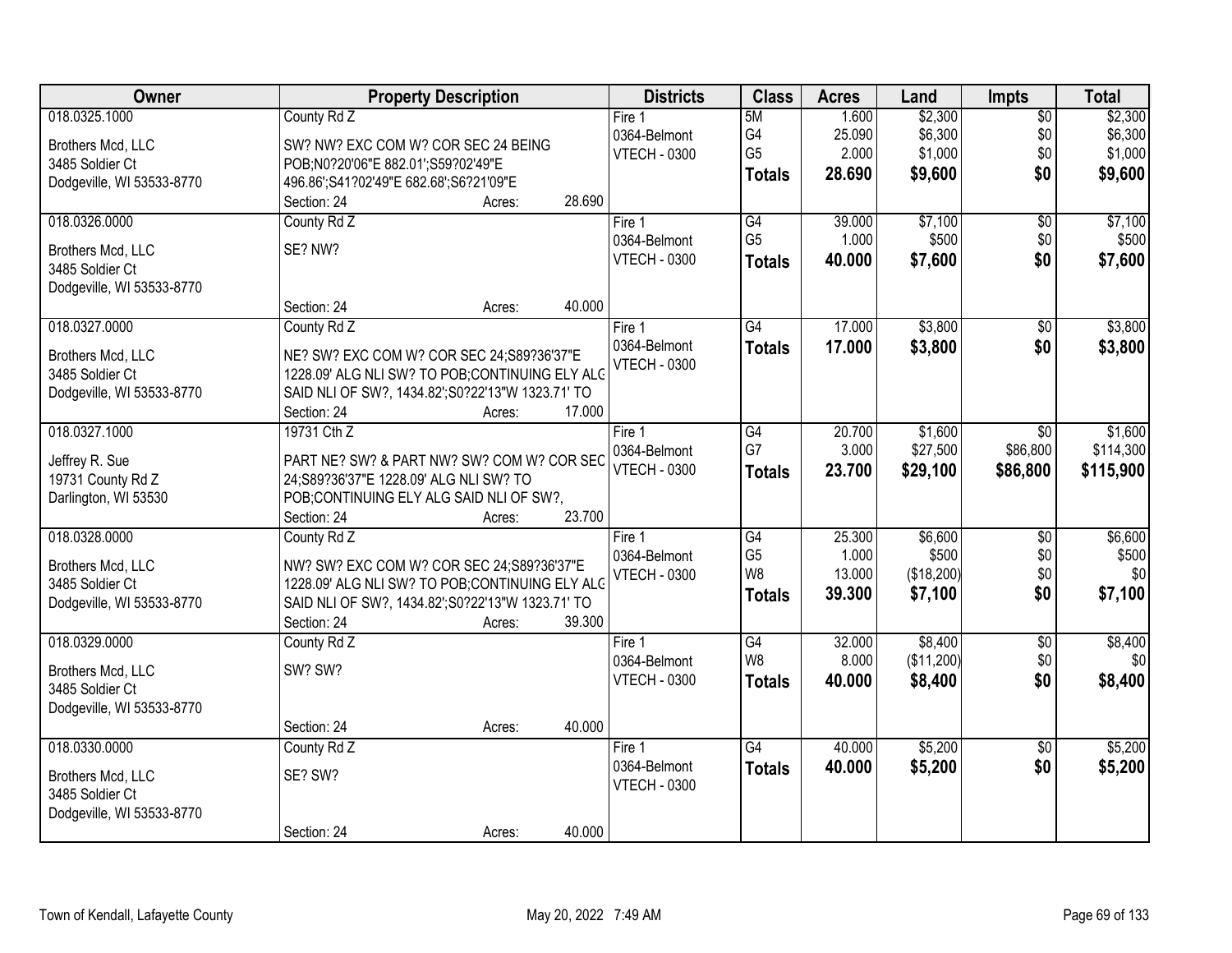| Owner | Property Description | Districts | Class | Acres | Land | Impts | Total |
|---|---|---|---|---|---|---|---|
| 018.0325.1000<br><br>Brothers Mcd, LLC<br>3485 Soldier Ct<br>Dodgeville, WI 53533-8770 | County Rd Z<br><br>SW? NW? EXC COM W? COR SEC 24 BEING POB;N0?20'06"E 882.01';S59?02'49"E 496.86';S41?02'49"E 682.68';S6?21'09"E<br>Section: 24 Acres: 28.690 | Fire 1<br>0364-Belmont<br>VTECH - 0300 | 5M<br>G4<br>G5<br>**Totals** | 1.600<br>25.090<br>2.000<br>**28.690** | $2,300<br>$6,300<br>$1,000<br>**$9,600** | $0<br>$0<br>$0<br>**$0** | $2,300<br>$6,300<br>$1,000<br>**$9,600** |
| 018.0326.0000<br><br>Brothers Mcd, LLC<br>3485 Soldier Ct<br>Dodgeville, WI 53533-8770 | County Rd Z<br><br>SE? NW?<br><br>Section: 24 Acres: 40.000 | Fire 1<br>0364-Belmont<br>VTECH - 0300 | G4<br>G5<br>**Totals** | 39.000<br>1.000<br>**40.000** | $7,100<br>$500<br>**$7,600** | $0<br>$0<br>**$0** | $7,100<br>$500<br>**$7,600** |
| 018.0327.0000<br><br>Brothers Mcd, LLC<br>3485 Soldier Ct<br>Dodgeville, WI 53533-8770 | County Rd Z<br><br>NE? SW? EXC COM W? COR SEC 24;S89?36'37"E 1228.09' ALG NLI SW? TO POB;CONTINUING ELY ALG SAID NLI OF SW?, 1434.82';S0?22'13"W 1323.71' TO<br>Section: 24 Acres: 17.000 | Fire 1<br>0364-Belmont<br>VTECH - 0300 | G4<br>**Totals** | 17.000<br>**17.000** | $3,800<br>**$3,800** | $0<br>**$0** | $3,800<br>**$3,800** |
| 018.0327.1000<br><br>Jeffrey R. Sue<br>19731 County Rd Z<br>Darlington, WI 53530 | 19731 Cth Z<br><br>PART NE? SW? & PART NW? SW? COM W? COR SEC 24;S89?36'37"E 1228.09' ALG NLI SW? TO POB;CONTINUING ELY ALG SAID NLI OF SW?,<br>Section: 24 Acres: 23.700 | Fire 1<br>0364-Belmont<br>VTECH - 0300 | G4<br>G7<br>**Totals** | 20.700<br>3.000<br>**23.700** | $1,600<br>$27,500<br>**$29,100** | $0<br>$86,800<br>**$86,800** | $1,600<br>$114,300<br>**$115,900** |
| 018.0328.0000<br><br>Brothers Mcd, LLC<br>3485 Soldier Ct<br>Dodgeville, WI 53533-8770 | County Rd Z<br><br>NW? SW? EXC COM W? COR SEC 24;S89?36'37"E 1228.09' ALG NLI SW? TO POB;CONTINUING ELY ALG SAID NLI OF SW?, 1434.82';S0?22'13"W 1323.71' TO<br>Section: 24 Acres: 39.300 | Fire 1<br>0364-Belmont<br>VTECH - 0300 | G4<br>G5<br>W8<br>**Totals** | 25.300<br>1.000<br>13.000<br>**39.300** | $6,600<br>$500<br>($18,200)<br>**$7,100** | $0<br>$0<br>$0<br>**$0** | $6,600<br>$500<br>$0<br>**$7,100** |
| 018.0329.0000<br><br>Brothers Mcd, LLC<br>3485 Soldier Ct<br>Dodgeville, WI 53533-8770 | County Rd Z<br><br>SW? SW?<br><br>Section: 24 Acres: 40.000 | Fire 1<br>0364-Belmont<br>VTECH - 0300 | G4<br>W8<br>**Totals** | 32.000<br>8.000<br>**40.000** | $8,400<br>($11,200)<br>**$8,400** | $0<br>$0<br>**$0** | $8,400<br>$0<br>**$8,400** |
| 018.0330.0000<br><br>Brothers Mcd, LLC<br>3485 Soldier Ct<br>Dodgeville, WI 53533-8770 | County Rd Z<br><br>SE? SW?<br><br>Section: 24 Acres: 40.000 | Fire 1<br>0364-Belmont<br>VTECH - 0300 | G4<br>**Totals** | 40.000<br>**40.000** | $5,200<br>**$5,200** | $0<br>**$0** | $5,200<br>**$5,200** |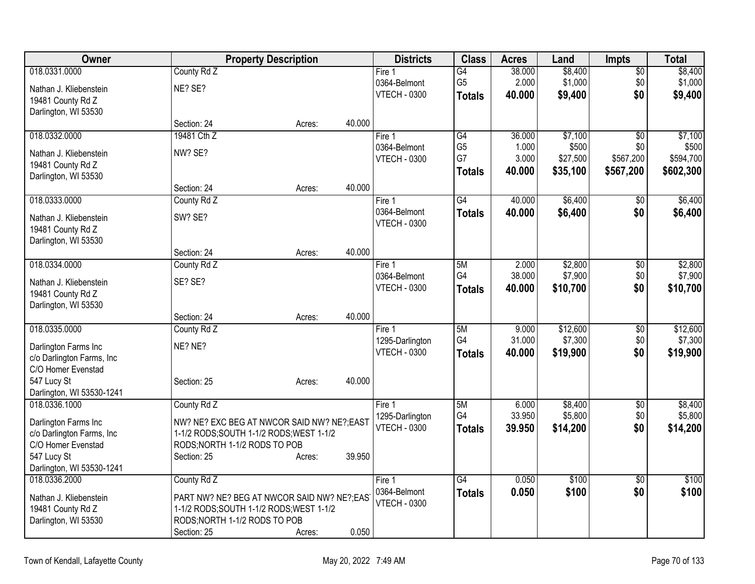| Owner | Property Description | Districts | Class | Acres | Land | Impts | Total |
|---|---|---|---|---|---|---|---|
| 018.0331.0000<br>Nathan J. Kliebenstein<br>19481 County Rd Z<br>Darlington, WI 53530 | County Rd Z<br>NE? SE?<br>Section: 24 Acres: 40.000 | Fire 1<br>0364-Belmont<br>VTECH - 0300 | G4<br>G5<br>**Totals** | 38.000<br>2.000<br>**40.000** | $8,400<br>$1,000<br>**$9,400** | $0<br>$0<br>**$0** | $8,400<br>$1,000<br>**$9,400** |
| 018.0332.0000<br>Nathan J. Kliebenstein<br>19481 County Rd Z<br>Darlington, WI 53530 | 19481 Cth Z<br>NW? SE?<br>Section: 24 Acres: 40.000 | Fire 1<br>0364-Belmont<br>VTECH - 0300 | G4<br>G5<br>G7<br>**Totals** | 36.000<br>1.000<br>3.000<br>**40.000** | $7,100<br>$500<br>$27,500<br>**$35,100** | $0<br>$0<br>$567,200<br>**$567,200** | $7,100<br>$500<br>$594,700<br>**$602,300** |
| 018.0333.0000<br>Nathan J. Kliebenstein<br>19481 County Rd Z<br>Darlington, WI 53530 | County Rd Z<br>SW? SE?<br>Section: 24 Acres: 40.000 | Fire 1<br>0364-Belmont<br>VTECH - 0300 | G4<br>**Totals** | 40.000<br>**40.000** | $6,400<br>**$6,400** | $0<br>**$0** | $6,400<br>**$6,400** |
| 018.0334.0000<br>Nathan J. Kliebenstein<br>19481 County Rd Z<br>Darlington, WI 53530 | County Rd Z<br>SE? SE?<br>Section: 24 Acres: 40.000 | Fire 1<br>0364-Belmont<br>VTECH - 0300 | 5M<br>G4<br>**Totals** | 2.000<br>38.000<br>**40.000** | $2,800<br>$7,900<br>**$10,700** | $0<br>$0<br>**$0** | $2,800<br>$7,900<br>**$10,700** |
| 018.0335.0000<br>Darlington Farms Inc<br>c/o Darlington Farms, Inc<br>C/O Homer Evenstad<br>547 Lucy St<br>Darlington, WI 53530-1241 | County Rd Z<br>NE? NE?<br>Section: 25 Acres: 40.000 | Fire 1<br>1295-Darlington<br>VTECH - 0300 | 5M<br>G4<br>**Totals** | 9.000<br>31.000<br>**40.000** | $12,600<br>$7,300<br>**$19,900** | $0<br>$0<br>**$0** | $12,600<br>$7,300<br>**$19,900** |
| 018.0336.1000<br>Darlington Farms Inc<br>c/o Darlington Farms, Inc<br>C/O Homer Evenstad<br>547 Lucy St<br>Darlington, WI 53530-1241 | County Rd Z<br>NW? NE? EXC BEG AT NWCOR SAID NW? NE?;EAST 1-1/2 RODS;SOUTH 1-1/2 RODS;WEST 1-1/2 RODS;NORTH 1-1/2 RODS TO POB<br>Section: 25 Acres: 39.950 | Fire 1<br>1295-Darlington<br>VTECH - 0300 | 5M<br>G4<br>**Totals** | 6.000<br>33.950<br>**39.950** | $8,400<br>$5,800<br>**$14,200** | $0<br>$0<br>**$0** | $8,400<br>$5,800<br>**$14,200** |
| 018.0336.2000<br>Nathan J. Kliebenstein<br>19481 County Rd Z<br>Darlington, WI 53530 | County Rd Z<br>PART NW? NE? BEG AT NWCOR SAID NW? NE?;EAST 1-1/2 RODS;SOUTH 1-1/2 RODS;WEST 1-1/2 RODS;NORTH 1-1/2 RODS TO POB<br>Section: 25 Acres: 0.050 | Fire 1<br>0364-Belmont<br>VTECH - 0300 | G4<br>**Totals** | 0.050<br>**0.050** | $100<br>**$100** | $0<br>**$0** | $100<br>**$100** |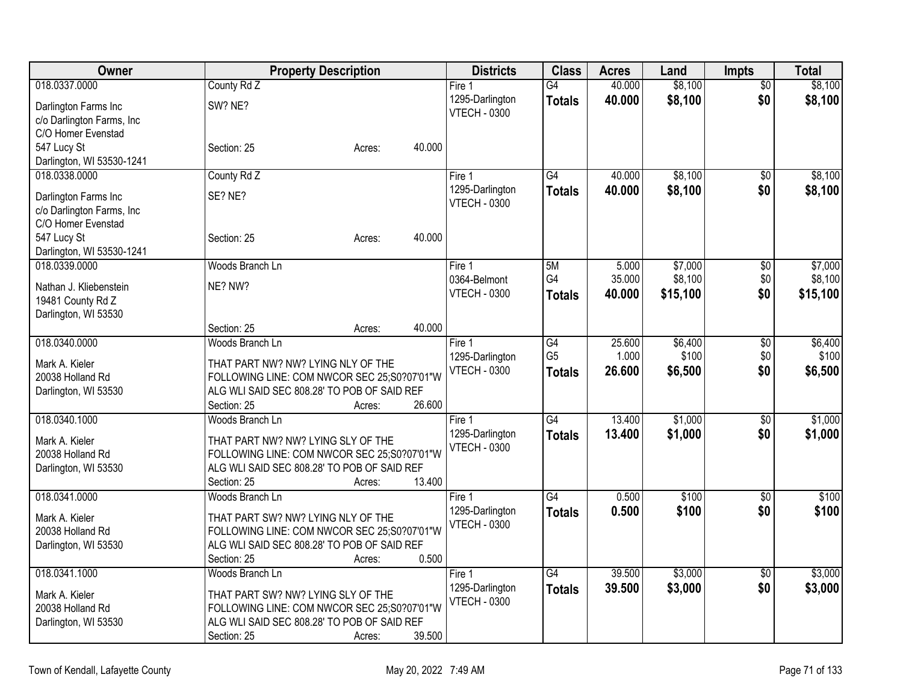| Owner | Property Description | Districts | Class | Acres | Land | Impts | Total |
|---|---|---|---|---|---|---|---|
| 018.0337.0000<br>Darlington Farms Inc<br>c/o Darlington Farms, Inc<br>C/O Homer Evenstad<br>547 Lucy St<br>Darlington, WI 53530-1241 | County Rd Z<br>SW? NE?<br>Section: 25 Acres: 40.000 | Fire 1<br>1295-Darlington<br>VTECH - 0300 | G4<br>**Totals** | 40.000<br>**40.000** | $8,100<br>**$8,100** | $0<br>**$0** | $8,100<br>**$8,100** |
| 018.0338.0000<br>Darlington Farms Inc<br>c/o Darlington Farms, Inc<br>C/O Homer Evenstad<br>547 Lucy St<br>Darlington, WI 53530-1241 | County Rd Z<br>SE? NE?<br>Section: 25 Acres: 40.000 | Fire 1<br>1295-Darlington<br>VTECH - 0300 | G4<br>**Totals** | 40.000<br>**40.000** | $8,100<br>**$8,100** | $0<br>**$0** | $8,100<br>**$8,100** |
| 018.0339.0000<br>Nathan J. Kliebenstein<br>19481 County Rd Z<br>Darlington, WI 53530 | Woods Branch Ln<br>NE? NW?<br>Section: 25 Acres: 40.000 | Fire 1<br>0364-Belmont<br>VTECH - 0300 | 5M<br>G4<br>**Totals** | 5.000<br>35.000<br>**40.000** | $7,000<br>$8,100<br>**$15,100** | $0<br>$0<br>**$0** | $7,000<br>$8,100<br>**$15,100** |
| 018.0340.0000<br>Mark A. Kieler<br>20038 Holland Rd<br>Darlington, WI 53530 | Woods Branch Ln<br>THAT PART NW? NW? LYING NLY OF THE FOLLOWING LINE: COM NWCOR SEC 25;S0?07'01"W ALG WLI SAID SEC 808.28' TO POB OF SAID REF<br>Section: 25 Acres: 26.600 | Fire 1<br>1295-Darlington<br>VTECH - 0300 | G4<br>G5<br>**Totals** | 25.600<br>1.000<br>**26.600** | $6,400<br>$100<br>**$6,500** | $0<br>$0<br>**$0** | $6,400<br>$100<br>**$6,500** |
| 018.0340.1000<br>Mark A. Kieler<br>20038 Holland Rd<br>Darlington, WI 53530 | Woods Branch Ln<br>THAT PART NW? NW? LYING SLY OF THE FOLLOWING LINE: COM NWCOR SEC 25;S0?07'01"W ALG WLI SAID SEC 808.28' TO POB OF SAID REF<br>Section: 25 Acres: 13.400 | Fire 1<br>1295-Darlington<br>VTECH - 0300 | G4<br>**Totals** | 13.400<br>**13.400** | $1,000<br>**$1,000** | $0<br>**$0** | $1,000<br>**$1,000** |
| 018.0341.0000<br>Mark A. Kieler<br>20038 Holland Rd<br>Darlington, WI 53530 | Woods Branch Ln<br>THAT PART SW? NW? LYING NLY OF THE FOLLOWING LINE: COM NWCOR SEC 25;S0?07'01"W ALG WLI SAID SEC 808.28' TO POB OF SAID REF<br>Section: 25 Acres: 0.500 | Fire 1<br>1295-Darlington<br>VTECH - 0300 | G4<br>**Totals** | 0.500<br>**0.500** | $100<br>**$100** | $0<br>**$0** | $100<br>**$100** |
| 018.0341.1000<br>Mark A. Kieler<br>20038 Holland Rd<br>Darlington, WI 53530 | Woods Branch Ln<br>THAT PART SW? NW? LYING SLY OF THE FOLLOWING LINE: COM NWCOR SEC 25;S0?07'01"W ALG WLI SAID SEC 808.28' TO POB OF SAID REF<br>Section: 25 Acres: 39.500 | Fire 1<br>1295-Darlington<br>VTECH - 0300 | G4<br>**Totals** | 39.500<br>**39.500** | $3,000<br>**$3,000** | $0<br>**$0** | $3,000<br>**$3,000** |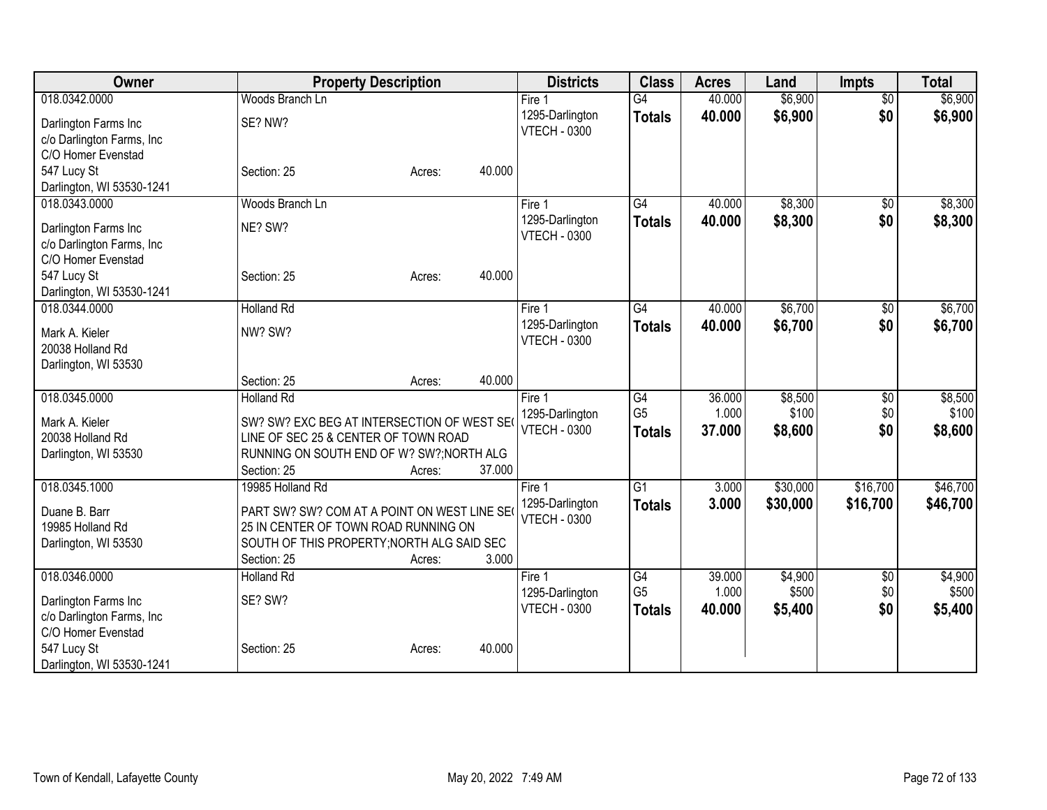| Owner | Property Description | Districts | Class | Acres | Land | Impts | Total |
|---|---|---|---|---|---|---|---|
| 018.0342.0000<br>Darlington Farms Inc<br>c/o Darlington Farms, Inc<br>C/O Homer Evenstad<br>547 Lucy St<br>Darlington, WI 53530-1241 | Woods Branch Ln<br>SE? NW?<br>Section: 25 Acres: 40.000 | Fire 1<br>1295-Darlington<br>VTECH - 0300 | G4<br>**Totals** | 40.000<br>**40.000** | $6,900<br>**$6,900** | $0<br>**$0** | $6,900<br>**$6,900** |
| 018.0343.0000<br>Darlington Farms Inc<br>c/o Darlington Farms, Inc<br>C/O Homer Evenstad<br>547 Lucy St<br>Darlington, WI 53530-1241 | Woods Branch Ln<br>NE? SW?<br>Section: 25 Acres: 40.000 | Fire 1<br>1295-Darlington<br>VTECH - 0300 | G4<br>**Totals** | 40.000<br>**40.000** | $8,300<br>**$8,300** | $0<br>**$0** | $8,300<br>**$8,300** |
| 018.0344.0000<br>Mark A. Kieler<br>20038 Holland Rd<br>Darlington, WI 53530 | Holland Rd<br>NW? SW?<br>Section: 25 Acres: 40.000 | Fire 1<br>1295-Darlington<br>VTECH - 0300 | G4<br>**Totals** | 40.000<br>**40.000** | $6,700<br>**$6,700** | $0<br>**$0** | $6,700<br>**$6,700** |
| 018.0345.0000<br>Mark A. Kieler<br>20038 Holland Rd<br>Darlington, WI 53530 | Holland Rd<br>SW? SW? EXC BEG AT INTERSECTION OF WEST SE( LINE OF SEC 25 & CENTER OF TOWN ROAD RUNNING ON SOUTH END OF W? SW?;NORTH ALG<br>Section: 25 Acres: 37.000 | Fire 1<br>1295-Darlington<br>VTECH - 0300 | G4<br>G5<br>**Totals** | 36.000<br>1.000<br>**37.000** | $8,500<br>$100<br>**$8,600** | $0<br>$0<br>**$0** | $8,500<br>$100<br>**$8,600** |
| 018.0345.1000<br>Duane B. Barr<br>19985 Holland Rd<br>Darlington, WI 53530 | 19985 Holland Rd<br>PART SW? SW? COM AT A POINT ON WEST LINE SE( 25 IN CENTER OF TOWN ROAD RUNNING ON SOUTH OF THIS PROPERTY;NORTH ALG SAID SEC<br>Section: 25 Acres: 3.000 | Fire 1<br>1295-Darlington<br>VTECH - 0300 | G1<br>**Totals** | 3.000<br>**3.000** | $30,000<br>**$30,000** | $16,700<br>**$16,700** | $46,700<br>**$46,700** |
| 018.0346.0000<br>Darlington Farms Inc<br>c/o Darlington Farms, Inc<br>C/O Homer Evenstad<br>547 Lucy St<br>Darlington, WI 53530-1241 | Holland Rd<br>SE? SW?<br>Section: 25 Acres: 40.000 | Fire 1<br>1295-Darlington<br>VTECH - 0300 | G4<br>G5<br>**Totals** | 39.000<br>1.000<br>**40.000** | $4,900<br>$500<br>**$5,400** | $0<br>$0<br>**$0** | $4,900<br>$500<br>**$5,400** |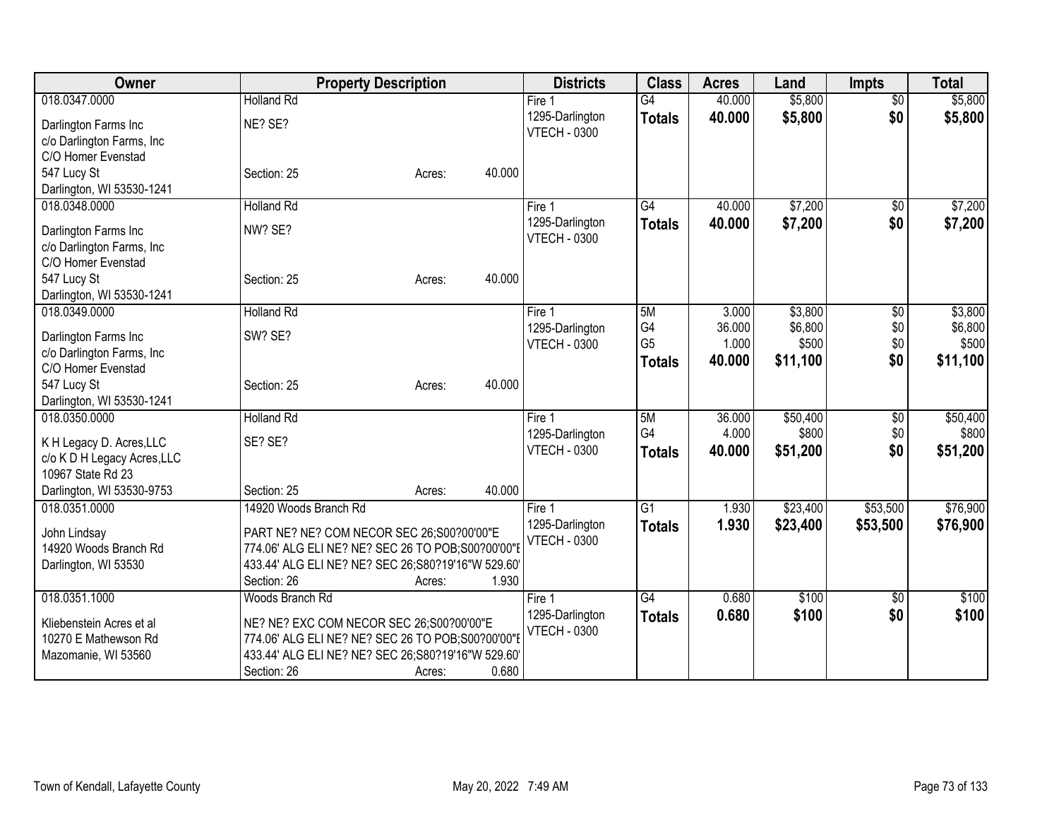| Owner | Property Description | | | Districts | Class | Acres | Land | Impts | Total |
|---|---|---|---|---|---|---|---|---|---|
| 018.0347.0000 | Holland Rd | | | Fire 1 | G4 | 40.000 | $5,800 | $0 | $5,800 |
| Darlington Farms Inc<br>c/o Darlington Farms, Inc<br>C/O Homer Evenstad<br>547 Lucy St<br>Darlington, WI 53530-1241 | NE? SE?<br><br>Section: 25 | Acres: | 40.000 | 1295-Darlington<br>VTECH - 0300 | **Totals** | **40.000** | **$5,800** | **$0** | **$5,800** |
| 018.0348.0000 | Holland Rd | | | Fire 1 | G4 | 40.000 | $7,200 | $0 | $7,200 |
| Darlington Farms Inc<br>c/o Darlington Farms, Inc<br>C/O Homer Evenstad<br>547 Lucy St<br>Darlington, WI 53530-1241 | NW? SE?<br><br>Section: 25 | Acres: | 40.000 | 1295-Darlington<br>VTECH - 0300 | **Totals** | **40.000** | **$7,200** | **$0** | **$7,200** |
| 018.0349.0000 | Holland Rd | | | Fire 1 | 5M | 3.000 | $3,800 | $0 | $3,800 |
| Darlington Farms Inc<br>c/o Darlington Farms, Inc<br>C/O Homer Evenstad<br>547 Lucy St<br>Darlington, WI 53530-1241 | SW? SE?<br><br>Section: 25 | Acres: | 40.000 | 1295-Darlington<br>VTECH - 0300 | G4<br>G5<br>**Totals** | 36.000<br>1.000<br>**40.000** | $6,800<br>$500<br>**$11,100** | $0<br>$0<br>**$0** | $6,800<br>$500<br>**$11,100** |
| 018.0350.0000 | Holland Rd | | | Fire 1 | 5M | 36.000 | $50,400 | $0 | $50,400 |
| K H Legacy D. Acres,LLC<br>c/o K D H Legacy Acres,LLC<br>10967 State Rd 23<br>Darlington, WI 53530-9753 | SE? SE?<br><br>Section: 25 | Acres: | 40.000 | 1295-Darlington<br>VTECH - 0300 | G4<br>**Totals** | 4.000<br>**40.000** | $800<br>**$51,200** | $0<br>**$0** | $800<br>**$51,200** |
| 018.0351.0000 | 14920 Woods Branch Rd | | | Fire 1 | G1 | 1.930 | $23,400 | $53,500 | $76,900 |
| John Lindsay<br>14920 Woods Branch Rd<br>Darlington, WI 53530 | PART NE? NE? COM NECOR SEC 26;S00?00'00"E 774.06' ALG ELI NE? NE? SEC 26 TO POB;S00?00'00"E 433.44' ALG ELI NE? NE? SEC 26;S80?19'16"W 529.60'<br>Section: 26 | Acres: | 1.930 | 1295-Darlington<br>VTECH - 0300 | **Totals** | **1.930** | **$23,400** | **$53,500** | **$76,900** |
| 018.0351.1000 | Woods Branch Rd | | | Fire 1 | G4 | 0.680 | $100 | $0 | $100 |
| Kliebenstein Acres et al<br>10270 E Mathewson Rd<br>Mazomanie, WI 53560 | NE? NE? EXC COM NECOR SEC 26;S00?00'00"E 774.06' ALG ELI NE? NE? SEC 26 TO POB;S00?00'00"E 433.44' ALG ELI NE? NE? SEC 26;S80?19'16"W 529.60'<br>Section: 26 | Acres: | 0.680 | 1295-Darlington<br>VTECH - 0300 | **Totals** | **0.680** | **$100** | **$0** | **$100** |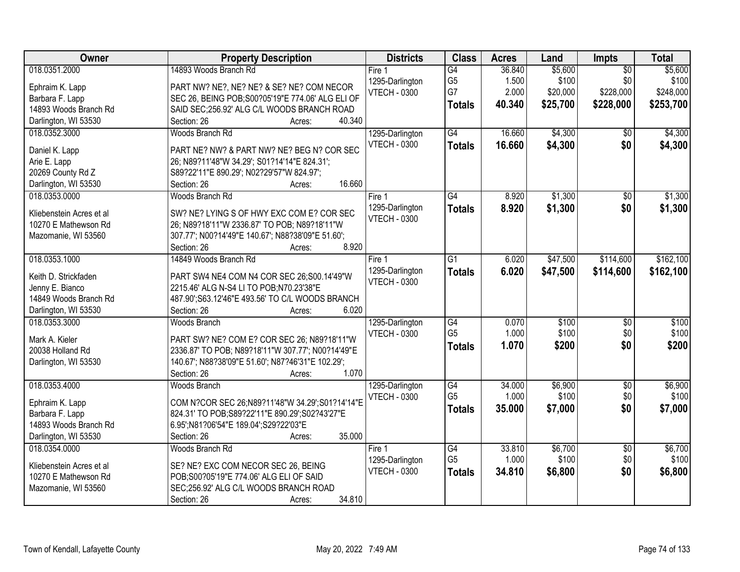| Owner | Property Description | Districts | Class | Acres | Land | Impts | Total |
|---|---|---|---|---|---|---|---|
| 018.0351.2000<br><br>Ephraim K. Lapp<br>Barbara F. Lapp<br>14893 Woods Branch Rd<br>Darlington, WI 53530 | 14893 Woods Branch Rd<br><br>PART NW? NE?, NE? NE? & SE? NE? COM NECOR SEC 26, BEING POB;S00?05'19"E 774.06' ALG ELI OF SAID SEC;256.92' ALG C/L WOODS BRANCH ROAD<br>Section: 26 Acres: 40.340 | Fire 1<br>1295-Darlington<br>VTECH - 0300 | G4<br>G5<br>G7<br>**Totals** | 36.840<br>1.500<br>2.000<br>**40.340** | $5,600<br>$100<br>$20,000<br>**$25,700** | $0<br>$0<br>$228,000<br>**$228,000** | $5,600<br>$100<br>$248,000<br>**$253,700** |
| 018.0352.3000<br><br>Daniel K. Lapp<br>Arie E. Lapp<br>20269 County Rd Z<br>Darlington, WI 53530 | Woods Branch Rd<br><br>PART NE? NW? & PART NW? NE? BEG N? COR SEC 26; N89?11'48"W 34.29'; S01?14'14"E 824.31'; S89?22'11"E 890.29'; N02?29'57"W 824.97';<br>Section: 26 Acres: 16.660 | 1295-Darlington<br>VTECH - 0300 | G4<br>**Totals** | 16.660<br>**16.660** | $4,300<br>**$4,300** | $0<br>**$0** | $4,300<br>**$4,300** |
| 018.0353.0000<br><br>Kliebenstein Acres et al<br>10270 E Mathewson Rd<br>Mazomanie, WI 53560 | Woods Branch Rd<br><br>SW? NE? LYING S OF HWY EXC COM E? COR SEC 26; N89?18'11"W 2336.87' TO POB; N89?18'11"W 307.77'; N00?14'49"E 140.67'; N88?38'09"E 51.60';<br>Section: 26 Acres: 8.920 | Fire 1<br>1295-Darlington<br>VTECH - 0300 | G4<br>**Totals** | 8.920<br>**8.920** | $1,300<br>**$1,300** | $0<br>**$0** | $1,300<br>**$1,300** |
| 018.0353.1000<br><br>Keith D. Strickfaden<br>Jenny E. Bianco<br>14849 Woods Branch Rd<br>Darlington, WI 53530 | 14849 Woods Branch Rd<br><br>PART SW4 NE4 COM N4 COR SEC 26;S00.14'49"W 2215.46' ALG N-S4 LI TO POB;N70.23'38"E 487.90';S63.12'46"E 493.56' TO C/L WOODS BRANCH<br>Section: 26 Acres: 6.020 | Fire 1<br>1295-Darlington<br>VTECH - 0300 | G1<br>**Totals** | 6.020<br>**6.020** | $47,500<br>**$47,500** | $114,600<br>**$114,600** | $162,100<br>**$162,100** |
| 018.0353.3000<br><br>Mark A. Kieler<br>20038 Holland Rd<br>Darlington, WI 53530 | Woods Branch<br><br>PART SW? NE? COM E? COR SEC 26; N89?18'11"W 2336.87' TO POB; N89?18'11"W 307.77'; N00?14'49"E 140.67'; N88?38'09"E 51.60'; N87?46'31"E 102.29';<br>Section: 26 Acres: 1.070 | 1295-Darlington<br>VTECH - 0300 | G4<br>G5<br>**Totals** | 0.070<br>1.000<br>**1.070** | $100<br>$100<br>**$200** | $0<br>$0<br>**$0** | $100<br>$100<br>**$200** |
| 018.0353.4000<br><br>Ephraim K. Lapp<br>Barbara F. Lapp<br>14893 Woods Branch Rd<br>Darlington, WI 53530 | Woods Branch<br><br>COM N?COR SEC 26;N89?11'48"W 34.29';S01?14'14"E 824.31' TO POB;S89?22'11"E 890.29';S02?43'27"E 6.95';N81?06'54"E 189.04';S29?22'03"E<br>Section: 26 Acres: 35.000 | 1295-Darlington<br>VTECH - 0300 | G4<br>G5<br>**Totals** | 34.000<br>1.000<br>**35.000** | $6,900<br>$100<br>**$7,000** | $0<br>$0<br>**$0** | $6,900<br>$100<br>**$7,000** |
| 018.0354.0000<br><br>Kliebenstein Acres et al<br>10270 E Mathewson Rd<br>Mazomanie, WI 53560 | Woods Branch Rd<br><br>SE? NE? EXC COM NECOR SEC 26, BEING POB;S00?05'19"E 774.06' ALG ELI OF SAID SEC;256.92' ALG C/L WOODS BRANCH ROAD<br>Section: 26 Acres: 34.810 | Fire 1<br>1295-Darlington<br>VTECH - 0300 | G4<br>G5<br>**Totals** | 33.810<br>1.000<br>**34.810** | $6,700<br>$100<br>**$6,800** | $0<br>$0<br>**$0** | $6,700<br>$100<br>**$6,800** |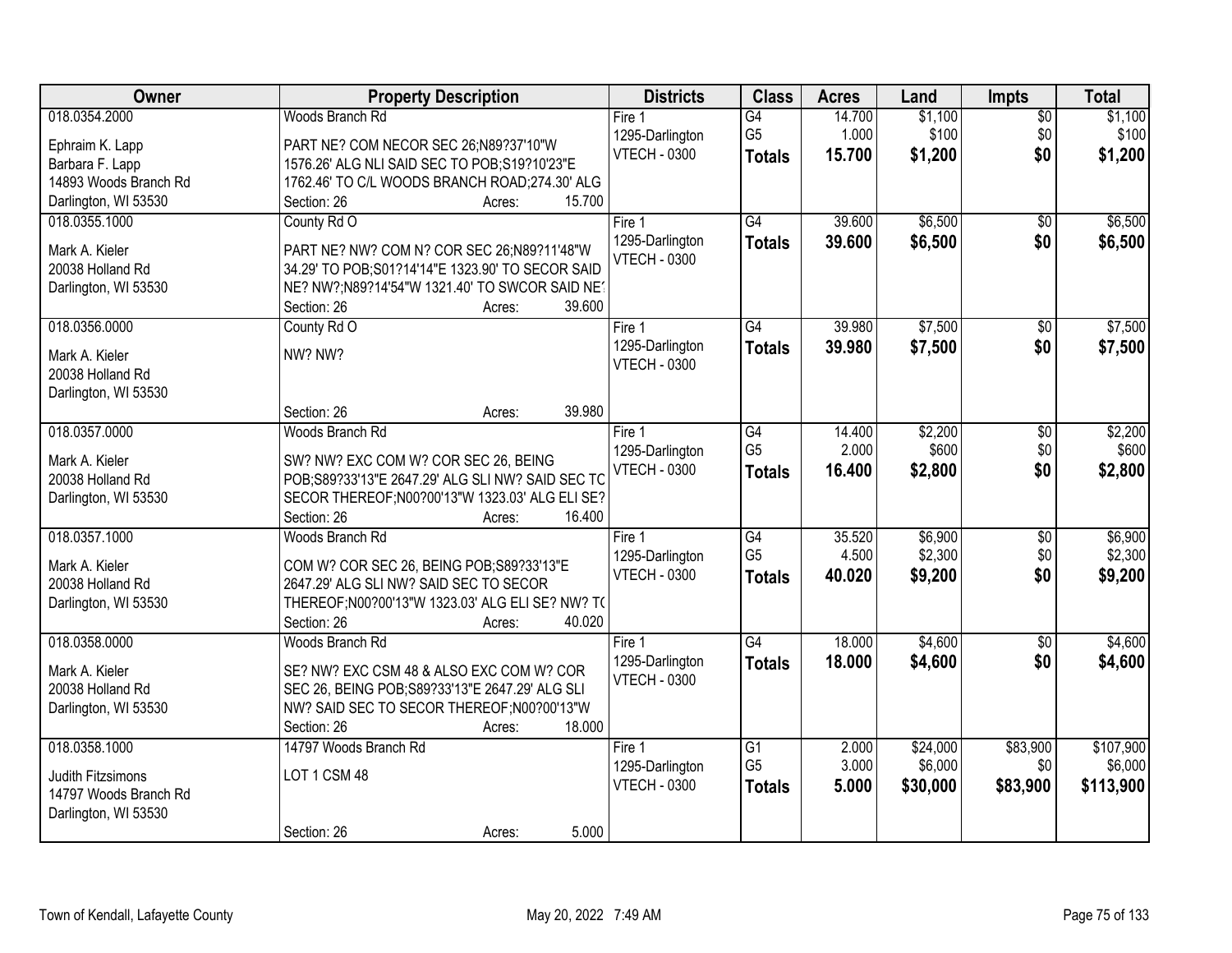| Owner | Property Description | Districts | Class | Acres | Land | Impts | Total |
|---|---|---|---|---|---|---|---|
| 018.0354.2000<br>Ephraim K. Lapp<br>Barbara F. Lapp<br>14893 Woods Branch Rd<br>Darlington, WI 53530 | Woods Branch Rd<br>PART NE? COM NECOR SEC 26;N89?37'10"W 1576.26' ALG NLI SAID SEC TO POB;S19?10'23"E 1762.46' TO C/L WOODS BRANCH ROAD;274.30' ALG<br>Section: 26 Acres: 15.700 | Fire 1<br>1295-Darlington<br>VTECH - 0300 | G4<br>G5<br>**Totals** | 14.700<br>1.000<br>**15.700** | $1,100<br>$100<br>**$1,200** | $0<br>$0<br>**$0** | $1,100<br>$100<br>**$1,200** |
| 018.0355.1000<br>Mark A. Kieler<br>20038 Holland Rd<br>Darlington, WI 53530 | County Rd O<br>PART NE? NW? COM N? COR SEC 26;N89?11'48"W 34.29' TO POB;S01?14'14"E 1323.90' TO SECOR SAID NE? NW?;N89?14'54"W 1321.40' TO SWCOR SAID NE?<br>Section: 26 Acres: 39.600 | Fire 1<br>1295-Darlington<br>VTECH - 0300 | G4<br>**Totals** | 39.600<br>**39.600** | $6,500<br>**$6,500** | $0<br>**$0** | $6,500<br>**$6,500** |
| 018.0356.0000<br>Mark A. Kieler<br>20038 Holland Rd<br>Darlington, WI 53530 | County Rd O<br>NW? NW?<br>Section: 26 Acres: 39.980 | Fire 1<br>1295-Darlington<br>VTECH - 0300 | G4<br>**Totals** | 39.980<br>**39.980** | $7,500<br>**$7,500** | $0<br>**$0** | $7,500<br>**$7,500** |
| 018.0357.0000<br>Mark A. Kieler<br>20038 Holland Rd<br>Darlington, WI 53530 | Woods Branch Rd<br>SW? NW? EXC COM W? COR SEC 26, BEING POB;S89?33'13"E 2647.29' ALG SLI NW? SAID SEC TO SECOR THEREOF;N00?00'13"W 1323.03' ALG ELI SE?<br>Section: 26 Acres: 16.400 | Fire 1<br>1295-Darlington<br>VTECH - 0300 | G4<br>G5<br>**Totals** | 14.400<br>2.000<br>**16.400** | $2,200<br>$600<br>**$2,800** | $0<br>$0<br>**$0** | $2,200<br>$600<br>**$2,800** |
| 018.0357.1000<br>Mark A. Kieler<br>20038 Holland Rd<br>Darlington, WI 53530 | Woods Branch Rd<br>COM W? COR SEC 26, BEING POB;S89?33'13"E 2647.29' ALG SLI NW? SAID SEC TO SECOR THEREOF;N00?00'13"W 1323.03' ALG ELI SE? NW? TO<br>Section: 26 Acres: 40.020 | Fire 1<br>1295-Darlington<br>VTECH - 0300 | G4<br>G5<br>**Totals** | 35.520<br>4.500<br>**40.020** | $6,900<br>$2,300<br>**$9,200** | $0<br>$0<br>**$0** | $6,900<br>$2,300<br>**$9,200** |
| 018.0358.0000<br>Mark A. Kieler<br>20038 Holland Rd<br>Darlington, WI 53530 | Woods Branch Rd<br>SE? NW? EXC CSM 48 & ALSO EXC COM W? COR SEC 26, BEING POB;S89?33'13"E 2647.29' ALG SLI NW? SAID SEC TO SECOR THEREOF;N00?00'13"W<br>Section: 26 Acres: 18.000 | Fire 1<br>1295-Darlington<br>VTECH - 0300 | G4<br>**Totals** | 18.000<br>**18.000** | $4,600<br>**$4,600** | $0<br>**$0** | $4,600<br>**$4,600** |
| 018.0358.1000<br>Judith Fitzsimons<br>14797 Woods Branch Rd<br>Darlington, WI 53530 | 14797 Woods Branch Rd<br>LOT 1 CSM 48<br>Section: 26 Acres: 5.000 | Fire 1<br>1295-Darlington<br>VTECH - 0300 | G1<br>G5<br>**Totals** | 2.000<br>3.000<br>**5.000** | $24,000<br>$6,000<br>**$30,000** | $83,900<br>$0<br>**$83,900** | $107,900<br>$6,000<br>**$113,900** |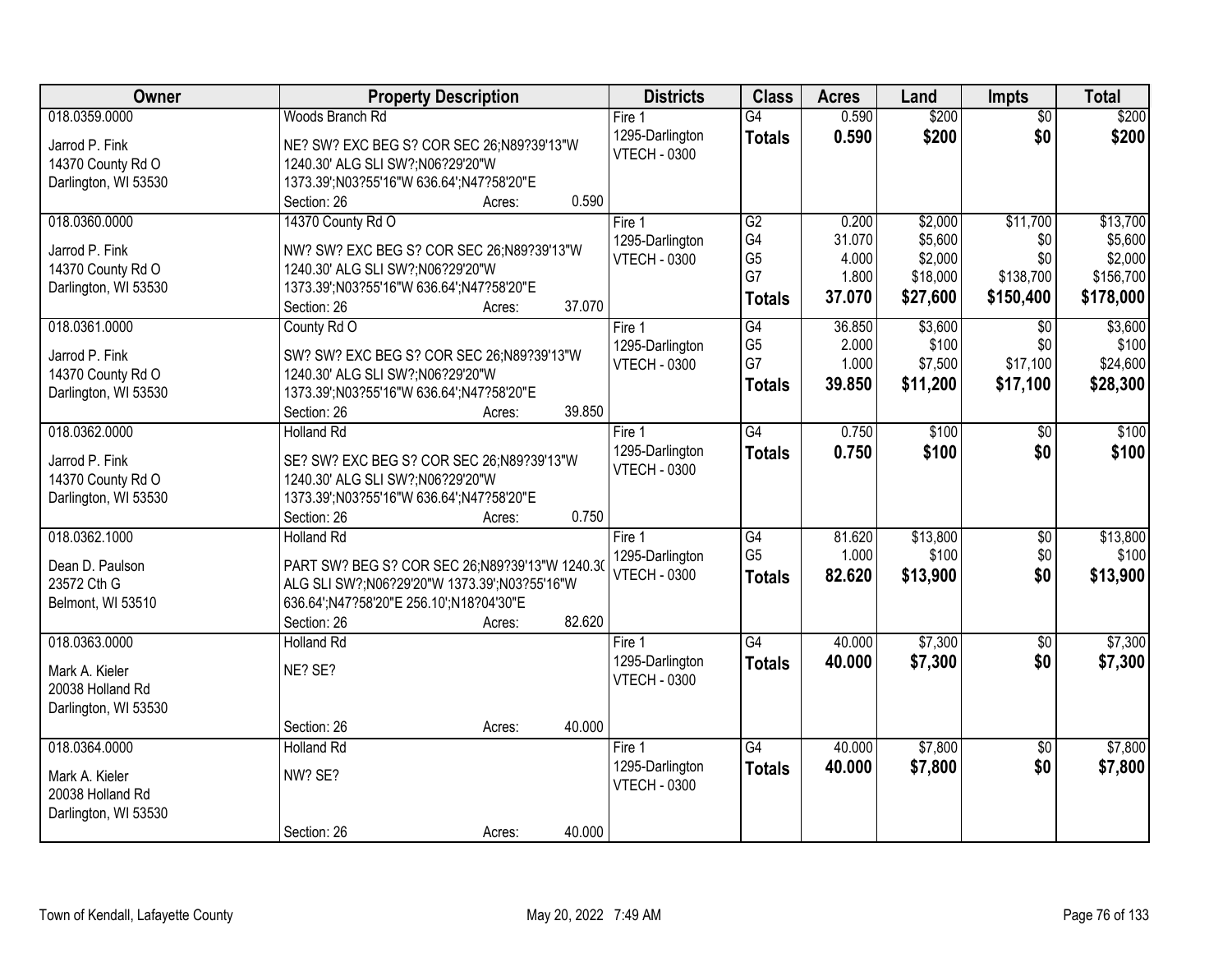| Owner | Property Description | Districts | Class | Acres | Land | Impts | Total |
|---|---|---|---|---|---|---|---|
| 018.0359.0000<br><br>Jarrod P. Fink<br>14370 County Rd O<br>Darlington, WI 53530 | Woods Branch Rd<br><br>NE? SW? EXC BEG S? COR SEC 26;N89?39'13"W 1240.30' ALG SLI SW?;N06?29'20"W 1373.39';N03?55'16"W 636.64';N47?58'20"E<br>Section: 26 Acres: 0.590 | Fire 1<br>1295-Darlington<br>VTECH - 0300 | G4<br>**Totals** | 0.590<br>**0.590** | $200<br>**$200** | $0<br>**$0** | $200<br>**$200** |
| 018.0360.0000<br><br>Jarrod P. Fink<br>14370 County Rd O<br>Darlington, WI 53530 | 14370 County Rd O<br><br>NW? SW? EXC BEG S? COR SEC 26;N89?39'13"W 1240.30' ALG SLI SW?;N06?29'20"W 1373.39';N03?55'16"W 636.64';N47?58'20"E<br>Section: 26 Acres: 37.070 | Fire 1<br>1295-Darlington<br>VTECH - 0300 | G2<br>G4<br>G5<br>G7<br>**Totals** | 0.200<br>31.070<br>4.000<br>1.800<br>**37.070** | $2,000<br>$5,600<br>$2,000<br>$18,000<br>**$27,600** | $11,700<br>$0<br>$0<br>$138,700<br>**$150,400** | $13,700<br>$5,600<br>$2,000<br>$156,700<br>**$178,000** |
| 018.0361.0000<br><br>Jarrod P. Fink<br>14370 County Rd O<br>Darlington, WI 53530 | County Rd O<br><br>SW? SW? EXC BEG S? COR SEC 26;N89?39'13"W 1240.30' ALG SLI SW?;N06?29'20"W 1373.39';N03?55'16"W 636.64';N47?58'20"E<br>Section: 26 Acres: 39.850 | Fire 1<br>1295-Darlington<br>VTECH - 0300 | G4<br>G5<br>G7<br>**Totals** | 36.850<br>2.000<br>1.000<br>**39.850** | $3,600<br>$100<br>$7,500<br>**$11,200** | $0<br>$0<br>$17,100<br>**$17,100** | $3,600<br>$100<br>$24,600<br>**$28,300** |
| 018.0362.0000<br><br>Jarrod P. Fink<br>14370 County Rd O<br>Darlington, WI 53530 | Holland Rd<br><br>SE? SW? EXC BEG S? COR SEC 26;N89?39'13"W 1240.30' ALG SLI SW?;N06?29'20"W 1373.39';N03?55'16"W 636.64';N47?58'20"E<br>Section: 26 Acres: 0.750 | Fire 1<br>1295-Darlington<br>VTECH - 0300 | G4<br>**Totals** | 0.750<br>**0.750** | $100<br>**$100** | $0<br>**$0** | $100<br>**$100** |
| 018.0362.1000<br><br>Dean D. Paulson<br>23572 Cth G<br>Belmont, WI 53510 | Holland Rd<br><br>PART SW? BEG S? COR SEC 26;N89?39'13"W 1240.30 ALG SLI SW?;N06?29'20"W 1373.39';N03?55'16"W 636.64';N47?58'20"E 256.10';N18?04'30"E<br>Section: 26 Acres: 82.620 | Fire 1<br>1295-Darlington<br>VTECH - 0300 | G4<br>G5<br>**Totals** | 81.620<br>1.000<br>**82.620** | $13,800<br>$100<br>**$13,900** | $0<br>$0<br>**$0** | $13,800<br>$100<br>**$13,900** |
| 018.0363.0000<br><br>Mark A. Kieler<br>20038 Holland Rd<br>Darlington, WI 53530 | Holland Rd<br><br>NE? SE?<br><br>Section: 26 Acres: 40.000 | Fire 1<br>1295-Darlington<br>VTECH - 0300 | G4<br>**Totals** | 40.000<br>**40.000** | $7,300<br>**$7,300** | $0<br>**$0** | $7,300<br>**$7,300** |
| 018.0364.0000<br><br>Mark A. Kieler<br>20038 Holland Rd<br>Darlington, WI 53530 | Holland Rd<br><br>NW? SE?<br><br>Section: 26 Acres: 40.000 | Fire 1<br>1295-Darlington<br>VTECH - 0300 | G4<br>**Totals** | 40.000<br>**40.000** | $7,800<br>**$7,800** | $0<br>**$0** | $7,800<br>**$7,800** |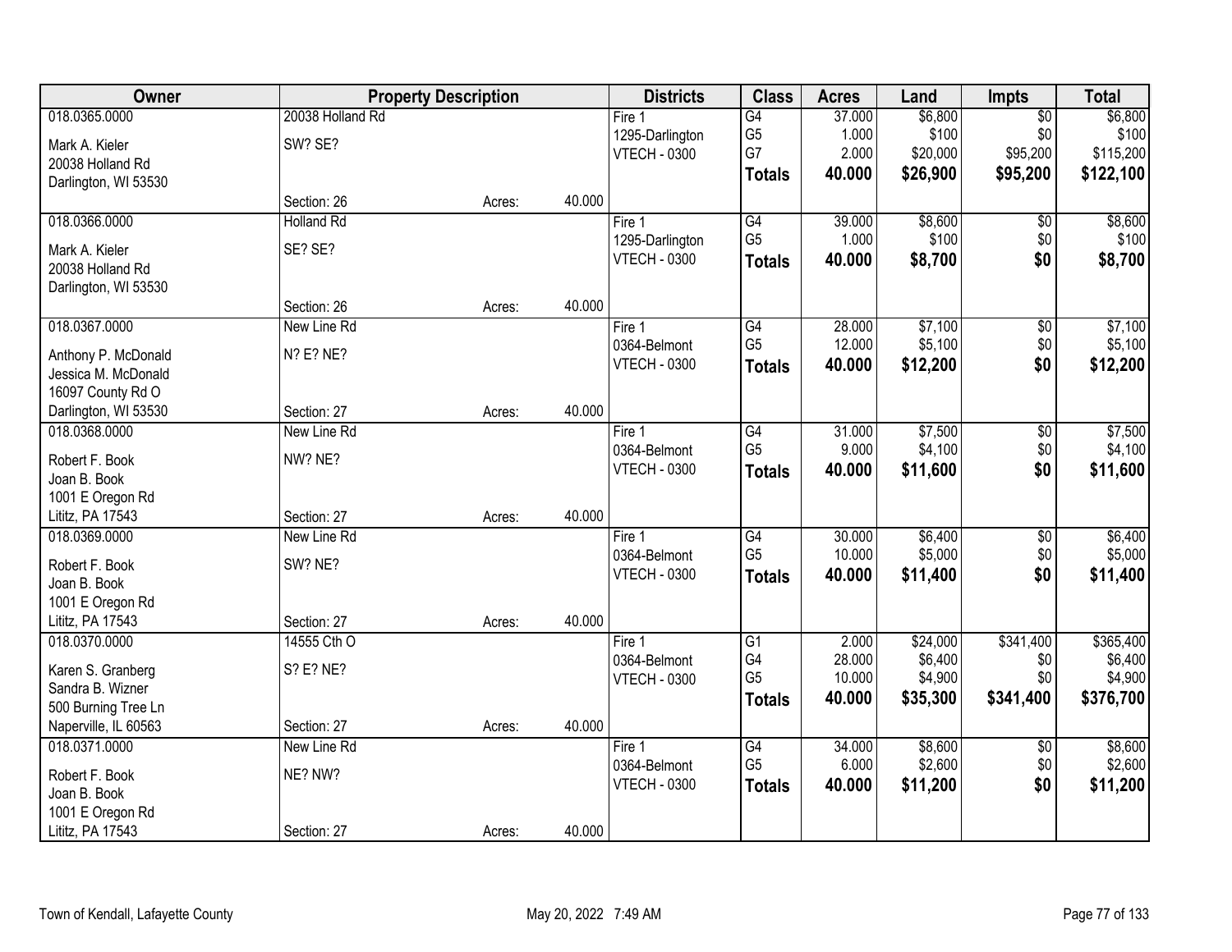| Owner | Property Description | | | Districts | Class | Acres | Land | Impts | Total |
|---|---|---|---|---|---|---|---|---|---|
| 018.0365.0000 | 20038 Holland Rd | | | Fire 1 | G4 | 37.000 | $6,800 | $0 | $6,800 |
| Mark A. Kieler | SW? SE? | | | 1295-Darlington | G5 | 1.000 | $100 | $0 | $100 |
| 20038 Holland Rd | | | | VTECH - 0300 | G7 | 2.000 | $20,000 | $95,200 | $115,200 |
| Darlington, WI 53530 | | | | | **Totals** | **40.000** | **$26,900** | **$95,200** | **$122,100** |
| | Section: 26 | Acres: | 40.000 | | | | | | |
| 018.0366.0000 | Holland Rd | | | Fire 1 | G4 | 39.000 | $8,600 | $0 | $8,600 |
| Mark A. Kieler | SE? SE? | | | 1295-Darlington | G5 | 1.000 | $100 | $0 | $100 |
| 20038 Holland Rd | | | | VTECH - 0300 | **Totals** | **40.000** | **$8,700** | **$0** | **$8,700** |
| Darlington, WI 53530 | | | | | | | | | |
| | Section: 26 | Acres: | 40.000 | | | | | | |
| 018.0367.0000 | New Line Rd | | | Fire 1 | G4 | 28.000 | $7,100 | $0 | $7,100 |
| Anthony P. McDonald | N? E? NE? | | | 0364-Belmont | G5 | 12.000 | $5,100 | $0 | $5,100 |
| Jessica M. McDonald | | | | VTECH - 0300 | **Totals** | **40.000** | **$12,200** | **$0** | **$12,200** |
| 16097 County Rd O | | | | | | | | | |
| Darlington, WI 53530 | Section: 27 | Acres: | 40.000 | | | | | | |
| 018.0368.0000 | New Line Rd | | | Fire 1 | G4 | 31.000 | $7,500 | $0 | $7,500 |
| Robert F. Book | NW? NE? | | | 0364-Belmont | G5 | 9.000 | $4,100 | $0 | $4,100 |
| Joan B. Book | | | | VTECH - 0300 | **Totals** | **40.000** | **$11,600** | **$0** | **$11,600** |
| 1001 E Oregon Rd | | | | | | | | | |
| Lititz, PA 17543 | Section: 27 | Acres: | 40.000 | | | | | | |
| 018.0369.0000 | New Line Rd | | | Fire 1 | G4 | 30.000 | $6,400 | $0 | $6,400 |
| Robert F. Book | SW? NE? | | | 0364-Belmont | G5 | 10.000 | $5,000 | $0 | $5,000 |
| Joan B. Book | | | | VTECH - 0300 | **Totals** | **40.000** | **$11,400** | **$0** | **$11,400** |
| 1001 E Oregon Rd | | | | | | | | | |
| Lititz, PA 17543 | Section: 27 | Acres: | 40.000 | | | | | | |
| 018.0370.0000 | 14555 Cth O | | | Fire 1 | G1 | 2.000 | $24,000 | $341,400 | $365,400 |
| Karen S. Granberg | S? E? NE? | | | 0364-Belmont | G4 | 28.000 | $6,400 | $0 | $6,400 |
| Sandra B. Wizner | | | | VTECH - 0300 | G5 | 10.000 | $4,900 | $0 | $4,900 |
| 500 Burning Tree Ln | | | | | **Totals** | **40.000** | **$35,300** | **$341,400** | **$376,700** |
| Naperville, IL 60563 | Section: 27 | Acres: | 40.000 | | | | | | |
| 018.0371.0000 | New Line Rd | | | Fire 1 | G4 | 34.000 | $8,600 | $0 | $8,600 |
| Robert F. Book | NE? NW? | | | 0364-Belmont | G5 | 6.000 | $2,600 | $0 | $2,600 |
| Joan B. Book | | | | VTECH - 0300 | **Totals** | **40.000** | **$11,200** | **$0** | **$11,200** |
| 1001 E Oregon Rd | | | | | | | | | |
| Lititz, PA 17543 | Section: 27 | Acres: | 40.000 | | | | | | |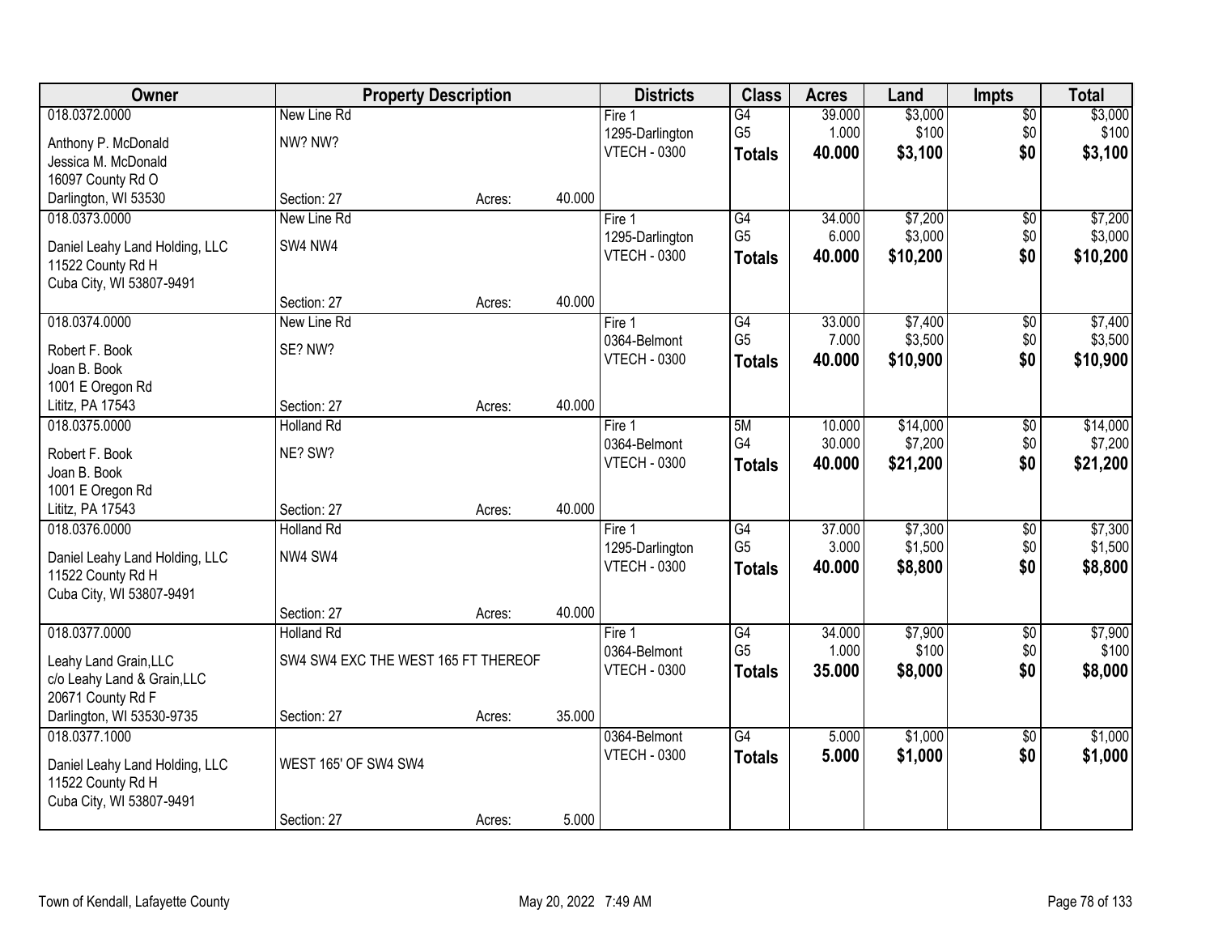| Owner | Property Description | | | Districts | Class | Acres | Land | Impts | Total |
|---|---|---|---|---|---|---|---|---|---|
| 018.0372.0000 | New Line Rd | | | Fire 1 | G4 | 39.000 | $3,000 | $0 | $3,000 |
| Anthony P. McDonald | NW? NW? | | | 1295-Darlington | G5 | 1.000 | $100 | $0 | $100 |
| Jessica M. McDonald | | | | VTECH - 0300 | **Totals** | **40.000** | **$3,100** | **$0** | **$3,100** |
| 16097 County Rd O | | | | | | | | | |
| Darlington, WI 53530 | Section: 27 | Acres: | 40.000 | | | | | | |
| 018.0373.0000 | New Line Rd | | | Fire 1 | G4 | 34.000 | $7,200 | $0 | $7,200 |
| Daniel Leahy Land Holding, LLC | SW4 NW4 | | | 1295-Darlington | G5 | 6.000 | $3,000 | $0 | $3,000 |
| 11522 County Rd H | | | | VTECH - 0300 | **Totals** | **40.000** | **$10,200** | **$0** | **$10,200** |
| Cuba City, WI 53807-9491 | | | | | | | | | |
| | Section: 27 | Acres: | 40.000 | | | | | | |
| 018.0374.0000 | New Line Rd | | | Fire 1 | G4 | 33.000 | $7,400 | $0 | $7,400 |
| Robert F. Book | SE? NW? | | | 0364-Belmont | G5 | 7.000 | $3,500 | $0 | $3,500 |
| Joan B. Book | | | | VTECH - 0300 | **Totals** | **40.000** | **$10,900** | **$0** | **$10,900** |
| 1001 E Oregon Rd | | | | | | | | | |
| Lititz, PA 17543 | Section: 27 | Acres: | 40.000 | | | | | | |
| 018.0375.0000 | Holland Rd | | | Fire 1 | 5M | 10.000 | $14,000 | $0 | $14,000 |
| Robert F. Book | NE? SW? | | | 0364-Belmont | G4 | 30.000 | $7,200 | $0 | $7,200 |
| Joan B. Book | | | | VTECH - 0300 | **Totals** | **40.000** | **$21,200** | **$0** | **$21,200** |
| 1001 E Oregon Rd | | | | | | | | | |
| Lititz, PA 17543 | Section: 27 | Acres: | 40.000 | | | | | | |
| 018.0376.0000 | Holland Rd | | | Fire 1 | G4 | 37.000 | $7,300 | $0 | $7,300 |
| Daniel Leahy Land Holding, LLC | NW4 SW4 | | | 1295-Darlington | G5 | 3.000 | $1,500 | $0 | $1,500 |
| 11522 County Rd H | | | | VTECH - 0300 | **Totals** | **40.000** | **$8,800** | **$0** | **$8,800** |
| Cuba City, WI 53807-9491 | | | | | | | | | |
| | Section: 27 | Acres: | 40.000 | | | | | | |
| 018.0377.0000 | Holland Rd | | | Fire 1 | G4 | 34.000 | $7,900 | $0 | $7,900 |
| Leahy Land Grain,LLC | SW4 SW4 EXC THE WEST 165 FT THEREOF | | | 0364-Belmont | G5 | 1.000 | $100 | $0 | $100 |
| c/o Leahy Land & Grain,LLC | | | | VTECH - 0300 | **Totals** | **35.000** | **$8,000** | **$0** | **$8,000** |
| 20671 County Rd F | | | | | | | | | |
| Darlington, WI 53530-9735 | Section: 27 | Acres: | 35.000 | | | | | | |
| 018.0377.1000 | | | | 0364-Belmont | G4 | 5.000 | $1,000 | $0 | $1,000 |
| Daniel Leahy Land Holding, LLC | WEST 165' OF SW4 SW4 | | | VTECH - 0300 | **Totals** | **5.000** | **$1,000** | **$0** | **$1,000** |
| 11522 County Rd H | | | | | | | | | |
| Cuba City, WI 53807-9491 | | | | | | | | | |
| | Section: 27 | Acres: | 5.000 | | | | | | |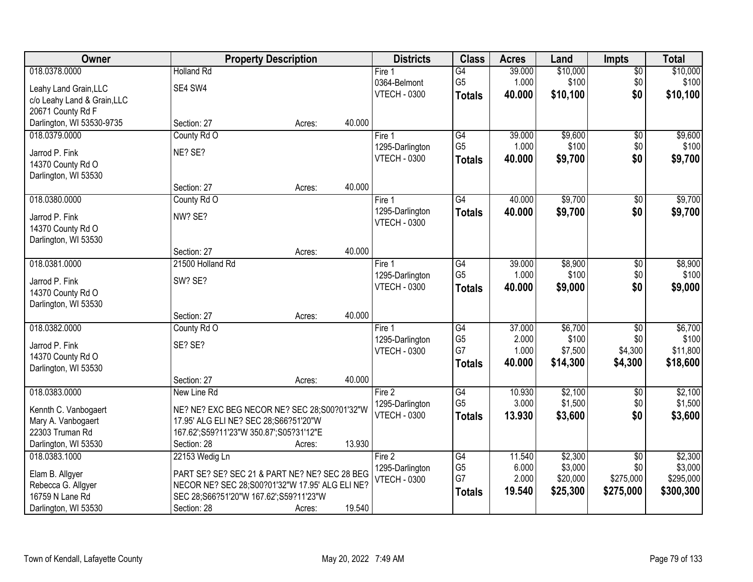| Owner | Property Description | Districts | Class | Acres | Land | Impts | Total |
|---|---|---|---|---|---|---|---|
| 018.0378.0000<br>Leahy Land Grain,LLC<br>c/o Leahy Land & Grain,LLC<br>20671 County Rd F<br>Darlington, WI 53530-9735 | Holland Rd<br>SE4 SW4<br>Section: 27 Acres: 40.000 | Fire 1<br>0364-Belmont<br>VTECH - 0300 | G4<br>G5<br>**Totals** | 39.000<br>1.000<br>**40.000** | $10,000<br>$100<br>**$10,100** | $0<br>$0<br>**$0** | $10,000<br>$100<br>**$10,100** |
| 018.0379.0000<br>Jarrod P. Fink<br>14370 County Rd O<br>Darlington, WI 53530 | County Rd O<br>NE? SE?<br>Section: 27 Acres: 40.000 | Fire 1<br>1295-Darlington<br>VTECH - 0300 | G4<br>G5<br>**Totals** | 39.000<br>1.000<br>**40.000** | $9,600<br>$100<br>**$9,700** | $0<br>$0<br>**$0** | $9,600<br>$100<br>**$9,700** |
| 018.0380.0000<br>Jarrod P. Fink<br>14370 County Rd O<br>Darlington, WI 53530 | County Rd O<br>NW? SE?<br>Section: 27 Acres: 40.000 | Fire 1<br>1295-Darlington<br>VTECH - 0300 | G4<br>**Totals** | 40.000<br>**40.000** | $9,700<br>**$9,700** | $0<br>**$0** | $9,700<br>**$9,700** |
| 018.0381.0000<br>Jarrod P. Fink<br>14370 County Rd O<br>Darlington, WI 53530 | 21500 Holland Rd<br>SW? SE?<br>Section: 27 Acres: 40.000 | Fire 1<br>1295-Darlington<br>VTECH - 0300 | G4<br>G5<br>**Totals** | 39.000<br>1.000<br>**40.000** | $8,900<br>$100<br>**$9,000** | $0<br>$0<br>**$0** | $8,900<br>$100<br>**$9,000** |
| 018.0382.0000<br>Jarrod P. Fink<br>14370 County Rd O<br>Darlington, WI 53530 | County Rd O<br>SE? SE?<br>Section: 27 Acres: 40.000 | Fire 1<br>1295-Darlington<br>VTECH - 0300 | G4<br>G5<br>G7<br>**Totals** | 37.000<br>2.000<br>1.000<br>**40.000** | $6,700<br>$100<br>$7,500<br>**$14,300** | $0<br>$0<br>$4,300<br>**$4,300** | $6,700<br>$100<br>$11,800<br>**$18,600** |
| 018.0383.0000<br>Kennth C. Vanbogaert<br>Mary A. Vanbogaert<br>22303 Truman Rd<br>Darlington, WI 53530 | New Line Rd<br>NE? NE? EXC BEG NECOR NE? SEC 28;S00?01'32"W 17.95' ALG ELI NE? SEC 28;S66?51'20"W 167.62';S59?11'23"W 350.87';S05?31'12"E<br>Section: 28 Acres: 13.930 | Fire 2<br>1295-Darlington<br>VTECH - 0300 | G4<br>G5<br>**Totals** | 10.930<br>3.000<br>**13.930** | $2,100<br>$1,500<br>**$3,600** | $0<br>$0<br>**$0** | $2,100<br>$1,500<br>**$3,600** |
| 018.0383.1000<br>Elam B. Allgyer<br>Rebecca G. Allgyer<br>16759 N Lane Rd<br>Darlington, WI 53530 | 22153 Wedig Ln<br>PART SE? SE? SEC 21 & PART NE? NE? SEC 28 BEG NECOR NE? SEC 28;S00?01'32"W 17.95' ALG ELI NE? SEC 28;S66?51'20"W 167.62';S59?11'23"W<br>Section: 28 Acres: 19.540 | Fire 2<br>1295-Darlington<br>VTECH - 0300 | G4<br>G5<br>G7<br>**Totals** | 11.540<br>6.000<br>2.000<br>**19.540** | $2,300<br>$3,000<br>$20,000<br>**$25,300** | $0<br>$0<br>$275,000<br>**$275,000** | $2,300<br>$3,000<br>$295,000<br>**$300,300** |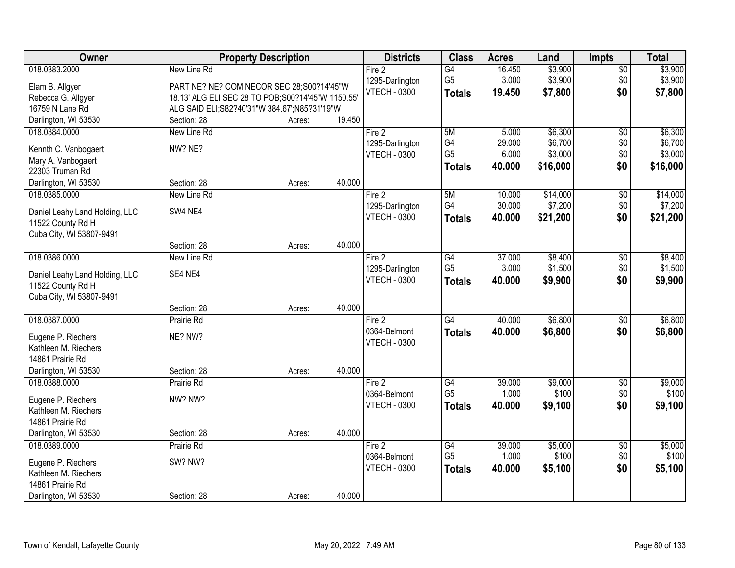| Owner | Property Description | | | Districts | Class | Acres | Land | Impts | Total |
|---|---|---|---|---|---|---|---|---|---|
| 018.0383.2000<br>Elam B. Allgyer<br>Rebecca G. Allgyer<br>16759 N Lane Rd<br>Darlington, WI 53530 | New Line Rd<br>PART NE? NE? COM NECOR SEC 28;S00?14'45"W 18.13' ALG ELI SEC 28 TO POB;S00?14'45"W 1150.55' ALG SAID ELI;S82?40'31"W 384.67';N85?31'19"W<br>Section: 28 | Acres: | 19.450 | Fire 2<br>1295-Darlington<br>VTECH - 0300 | G4<br>G5<br>**Totals** | 16.450<br>3.000<br>**19.450** | $3,900<br>$3,900<br>**$7,800** | $0<br>$0<br>**$0** | $3,900<br>$3,900<br>**$7,800** |
| 018.0384.0000<br>Kennth C. Vanbogaert<br>Mary A. Vanbogaert<br>22303 Truman Rd<br>Darlington, WI 53530 | New Line Rd<br>NW? NE?<br>Section: 28 | Acres: | 40.000 | Fire 2<br>1295-Darlington<br>VTECH - 0300 | 5M<br>G4<br>G5<br>**Totals** | 5.000<br>29.000<br>6.000<br>**40.000** | $6,300<br>$6,700<br>$3,000<br>**$16,000** | $0<br>$0<br>$0<br>**$0** | $6,300<br>$6,700<br>$3,000<br>**$16,000** |
| 018.0385.0000<br>Daniel Leahy Land Holding, LLC<br>11522 County Rd H<br>Cuba City, WI 53807-9491 | New Line Rd<br>SW4 NE4<br>Section: 28 | Acres: | 40.000 | Fire 2<br>1295-Darlington<br>VTECH - 0300 | 5M<br>G4<br>**Totals** | 10.000<br>30.000<br>**40.000** | $14,000<br>$7,200<br>**$21,200** | $0<br>$0<br>**$0** | $14,000<br>$7,200<br>**$21,200** |
| 018.0386.0000<br>Daniel Leahy Land Holding, LLC<br>11522 County Rd H<br>Cuba City, WI 53807-9491 | New Line Rd<br>SE4 NE4<br>Section: 28 | Acres: | 40.000 | Fire 2<br>1295-Darlington<br>VTECH - 0300 | G4<br>G5<br>**Totals** | 37.000<br>3.000<br>**40.000** | $8,400<br>$1,500<br>**$9,900** | $0<br>$0<br>**$0** | $8,400<br>$1,500<br>**$9,900** |
| 018.0387.0000<br>Eugene P. Riechers<br>Kathleen M. Riechers<br>14861 Prairie Rd<br>Darlington, WI 53530 | Prairie Rd<br>NE? NW?<br>Section: 28 | Acres: | 40.000 | Fire 2<br>0364-Belmont<br>VTECH - 0300 | G4<br>**Totals** | 40.000<br>**40.000** | $6,800<br>**$6,800** | $0<br>**$0** | $6,800<br>**$6,800** |
| 018.0388.0000<br>Eugene P. Riechers<br>Kathleen M. Riechers<br>14861 Prairie Rd<br>Darlington, WI 53530 | Prairie Rd<br>NW? NW?<br>Section: 28 | Acres: | 40.000 | Fire 2<br>0364-Belmont<br>VTECH - 0300 | G4<br>G5<br>**Totals** | 39.000<br>1.000<br>**40.000** | $9,000<br>$100<br>**$9,100** | $0<br>$0<br>**$0** | $9,000<br>$100<br>**$9,100** |
| 018.0389.0000<br>Eugene P. Riechers<br>Kathleen M. Riechers<br>14861 Prairie Rd<br>Darlington, WI 53530 | Prairie Rd<br>SW? NW?<br>Section: 28 | Acres: | 40.000 | Fire 2<br>0364-Belmont<br>VTECH - 0300 | G4<br>G5<br>**Totals** | 39.000<br>1.000<br>**40.000** | $5,000<br>$100<br>**$5,100** | $0<br>$0<br>**$0** | $5,000<br>$100<br>**$5,100** |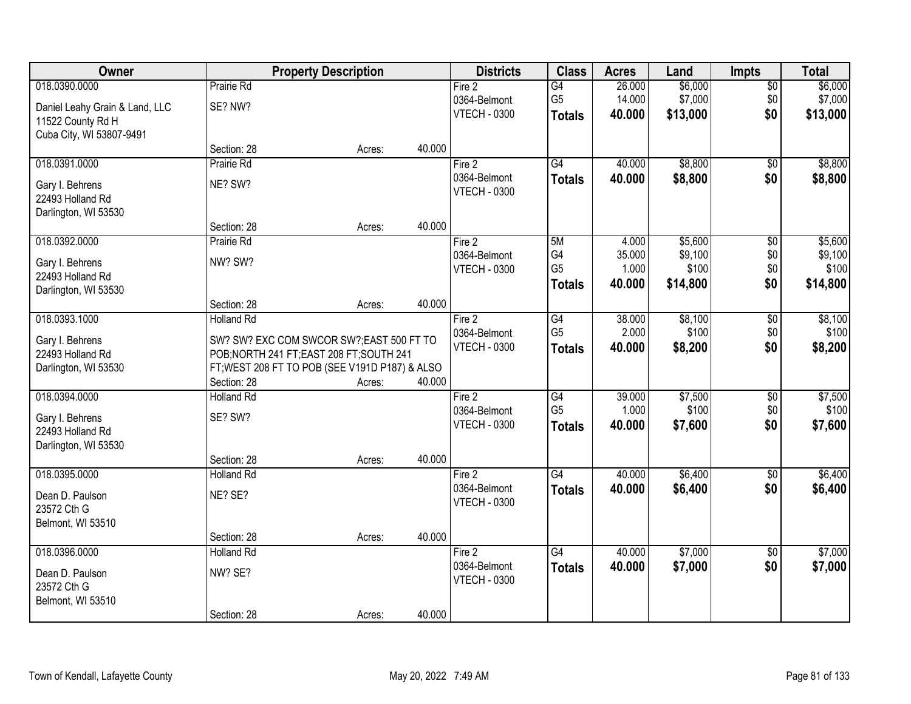| Owner | Property Description | Districts | Class | Acres | Land | Impts | Total |
|---|---|---|---|---|---|---|---|
| 018.0390.0000<br>Daniel Leahy Grain & Land, LLC<br>11522 County Rd H<br>Cuba City, WI 53807-9491 | Prairie Rd<br>SE? NW?<br>Section: 28 Acres: 40.000 | Fire 2<br>0364-Belmont<br>VTECH - 0300 | G4<br>G5<br>**Totals** | 26.000<br>14.000<br>**40.000** | $6,000<br>$7,000<br>**$13,000** | $0<br>$0<br>**$0** | $6,000<br>$7,000<br>**$13,000** |
| 018.0391.0000<br>Gary I. Behrens<br>22493 Holland Rd<br>Darlington, WI 53530 | Prairie Rd<br>NE? SW?<br>Section: 28 Acres: 40.000 | Fire 2<br>0364-Belmont<br>VTECH - 0300 | G4<br>**Totals** | 40.000<br>**40.000** | $8,800<br>**$8,800** | $0<br>**$0** | $8,800<br>**$8,800** |
| 018.0392.0000<br>Gary I. Behrens<br>22493 Holland Rd<br>Darlington, WI 53530 | Prairie Rd<br>NW? SW?<br>Section: 28 Acres: 40.000 | Fire 2<br>0364-Belmont<br>VTECH - 0300 | 5M<br>G4<br>G5<br>**Totals** | 4.000<br>35.000<br>1.000<br>**40.000** | $5,600<br>$9,100<br>$100<br>**$14,800** | $0<br>$0<br>$0<br>**$0** | $5,600<br>$9,100<br>$100<br>**$14,800** |
| 018.0393.1000<br>Gary I. Behrens<br>22493 Holland Rd<br>Darlington, WI 53530 | Holland Rd<br>SW? SW? EXC COM SWCOR SW?;EAST 500 FT TO POB;NORTH 241 FT;EAST 208 FT;SOUTH 241 FT;WEST 208 FT TO POB (SEE V191D P187) & ALSO<br>Section: 28 Acres: 40.000 | Fire 2<br>0364-Belmont<br>VTECH - 0300 | G4<br>G5<br>**Totals** | 38.000<br>2.000<br>**40.000** | $8,100<br>$100<br>**$8,200** | $0<br>$0<br>**$0** | $8,100<br>$100<br>**$8,200** |
| 018.0394.0000<br>Gary I. Behrens<br>22493 Holland Rd<br>Darlington, WI 53530 | Holland Rd<br>SE? SW?<br>Section: 28 Acres: 40.000 | Fire 2<br>0364-Belmont<br>VTECH - 0300 | G4<br>G5<br>**Totals** | 39.000<br>1.000<br>**40.000** | $7,500<br>$100<br>**$7,600** | $0<br>$0<br>**$0** | $7,500<br>$100<br>**$7,600** |
| 018.0395.0000<br>Dean D. Paulson<br>23572 Cth G<br>Belmont, WI 53510 | Holland Rd<br>NE? SE?<br>Section: 28 Acres: 40.000 | Fire 2<br>0364-Belmont<br>VTECH - 0300 | G4<br>**Totals** | 40.000<br>**40.000** | $6,400<br>**$6,400** | $0<br>**$0** | $6,400<br>**$6,400** |
| 018.0396.0000<br>Dean D. Paulson<br>23572 Cth G<br>Belmont, WI 53510 | Holland Rd<br>NW? SE?<br>Section: 28 Acres: 40.000 | Fire 2<br>0364-Belmont<br>VTECH - 0300 | G4<br>**Totals** | 40.000<br>**40.000** | $7,000<br>**$7,000** | $0<br>**$0** | $7,000<br>**$7,000** |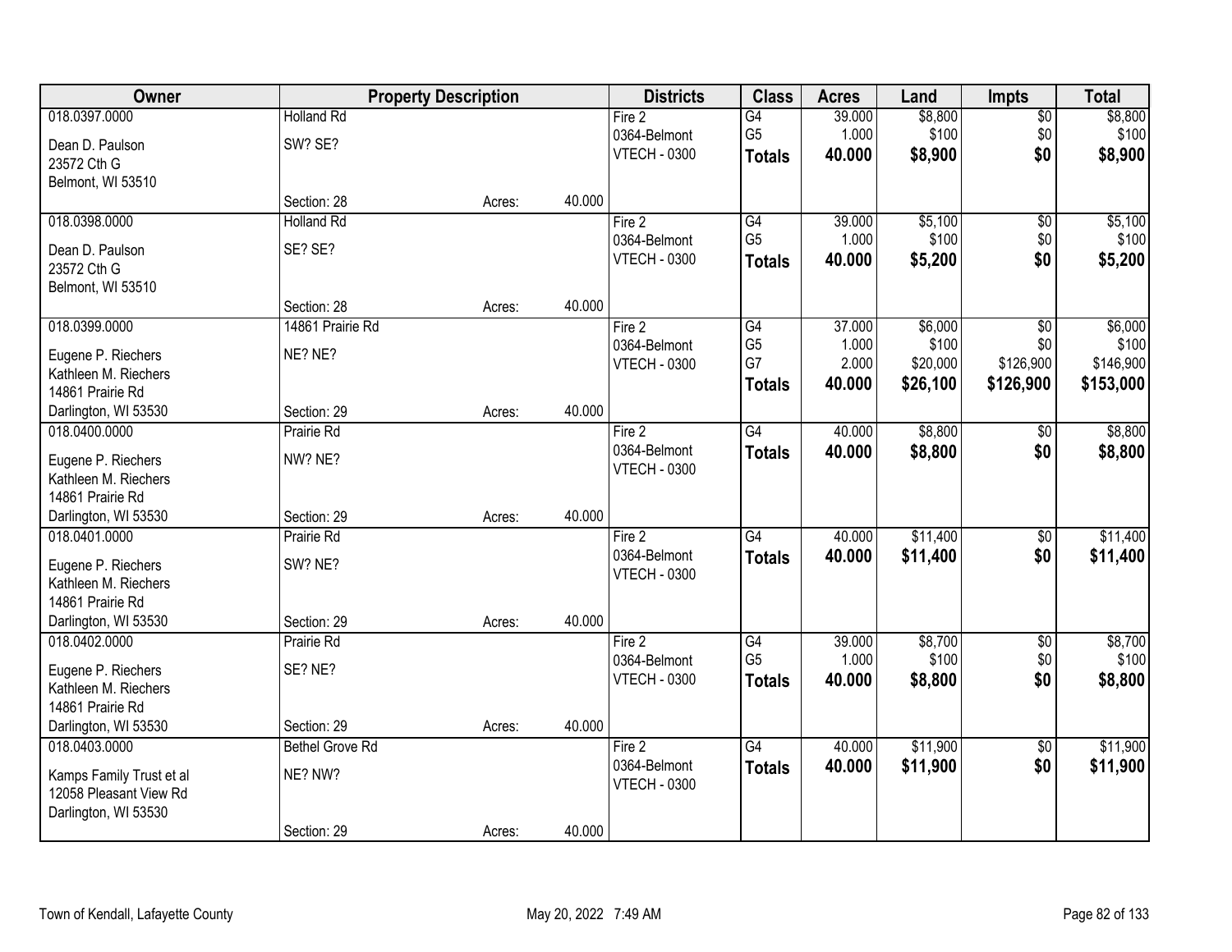| Owner | Property Description | | | Districts | Class | Acres | Land | Impts | Total |
|---|---|---|---|---|---|---|---|---|---|
| 018.0397.0000 | Holland Rd | | | Fire 2 | G4 | 39.000 | $8,800 | $0 | $8,800 |
| Dean D. Paulson | SW? SE? | | | 0364-Belmont | G5 | 1.000 | $100 | $0 | $100 |
| 23572 Cth G | | | | VTECH - 0300 | **Totals** | **40.000** | **$8,900** | **$0** | **$8,900** |
| Belmont, WI 53510 | | | | | | | | | |
| | Section: 28 | Acres: | 40.000 | | | | | | |
| 018.0398.0000 | Holland Rd | | | Fire 2 | G4 | 39.000 | $5,100 | $0 | $5,100 |
| Dean D. Paulson | SE? SE? | | | 0364-Belmont | G5 | 1.000 | $100 | $0 | $100 |
| 23572 Cth G | | | | VTECH - 0300 | **Totals** | **40.000** | **$5,200** | **$0** | **$5,200** |
| Belmont, WI 53510 | | | | | | | | | |
| | Section: 28 | Acres: | 40.000 | | | | | | |
| 018.0399.0000 | 14861 Prairie Rd | | | Fire 2 | G4 | 37.000 | $6,000 | $0 | $6,000 |
| Eugene P. Riechers | NE? NE? | | | 0364-Belmont | G5 | 1.000 | $100 | $0 | $100 |
| Kathleen M. Riechers | | | | VTECH - 0300 | G7 | 2.000 | $20,000 | $126,900 | $146,900 |
| 14861 Prairie Rd | | | | | **Totals** | **40.000** | **$26,100** | **$126,900** | **$153,000** |
| Darlington, WI 53530 | Section: 29 | Acres: | 40.000 | | | | | | |
| 018.0400.0000 | Prairie Rd | | | Fire 2 | G4 | 40.000 | $8,800 | $0 | $8,800 |
| Eugene P. Riechers | NW? NE? | | | 0364-Belmont | **Totals** | **40.000** | **$8,800** | **$0** | **$8,800** |
| Kathleen M. Riechers | | | | VTECH - 0300 | | | | | |
| 14861 Prairie Rd | | | | | | | | | |
| Darlington, WI 53530 | Section: 29 | Acres: | 40.000 | | | | | | |
| 018.0401.0000 | Prairie Rd | | | Fire 2 | G4 | 40.000 | $11,400 | $0 | $11,400 |
| Eugene P. Riechers | SW? NE? | | | 0364-Belmont | **Totals** | **40.000** | **$11,400** | **$0** | **$11,400** |
| Kathleen M. Riechers | | | | VTECH - 0300 | | | | | |
| 14861 Prairie Rd | | | | | | | | | |
| Darlington, WI 53530 | Section: 29 | Acres: | 40.000 | | | | | | |
| 018.0402.0000 | Prairie Rd | | | Fire 2 | G4 | 39.000 | $8,700 | $0 | $8,700 |
| Eugene P. Riechers | SE? NE? | | | 0364-Belmont | G5 | 1.000 | $100 | $0 | $100 |
| Kathleen M. Riechers | | | | VTECH - 0300 | **Totals** | **40.000** | **$8,800** | **$0** | **$8,800** |
| 14861 Prairie Rd | | | | | | | | | |
| Darlington, WI 53530 | Section: 29 | Acres: | 40.000 | | | | | | |
| 018.0403.0000 | Bethel Grove Rd | | | Fire 2 | G4 | 40.000 | $11,900 | $0 | $11,900 |
| Kamps Family Trust et al | NE? NW? | | | 0364-Belmont | **Totals** | **40.000** | **$11,900** | **$0** | **$11,900** |
| 12058 Pleasant View Rd | | | | VTECH - 0300 | | | | | |
| Darlington, WI 53530 | | | | | | | | | |
| | Section: 29 | Acres: | 40.000 | | | | | | |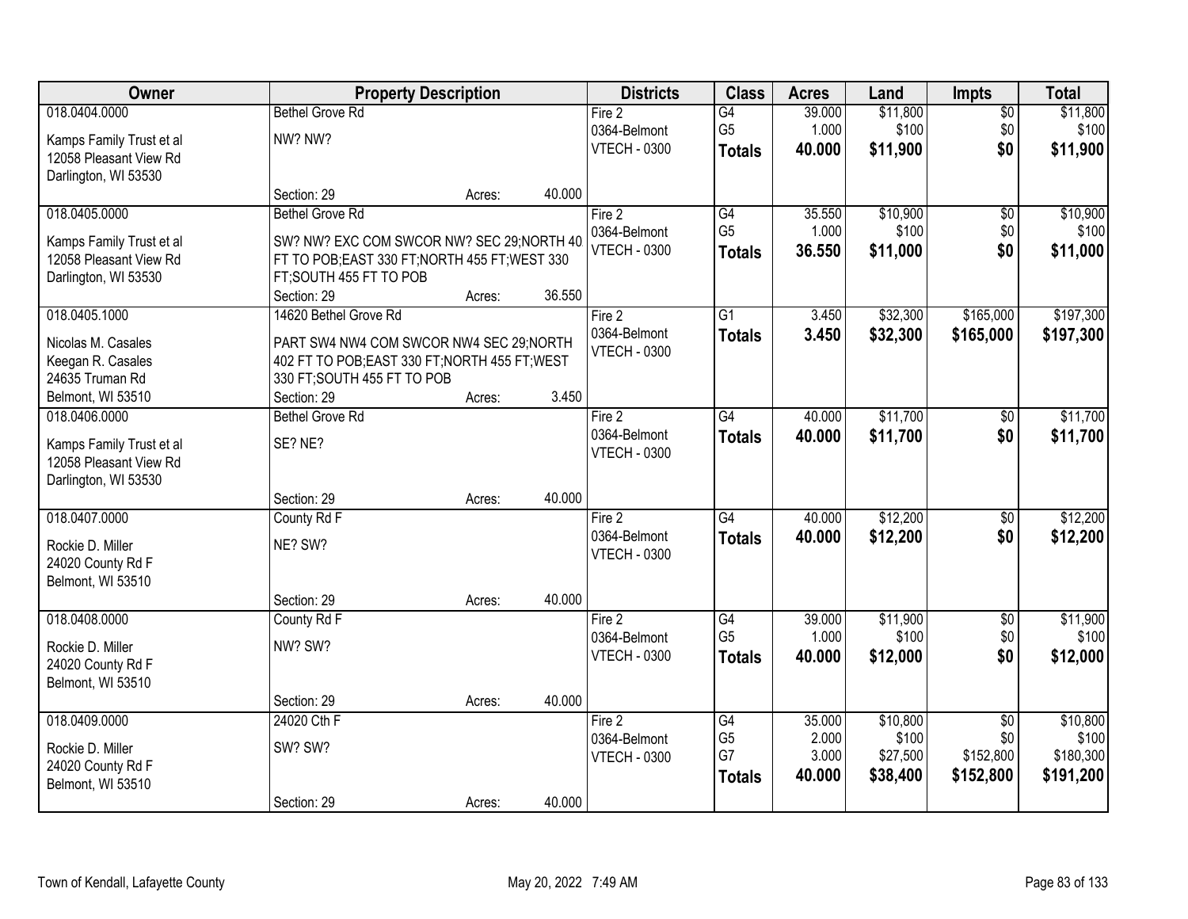| Owner | Property Description | Districts | Class | Acres | Land | Impts | Total |
|---|---|---|---|---|---|---|---|
| 018.0404.0000<br>Kamps Family Trust et al<br>12058 Pleasant View Rd<br>Darlington, WI 53530 | Bethel Grove Rd<br>NW? NW?<br>Section: 29 Acres: 40.000 | Fire 2<br>0364-Belmont<br>VTECH - 0300 | G4<br>G5<br>**Totals** | 39.000<br>1.000<br>**40.000** | $11,800<br>$100<br>**$11,900** | $0<br>$0<br>**$0** | $11,800<br>$100<br>**$11,900** |
| 018.0405.0000<br>Kamps Family Trust et al<br>12058 Pleasant View Rd<br>Darlington, WI 53530 | Bethel Grove Rd<br>SW? NW? EXC COM SWCOR NW? SEC 29;NORTH 40 FT TO POB;EAST 330 FT;NORTH 455 FT;WEST 330 FT;SOUTH 455 FT TO POB<br>Section: 29 Acres: 36.550 | Fire 2<br>0364-Belmont<br>VTECH - 0300 | G4<br>G5<br>**Totals** | 35.550<br>1.000<br>**36.550** | $10,900<br>$100<br>**$11,000** | $0<br>$0<br>**$0** | $10,900<br>$100<br>**$11,000** |
| 018.0405.1000<br>Nicolas M. Casales<br>Keegan R. Casales<br>24635 Truman Rd<br>Belmont, WI 53510 | 14620 Bethel Grove Rd<br>PART SW4 NW4 COM SWCOR NW4 SEC 29;NORTH 402 FT TO POB;EAST 330 FT;NORTH 455 FT;WEST 330 FT;SOUTH 455 FT TO POB<br>Section: 29 Acres: 3.450 | Fire 2<br>0364-Belmont<br>VTECH - 0300 | G1<br>**Totals** | 3.450<br>**3.450** | $32,300<br>**$32,300** | $165,000<br>**$165,000** | $197,300<br>**$197,300** |
| 018.0406.0000<br>Kamps Family Trust et al<br>12058 Pleasant View Rd<br>Darlington, WI 53530 | Bethel Grove Rd<br>SE? NE?<br>Section: 29 Acres: 40.000 | Fire 2<br>0364-Belmont<br>VTECH - 0300 | G4<br>**Totals** | 40.000<br>**40.000** | $11,700<br>**$11,700** | $0<br>**$0** | $11,700<br>**$11,700** |
| 018.0407.0000<br>Rockie D. Miller<br>24020 County Rd F<br>Belmont, WI 53510 | County Rd F<br>NE? SW?<br>Section: 29 Acres: 40.000 | Fire 2<br>0364-Belmont<br>VTECH - 0300 | G4<br>**Totals** | 40.000<br>**40.000** | $12,200<br>**$12,200** | $0<br>**$0** | $12,200<br>**$12,200** |
| 018.0408.0000<br>Rockie D. Miller<br>24020 County Rd F<br>Belmont, WI 53510 | County Rd F<br>NW? SW?<br>Section: 29 Acres: 40.000 | Fire 2<br>0364-Belmont<br>VTECH - 0300 | G4<br>G5<br>**Totals** | 39.000<br>1.000<br>**40.000** | $11,900<br>$100<br>**$12,000** | $0<br>$0<br>**$0** | $11,900<br>$100<br>**$12,000** |
| 018.0409.0000<br>Rockie D. Miller<br>24020 County Rd F<br>Belmont, WI 53510 | 24020 Cth F<br>SW? SW?<br>Section: 29 Acres: 40.000 | Fire 2<br>0364-Belmont<br>VTECH - 0300 | G4<br>G5<br>G7<br>**Totals** | 35.000<br>2.000<br>3.000<br>**40.000** | $10,800<br>$100<br>$27,500<br>**$38,400** | $0<br>$0<br>$152,800<br>**$152,800** | $10,800<br>$100<br>$180,300<br>**$191,200** |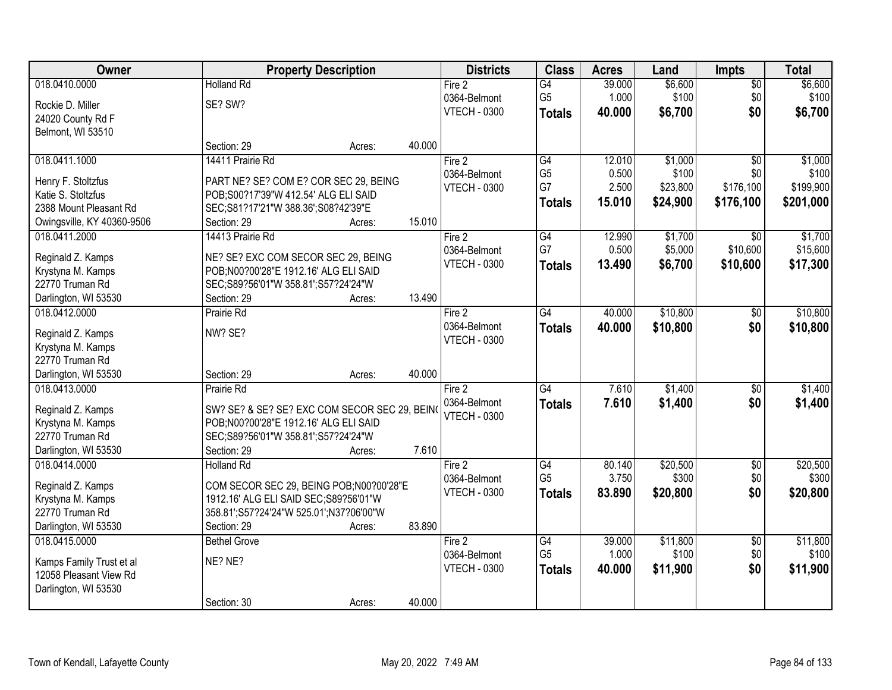| Owner | Property Description | | Districts | Class | Acres | Land | Impts | Total |
|---|---|---|---|---|---|---|---|---|
| 018.0410.0000<br><br>Rockie D. Miller<br>24020 County Rd F<br>Belmont, WI 53510 | Holland Rd<br><br>SE? SW?<br><br>Section: 29 | Acres: 40.000 | Fire 2<br>0364-Belmont<br>VTECH - 0300 | G4<br>G5<br>**Totals** | 39.000<br>1.000<br>**40.000** | $6,600<br>$100<br>**$6,700** | $0<br>$0<br>**$0** | $6,600<br>$100<br>**$6,700** |
| 018.0411.1000<br><br>Henry F. Stoltzfus<br>Katie S. Stoltzfus<br>2388 Mount Pleasant Rd<br>Owingsville, KY 40360-9506 | 14411 Prairie Rd<br><br>PART NE? SE? COM E? COR SEC 29, BEING POB;S00?17'39"W 412.54' ALG ELI SAID SEC;S81?17'21"W 388.36';S08?42'39"E<br>Section: 29 | Acres: 15.010 | Fire 2<br>0364-Belmont<br>VTECH - 0300 | G4<br>G5<br>G7<br>**Totals** | 12.010<br>0.500<br>2.500<br>**15.010** | $1,000<br>$100<br>$23,800<br>**$24,900** | $0<br>$0<br>$176,100<br>**$176,100** | $1,000<br>$100<br>$199,900<br>**$201,000** |
| 018.0411.2000<br><br>Reginald Z. Kamps<br>Krystyna M. Kamps<br>22770 Truman Rd<br>Darlington, WI 53530 | 14413 Prairie Rd<br><br>NE? SE? EXC COM SECOR SEC 29, BEING POB;N00?00'28"E 1912.16' ALG ELI SAID SEC;S89?56'01"W 358.81';S57?24'24"W<br>Section: 29 | Acres: 13.490 | Fire 2<br>0364-Belmont<br>VTECH - 0300 | G4<br>G7<br>**Totals** | 12.990<br>0.500<br>**13.490** | $1,700<br>$5,000<br>**$6,700** | $0<br>$10,600<br>**$10,600** | $1,700<br>$15,600<br>**$17,300** |
| 018.0412.0000<br><br>Reginald Z. Kamps<br>Krystyna M. Kamps<br>22770 Truman Rd<br>Darlington, WI 53530 | Prairie Rd<br><br>NW? SE?<br><br>Section: 29 | Acres: 40.000 | Fire 2<br>0364-Belmont<br>VTECH - 0300 | G4<br>**Totals** | 40.000<br>**40.000** | $10,800<br>**$10,800** | $0<br>**$0** | $10,800<br>**$10,800** |
| 018.0413.0000<br><br>Reginald Z. Kamps<br>Krystyna M. Kamps<br>22770 Truman Rd<br>Darlington, WI 53530 | Prairie Rd<br><br>SW? SE? & SE? SE? EXC COM SECOR SEC 29, BEIN( POB;N00?00'28"E 1912.16' ALG ELI SAID SEC;S89?56'01"W 358.81';S57?24'24"W<br>Section: 29 | Acres: 7.610 | Fire 2<br>0364-Belmont<br>VTECH - 0300 | G4<br>**Totals** | 7.610<br>**7.610** | $1,400<br>**$1,400** | $0<br>**$0** | $1,400<br>**$1,400** |
| 018.0414.0000<br><br>Reginald Z. Kamps<br>Krystyna M. Kamps<br>22770 Truman Rd<br>Darlington, WI 53530 | Holland Rd<br><br>COM SECOR SEC 29, BEING POB;N00?00'28"E 1912.16' ALG ELI SAID SEC;S89?56'01"W 358.81';S57?24'24"W 525.01';N37?06'00"W<br>Section: 29 | Acres: 83.890 | Fire 2<br>0364-Belmont<br>VTECH - 0300 | G4<br>G5<br>**Totals** | 80.140<br>3.750<br>**83.890** | $20,500<br>$300<br>**$20,800** | $0<br>$0<br>**$0** | $20,500<br>$300<br>**$20,800** |
| 018.0415.0000<br><br>Kamps Family Trust et al<br>12058 Pleasant View Rd<br>Darlington, WI 53530 | Bethel Grove<br><br>NE? NE?<br><br>Section: 30 | Acres: 40.000 | Fire 2<br>0364-Belmont<br>VTECH - 0300 | G4<br>G5<br>**Totals** | 39.000<br>1.000<br>**40.000** | $11,800<br>$100<br>**$11,900** | $0<br>$0<br>**$0** | $11,800<br>$100<br>**$11,900** |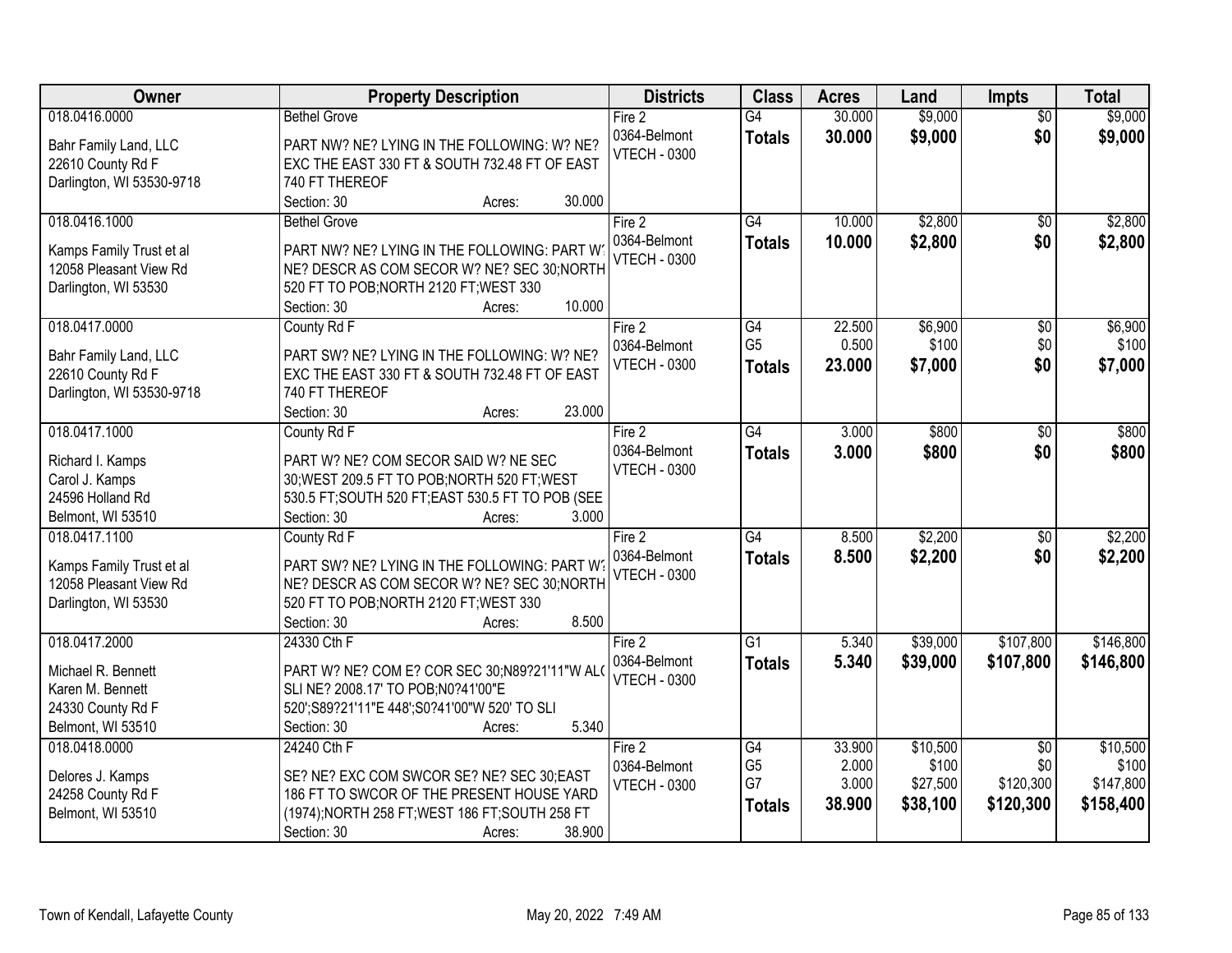| Owner | Property Description | Districts | Class | Acres | Land | Impts | Total |
|---|---|---|---|---|---|---|---|
| 018.0416.0000<br>Bahr Family Land, LLC<br>22610 County Rd F<br>Darlington, WI 53530-9718 | Bethel Grove<br>PART NW? NE? LYING IN THE FOLLOWING: W? NE? EXC THE EAST 330 FT & SOUTH 732.48 FT OF EAST 740 FT THEREOF<br>Section: 30 Acres: 30.000 | Fire 2<br>0364-Belmont<br>VTECH - 0300 | G4<br>**Totals** | 30.000<br>**30.000** | $9,000<br>**$9,000** | $0<br>**$0** | $9,000<br>**$9,000** |
| 018.0416.1000<br>Kamps Family Trust et al<br>12058 Pleasant View Rd<br>Darlington, WI 53530 | Bethel Grove<br>PART NW? NE? LYING IN THE FOLLOWING: PART W? NE? DESCR AS COM SECOR W? NE? SEC 30;NORTH 520 FT TO POB;NORTH 2120 FT;WEST 330<br>Section: 30 Acres: 10.000 | Fire 2<br>0364-Belmont<br>VTECH - 0300 | G4<br>**Totals** | 10.000<br>**10.000** | $2,800<br>**$2,800** | $0<br>**$0** | $2,800<br>**$2,800** |
| 018.0417.0000<br>Bahr Family Land, LLC<br>22610 County Rd F<br>Darlington, WI 53530-9718 | County Rd F<br>PART SW? NE? LYING IN THE FOLLOWING: W? NE? EXC THE EAST 330 FT & SOUTH 732.48 FT OF EAST 740 FT THEREOF<br>Section: 30 Acres: 23.000 | Fire 2<br>0364-Belmont<br>VTECH - 0300 | G4<br>G5<br>**Totals** | 22.500<br>0.500<br>**23.000** | $6,900<br>$100<br>**$7,000** | $0<br>$0<br>**$0** | $6,900<br>$100<br>**$7,000** |
| 018.0417.1000<br>Richard I. Kamps<br>Carol J. Kamps<br>24596 Holland Rd<br>Belmont, WI 53510 | County Rd F<br>PART W? NE? COM SECOR SAID W? NE SEC 30;WEST 209.5 FT TO POB;NORTH 520 FT;WEST 530.5 FT;SOUTH 520 FT;EAST 530.5 FT TO POB (SEE<br>Section: 30 Acres: 3.000 | Fire 2<br>0364-Belmont<br>VTECH - 0300 | G4<br>**Totals** | 3.000<br>**3.000** | $800<br>**$800** | $0<br>**$0** | $800<br>**$800** |
| 018.0417.1100<br>Kamps Family Trust et al<br>12058 Pleasant View Rd<br>Darlington, WI 53530 | County Rd F<br>PART SW? NE? LYING IN THE FOLLOWING: PART W? NE? DESCR AS COM SECOR W? NE? SEC 30;NORTH 520 FT TO POB;NORTH 2120 FT;WEST 330<br>Section: 30 Acres: 8.500 | Fire 2<br>0364-Belmont<br>VTECH - 0300 | G4<br>**Totals** | 8.500<br>**8.500** | $2,200<br>**$2,200** | $0<br>**$0** | $2,200<br>**$2,200** |
| 018.0417.2000<br>Michael R. Bennett<br>Karen M. Bennett<br>24330 County Rd F<br>Belmont, WI 53510 | 24330 Cth F<br>PART W? NE? COM E? COR SEC 30;N89?21'11"W ALG SLI NE? 2008.17' TO POB;N0?41'00"E 520';S89?21'11"E 448';S0?41'00"W 520' TO SLI<br>Section: 30 Acres: 5.340 | Fire 2<br>0364-Belmont<br>VTECH - 0300 | G1<br>**Totals** | 5.340<br>**5.340** | $39,000<br>**$39,000** | $107,800<br>**$107,800** | $146,800<br>**$146,800** |
| 018.0418.0000<br>Delores J. Kamps<br>24258 County Rd F<br>Belmont, WI 53510 | 24240 Cth F<br>SE? NE? EXC COM SWCOR SE? NE? SEC 30;EAST 186 FT TO SWCOR OF THE PRESENT HOUSE YARD (1974);NORTH 258 FT;WEST 186 FT;SOUTH 258 FT<br>Section: 30 Acres: 38.900 | Fire 2<br>0364-Belmont<br>VTECH - 0300 | G4<br>G5<br>G7<br>**Totals** | 33.900<br>2.000<br>3.000<br>**38.900** | $10,500<br>$100<br>$27,500<br>**$38,100** | $0<br>$0<br>$120,300<br>**$120,300** | $10,500<br>$100<br>$147,800<br>**$158,400** |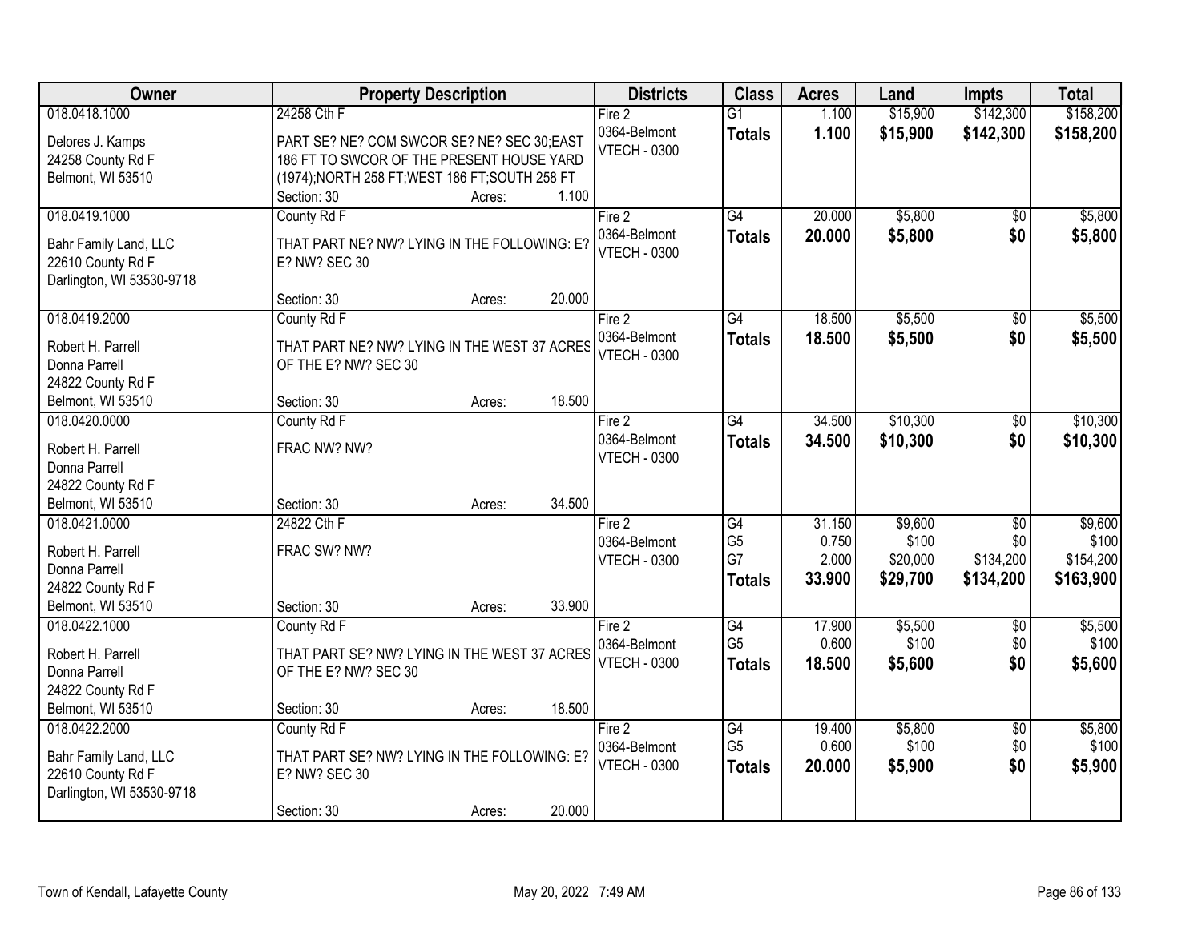| Owner | Property Description | Districts | Class | Acres | Land | Impts | Total |
|---|---|---|---|---|---|---|---|
| 018.0418.1000<br>Delores J. Kamps<br>24258 County Rd F<br>Belmont, WI 53510 | 24258 Cth F<br>PART SE? NE? COM SWCOR SE? NE? SEC 30;EAST 186 FT TO SWCOR OF THE PRESENT HOUSE YARD (1974);NORTH 258 FT;WEST 186 FT;SOUTH 258 FT<br>Section: 30 Acres: 1.100 | Fire 2<br>0364-Belmont<br>VTECH - 0300 | G1<br>**Totals** | 1.100<br>**1.100** | $15,900<br>**$15,900** | $142,300<br>**$142,300** | $158,200<br>**$158,200** |
| 018.0419.1000<br>Bahr Family Land, LLC<br>22610 County Rd F<br>Darlington, WI 53530-9718 | County Rd F<br>THAT PART NE? NW? LYING IN THE FOLLOWING: E? E? NW? SEC 30<br>Section: 30 Acres: 20.000 | Fire 2<br>0364-Belmont<br>VTECH - 0300 | G4<br>**Totals** | 20.000<br>**20.000** | $5,800<br>**$5,800** | $0<br>**$0** | $5,800<br>**$5,800** |
| 018.0419.2000<br>Robert H. Parrell<br>Donna Parrell<br>24822 County Rd F<br>Belmont, WI 53510 | County Rd F<br>THAT PART NE? NW? LYING IN THE WEST 37 ACRES OF THE E? NW? SEC 30<br>Section: 30 Acres: 18.500 | Fire 2<br>0364-Belmont<br>VTECH - 0300 | G4<br>**Totals** | 18.500<br>**18.500** | $5,500<br>**$5,500** | $0<br>**$0** | $5,500<br>**$5,500** |
| 018.0420.0000<br>Robert H. Parrell<br>Donna Parrell<br>24822 County Rd F<br>Belmont, WI 53510 | County Rd F<br>FRAC NW? NW?<br>Section: 30 Acres: 34.500 | Fire 2<br>0364-Belmont<br>VTECH - 0300 | G4<br>**Totals** | 34.500<br>**34.500** | $10,300<br>**$10,300** | $0<br>**$0** | $10,300<br>**$10,300** |
| 018.0421.0000<br>Robert H. Parrell<br>Donna Parrell<br>24822 County Rd F<br>Belmont, WI 53510 | 24822 Cth F<br>FRAC SW? NW?<br>Section: 30 Acres: 33.900 | Fire 2<br>0364-Belmont<br>VTECH - 0300 | G4<br>G5<br>G7<br>**Totals** | 31.150<br>0.750<br>2.000<br>**33.900** | $9,600<br>$100<br>$20,000<br>**$29,700** | $0<br>$0<br>$134,200<br>**$134,200** | $9,600<br>$100<br>$154,200<br>**$163,900** |
| 018.0422.1000<br>Robert H. Parrell<br>Donna Parrell<br>24822 County Rd F<br>Belmont, WI 53510 | County Rd F<br>THAT PART SE? NW? LYING IN THE WEST 37 ACRES OF THE E? NW? SEC 30<br>Section: 30 Acres: 18.500 | Fire 2<br>0364-Belmont<br>VTECH - 0300 | G4<br>G5<br>**Totals** | 17.900<br>0.600<br>**18.500** | $5,500<br>$100<br>**$5,600** | $0<br>$0<br>**$0** | $5,500<br>$100<br>**$5,600** |
| 018.0422.2000<br>Bahr Family Land, LLC<br>22610 County Rd F<br>Darlington, WI 53530-9718 | County Rd F<br>THAT PART SE? NW? LYING IN THE FOLLOWING: E? E? NW? SEC 30<br>Section: 30 Acres: 20.000 | Fire 2<br>0364-Belmont<br>VTECH - 0300 | G4<br>G5<br>**Totals** | 19.400<br>0.600<br>**20.000** | $5,800<br>$100<br>**$5,900** | $0<br>$0<br>**$0** | $5,800<br>$100<br>**$5,900** |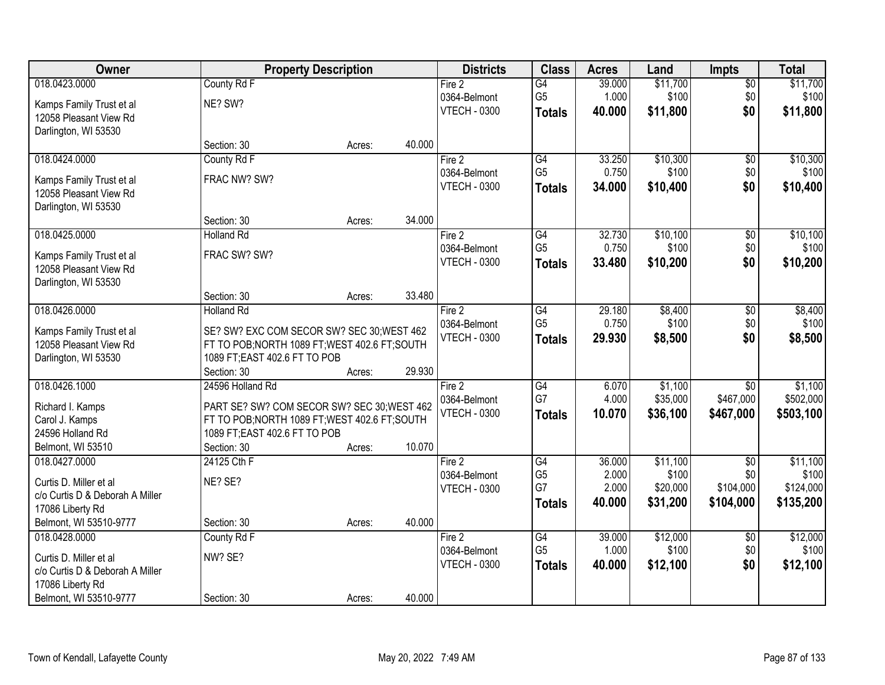| Owner | Property Description | | | Districts | Class | Acres | Land | Impts | Total |
|---|---|---|---|---|---|---|---|---|---|
| 018.0423.0000 | County Rd F | | | Fire 2 | G4 | 39.000 | $11,700 | $0 | $11,700 |
| Kamps Family Trust et al | NE? SW? | | | 0364-Belmont | G5 | 1.000 | $100 | $0 | $100 |
| 12058 Pleasant View Rd | | | | VTECH - 0300 | **Totals** | **40.000** | **$11,800** | **$0** | **$11,800** |
| Darlington, WI 53530 | | | | | | | | | |
| | Section: 30 | Acres: | 40.000 | | | | | | |
| 018.0424.0000 | County Rd F | | | Fire 2 | G4 | 33.250 | $10,300 | $0 | $10,300 |
| Kamps Family Trust et al | FRAC NW? SW? | | | 0364-Belmont | G5 | 0.750 | $100 | $0 | $100 |
| 12058 Pleasant View Rd | | | | VTECH - 0300 | **Totals** | **34.000** | **$10,400** | **$0** | **$10,400** |
| Darlington, WI 53530 | | | | | | | | | |
| | Section: 30 | Acres: | 34.000 | | | | | | |
| 018.0425.0000 | Holland Rd | | | Fire 2 | G4 | 32.730 | $10,100 | $0 | $10,100 |
| Kamps Family Trust et al | FRAC SW? SW? | | | 0364-Belmont | G5 | 0.750 | $100 | $0 | $100 |
| 12058 Pleasant View Rd | | | | VTECH - 0300 | **Totals** | **33.480** | **$10,200** | **$0** | **$10,200** |
| Darlington, WI 53530 | | | | | | | | | |
| | Section: 30 | Acres: | 33.480 | | | | | | |
| 018.0426.0000 | Holland Rd | | | Fire 2 | G4 | 29.180 | $8,400 | $0 | $8,400 |
| Kamps Family Trust et al | SE? SW? EXC COM SECOR SW? SEC 30;WEST 462 FT TO POB;NORTH 1089 FT;WEST 402.6 FT;SOUTH 1089 FT;EAST 402.6 FT TO POB | | | 0364-Belmont | G5 | 0.750 | $100 | $0 | $100 |
| 12058 Pleasant View Rd | | | | VTECH - 0300 | **Totals** | **29.930** | **$8,500** | **$0** | **$8,500** |
| Darlington, WI 53530 | | | | | | | | | |
| | Section: 30 | Acres: | 29.930 | | | | | | |
| 018.0426.1000 | 24596 Holland Rd | | | Fire 2 | G4 | 6.070 | $1,100 | $0 | $1,100 |
| Richard I. Kamps | PART SE? SW? COM SECOR SW? SEC 30;WEST 462 FT TO POB;NORTH 1089 FT;WEST 402.6 FT;SOUTH 1089 FT;EAST 402.6 FT TO POB | | | 0364-Belmont | G7 | 4.000 | $35,000 | $467,000 | $502,000 |
| Carol J. Kamps | | | | VTECH - 0300 | **Totals** | **10.070** | **$36,100** | **$467,000** | **$503,100** |
| 24596 Holland Rd | | | | | | | | | |
| Belmont, WI 53510 | Section: 30 | Acres: | 10.070 | | | | | | |
| 018.0427.0000 | 24125 Cth F | | | Fire 2 | G4 | 36.000 | $11,100 | $0 | $11,100 |
| Curtis D. Miller et al | NE? SE? | | | 0364-Belmont | G5 | 2.000 | $100 | $0 | $100 |
| c/o Curtis D & Deborah A Miller | | | | VTECH - 0300 | G7 | 2.000 | $20,000 | $104,000 | $124,000 |
| 17086 Liberty Rd | | | | | **Totals** | **40.000** | **$31,200** | **$104,000** | **$135,200** |
| Belmont, WI 53510-9777 | Section: 30 | Acres: | 40.000 | | | | | | |
| 018.0428.0000 | County Rd F | | | Fire 2 | G4 | 39.000 | $12,000 | $0 | $12,000 |
| Curtis D. Miller et al | NW? SE? | | | 0364-Belmont | G5 | 1.000 | $100 | $0 | $100 |
| c/o Curtis D & Deborah A Miller | | | | VTECH - 0300 | **Totals** | **40.000** | **$12,100** | **$0** | **$12,100** |
| 17086 Liberty Rd | | | | | | | | | |
| Belmont, WI 53510-9777 | Section: 30 | Acres: | 40.000 | | | | | | |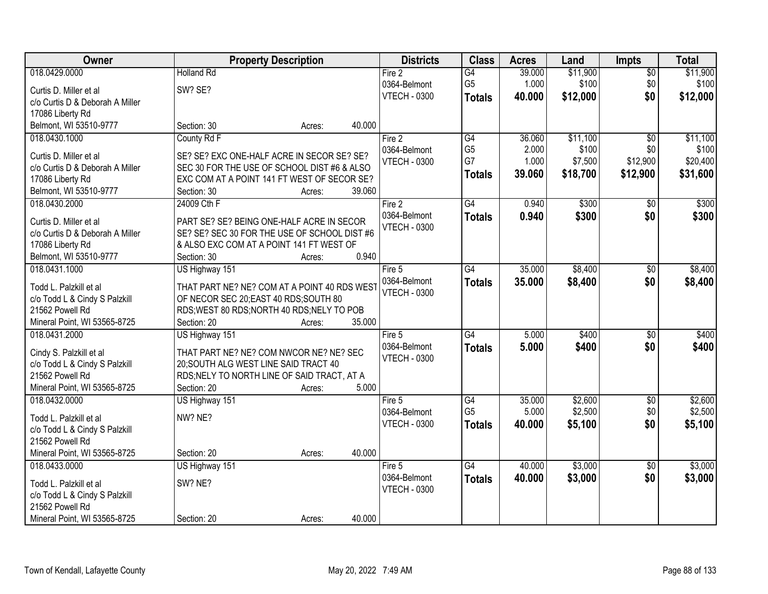| Owner | Property Description | Districts | Class | Acres | Land | Impts | Total |
|---|---|---|---|---|---|---|---|
| 018.0429.0000<br>Curtis D. Miller et al<br>c/o Curtis D & Deborah A Miller<br>17086 Liberty Rd<br>Belmont, WI 53510-9777 | Holland Rd<br>SW? SE?<br>Section: 30 Acres: 40.000 | Fire 2<br>0364-Belmont<br>VTECH - 0300 | G4<br>G5<br>**Totals** | 39.000<br>1.000<br>**40.000** | $11,900<br>$100<br>**$12,000** | $0<br>$0<br>**$0** | $11,900<br>$100<br>**$12,000** |
| 018.0430.1000<br>Curtis D. Miller et al<br>c/o Curtis D & Deborah A Miller<br>17086 Liberty Rd<br>Belmont, WI 53510-9777 | County Rd F<br>SE? SE? EXC ONE-HALF ACRE IN SECOR SE? SE? SEC 30 FOR THE USE OF SCHOOL DIST #6 & ALSO EXC COM AT A POINT 141 FT WEST OF SECOR SE?<br>Section: 30 Acres: 39.060 | Fire 2<br>0364-Belmont<br>VTECH - 0300 | G4<br>G5<br>G7<br>**Totals** | 36.060<br>2.000<br>1.000<br>**39.060** | $11,100<br>$100<br>$7,500<br>**$18,700** | $0<br>$0<br>$12,900<br>**$12,900** | $11,100<br>$100<br>$20,400<br>**$31,600** |
| 018.0430.2000<br>Curtis D. Miller et al<br>c/o Curtis D & Deborah A Miller<br>17086 Liberty Rd<br>Belmont, WI 53510-9777 | 24009 Cth F<br>PART SE? SE? BEING ONE-HALF ACRE IN SECOR SE? SE? SEC 30 FOR THE USE OF SCHOOL DIST #6 & ALSO EXC COM AT A POINT 141 FT WEST OF<br>Section: 30 Acres: 0.940 | Fire 2<br>0364-Belmont<br>VTECH - 0300 | G4<br>**Totals** | 0.940<br>**0.940** | $300<br>**$300** | $0<br>**$0** | $300<br>**$300** |
| 018.0431.1000<br>Todd L. Palzkill et al<br>c/o Todd L & Cindy S Palzkill<br>21562 Powell Rd<br>Mineral Point, WI 53565-8725 | US Highway 151<br>THAT PART NE? NE? COM AT A POINT 40 RDS WEST OF NECOR SEC 20;EAST 40 RDS;SOUTH 80 RDS;WEST 80 RDS;NORTH 40 RDS;NELY TO POB<br>Section: 20 Acres: 35.000 | Fire 5<br>0364-Belmont<br>VTECH - 0300 | G4<br>**Totals** | 35.000<br>**35.000** | $8,400<br>**$8,400** | $0<br>**$0** | $8,400<br>**$8,400** |
| 018.0431.2000<br>Cindy S. Palzkill et al<br>c/o Todd L & Cindy S Palzkill<br>21562 Powell Rd<br>Mineral Point, WI 53565-8725 | US Highway 151<br>THAT PART NE? NE? COM NWCOR NE? NE? SEC 20;SOUTH ALG WEST LINE SAID TRACT 40 RDS;NELY TO NORTH LINE OF SAID TRACT, AT A<br>Section: 20 Acres: 5.000 | Fire 5<br>0364-Belmont<br>VTECH - 0300 | G4<br>**Totals** | 5.000<br>**5.000** | $400<br>**$400** | $0<br>**$0** | $400<br>**$400** |
| 018.0432.0000<br>Todd L. Palzkill et al<br>c/o Todd L & Cindy S Palzkill<br>21562 Powell Rd<br>Mineral Point, WI 53565-8725 | US Highway 151<br>NW? NE?<br>Section: 20 Acres: 40.000 | Fire 5<br>0364-Belmont<br>VTECH - 0300 | G4<br>G5<br>**Totals** | 35.000<br>5.000<br>**40.000** | $2,600<br>$2,500<br>**$5,100** | $0<br>$0<br>**$0** | $2,600<br>$2,500<br>**$5,100** |
| 018.0433.0000<br>Todd L. Palzkill et al<br>c/o Todd L & Cindy S Palzkill<br>21562 Powell Rd<br>Mineral Point, WI 53565-8725 | US Highway 151<br>SW? NE?<br>Section: 20 Acres: 40.000 | Fire 5<br>0364-Belmont<br>VTECH - 0300 | G4<br>**Totals** | 40.000<br>**40.000** | $3,000<br>**$3,000** | $0<br>**$0** | $3,000<br>**$3,000** |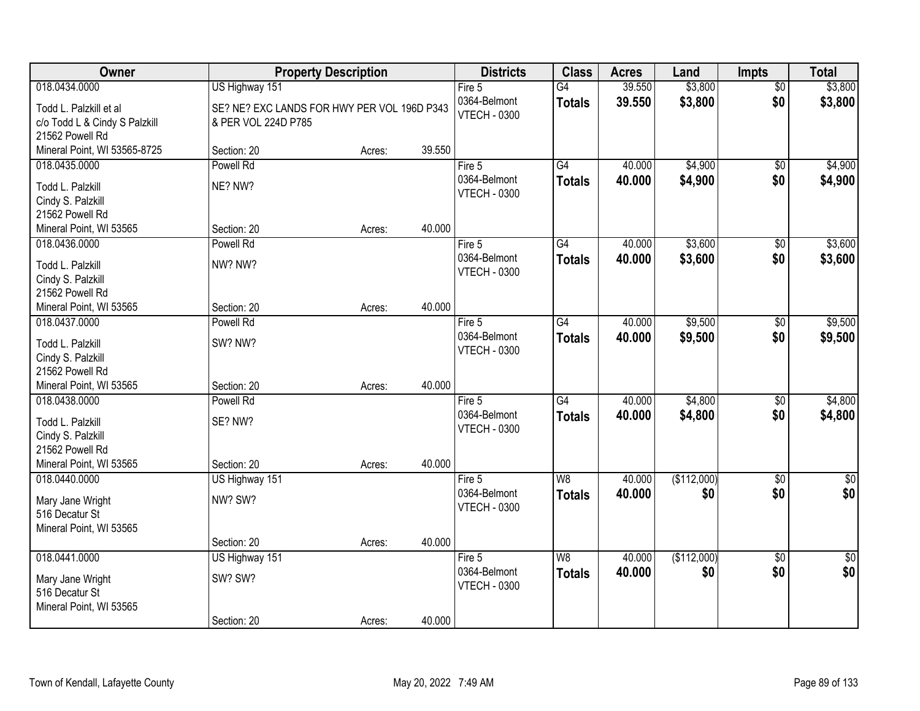| Owner | Property Description | | | Districts | Class | Acres | Land | Impts | Total |
|---|---|---|---|---|---|---|---|---|---|
| 018.0434.0000<br>Todd L. Palzkill et al<br>c/o Todd L & Cindy S Palzkill<br>21562 Powell Rd<br>Mineral Point, WI 53565-8725 | US Highway 151<br>SE? NE? EXC LANDS FOR HWY PER VOL 196D P343 & PER VOL 224D P785<br>Section: 20 | Acres: | 39.550 | Fire 5<br>0364-Belmont<br>VTECH - 0300 | G4<br>**Totals** | 39.550<br>**39.550** | $3,800<br>**$3,800** | $0<br>**$0** | $3,800<br>**$3,800** |
| 018.0435.0000<br>Todd L. Palzkill<br>Cindy S. Palzkill<br>21562 Powell Rd<br>Mineral Point, WI 53565 | Powell Rd<br>NE? NW?<br>Section: 20 | Acres: | 40.000 | Fire 5<br>0364-Belmont<br>VTECH - 0300 | G4<br>**Totals** | 40.000<br>**40.000** | $4,900<br>**$4,900** | $0<br>**$0** | $4,900<br>**$4,900** |
| 018.0436.0000<br>Todd L. Palzkill<br>Cindy S. Palzkill<br>21562 Powell Rd<br>Mineral Point, WI 53565 | Powell Rd<br>NW? NW?<br>Section: 20 | Acres: | 40.000 | Fire 5<br>0364-Belmont<br>VTECH - 0300 | G4<br>**Totals** | 40.000<br>**40.000** | $3,600<br>**$3,600** | $0<br>**$0** | $3,600<br>**$3,600** |
| 018.0437.0000<br>Todd L. Palzkill<br>Cindy S. Palzkill<br>21562 Powell Rd<br>Mineral Point, WI 53565 | Powell Rd<br>SW? NW?<br>Section: 20 | Acres: | 40.000 | Fire 5<br>0364-Belmont<br>VTECH - 0300 | G4<br>**Totals** | 40.000<br>**40.000** | $9,500<br>**$9,500** | $0<br>**$0** | $9,500<br>**$9,500** |
| 018.0438.0000<br>Todd L. Palzkill<br>Cindy S. Palzkill<br>21562 Powell Rd<br>Mineral Point, WI 53565 | Powell Rd<br>SE? NW?<br>Section: 20 | Acres: | 40.000 | Fire 5<br>0364-Belmont<br>VTECH - 0300 | G4<br>**Totals** | 40.000<br>**40.000** | $4,800<br>**$4,800** | $0<br>**$0** | $4,800<br>**$4,800** |
| 018.0440.0000<br>Mary Jane Wright<br>516 Decatur St<br>Mineral Point, WI 53565 | US Highway 151<br>NW? SW?<br>Section: 20 | Acres: | 40.000 | Fire 5<br>0364-Belmont<br>VTECH - 0300 | W8<br>**Totals** | 40.000<br>**40.000** | ($112,000)<br>**$0** | $0<br>**$0** | $0<br>**$0** |
| 018.0441.0000<br>Mary Jane Wright<br>516 Decatur St<br>Mineral Point, WI 53565 | US Highway 151<br>SW? SW?<br>Section: 20 | Acres: | 40.000 | Fire 5<br>0364-Belmont<br>VTECH - 0300 | W8<br>**Totals** | 40.000<br>**40.000** | ($112,000)<br>**$0** | $0<br>**$0** | $0<br>**$0** |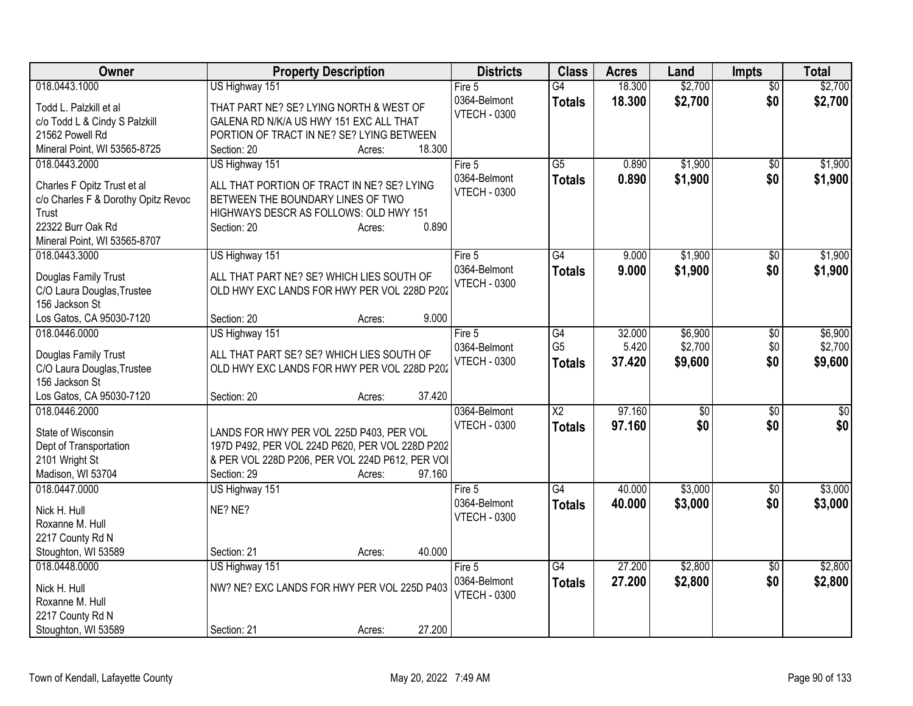| Owner | Property Description | Districts | Class | Acres | Land | Impts | Total |
|---|---|---|---|---|---|---|---|
| 018.0443.1000<br>Todd L. Palzkill et al<br>c/o Todd L & Cindy S Palzkill<br>21562 Powell Rd<br>Mineral Point, WI 53565-8725 | US Highway 151<br>THAT PART NE? SE? LYING NORTH & WEST OF GALENA RD N/K/A US HWY 151 EXC ALL THAT PORTION OF TRACT IN NE? SE? LYING BETWEEN<br>Section: 20 Acres: 18.300 | Fire 5<br>0364-Belmont<br>VTECH - 0300 | G4<br>**Totals** | 18.300<br>**18.300** | $2,700<br>**$2,700** | $0<br>**$0** | $2,700<br>**$2,700** |
| 018.0443.2000<br>Charles F Opitz Trust et al<br>c/o Charles F & Dorothy Opitz Revoc Trust<br>22322 Burr Oak Rd<br>Mineral Point, WI 53565-8707 | US Highway 151<br>ALL THAT PORTION OF TRACT IN NE? SE? LYING BETWEEN THE BOUNDARY LINES OF TWO HIGHWAYS DESCR AS FOLLOWS: OLD HWY 151<br>Section: 20 Acres: 0.890 | Fire 5<br>0364-Belmont<br>VTECH - 0300 | G5<br>**Totals** | 0.890<br>**0.890** | $1,900<br>**$1,900** | $0<br>**$0** | $1,900<br>**$1,900** |
| 018.0443.3000<br>Douglas Family Trust<br>C/O Laura Douglas,Trustee<br>156 Jackson St<br>Los Gatos, CA 95030-7120 | US Highway 151<br>ALL THAT PART NE? SE? WHICH LIES SOUTH OF OLD HWY EXC LANDS FOR HWY PER VOL 228D P202<br>Section: 20 Acres: 9.000 | Fire 5<br>0364-Belmont<br>VTECH - 0300 | G4<br>**Totals** | 9.000<br>**9.000** | $1,900<br>**$1,900** | $0<br>**$0** | $1,900<br>**$1,900** |
| 018.0446.0000<br>Douglas Family Trust<br>C/O Laura Douglas,Trustee<br>156 Jackson St<br>Los Gatos, CA 95030-7120 | US Highway 151<br>ALL THAT PART SE? SE? WHICH LIES SOUTH OF OLD HWY EXC LANDS FOR HWY PER VOL 228D P202<br>Section: 20 Acres: 37.420 | Fire 5<br>0364-Belmont<br>VTECH - 0300 | G4<br>G5<br>**Totals** | 32.000<br>5.420<br>**37.420** | $6,900<br>$2,700<br>**$9,600** | $0<br>$0<br>**$0** | $6,900<br>$2,700<br>**$9,600** |
| 018.0446.2000<br>State of Wisconsin<br>Dept of Transportation<br>2101 Wright St<br>Madison, WI 53704 | LANDS FOR HWY PER VOL 225D P403, PER VOL 197D P492, PER VOL 224D P620, PER VOL 228D P202 & PER VOL 228D P206, PER VOL 224D P612, PER VOI<br>Section: 29 Acres: 97.160 | 0364-Belmont<br>VTECH - 0300 | X2<br>**Totals** | 97.160<br>**97.160** | $0<br>**$0** | $0<br>**$0** | $0<br>**$0** |
| 018.0447.0000<br>Nick H. Hull<br>Roxanne M. Hull<br>2217 County Rd N<br>Stoughton, WI 53589 | US Highway 151<br>NE? NE?<br>Section: 21 Acres: 40.000 | Fire 5<br>0364-Belmont<br>VTECH - 0300 | G4<br>**Totals** | 40.000<br>**40.000** | $3,000<br>**$3,000** | $0<br>**$0** | $3,000<br>**$3,000** |
| 018.0448.0000<br>Nick H. Hull<br>Roxanne M. Hull<br>2217 County Rd N<br>Stoughton, WI 53589 | US Highway 151<br>NW? NE? EXC LANDS FOR HWY PER VOL 225D P403<br>Section: 21 Acres: 27.200 | Fire 5<br>0364-Belmont<br>VTECH - 0300 | G4<br>**Totals** | 27.200<br>**27.200** | $2,800<br>**$2,800** | $0<br>**$0** | $2,800<br>**$2,800** |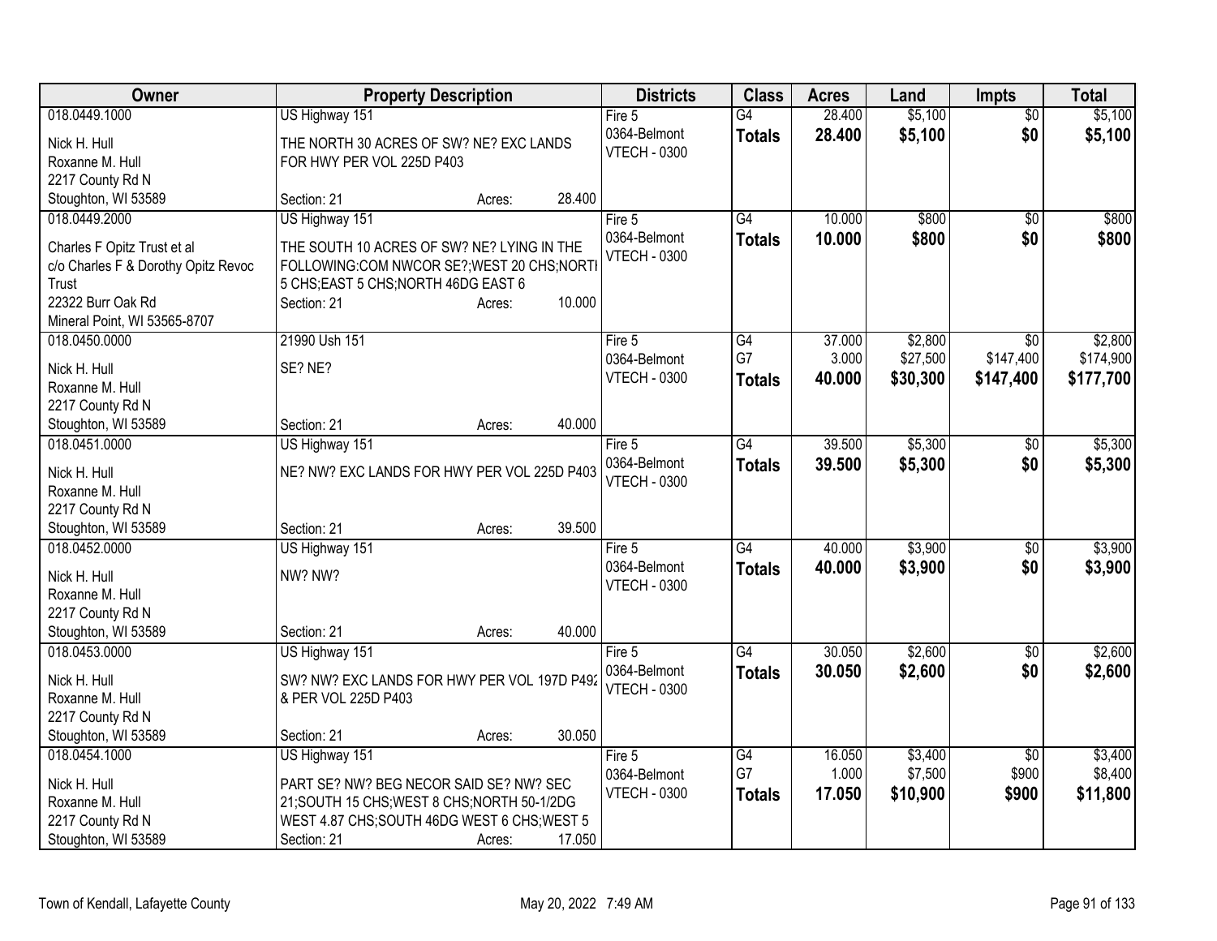| Owner | Property Description | Districts | Class | Acres | Land | Impts | Total |
|---|---|---|---|---|---|---|---|
| 018.0449.1000<br>Nick H. Hull<br>Roxanne M. Hull<br>2217 County Rd N<br>Stoughton, WI 53589 | US Highway 151<br>THE NORTH 30 ACRES OF SW? NE? EXC LANDS FOR HWY PER VOL 225D P403<br>Section: 21 Acres: 28.400 | Fire 5<br>0364-Belmont<br>VTECH - 0300 | G4<br>**Totals** | 28.400<br>**28.400** | $5,100<br>**$5,100** | $0<br>**$0** | $5,100<br>**$5,100** |
| 018.0449.2000<br>Charles F Opitz Trust et al<br>c/o Charles F & Dorothy Opitz Revoc Trust<br>22322 Burr Oak Rd<br>Mineral Point, WI 53565-8707 | US Highway 151<br>THE SOUTH 10 ACRES OF SW? NE? LYING IN THE FOLLOWING:COM NWCOR SE?;WEST 20 CHS;NORTH 5 CHS;EAST 5 CHS;NORTH 46DG EAST 6<br>Section: 21 Acres: 10.000 | Fire 5<br>0364-Belmont<br>VTECH - 0300 | G4<br>**Totals** | 10.000<br>**10.000** | $800<br>**$800** | $0<br>**$0** | $800<br>**$800** |
| 018.0450.0000<br>Nick H. Hull<br>Roxanne M. Hull<br>2217 County Rd N<br>Stoughton, WI 53589 | 21990 Ush 151<br>SE? NE?<br>Section: 21 Acres: 40.000 | Fire 5<br>0364-Belmont<br>VTECH - 0300 | G4<br>G7<br>**Totals** | 37.000<br>3.000<br>**40.000** | $2,800<br>$27,500<br>**$30,300** | $0<br>$147,400<br>**$147,400** | $2,800<br>$174,900<br>**$177,700** |
| 018.0451.0000<br>Nick H. Hull<br>Roxanne M. Hull<br>2217 County Rd N<br>Stoughton, WI 53589 | US Highway 151<br>NE? NW? EXC LANDS FOR HWY PER VOL 225D P403<br>Section: 21 Acres: 39.500 | Fire 5<br>0364-Belmont<br>VTECH - 0300 | G4<br>**Totals** | 39.500<br>**39.500** | $5,300<br>**$5,300** | $0<br>**$0** | $5,300<br>**$5,300** |
| 018.0452.0000<br>Nick H. Hull<br>Roxanne M. Hull<br>2217 County Rd N<br>Stoughton, WI 53589 | US Highway 151<br>NW? NW?<br>Section: 21 Acres: 40.000 | Fire 5<br>0364-Belmont<br>VTECH - 0300 | G4<br>**Totals** | 40.000<br>**40.000** | $3,900<br>**$3,900** | $0<br>**$0** | $3,900<br>**$3,900** |
| 018.0453.0000<br>Nick H. Hull<br>Roxanne M. Hull<br>2217 County Rd N<br>Stoughton, WI 53589 | US Highway 151<br>SW? NW? EXC LANDS FOR HWY PER VOL 197D P492 & PER VOL 225D P403<br>Section: 21 Acres: 30.050 | Fire 5<br>0364-Belmont<br>VTECH - 0300 | G4<br>**Totals** | 30.050<br>**30.050** | $2,600<br>**$2,600** | $0<br>**$0** | $2,600<br>**$2,600** |
| 018.0454.1000<br>Nick H. Hull<br>Roxanne M. Hull<br>2217 County Rd N<br>Stoughton, WI 53589 | US Highway 151<br>PART SE? NW? BEG NECOR SAID SE? NW? SEC 21;SOUTH 15 CHS;WEST 8 CHS;NORTH 50-1/2DG WEST 4.87 CHS;SOUTH 46DG WEST 6 CHS;WEST 5<br>Section: 21 Acres: 17.050 | Fire 5<br>0364-Belmont<br>VTECH - 0300 | G4<br>G7<br>**Totals** | 16.050<br>1.000<br>**17.050** | $3,400<br>$7,500<br>**$10,900** | $0<br>$900<br>**$900** | $3,400<br>$8,400<br>**$11,800** |

Town of Kendall, Lafayette County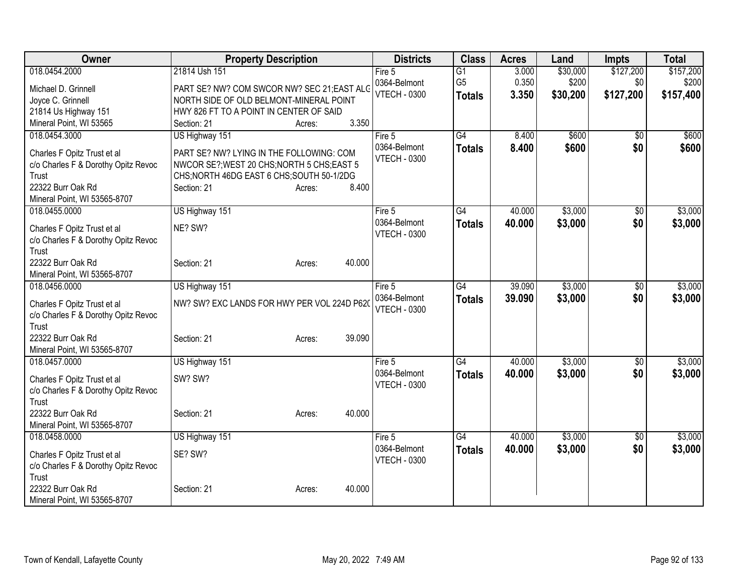| Owner | Property Description | | | Districts | Class | Acres | Land | Impts | Total |
|---|---|---|---|---|---|---|---|---|---|
| 018.0454.2000 | 21814 Ush 151 | | | Fire 5 | G1 | 3.000 | $30,000 | $127,200 | $157,200 |
| Michael D. Grinnell | PART SE? NW? COM SWCOR NW? SEC 21;EAST ALG | | | 0364-Belmont | G5 | 0.350 | $200 | $0 | $200 |
| Joyce C. Grinnell | NORTH SIDE OF OLD BELMONT-MINERAL POINT | | | VTECH - 0300 | **Totals** | **3.350** | **$30,200** | **$127,200** | **$157,400** |
| 21814 Us Highway 151 | HWY 826 FT TO A POINT IN CENTER OF SAID | | | | | | | | |
| Mineral Point, WI 53565 | Section: 21 | Acres: | 3.350 | | | | | | |
| 018.0454.3000 | US Highway 151 | | | Fire 5 | G4 | 8.400 | $600 | $0 | $600 |
| Charles F Opitz Trust et al | PART SE? NW? LYING IN THE FOLLOWING: COM | | | 0364-Belmont | **Totals** | **8.400** | **$600** | **$0** | **$600** |
| c/o Charles F & Dorothy Opitz Revoc Trust | NWCOR SE?;WEST 20 CHS;NORTH 5 CHS;EAST 5 | | | VTECH - 0300 | | | | | |
| | CHS;NORTH 46DG EAST 6 CHS;SOUTH 50-1/2DG | | | | | | | | |
| 22322 Burr Oak Rd | Section: 21 | Acres: | 8.400 | | | | | | |
| Mineral Point, WI 53565-8707 | | | | | | | | | |
| 018.0455.0000 | US Highway 151 | | | Fire 5 | G4 | 40.000 | $3,000 | $0 | $3,000 |
| Charles F Opitz Trust et al | NE? SW? | | | 0364-Belmont | **Totals** | **40.000** | **$3,000** | **$0** | **$3,000** |
| c/o Charles F & Dorothy Opitz Revoc Trust | | | | VTECH - 0300 | | | | | |
| 22322 Burr Oak Rd | Section: 21 | Acres: | 40.000 | | | | | | |
| Mineral Point, WI 53565-8707 | | | | | | | | | |
| 018.0456.0000 | US Highway 151 | | | Fire 5 | G4 | 39.090 | $3,000 | $0 | $3,000 |
| Charles F Opitz Trust et al | NW? SW? EXC LANDS FOR HWY PER VOL 224D P620 | | | 0364-Belmont | **Totals** | **39.090** | **$3,000** | **$0** | **$3,000** |
| c/o Charles F & Dorothy Opitz Revoc Trust | | | | VTECH - 0300 | | | | | |
| 22322 Burr Oak Rd | Section: 21 | Acres: | 39.090 | | | | | | |
| Mineral Point, WI 53565-8707 | | | | | | | | | |
| 018.0457.0000 | US Highway 151 | | | Fire 5 | G4 | 40.000 | $3,000 | $0 | $3,000 |
| Charles F Opitz Trust et al | SW? SW? | | | 0364-Belmont | **Totals** | **40.000** | **$3,000** | **$0** | **$3,000** |
| c/o Charles F & Dorothy Opitz Revoc Trust | | | | VTECH - 0300 | | | | | |
| 22322 Burr Oak Rd | Section: 21 | Acres: | 40.000 | | | | | | |
| Mineral Point, WI 53565-8707 | | | | | | | | | |
| 018.0458.0000 | US Highway 151 | | | Fire 5 | G4 | 40.000 | $3,000 | $0 | $3,000 |
| Charles F Opitz Trust et al | SE? SW? | | | 0364-Belmont | **Totals** | **40.000** | **$3,000** | **$0** | **$3,000** |
| c/o Charles F & Dorothy Opitz Revoc Trust | | | | VTECH - 0300 | | | | | |
| 22322 Burr Oak Rd | Section: 21 | Acres: | 40.000 | | | | | | |
| Mineral Point, WI 53565-8707 | | | | | | | | | |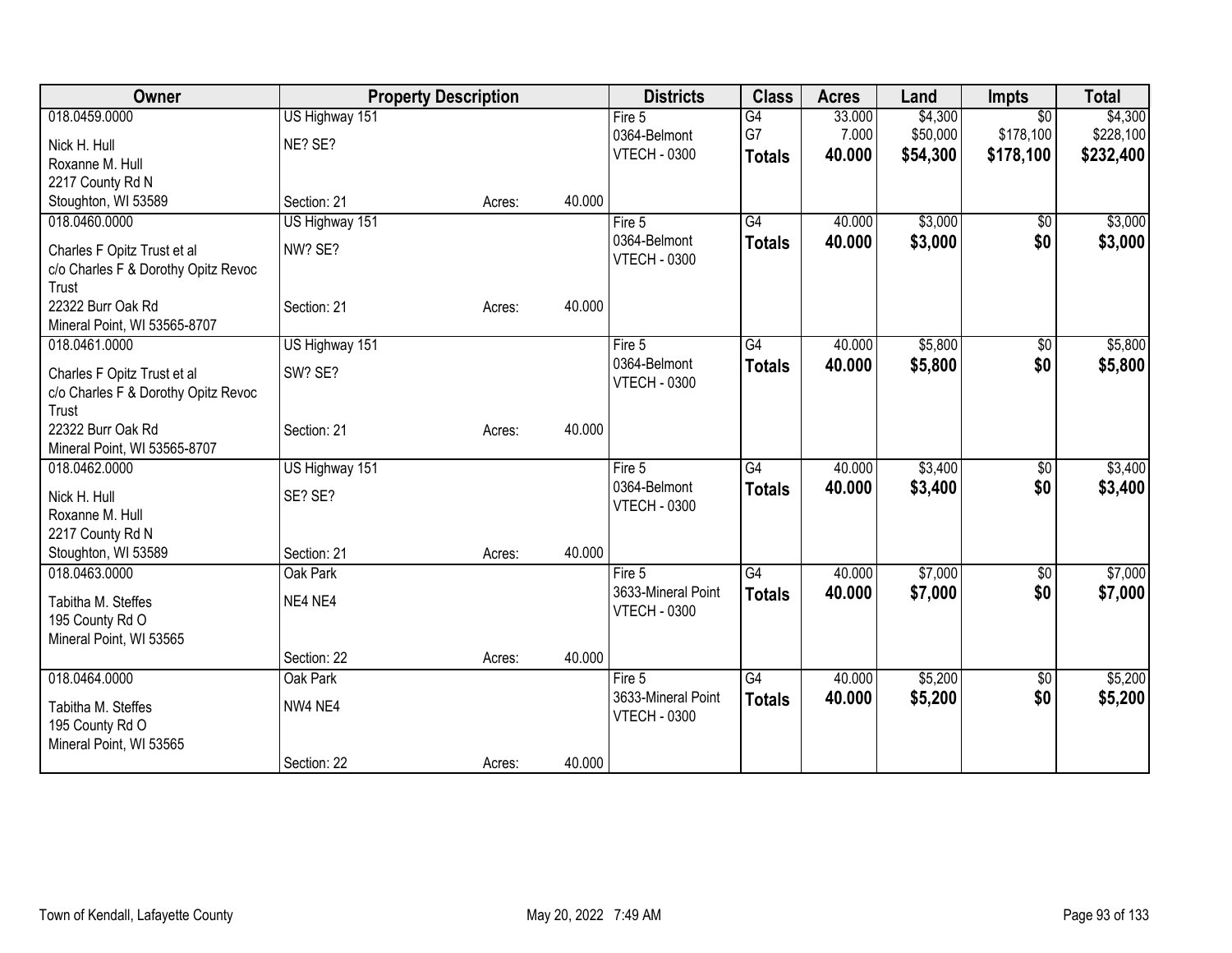| Owner | Property Description | | | Districts | Class | Acres | Land | Impts | Total |
|---|---|---|---|---|---|---|---|---|---|
| 018.0459.0000<br>Nick H. Hull<br>Roxanne M. Hull<br>2217 County Rd N<br>Stoughton, WI 53589 | US Highway 151<br>NE? SE?<br><br>Section: 21 | Acres: | 40.000 | Fire 5<br>0364-Belmont<br>VTECH - 0300 | G4<br>G7<br>**Totals** | 33.000<br>7.000<br>**40.000** | $4,300<br>$50,000<br>**$54,300** | $0<br>$178,100<br>**$178,100** | $4,300<br>$228,100<br>**$232,400** |
| 018.0460.0000<br>Charles F Opitz Trust et al<br>c/o Charles F & Dorothy Opitz Revoc Trust<br>22322 Burr Oak Rd<br>Mineral Point, WI 53565-8707 | US Highway 151<br>NW? SE?<br><br>Section: 21 | Acres: | 40.000 | Fire 5<br>0364-Belmont<br>VTECH - 0300 | G4<br>**Totals** | 40.000<br>**40.000** | $3,000<br>**$3,000** | $0<br>**$0** | $3,000<br>**$3,000** |
| 018.0461.0000<br>Charles F Opitz Trust et al<br>c/o Charles F & Dorothy Opitz Revoc Trust<br>22322 Burr Oak Rd<br>Mineral Point, WI 53565-8707 | US Highway 151<br>SW? SE?<br><br>Section: 21 | Acres: | 40.000 | Fire 5<br>0364-Belmont<br>VTECH - 0300 | G4<br>**Totals** | 40.000<br>**40.000** | $5,800<br>**$5,800** | $0<br>**$0** | $5,800<br>**$5,800** |
| 018.0462.0000<br>Nick H. Hull<br>Roxanne M. Hull<br>2217 County Rd N<br>Stoughton, WI 53589 | US Highway 151<br>SE? SE?<br><br>Section: 21 | Acres: | 40.000 | Fire 5<br>0364-Belmont<br>VTECH - 0300 | G4<br>**Totals** | 40.000<br>**40.000** | $3,400<br>**$3,400** | $0<br>**$0** | $3,400<br>**$3,400** |
| 018.0463.0000<br>Tabitha M. Steffes<br>195 County Rd O<br>Mineral Point, WI 53565 | Oak Park<br>NE4 NE4<br><br>Section: 22 | Acres: | 40.000 | Fire 5<br>3633-Mineral Point<br>VTECH - 0300 | G4<br>**Totals** | 40.000<br>**40.000** | $7,000<br>**$7,000** | $0<br>**$0** | $7,000<br>**$7,000** |
| 018.0464.0000<br>Tabitha M. Steffes<br>195 County Rd O<br>Mineral Point, WI 53565 | Oak Park<br>NW4 NE4<br><br>Section: 22 | Acres: | 40.000 | Fire 5<br>3633-Mineral Point<br>VTECH - 0300 | G4<br>**Totals** | 40.000<br>**40.000** | $5,200<br>**$5,200** | $0<br>**$0** | $5,200<br>**$5,200** |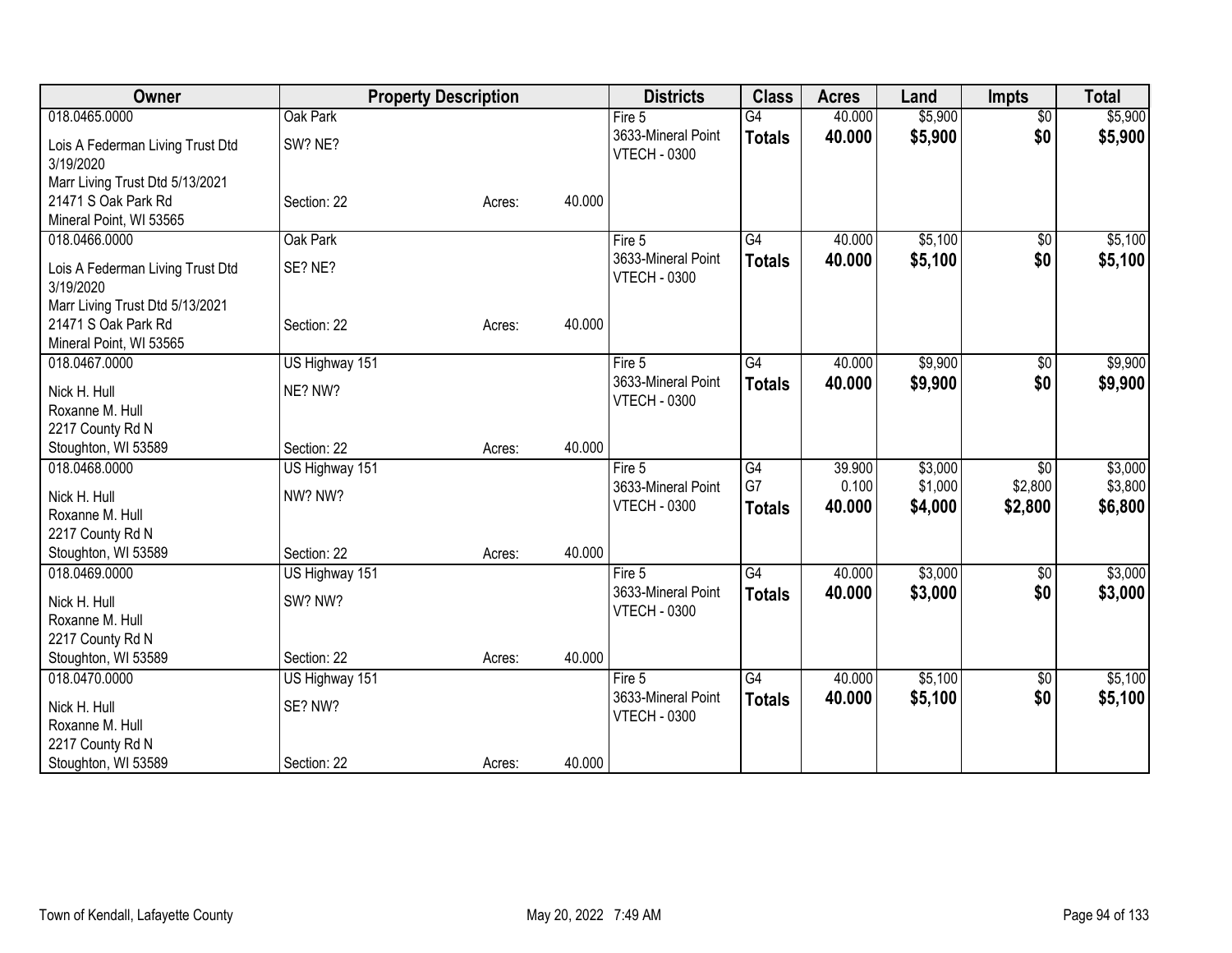| Owner | Property Description | | | Districts | Class | Acres | Land | Impts | Total |
|---|---|---|---|---|---|---|---|---|---|
| 018.0465.0000 | Oak Park | | | Fire 5 | G4 | 40.000 | $5,900 | $0 | $5,900 |
| Lois A Federman Living Trust Dtd 3/19/2020 | SW? NE? | | | 3633-Mineral Point | **Totals** | **40.000** | **$5,900** | **$0** | **$5,900** |
| Marr Living Trust Dtd 5/13/2021 | | | | VTECH - 0300 | | | | | |
| 21471 S Oak Park Rd | Section: 22 | Acres: | 40.000 | | | | | | |
| Mineral Point, WI 53565 | | | | | | | | | |
| 018.0466.0000 | Oak Park | | | Fire 5 | G4 | 40.000 | $5,100 | $0 | $5,100 |
| Lois A Federman Living Trust Dtd 3/19/2020 | SE? NE? | | | 3633-Mineral Point | **Totals** | **40.000** | **$5,100** | **$0** | **$5,100** |
| Marr Living Trust Dtd 5/13/2021 | | | | VTECH - 0300 | | | | | |
| 21471 S Oak Park Rd | Section: 22 | Acres: | 40.000 | | | | | | |
| Mineral Point, WI 53565 | | | | | | | | | |
| 018.0467.0000 | US Highway 151 | | | Fire 5 | G4 | 40.000 | $9,900 | $0 | $9,900 |
| Nick H. Hull | NE? NW? | | | 3633-Mineral Point | **Totals** | **40.000** | **$9,900** | **$0** | **$9,900** |
| Roxanne M. Hull | | | | VTECH - 0300 | | | | | |
| 2217 County Rd N | | | | | | | | | |
| Stoughton, WI 53589 | Section: 22 | Acres: | 40.000 | | | | | | |
| 018.0468.0000 | US Highway 151 | | | Fire 5 | G4 | 39.900 | $3,000 | $0 | $3,000 |
| Nick H. Hull | NW? NW? | | | 3633-Mineral Point | G7 | 0.100 | $1,000 | $2,800 | $3,800 |
| Roxanne M. Hull | | | | VTECH - 0300 | **Totals** | **40.000** | **$4,000** | **$2,800** | **$6,800** |
| 2217 County Rd N | | | | | | | | | |
| Stoughton, WI 53589 | Section: 22 | Acres: | 40.000 | | | | | | |
| 018.0469.0000 | US Highway 151 | | | Fire 5 | G4 | 40.000 | $3,000 | $0 | $3,000 |
| Nick H. Hull | SW? NW? | | | 3633-Mineral Point | **Totals** | **40.000** | **$3,000** | **$0** | **$3,000** |
| Roxanne M. Hull | | | | VTECH - 0300 | | | | | |
| 2217 County Rd N | | | | | | | | | |
| Stoughton, WI 53589 | Section: 22 | Acres: | 40.000 | | | | | | |
| 018.0470.0000 | US Highway 151 | | | Fire 5 | G4 | 40.000 | $5,100 | $0 | $5,100 |
| Nick H. Hull | SE? NW? | | | 3633-Mineral Point | **Totals** | **40.000** | **$5,100** | **$0** | **$5,100** |
| Roxanne M. Hull | | | | VTECH - 0300 | | | | | |
| 2217 County Rd N | | | | | | | | | |
| Stoughton, WI 53589 | Section: 22 | Acres: | 40.000 | | | | | | |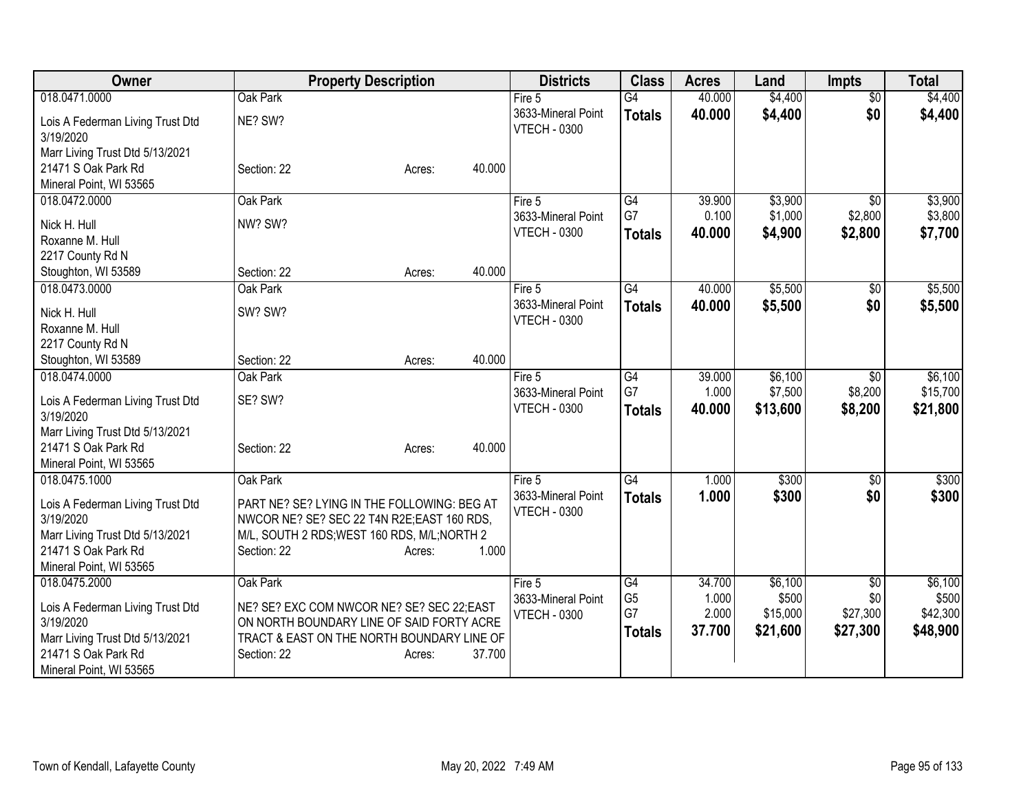| Owner | Property Description | Districts | Class | Acres | Land | Impts | Total |
|---|---|---|---|---|---|---|---|
| 018.0471.0000<br>Lois A Federman Living Trust Dtd 3/19/2020<br>Marr Living Trust Dtd 5/13/2021<br>21471 S Oak Park Rd<br>Mineral Point, WI 53565 | Oak Park<br>NE? SW?<br>Section: 22 Acres: 40.000 | Fire 5<br>3633-Mineral Point<br>VTECH - 0300 | G4<br>**Totals** | 40.000<br>**40.000** | $4,400<br>**$4,400** | $0<br>**$0** | $4,400<br>**$4,400** |
| 018.0472.0000<br>Nick H. Hull<br>Roxanne M. Hull<br>2217 County Rd N<br>Stoughton, WI 53589 | Oak Park<br>NW? SW?<br>Section: 22 Acres: 40.000 | Fire 5<br>3633-Mineral Point<br>VTECH - 0300 | G4<br>G7<br>**Totals** | 39.900<br>0.100<br>**40.000** | $3,900<br>$1,000<br>**$4,900** | $0<br>$2,800<br>**$2,800** | $3,900<br>$3,800<br>**$7,700** |
| 018.0473.0000<br>Nick H. Hull<br>Roxanne M. Hull<br>2217 County Rd N<br>Stoughton, WI 53589 | Oak Park<br>SW? SW?<br>Section: 22 Acres: 40.000 | Fire 5<br>3633-Mineral Point<br>VTECH - 0300 | G4<br>**Totals** | 40.000<br>**40.000** | $5,500<br>**$5,500** | $0<br>**$0** | $5,500<br>**$5,500** |
| 018.0474.0000<br>Lois A Federman Living Trust Dtd 3/19/2020<br>Marr Living Trust Dtd 5/13/2021<br>21471 S Oak Park Rd<br>Mineral Point, WI 53565 | Oak Park<br>SE? SW?<br>Section: 22 Acres: 40.000 | Fire 5<br>3633-Mineral Point<br>VTECH - 0300 | G4<br>G7<br>**Totals** | 39.000<br>1.000<br>**40.000** | $6,100<br>$7,500<br>**$13,600** | $0<br>$8,200<br>**$8,200** | $6,100<br>$15,700<br>**$21,800** |
| 018.0475.1000<br>Lois A Federman Living Trust Dtd 3/19/2020<br>Marr Living Trust Dtd 5/13/2021<br>21471 S Oak Park Rd<br>Mineral Point, WI 53565 | Oak Park<br>PART NE? SE? LYING IN THE FOLLOWING: BEG AT NWCOR NE? SE? SEC 22 T4N R2E;EAST 160 RDS, M/L, SOUTH 2 RDS;WEST 160 RDS, M/L;NORTH 2<br>Section: 22 Acres: 1.000 | Fire 5<br>3633-Mineral Point<br>VTECH - 0300 | G4<br>**Totals** | 1.000<br>**1.000** | $300<br>**$300** | $0<br>**$0** | $300<br>**$300** |
| 018.0475.2000<br>Lois A Federman Living Trust Dtd 3/19/2020<br>Marr Living Trust Dtd 5/13/2021<br>21471 S Oak Park Rd<br>Mineral Point, WI 53565 | Oak Park<br>NE? SE? EXC COM NWCOR NE? SE? SEC 22;EAST ON NORTH BOUNDARY LINE OF SAID FORTY ACRE TRACT & EAST ON THE NORTH BOUNDARY LINE OF<br>Section: 22 Acres: 37.700 | Fire 5<br>3633-Mineral Point<br>VTECH - 0300 | G4<br>G5<br>G7<br>**Totals** | 34.700<br>1.000<br>2.000<br>**37.700** | $6,100<br>$500<br>$15,000<br>**$21,600** | $0<br>$0<br>$27,300<br>**$27,300** | $6,100<br>$500<br>$42,300<br>**$48,900** |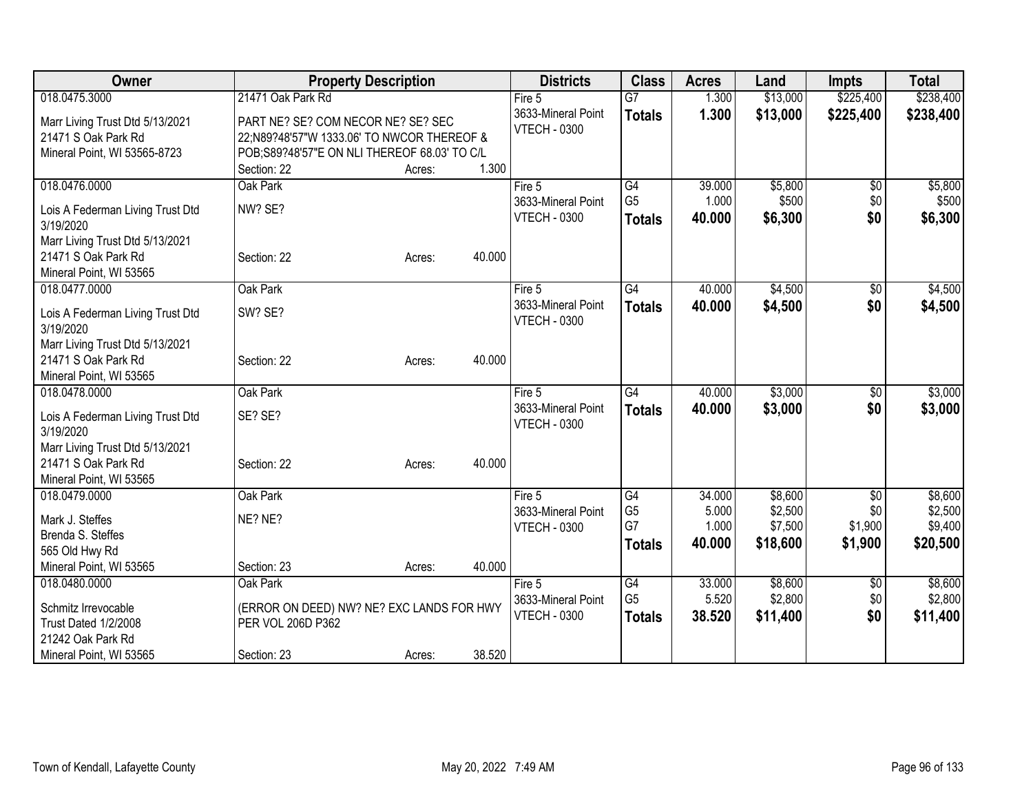| Owner | Property Description | Districts | Class | Acres | Land | Impts | Total |
|---|---|---|---|---|---|---|---|
| 018.0475.3000<br>Marr Living Trust Dtd 5/13/2021<br>21471 S Oak Park Rd<br>Mineral Point, WI 53565-8723 | 21471 Oak Park Rd<br>PART NE? SE? COM NECOR NE? SE? SEC 22;N89?48'57"W 1333.06' TO NWCOR THEREOF & POB;S89?48'57"E ON NLI THEREOF 68.03' TO C/L<br>Section: 22 Acres: 1.300 | Fire 5<br>3633-Mineral Point<br>VTECH - 0300 | G7<br>**Totals** | 1.300<br>**1.300** | $13,000<br>**$13,000** | $225,400<br>**$225,400** | $238,400<br>**$238,400** |
| 018.0476.0000<br>Lois A Federman Living Trust Dtd 3/19/2020<br>Marr Living Trust Dtd 5/13/2021<br>21471 S Oak Park Rd<br>Mineral Point, WI 53565 | Oak Park<br>NW? SE?<br>Section: 22 Acres: 40.000 | Fire 5<br>3633-Mineral Point<br>VTECH - 0300 | G4<br>G5<br>**Totals** | 39.000<br>1.000<br>**40.000** | $5,800<br>$500<br>**$6,300** | $0<br>$0<br>**$0** | $5,800<br>$500<br>**$6,300** |
| 018.0477.0000<br>Lois A Federman Living Trust Dtd 3/19/2020<br>Marr Living Trust Dtd 5/13/2021<br>21471 S Oak Park Rd<br>Mineral Point, WI 53565 | Oak Park<br>SW? SE?<br>Section: 22 Acres: 40.000 | Fire 5<br>3633-Mineral Point<br>VTECH - 0300 | G4<br>**Totals** | 40.000<br>**40.000** | $4,500<br>**$4,500** | $0<br>**$0** | $4,500<br>**$4,500** |
| 018.0478.0000<br>Lois A Federman Living Trust Dtd 3/19/2020<br>Marr Living Trust Dtd 5/13/2021<br>21471 S Oak Park Rd<br>Mineral Point, WI 53565 | Oak Park<br>SE? SE?<br>Section: 22 Acres: 40.000 | Fire 5<br>3633-Mineral Point<br>VTECH - 0300 | G4<br>**Totals** | 40.000<br>**40.000** | $3,000<br>**$3,000** | $0<br>**$0** | $3,000<br>**$3,000** |
| 018.0479.0000<br>Mark J. Steffes<br>Brenda S. Steffes<br>565 Old Hwy Rd<br>Mineral Point, WI 53565 | Oak Park<br>NE? NE?<br>Section: 23 Acres: 40.000 | Fire 5<br>3633-Mineral Point<br>VTECH - 0300 | G4<br>G5<br>G7<br>**Totals** | 34.000<br>5.000<br>1.000<br>**40.000** | $8,600<br>$2,500<br>$7,500<br>**$18,600** | $0<br>$0<br>$1,900<br>**$1,900** | $8,600<br>$2,500<br>$9,400<br>**$20,500** |
| 018.0480.0000<br>Schmitz Irrevocable<br>Trust Dated 1/2/2008<br>21242 Oak Park Rd<br>Mineral Point, WI 53565 | Oak Park<br>(ERROR ON DEED) NW? NE? EXC LANDS FOR HWY PER VOL 206D P362<br>Section: 23 Acres: 38.520 | Fire 5<br>3633-Mineral Point<br>VTECH - 0300 | G4<br>G5<br>**Totals** | 33.000<br>5.520<br>**38.520** | $8,600<br>$2,800<br>**$11,400** | $0<br>$0<br>**$0** | $8,600<br>$2,800<br>**$11,400** |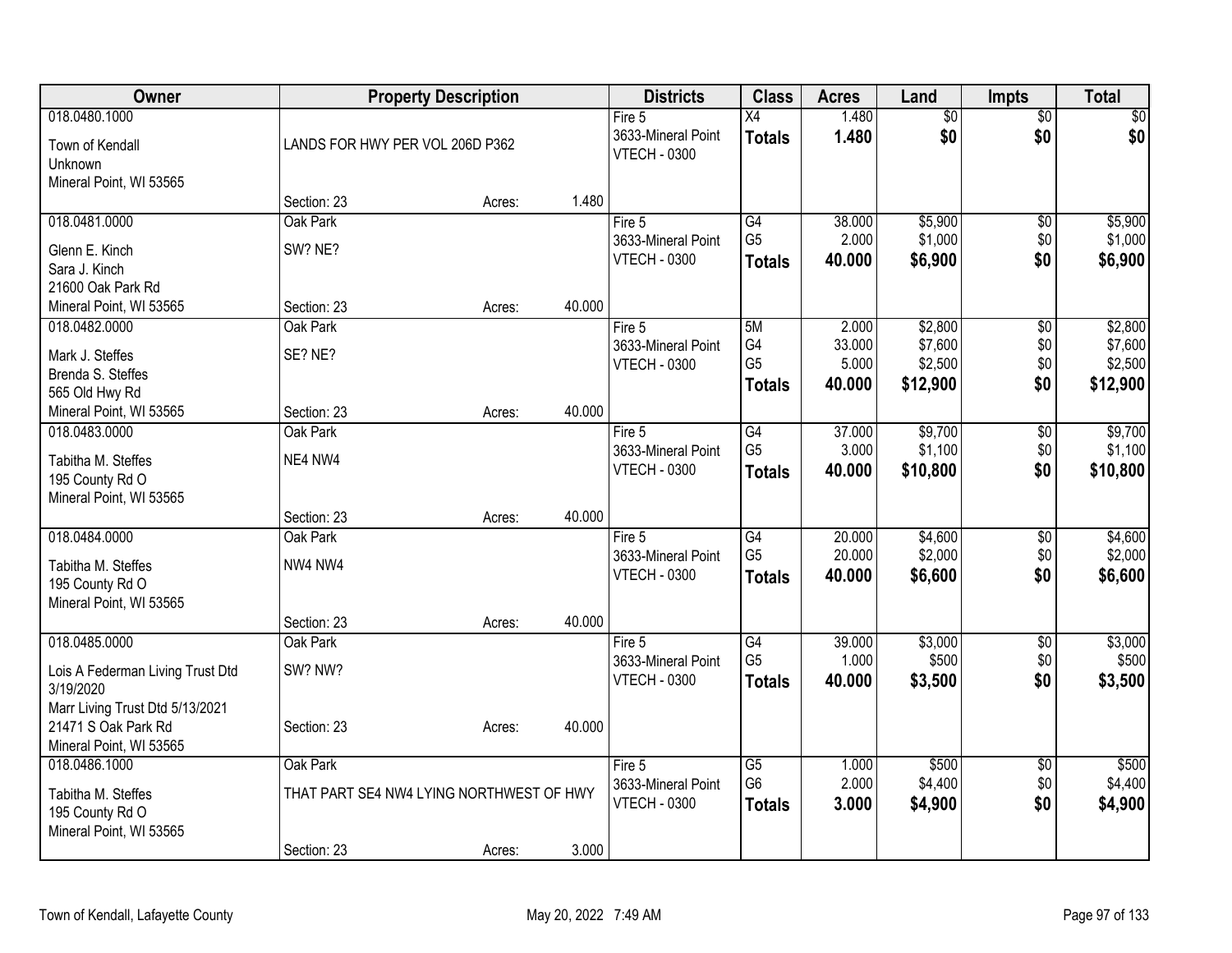| Owner | Property Description | | | Districts | Class | Acres | Land | Impts | Total |
|---|---|---|---|---|---|---|---|---|---|
| 018.0480.1000<br>Town of Kendall<br>Unknown<br>Mineral Point, WI 53565 | LANDS FOR HWY PER VOL 206D P362<br><br>Section: 23 | Acres: | 1.480 | Fire 5<br>3633-Mineral Point<br>VTECH - 0300 | X4<br>**Totals** | 1.480<br>**1.480** | $0<br>**$0** | $0<br>**$0** | $0<br>**$0** |
| 018.0481.0000<br>Glenn E. Kinch<br>Sara J. Kinch<br>21600 Oak Park Rd<br>Mineral Point, WI 53565 | Oak Park<br>SW? NE?<br><br>Section: 23 | Acres: | 40.000 | Fire 5<br>3633-Mineral Point<br>VTECH - 0300 | G4<br>G5<br>**Totals** | 38.000<br>2.000<br>**40.000** | $5,900<br>$1,000<br>**$6,900** | $0<br>$0<br>**$0** | $5,900<br>$1,000<br>**$6,900** |
| 018.0482.0000<br>Mark J. Steffes<br>Brenda S. Steffes<br>565 Old Hwy Rd<br>Mineral Point, WI 53565 | Oak Park<br>SE? NE?<br><br>Section: 23 | Acres: | 40.000 | Fire 5<br>3633-Mineral Point<br>VTECH - 0300 | 5M<br>G4<br>G5<br>**Totals** | 2.000<br>33.000<br>5.000<br>**40.000** | $2,800<br>$7,600<br>$2,500<br>**$12,900** | $0<br>$0<br>$0<br>**$0** | $2,800<br>$7,600<br>$2,500<br>**$12,900** |
| 018.0483.0000<br>Tabitha M. Steffes<br>195 County Rd O<br>Mineral Point, WI 53565 | Oak Park<br>NE4 NW4<br><br>Section: 23 | Acres: | 40.000 | Fire 5<br>3633-Mineral Point<br>VTECH - 0300 | G4<br>G5<br>**Totals** | 37.000<br>3.000<br>**40.000** | $9,700<br>$1,100<br>**$10,800** | $0<br>$0<br>**$0** | $9,700<br>$1,100<br>**$10,800** |
| 018.0484.0000<br>Tabitha M. Steffes<br>195 County Rd O<br>Mineral Point, WI 53565 | Oak Park<br>NW4 NW4<br><br>Section: 23 | Acres: | 40.000 | Fire 5<br>3633-Mineral Point<br>VTECH - 0300 | G4<br>G5<br>**Totals** | 20.000<br>20.000<br>**40.000** | $4,600<br>$2,000<br>**$6,600** | $0<br>$0<br>**$0** | $4,600<br>$2,000<br>**$6,600** |
| 018.0485.0000<br>Lois A Federman Living Trust Dtd 3/19/2020<br>Marr Living Trust Dtd 5/13/2021<br>21471 S Oak Park Rd<br>Mineral Point, WI 53565 | Oak Park<br>SW? NW?<br><br>Section: 23 | Acres: | 40.000 | Fire 5<br>3633-Mineral Point<br>VTECH - 0300 | G4<br>G5<br>**Totals** | 39.000<br>1.000<br>**40.000** | $3,000<br>$500<br>**$3,500** | $0<br>$0<br>**$0** | $3,000<br>$500<br>**$3,500** |
| 018.0486.1000<br>Tabitha M. Steffes<br>195 County Rd O<br>Mineral Point, WI 53565 | Oak Park<br>THAT PART SE4 NW4 LYING NORTHWEST OF HWY<br><br>Section: 23 | Acres: | 3.000 | Fire 5<br>3633-Mineral Point<br>VTECH - 0300 | G5<br>G6<br>**Totals** | 1.000<br>2.000<br>**3.000** | $500<br>$4,400<br>**$4,900** | $0<br>$0<br>**$0** | $500<br>$4,400<br>**$4,900** |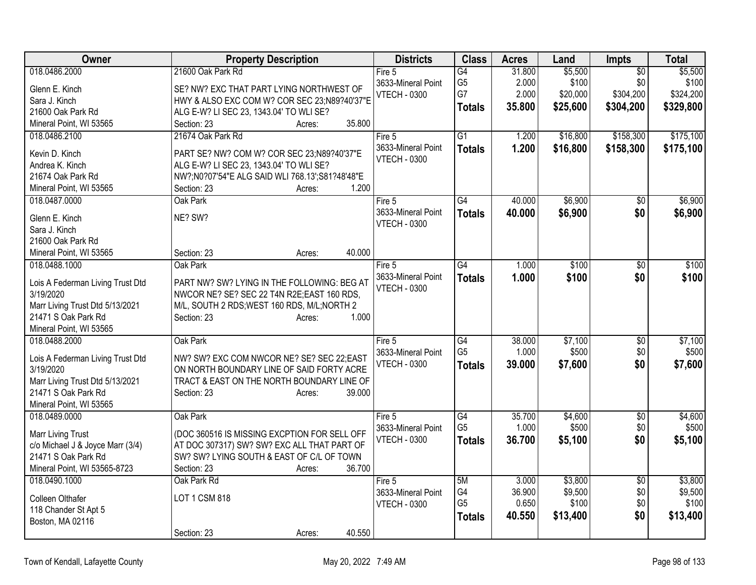| Owner | Property Description | Districts | Class | Acres | Land | Impts | Total |
|---|---|---|---|---|---|---|---|
| 018.0486.2000<br><br>Glenn E. Kinch<br>Sara J. Kinch<br>21600 Oak Park Rd<br>Mineral Point, WI 53565 | 21600 Oak Park Rd<br><br>SE? NW? EXC THAT PART LYING NORTHWEST OF HWY & ALSO EXC COM W? COR SEC 23;N89?40'37"E ALG E-W? LI SEC 23, 1343.04' TO WLI SE?<br>Section: 23 Acres: 35.800 | Fire 5<br>3633-Mineral Point<br>VTECH - 0300 | G4<br>G5<br>G7<br>**Totals** | 31.800<br>2.000<br>2.000<br>**35.800** | $5,500<br>$100<br>$20,000<br>**$25,600** | $0<br>$0<br>$304,200<br>**$304,200** | $5,500<br>$100<br>$324,200<br>**$329,800** |
| 018.0486.2100<br><br>Kevin D. Kinch<br>Andrea K. Kinch<br>21674 Oak Park Rd<br>Mineral Point, WI 53565 | 21674 Oak Park Rd<br><br>PART SE? NW? COM W? COR SEC 23;N89?40'37"E ALG E-W? LI SEC 23, 1343.04' TO WLI SE? NW?;N0?07'54"E ALG SAID WLI 768.13';S81?48'48"E<br>Section: 23 Acres: 1.200 | Fire 5<br>3633-Mineral Point<br>VTECH - 0300 | G1<br>**Totals** | 1.200<br>**1.200** | $16,800<br>**$16,800** | $158,300<br>**$158,300** | $175,100<br>**$175,100** |
| 018.0487.0000<br><br>Glenn E. Kinch<br>Sara J. Kinch<br>21600 Oak Park Rd<br>Mineral Point, WI 53565 | Oak Park<br><br>NE? SW?<br><br>Section: 23 Acres: 40.000 | Fire 5<br>3633-Mineral Point<br>VTECH - 0300 | G4<br>**Totals** | 40.000<br>**40.000** | $6,900<br>**$6,900** | $0<br>**$0** | $6,900<br>**$6,900** |
| 018.0488.1000<br><br>Lois A Federman Living Trust Dtd 3/19/2020<br>Marr Living Trust Dtd 5/13/2021<br>21471 S Oak Park Rd<br>Mineral Point, WI 53565 | Oak Park<br><br>PART NW? SW? LYING IN THE FOLLOWING: BEG AT NWCOR NE? SE? SEC 22 T4N R2E;EAST 160 RDS, M/L, SOUTH 2 RDS;WEST 160 RDS, M/L;NORTH 2<br>Section: 23 Acres: 1.000 | Fire 5<br>3633-Mineral Point<br>VTECH - 0300 | G4<br>**Totals** | 1.000<br>**1.000** | $100<br>**$100** | $0<br>**$0** | $100<br>**$100** |
| 018.0488.2000<br><br>Lois A Federman Living Trust Dtd 3/19/2020<br>Marr Living Trust Dtd 5/13/2021<br>21471 S Oak Park Rd<br>Mineral Point, WI 53565 | Oak Park<br><br>NW? SW? EXC COM NWCOR NE? SE? SEC 22;EAST ON NORTH BOUNDARY LINE OF SAID FORTY ACRE TRACT & EAST ON THE NORTH BOUNDARY LINE OF<br>Section: 23 Acres: 39.000 | Fire 5<br>3633-Mineral Point<br>VTECH - 0300 | G4<br>G5<br>**Totals** | 38.000<br>1.000<br>**39.000** | $7,100<br>$500<br>**$7,600** | $0<br>$0<br>**$0** | $7,100<br>$500<br>**$7,600** |
| 018.0489.0000<br><br>Marr Living Trust<br>c/o Michael J & Joyce Marr (3/4)<br>21471 S Oak Park Rd<br>Mineral Point, WI 53565-8723 | Oak Park<br><br>(DOC 360516 IS MISSING EXCPTION FOR SELL OFF AT DOC 307317) SW? SW? EXC ALL THAT PART OF SW? SW? LYING SOUTH & EAST OF C/L OF TOWN<br>Section: 23 Acres: 36.700 | Fire 5<br>3633-Mineral Point<br>VTECH - 0300 | G4<br>G5<br>**Totals** | 35.700<br>1.000<br>**36.700** | $4,600<br>$500<br>**$5,100** | $0<br>$0<br>**$0** | $4,600<br>$500<br>**$5,100** |
| 018.0490.1000<br><br>Colleen Olthafer<br>118 Chander St Apt 5<br>Boston, MA 02116 | Oak Park Rd<br><br>LOT 1 CSM 818<br><br>Section: 23 Acres: 40.550 | Fire 5<br>3633-Mineral Point<br>VTECH - 0300 | 5M<br>G4<br>G5<br>**Totals** | 3.000<br>36.900<br>0.650<br>**40.550** | $3,800<br>$9,500<br>$100<br>**$13,400** | $0<br>$0<br>$0<br>**$0** | $3,800<br>$9,500<br>$100<br>**$13,400** |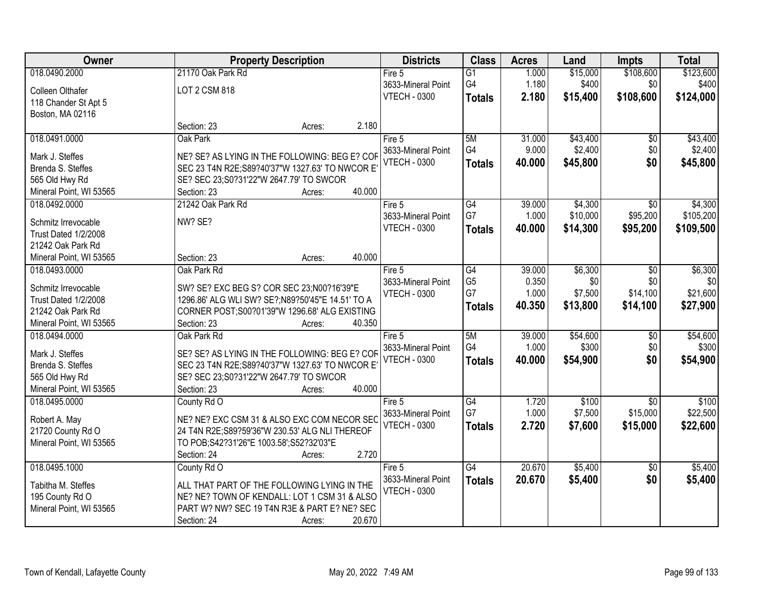| Owner | Property Description | Districts | Class | Acres | Land | Impts | Total |
|---|---|---|---|---|---|---|---|
| 018.0490.2000<br>Colleen Olthafer<br>118 Chander St Apt 5<br>Boston, MA 02116 | 21170 Oak Park Rd<br>LOT 2 CSM 818<br>Section: 23 Acres: 2.180 | Fire 5<br>3633-Mineral Point<br>VTECH - 0300 | G1<br>G4<br>**Totals** | 1.000<br>1.180<br>**2.180** | $15,000<br>$400<br>**$15,400** | $108,600<br>$0<br>**$108,600** | $123,600<br>$400<br>**$124,000** |
| 018.0491.0000<br>Mark J. Steffes<br>Brenda S. Steffes<br>565 Old Hwy Rd<br>Mineral Point, WI 53565 | Oak Park<br>NE? SE? AS LYING IN THE FOLLOWING: BEG E? COR SEC 23 T4N R2E;S89?40'37"W 1327.63' TO NWCOR E' SE? SEC 23;S0?31'22"W 2647.79' TO SWCOR<br>Section: 23 Acres: 40.000 | Fire 5<br>3633-Mineral Point<br>VTECH - 0300 | 5M<br>G4<br>**Totals** | 31.000<br>9.000<br>**40.000** | $43,400<br>$2,400<br>**$45,800** | $0<br>$0<br>**$0** | $43,400<br>$2,400<br>**$45,800** |
| 018.0492.0000<br>Schmitz Irrevocable<br>Trust Dated 1/2/2008<br>21242 Oak Park Rd<br>Mineral Point, WI 53565 | 21242 Oak Park Rd<br>NW? SE?<br>Section: 23 Acres: 40.000 | Fire 5<br>3633-Mineral Point<br>VTECH - 0300 | G4<br>G7<br>**Totals** | 39.000<br>1.000<br>**40.000** | $4,300<br>$10,000<br>**$14,300** | $0<br>$95,200<br>**$95,200** | $4,300<br>$105,200<br>**$109,500** |
| 018.0493.0000<br>Schmitz Irrevocable<br>Trust Dated 1/2/2008<br>21242 Oak Park Rd<br>Mineral Point, WI 53565 | Oak Park Rd<br>SW? SE? EXC BEG S? COR SEC 23;N00?16'39"E 1296.86' ALG WLI SW? SE?;N89?50'45"E 14.51' TO A CORNER POST;S00?01'39"W 1296.68' ALG EXISTING<br>Section: 23 Acres: 40.350 | Fire 5<br>3633-Mineral Point<br>VTECH - 0300 | G4<br>G5<br>G7<br>**Totals** | 39.000<br>0.350<br>1.000<br>**40.350** | $6,300<br>$0<br>$7,500<br>**$13,800** | $0<br>$0<br>$14,100<br>**$14,100** | $6,300<br>$0<br>$21,600<br>**$27,900** |
| 018.0494.0000<br>Mark J. Steffes<br>Brenda S. Steffes<br>565 Old Hwy Rd<br>Mineral Point, WI 53565 | Oak Park Rd<br>SE? SE? AS LYING IN THE FOLLOWING: BEG E? COR SEC 23 T4N R2E;S89?40'37"W 1327.63' TO NWCOR E' SE? SEC 23;S0?31'22"W 2647.79' TO SWCOR<br>Section: 23 Acres: 40.000 | Fire 5<br>3633-Mineral Point<br>VTECH - 0300 | 5M<br>G4<br>**Totals** | 39.000<br>1.000<br>**40.000** | $54,600<br>$300<br>**$54,900** | $0<br>$0<br>**$0** | $54,600<br>$300<br>**$54,900** |
| 018.0495.0000<br>Robert A. May<br>21720 County Rd O<br>Mineral Point, WI 53565 | County Rd O<br>NE? NE? EXC CSM 31 & ALSO EXC COM NECOR SEC 24 T4N R2E;S89?59'36"W 230.53' ALG NLI THEREOF TO POB;S42?31'26"E 1003.58';S52?32'03"E<br>Section: 24 Acres: 2.720 | Fire 5<br>3633-Mineral Point<br>VTECH - 0300 | G4<br>G7<br>**Totals** | 1.720<br>1.000<br>**2.720** | $100<br>$7,500<br>**$7,600** | $0<br>$15,000<br>**$15,000** | $100<br>$22,500<br>**$22,600** |
| 018.0495.1000<br>Tabitha M. Steffes<br>195 County Rd O<br>Mineral Point, WI 53565 | County Rd O<br>ALL THAT PART OF THE FOLLOWING LYING IN THE NE? NE? TOWN OF KENDALL: LOT 1 CSM 31 & ALSO PART W? NW? SEC 19 T4N R3E & PART E? NE? SEC<br>Section: 24 Acres: 20.670 | Fire 5<br>3633-Mineral Point<br>VTECH - 0300 | G4<br>**Totals** | 20.670<br>**20.670** | $5,400<br>**$5,400** | $0<br>**$0** | $5,400<br>**$5,400** |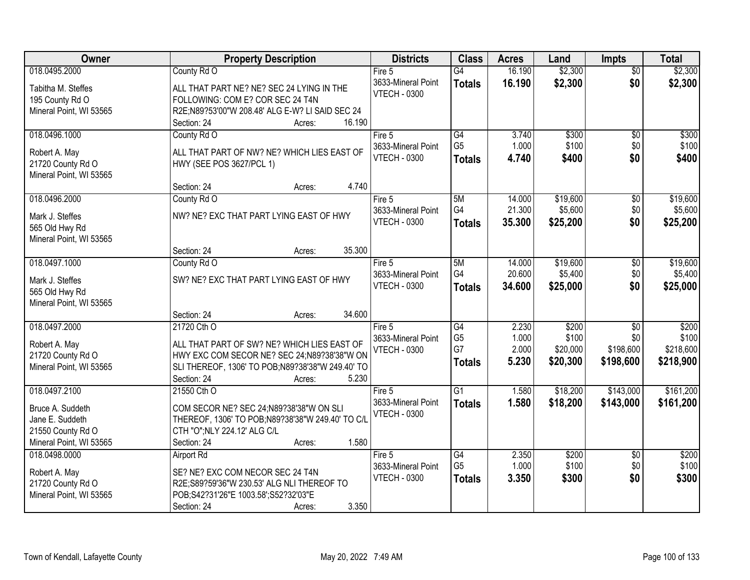| Owner | Property Description | Districts | Class | Acres | Land | Impts | Total |
|---|---|---|---|---|---|---|---|
| 018.0495.2000<br>Tabitha M. Steffes<br>195 County Rd O<br>Mineral Point, WI 53565 | County Rd O<br>ALL THAT PART NE? NE? SEC 24 LYING IN THE FOLLOWING: COM E? COR SEC 24 T4N R2E;N89?53'00"W 208.48' ALG E-W? LI SAID SEC 24<br>Section: 24 Acres: 16.190 | Fire 5<br>3633-Mineral Point<br>VTECH - 0300 | G4<br>**Totals** | 16.190<br>**16.190** | $2,300<br>**$2,300** | $0<br>**$0** | $2,300<br>**$2,300** |
| 018.0496.1000<br>Robert A. May<br>21720 County Rd O<br>Mineral Point, WI 53565 | County Rd O<br>ALL THAT PART OF NW? NE? WHICH LIES EAST OF HWY (SEE POS 3627/PCL 1)<br>Section: 24 Acres: 4.740 | Fire 5<br>3633-Mineral Point<br>VTECH - 0300 | G4<br>G5<br>**Totals** | 3.740<br>1.000<br>**4.740** | $300<br>$100<br>**$400** | $0<br>$0<br>**$0** | $300<br>$100<br>**$400** |
| 018.0496.2000<br>Mark J. Steffes<br>565 Old Hwy Rd<br>Mineral Point, WI 53565 | County Rd O<br>NW? NE? EXC THAT PART LYING EAST OF HWY<br>Section: 24 Acres: 35.300 | Fire 5<br>3633-Mineral Point<br>VTECH - 0300 | 5M<br>G4<br>**Totals** | 14.000<br>21.300<br>**35.300** | $19,600<br>$5,600<br>**$25,200** | $0<br>$0<br>**$0** | $19,600<br>$5,600<br>**$25,200** |
| 018.0497.1000<br>Mark J. Steffes<br>565 Old Hwy Rd<br>Mineral Point, WI 53565 | County Rd O<br>SW? NE? EXC THAT PART LYING EAST OF HWY<br>Section: 24 Acres: 34.600 | Fire 5<br>3633-Mineral Point<br>VTECH - 0300 | 5M<br>G4<br>**Totals** | 14.000<br>20.600<br>**34.600** | $19,600<br>$5,400<br>**$25,000** | $0<br>$0<br>**$0** | $19,600<br>$5,400<br>**$25,000** |
| 018.0497.2000<br>Robert A. May<br>21720 County Rd O<br>Mineral Point, WI 53565 | 21720 Cth O<br>ALL THAT PART OF SW? NE? WHICH LIES EAST OF HWY EXC COM SECOR NE? SEC 24;N89?38'38"W ON SLI THEREOF, 1306' TO POB;N89?38'38"W 249.40' TO<br>Section: 24 Acres: 5.230 | Fire 5<br>3633-Mineral Point<br>VTECH - 0300 | G4<br>G5<br>G7<br>**Totals** | 2.230<br>1.000<br>2.000<br>**5.230** | $200<br>$100<br>$20,000<br>**$20,300** | $0<br>$0<br>$198,600<br>**$198,600** | $200<br>$100<br>$218,600<br>**$218,900** |
| 018.0497.2100<br>Bruce A. Suddeth<br>Jane E. Suddeth<br>21550 County Rd O<br>Mineral Point, WI 53565 | 21550 Cth O<br>COM SECOR NE? SEC 24;N89?38'38"W ON SLI THEREOF, 1306' TO POB;N89?38'38"W 249.40' TO C/L CTH "O";NLY 224.12' ALG C/L<br>Section: 24 Acres: 1.580 | Fire 5<br>3633-Mineral Point<br>VTECH - 0300 | G1<br>**Totals** | 1.580<br>**1.580** | $18,200<br>**$18,200** | $143,000<br>**$143,000** | $161,200<br>**$161,200** |
| 018.0498.0000<br>Robert A. May<br>21720 County Rd O<br>Mineral Point, WI 53565 | Airport Rd<br>SE? NE? EXC COM NECOR SEC 24 T4N R2E;S89?59'36"W 230.53' ALG NLI THEREOF TO POB;S42?31'26"E 1003.58';S52?32'03"E<br>Section: 24 Acres: 3.350 | Fire 5<br>3633-Mineral Point<br>VTECH - 0300 | G4<br>G5<br>**Totals** | 2.350<br>1.000<br>**3.350** | $200<br>$100<br>**$300** | $0<br>$0<br>**$0** | $200<br>$100<br>**$300** |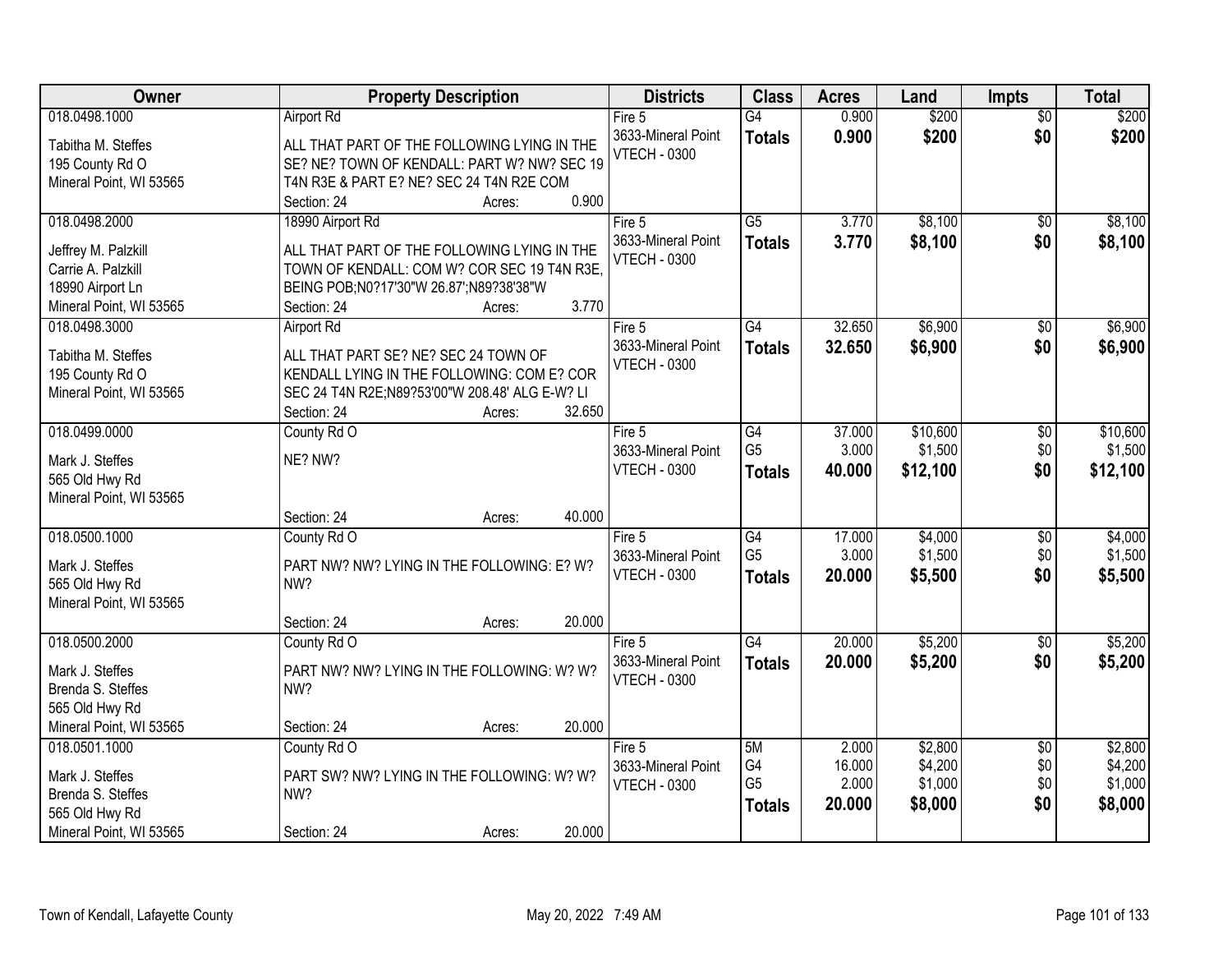| Owner | Property Description | Districts | Class | Acres | Land | Impts | Total |
|---|---|---|---|---|---|---|---|
| 018.0498.1000<br>Tabitha M. Steffes<br>195 County Rd O<br>Mineral Point, WI 53565 | Airport Rd<br>ALL THAT PART OF THE FOLLOWING LYING IN THE SE? NE? TOWN OF KENDALL: PART W? NW? SEC 19 T4N R3E & PART E? NE? SEC 24 T4N R2E COM<br>Section: 24 Acres: 0.900 | Fire 5<br>3633-Mineral Point<br>VTECH - 0300 | G4<br>**Totals** | 0.900<br>**0.900** | $200<br>**$200** | $0<br>**$0** | $200<br>**$200** |
| 018.0498.2000<br>Jeffrey M. Palzkill<br>Carrie A. Palzkill<br>18990 Airport Ln<br>Mineral Point, WI 53565 | 18990 Airport Rd<br>ALL THAT PART OF THE FOLLOWING LYING IN THE TOWN OF KENDALL: COM W? COR SEC 19 T4N R3E, BEING POB;N0?17'30"W 26.87';N89?38'38"W<br>Section: 24 Acres: 3.770 | Fire 5<br>3633-Mineral Point<br>VTECH - 0300 | G5<br>**Totals** | 3.770<br>**3.770** | $8,100<br>**$8,100** | $0<br>**$0** | $8,100<br>**$8,100** |
| 018.0498.3000<br>Tabitha M. Steffes<br>195 County Rd O<br>Mineral Point, WI 53565 | Airport Rd<br>ALL THAT PART SE? NE? SEC 24 TOWN OF KENDALL LYING IN THE FOLLOWING: COM E? COR SEC 24 T4N R2E;N89?53'00"W 208.48' ALG E-W? LI<br>Section: 24 Acres: 32.650 | Fire 5<br>3633-Mineral Point<br>VTECH - 0300 | G4<br>**Totals** | 32.650<br>**32.650** | $6,900<br>**$6,900** | $0<br>**$0** | $6,900<br>**$6,900** |
| 018.0499.0000<br>Mark J. Steffes<br>565 Old Hwy Rd<br>Mineral Point, WI 53565 | County Rd O<br>NE? NW?<br>Section: 24 Acres: 40.000 | Fire 5<br>3633-Mineral Point<br>VTECH - 0300 | G4<br>G5<br>**Totals** | 37.000<br>3.000<br>**40.000** | $10,600<br>$1,500<br>**$12,100** | $0<br>$0<br>**$0** | $10,600<br>$1,500<br>**$12,100** |
| 018.0500.1000<br>Mark J. Steffes<br>565 Old Hwy Rd<br>Mineral Point, WI 53565 | County Rd O<br>PART NW? NW? LYING IN THE FOLLOWING: E? W? NW?<br>Section: 24 Acres: 20.000 | Fire 5<br>3633-Mineral Point<br>VTECH - 0300 | G4<br>G5<br>**Totals** | 17.000<br>3.000<br>**20.000** | $4,000<br>$1,500<br>**$5,500** | $0<br>$0<br>**$0** | $4,000<br>$1,500<br>**$5,500** |
| 018.0500.2000<br>Mark J. Steffes<br>Brenda S. Steffes<br>565 Old Hwy Rd<br>Mineral Point, WI 53565 | County Rd O<br>PART NW? NW? LYING IN THE FOLLOWING: W? W? NW?<br>Section: 24 Acres: 20.000 | Fire 5<br>3633-Mineral Point<br>VTECH - 0300 | G4<br>**Totals** | 20.000<br>**20.000** | $5,200<br>**$5,200** | $0<br>**$0** | $5,200<br>**$5,200** |
| 018.0501.1000<br>Mark J. Steffes<br>Brenda S. Steffes<br>565 Old Hwy Rd<br>Mineral Point, WI 53565 | County Rd O<br>PART SW? NW? LYING IN THE FOLLOWING: W? W? NW?<br>Section: 24 Acres: 20.000 | Fire 5<br>3633-Mineral Point<br>VTECH - 0300 | 5M<br>G4<br>G5<br>**Totals** | 2.000<br>16.000<br>2.000<br>**20.000** | $2,800<br>$4,200<br>$1,000<br>**$8,000** | $0<br>$0<br>$0<br>**$0** | $2,800<br>$4,200<br>$1,000<br>**$8,000** |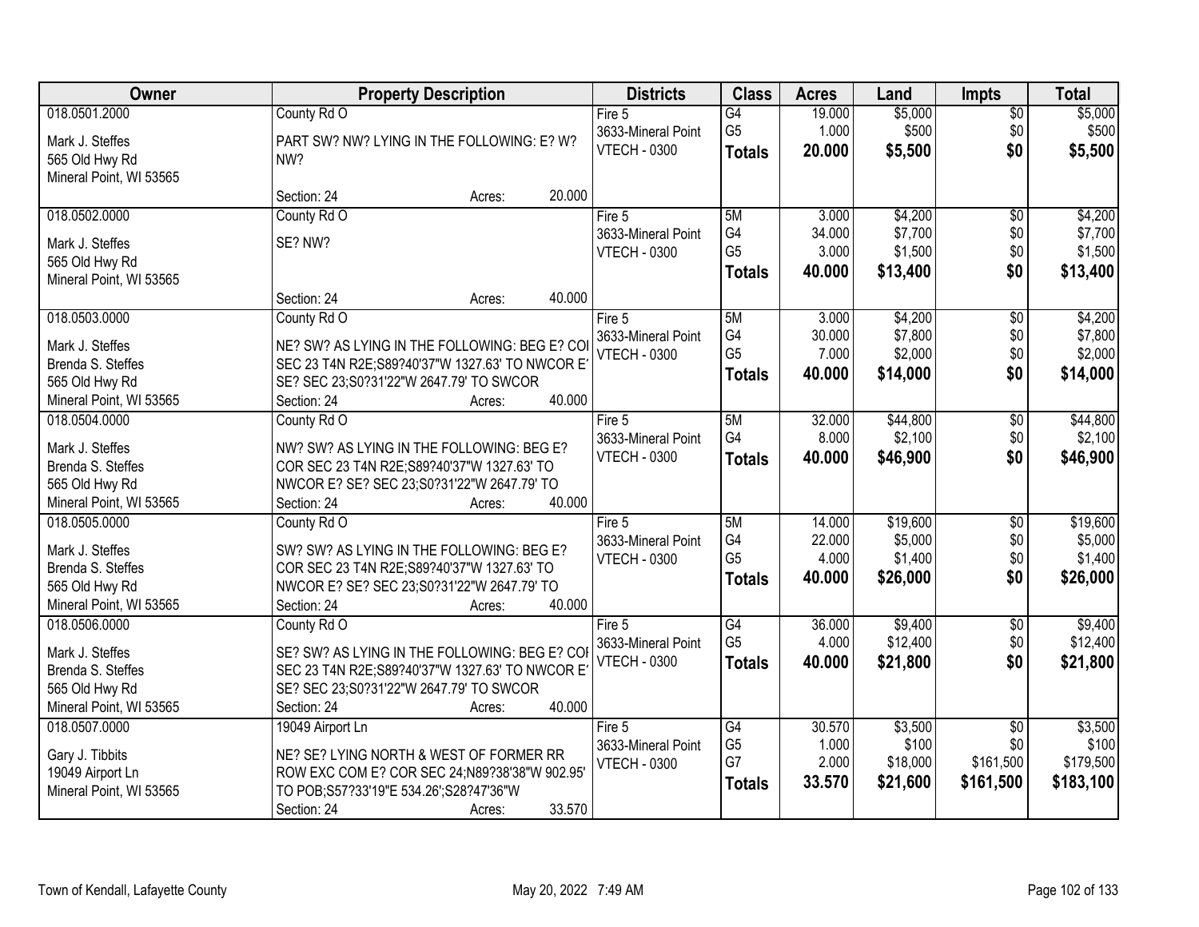| Owner | Property Description | Districts | Class | Acres | Land | Impts | Total |
|---|---|---|---|---|---|---|---|
| 018.0501.2000<br>Mark J. Steffes<br>565 Old Hwy Rd<br>Mineral Point, WI 53565 | County Rd O<br>PART SW? NW? LYING IN THE FOLLOWING: E? W? NW?<br>Section: 24 Acres: 20.000 | Fire 5<br>3633-Mineral Point<br>VTECH - 0300 | G4<br>G5<br>**Totals** | 19.000<br>1.000<br>**20.000** | $5,000<br>$500<br>**$5,500** | $0<br>$0<br>**$0** | $5,000<br>$500<br>**$5,500** |
| 018.0502.0000<br>Mark J. Steffes<br>565 Old Hwy Rd<br>Mineral Point, WI 53565 | County Rd O<br>SE? NW?<br>Section: 24 Acres: 40.000 | Fire 5<br>3633-Mineral Point<br>VTECH - 0300 | 5M<br>G4<br>G5<br>**Totals** | 3.000<br>34.000<br>3.000<br>**40.000** | $4,200<br>$7,700<br>$1,500<br>**$13,400** | $0<br>$0<br>$0<br>**$0** | $4,200<br>$7,700<br>$1,500<br>**$13,400** |
| 018.0503.0000<br>Mark J. Steffes<br>Brenda S. Steffes<br>565 Old Hwy Rd<br>Mineral Point, WI 53565 | County Rd O<br>NE? SW? AS LYING IN THE FOLLOWING: BEG E? COI SEC 23 T4N R2E;S89?40'37"W 1327.63' TO NWCOR E' SE? SEC 23;S0?31'22"W 2647.79' TO SWCOR<br>Section: 24 Acres: 40.000 | Fire 5<br>3633-Mineral Point<br>VTECH - 0300 | 5M<br>G4<br>G5<br>**Totals** | 3.000<br>30.000<br>7.000<br>**40.000** | $4,200<br>$7,800<br>$2,000<br>**$14,000** | $0<br>$0<br>$0<br>**$0** | $4,200<br>$7,800<br>$2,000<br>**$14,000** |
| 018.0504.0000<br>Mark J. Steffes<br>Brenda S. Steffes<br>565 Old Hwy Rd<br>Mineral Point, WI 53565 | County Rd O<br>NW? SW? AS LYING IN THE FOLLOWING: BEG E? COR SEC 23 T4N R2E;S89?40'37"W 1327.63' TO NWCOR E? SE? SEC 23;S0?31'22"W 2647.79' TO<br>Section: 24 Acres: 40.000 | Fire 5<br>3633-Mineral Point<br>VTECH - 0300 | 5M<br>G4<br>**Totals** | 32.000<br>8.000<br>**40.000** | $44,800<br>$2,100<br>**$46,900** | $0<br>$0<br>**$0** | $44,800<br>$2,100<br>**$46,900** |
| 018.0505.0000<br>Mark J. Steffes<br>Brenda S. Steffes<br>565 Old Hwy Rd<br>Mineral Point, WI 53565 | County Rd O<br>SW? SW? AS LYING IN THE FOLLOWING: BEG E? COR SEC 23 T4N R2E;S89?40'37"W 1327.63' TO NWCOR E? SE? SEC 23;S0?31'22"W 2647.79' TO<br>Section: 24 Acres: 40.000 | Fire 5<br>3633-Mineral Point<br>VTECH - 0300 | 5M<br>G4<br>G5<br>**Totals** | 14.000<br>22.000<br>4.000<br>**40.000** | $19,600<br>$5,000<br>$1,400<br>**$26,000** | $0<br>$0<br>$0<br>**$0** | $19,600<br>$5,000<br>$1,400<br>**$26,000** |
| 018.0506.0000<br>Mark J. Steffes<br>Brenda S. Steffes<br>565 Old Hwy Rd<br>Mineral Point, WI 53565 | County Rd O<br>SE? SW? AS LYING IN THE FOLLOWING: BEG E? COI SEC 23 T4N R2E;S89?40'37"W 1327.63' TO NWCOR E' SE? SEC 23;S0?31'22"W 2647.79' TO SWCOR<br>Section: 24 Acres: 40.000 | Fire 5<br>3633-Mineral Point<br>VTECH - 0300 | G4<br>G5<br>**Totals** | 36.000<br>4.000<br>**40.000** | $9,400<br>$12,400<br>**$21,800** | $0<br>$0<br>**$0** | $9,400<br>$12,400<br>**$21,800** |
| 018.0507.0000<br>Gary J. Tibbits<br>19049 Airport Ln<br>Mineral Point, WI 53565 | 19049 Airport Ln<br>NE? SE? LYING NORTH & WEST OF FORMER RR ROW EXC COM E? COR SEC 24;N89?38'38"W 902.95' TO POB;S57?33'19"E 534.26';S28?47'36"W<br>Section: 24 Acres: 33.570 | Fire 5<br>3633-Mineral Point<br>VTECH - 0300 | G4<br>G5<br>G7<br>**Totals** | 30.570<br>1.000<br>2.000<br>**33.570** | $3,500<br>$100<br>$18,000<br>**$21,600** | $0<br>$0<br>$161,500<br>**$161,500** | $3,500<br>$100<br>$179,500<br>**$183,100** |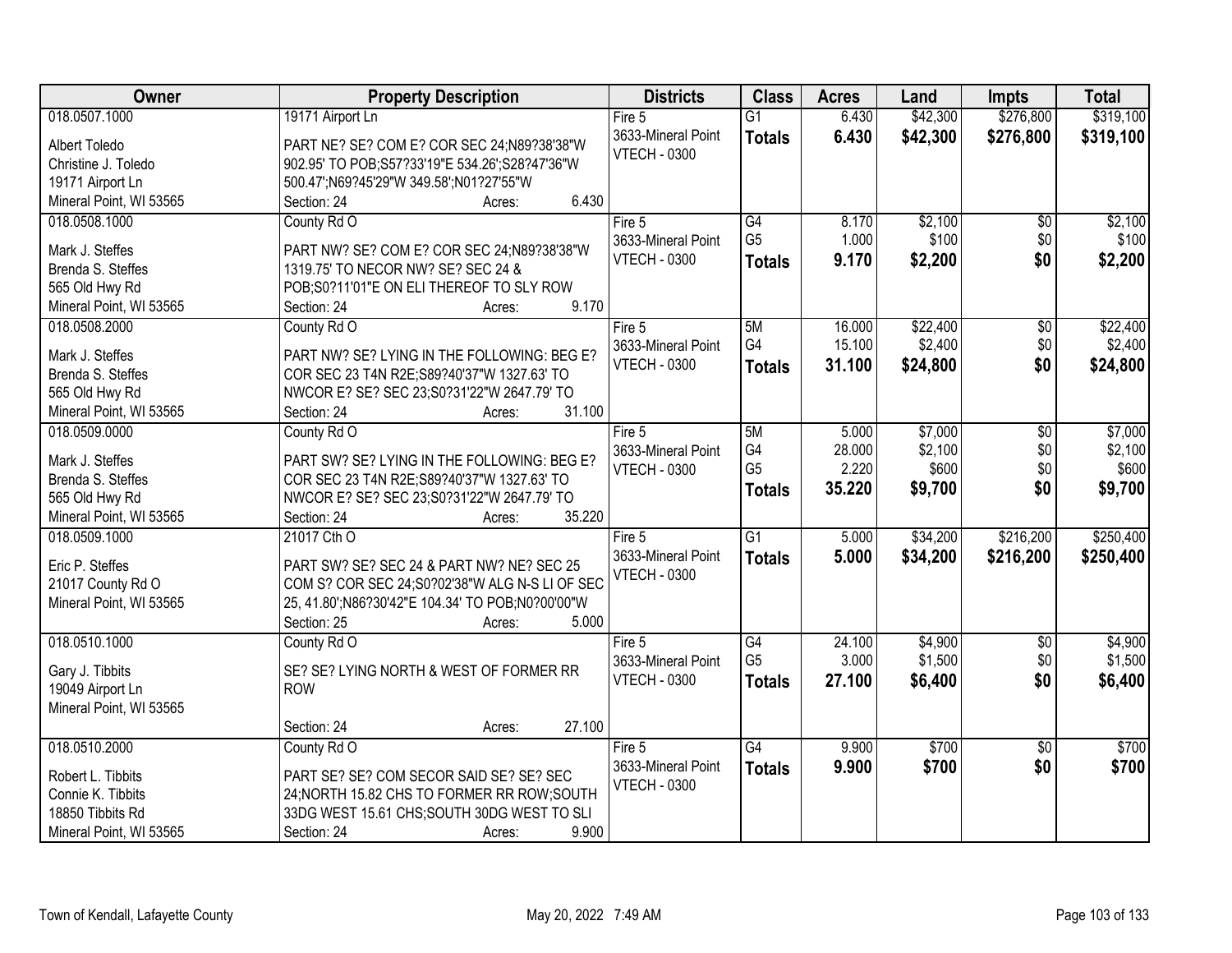| Owner | Property Description | Districts | Class | Acres | Land | Impts | Total |
|---|---|---|---|---|---|---|---|
| 018.0507.1000<br><br>Albert Toledo<br>Christine J. Toledo<br>19171 Airport Ln<br>Mineral Point, WI 53565 | 19171 Airport Ln<br><br>PART NE? SE? COM E? COR SEC 24;N89?38'38"W 902.95' TO POB;S57?33'19"E 534.26';S28?47'36"W 500.47';N69?45'29"W 349.58';N01?27'55"W<br>Section: 24 Acres: 6.430 | Fire 5<br>3633-Mineral Point<br>VTECH - 0300 | G1<br>**Totals** | 6.430<br>**6.430** | \$42,300<br>**\$42,300** | \$276,800<br>**\$276,800** | \$319,100<br>**\$319,100** |
| 018.0508.1000<br><br>Mark J. Steffes<br>Brenda S. Steffes<br>565 Old Hwy Rd<br>Mineral Point, WI 53565 | County Rd O<br><br>PART NW? SE? COM E? COR SEC 24;N89?38'38"W 1319.75' TO NECOR NW? SE? SEC 24 & POB;S0?11'01"E ON ELI THEREOF TO SLY ROW<br>Section: 24 Acres: 9.170 | Fire 5<br>3633-Mineral Point<br>VTECH - 0300 | G4<br>G5<br>**Totals** | 8.170<br>1.000<br>**9.170** | \$2,100<br>\$100<br>**\$2,200** | \$0<br>\$0<br>**\$0** | \$2,100<br>\$100<br>**\$2,200** |
| 018.0508.2000<br><br>Mark J. Steffes<br>Brenda S. Steffes<br>565 Old Hwy Rd<br>Mineral Point, WI 53565 | County Rd O<br><br>PART NW? SE? LYING IN THE FOLLOWING: BEG E? COR SEC 23 T4N R2E;S89?40'37"W 1327.63' TO NWCOR E? SE? SEC 23;S0?31'22"W 2647.79' TO<br>Section: 24 Acres: 31.100 | Fire 5<br>3633-Mineral Point<br>VTECH - 0300 | 5M<br>G4<br>**Totals** | 16.000<br>15.100<br>**31.100** | \$22,400<br>\$2,400<br>**\$24,800** | \$0<br>\$0<br>**\$0** | \$22,400<br>\$2,400<br>**\$24,800** |
| 018.0509.0000<br><br>Mark J. Steffes<br>Brenda S. Steffes<br>565 Old Hwy Rd<br>Mineral Point, WI 53565 | County Rd O<br><br>PART SW? SE? LYING IN THE FOLLOWING: BEG E? COR SEC 23 T4N R2E;S89?40'37"W 1327.63' TO NWCOR E? SE? SEC 23;S0?31'22"W 2647.79' TO<br>Section: 24 Acres: 35.220 | Fire 5<br>3633-Mineral Point<br>VTECH - 0300 | 5M<br>G4<br>G5<br>**Totals** | 5.000<br>28.000<br>2.220<br>**35.220** | \$7,000<br>\$2,100<br>\$600<br>**\$9,700** | \$0<br>\$0<br>\$0<br>**\$0** | \$7,000<br>\$2,100<br>\$600<br>**\$9,700** |
| 018.0509.1000<br><br>Eric P. Steffes<br>21017 County Rd O<br>Mineral Point, WI 53565 | 21017 Cth O<br><br>PART SW? SE? SEC 24 & PART NW? NE? SEC 25 COM S? COR SEC 24;S0?02'38"W ALG N-S LI OF SEC 25, 41.80';N86?30'42"E 104.34' TO POB;N0?00'00"W<br>Section: 25 Acres: 5.000 | Fire 5<br>3633-Mineral Point<br>VTECH - 0300 | G1<br>**Totals** | 5.000<br>**5.000** | \$34,200<br>**\$34,200** | \$216,200<br>**\$216,200** | \$250,400<br>**\$250,400** |
| 018.0510.1000<br><br>Gary J. Tibbits<br>19049 Airport Ln<br>Mineral Point, WI 53565 | County Rd O<br><br>SE? SE? LYING NORTH & WEST OF FORMER RR ROW<br>Section: 24 Acres: 27.100 | Fire 5<br>3633-Mineral Point<br>VTECH - 0300 | G4<br>G5<br>**Totals** | 24.100<br>3.000<br>**27.100** | \$4,900<br>\$1,500<br>**\$6,400** | \$0<br>\$0<br>**\$0** | \$4,900<br>\$1,500<br>**\$6,400** |
| 018.0510.2000<br><br>Robert L. Tibbits<br>Connie K. Tibbits<br>18850 Tibbits Rd<br>Mineral Point, WI 53565 | County Rd O<br><br>PART SE? SE? COM SECOR SAID SE? SE? SEC 24;NORTH 15.82 CHS TO FORMER RR ROW;SOUTH 33DG WEST 15.61 CHS;SOUTH 30DG WEST TO SLI<br>Section: 24 Acres: 9.900 | Fire 5<br>3633-Mineral Point<br>VTECH - 0300 | G4<br>**Totals** | 9.900<br>**9.900** | \$700<br>**\$700** | \$0<br>**\$0** | \$700<br>**\$700** |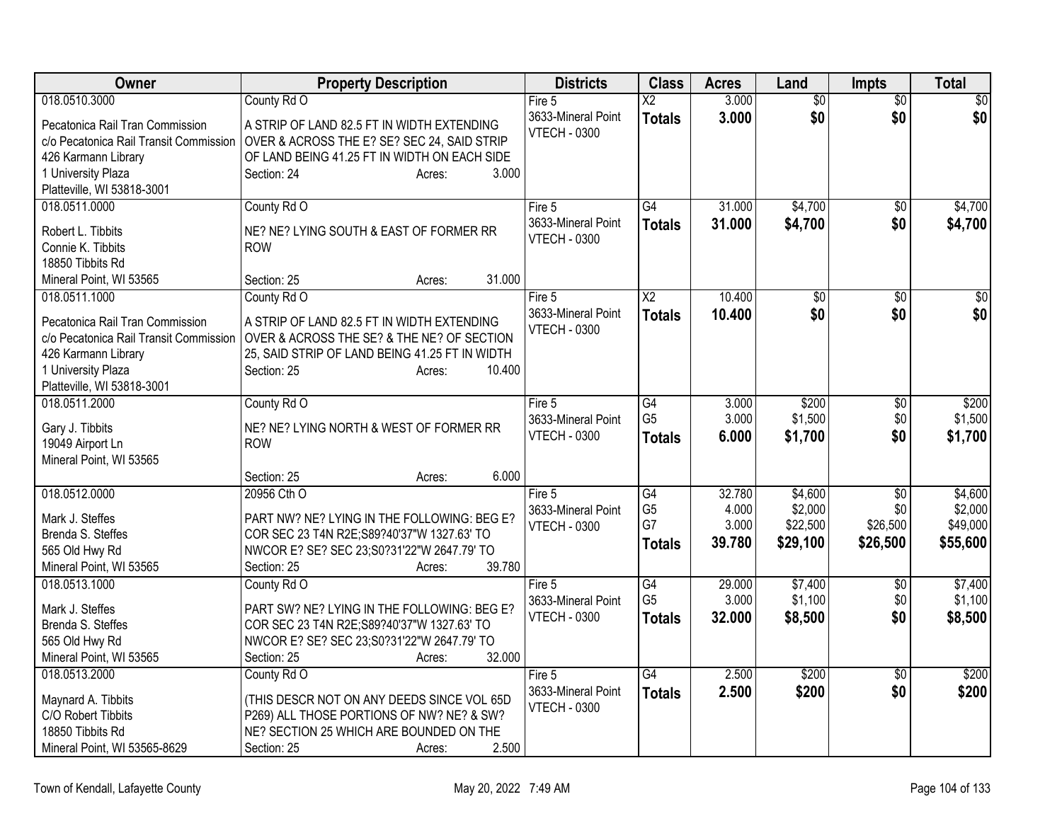| Owner | Property Description | Districts | Class | Acres | Land | Impts | Total |
|---|---|---|---|---|---|---|---|
| 018.0510.3000<br>Pecatonica Rail Tran Commission<br>c/o Pecatonica Rail Transit Commission<br>426 Karmann Library<br>1 University Plaza<br>Platteville, WI 53818-3001 | County Rd O<br>A STRIP OF LAND 82.5 FT IN WIDTH EXTENDING OVER & ACROSS THE E? SE? SEC 24, SAID STRIP OF LAND BEING 41.25 FT IN WIDTH ON EACH SIDE<br>Section: 24 Acres: 3.000 | Fire 5<br>3633-Mineral Point<br>VTECH - 0300 | X2<br>**Totals** | 3.000<br>**3.000** | $0<br>**$0** | $0<br>**$0** | $0<br>**$0** |
| 018.0511.0000<br>Robert L. Tibbits<br>Connie K. Tibbits<br>18850 Tibbits Rd<br>Mineral Point, WI 53565 | County Rd O<br>NE? NE? LYING SOUTH & EAST OF FORMER RR ROW<br>Section: 25 Acres: 31.000 | Fire 5<br>3633-Mineral Point<br>VTECH - 0300 | G4<br>**Totals** | 31.000<br>**31.000** | $4,700<br>**$4,700** | $0<br>**$0** | $4,700<br>**$4,700** |
| 018.0511.1000<br>Pecatonica Rail Tran Commission<br>c/o Pecatonica Rail Transit Commission<br>426 Karmann Library<br>1 University Plaza<br>Platteville, WI 53818-3001 | County Rd O<br>A STRIP OF LAND 82.5 FT IN WIDTH EXTENDING OVER & ACROSS THE SE? & THE NE? OF SECTION 25, SAID STRIP OF LAND BEING 41.25 FT IN WIDTH<br>Section: 25 Acres: 10.400 | Fire 5<br>3633-Mineral Point<br>VTECH - 0300 | X2<br>**Totals** | 10.400<br>**10.400** | $0<br>**$0** | $0<br>**$0** | $0<br>**$0** |
| 018.0511.2000<br>Gary J. Tibbits<br>19049 Airport Ln<br>Mineral Point, WI 53565 | County Rd O<br>NE? NE? LYING NORTH & WEST OF FORMER RR ROW<br>Section: 25 Acres: 6.000 | Fire 5<br>3633-Mineral Point<br>VTECH - 0300 | G4<br>G5<br>**Totals** | 3.000<br>3.000<br>**6.000** | $200<br>$1,500<br>**$1,700** | $0<br>$0<br>**$0** | $200<br>$1,500<br>**$1,700** |
| 018.0512.0000<br>Mark J. Steffes<br>Brenda S. Steffes<br>565 Old Hwy Rd<br>Mineral Point, WI 53565 | 20956 Cth O<br>PART NW? NE? LYING IN THE FOLLOWING: BEG E? COR SEC 23 T4N R2E;S89?40'37"W 1327.63' TO NWCOR E? SE? SEC 23;S0?31'22"W 2647.79' TO<br>Section: 25 Acres: 39.780 | Fire 5<br>3633-Mineral Point<br>VTECH - 0300 | G4<br>G5<br>G7<br>**Totals** | 32.780<br>4.000<br>3.000<br>**39.780** | $4,600<br>$2,000<br>$22,500<br>**$29,100** | $0<br>$0<br>$26,500<br>**$26,500** | $4,600<br>$2,000<br>$49,000<br>**$55,600** |
| 018.0513.1000<br>Mark J. Steffes<br>Brenda S. Steffes<br>565 Old Hwy Rd<br>Mineral Point, WI 53565 | County Rd O<br>PART SW? NE? LYING IN THE FOLLOWING: BEG E? COR SEC 23 T4N R2E;S89?40'37"W 1327.63' TO NWCOR E? SE? SEC 23;S0?31'22"W 2647.79' TO<br>Section: 25 Acres: 32.000 | Fire 5<br>3633-Mineral Point<br>VTECH - 0300 | G4<br>G5<br>**Totals** | 29.000<br>3.000<br>**32.000** | $7,400<br>$1,100<br>**$8,500** | $0<br>$0<br>**$0** | $7,400<br>$1,100<br>**$8,500** |
| 018.0513.2000<br>Maynard A. Tibbits<br>C/O Robert Tibbits<br>18850 Tibbits Rd<br>Mineral Point, WI 53565-8629 | County Rd O<br>(THIS DESCR NOT ON ANY DEEDS SINCE VOL 65D P269) ALL THOSE PORTIONS OF NW? NE? & SW? NE? SECTION 25 WHICH ARE BOUNDED ON THE<br>Section: 25 Acres: 2.500 | Fire 5<br>3633-Mineral Point<br>VTECH - 0300 | G4<br>**Totals** | 2.500<br>**2.500** | $200<br>**$200** | $0<br>**$0** | $200<br>**$200** |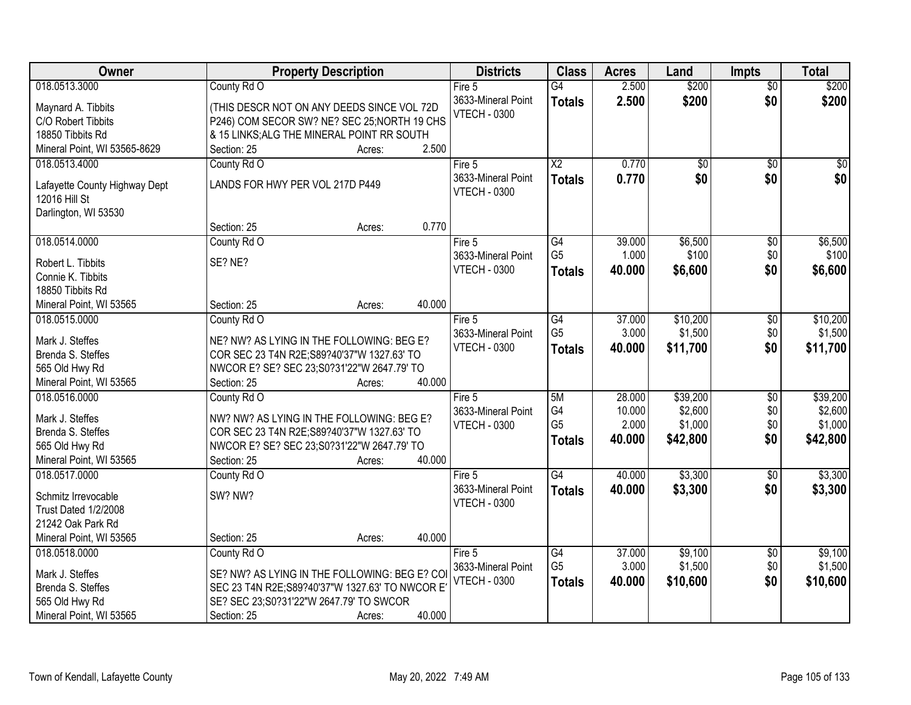| Owner | Property Description | Districts | Class | Acres | Land | Impts | Total |
|---|---|---|---|---|---|---|---|
| 018.0513.3000<br>Maynard A. Tibbits<br>C/O Robert Tibbits<br>18850 Tibbits Rd<br>Mineral Point, WI 53565-8629 | County Rd O<br>(THIS DESCR NOT ON ANY DEEDS SINCE VOL 72D P246) COM SECOR SW? NE? SEC 25;NORTH 19 CHS & 15 LINKS;ALG THE MINERAL POINT RR SOUTH<br>Section: 25 Acres: 2.500 | Fire 5<br>3633-Mineral Point<br>VTECH - 0300 | G4<br>**Totals** | 2.500<br>**2.500** | $200<br>**$200** | $0<br>**$0** | $200<br>**$200** |
| 018.0513.4000<br>Lafayette County Highway Dept<br>12016 Hill St<br>Darlington, WI 53530 | County Rd O<br>LANDS FOR HWY PER VOL 217D P449<br>Section: 25 Acres: 0.770 | Fire 5<br>3633-Mineral Point<br>VTECH - 0300 | X2<br>**Totals** | 0.770<br>**0.770** | $0<br>**$0** | $0<br>**$0** | $0<br>**$0** |
| 018.0514.0000<br>Robert L. Tibbits<br>Connie K. Tibbits<br>18850 Tibbits Rd<br>Mineral Point, WI 53565 | County Rd O<br>SE? NE?<br>Section: 25 Acres: 40.000 | Fire 5<br>3633-Mineral Point<br>VTECH - 0300 | G4<br>G5<br>**Totals** | 39.000<br>1.000<br>**40.000** | $6,500<br>$100<br>**$6,600** | $0<br>$0<br>**$0** | $6,500<br>$100<br>**$6,600** |
| 018.0515.0000<br>Mark J. Steffes<br>Brenda S. Steffes<br>565 Old Hwy Rd<br>Mineral Point, WI 53565 | County Rd O<br>NE? NW? AS LYING IN THE FOLLOWING: BEG E? COR SEC 23 T4N R2E;S89?40'37"W 1327.63' TO NWCOR E? SE? SEC 23;S0?31'22"W 2647.79' TO<br>Section: 25 Acres: 40.000 | Fire 5<br>3633-Mineral Point<br>VTECH - 0300 | G4<br>G5<br>**Totals** | 37.000<br>3.000<br>**40.000** | $10,200<br>$1,500<br>**$11,700** | $0<br>$0<br>**$0** | $10,200<br>$1,500<br>**$11,700** |
| 018.0516.0000<br>Mark J. Steffes<br>Brenda S. Steffes<br>565 Old Hwy Rd<br>Mineral Point, WI 53565 | County Rd O<br>NW? NW? AS LYING IN THE FOLLOWING: BEG E? COR SEC 23 T4N R2E;S89?40'37"W 1327.63' TO NWCOR E? SE? SEC 23;S0?31'22"W 2647.79' TO<br>Section: 25 Acres: 40.000 | Fire 5<br>3633-Mineral Point<br>VTECH - 0300 | 5M<br>G4<br>G5<br>**Totals** | 28.000<br>10.000<br>2.000<br>**40.000** | $39,200<br>$2,600<br>$1,000<br>**$42,800** | $0<br>$0<br>$0<br>**$0** | $39,200<br>$2,600<br>$1,000<br>**$42,800** |
| 018.0517.0000<br>Schmitz Irrevocable<br>Trust Dated 1/2/2008<br>21242 Oak Park Rd<br>Mineral Point, WI 53565 | County Rd O<br>SW? NW?<br>Section: 25 Acres: 40.000 | Fire 5<br>3633-Mineral Point<br>VTECH - 0300 | G4<br>**Totals** | 40.000<br>**40.000** | $3,300<br>**$3,300** | $0<br>**$0** | $3,300<br>**$3,300** |
| 018.0518.0000<br>Mark J. Steffes<br>Brenda S. Steffes<br>565 Old Hwy Rd<br>Mineral Point, WI 53565 | County Rd O<br>SE? NW? AS LYING IN THE FOLLOWING: BEG E? COI SEC 23 T4N R2E;S89?40'37"W 1327.63' TO NWCOR E' SE? SEC 23;S0?31'22"W 2647.79' TO SWCOR<br>Section: 25 Acres: 40.000 | Fire 5<br>3633-Mineral Point<br>VTECH - 0300 | G4<br>G5<br>**Totals** | 37.000<br>3.000<br>**40.000** | $9,100<br>$1,500<br>**$10,600** | $0<br>$0<br>**$0** | $9,100<br>$1,500<br>**$10,600** |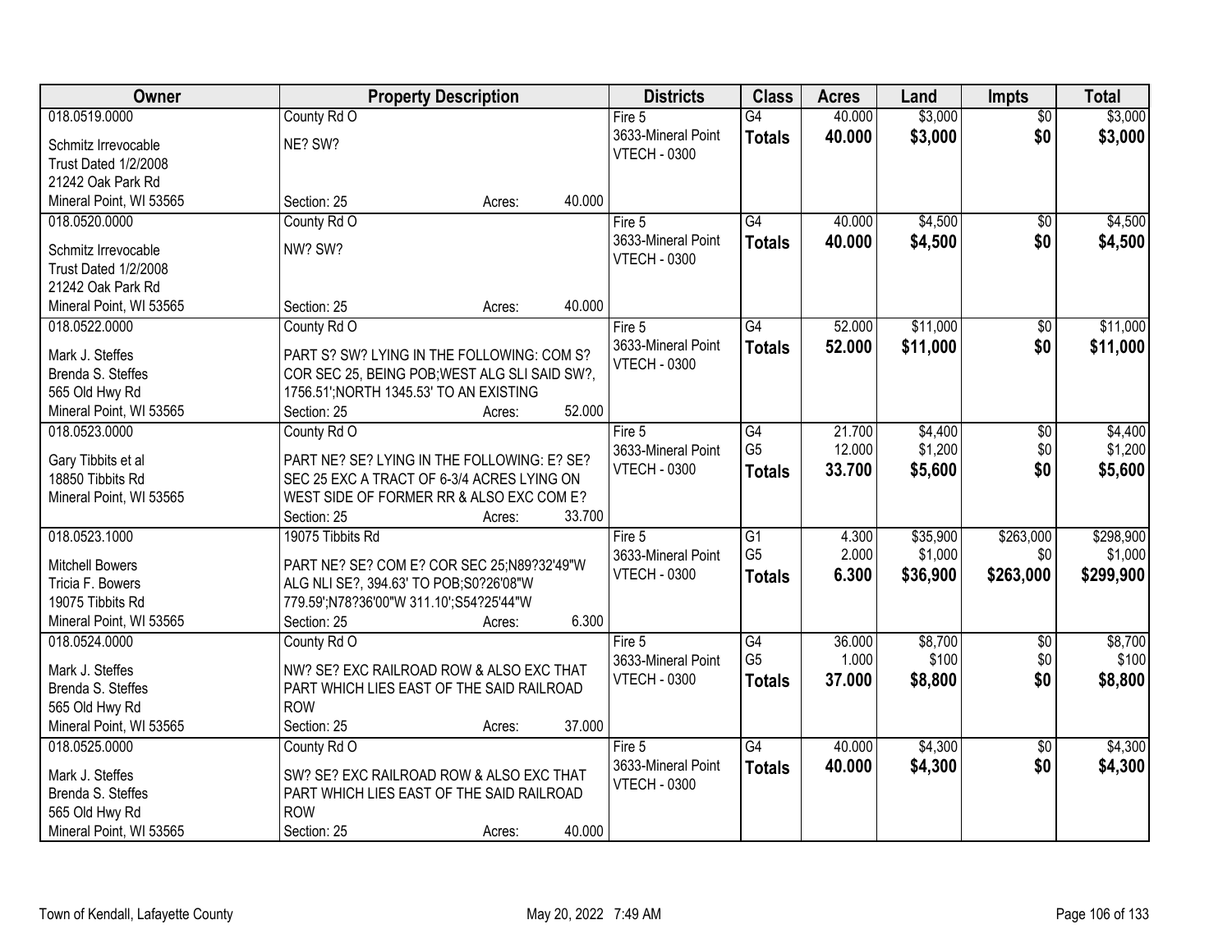| Owner | Property Description | Districts | Class | Acres | Land | Impts | Total |
|---|---|---|---|---|---|---|---|
| 018.0519.0000<br>Schmitz Irrevocable<br>Trust Dated 1/2/2008<br>21242 Oak Park Rd<br>Mineral Point, WI 53565 | County Rd O<br>NE? SW?<br>Section: 25 Acres: 40.000 | Fire 5<br>3633-Mineral Point<br>VTECH - 0300 | G4<br>**Totals** | 40.000<br>**40.000** | $3,000<br>**$3,000** | $0<br>**$0** | $3,000<br>**$3,000** |
| 018.0520.0000<br>Schmitz Irrevocable<br>Trust Dated 1/2/2008<br>21242 Oak Park Rd<br>Mineral Point, WI 53565 | County Rd O<br>NW? SW?<br>Section: 25 Acres: 40.000 | Fire 5<br>3633-Mineral Point<br>VTECH - 0300 | G4<br>**Totals** | 40.000<br>**40.000** | $4,500<br>**$4,500** | $0<br>**$0** | $4,500<br>**$4,500** |
| 018.0522.0000<br>Mark J. Steffes<br>Brenda S. Steffes<br>565 Old Hwy Rd<br>Mineral Point, WI 53565 | County Rd O<br>PART S? SW? LYING IN THE FOLLOWING: COM S? COR SEC 25, BEING POB;WEST ALG SLI SAID SW?, 1756.51';NORTH 1345.53' TO AN EXISTING<br>Section: 25 Acres: 52.000 | Fire 5<br>3633-Mineral Point<br>VTECH - 0300 | G4<br>**Totals** | 52.000<br>**52.000** | $11,000<br>**$11,000** | $0<br>**$0** | $11,000<br>**$11,000** |
| 018.0523.0000<br>Gary Tibbits et al<br>18850 Tibbits Rd<br>Mineral Point, WI 53565 | County Rd O<br>PART NE? SE? LYING IN THE FOLLOWING: E? SE? SEC 25 EXC A TRACT OF 6-3/4 ACRES LYING ON WEST SIDE OF FORMER RR & ALSO EXC COM E?<br>Section: 25 Acres: 33.700 | Fire 5<br>3633-Mineral Point<br>VTECH - 0300 | G4<br>G5<br>**Totals** | 21.700<br>12.000<br>**33.700** | $4,400<br>$1,200<br>**$5,600** | $0<br>$0<br>**$0** | $4,400<br>$1,200<br>**$5,600** |
| 018.0523.1000<br>Mitchell Bowers<br>Tricia F. Bowers<br>19075 Tibbits Rd<br>Mineral Point, WI 53565 | 19075 Tibbits Rd<br>PART NE? SE? COM E? COR SEC 25;N89?32'49"W ALG NLI SE?, 394.63' TO POB;S0?26'08"W 779.59';N78?36'00"W 311.10';S54?25'44"W<br>Section: 25 Acres: 6.300 | Fire 5<br>3633-Mineral Point<br>VTECH - 0300 | G1<br>G5<br>**Totals** | 4.300<br>2.000<br>**6.300** | $35,900<br>$1,000<br>**$36,900** | $263,000<br>$0<br>**$263,000** | $298,900<br>$1,000<br>**$299,900** |
| 018.0524.0000<br>Mark J. Steffes<br>Brenda S. Steffes<br>565 Old Hwy Rd<br>Mineral Point, WI 53565 | County Rd O<br>NW? SE? EXC RAILROAD ROW & ALSO EXC THAT PART WHICH LIES EAST OF THE SAID RAILROAD ROW<br>Section: 25 Acres: 37.000 | Fire 5<br>3633-Mineral Point<br>VTECH - 0300 | G4<br>G5<br>**Totals** | 36.000<br>1.000<br>**37.000** | $8,700<br>$100<br>**$8,800** | $0<br>$0<br>**$0** | $8,700<br>$100<br>**$8,800** |
| 018.0525.0000<br>Mark J. Steffes<br>Brenda S. Steffes<br>565 Old Hwy Rd<br>Mineral Point, WI 53565 | County Rd O<br>SW? SE? EXC RAILROAD ROW & ALSO EXC THAT PART WHICH LIES EAST OF THE SAID RAILROAD ROW<br>Section: 25 Acres: 40.000 | Fire 5<br>3633-Mineral Point<br>VTECH - 0300 | G4<br>**Totals** | 40.000<br>**40.000** | $4,300<br>**$4,300** | $0<br>**$0** | $4,300<br>**$4,300** |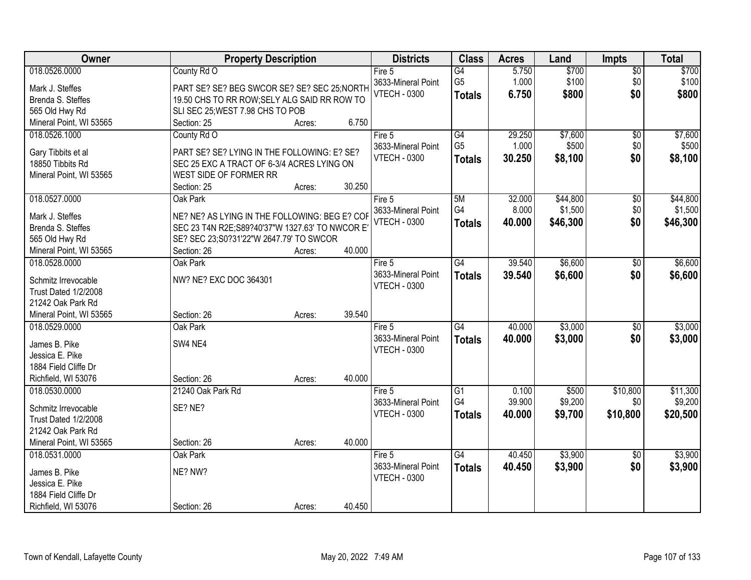| Owner | Property Description | Districts | Class | Acres | Land | Impts | Total |
|---|---|---|---|---|---|---|---|
| 018.0526.0000<br><br>Mark J. Steffes<br>Brenda S. Steffes<br>565 Old Hwy Rd<br>Mineral Point, WI 53565 | County Rd O<br><br>PART SE? SE? BEG SWCOR SE? SE? SEC 25;NORTH 19.50 CHS TO RR ROW;SELY ALG SAID RR ROW TO SLI SEC 25;WEST 7.98 CHS TO POB<br>Section: 25 Acres: 6.750 | Fire 5<br>3633-Mineral Point<br>VTECH - 0300 | G4<br>G5<br>**Totals** | 5.750<br>1.000<br>**6.750** | $700<br>$100<br>**$800** | $0<br>$0<br>**$0** | $700<br>$100<br>**$800** |
| 018.0526.1000<br><br>Gary Tibbits et al<br>18850 Tibbits Rd<br>Mineral Point, WI 53565 | County Rd O<br><br>PART SE? SE? LYING IN THE FOLLOWING: E? SE? SEC 25 EXC A TRACT OF 6-3/4 ACRES LYING ON WEST SIDE OF FORMER RR<br>Section: 25 Acres: 30.250 | Fire 5<br>3633-Mineral Point<br>VTECH - 0300 | G4<br>G5<br>**Totals** | 29.250<br>1.000<br>**30.250** | $7,600<br>$500<br>**$8,100** | $0<br>$0<br>**$0** | $7,600<br>$500<br>**$8,100** |
| 018.0527.0000<br><br>Mark J. Steffes<br>Brenda S. Steffes<br>565 Old Hwy Rd<br>Mineral Point, WI 53565 | Oak Park<br><br>NE? NE? AS LYING IN THE FOLLOWING: BEG E? COR SEC 23 T4N R2E;S89?40'37"W 1327.63' TO NWCOR E? SE? SEC 23;S0?31'22"W 2647.79' TO SWCOR<br>Section: 26 Acres: 40.000 | Fire 5<br>3633-Mineral Point<br>VTECH - 0300 | 5M<br>G4<br>**Totals** | 32.000<br>8.000<br>**40.000** | $44,800<br>$1,500<br>**$46,300** | $0<br>$0<br>**$0** | $44,800<br>$1,500<br>**$46,300** |
| 018.0528.0000<br><br>Schmitz Irrevocable<br>Trust Dated 1/2/2008<br>21242 Oak Park Rd<br>Mineral Point, WI 53565 | Oak Park<br><br>NW? NE? EXC DOC 364301<br><br>Section: 26 Acres: 39.540 | Fire 5<br>3633-Mineral Point<br>VTECH - 0300 | G4<br>**Totals** | 39.540<br>**39.540** | $6,600<br>**$6,600** | $0<br>**$0** | $6,600<br>**$6,600** |
| 018.0529.0000<br><br>James B. Pike<br>Jessica E. Pike<br>1884 Field Cliffe Dr<br>Richfield, WI 53076 | Oak Park<br><br>SW4 NE4<br><br>Section: 26 Acres: 40.000 | Fire 5<br>3633-Mineral Point<br>VTECH - 0300 | G4<br>**Totals** | 40.000<br>**40.000** | $3,000<br>**$3,000** | $0<br>**$0** | $3,000<br>**$3,000** |
| 018.0530.0000<br><br>Schmitz Irrevocable<br>Trust Dated 1/2/2008<br>21242 Oak Park Rd<br>Mineral Point, WI 53565 | 21240 Oak Park Rd<br><br>SE? NE?<br><br>Section: 26 Acres: 40.000 | Fire 5<br>3633-Mineral Point<br>VTECH - 0300 | G1<br>G4<br>**Totals** | 0.100<br>39.900<br>**40.000** | $500<br>$9,200<br>**$9,700** | $10,800<br>$0<br>**$10,800** | $11,300<br>$9,200<br>**$20,500** |
| 018.0531.0000<br><br>James B. Pike<br>Jessica E. Pike<br>1884 Field Cliffe Dr<br>Richfield, WI 53076 | Oak Park<br><br>NE? NW?<br><br>Section: 26 Acres: 40.450 | Fire 5<br>3633-Mineral Point<br>VTECH - 0300 | G4<br>**Totals** | 40.450<br>**40.450** | $3,900<br>**$3,900** | $0<br>**$0** | $3,900<br>**$3,900** |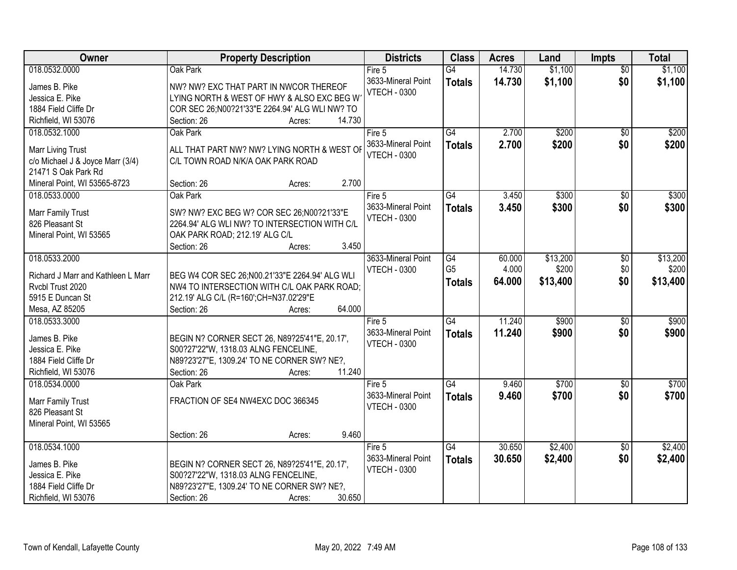| Owner | Property Description | Districts | Class | Acres | Land | Impts | Total |
|---|---|---|---|---|---|---|---|
| 018.0532.0000<br>James B. Pike<br>Jessica E. Pike<br>1884 Field Cliffe Dr<br>Richfield, WI 53076 | Oak Park<br>NW? NW? EXC THAT PART IN NWCOR THEREOF LYING NORTH & WEST OF HWY & ALSO EXC BEG W' COR SEC 26;N00?21'33"E 2264.94' ALG WLI NW? TO<br>Section: 26 Acres: 14.730 | Fire 5<br>3633-Mineral Point<br>VTECH - 0300 | G4<br>**Totals** | 14.730<br>**14.730** | $1,100<br>**$1,100** | $0<br>**$0** | $1,100<br>**$1,100** |
| 018.0532.1000<br>Marr Living Trust<br>c/o Michael J & Joyce Marr (3/4)<br>21471 S Oak Park Rd<br>Mineral Point, WI 53565-8723 | Oak Park<br>ALL THAT PART NW? NW? LYING NORTH & WEST OF C/L TOWN ROAD N/K/A OAK PARK ROAD<br>Section: 26 Acres: 2.700 | Fire 5<br>3633-Mineral Point<br>VTECH - 0300 | G4<br>**Totals** | 2.700<br>**2.700** | $200<br>**$200** | $0<br>**$0** | $200<br>**$200** |
| 018.0533.0000<br>Marr Family Trust<br>826 Pleasant St<br>Mineral Point, WI 53565 | Oak Park<br>SW? NW? EXC BEG W? COR SEC 26;N00?21'33"E 2264.94' ALG WLI NW? TO INTERSECTION WITH C/L OAK PARK ROAD; 212.19' ALG C/L<br>Section: 26 Acres: 3.450 | Fire 5<br>3633-Mineral Point<br>VTECH - 0300 | G4<br>**Totals** | 3.450<br>**3.450** | $300<br>**$300** | $0<br>**$0** | $300<br>**$300** |
| 018.0533.2000<br>Richard J Marr and Kathleen L Marr Rvcbl Trust 2020<br>5915 E Duncan St<br>Mesa, AZ 85205 | BEG W4 COR SEC 26;N00.21'33"E 2264.94' ALG WLI NW4 TO INTERSECTION WITH C/L OAK PARK ROAD; 212.19' ALG C/L (R=160';CH=N37.02'29"E<br>Section: 26 Acres: 64.000 | 3633-Mineral Point<br>VTECH - 0300 | G4<br>G5<br>**Totals** | 60.000<br>4.000<br>**64.000** | $13,200<br>$200<br>**$13,400** | $0<br>$0<br>**$0** | $13,200<br>$200<br>**$13,400** |
| 018.0533.3000<br>James B. Pike<br>Jessica E. Pike<br>1884 Field Cliffe Dr<br>Richfield, WI 53076 | BEGIN N? CORNER SECT 26, N89?25'41"E, 20.17', S00?27'22"W, 1318.03 ALNG FENCELINE, N89?23'27"E, 1309.24' TO NE CORNER SW? NE?,<br>Section: 26 Acres: 11.240 | Fire 5<br>3633-Mineral Point<br>VTECH - 0300 | G4<br>**Totals** | 11.240<br>**11.240** | $900<br>**$900** | $0<br>**$0** | $900<br>**$900** |
| 018.0534.0000<br>Marr Family Trust<br>826 Pleasant St<br>Mineral Point, WI 53565 | Oak Park<br>FRACTION OF SE4 NW4EXC DOC 366345<br>Section: 26 Acres: 9.460 | Fire 5<br>3633-Mineral Point<br>VTECH - 0300 | G4<br>**Totals** | 9.460<br>**9.460** | $700<br>**$700** | $0<br>**$0** | $700<br>**$700** |
| 018.0534.1000<br>James B. Pike<br>Jessica E. Pike<br>1884 Field Cliffe Dr<br>Richfield, WI 53076 | BEGIN N? CORNER SECT 26, N89?25'41"E, 20.17', S00?27'22"W, 1318.03 ALNG FENCELINE, N89?23'27"E, 1309.24' TO NE CORNER SW? NE?,<br>Section: 26 Acres: 30.650 | Fire 5<br>3633-Mineral Point<br>VTECH - 0300 | G4<br>**Totals** | 30.650<br>**30.650** | $2,400<br>**$2,400** | $0<br>**$0** | $2,400<br>**$2,400** |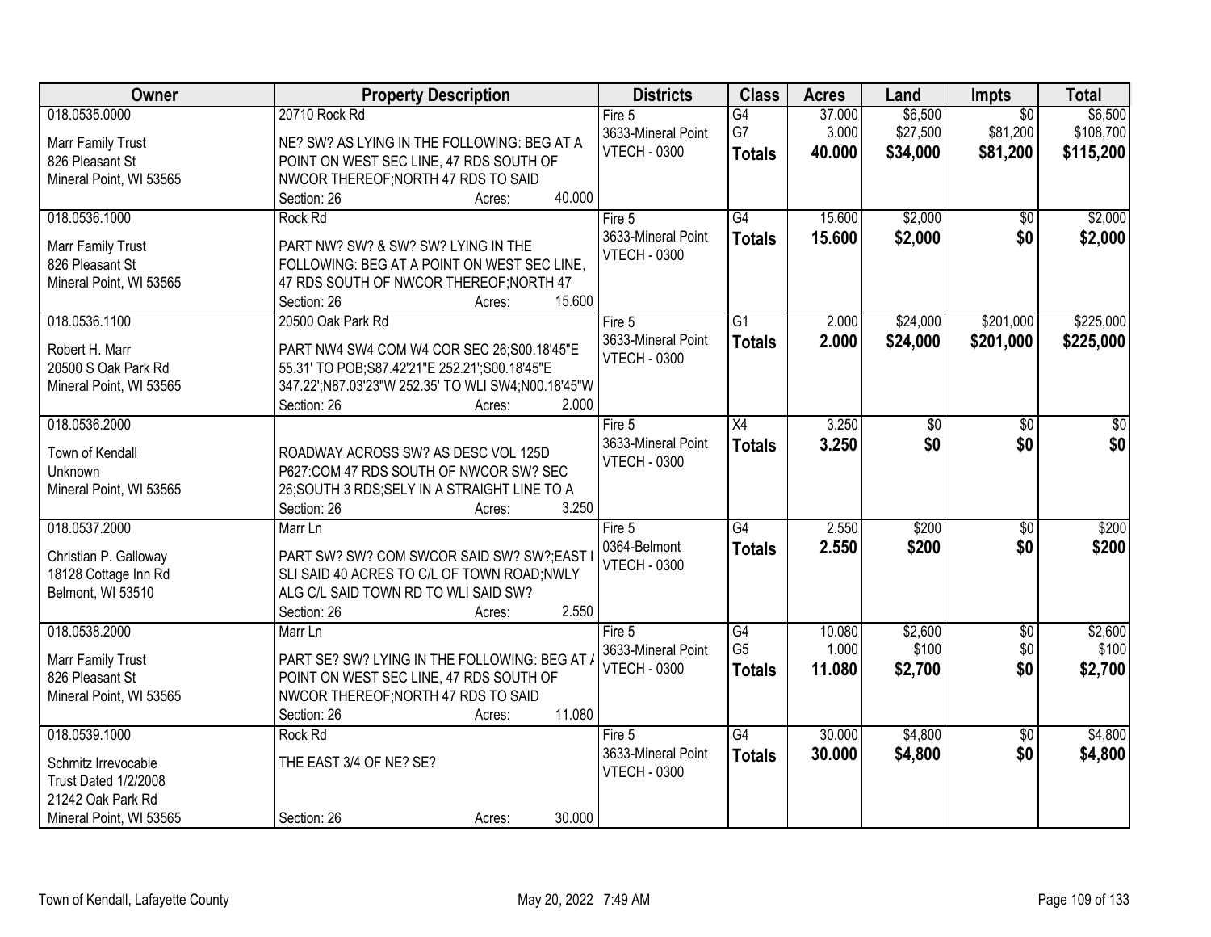| Owner | Property Description | Districts | Class | Acres | Land | Impts | Total |
|---|---|---|---|---|---|---|---|
| 018.0535.0000<br>Marr Family Trust<br>826 Pleasant St<br>Mineral Point, WI 53565 | 20710 Rock Rd<br>NE? SW? AS LYING IN THE FOLLOWING: BEG AT A POINT ON WEST SEC LINE, 47 RDS SOUTH OF NWCOR THEREOF;NORTH 47 RDS TO SAID<br>Section: 26 Acres: 40.000 | Fire 5<br>3633-Mineral Point<br>VTECH - 0300 | G4<br>G7<br>**Totals** | 37.000<br>3.000<br>**40.000** | $6,500<br>$27,500<br>**$34,000** | $0<br>$81,200<br>**$81,200** | $6,500<br>$108,700<br>**$115,200** |
| 018.0536.1000<br>Marr Family Trust<br>826 Pleasant St<br>Mineral Point, WI 53565 | Rock Rd<br>PART NW? SW? & SW? SW? LYING IN THE FOLLOWING: BEG AT A POINT ON WEST SEC LINE, 47 RDS SOUTH OF NWCOR THEREOF;NORTH 47<br>Section: 26 Acres: 15.600 | Fire 5<br>3633-Mineral Point<br>VTECH - 0300 | G4<br>**Totals** | 15.600<br>**15.600** | $2,000<br>**$2,000** | $0<br>**$0** | $2,000<br>**$2,000** |
| 018.0536.1100<br>Robert H. Marr<br>20500 S Oak Park Rd<br>Mineral Point, WI 53565 | 20500 Oak Park Rd<br>PART NW4 SW4 COM W4 COR SEC 26;S00.18'45"E 55.31' TO POB;S87.42'21"E 252.21';S00.18'45"E 347.22';N87.03'23"W 252.35' TO WLI SW4;N00.18'45"W<br>Section: 26 Acres: 2.000 | Fire 5<br>3633-Mineral Point<br>VTECH - 0300 | G1<br>**Totals** | 2.000<br>**2.000** | $24,000<br>**$24,000** | $201,000<br>**$201,000** | $225,000<br>**$225,000** |
| 018.0536.2000<br>Town of Kendall<br>Unknown<br>Mineral Point, WI 53565 | ROADWAY ACROSS SW? AS DESC VOL 125D P627:COM 47 RDS SOUTH OF NWCOR SW? SEC 26;SOUTH 3 RDS;SELY IN A STRAIGHT LINE TO A<br>Section: 26 Acres: 3.250 | Fire 5<br>3633-Mineral Point<br>VTECH - 0300 | X4<br>**Totals** | 3.250<br>**3.250** | $0<br>**$0** | $0<br>**$0** | $0<br>**$0** |
| 018.0537.2000<br>Christian P. Galloway<br>18128 Cottage Inn Rd<br>Belmont, WI 53510 | Marr Ln<br>PART SW? SW? COM SWCOR SAID SW? SW?;EAST I SLI SAID 40 ACRES TO C/L OF TOWN ROAD;NWLY ALG C/L SAID TOWN RD TO WLI SAID SW?<br>Section: 26 Acres: 2.550 | Fire 5<br>0364-Belmont<br>VTECH - 0300 | G4<br>**Totals** | 2.550<br>**2.550** | $200<br>**$200** | $0<br>**$0** | $200<br>**$200** |
| 018.0538.2000<br>Marr Family Trust<br>826 Pleasant St<br>Mineral Point, WI 53565 | Marr Ln<br>PART SE? SW? LYING IN THE FOLLOWING: BEG AT A POINT ON WEST SEC LINE, 47 RDS SOUTH OF NWCOR THEREOF;NORTH 47 RDS TO SAID<br>Section: 26 Acres: 11.080 | Fire 5<br>3633-Mineral Point<br>VTECH - 0300 | G4<br>G5<br>**Totals** | 10.080<br>1.000<br>**11.080** | $2,600<br>$100<br>**$2,700** | $0<br>$0<br>**$0** | $2,600<br>$100<br>**$2,700** |
| 018.0539.1000<br>Schmitz Irrevocable<br>Trust Dated 1/2/2008<br>21242 Oak Park Rd<br>Mineral Point, WI 53565 | Rock Rd<br>THE EAST 3/4 OF NE? SE?<br>Section: 26 Acres: 30.000 | Fire 5<br>3633-Mineral Point<br>VTECH - 0300 | G4<br>**Totals** | 30.000<br>**30.000** | $4,800<br>**$4,800** | $0<br>**$0** | $4,800<br>**$4,800** |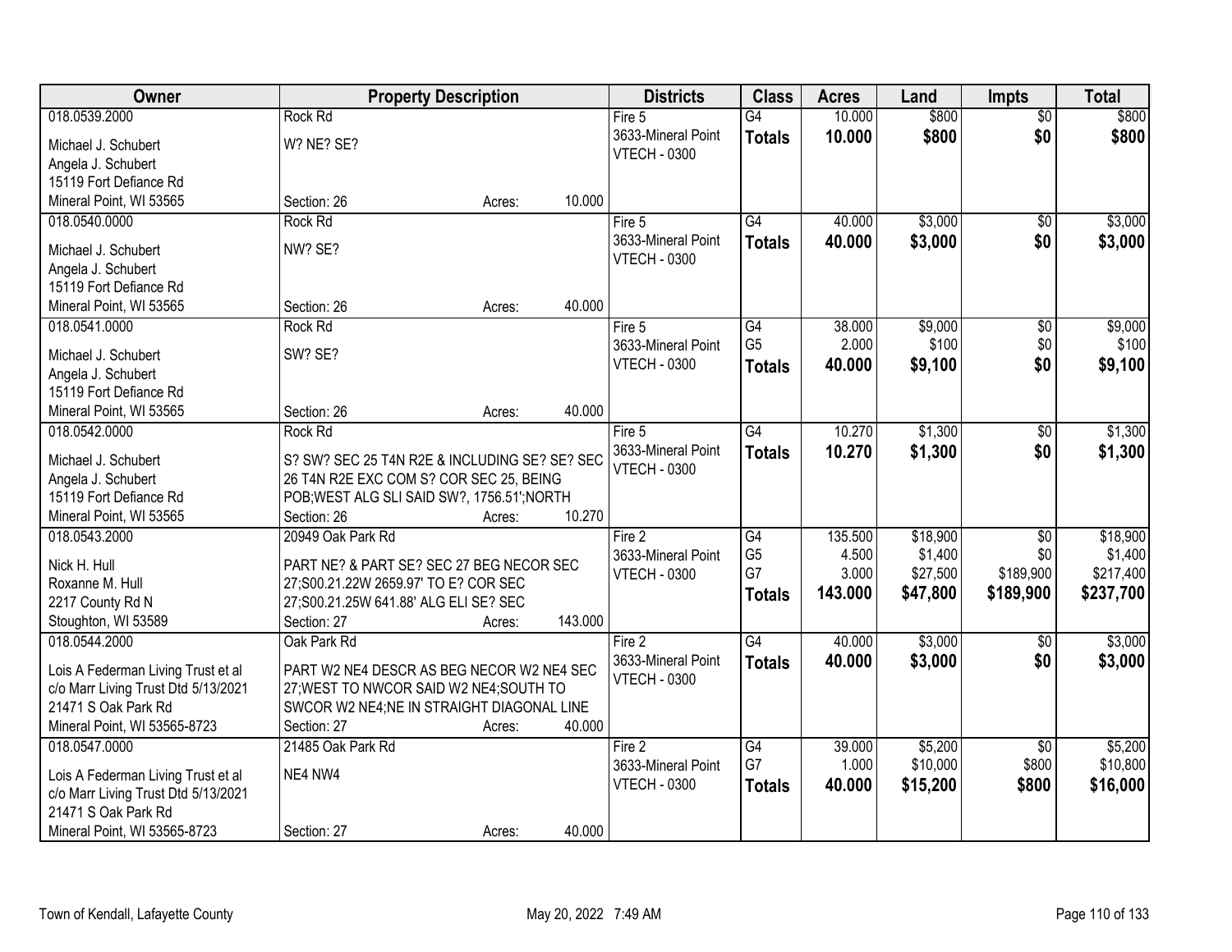| Owner | Property Description | Districts | Class | Acres | Land | Impts | Total |
|---|---|---|---|---|---|---|---|
| 018.0539.2000<br>Michael J. Schubert<br>Angela J. Schubert<br>15119 Fort Defiance Rd<br>Mineral Point, WI 53565 | Rock Rd<br>W? NE? SE?<br>Section: 26 Acres: 10.000 | Fire 5<br>3633-Mineral Point<br>VTECH - 0300 | G4<br>**Totals** | 10.000<br>**10.000** | \$800<br>**\$800** | \$0<br>**\$0** | \$800<br>**\$800** |
| 018.0540.0000<br>Michael J. Schubert<br>Angela J. Schubert<br>15119 Fort Defiance Rd<br>Mineral Point, WI 53565 | Rock Rd<br>NW? SE?<br>Section: 26 Acres: 40.000 | Fire 5<br>3633-Mineral Point<br>VTECH - 0300 | G4<br>**Totals** | 40.000<br>**40.000** | \$3,000<br>**\$3,000** | \$0<br>**\$0** | \$3,000<br>**\$3,000** |
| 018.0541.0000<br>Michael J. Schubert<br>Angela J. Schubert<br>15119 Fort Defiance Rd<br>Mineral Point, WI 53565 | Rock Rd<br>SW? SE?<br>Section: 26 Acres: 40.000 | Fire 5<br>3633-Mineral Point<br>VTECH - 0300 | G4<br>G5<br>**Totals** | 38.000<br>2.000<br>**40.000** | \$9,000<br>\$100<br>**\$9,100** | \$0<br>\$0<br>**\$0** | \$9,000<br>\$100<br>**\$9,100** |
| 018.0542.0000<br>Michael J. Schubert<br>Angela J. Schubert<br>15119 Fort Defiance Rd<br>Mineral Point, WI 53565 | Rock Rd<br>S? SW? SEC 25 T4N R2E & INCLUDING SE? SE? SEC 26 T4N R2E EXC COM S? COR SEC 25, BEING POB;WEST ALG SLI SAID SW?, 1756.51';NORTH<br>Section: 26 Acres: 10.270 | Fire 5<br>3633-Mineral Point<br>VTECH - 0300 | G4<br>**Totals** | 10.270<br>**10.270** | \$1,300<br>**\$1,300** | \$0<br>**\$0** | \$1,300<br>**\$1,300** |
| 018.0543.2000<br>Nick H. Hull<br>Roxanne M. Hull<br>2217 County Rd N<br>Stoughton, WI 53589 | 20949 Oak Park Rd<br>PART NE? & PART SE? SEC 27 BEG NECOR SEC 27;S00.21.22W 2659.97' TO E? COR SEC 27;S00.21.25W 641.88' ALG ELI SE? SEC<br>Section: 27 Acres: 143.000 | Fire 2<br>3633-Mineral Point<br>VTECH - 0300 | G4<br>G5<br>G7<br>**Totals** | 135.500<br>4.500<br>3.000<br>**143.000** | \$18,900<br>\$1,400<br>\$27,500<br>**\$47,800** | \$0<br>\$0<br>\$189,900<br>**\$189,900** | \$18,900<br>\$1,400<br>\$217,400<br>**\$237,700** |
| 018.0544.2000<br>Lois A Federman Living Trust et al<br>c/o Marr Living Trust Dtd 5/13/2021<br>21471 S Oak Park Rd<br>Mineral Point, WI 53565-8723 | Oak Park Rd<br>PART W2 NE4 DESCR AS BEG NECOR W2 NE4 SEC 27;WEST TO NWCOR SAID W2 NE4;SOUTH TO SWCOR W2 NE4;NE IN STRAIGHT DIAGONAL LINE<br>Section: 27 Acres: 40.000 | Fire 2<br>3633-Mineral Point<br>VTECH - 0300 | G4<br>**Totals** | 40.000<br>**40.000** | \$3,000<br>**\$3,000** | \$0<br>**\$0** | \$3,000<br>**\$3,000** |
| 018.0547.0000<br>Lois A Federman Living Trust et al<br>c/o Marr Living Trust Dtd 5/13/2021<br>21471 S Oak Park Rd<br>Mineral Point, WI 53565-8723 | 21485 Oak Park Rd<br>NE4 NW4<br>Section: 27 Acres: 40.000 | Fire 2<br>3633-Mineral Point<br>VTECH - 0300 | G4<br>G7<br>**Totals** | 39.000<br>1.000<br>**40.000** | \$5,200<br>\$10,000<br>**\$15,200** | \$0<br>\$800<br>**\$800** | \$5,200<br>\$10,800<br>**\$16,000** |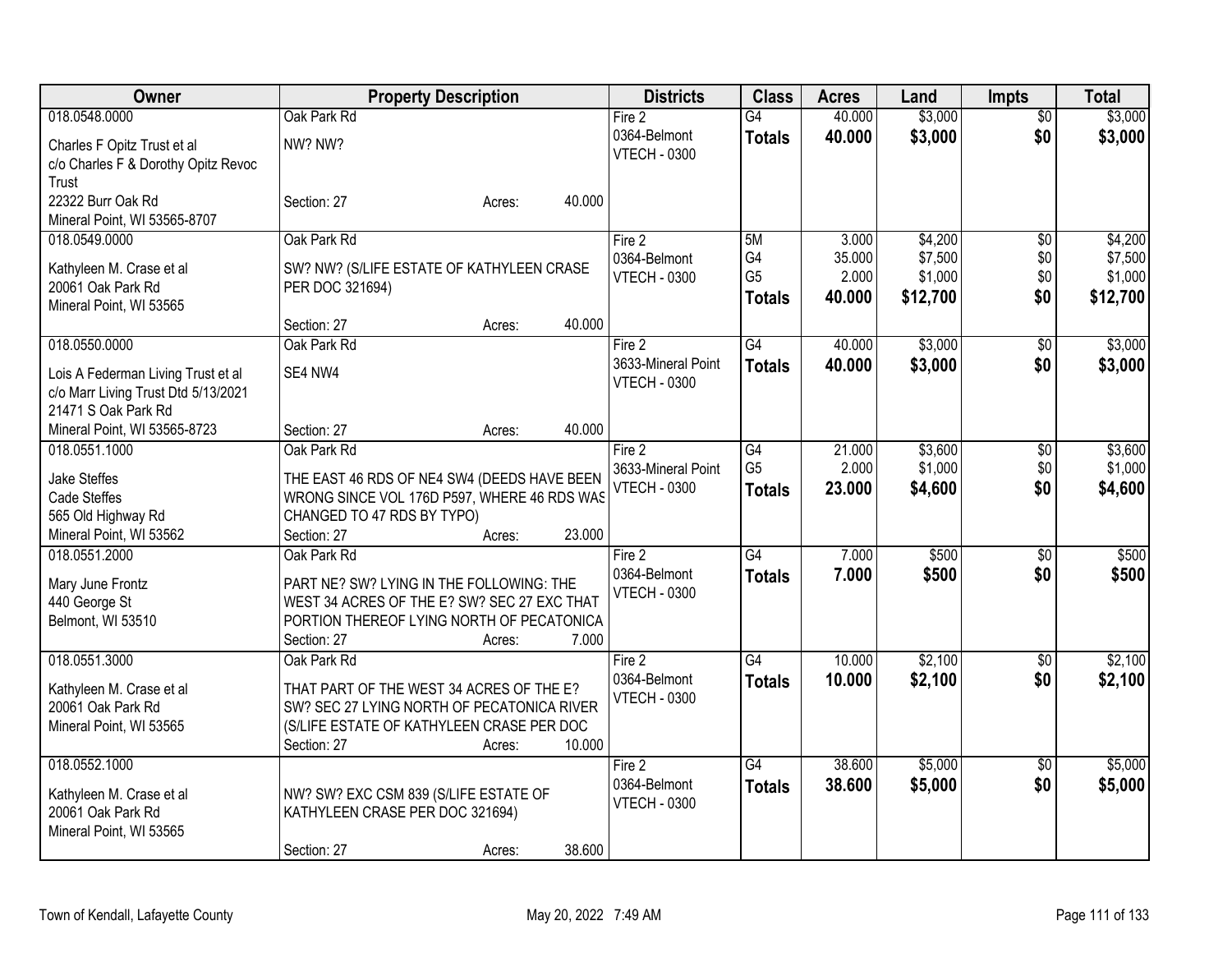| Owner | Property Description | Districts | Class | Acres | Land | Impts | Total |
|---|---|---|---|---|---|---|---|
| 018.0548.0000<br>Charles F Opitz Trust et al<br>c/o Charles F & Dorothy Opitz Revoc Trust<br>22322 Burr Oak Rd<br>Mineral Point, WI 53565-8707 | Oak Park Rd<br>NW? NW?<br>Section: 27 Acres: 40.000 | Fire 2<br>0364-Belmont<br>VTECH - 0300 | G4<br>**Totals** | 40.000<br>**40.000** | $3,000<br>**$3,000** | $0<br>**$0** | $3,000<br>**$3,000** |
| 018.0549.0000<br>Kathyleen M. Crase et al<br>20061 Oak Park Rd<br>Mineral Point, WI 53565 | Oak Park Rd<br>SW? NW? (S/LIFE ESTATE OF KATHYLEEN CRASE PER DOC 321694)<br>Section: 27 Acres: 40.000 | Fire 2<br>0364-Belmont<br>VTECH - 0300 | 5M<br>G4<br>G5<br>**Totals** | 3.000<br>35.000<br>2.000<br>**40.000** | $4,200<br>$7,500<br>$1,000<br>**$12,700** | $0<br>$0<br>$0<br>**$0** | $4,200<br>$7,500<br>$1,000<br>**$12,700** |
| 018.0550.0000<br>Lois A Federman Living Trust et al<br>c/o Marr Living Trust Dtd 5/13/2021<br>21471 S Oak Park Rd<br>Mineral Point, WI 53565-8723 | Oak Park Rd<br>SE4 NW4<br>Section: 27 Acres: 40.000 | Fire 2<br>3633-Mineral Point<br>VTECH - 0300 | G4<br>**Totals** | 40.000<br>**40.000** | $3,000<br>**$3,000** | $0<br>**$0** | $3,000<br>**$3,000** |
| 018.0551.1000<br>Jake Steffes<br>Cade Steffes<br>565 Old Highway Rd<br>Mineral Point, WI 53562 | Oak Park Rd<br>THE EAST 46 RDS OF NE4 SW4 (DEEDS HAVE BEEN WRONG SINCE VOL 176D P597, WHERE 46 RDS WAS CHANGED TO 47 RDS BY TYPO)<br>Section: 27 Acres: 23.000 | Fire 2<br>3633-Mineral Point<br>VTECH - 0300 | G4<br>G5<br>**Totals** | 21.000<br>2.000<br>**23.000** | $3,600<br>$1,000<br>**$4,600** | $0<br>$0<br>**$0** | $3,600<br>$1,000<br>**$4,600** |
| 018.0551.2000<br>Mary June Frontz<br>440 George St<br>Belmont, WI 53510 | Oak Park Rd<br>PART NE? SW? LYING IN THE FOLLOWING: THE WEST 34 ACRES OF THE E? SW? SEC 27 EXC THAT PORTION THEREOF LYING NORTH OF PECATONICA<br>Section: 27 Acres: 7.000 | Fire 2<br>0364-Belmont<br>VTECH - 0300 | G4<br>**Totals** | 7.000<br>**7.000** | $500<br>**$500** | $0<br>**$0** | $500<br>**$500** |
| 018.0551.3000<br>Kathyleen M. Crase et al<br>20061 Oak Park Rd<br>Mineral Point, WI 53565 | Oak Park Rd<br>THAT PART OF THE WEST 34 ACRES OF THE E? SW? SEC 27 LYING NORTH OF PECATONICA RIVER (S/LIFE ESTATE OF KATHYLEEN CRASE PER DOC<br>Section: 27 Acres: 10.000 | Fire 2<br>0364-Belmont<br>VTECH - 0300 | G4<br>**Totals** | 10.000<br>**10.000** | $2,100<br>**$2,100** | $0<br>**$0** | $2,100<br>**$2,100** |
| 018.0552.1000<br>Kathyleen M. Crase et al<br>20061 Oak Park Rd<br>Mineral Point, WI 53565 | NW? SW? EXC CSM 839 (S/LIFE ESTATE OF KATHYLEEN CRASE PER DOC 321694)<br>Section: 27 Acres: 38.600 | Fire 2<br>0364-Belmont<br>VTECH - 0300 | G4<br>**Totals** | 38.600<br>**38.600** | $5,000<br>**$5,000** | $0<br>**$0** | $5,000<br>**$5,000** |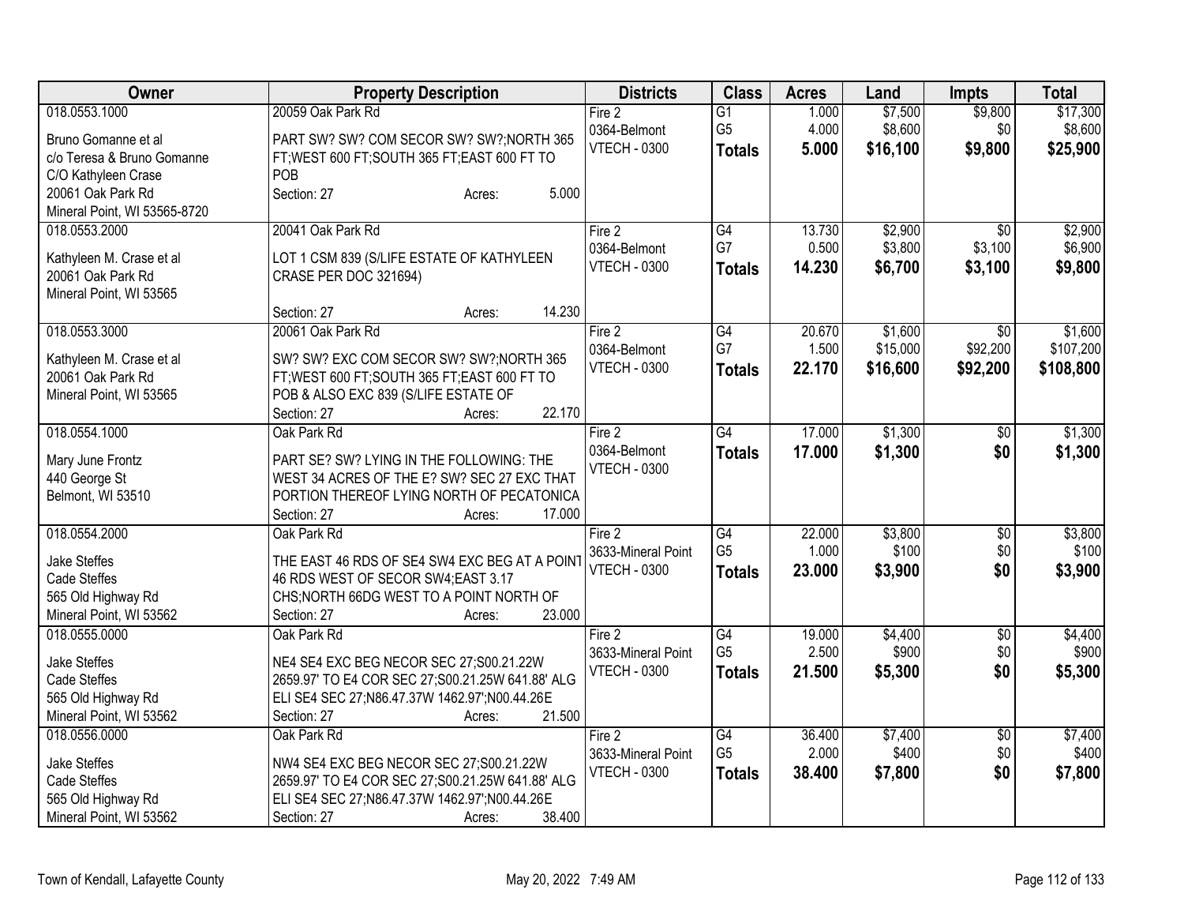| Owner | Property Description | Districts | Class | Acres | Land | Impts | Total |
|---|---|---|---|---|---|---|---|
| 018.0553.1000<br><br>Bruno Gomanne et al<br>c/o Teresa & Bruno Gomanne<br>C/O Kathyleen Crase<br>20061 Oak Park Rd<br>Mineral Point, WI 53565-8720 | 20059 Oak Park Rd<br><br>PART SW? SW? COM SECOR SW? SW?;NORTH 365 FT;WEST 600 FT;SOUTH 365 FT;EAST 600 FT TO POB<br>Section: 27 Acres: 5.000 | Fire 2<br>0364-Belmont<br>VTECH - 0300 | G1<br>G5<br>**Totals** | 1.000<br>4.000<br>**5.000** | $7,500<br>$8,600<br>**$16,100** | $9,800<br>$0<br>**$9,800** | $17,300<br>$8,600<br>**$25,900** |
| 018.0553.2000<br><br>Kathyleen M. Crase et al<br>20061 Oak Park Rd<br>Mineral Point, WI 53565 | 20041 Oak Park Rd<br><br>LOT 1 CSM 839 (S/LIFE ESTATE OF KATHYLEEN CRASE PER DOC 321694)<br><br>Section: 27 Acres: 14.230 | Fire 2<br>0364-Belmont<br>VTECH - 0300 | G4<br>G7<br>**Totals** | 13.730<br>0.500<br>**14.230** | $2,900<br>$3,800<br>**$6,700** | $0<br>$3,100<br>**$3,100** | $2,900<br>$6,900<br>**$9,800** |
| 018.0553.3000<br><br>Kathyleen M. Crase et al<br>20061 Oak Park Rd<br>Mineral Point, WI 53565 | 20061 Oak Park Rd<br><br>SW? SW? EXC COM SECOR SW? SW?;NORTH 365 FT;WEST 600 FT;SOUTH 365 FT;EAST 600 FT TO POB & ALSO EXC 839 (S/LIFE ESTATE OF<br>Section: 27 Acres: 22.170 | Fire 2<br>0364-Belmont<br>VTECH - 0300 | G4<br>G7<br>**Totals** | 20.670<br>1.500<br>**22.170** | $1,600<br>$15,000<br>**$16,600** | $0<br>$92,200<br>**$92,200** | $1,600<br>$107,200<br>**$108,800** |
| 018.0554.1000<br><br>Mary June Frontz<br>440 George St<br>Belmont, WI 53510 | Oak Park Rd<br><br>PART SE? SW? LYING IN THE FOLLOWING: THE WEST 34 ACRES OF THE E? SW? SEC 27 EXC THAT PORTION THEREOF LYING NORTH OF PECATONICA<br>Section: 27 Acres: 17.000 | Fire 2<br>0364-Belmont<br>VTECH - 0300 | G4<br>**Totals** | 17.000<br>**17.000** | $1,300<br>**$1,300** | $0<br>**$0** | $1,300<br>**$1,300** |
| 018.0554.2000<br><br>Jake Steffes<br>Cade Steffes<br>565 Old Highway Rd<br>Mineral Point, WI 53562 | Oak Park Rd<br><br>THE EAST 46 RDS OF SE4 SW4 EXC BEG AT A POINT 46 RDS WEST OF SECOR SW4;EAST 3.17 CHS;NORTH 66DG WEST TO A POINT NORTH OF<br>Section: 27 Acres: 23.000 | Fire 2<br>3633-Mineral Point<br>VTECH - 0300 | G4<br>G5<br>**Totals** | 22.000<br>1.000<br>**23.000** | $3,800<br>$100<br>**$3,900** | $0<br>$0<br>**$0** | $3,800<br>$100<br>**$3,900** |
| 018.0555.0000<br><br>Jake Steffes<br>Cade Steffes<br>565 Old Highway Rd<br>Mineral Point, WI 53562 | Oak Park Rd<br><br>NE4 SE4 EXC BEG NECOR SEC 27;S00.21.22W 2659.97' TO E4 COR SEC 27;S00.21.25W 641.88' ALG ELI SE4 SEC 27;N86.47.37W 1462.97';N00.44.26E<br>Section: 27 Acres: 21.500 | Fire 2<br>3633-Mineral Point<br>VTECH - 0300 | G4<br>G5<br>**Totals** | 19.000<br>2.500<br>**21.500** | $4,400<br>$900<br>**$5,300** | $0<br>$0<br>**$0** | $4,400<br>$900<br>**$5,300** |
| 018.0556.0000<br><br>Jake Steffes<br>Cade Steffes<br>565 Old Highway Rd<br>Mineral Point, WI 53562 | Oak Park Rd<br><br>NW4 SE4 EXC BEG NECOR SEC 27;S00.21.22W 2659.97' TO E4 COR SEC 27;S00.21.25W 641.88' ALG ELI SE4 SEC 27;N86.47.37W 1462.97';N00.44.26E<br>Section: 27 Acres: 38.400 | Fire 2<br>3633-Mineral Point<br>VTECH - 0300 | G4<br>G5<br>**Totals** | 36.400<br>2.000<br>**38.400** | $7,400<br>$400<br>**$7,800** | $0<br>$0<br>**$0** | $7,400<br>$400<br>**$7,800** |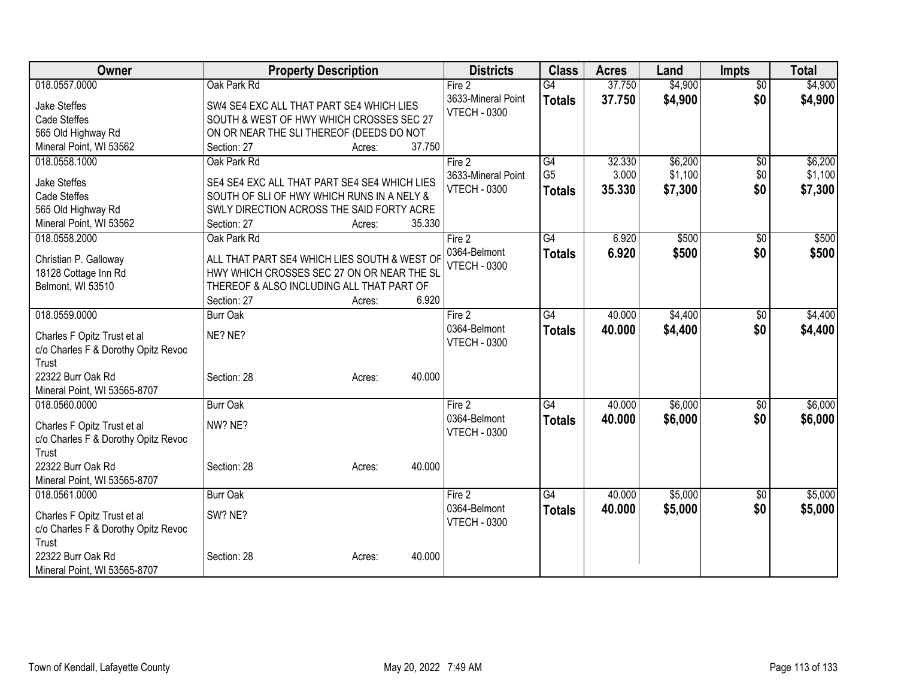| Owner | Property Description | Districts | Class | Acres | Land | Impts | Total |
|---|---|---|---|---|---|---|---|
| 018.0557.0000<br>Jake Steffes<br>Cade Steffes<br>565 Old Highway Rd<br>Mineral Point, WI 53562 | Oak Park Rd<br>SW4 SE4 EXC ALL THAT PART SE4 WHICH LIES SOUTH & WEST OF HWY WHICH CROSSES SEC 27 ON OR NEAR THE SLI THEREOF (DEEDS DO NOT<br>Section: 27 Acres: 37.750 | Fire 2<br>3633-Mineral Point<br>VTECH - 0300 | G4<br>**Totals** | 37.750<br>**37.750** | $4,900<br>**$4,900** | $0<br>**$0** | $4,900<br>**$4,900** |
| 018.0558.1000<br>Jake Steffes<br>Cade Steffes<br>565 Old Highway Rd<br>Mineral Point, WI 53562 | Oak Park Rd<br>SE4 SE4 EXC ALL THAT PART SE4 SE4 WHICH LIES SOUTH OF SLI OF HWY WHICH RUNS IN A NELY & SWLY DIRECTION ACROSS THE SAID FORTY ACRE<br>Section: 27 Acres: 35.330 | Fire 2<br>3633-Mineral Point<br>VTECH - 0300 | G4<br>G5<br>**Totals** | 32.330<br>3.000<br>**35.330** | $6,200<br>$1,100<br>**$7,300** | $0<br>$0<br>**$0** | $6,200<br>$1,100<br>**$7,300** |
| 018.0558.2000<br>Christian P. Galloway<br>18128 Cottage Inn Rd<br>Belmont, WI 53510 | Oak Park Rd<br>ALL THAT PART SE4 WHICH LIES SOUTH & WEST OF HWY WHICH CROSSES SEC 27 ON OR NEAR THE SL THEREOF & ALSO INCLUDING ALL THAT PART OF<br>Section: 27 Acres: 6.920 | Fire 2<br>0364-Belmont<br>VTECH - 0300 | G4<br>**Totals** | 6.920<br>**6.920** | $500<br>**$500** | $0<br>**$0** | $500<br>**$500** |
| 018.0559.0000<br>Charles F Opitz Trust et al<br>c/o Charles F & Dorothy Opitz Revoc Trust<br>22322 Burr Oak Rd<br>Mineral Point, WI 53565-8707 | Burr Oak<br>NE? NE?<br>Section: 28 Acres: 40.000 | Fire 2<br>0364-Belmont<br>VTECH - 0300 | G4<br>**Totals** | 40.000<br>**40.000** | $4,400<br>**$4,400** | $0<br>**$0** | $4,400<br>**$4,400** |
| 018.0560.0000<br>Charles F Opitz Trust et al<br>c/o Charles F & Dorothy Opitz Revoc Trust<br>22322 Burr Oak Rd<br>Mineral Point, WI 53565-8707 | Burr Oak<br>NW? NE?<br>Section: 28 Acres: 40.000 | Fire 2<br>0364-Belmont<br>VTECH - 0300 | G4<br>**Totals** | 40.000<br>**40.000** | $6,000<br>**$6,000** | $0<br>**$0** | $6,000<br>**$6,000** |
| 018.0561.0000<br>Charles F Opitz Trust et al<br>c/o Charles F & Dorothy Opitz Revoc Trust<br>22322 Burr Oak Rd<br>Mineral Point, WI 53565-8707 | Burr Oak<br>SW? NE?<br>Section: 28 Acres: 40.000 | Fire 2<br>0364-Belmont<br>VTECH - 0300 | G4<br>**Totals** | 40.000<br>**40.000** | $5,000<br>**$5,000** | $0<br>**$0** | $5,000<br>**$5,000** |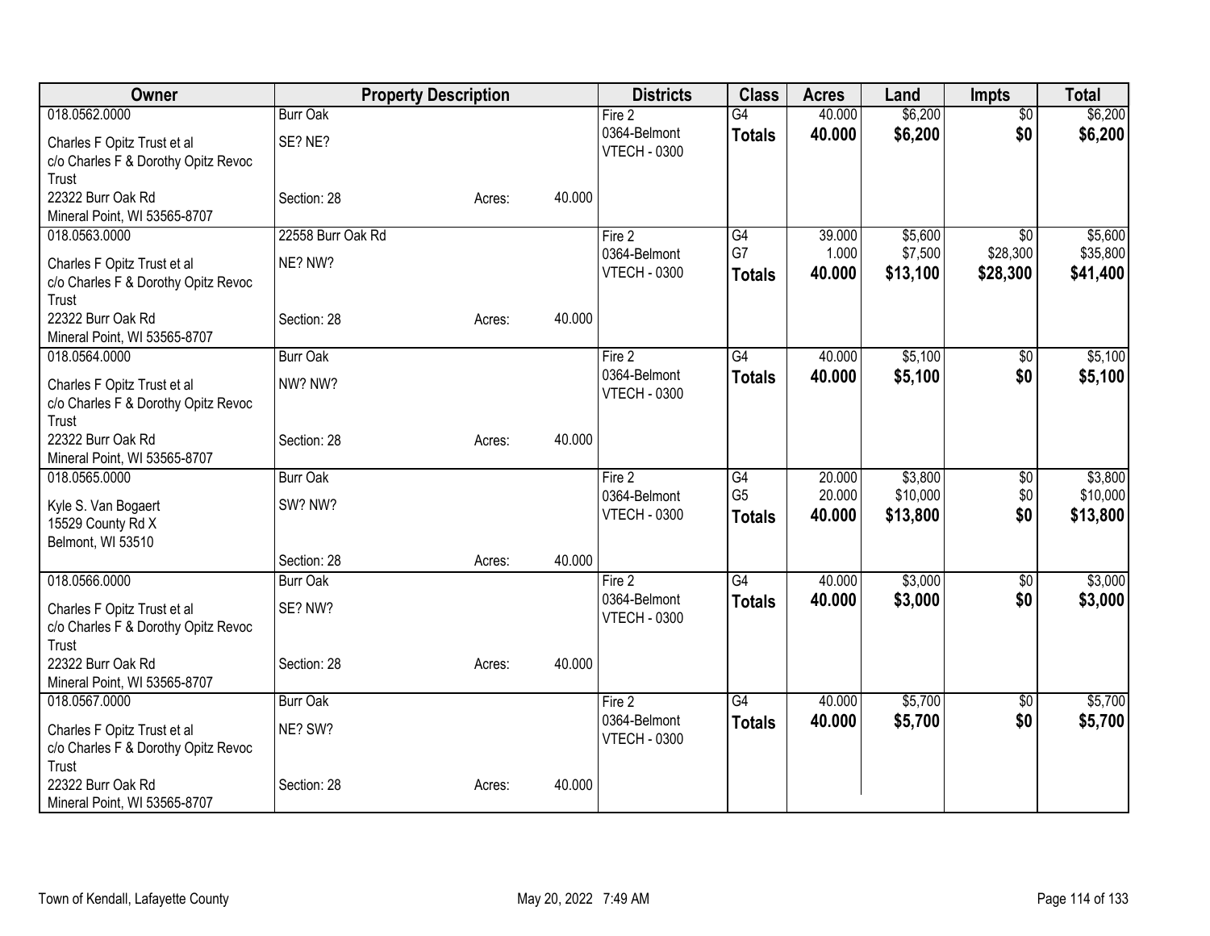| Owner | Property Description | | | Districts | Class | Acres | Land | Impts | Total |
|---|---|---|---|---|---|---|---|---|---|
| 018.0562.0000 | Burr Oak | | | Fire 2 | G4 | 40.000 | $6,200 | $0 | $6,200 |
| Charles F Opitz Trust et al | SE? NE? | | | 0364-Belmont | **Totals** | **40.000** | **$6,200** | **$0** | **$6,200** |
| c/o Charles F & Dorothy Opitz Revoc Trust | | | | VTECH - 0300 | | | | | |
| 22322 Burr Oak Rd | Section: 28 | Acres: | 40.000 | | | | | | |
| Mineral Point, WI 53565-8707 | | | | | | | | | |
| 018.0563.0000 | 22558 Burr Oak Rd | | | Fire 2 | G4 | 39.000 | $5,600 | $0 | $5,600 |
| Charles F Opitz Trust et al | NE? NW? | | | 0364-Belmont | G7 | 1.000 | $7,500 | $28,300 | $35,800 |
| c/o Charles F & Dorothy Opitz Revoc Trust | | | | VTECH - 0300 | **Totals** | **40.000** | **$13,100** | **$28,300** | **$41,400** |
| 22322 Burr Oak Rd | Section: 28 | Acres: | 40.000 | | | | | | |
| Mineral Point, WI 53565-8707 | | | | | | | | | |
| 018.0564.0000 | Burr Oak | | | Fire 2 | G4 | 40.000 | $5,100 | $0 | $5,100 |
| Charles F Opitz Trust et al | NW? NW? | | | 0364-Belmont | **Totals** | **40.000** | **$5,100** | **$0** | **$5,100** |
| c/o Charles F & Dorothy Opitz Revoc Trust | | | | VTECH - 0300 | | | | | |
| 22322 Burr Oak Rd | Section: 28 | Acres: | 40.000 | | | | | | |
| Mineral Point, WI 53565-8707 | | | | | | | | | |
| 018.0565.0000 | Burr Oak | | | Fire 2 | G4 | 20.000 | $3,800 | $0 | $3,800 |
| Kyle S. Van Bogaert | SW? NW? | | | 0364-Belmont | G5 | 20.000 | $10,000 | $0 | $10,000 |
| 15529 County Rd X | | | | VTECH - 0300 | **Totals** | **40.000** | **$13,800** | **$0** | **$13,800** |
| Belmont, WI 53510 | | | | | | | | | |
| | Section: 28 | Acres: | 40.000 | | | | | | |
| 018.0566.0000 | Burr Oak | | | Fire 2 | G4 | 40.000 | $3,000 | $0 | $3,000 |
| Charles F Opitz Trust et al | SE? NW? | | | 0364-Belmont | **Totals** | **40.000** | **$3,000** | **$0** | **$3,000** |
| c/o Charles F & Dorothy Opitz Revoc Trust | | | | VTECH - 0300 | | | | | |
| 22322 Burr Oak Rd | Section: 28 | Acres: | 40.000 | | | | | | |
| Mineral Point, WI 53565-8707 | | | | | | | | | |
| 018.0567.0000 | Burr Oak | | | Fire 2 | G4 | 40.000 | $5,700 | $0 | $5,700 |
| Charles F Opitz Trust et al | NE? SW? | | | 0364-Belmont | **Totals** | **40.000** | **$5,700** | **$0** | **$5,700** |
| c/o Charles F & Dorothy Opitz Revoc Trust | | | | VTECH - 0300 | | | | | |
| 22322 Burr Oak Rd | Section: 28 | Acres: | 40.000 | | | | | | |
| Mineral Point, WI 53565-8707 | | | | | | | | | |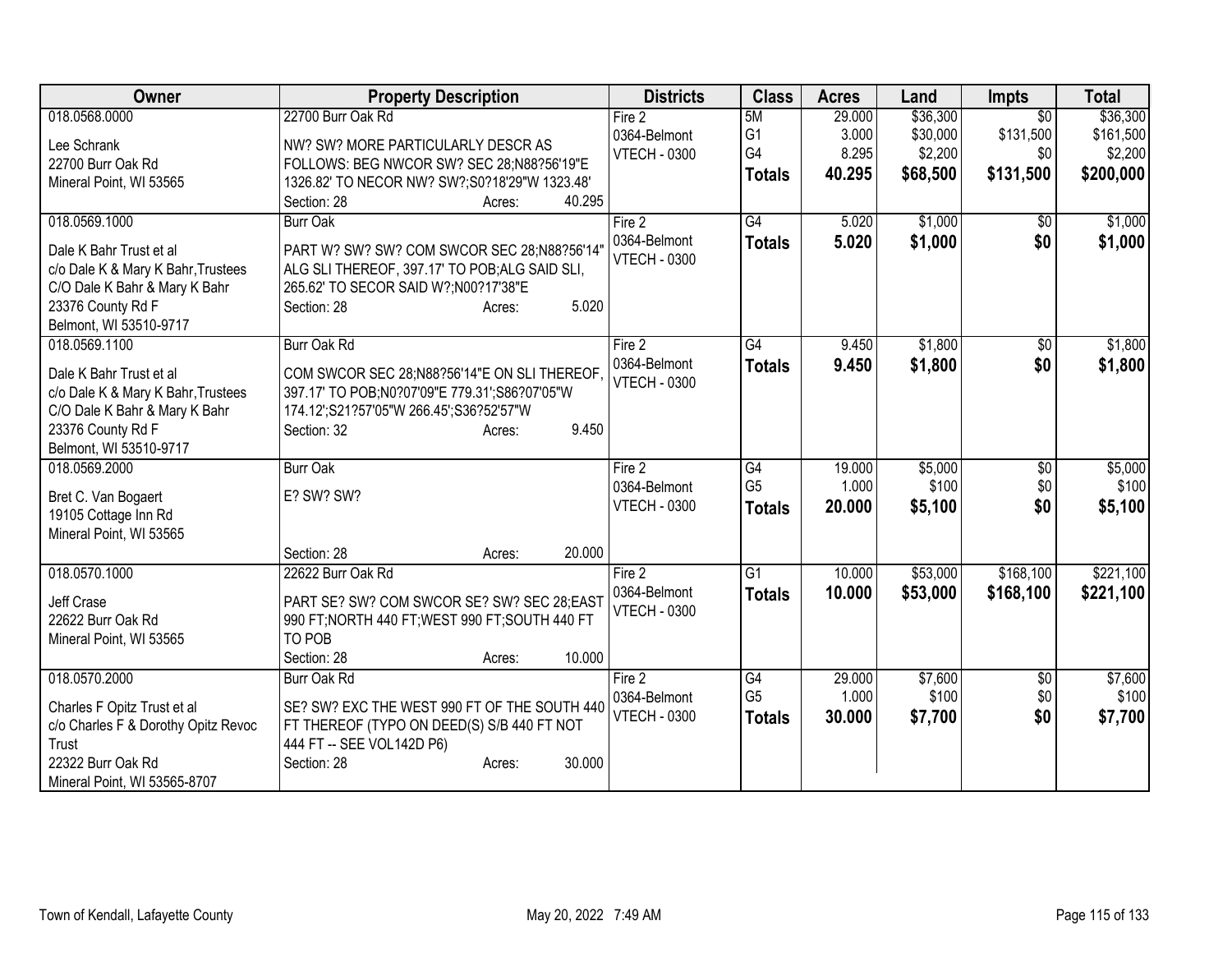| Owner | Property Description | Districts | Class | Acres | Land | Impts | Total |
|---|---|---|---|---|---|---|---|
| 018.0568.0000<br><br>Lee Schrank<br>22700 Burr Oak Rd<br>Mineral Point, WI 53565 | 22700 Burr Oak Rd<br><br>NW? SW? MORE PARTICULARLY DESCR AS FOLLOWS: BEG NWCOR SW? SEC 28;N88?56'19"E 1326.82' TO NECOR NW? SW?;S0?18'29"W 1323.48'<br>Section: 28 Acres: 40.295 | Fire 2<br>0364-Belmont<br>VTECH - 0300 | 5M<br>G1<br>G4<br>**Totals** | 29.000<br>3.000<br>8.295<br>**40.295** | $36,300<br>$30,000<br>$2,200<br>**$68,500** | $0<br>$131,500<br>$0<br>**$131,500** | $36,300<br>$161,500<br>$2,200<br>**$200,000** |
| 018.0569.1000<br><br>Dale K Bahr Trust et al<br>c/o Dale K & Mary K Bahr,Trustees<br>C/O Dale K Bahr & Mary K Bahr<br>23376 County Rd F<br>Belmont, WI 53510-9717 | Burr Oak<br><br>PART W? SW? SW? COM SWCOR SEC 28;N88?56'14" ALG SLI THEREOF, 397.17' TO POB;ALG SAID SLI, 265.62' TO SECOR SAID W?;N00?17'38"E<br>Section: 28 Acres: 5.020 | Fire 2<br>0364-Belmont<br>VTECH - 0300 | G4<br>**Totals** | 5.020<br>**5.020** | $1,000<br>**$1,000** | $0<br>**$0** | $1,000<br>**$1,000** |
| 018.0569.1100<br><br>Dale K Bahr Trust et al<br>c/o Dale K & Mary K Bahr,Trustees<br>C/O Dale K Bahr & Mary K Bahr<br>23376 County Rd F<br>Belmont, WI 53510-9717 | Burr Oak Rd<br><br>COM SWCOR SEC 28;N88?56'14"E ON SLI THEREOF, 397.17' TO POB;N0?07'09"E 779.31';S86?07'05"W 174.12';S21?57'05"W 266.45';S36?52'57"W<br>Section: 32 Acres: 9.450 | Fire 2<br>0364-Belmont<br>VTECH - 0300 | G4<br>**Totals** | 9.450<br>**9.450** | $1,800<br>**$1,800** | $0<br>**$0** | $1,800<br>**$1,800** |
| 018.0569.2000<br><br>Bret C. Van Bogaert<br>19105 Cottage Inn Rd<br>Mineral Point, WI 53565 | Burr Oak<br><br>E? SW? SW?<br><br>Section: 28 Acres: 20.000 | Fire 2<br>0364-Belmont<br>VTECH - 0300 | G4<br>G5<br>**Totals** | 19.000<br>1.000<br>**20.000** | $5,000<br>$100<br>**$5,100** | $0<br>$0<br>**$0** | $5,000<br>$100<br>**$5,100** |
| 018.0570.1000<br><br>Jeff Crase<br>22622 Burr Oak Rd<br>Mineral Point, WI 53565 | 22622 Burr Oak Rd<br><br>PART SE? SW? COM SWCOR SE? SW? SEC 28;EAST 990 FT;NORTH 440 FT;WEST 990 FT;SOUTH 440 FT TO POB<br>Section: 28 Acres: 10.000 | Fire 2<br>0364-Belmont<br>VTECH - 0300 | G1<br>**Totals** | 10.000<br>**10.000** | $53,000<br>**$53,000** | $168,100<br>**$168,100** | $221,100<br>**$221,100** |
| 018.0570.2000<br><br>Charles F Opitz Trust et al<br>c/o Charles F & Dorothy Opitz Revoc Trust<br>22322 Burr Oak Rd<br>Mineral Point, WI 53565-8707 | Burr Oak Rd<br><br>SE? SW? EXC THE WEST 990 FT OF THE SOUTH 440 FT THEREOF (TYPO ON DEED(S) S/B 440 FT NOT 444 FT -- SEE VOL142D P6)<br>Section: 28 Acres: 30.000 | Fire 2<br>0364-Belmont<br>VTECH - 0300 | G4<br>G5<br>**Totals** | 29.000<br>1.000<br>**30.000** | $7,600<br>$100<br>**$7,700** | $0<br>$0<br>**$0** | $7,600<br>$100<br>**$7,700** |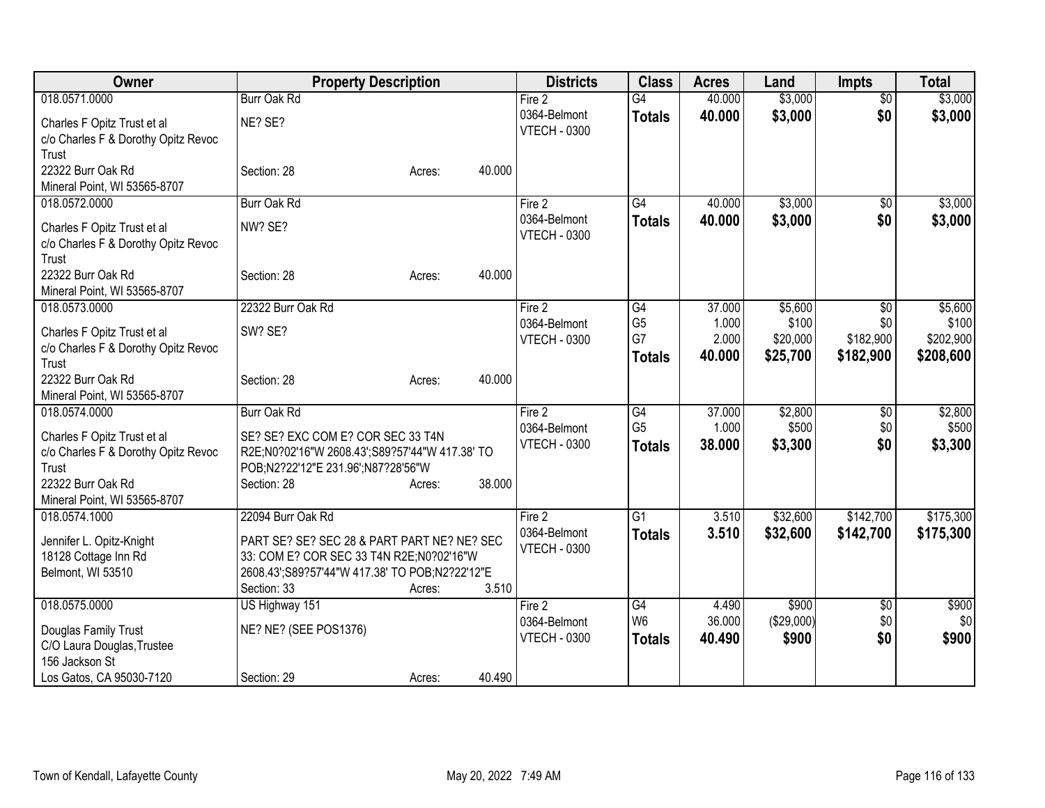| Owner | Property Description | | | Districts | Class | Acres | Land | Impts | Total |
|---|---|---|---|---|---|---|---|---|---|
| 018.0571.0000 | Burr Oak Rd | | | Fire 2 | G4 | 40.000 | $3,000 | $0 | $3,000 |
| Charles F Opitz Trust et al | NE? SE? | | | 0364-Belmont | **Totals** | **40.000** | **$3,000** | **$0** | **$3,000** |
| c/o Charles F & Dorothy Opitz Revoc Trust | | | | VTECH - 0300 | | | | | |
| 22322 Burr Oak Rd | Section: 28 | Acres: | 40.000 | | | | | | |
| Mineral Point, WI 53565-8707 | | | | | | | | | |
| 018.0572.0000 | Burr Oak Rd | | | Fire 2 | G4 | 40.000 | $3,000 | $0 | $3,000 |
| Charles F Opitz Trust et al | NW? SE? | | | 0364-Belmont | **Totals** | **40.000** | **$3,000** | **$0** | **$3,000** |
| c/o Charles F & Dorothy Opitz Revoc Trust | | | | VTECH - 0300 | | | | | |
| 22322 Burr Oak Rd | Section: 28 | Acres: | 40.000 | | | | | | |
| Mineral Point, WI 53565-8707 | | | | | | | | | |
| 018.0573.0000 | 22322 Burr Oak Rd | | | Fire 2 | G4 | 37.000 | $5,600 | $0 | $5,600 |
| Charles F Opitz Trust et al | SW? SE? | | | 0364-Belmont | G5 | 1.000 | $100 | $0 | $100 |
| c/o Charles F & Dorothy Opitz Revoc Trust | | | | VTECH - 0300 | G7 | 2.000 | $20,000 | $182,900 | $202,900 |
| | | | | | **Totals** | **40.000** | **$25,700** | **$182,900** | **$208,600** |
| 22322 Burr Oak Rd | Section: 28 | Acres: | 40.000 | | | | | | |
| Mineral Point, WI 53565-8707 | | | | | | | | | |
| 018.0574.0000 | Burr Oak Rd | | | Fire 2 | G4 | 37.000 | $2,800 | $0 | $2,800 |
| Charles F Opitz Trust et al | SE? SE? EXC COM E? COR SEC 33 T4N R2E;N0?02'16"W 2608.43';S89?57'44"W 417.38' TO POB;N2?22'12"E 231.96';N87?28'56"W | | | 0364-Belmont | G5 | 1.000 | $500 | $0 | $500 |
| c/o Charles F & Dorothy Opitz Revoc Trust | | | | VTECH - 0300 | **Totals** | **38.000** | **$3,300** | **$0** | **$3,300** |
| 22322 Burr Oak Rd | Section: 28 | Acres: | 38.000 | | | | | | |
| Mineral Point, WI 53565-8707 | | | | | | | | | |
| 018.0574.1000 | 22094 Burr Oak Rd | | | Fire 2 | G1 | 3.510 | $32,600 | $142,700 | $175,300 |
| Jennifer L. Opitz-Knight | PART SE? SE? SEC 28 & PART PART NE? NE? SEC 33: COM E? COR SEC 33 T4N R2E;N0?02'16"W 2608.43';S89?57'44"W 417.38' TO POB;N2?22'12"E | | | 0364-Belmont | **Totals** | **3.510** | **$32,600** | **$142,700** | **$175,300** |
| 18128 Cottage Inn Rd | | | | VTECH - 0300 | | | | | |
| Belmont, WI 53510 | | | | | | | | | |
| | Section: 33 | Acres: | 3.510 | | | | | | |
| 018.0575.0000 | US Highway 151 | | | Fire 2 | G4 | 4.490 | $900 | $0 | $900 |
| Douglas Family Trust | NE? NE? (SEE POS1376) | | | 0364-Belmont | W6 | 36.000 | ($29,000) | $0 | $0 |
| C/O Laura Douglas,Trustee | | | | VTECH - 0300 | **Totals** | **40.490** | **$900** | **$0** | **$900** |
| 156 Jackson St | | | | | | | | | |
| Los Gatos, CA 95030-7120 | Section: 29 | Acres: | 40.490 | | | | | | |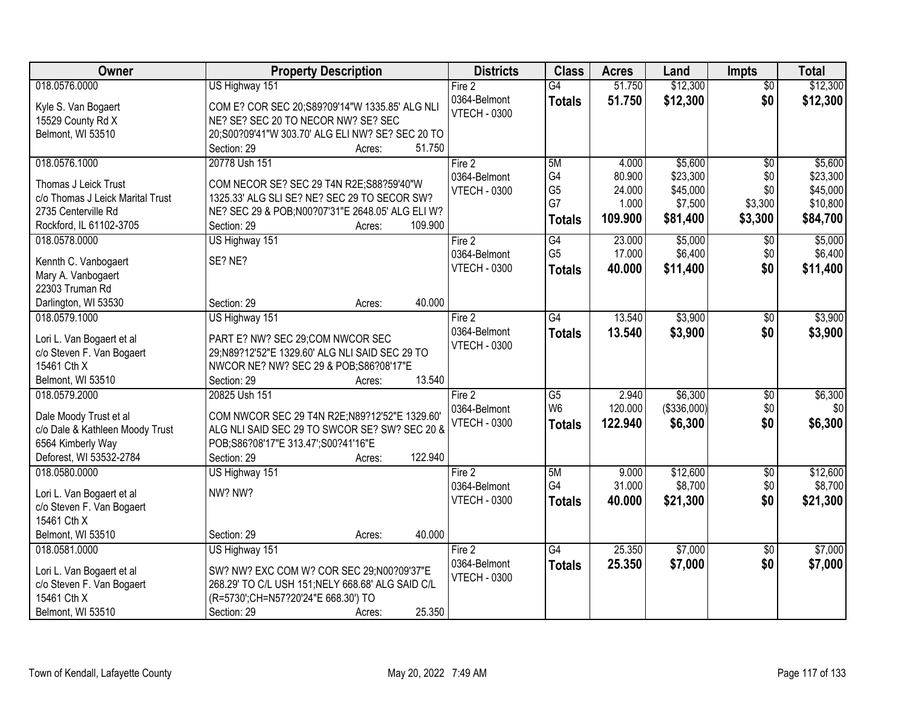| Owner | Property Description | Districts | Class | Acres | Land | Impts | Total |
|---|---|---|---|---|---|---|---|
| 018.0576.0000<br><br>Kyle S. Van Bogaert<br>15529 County Rd X<br>Belmont, WI 53510 | US Highway 151<br><br>COM E? COR SEC 20;S89?09'14"W 1335.85' ALG NLI NE? SE? SEC 20 TO NECOR NW? SE? SEC 20;S00?09'41"W 303.70' ALG ELI NW? SE? SEC 20 TO<br>Section: 29 Acres: 51.750 | Fire 2<br>0364-Belmont<br>VTECH - 0300 | G4<br>**Totals** | 51.750<br>**51.750** | $12,300<br>**$12,300** | $0<br>**$0** | $12,300<br>**$12,300** |
| 018.0576.1000<br><br>Thomas J Leick Trust<br>c/o Thomas J Leick Marital Trust<br>2735 Centerville Rd<br>Rockford, IL 61102-3705 | 20778 Ush 151<br><br>COM NECOR SE? SEC 29 T4N R2E;S88?59'40"W 1325.33' ALG SLI SE? NE? SEC 29 TO SECOR SW? NE? SEC 29 & POB;N00?07'31"E 2648.05' ALG ELI W?<br>Section: 29 Acres: 109.900 | Fire 2<br>0364-Belmont<br>VTECH - 0300 | 5M<br>G4<br>G5<br>G7<br>**Totals** | 4.000<br>80.900<br>24.000<br>1.000<br>**109.900** | $5,600<br>$23,300<br>$45,000<br>$7,500<br>**$81,400** | $0<br>$0<br>$0<br>$3,300<br>**$3,300** | $5,600<br>$23,300<br>$45,000<br>$10,800<br>**$84,700** |
| 018.0578.0000<br><br>Kennth C. Vanbogaert<br>Mary A. Vanbogaert<br>22303 Truman Rd<br>Darlington, WI 53530 | US Highway 151<br><br>SE? NE?<br><br>Section: 29 Acres: 40.000 | Fire 2<br>0364-Belmont<br>VTECH - 0300 | G4<br>G5<br>**Totals** | 23.000<br>17.000<br>**40.000** | $5,000<br>$6,400<br>**$11,400** | $0<br>$0<br>**$0** | $5,000<br>$6,400<br>**$11,400** |
| 018.0579.1000<br><br>Lori L. Van Bogaert et al<br>c/o Steven F. Van Bogaert<br>15461 Cth X<br>Belmont, WI 53510 | US Highway 151<br><br>PART E? NW? SEC 29;COM NWCOR SEC 29;N89?12'52"E 1329.60' ALG NLI SAID SEC 29 TO NWCOR NE? NW? SEC 29 & POB;S86?08'17"E<br>Section: 29 Acres: 13.540 | Fire 2<br>0364-Belmont<br>VTECH - 0300 | G4<br>**Totals** | 13.540<br>**13.540** | $3,900<br>**$3,900** | $0<br>**$0** | $3,900<br>**$3,900** |
| 018.0579.2000<br><br>Dale Moody Trust et al<br>c/o Dale & Kathleen Moody Trust<br>6564 Kimberly Way<br>Deforest, WI 53532-2784 | 20825 Ush 151<br><br>COM NWCOR SEC 29 T4N R2E;N89?12'52"E 1329.60' ALG NLI SAID SEC 29 TO SWCOR SE? SW? SEC 20 & POB;S86?08'17"E 313.47';S00?41'16"E<br>Section: 29 Acres: 122.940 | Fire 2<br>0364-Belmont<br>VTECH - 0300 | G5<br>W6<br>**Totals** | 2.940<br>120.000<br>**122.940** | $6,300<br>($336,000)<br>**$6,300** | $0<br>$0<br>**$0** | $6,300<br>$0<br>**$6,300** |
| 018.0580.0000<br><br>Lori L. Van Bogaert et al<br>c/o Steven F. Van Bogaert<br>15461 Cth X<br>Belmont, WI 53510 | US Highway 151<br><br>NW? NW?<br><br>Section: 29 Acres: 40.000 | Fire 2<br>0364-Belmont<br>VTECH - 0300 | 5M<br>G4<br>**Totals** | 9.000<br>31.000<br>**40.000** | $12,600<br>$8,700<br>**$21,300** | $0<br>$0<br>**$0** | $12,600<br>$8,700<br>**$21,300** |
| 018.0581.0000<br><br>Lori L. Van Bogaert et al<br>c/o Steven F. Van Bogaert<br>15461 Cth X<br>Belmont, WI 53510 | US Highway 151<br><br>SW? NW? EXC COM W? COR SEC 29;N00?09'37"E 268.29' TO C/L USH 151;NELY 668.68' ALG SAID C/L (R=5730';CH=N57?20'24"E 668.30') TO<br>Section: 29 Acres: 25.350 | Fire 2<br>0364-Belmont<br>VTECH - 0300 | G4<br>**Totals** | 25.350<br>**25.350** | $7,000<br>**$7,000** | $0<br>**$0** | $7,000<br>**$7,000** |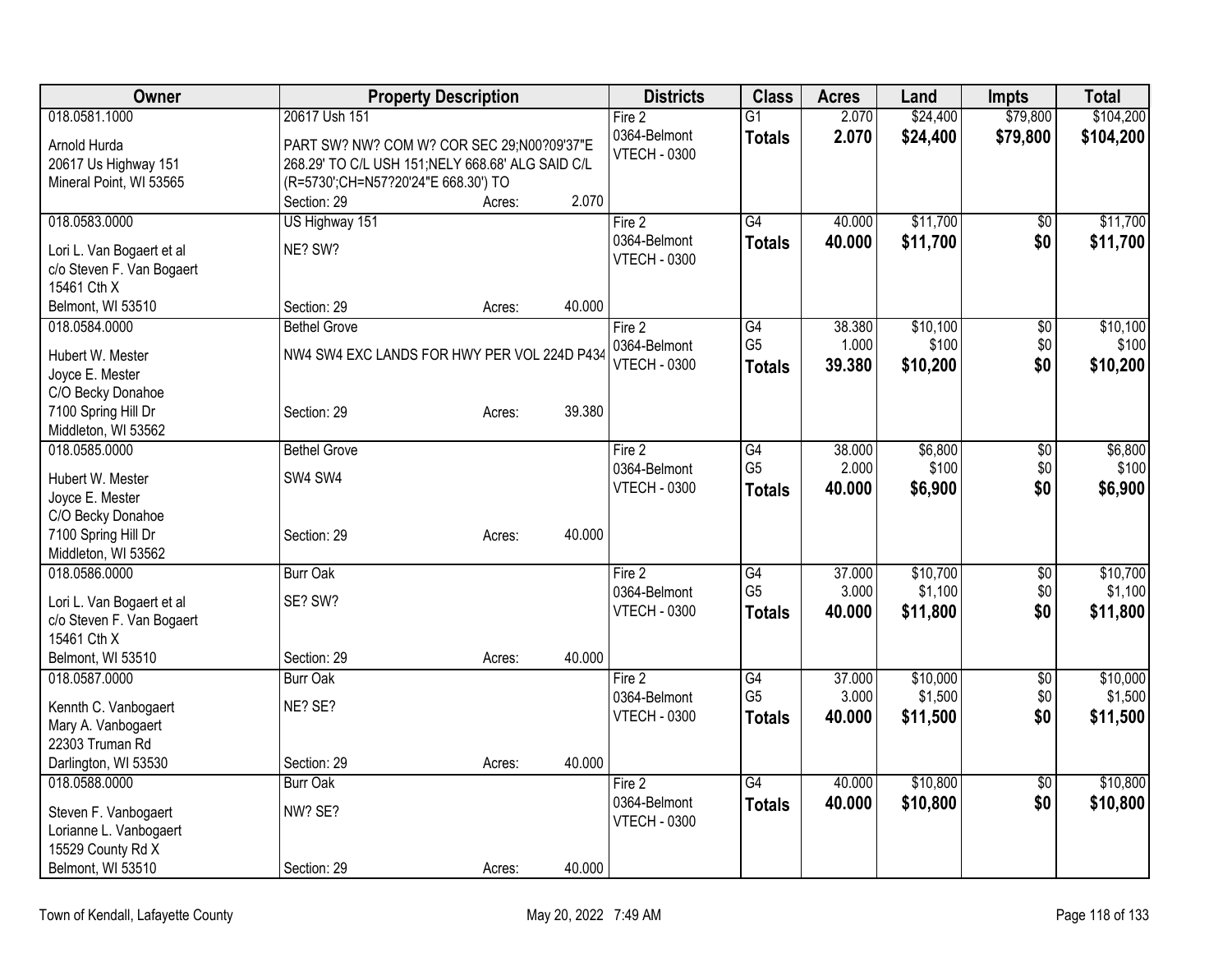| Owner | Property Description | Districts | Class | Acres | Land | Impts | Total |
|---|---|---|---|---|---|---|---|
| 018.0581.1000<br>Arnold Hurda<br>20617 Us Highway 151<br>Mineral Point, WI 53565 | 20617 Ush 151<br>PART SW? NW? COM W? COR SEC 29;N00?09'37"E 268.29' TO C/L USH 151;NELY 668.68' ALG SAID C/L (R=5730';CH=N57?20'24"E 668.30') TO<br>Section: 29 Acres: 2.070 | Fire 2<br>0364-Belmont<br>VTECH - 0300 | G1<br>**Totals** | 2.070<br>**2.070** | $24,400<br>**$24,400** | $79,800<br>**$79,800** | $104,200<br>**$104,200** |
| 018.0583.0000<br>Lori L. Van Bogaert et al<br>c/o Steven F. Van Bogaert<br>15461 Cth X<br>Belmont, WI 53510 | US Highway 151<br>NE? SW?<br>Section: 29 Acres: 40.000 | Fire 2<br>0364-Belmont<br>VTECH - 0300 | G4<br>**Totals** | 40.000<br>**40.000** | $11,700<br>**$11,700** | $0<br>**$0** | $11,700<br>**$11,700** |
| 018.0584.0000<br>Hubert W. Mester<br>Joyce E. Mester<br>C/O Becky Donahoe<br>7100 Spring Hill Dr<br>Middleton, WI 53562 | Bethel Grove<br>NW4 SW4 EXC LANDS FOR HWY PER VOL 224D P434<br>Section: 29 Acres: 39.380 | Fire 2<br>0364-Belmont<br>VTECH - 0300 | G4<br>G5<br>**Totals** | 38.380<br>1.000<br>**39.380** | $10,100<br>$100<br>**$10,200** | $0<br>$0<br>**$0** | $10,100<br>$100<br>**$10,200** |
| 018.0585.0000<br>Hubert W. Mester<br>Joyce E. Mester<br>C/O Becky Donahoe<br>7100 Spring Hill Dr<br>Middleton, WI 53562 | Bethel Grove<br>SW4 SW4<br>Section: 29 Acres: 40.000 | Fire 2<br>0364-Belmont<br>VTECH - 0300 | G4<br>G5<br>**Totals** | 38.000<br>2.000<br>**40.000** | $6,800<br>$100<br>**$6,900** | $0<br>$0<br>**$0** | $6,800<br>$100<br>**$6,900** |
| 018.0586.0000<br>Lori L. Van Bogaert et al<br>c/o Steven F. Van Bogaert<br>15461 Cth X<br>Belmont, WI 53510 | Burr Oak<br>SE? SW?<br>Section: 29 Acres: 40.000 | Fire 2<br>0364-Belmont<br>VTECH - 0300 | G4<br>G5<br>**Totals** | 37.000<br>3.000<br>**40.000** | $10,700<br>$1,100<br>**$11,800** | $0<br>$0<br>**$0** | $10,700<br>$1,100<br>**$11,800** |
| 018.0587.0000<br>Kennth C. Vanbogaert<br>Mary A. Vanbogaert<br>22303 Truman Rd<br>Darlington, WI 53530 | Burr Oak<br>NE? SE?<br>Section: 29 Acres: 40.000 | Fire 2<br>0364-Belmont<br>VTECH - 0300 | G4<br>G5<br>**Totals** | 37.000<br>3.000<br>**40.000** | $10,000<br>$1,500<br>**$11,500** | $0<br>$0<br>**$0** | $10,000<br>$1,500<br>**$11,500** |
| 018.0588.0000<br>Steven F. Vanbogaert<br>Lorianne L. Vanbogaert<br>15529 County Rd X<br>Belmont, WI 53510 | Burr Oak<br>NW? SE?<br>Section: 29 Acres: 40.000 | Fire 2<br>0364-Belmont<br>VTECH - 0300 | G4<br>**Totals** | 40.000<br>**40.000** | $10,800<br>**$10,800** | $0<br>**$0** | $10,800<br>**$10,800** |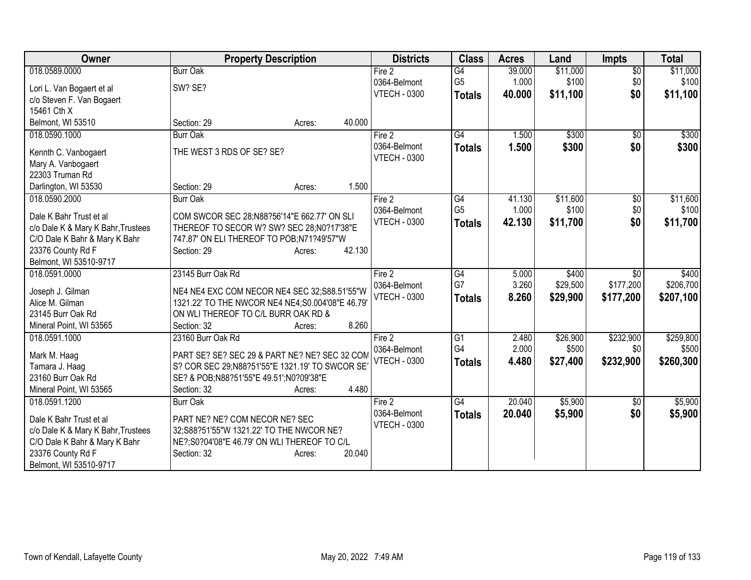| Owner | Property Description | Districts | Class | Acres | Land | Impts | Total |
|---|---|---|---|---|---|---|---|
| 018.0589.0000<br><br>Lori L. Van Bogaert et al<br>c/o Steven F. Van Bogaert<br>15461 Cth X<br>Belmont, WI 53510 | Burr Oak<br><br>SW? SE?<br><br>Section: 29 Acres: 40.000 | Fire 2<br>0364-Belmont<br>VTECH - 0300 | G4<br>G5<br>**Totals** | 39.000<br>1.000<br>**40.000** | $11,000<br>$100<br>**$11,100** | $0<br>$0<br>**$0** | $11,000<br>$100<br>**$11,100** |
| 018.0590.1000<br><br>Kennth C. Vanbogaert<br>Mary A. Vanbogaert<br>22303 Truman Rd<br>Darlington, WI 53530 | Burr Oak<br><br>THE WEST 3 RDS OF SE? SE?<br><br>Section: 29 Acres: 1.500 | Fire 2<br>0364-Belmont<br>VTECH - 0300 | G4<br>**Totals** | 1.500<br>**1.500** | $300<br>**$300** | $0<br>**$0** | $300<br>**$300** |
| 018.0590.2000<br><br>Dale K Bahr Trust et al<br>c/o Dale K & Mary K Bahr, Trustees<br>C/O Dale K Bahr & Mary K Bahr<br>23376 County Rd F<br>Belmont, WI 53510-9717 | Burr Oak<br><br>COM SWCOR SEC 28;N88?56'14"E 662.77' ON SLI THEREOF TO SECOR W? SW? SEC 28;N0?17'38"E 747.87' ON ELI THEREOF TO POB;N71?49'57"W<br>Section: 29 Acres: 42.130 | Fire 2<br>0364-Belmont<br>VTECH - 0300 | G4<br>G5<br>**Totals** | 41.130<br>1.000<br>**42.130** | $11,600<br>$100<br>**$11,700** | $0<br>$0<br>**$0** | $11,600<br>$100<br>**$11,700** |
| 018.0591.0000<br><br>Joseph J. Gilman<br>Alice M. Gilman<br>23145 Burr Oak Rd<br>Mineral Point, WI 53565 | 23145 Burr Oak Rd<br><br>NE4 NE4 EXC COM NECOR NE4 SEC 32;S88.51'55"W 1321.22' TO THE NWCOR NE4 NE4;S0.004'08"E 46.79' ON WLI THEREOF TO C/L BURR OAK RD &<br>Section: 32 Acres: 8.260 | Fire 2<br>0364-Belmont<br>VTECH - 0300 | G4<br>G7<br>**Totals** | 5.000<br>3.260<br>**8.260** | $400<br>$29,500<br>**$29,900** | $0<br>$177,200<br>**$177,200** | $400<br>$206,700<br>**$207,100** |
| 018.0591.1000<br><br>Mark M. Haag<br>Tamara J. Haag<br>23160 Burr Oak Rd<br>Mineral Point, WI 53565 | 23160 Burr Oak Rd<br><br>PART SE? SE? SEC 29 & PART NE? NE? SEC 32 COM S? COR SEC 29;N88?51'55"E 1321.19' TO SWCOR SE' SE? & POB;N88?51'55"E 49.51';N0?09'38"E<br>Section: 32 Acres: 4.480 | Fire 2<br>0364-Belmont<br>VTECH - 0300 | G1<br>G4<br>**Totals** | 2.480<br>2.000<br>**4.480** | $26,900<br>$500<br>**$27,400** | $232,900<br>$0<br>**$232,900** | $259,800<br>$500<br>**$260,300** |
| 018.0591.1200<br><br>Dale K Bahr Trust et al<br>c/o Dale K & Mary K Bahr, Trustees<br>C/O Dale K Bahr & Mary K Bahr<br>23376 County Rd F<br>Belmont, WI 53510-9717 | Burr Oak<br><br>PART NE? NE? COM NECOR NE? SEC 32;S88?51'55"W 1321.22' TO THE NWCOR NE? NE?;S0?04'08"E 46.79' ON WLI THEREOF TO C/L<br>Section: 32 Acres: 20.040 | Fire 2<br>0364-Belmont<br>VTECH - 0300 | G4<br>**Totals** | 20.040<br>**20.040** | $5,900<br>**$5,900** | $0<br>**$0** | $5,900<br>**$5,900** |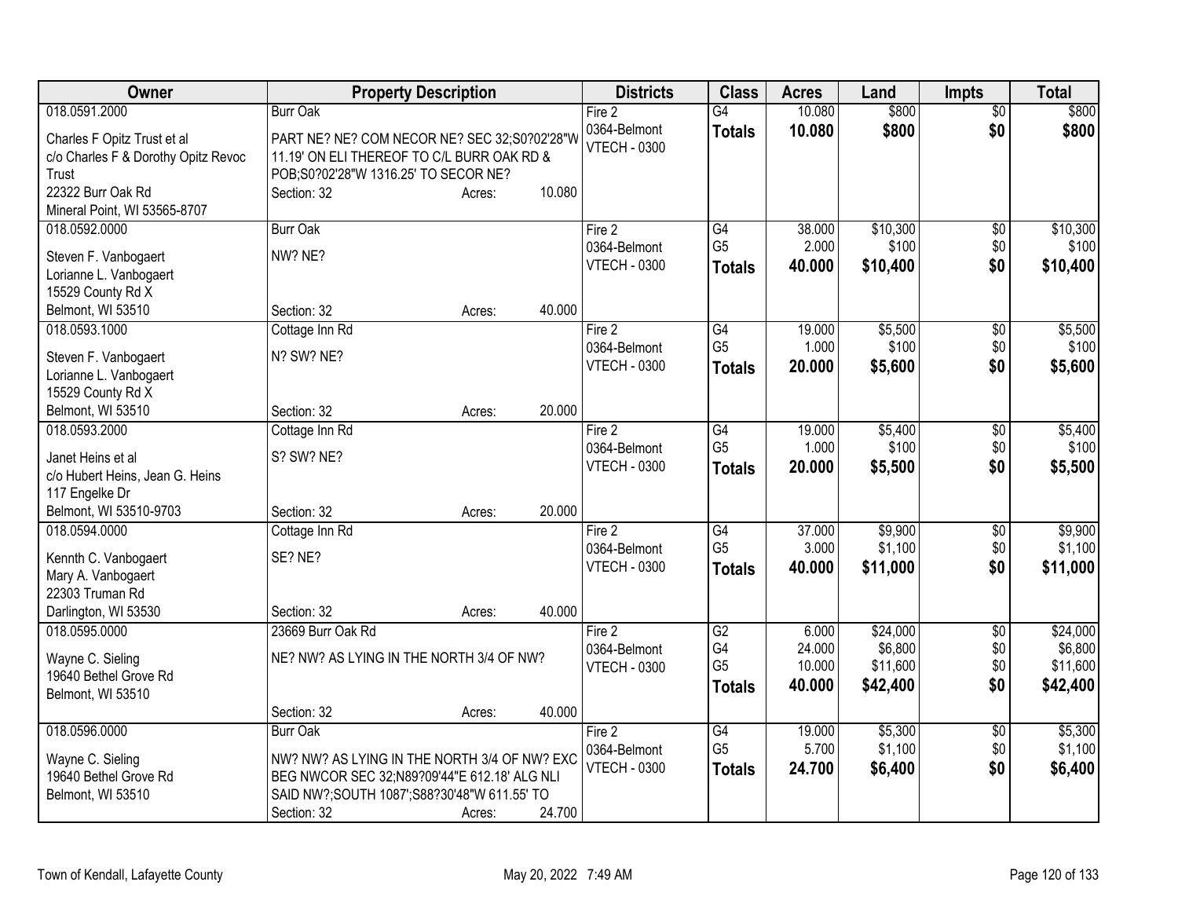| Owner | Property Description | Districts | Class | Acres | Land | Impts | Total |
|---|---|---|---|---|---|---|---|
| 018.0591.2000<br>Charles F Opitz Trust et al<br>c/o Charles F & Dorothy Opitz Revoc Trust<br>22322 Burr Oak Rd<br>Mineral Point, WI 53565-8707 | Burr Oak<br>PART NE? NE? COM NECOR NE? SEC 32;S0?02'28"W 11.19' ON ELI THEREOF TO C/L BURR OAK RD & POB;S0?02'28"W 1316.25' TO SECOR NE?<br>Section: 32 Acres: 10.080 | Fire 2<br>0364-Belmont<br>VTECH - 0300 | G4<br>**Totals** | 10.080<br>**10.080** | $800<br>**$800** | $0<br>**$0** | $800<br>**$800** |
| 018.0592.0000<br>Steven F. Vanbogaert<br>Lorianne L. Vanbogaert<br>15529 County Rd X<br>Belmont, WI 53510 | Burr Oak<br>NW? NE?<br>Section: 32 Acres: 40.000 | Fire 2<br>0364-Belmont<br>VTECH - 0300 | G4<br>G5<br>**Totals** | 38.000<br>2.000<br>**40.000** | $10,300<br>$100<br>**$10,400** | $0<br>$0<br>**$0** | $10,300<br>$100<br>**$10,400** |
| 018.0593.1000<br>Steven F. Vanbogaert<br>Lorianne L. Vanbogaert<br>15529 County Rd X<br>Belmont, WI 53510 | Cottage Inn Rd<br>N? SW? NE?<br>Section: 32 Acres: 20.000 | Fire 2<br>0364-Belmont<br>VTECH - 0300 | G4<br>G5<br>**Totals** | 19.000<br>1.000<br>**20.000** | $5,500<br>$100<br>**$5,600** | $0<br>$0<br>**$0** | $5,500<br>$100<br>**$5,600** |
| 018.0593.2000<br>Janet Heins et al<br>c/o Hubert Heins, Jean G. Heins<br>117 Engelke Dr<br>Belmont, WI 53510-9703 | Cottage Inn Rd<br>S? SW? NE?<br>Section: 32 Acres: 20.000 | Fire 2<br>0364-Belmont<br>VTECH - 0300 | G4<br>G5<br>**Totals** | 19.000<br>1.000<br>**20.000** | $5,400<br>$100<br>**$5,500** | $0<br>$0<br>**$0** | $5,400<br>$100<br>**$5,500** |
| 018.0594.0000<br>Kennth C. Vanbogaert<br>Mary A. Vanbogaert<br>22303 Truman Rd<br>Darlington, WI 53530 | Cottage Inn Rd<br>SE? NE?<br>Section: 32 Acres: 40.000 | Fire 2<br>0364-Belmont<br>VTECH - 0300 | G4<br>G5<br>**Totals** | 37.000<br>3.000<br>**40.000** | $9,900<br>$1,100<br>**$11,000** | $0<br>$0<br>**$0** | $9,900<br>$1,100<br>**$11,000** |
| 018.0595.0000<br>Wayne C. Sieling<br>19640 Bethel Grove Rd<br>Belmont, WI 53510 | 23669 Burr Oak Rd<br>NE? NW? AS LYING IN THE NORTH 3/4 OF NW?<br>Section: 32 Acres: 40.000 | Fire 2<br>0364-Belmont<br>VTECH - 0300 | G2<br>G4<br>G5<br>**Totals** | 6.000<br>24.000<br>10.000<br>**40.000** | $24,000<br>$6,800<br>$11,600<br>**$42,400** | $0<br>$0<br>$0<br>**$0** | $24,000<br>$6,800<br>$11,600<br>**$42,400** |
| 018.0596.0000<br>Wayne C. Sieling<br>19640 Bethel Grove Rd<br>Belmont, WI 53510 | Burr Oak<br>NW? NW? AS LYING IN THE NORTH 3/4 OF NW? EXC BEG NWCOR SEC 32;N89?09'44"E 612.18' ALG NLI SAID NW?;SOUTH 1087';S88?30'48"W 611.55' TO<br>Section: 32 Acres: 24.700 | Fire 2<br>0364-Belmont<br>VTECH - 0300 | G4<br>G5<br>**Totals** | 19.000<br>5.700<br>**24.700** | $5,300<br>$1,100<br>**$6,400** | $0<br>$0<br>**$0** | $5,300<br>$1,100<br>**$6,400** |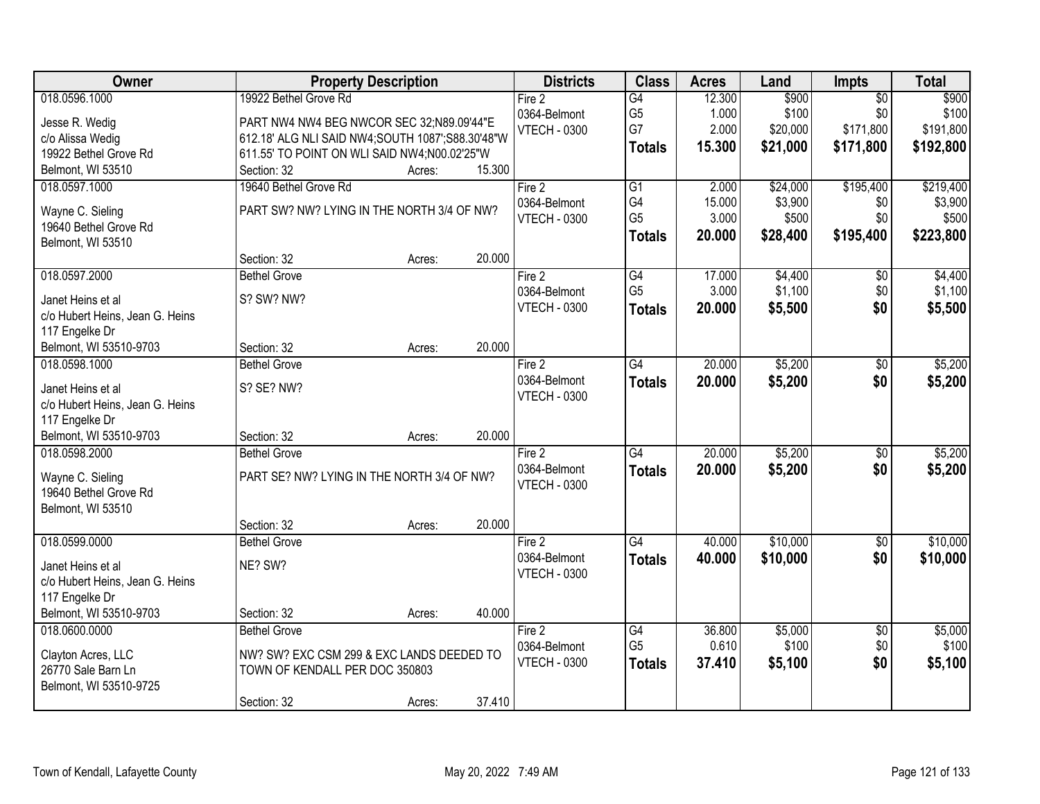| Owner | Property Description | Districts | Class | Acres | Land | Impts | Total |
|---|---|---|---|---|---|---|---|
| 018.0596.1000<br><br>Jesse R. Wedig<br>c/o Alissa Wedig<br>19922 Bethel Grove Rd<br>Belmont, WI 53510 | 19922 Bethel Grove Rd<br><br>PART NW4 NW4 BEG NWCOR SEC 32;N89.09'44"E 612.18' ALG NLI SAID NW4;SOUTH 1087';S88.30'48"W 611.55' TO POINT ON WLI SAID NW4;N00.02'25"W<br>Section: 32 Acres: 15.300 | Fire 2<br>0364-Belmont<br>VTECH - 0300 | G4<br>G5<br>G7<br>**Totals** | 12.300<br>1.000<br>2.000<br>**15.300** | $900<br>$100<br>$20,000<br>**$21,000** | $0<br>$0<br>$171,800<br>**$171,800** | $900<br>$100<br>$191,800<br>**$192,800** |
| 018.0597.1000<br><br>Wayne C. Sieling<br>19640 Bethel Grove Rd<br>Belmont, WI 53510 | 19640 Bethel Grove Rd<br><br>PART SW? NW? LYING IN THE NORTH 3/4 OF NW?<br><br>Section: 32 Acres: 20.000 | Fire 2<br>0364-Belmont<br>VTECH - 0300 | G1<br>G4<br>G5<br>**Totals** | 2.000<br>15.000<br>3.000<br>**20.000** | $24,000<br>$3,900<br>$500<br>**$28,400** | $195,400<br>$0<br>$0<br>**$195,400** | $219,400<br>$3,900<br>$500<br>**$223,800** |
| 018.0597.2000<br><br>Janet Heins et al<br>c/o Hubert Heins, Jean G. Heins<br>117 Engelke Dr<br>Belmont, WI 53510-9703 | Bethel Grove<br><br>S? SW? NW?<br><br>Section: 32 Acres: 20.000 | Fire 2<br>0364-Belmont<br>VTECH - 0300 | G4<br>G5<br>**Totals** | 17.000<br>3.000<br>**20.000** | $4,400<br>$1,100<br>**$5,500** | $0<br>$0<br>**$0** | $4,400<br>$1,100<br>**$5,500** |
| 018.0598.1000<br><br>Janet Heins et al<br>c/o Hubert Heins, Jean G. Heins<br>117 Engelke Dr<br>Belmont, WI 53510-9703 | Bethel Grove<br><br>S? SE? NW?<br><br>Section: 32 Acres: 20.000 | Fire 2<br>0364-Belmont<br>VTECH - 0300 | G4<br>**Totals** | 20.000<br>**20.000** | $5,200<br>**$5,200** | $0<br>**$0** | $5,200<br>**$5,200** |
| 018.0598.2000<br><br>Wayne C. Sieling<br>19640 Bethel Grove Rd<br>Belmont, WI 53510 | Bethel Grove<br><br>PART SE? NW? LYING IN THE NORTH 3/4 OF NW?<br><br>Section: 32 Acres: 20.000 | Fire 2<br>0364-Belmont<br>VTECH - 0300 | G4<br>**Totals** | 20.000<br>**20.000** | $5,200<br>**$5,200** | $0<br>**$0** | $5,200<br>**$5,200** |
| 018.0599.0000<br><br>Janet Heins et al<br>c/o Hubert Heins, Jean G. Heins<br>117 Engelke Dr<br>Belmont, WI 53510-9703 | Bethel Grove<br><br>NE? SW?<br><br>Section: 32 Acres: 40.000 | Fire 2<br>0364-Belmont<br>VTECH - 0300 | G4<br>**Totals** | 40.000<br>**40.000** | $10,000<br>**$10,000** | $0<br>**$0** | $10,000<br>**$10,000** |
| 018.0600.0000<br><br>Clayton Acres, LLC<br>26770 Sale Barn Ln<br>Belmont, WI 53510-9725 | Bethel Grove<br><br>NW? SW? EXC CSM 299 & EXC LANDS DEEDED TO TOWN OF KENDALL PER DOC 350803<br><br>Section: 32 Acres: 37.410 | Fire 2<br>0364-Belmont<br>VTECH - 0300 | G4<br>G5<br>**Totals** | 36.800<br>0.610<br>**37.410** | $5,000<br>$100<br>**$5,100** | $0<br>$0<br>**$0** | $5,000<br>$100<br>**$5,100** |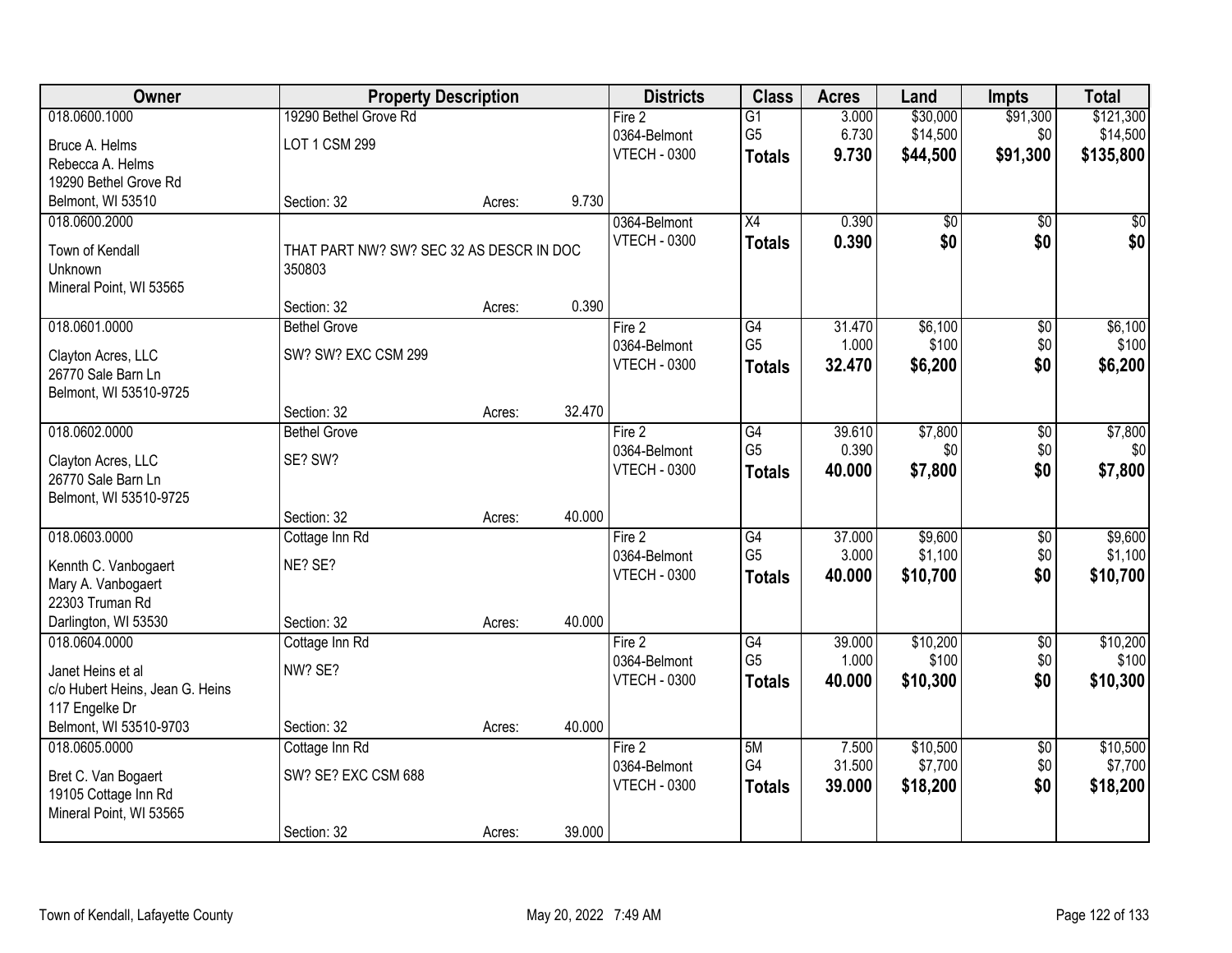| Owner | Property Description | | | Districts | Class | Acres | Land | Impts | Total |
|---|---|---|---|---|---|---|---|---|---|
| 018.0600.1000 | 19290 Bethel Grove Rd | | | Fire 2 | G1 | 3.000 | $30,000 | $91,300 | $121,300 |
| Bruce A. Helms | LOT 1 CSM 299 | | | 0364-Belmont | G5 | 6.730 | $14,500 | $0 | $14,500 |
| Rebecca A. Helms | | | | VTECH - 0300 | **Totals** | **9.730** | **$44,500** | **$91,300** | **$135,800** |
| 19290 Bethel Grove Rd | | | | | | | | | |
| Belmont, WI 53510 | Section: 32 | Acres: | 9.730 | | | | | | |
| 018.0600.2000 | | | | 0364-Belmont | X4 | 0.390 | $0 | $0 | $0 |
| Town of Kendall | THAT PART NW? SW? SEC 32 AS DESCR IN DOC 350803 | | | VTECH - 0300 | **Totals** | **0.390** | **$0** | **$0** | **$0** |
| Unknown | | | | | | | | | |
| Mineral Point, WI 53565 | | | | | | | | | |
| | Section: 32 | Acres: | 0.390 | | | | | | |
| 018.0601.0000 | Bethel Grove | | | Fire 2 | G4 | 31.470 | $6,100 | $0 | $6,100 |
| Clayton Acres, LLC | SW? SW? EXC CSM 299 | | | 0364-Belmont | G5 | 1.000 | $100 | $0 | $100 |
| 26770 Sale Barn Ln | | | | VTECH - 0300 | **Totals** | **32.470** | **$6,200** | **$0** | **$6,200** |
| Belmont, WI 53510-9725 | | | | | | | | | |
| | Section: 32 | Acres: | 32.470 | | | | | | |
| 018.0602.0000 | Bethel Grove | | | Fire 2 | G4 | 39.610 | $7,800 | $0 | $7,800 |
| Clayton Acres, LLC | SE? SW? | | | 0364-Belmont | G5 | 0.390 | $0 | $0 | $0 |
| 26770 Sale Barn Ln | | | | VTECH - 0300 | **Totals** | **40.000** | **$7,800** | **$0** | **$7,800** |
| Belmont, WI 53510-9725 | | | | | | | | | |
| | Section: 32 | Acres: | 40.000 | | | | | | |
| 018.0603.0000 | Cottage Inn Rd | | | Fire 2 | G4 | 37.000 | $9,600 | $0 | $9,600 |
| Kennth C. Vanbogaert | NE? SE? | | | 0364-Belmont | G5 | 3.000 | $1,100 | $0 | $1,100 |
| Mary A. Vanbogaert | | | | VTECH - 0300 | **Totals** | **40.000** | **$10,700** | **$0** | **$10,700** |
| 22303 Truman Rd | | | | | | | | | |
| Darlington, WI 53530 | Section: 32 | Acres: | 40.000 | | | | | | |
| 018.0604.0000 | Cottage Inn Rd | | | Fire 2 | G4 | 39.000 | $10,200 | $0 | $10,200 |
| Janet Heins et al | NW? SE? | | | 0364-Belmont | G5 | 1.000 | $100 | $0 | $100 |
| c/o Hubert Heins, Jean G. Heins | | | | VTECH - 0300 | **Totals** | **40.000** | **$10,300** | **$0** | **$10,300** |
| 117 Engelke Dr | | | | | | | | | |
| Belmont, WI 53510-9703 | Section: 32 | Acres: | 40.000 | | | | | | |
| 018.0605.0000 | Cottage Inn Rd | | | Fire 2 | 5M | 7.500 | $10,500 | $0 | $10,500 |
| Bret C. Van Bogaert | SW? SE? EXC CSM 688 | | | 0364-Belmont | G4 | 31.500 | $7,700 | $0 | $7,700 |
| 19105 Cottage Inn Rd | | | | VTECH - 0300 | **Totals** | **39.000** | **$18,200** | **$0** | **$18,200** |
| Mineral Point, WI 53565 | | | | | | | | | |
| | Section: 32 | Acres: | 39.000 | | | | | | |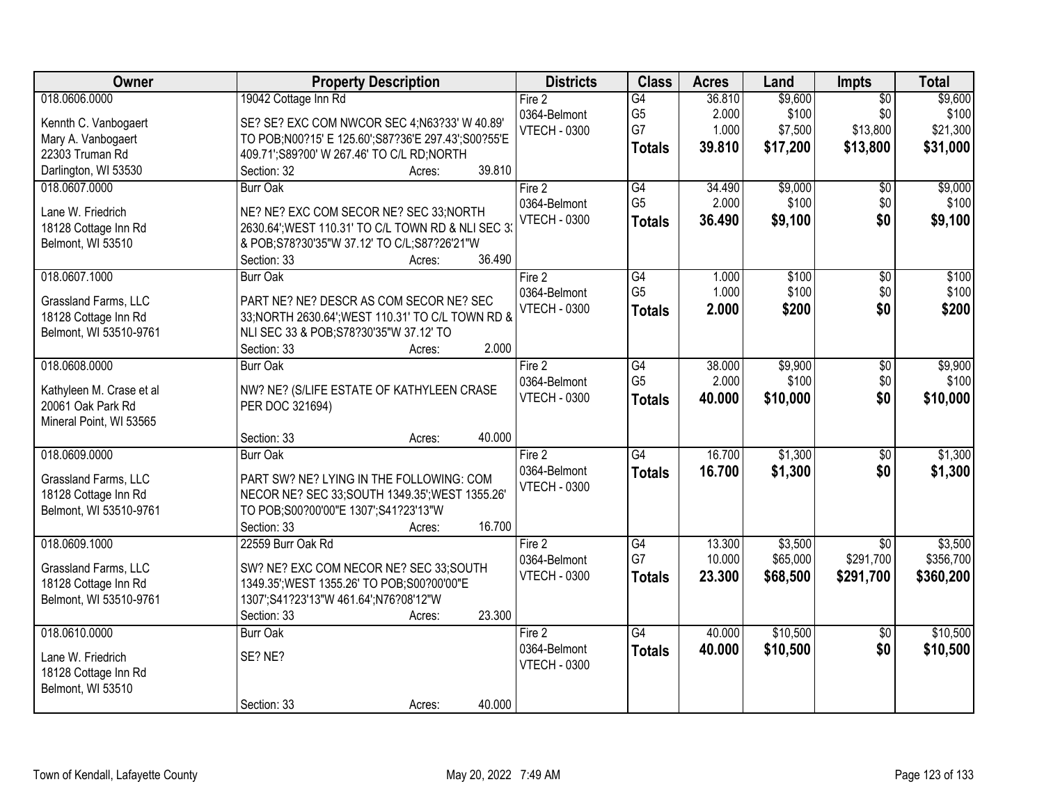| Owner | Property Description | Districts | Class | Acres | Land | Impts | Total |
|---|---|---|---|---|---|---|---|
| 018.0606.0000<br><br>Kennth C. Vanbogaert<br>Mary A. Vanbogaert<br>22303 Truman Rd<br>Darlington, WI 53530 | 19042 Cottage Inn Rd<br><br>SE? SE? EXC COM NWCOR SEC 4;N63?33' W 40.89' TO POB;N00?15' E 125.60';S87?36'E 297.43';S00?55'E 409.71';S89?00' W 267.46' TO C/L RD;NORTH<br>Section: 32 Acres: 39.810 | Fire 2<br>0364-Belmont<br>VTECH - 0300 | G4<br>G5<br>G7<br>**Totals** | 36.810<br>2.000<br>1.000<br>**39.810** | $9,600<br>$100<br>$7,500<br>**$17,200** | $0<br>$0<br>$13,800<br>**$13,800** | $9,600<br>$100<br>$21,300<br>**$31,000** |
| 018.0607.0000<br><br>Lane W. Friedrich<br>18128 Cottage Inn Rd<br>Belmont, WI 53510 | Burr Oak<br><br>NE? NE? EXC COM SECOR NE? SEC 33;NORTH 2630.64';WEST 110.31' TO C/L TOWN RD & NLI SEC 3; & POB;S78?30'35"W 37.12' TO C/L;S87?26'21"W<br>Section: 33 Acres: 36.490 | Fire 2<br>0364-Belmont<br>VTECH - 0300 | G4<br>G5<br>**Totals** | 34.490<br>2.000<br>**36.490** | $9,000<br>$100<br>**$9,100** | $0<br>$0<br>**$0** | $9,000<br>$100<br>**$9,100** |
| 018.0607.1000<br><br>Grassland Farms, LLC<br>18128 Cottage Inn Rd<br>Belmont, WI 53510-9761 | Burr Oak<br><br>PART NE? NE? DESCR AS COM SECOR NE? SEC 33;NORTH 2630.64';WEST 110.31' TO C/L TOWN RD & NLI SEC 33 & POB;S78?30'35"W 37.12' TO<br>Section: 33 Acres: 2.000 | Fire 2<br>0364-Belmont<br>VTECH - 0300 | G4<br>G5<br>**Totals** | 1.000<br>1.000<br>**2.000** | $100<br>$100<br>**$200** | $0<br>$0<br>**$0** | $100<br>$100<br>**$200** |
| 018.0608.0000<br><br>Kathyleen M. Crase et al<br>20061 Oak Park Rd<br>Mineral Point, WI 53565 | Burr Oak<br><br>NW? NE? (S/LIFE ESTATE OF KATHYLEEN CRASE PER DOC 321694)<br><br>Section: 33 Acres: 40.000 | Fire 2<br>0364-Belmont<br>VTECH - 0300 | G4<br>G5<br>**Totals** | 38.000<br>2.000<br>**40.000** | $9,900<br>$100<br>**$10,000** | $0<br>$0<br>**$0** | $9,900<br>$100<br>**$10,000** |
| 018.0609.0000<br><br>Grassland Farms, LLC<br>18128 Cottage Inn Rd<br>Belmont, WI 53510-9761 | Burr Oak<br><br>PART SW? NE? LYING IN THE FOLLOWING: COM NECOR NE? SEC 33;SOUTH 1349.35';WEST 1355.26' TO POB;S00?00'00"E 1307';S41?23'13"W<br>Section: 33 Acres: 16.700 | Fire 2<br>0364-Belmont<br>VTECH - 0300 | G4<br>**Totals** | 16.700<br>**16.700** | $1,300<br>**$1,300** | $0<br>**$0** | $1,300<br>**$1,300** |
| 018.0609.1000<br><br>Grassland Farms, LLC<br>18128 Cottage Inn Rd<br>Belmont, WI 53510-9761 | 22559 Burr Oak Rd<br><br>SW? NE? EXC COM NECOR NE? SEC 33;SOUTH 1349.35';WEST 1355.26' TO POB;S00?00'00"E 1307';S41?23'13"W 461.64';N76?08'12"W<br>Section: 33 Acres: 23.300 | Fire 2<br>0364-Belmont<br>VTECH - 0300 | G4<br>G7<br>**Totals** | 13.300<br>10.000<br>**23.300** | $3,500<br>$65,000<br>**$68,500** | $0<br>$291,700<br>**$291,700** | $3,500<br>$356,700<br>**$360,200** |
| 018.0610.0000<br><br>Lane W. Friedrich<br>18128 Cottage Inn Rd<br>Belmont, WI 53510 | Burr Oak<br><br>SE? NE?<br><br>Section: 33 Acres: 40.000 | Fire 2<br>0364-Belmont<br>VTECH - 0300 | G4<br>**Totals** | 40.000<br>**40.000** | $10,500<br>**$10,500** | $0<br>**$0** | $10,500<br>**$10,500** |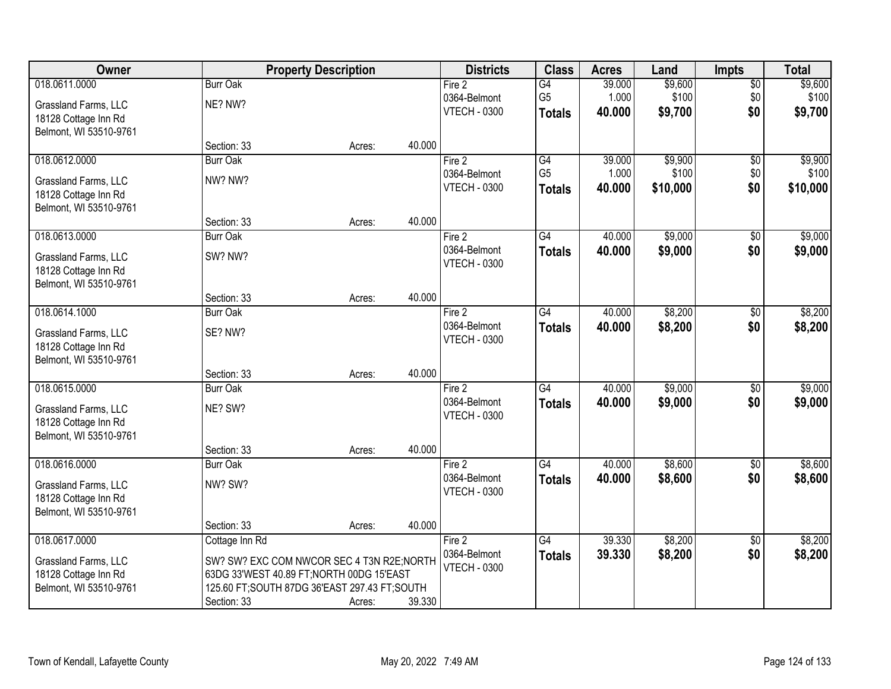| Owner | Property Description | | | Districts | Class | Acres | Land | Impts | Total |
|---|---|---|---|---|---|---|---|---|---|
| 018.0611.0000 | Burr Oak | | | Fire 2 | G4 | 39.000 | $9,600 | $0 | $9,600 |
| Grassland Farms, LLC | NE? NW? | | | 0364-Belmont | G5 | 1.000 | $100 | $0 | $100 |
| 18128 Cottage Inn Rd | | | | VTECH - 0300 | **Totals** | **40.000** | **$9,700** | **$0** | **$9,700** |
| Belmont, WI 53510-9761 | | | | | | | | | |
| | Section: 33 | Acres: | 40.000 | | | | | | |
| 018.0612.0000 | Burr Oak | | | Fire 2 | G4 | 39.000 | $9,900 | $0 | $9,900 |
| Grassland Farms, LLC | NW? NW? | | | 0364-Belmont | G5 | 1.000 | $100 | $0 | $100 |
| 18128 Cottage Inn Rd | | | | VTECH - 0300 | **Totals** | **40.000** | **$10,000** | **$0** | **$10,000** |
| Belmont, WI 53510-9761 | | | | | | | | | |
| | Section: 33 | Acres: | 40.000 | | | | | | |
| 018.0613.0000 | Burr Oak | | | Fire 2 | G4 | 40.000 | $9,000 | $0 | $9,000 |
| Grassland Farms, LLC | SW? NW? | | | 0364-Belmont | **Totals** | **40.000** | **$9,000** | **$0** | **$9,000** |
| 18128 Cottage Inn Rd | | | | VTECH - 0300 | | | | | |
| Belmont, WI 53510-9761 | | | | | | | | | |
| | Section: 33 | Acres: | 40.000 | | | | | | |
| 018.0614.1000 | Burr Oak | | | Fire 2 | G4 | 40.000 | $8,200 | $0 | $8,200 |
| Grassland Farms, LLC | SE? NW? | | | 0364-Belmont | **Totals** | **40.000** | **$8,200** | **$0** | **$8,200** |
| 18128 Cottage Inn Rd | | | | VTECH - 0300 | | | | | |
| Belmont, WI 53510-9761 | | | | | | | | | |
| | Section: 33 | Acres: | 40.000 | | | | | | |
| 018.0615.0000 | Burr Oak | | | Fire 2 | G4 | 40.000 | $9,000 | $0 | $9,000 |
| Grassland Farms, LLC | NE? SW? | | | 0364-Belmont | **Totals** | **40.000** | **$9,000** | **$0** | **$9,000** |
| 18128 Cottage Inn Rd | | | | VTECH - 0300 | | | | | |
| Belmont, WI 53510-9761 | | | | | | | | | |
| | Section: 33 | Acres: | 40.000 | | | | | | |
| 018.0616.0000 | Burr Oak | | | Fire 2 | G4 | 40.000 | $8,600 | $0 | $8,600 |
| Grassland Farms, LLC | NW? SW? | | | 0364-Belmont | **Totals** | **40.000** | **$8,600** | **$0** | **$8,600** |
| 18128 Cottage Inn Rd | | | | VTECH - 0300 | | | | | |
| Belmont, WI 53510-9761 | | | | | | | | | |
| | Section: 33 | Acres: | 40.000 | | | | | | |
| 018.0617.0000 | Cottage Inn Rd | | | Fire 2 | G4 | 39.330 | $8,200 | $0 | $8,200 |
| Grassland Farms, LLC | SW? SW? EXC COM NWCOR SEC 4 T3N R2E;NORTH | | | 0364-Belmont | **Totals** | **39.330** | **$8,200** | **$0** | **$8,200** |
| 18128 Cottage Inn Rd | 63DG 33'WEST 40.89 FT;NORTH 00DG 15'EAST | | | VTECH - 0300 | | | | | |
| Belmont, WI 53510-9761 | 125.60 FT;SOUTH 87DG 36'EAST 297.43 FT;SOUTH | | | | | | | | |
| | Section: 33 | Acres: | 39.330 | | | | | | |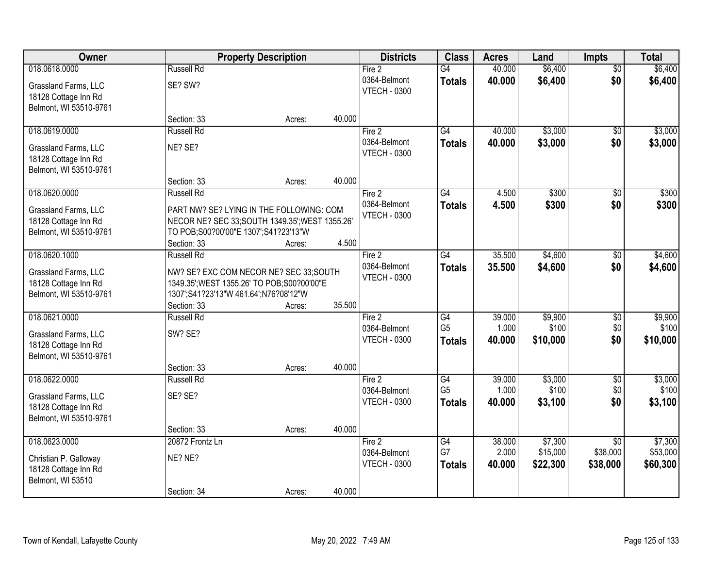| Owner | Property Description | Districts | Class | Acres | Land | Impts | Total |
|---|---|---|---|---|---|---|---|
| 018.0618.0000<br>Grassland Farms, LLC<br>18128 Cottage Inn Rd<br>Belmont, WI 53510-9761 | Russell Rd<br>SE? SW?<br>Section: 33 Acres: 40.000 | Fire 2<br>0364-Belmont<br>VTECH - 0300 | G4<br>**Totals** | 40.000<br>**40.000** | $6,400<br>**$6,400** | $0<br>**$0** | $6,400<br>**$6,400** |
| 018.0619.0000<br>Grassland Farms, LLC<br>18128 Cottage Inn Rd<br>Belmont, WI 53510-9761 | Russell Rd<br>NE? SE?<br>Section: 33 Acres: 40.000 | Fire 2<br>0364-Belmont<br>VTECH - 0300 | G4<br>**Totals** | 40.000<br>**40.000** | $3,000<br>**$3,000** | $0<br>**$0** | $3,000<br>**$3,000** |
| 018.0620.0000<br>Grassland Farms, LLC<br>18128 Cottage Inn Rd<br>Belmont, WI 53510-9761 | Russell Rd<br>PART NW? SE? LYING IN THE FOLLOWING: COM NECOR NE? SEC 33;SOUTH 1349.35';WEST 1355.26' TO POB;S00?00'00"E 1307';S41?23'13"W<br>Section: 33 Acres: 4.500 | Fire 2<br>0364-Belmont<br>VTECH - 0300 | G4<br>**Totals** | 4.500<br>**4.500** | $300<br>**$300** | $0<br>**$0** | $300<br>**$300** |
| 018.0620.1000<br>Grassland Farms, LLC<br>18128 Cottage Inn Rd<br>Belmont, WI 53510-9761 | Russell Rd<br>NW? SE? EXC COM NECOR NE? SEC 33;SOUTH 1349.35';WEST 1355.26' TO POB;S00?00'00"E 1307';S41?23'13"W 461.64';N76?08'12"W<br>Section: 33 Acres: 35.500 | Fire 2<br>0364-Belmont<br>VTECH - 0300 | G4<br>**Totals** | 35.500<br>**35.500** | $4,600<br>**$4,600** | $0<br>**$0** | $4,600<br>**$4,600** |
| 018.0621.0000<br>Grassland Farms, LLC<br>18128 Cottage Inn Rd<br>Belmont, WI 53510-9761 | Russell Rd<br>SW? SE?<br>Section: 33 Acres: 40.000 | Fire 2<br>0364-Belmont<br>VTECH - 0300 | G4<br>G5<br>**Totals** | 39.000<br>1.000<br>**40.000** | $9,900<br>$100<br>**$10,000** | $0<br>$0<br>**$0** | $9,900<br>$100<br>**$10,000** |
| 018.0622.0000<br>Grassland Farms, LLC<br>18128 Cottage Inn Rd<br>Belmont, WI 53510-9761 | Russell Rd<br>SE? SE?<br>Section: 33 Acres: 40.000 | Fire 2<br>0364-Belmont<br>VTECH - 0300 | G4<br>G5<br>**Totals** | 39.000<br>1.000<br>**40.000** | $3,000<br>$100<br>**$3,100** | $0<br>$0<br>**$0** | $3,000<br>$100<br>**$3,100** |
| 018.0623.0000<br>Christian P. Galloway<br>18128 Cottage Inn Rd<br>Belmont, WI 53510 | 20872 Frontz Ln<br>NE? NE?<br>Section: 34 Acres: 40.000 | Fire 2<br>0364-Belmont<br>VTECH - 0300 | G4<br>G7<br>**Totals** | 38.000<br>2.000<br>**40.000** | $7,300<br>$15,000<br>**$22,300** | $0<br>$38,000<br>**$38,000** | $7,300<br>$53,000<br>**$60,300** |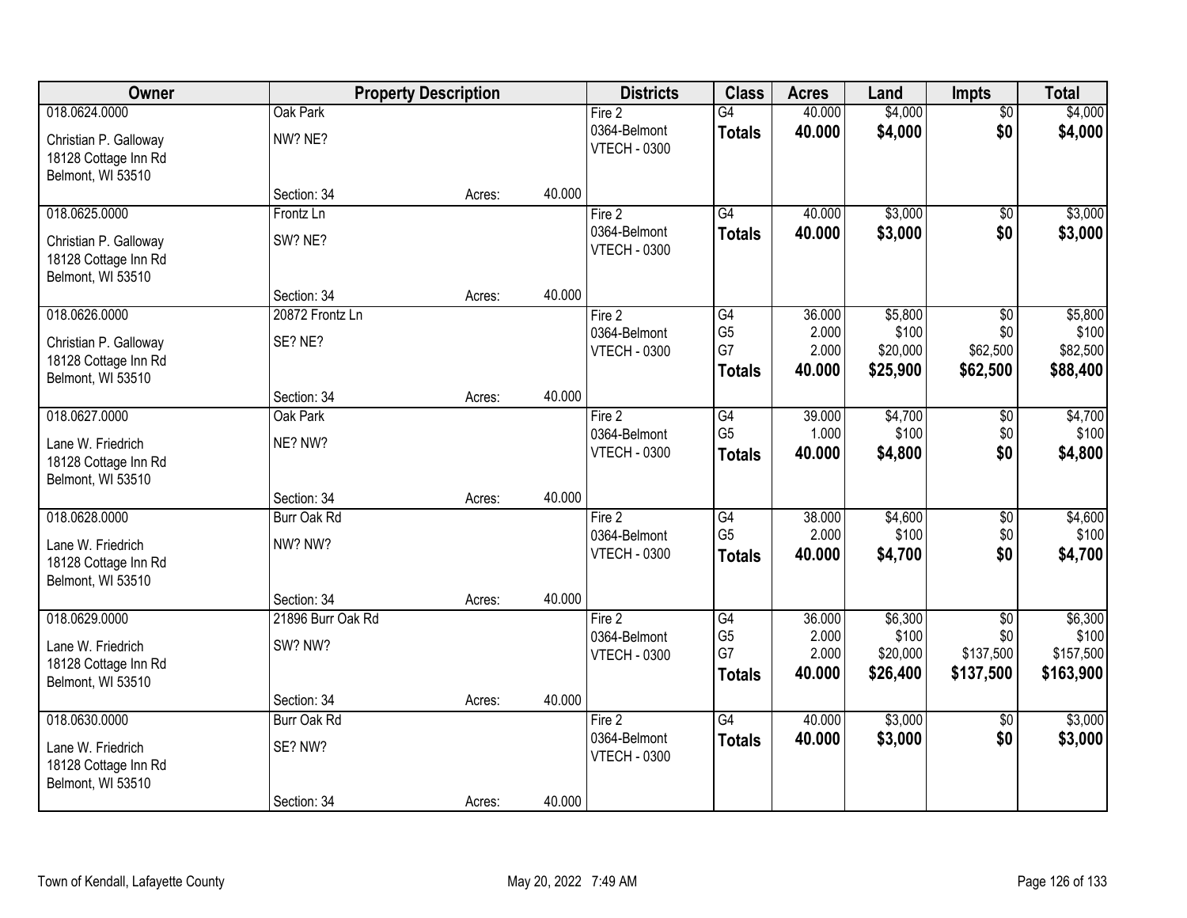| Owner | Property Description | | | Districts | Class | Acres | Land | Impts | Total |
|---|---|---|---|---|---|---|---|---|---|
| 018.0624.0000 | Oak Park | | | Fire 2 | G4 | 40.000 | $4,000 | $0 | $4,000 |
| Christian P. Galloway<br>18128 Cottage Inn Rd<br>Belmont, WI 53510 | NW? NE? | | | 0364-Belmont<br>VTECH - 0300 | **Totals** | **40.000** | **$4,000** | **$0** | **$4,000** |
| | Section: 34 | Acres: | 40.000 | | | | | | |
| 018.0625.0000 | Frontz Ln | | | Fire 2 | G4 | 40.000 | $3,000 | $0 | $3,000 |
| Christian P. Galloway<br>18128 Cottage Inn Rd<br>Belmont, WI 53510 | SW? NE? | | | 0364-Belmont<br>VTECH - 0300 | **Totals** | **40.000** | **$3,000** | **$0** | **$3,000** |
| | Section: 34 | Acres: | 40.000 | | | | | | |
| 018.0626.0000 | 20872 Frontz Ln | | | Fire 2 | G4 | 36.000 | $5,800 | $0 | $5,800 |
| Christian P. Galloway<br>18128 Cottage Inn Rd<br>Belmont, WI 53510 | SE? NE? | | | 0364-Belmont<br>VTECH - 0300 | G5 | 2.000 | $100 | $0 | $100 |
| | | | | | G7 | 2.000 | $20,000 | $62,500 | $82,500 |
| | | | | | **Totals** | **40.000** | **$25,900** | **$62,500** | **$88,400** |
| | Section: 34 | Acres: | 40.000 | | | | | | |
| 018.0627.0000 | Oak Park | | | Fire 2 | G4 | 39.000 | $4,700 | $0 | $4,700 |
| Lane W. Friedrich<br>18128 Cottage Inn Rd<br>Belmont, WI 53510 | NE? NW? | | | 0364-Belmont<br>VTECH - 0300 | G5 | 1.000 | $100 | $0 | $100 |
| | | | | | **Totals** | **40.000** | **$4,800** | **$0** | **$4,800** |
| | Section: 34 | Acres: | 40.000 | | | | | | |
| 018.0628.0000 | Burr Oak Rd | | | Fire 2 | G4 | 38.000 | $4,600 | $0 | $4,600 |
| Lane W. Friedrich<br>18128 Cottage Inn Rd<br>Belmont, WI 53510 | NW? NW? | | | 0364-Belmont<br>VTECH - 0300 | G5 | 2.000 | $100 | $0 | $100 |
| | | | | | **Totals** | **40.000** | **$4,700** | **$0** | **$4,700** |
| | Section: 34 | Acres: | 40.000 | | | | | | |
| 018.0629.0000 | 21896 Burr Oak Rd | | | Fire 2 | G4 | 36.000 | $6,300 | $0 | $6,300 |
| Lane W. Friedrich<br>18128 Cottage Inn Rd<br>Belmont, WI 53510 | SW? NW? | | | 0364-Belmont<br>VTECH - 0300 | G5 | 2.000 | $100 | $0 | $100 |
| | | | | | G7 | 2.000 | $20,000 | $137,500 | $157,500 |
| | | | | | **Totals** | **40.000** | **$26,400** | **$137,500** | **$163,900** |
| | Section: 34 | Acres: | 40.000 | | | | | | |
| 018.0630.0000 | Burr Oak Rd | | | Fire 2 | G4 | 40.000 | $3,000 | $0 | $3,000 |
| Lane W. Friedrich<br>18128 Cottage Inn Rd<br>Belmont, WI 53510 | SE? NW? | | | 0364-Belmont<br>VTECH - 0300 | **Totals** | **40.000** | **$3,000** | **$0** | **$3,000** |
| | Section: 34 | Acres: | 40.000 | | | | | | |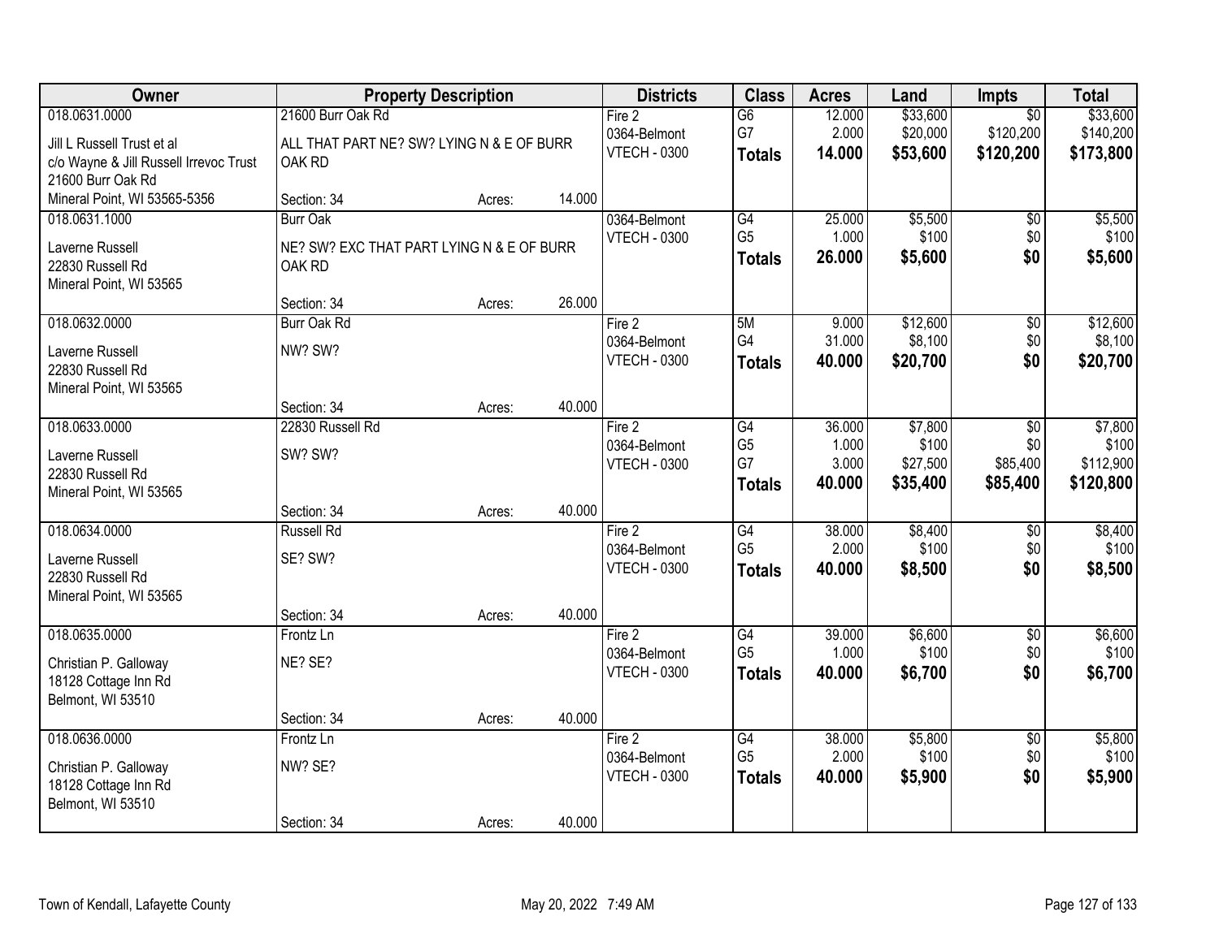| Owner | Property Description | | | Districts | Class | Acres | Land | Impts | Total |
|---|---|---|---|---|---|---|---|---|---|
| 018.0631.0000 | 21600 Burr Oak Rd | | | Fire 2 | G6 | 12.000 | $33,600 | $0 | $33,600 |
| Jill L Russell Trust et al | ALL THAT PART NE? SW? LYING N & E OF BURR OAK RD | | | 0364-Belmont | G7 | 2.000 | $20,000 | $120,200 | $140,200 |
| c/o Wayne & Jill Russell Irrevoc Trust | | | | VTECH - 0300 | **Totals** | **14.000** | **$53,600** | **$120,200** | **$173,800** |
| 21600 Burr Oak Rd | | | | | | | | | |
| Mineral Point, WI 53565-5356 | Section: 34 | Acres: | 14.000 | | | | | | |
| 018.0631.1000 | Burr Oak | | | 0364-Belmont | G4 | 25.000 | $5,500 | $0 | $5,500 |
| Laverne Russell | NE? SW? EXC THAT PART LYING N & E OF BURR OAK RD | | | VTECH - 0300 | G5 | 1.000 | $100 | $0 | $100 |
| 22830 Russell Rd | | | | | **Totals** | **26.000** | **$5,600** | **$0** | **$5,600** |
| Mineral Point, WI 53565 | | | | | | | | | |
| | Section: 34 | Acres: | 26.000 | | | | | | |
| 018.0632.0000 | Burr Oak Rd | | | Fire 2 | 5M | 9.000 | $12,600 | $0 | $12,600 |
| Laverne Russell | NW? SW? | | | 0364-Belmont | G4 | 31.000 | $8,100 | $0 | $8,100 |
| 22830 Russell Rd | | | | VTECH - 0300 | **Totals** | **40.000** | **$20,700** | **$0** | **$20,700** |
| Mineral Point, WI 53565 | | | | | | | | | |
| | Section: 34 | Acres: | 40.000 | | | | | | |
| 018.0633.0000 | 22830 Russell Rd | | | Fire 2 | G4 | 36.000 | $7,800 | $0 | $7,800 |
| Laverne Russell | SW? SW? | | | 0364-Belmont | G5 | 1.000 | $100 | $0 | $100 |
| 22830 Russell Rd | | | | VTECH - 0300 | G7 | 3.000 | $27,500 | $85,400 | $112,900 |
| Mineral Point, WI 53565 | | | | | **Totals** | **40.000** | **$35,400** | **$85,400** | **$120,800** |
| | Section: 34 | Acres: | 40.000 | | | | | | |
| 018.0634.0000 | Russell Rd | | | Fire 2 | G4 | 38.000 | $8,400 | $0 | $8,400 |
| Laverne Russell | SE? SW? | | | 0364-Belmont | G5 | 2.000 | $100 | $0 | $100 |
| 22830 Russell Rd | | | | VTECH - 0300 | **Totals** | **40.000** | **$8,500** | **$0** | **$8,500** |
| Mineral Point, WI 53565 | | | | | | | | | |
| | Section: 34 | Acres: | 40.000 | | | | | | |
| 018.0635.0000 | Frontz Ln | | | Fire 2 | G4 | 39.000 | $6,600 | $0 | $6,600 |
| Christian P. Galloway | NE? SE? | | | 0364-Belmont | G5 | 1.000 | $100 | $0 | $100 |
| 18128 Cottage Inn Rd | | | | VTECH - 0300 | **Totals** | **40.000** | **$6,700** | **$0** | **$6,700** |
| Belmont, WI 53510 | | | | | | | | | |
| | Section: 34 | Acres: | 40.000 | | | | | | |
| 018.0636.0000 | Frontz Ln | | | Fire 2 | G4 | 38.000 | $5,800 | $0 | $5,800 |
| Christian P. Galloway | NW? SE? | | | 0364-Belmont | G5 | 2.000 | $100 | $0 | $100 |
| 18128 Cottage Inn Rd | | | | VTECH - 0300 | **Totals** | **40.000** | **$5,900** | **$0** | **$5,900** |
| Belmont, WI 53510 | | | | | | | | | |
| | Section: 34 | Acres: | 40.000 | | | | | | |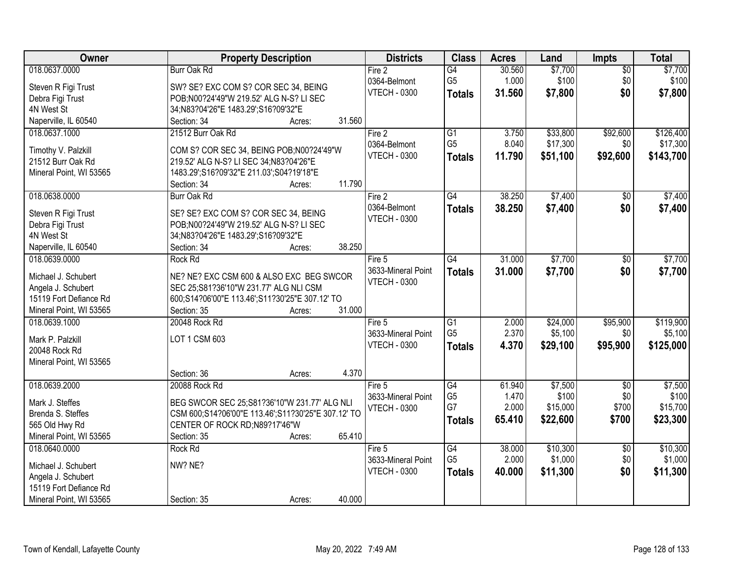| Owner | Property Description | Districts | Class | Acres | Land | Impts | Total |
|---|---|---|---|---|---|---|---|
| 018.0637.0000<br><br>Steven R Figi Trust<br>Debra Figi Trust<br>4N West St<br>Naperville, IL 60540 | Burr Oak Rd<br><br>SW? SE? EXC COM S? COR SEC 34, BEING POB;N00?24'49"W 219.52' ALG N-S? LI SEC 34;N83?04'26"E 1483.29';S16?09'32"E<br>Section: 34 Acres: 31.560 | Fire 2<br>0364-Belmont<br>VTECH - 0300 | G4<br>G5<br>**Totals** | 30.560<br>1.000<br>**31.560** | $7,700<br>$100<br>**$7,800** | $0<br>$0<br>**$0** | $7,700<br>$100<br>**$7,800** |
| 018.0637.1000<br><br>Timothy V. Palzkill<br>21512 Burr Oak Rd<br>Mineral Point, WI 53565 | 21512 Burr Oak Rd<br><br>COM S? COR SEC 34, BEING POB;N00?24'49"W 219.52' ALG N-S? LI SEC 34;N83?04'26"E 1483.29';S16?09'32"E 211.03';S04?19'18"E<br>Section: 34 Acres: 11.790 | Fire 2<br>0364-Belmont<br>VTECH - 0300 | G1<br>G5<br>**Totals** | 3.750<br>8.040<br>**11.790** | $33,800<br>$17,300<br>**$51,100** | $92,600<br>$0<br>**$92,600** | $126,400<br>$17,300<br>**$143,700** |
| 018.0638.0000<br><br>Steven R Figi Trust<br>Debra Figi Trust<br>4N West St<br>Naperville, IL 60540 | Burr Oak Rd<br><br>SE? SE? EXC COM S? COR SEC 34, BEING POB;N00?24'49"W 219.52' ALG N-S? LI SEC 34;N83?04'26"E 1483.29';S16?09'32"E<br>Section: 34 Acres: 38.250 | Fire 2<br>0364-Belmont<br>VTECH - 0300 | G4<br>**Totals** | 38.250<br>**38.250** | $7,400<br>**$7,400** | $0<br>**$0** | $7,400<br>**$7,400** |
| 018.0639.0000<br><br>Michael J. Schubert<br>Angela J. Schubert<br>15119 Fort Defiance Rd<br>Mineral Point, WI 53565 | Rock Rd<br><br>NE? NE? EXC CSM 600 & ALSO EXC BEG SWCOR SEC 25;S81?36'10"W 231.77' ALG NLI CSM 600;S14?06'00"E 113.46';S11?30'25"E 307.12' TO<br>Section: 35 Acres: 31.000 | Fire 5<br>3633-Mineral Point<br>VTECH - 0300 | G4<br>**Totals** | 31.000<br>**31.000** | $7,700<br>**$7,700** | $0<br>**$0** | $7,700<br>**$7,700** |
| 018.0639.1000<br><br>Mark P. Palzkill<br>20048 Rock Rd<br>Mineral Point, WI 53565 | 20048 Rock Rd<br><br>LOT 1 CSM 603<br><br>Section: 36 Acres: 4.370 | Fire 5<br>3633-Mineral Point<br>VTECH - 0300 | G1<br>G5<br>**Totals** | 2.000<br>2.370<br>**4.370** | $24,000<br>$5,100<br>**$29,100** | $95,900<br>$0<br>**$95,900** | $119,900<br>$5,100<br>**$125,000** |
| 018.0639.2000<br><br>Mark J. Steffes<br>Brenda S. Steffes<br>565 Old Hwy Rd<br>Mineral Point, WI 53565 | 20088 Rock Rd<br><br>BEG SWCOR SEC 25;S81?36'10"W 231.77' ALG NLI CSM 600;S14?06'00"E 113.46';S11?30'25"E 307.12' TO CENTER OF ROCK RD;N89?17'46"W<br>Section: 35 Acres: 65.410 | Fire 5<br>3633-Mineral Point<br>VTECH - 0300 | G4<br>G5<br>G7<br>**Totals** | 61.940<br>1.470<br>2.000<br>**65.410** | $7,500<br>$100<br>$15,000<br>**$22,600** | $0<br>$0<br>$700<br>**$700** | $7,500<br>$100<br>$15,700<br>**$23,300** |
| 018.0640.0000<br><br>Michael J. Schubert<br>Angela J. Schubert<br>15119 Fort Defiance Rd<br>Mineral Point, WI 53565 | Rock Rd<br><br>NW? NE?<br><br>Section: 35 Acres: 40.000 | Fire 5<br>3633-Mineral Point<br>VTECH - 0300 | G4<br>G5<br>**Totals** | 38.000<br>2.000<br>**40.000** | $10,300<br>$1,000<br>**$11,300** | $0<br>$0<br>**$0** | $10,300<br>$1,000<br>**$11,300** |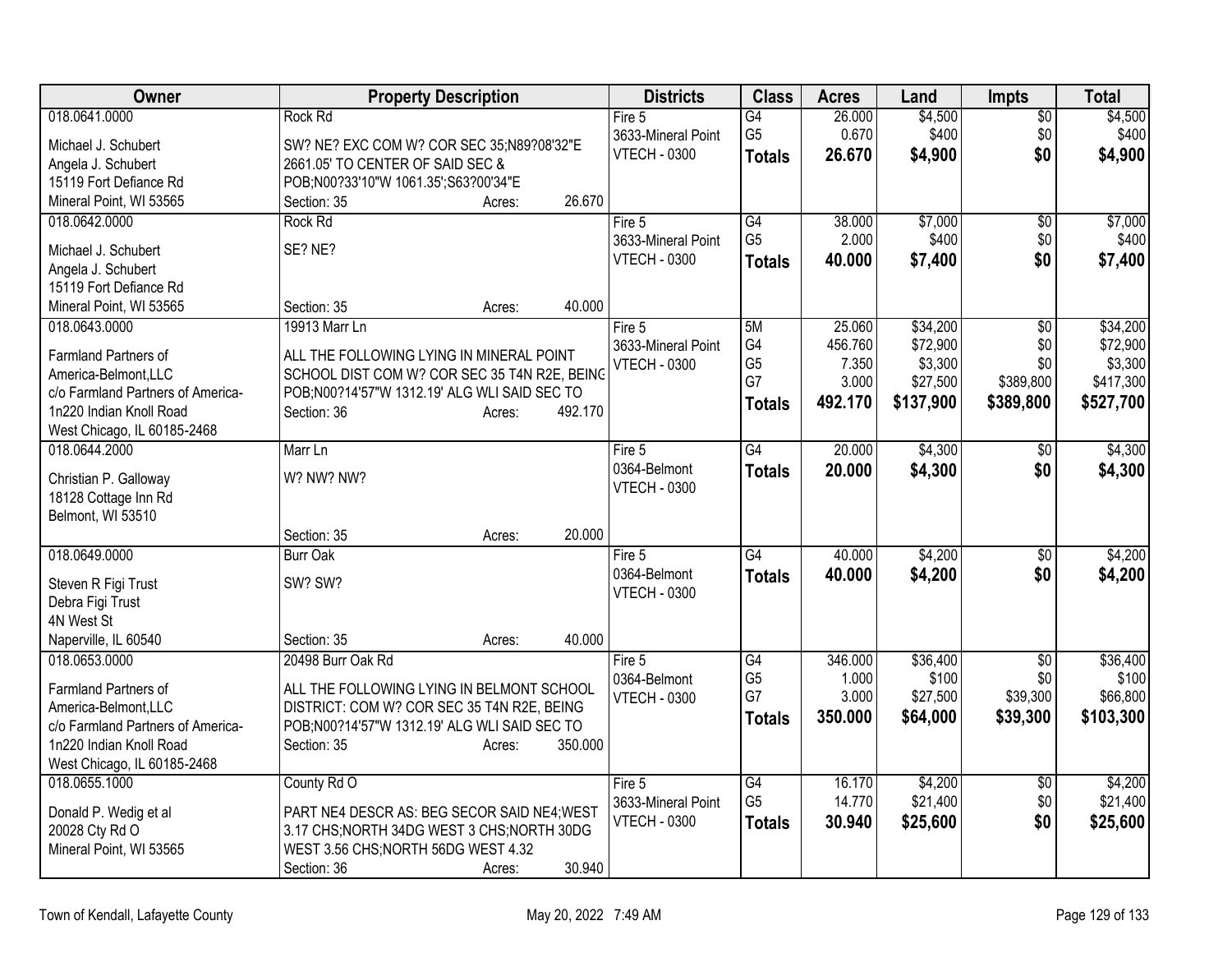| Owner | Property Description | Districts | Class | Acres | Land | Impts | Total |
|---|---|---|---|---|---|---|---|
| 018.0641.0000<br>Michael J. Schubert<br>Angela J. Schubert<br>15119 Fort Defiance Rd<br>Mineral Point, WI 53565 | Rock Rd<br>SW? NE? EXC COM W? COR SEC 35;N89?08'32"E 2661.05' TO CENTER OF SAID SEC & POB;N00?33'10"W 1061.35';S63?00'34"E<br>Section: 35 Acres: 26.670 | Fire 5<br>3633-Mineral Point<br>VTECH - 0300 | G4<br>G5<br>**Totals** | 26.000<br>0.670<br>**26.670** | $4,500<br>$400<br>**$4,900** | $0<br>$0<br>**$0** | $4,500<br>$400<br>**$4,900** |
| 018.0642.0000<br>Michael J. Schubert<br>Angela J. Schubert<br>15119 Fort Defiance Rd<br>Mineral Point, WI 53565 | Rock Rd<br>SE? NE?<br>Section: 35 Acres: 40.000 | Fire 5<br>3633-Mineral Point<br>VTECH - 0300 | G4<br>G5<br>**Totals** | 38.000<br>2.000<br>**40.000** | $7,000<br>$400<br>**$7,400** | $0<br>$0<br>**$0** | $7,000<br>$400<br>**$7,400** |
| 018.0643.0000<br>Farmland Partners of America-Belmont,LLC<br>c/o Farmland Partners of America-<br>1n220 Indian Knoll Road<br>West Chicago, IL 60185-2468 | 19913 Marr Ln<br>ALL THE FOLLOWING LYING IN MINERAL POINT SCHOOL DIST COM W? COR SEC 35 T4N R2E, BEING POB;N00?14'57"W 1312.19' ALG WLI SAID SEC TO<br>Section: 36 Acres: 492.170 | Fire 5<br>3633-Mineral Point<br>VTECH - 0300 | 5M<br>G4<br>G5<br>G7<br>**Totals** | 25.060<br>456.760<br>7.350<br>3.000<br>**492.170** | $34,200<br>$72,900<br>$3,300<br>$27,500<br>**$137,900** | $0<br>$0<br>$0<br>$389,800<br>**$389,800** | $34,200<br>$72,900<br>$3,300<br>$417,300<br>**$527,700** |
| 018.0644.2000<br>Christian P. Galloway<br>18128 Cottage Inn Rd<br>Belmont, WI 53510 | Marr Ln<br>W? NW? NW?<br>Section: 35 Acres: 20.000 | Fire 5<br>0364-Belmont<br>VTECH - 0300 | G4<br>**Totals** | 20.000<br>**20.000** | $4,300<br>**$4,300** | $0<br>**$0** | $4,300<br>**$4,300** |
| 018.0649.0000<br>Steven R Figi Trust<br>Debra Figi Trust<br>4N West St<br>Naperville, IL 60540 | Burr Oak<br>SW? SW?<br>Section: 35 Acres: 40.000 | Fire 5<br>0364-Belmont<br>VTECH - 0300 | G4<br>**Totals** | 40.000<br>**40.000** | $4,200<br>**$4,200** | $0<br>**$0** | $4,200<br>**$4,200** |
| 018.0653.0000<br>Farmland Partners of America-Belmont,LLC<br>c/o Farmland Partners of America-<br>1n220 Indian Knoll Road<br>West Chicago, IL 60185-2468 | 20498 Burr Oak Rd<br>ALL THE FOLLOWING LYING IN BELMONT SCHOOL DISTRICT: COM W? COR SEC 35 T4N R2E, BEING POB;N00?14'57"W 1312.19' ALG WLI SAID SEC TO<br>Section: 35 Acres: 350.000 | Fire 5<br>0364-Belmont<br>VTECH - 0300 | G4<br>G5<br>G7<br>**Totals** | 346.000<br>1.000<br>3.000<br>**350.000** | $36,400<br>$100<br>$27,500<br>**$64,000** | $0<br>$0<br>$39,300<br>**$39,300** | $36,400<br>$100<br>$66,800<br>**$103,300** |
| 018.0655.1000<br>Donald P. Wedig et al<br>20028 Cty Rd O<br>Mineral Point, WI 53565 | County Rd O<br>PART NE4 DESCR AS: BEG SECOR SAID NE4;WEST 3.17 CHS;NORTH 34DG WEST 3 CHS;NORTH 30DG WEST 3.56 CHS;NORTH 56DG WEST 4.32<br>Section: 36 Acres: 30.940 | Fire 5<br>3633-Mineral Point<br>VTECH - 0300 | G4<br>G5<br>**Totals** | 16.170<br>14.770<br>**30.940** | $4,200<br>$21,400<br>**$25,600** | $0<br>$0<br>**$0** | $4,200<br>$21,400<br>**$25,600** |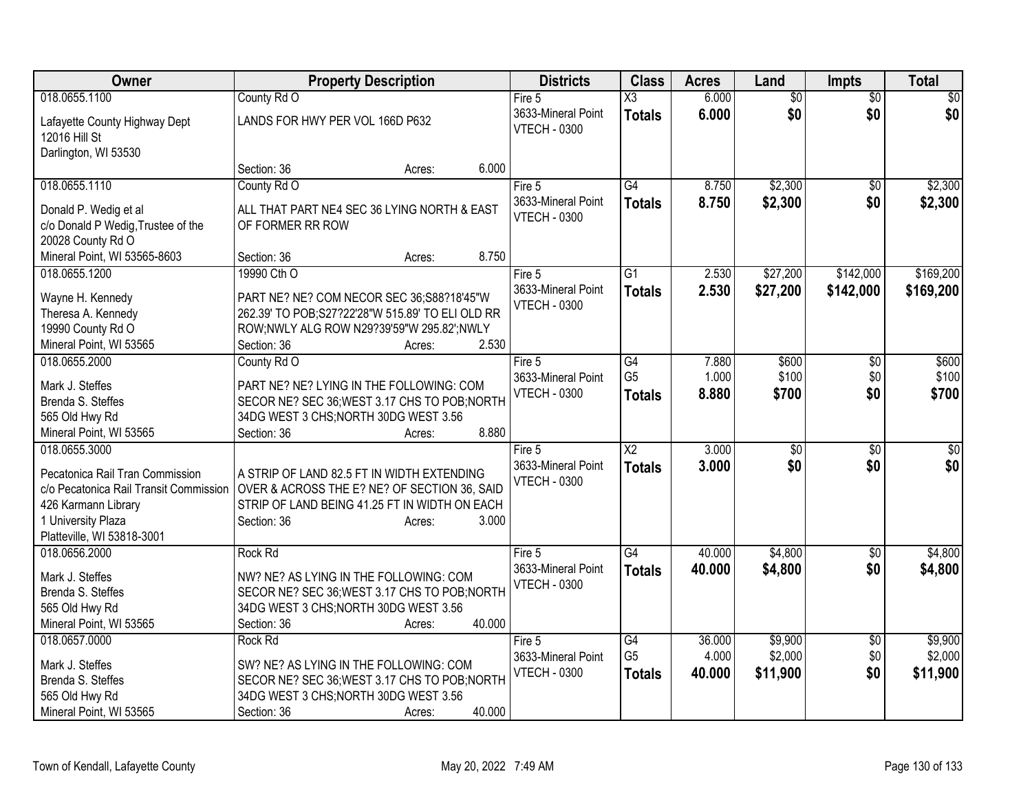| Owner | Property Description | Districts | Class | Acres | Land | Impts | Total |
|---|---|---|---|---|---|---|---|
| 018.0655.1100<br>Lafayette County Highway Dept<br>12016 Hill St<br>Darlington, WI 53530 | County Rd O<br>LANDS FOR HWY PER VOL 166D P632<br>Section: 36 Acres: 6.000 | Fire 5<br>3633-Mineral Point<br>VTECH - 0300 | X3<br>**Totals** | 6.000<br>**6.000** | $0<br>**$0** | $0<br>**$0** | $0<br>**$0** |
| 018.0655.1110<br>Donald P. Wedig et al<br>c/o Donald P Wedig,Trustee of the<br>20028 County Rd O<br>Mineral Point, WI 53565-8603 | County Rd O<br>ALL THAT PART NE4 SEC 36 LYING NORTH & EAST OF FORMER RR ROW<br>Section: 36 Acres: 8.750 | Fire 5<br>3633-Mineral Point<br>VTECH - 0300 | G4<br>**Totals** | 8.750<br>**8.750** | $2,300<br>**$2,300** | $0<br>**$0** | $2,300<br>**$2,300** |
| 018.0655.1200<br>Wayne H. Kennedy<br>Theresa A. Kennedy<br>19990 County Rd O<br>Mineral Point, WI 53565 | 19990 Cth O<br>PART NE? NE? COM NECOR SEC 36;S88?18'45"W 262.39' TO POB;S27?22'28"W 515.89' TO ELI OLD RR ROW;NWLY ALG ROW N29?39'59"W 295.82';NWLY<br>Section: 36 Acres: 2.530 | Fire 5<br>3633-Mineral Point<br>VTECH - 0300 | G1<br>**Totals** | 2.530<br>**2.530** | $27,200<br>**$27,200** | $142,000<br>**$142,000** | $169,200<br>**$169,200** |
| 018.0655.2000<br>Mark J. Steffes<br>Brenda S. Steffes<br>565 Old Hwy Rd<br>Mineral Point, WI 53565 | County Rd O<br>PART NE? NE? LYING IN THE FOLLOWING: COM SECOR NE? SEC 36;WEST 3.17 CHS TO POB;NORTH 34DG WEST 3 CHS;NORTH 30DG WEST 3.56<br>Section: 36 Acres: 8.880 | Fire 5<br>3633-Mineral Point<br>VTECH - 0300 | G4<br>G5<br>**Totals** | 7.880<br>1.000<br>**8.880** | $600<br>$100<br>**$700** | $0<br>$0<br>**$0** | $600<br>$100<br>**$700** |
| 018.0655.3000<br>Pecatonica Rail Tran Commission<br>c/o Pecatonica Rail Transit Commission<br>426 Karmann Library<br>1 University Plaza<br>Platteville, WI 53818-3001 | A STRIP OF LAND 82.5 FT IN WIDTH EXTENDING OVER & ACROSS THE E? NE? OF SECTION 36, SAID STRIP OF LAND BEING 41.25 FT IN WIDTH ON EACH<br>Section: 36 Acres: 3.000 | Fire 5<br>3633-Mineral Point<br>VTECH - 0300 | X2<br>**Totals** | 3.000<br>**3.000** | $0<br>**$0** | $0<br>**$0** | $0<br>**$0** |
| 018.0656.2000<br>Mark J. Steffes<br>Brenda S. Steffes<br>565 Old Hwy Rd<br>Mineral Point, WI 53565 | Rock Rd<br>NW? NE? AS LYING IN THE FOLLOWING: COM SECOR NE? SEC 36;WEST 3.17 CHS TO POB;NORTH 34DG WEST 3 CHS;NORTH 30DG WEST 3.56<br>Section: 36 Acres: 40.000 | Fire 5<br>3633-Mineral Point<br>VTECH - 0300 | G4<br>**Totals** | 40.000<br>**40.000** | $4,800<br>**$4,800** | $0<br>**$0** | $4,800<br>**$4,800** |
| 018.0657.0000<br>Mark J. Steffes<br>Brenda S. Steffes<br>565 Old Hwy Rd<br>Mineral Point, WI 53565 | Rock Rd<br>SW? NE? AS LYING IN THE FOLLOWING: COM SECOR NE? SEC 36;WEST 3.17 CHS TO POB;NORTH 34DG WEST 3 CHS;NORTH 30DG WEST 3.56<br>Section: 36 Acres: 40.000 | Fire 5<br>3633-Mineral Point<br>VTECH - 0300 | G4<br>G5<br>**Totals** | 36.000<br>4.000<br>**40.000** | $9,900<br>$2,000<br>**$11,900** | $0<br>$0<br>**$0** | $9,900<br>$2,000<br>**$11,900** |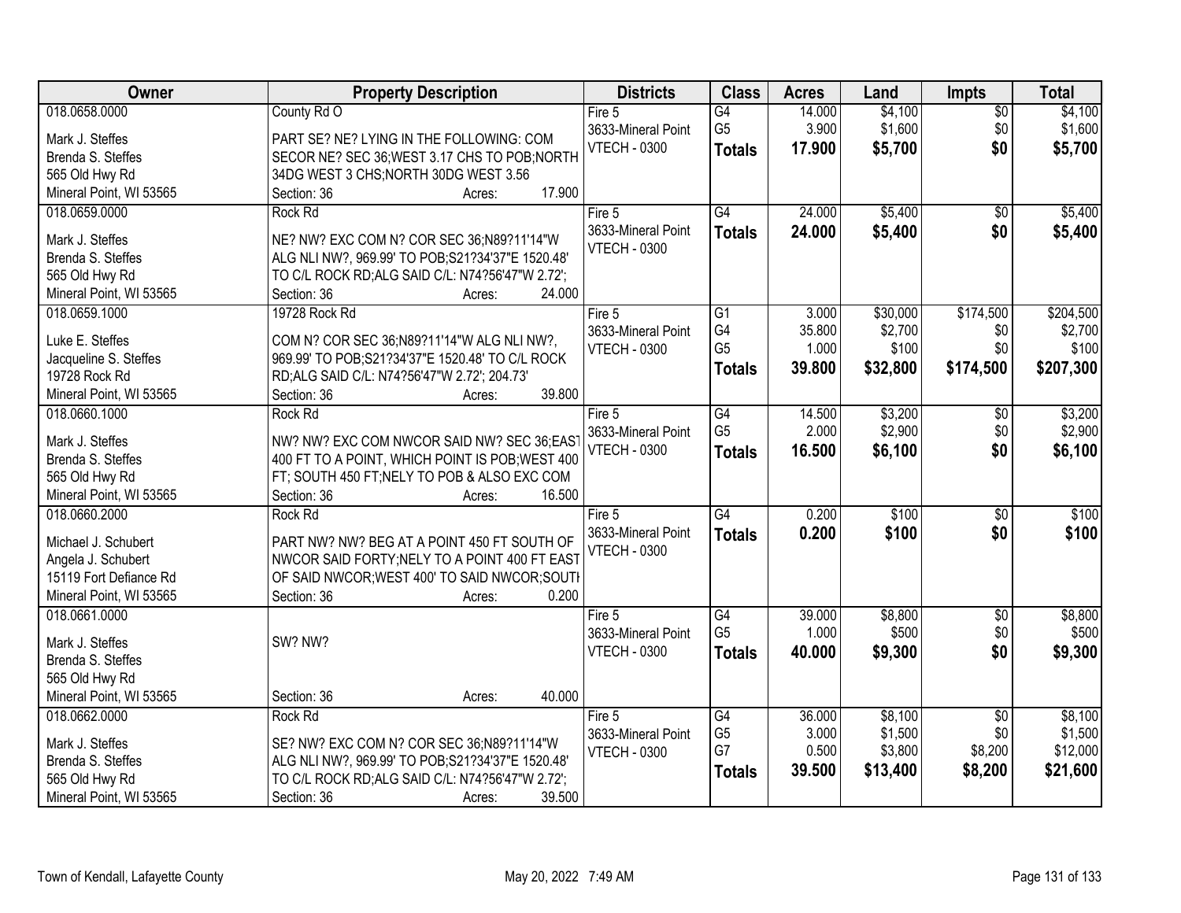| Owner | Property Description | Districts | Class | Acres | Land | Impts | Total |
|---|---|---|---|---|---|---|---|
| 018.0658.0000<br>Mark J. Steffes<br>Brenda S. Steffes<br>565 Old Hwy Rd<br>Mineral Point, WI 53565 | County Rd O<br>PART SE? NE? LYING IN THE FOLLOWING: COM SECOR NE? SEC 36;WEST 3.17 CHS TO POB;NORTH 34DG WEST 3 CHS;NORTH 30DG WEST 3.56<br>Section: 36 Acres: 17.900 | Fire 5<br>3633-Mineral Point<br>VTECH - 0300 | G4<br>G5<br>**Totals** | 14.000<br>3.900<br>**17.900** | $4,100<br>$1,600<br>**$5,700** | $0<br>$0<br>**$0** | $4,100<br>$1,600<br>**$5,700** |
| 018.0659.0000<br>Mark J. Steffes<br>Brenda S. Steffes<br>565 Old Hwy Rd<br>Mineral Point, WI 53565 | Rock Rd<br>NE? NW? EXC COM N? COR SEC 36;N89?11'14"W ALG NLI NW?, 969.99' TO POB;S21?34'37"E 1520.48' TO C/L ROCK RD;ALG SAID C/L: N74?56'47"W 2.72';<br>Section: 36 Acres: 24.000 | Fire 5<br>3633-Mineral Point<br>VTECH - 0300 | G4<br>**Totals** | 24.000<br>**24.000** | $5,400<br>**$5,400** | $0<br>**$0** | $5,400<br>**$5,400** |
| 018.0659.1000<br>Luke E. Steffes<br>Jacqueline S. Steffes<br>19728 Rock Rd<br>Mineral Point, WI 53565 | 19728 Rock Rd<br>COM N? COR SEC 36;N89?11'14"W ALG NLI NW?, 969.99' TO POB;S21?34'37"E 1520.48' TO C/L ROCK RD;ALG SAID C/L: N74?56'47"W 2.72'; 204.73'<br>Section: 36 Acres: 39.800 | Fire 5<br>3633-Mineral Point<br>VTECH - 0300 | G1<br>G4<br>G5<br>**Totals** | 3.000<br>35.800<br>1.000<br>**39.800** | $30,000<br>$2,700<br>$100<br>**$32,800** | $174,500<br>$0<br>$0<br>**$174,500** | $204,500<br>$2,700<br>$100<br>**$207,300** |
| 018.0660.1000<br>Mark J. Steffes<br>Brenda S. Steffes<br>565 Old Hwy Rd<br>Mineral Point, WI 53565 | Rock Rd<br>NW? NW? EXC COM NWCOR SAID NW? SEC 36;EAST 400 FT TO A POINT, WHICH POINT IS POB;WEST 400 FT; SOUTH 450 FT;NELY TO POB & ALSO EXC COM<br>Section: 36 Acres: 16.500 | Fire 5<br>3633-Mineral Point<br>VTECH - 0300 | G4<br>G5<br>**Totals** | 14.500<br>2.000<br>**16.500** | $3,200<br>$2,900<br>**$6,100** | $0<br>$0<br>**$0** | $3,200<br>$2,900<br>**$6,100** |
| 018.0660.2000<br>Michael J. Schubert<br>Angela J. Schubert<br>15119 Fort Defiance Rd<br>Mineral Point, WI 53565 | Rock Rd<br>PART NW? NW? BEG AT A POINT 450 FT SOUTH OF NWCOR SAID FORTY;NELY TO A POINT 400 FT EAST OF SAID NWCOR;WEST 400' TO SAID NWCOR;SOUTH<br>Section: 36 Acres: 0.200 | Fire 5<br>3633-Mineral Point<br>VTECH - 0300 | G4<br>**Totals** | 0.200<br>**0.200** | $100<br>**$100** | $0<br>**$0** | $100<br>**$100** |
| 018.0661.0000<br>Mark J. Steffes<br>Brenda S. Steffes<br>565 Old Hwy Rd<br>Mineral Point, WI 53565 | SW? NW?<br>Section: 36 Acres: 40.000 | Fire 5<br>3633-Mineral Point<br>VTECH - 0300 | G4<br>G5<br>**Totals** | 39.000<br>1.000<br>**40.000** | $8,800<br>$500<br>**$9,300** | $0<br>$0<br>**$0** | $8,800<br>$500<br>**$9,300** |
| 018.0662.0000<br>Mark J. Steffes<br>Brenda S. Steffes<br>565 Old Hwy Rd<br>Mineral Point, WI 53565 | Rock Rd<br>SE? NW? EXC COM N? COR SEC 36;N89?11'14"W ALG NLI NW?, 969.99' TO POB;S21?34'37"E 1520.48' TO C/L ROCK RD;ALG SAID C/L: N74?56'47"W 2.72';<br>Section: 36 Acres: 39.500 | Fire 5<br>3633-Mineral Point<br>VTECH - 0300 | G4<br>G5<br>G7<br>**Totals** | 36.000<br>3.000<br>0.500<br>**39.500** | $8,100<br>$1,500<br>$3,800<br>**$13,400** | $0<br>$0<br>$8,200<br>**$8,200** | $8,100<br>$1,500<br>$12,000<br>**$21,600** |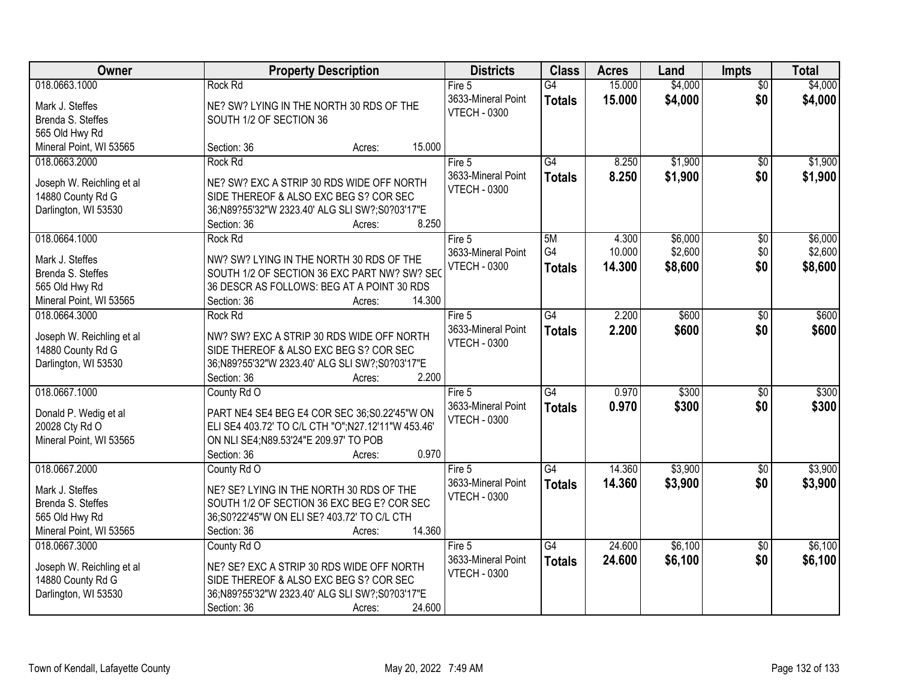| Owner | Property Description | Districts | Class | Acres | Land | Impts | Total |
|---|---|---|---|---|---|---|---|
| 018.0663.1000<br>Mark J. Steffes<br>Brenda S. Steffes<br>565 Old Hwy Rd<br>Mineral Point, WI 53565 | Rock Rd<br>NE? SW? LYING IN THE NORTH 30 RDS OF THE SOUTH 1/2 OF SECTION 36<br>Section: 36 Acres: 15.000 | Fire 5<br>3633-Mineral Point<br>VTECH - 0300 | G4<br>**Totals** | 15.000<br>**15.000** | $4,000<br>**$4,000** | $0<br>**$0** | $4,000<br>**$4,000** |
| 018.0663.2000<br>Joseph W. Reichling et al<br>14880 County Rd G<br>Darlington, WI 53530 | Rock Rd<br>NE? SW? EXC A STRIP 30 RDS WIDE OFF NORTH SIDE THEREOF & ALSO EXC BEG S? COR SEC 36;N89?55'32"W 2323.40' ALG SLI SW?;S0?03'17"E<br>Section: 36 Acres: 8.250 | Fire 5<br>3633-Mineral Point<br>VTECH - 0300 | G4<br>**Totals** | 8.250<br>**8.250** | $1,900<br>**$1,900** | $0<br>**$0** | $1,900<br>**$1,900** |
| 018.0664.1000<br>Mark J. Steffes<br>Brenda S. Steffes<br>565 Old Hwy Rd<br>Mineral Point, WI 53565 | Rock Rd<br>NW? SW? LYING IN THE NORTH 30 RDS OF THE SOUTH 1/2 OF SECTION 36 EXC PART NW? SW? SEC 36 DESCR AS FOLLOWS: BEG AT A POINT 30 RDS<br>Section: 36 Acres: 14.300 | Fire 5<br>3633-Mineral Point<br>VTECH - 0300 | 5M<br>G4<br>**Totals** | 4.300<br>10.000<br>**14.300** | $6,000<br>$2,600<br>**$8,600** | $0<br>$0<br>**$0** | $6,000<br>$2,600<br>**$8,600** |
| 018.0664.3000<br>Joseph W. Reichling et al<br>14880 County Rd G<br>Darlington, WI 53530 | Rock Rd<br>NW? SW? EXC A STRIP 30 RDS WIDE OFF NORTH SIDE THEREOF & ALSO EXC BEG S? COR SEC 36;N89?55'32"W 2323.40' ALG SLI SW?;S0?03'17"E<br>Section: 36 Acres: 2.200 | Fire 5<br>3633-Mineral Point<br>VTECH - 0300 | G4<br>**Totals** | 2.200<br>**2.200** | $600<br>**$600** | $0<br>**$0** | $600<br>**$600** |
| 018.0667.1000<br>Donald P. Wedig et al<br>20028 Cty Rd O<br>Mineral Point, WI 53565 | County Rd O<br>PART NE4 SE4 BEG E4 COR SEC 36;S0.22'45"W ON ELI SE4 403.72' TO C/L CTH "O";N27.12'11"W 453.46' ON NLI SE4;N89.53'24"E 209.97' TO POB<br>Section: 36 Acres: 0.970 | Fire 5<br>3633-Mineral Point<br>VTECH - 0300 | G4<br>**Totals** | 0.970<br>**0.970** | $300<br>**$300** | $0<br>**$0** | $300<br>**$300** |
| 018.0667.2000<br>Mark J. Steffes<br>Brenda S. Steffes<br>565 Old Hwy Rd<br>Mineral Point, WI 53565 | County Rd O<br>NE? SE? LYING IN THE NORTH 30 RDS OF THE SOUTH 1/2 OF SECTION 36 EXC BEG E? COR SEC 36;S0?22'45"W ON ELI SE? 403.72' TO C/L CTH<br>Section: 36 Acres: 14.360 | Fire 5<br>3633-Mineral Point<br>VTECH - 0300 | G4<br>**Totals** | 14.360<br>**14.360** | $3,900<br>**$3,900** | $0<br>**$0** | $3,900<br>**$3,900** |
| 018.0667.3000<br>Joseph W. Reichling et al<br>14880 County Rd G<br>Darlington, WI 53530 | County Rd O<br>NE? SE? EXC A STRIP 30 RDS WIDE OFF NORTH SIDE THEREOF & ALSO EXC BEG S? COR SEC 36;N89?55'32"W 2323.40' ALG SLI SW?;S0?03'17"E<br>Section: 36 Acres: 24.600 | Fire 5<br>3633-Mineral Point<br>VTECH - 0300 | G4<br>**Totals** | 24.600<br>**24.600** | $6,100<br>**$6,100** | $0<br>**$0** | $6,100<br>**$6,100** |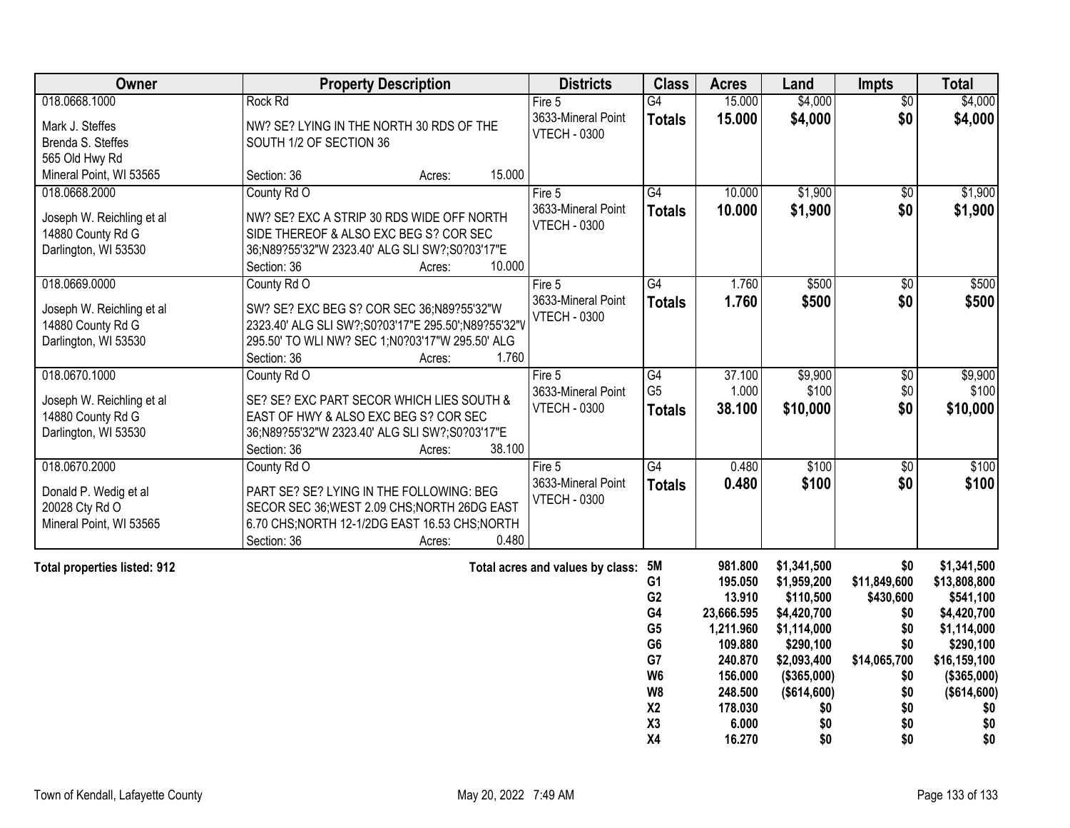| Owner | Property Description | Districts | Class | Acres | Land | Impts | Total |
|---|---|---|---|---|---|---|---|
| 018.0668.1000<br><br>Mark J. Steffes<br>Brenda S. Steffes<br>565 Old Hwy Rd<br>Mineral Point, WI 53565 | Rock Rd<br><br>NW? SE? LYING IN THE NORTH 30 RDS OF THE SOUTH 1/2 OF SECTION 36<br><br>Section: 36 Acres: 15.000 | Fire 5<br>3633-Mineral Point<br>VTECH - 0300 | G4<br>**Totals** | 15.000<br>**15.000** | $4,000<br>**$4,000** | $0<br>**$0** | $4,000<br>**$4,000** |
| 018.0668.2000<br><br>Joseph W. Reichling et al<br>14880 County Rd G<br>Darlington, WI 53530 | County Rd O<br><br>NW? SE? EXC A STRIP 30 RDS WIDE OFF NORTH SIDE THEREOF & ALSO EXC BEG S? COR SEC 36;N89?55'32"W 2323.40' ALG SLI SW?;S0?03'17"E<br><br>Section: 36 Acres: 10.000 | Fire 5<br>3633-Mineral Point<br>VTECH - 0300 | G4<br>**Totals** | 10.000<br>**10.000** | $1,900<br>**$1,900** | $0<br>**$0** | $1,900<br>**$1,900** |
| 018.0669.0000<br><br>Joseph W. Reichling et al<br>14880 County Rd G<br>Darlington, WI 53530 | County Rd O<br><br>SW? SE? EXC BEG S? COR SEC 36;N89?55'32"W 2323.40' ALG SLI SW?;S0?03'17"E 295.50';N89?55'32"V 295.50' TO WLI NW? SEC 1;N0?03'17"W 295.50' ALG<br><br>Section: 36 Acres: 1.760 | Fire 5<br>3633-Mineral Point<br>VTECH - 0300 | G4<br>**Totals** | 1.760<br>**1.760** | $500<br>**$500** | $0<br>**$0** | $500<br>**$500** |
| 018.0670.1000<br><br>Joseph W. Reichling et al<br>14880 County Rd G<br>Darlington, WI 53530 | County Rd O<br><br>SE? SE? EXC PART SECOR WHICH LIES SOUTH & EAST OF HWY & ALSO EXC BEG S? COR SEC 36;N89?55'32"W 2323.40' ALG SLI SW?;S0?03'17"E<br><br>Section: 36 Acres: 38.100 | Fire 5<br>3633-Mineral Point<br>VTECH - 0300 | G4<br>G5<br>**Totals** | 37.100<br>1.000<br>**38.100** | $9,900<br>$100<br>**$10,000** | $0<br>$0<br>**$0** | $9,900<br>$100<br>**$10,000** |
| 018.0670.2000<br><br>Donald P. Wedig et al<br>20028 Cty Rd O<br>Mineral Point, WI 53565 | County Rd O<br><br>PART SE? SE? LYING IN THE FOLLOWING: BEG SECOR SEC 36;WEST 2.09 CHS;NORTH 26DG EAST 6.70 CHS;NORTH 12-1/2DG EAST 16.53 CHS;NORTH<br><br>Section: 36 Acres: 0.480 | Fire 5<br>3633-Mineral Point<br>VTECH - 0300 | G4<br>**Totals** | 0.480<br>**0.480** | $100<br>**$100** | $0<br>**$0** | $100<br>**$100** |

**Total properties listed: 912**

Total acres and values by class:

| Class | Acres | Land | Impts | Total |
|---|---|---|---|---|
| 5M | 981.800 | $1,341,500 | $0 | $1,341,500 |
| G1 | 195.050 | $1,959,200 | $11,849,600 | $13,808,800 |
| G2 | 13.910 | $110,500 | $430,600 | $541,100 |
| G4 | 23,666.595 | $4,420,700 | $0 | $4,420,700 |
| G5 | 1,211.960 | $1,114,000 | $0 | $1,114,000 |
| G6 | 109.880 | $290,100 | $0 | $290,100 |
| G7 | 240.870 | $2,093,400 | $14,065,700 | $16,159,100 |
| W6 | 156.000 | ($365,000) | $0 | ($365,000) |
| W8 | 248.500 | ($614,600) | $0 | ($614,600) |
| X2 | 178.030 | $0 | $0 | $0 |
| X3 | 6.000 | $0 | $0 | $0 |
| X4 | 16.270 | $0 | $0 | $0 |